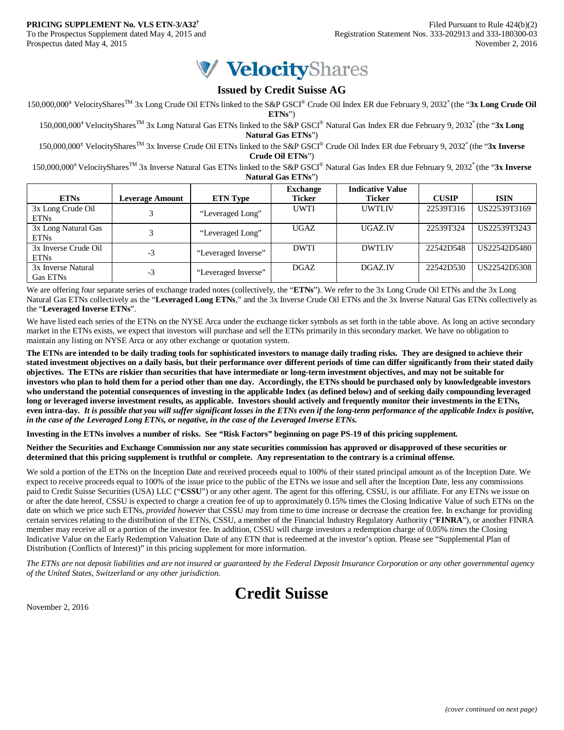**PRICING SUPPLEMENT No. VLS ETN-3/A32**[†]
To the Prospectus Supplement dated May 4, 2015 and
Prospectus dated May 4, 2015

Filed Pursuant to Rule 424(b)(2)
Registration Statement Nos. 333-202913 and 333-180300-03
November 2, 2016

**VelocityShares**

## Issued by Credit Suisse AG

150,000,000[±] VelocityShares[TM] 3x Long Crude Oil ETNs linked to the S&P GSCI® Crude Oil Index ER due February 9, 2032[*] (the "**3x Long Crude Oil ETNs**")

150,000,000[±] VelocityShares[TM] 3x Long Natural Gas ETNs linked to the S&P GSCI® Natural Gas Index ER due February 9, 2032[*] (the "**3x Long Natural Gas ETNs**")

150,000,000[±] VelocityShares[TM] 3x Inverse Crude Oil ETNs linked to the S&P GSCI® Crude Oil Index ER due February 9, 2032[*] (the "**3x Inverse Crude Oil ETNs**")

150,000,000[±] VelocityShares[TM] 3x Inverse Natural Gas ETNs linked to the S&P GSCI® Natural Gas Index ER due February 9, 2032[*] (the "**3x Inverse Natural Gas ETNs**")

| ETNs | Leverage Amount | ETN Type | Exchange Ticker | Indicative Value Ticker | CUSIP | ISIN |
|---|---|---|---|---|---|---|
| 3x Long Crude Oil ETNs | 3 | "Leveraged Long" | UWTI | UWTI.IV | 22539T316 | US22539T3169 |
| 3x Long Natural Gas ETNs | 3 | "Leveraged Long" | UGAZ | UGAZ.IV | 22539T324 | US22539T3243 |
| 3x Inverse Crude Oil ETNs | -3 | "Leveraged Inverse" | DWTI | DWTI.IV | 22542D548 | US22542D5480 |
| 3x Inverse Natural Gas ETNs | -3 | "Leveraged Inverse" | DGAZ | DGAZ.IV | 22542D530 | US22542D5308 |

We are offering four separate series of exchange traded notes (collectively, the "**ETNs**"). We refer to the 3x Long Crude Oil ETNs and the 3x Long Natural Gas ETNs collectively as the "**Leveraged Long ETNs**," and the 3x Inverse Crude Oil ETNs and the 3x Inverse Natural Gas ETNs collectively as the "**Leveraged Inverse ETNs**".

We have listed each series of the ETNs on the NYSE Arca under the exchange ticker symbols as set forth in the table above. As long an active secondary market in the ETNs exists, we expect that investors will purchase and sell the ETNs primarily in this secondary market. We have no obligation to maintain any listing on NYSE Arca or any other exchange or quotation system.

**The ETNs are intended to be daily trading tools for sophisticated investors to manage daily trading risks. They are designed to achieve their stated investment objectives on a daily basis, but their performance over different periods of time can differ significantly from their stated daily objectives. The ETNs are riskier than securities that have intermediate or long-term investment objectives, and may not be suitable for investors who plan to hold them for a period other than one day. Accordingly, the ETNs should be purchased only by knowledgeable investors who understand the potential consequences of investing in the applicable Index (as defined below) and of seeking daily compounding leveraged long or leveraged inverse investment results, as applicable. Investors should actively and frequently monitor their investments in the ETNs, even intra-day.** ***It is possible that you will suffer significant losses in the ETNs even if the long-term performance of the applicable Index is positive, in the case of the Leveraged Long ETNs, or negative, in the case of the Leveraged Inverse ETNs.***

**Investing in the ETNs involves a number of risks. See "Risk Factors" beginning on page PS-19 of this pricing supplement.**

**Neither the Securities and Exchange Commission nor any state securities commission has approved or disapproved of these securities or determined that this pricing supplement is truthful or complete. Any representation to the contrary is a criminal offense.**

We sold a portion of the ETNs on the Inception Date and received proceeds equal to 100% of their stated principal amount as of the Inception Date. We expect to receive proceeds equal to 100% of the issue price to the public of the ETNs we issue and sell after the Inception Date, less any commissions paid to Credit Suisse Securities (USA) LLC ("**CSSU**") or any other agent. The agent for this offering, CSSU, is our affiliate. For any ETNs we issue on or after the date hereof, CSSU is expected to charge a creation fee of up to approximately 0.15% times the Closing Indicative Value of such ETNs on the date on which we price such ETNs, *provided however* that CSSU may from time to time increase or decrease the creation fee. In exchange for providing certain services relating to the distribution of the ETNs, CSSU, a member of the Financial Industry Regulatory Authority ("**FINRA**"), or another FINRA member may receive all or a portion of the investor fee. In addition, CSSU will charge investors a redemption charge of 0.05% *times* the Closing Indicative Value on the Early Redemption Valuation Date of any ETN that is redeemed at the investor's option. Please see "Supplemental Plan of Distribution (Conflicts of Interest)" in this pricing supplement for more information.

*The ETNs are not deposit liabilities and are not insured or guaranteed by the Federal Deposit Insurance Corporation or any other governmental agency of the United States, Switzerland or any other jurisdiction.*

# Credit Suisse

November 2, 2016

*(cover continued on next page)*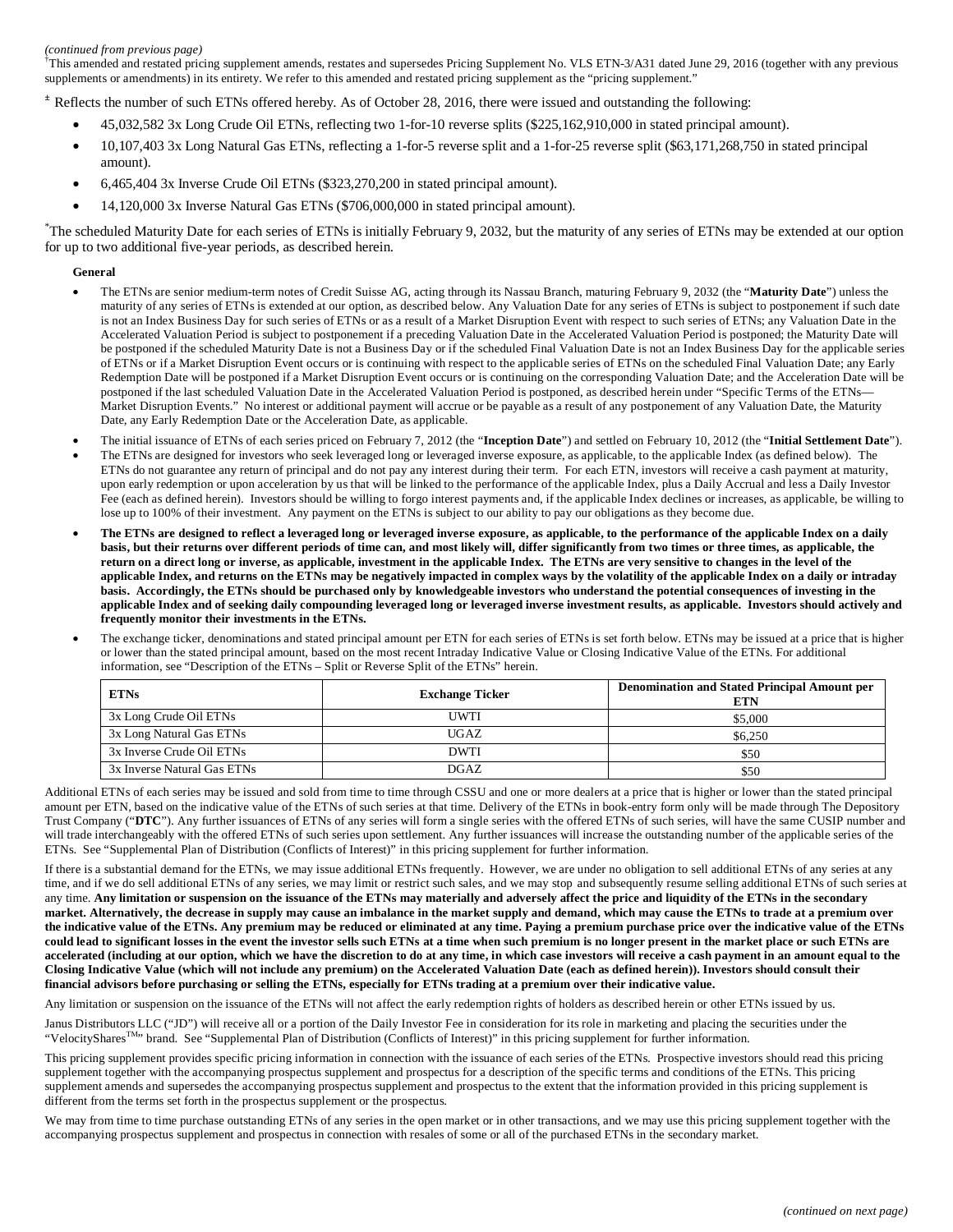*(continued from previous page)*

†This amended and restated pricing supplement amends, restates and supersedes Pricing Supplement No. VLS ETN-3/A31 dated June 29, 2016 (together with any previous supplements or amendments) in its entirety. We refer to this amended and restated pricing supplement as the "pricing supplement."

± Reflects the number of such ETNs offered hereby. As of October 28, 2016, there were issued and outstanding the following:

- 45,032,582 3x Long Crude Oil ETNs, reflecting two 1-for-10 reverse splits ($225,162,910,000 in stated principal amount).
- 10,107,403 3x Long Natural Gas ETNs, reflecting a 1-for-5 reverse split and a 1-for-25 reverse split ($63,171,268,750 in stated principal amount).
- 6,465,404 3x Inverse Crude Oil ETNs ($323,270,200 in stated principal amount).
- 14,120,000 3x Inverse Natural Gas ETNs ($706,000,000 in stated principal amount).

*The scheduled Maturity Date for each series of ETNs is initially February 9, 2032, but the maturity of any series of ETNs may be extended at our option for up to two additional five-year periods, as described herein.

**General**

- The ETNs are senior medium-term notes of Credit Suisse AG, acting through its Nassau Branch, maturing February 9, 2032 (the "**Maturity Date**") unless the maturity of any series of ETNs is extended at our option, as described below. Any Valuation Date for any series of ETNs is subject to postponement if such date is not an Index Business Day for such series of ETNs or as a result of a Market Disruption Event with respect to such series of ETNs; any Valuation Date in the Accelerated Valuation Period is subject to postponement if a preceding Valuation Date in the Accelerated Valuation Period is postponed; the Maturity Date will be postponed if the scheduled Maturity Date is not a Business Day or if the scheduled Final Valuation Date is not an Index Business Day for the applicable series of ETNs or if a Market Disruption Event occurs or is continuing with respect to the applicable series of ETNs on the scheduled Final Valuation Date; any Early Redemption Date will be postponed if a Market Disruption Event occurs or is continuing on the corresponding Valuation Date; and the Acceleration Date will be postponed if the last scheduled Valuation Date in the Accelerated Valuation Period is postponed, as described herein under "Specific Terms of the ETNs—Market Disruption Events." No interest or additional payment will accrue or be payable as a result of any postponement of any Valuation Date, the Maturity Date, any Early Redemption Date or the Acceleration Date, as applicable.
- The initial issuance of ETNs of each series priced on February 7, 2012 (the "**Inception Date**") and settled on February 10, 2012 (the "**Initial Settlement Date**").
- The ETNs are designed for investors who seek leveraged long or leveraged inverse exposure, as applicable, to the applicable Index (as defined below). The ETNs do not guarantee any return of principal and do not pay any interest during their term. For each ETN, investors will receive a cash payment at maturity, upon early redemption or upon acceleration by us that will be linked to the performance of the applicable Index, plus a Daily Accrual and less a Daily Investor Fee (each as defined herein). Investors should be willing to forgo interest payments and, if the applicable Index declines or increases, as applicable, be willing to lose up to 100% of their investment. Any payment on the ETNs is subject to our ability to pay our obligations as they become due.
- **The ETNs are designed to reflect a leveraged long or leveraged inverse exposure, as applicable, to the performance of the applicable Index on a daily basis, but their returns over different periods of time can, and most likely will, differ significantly from two times or three times, as applicable, the return on a direct long or inverse, as applicable, investment in the applicable Index. The ETNs are very sensitive to changes in the level of the applicable Index, and returns on the ETNs may be negatively impacted in complex ways by the volatility of the applicable Index on a daily or intraday basis. Accordingly, the ETNs should be purchased only by knowledgeable investors who understand the potential consequences of investing in the applicable Index and of seeking daily compounding leveraged long or leveraged inverse investment results, as applicable. Investors should actively and frequently monitor their investments in the ETNs.**
- The exchange ticker, denominations and stated principal amount per ETN for each series of ETNs is set forth below. ETNs may be issued at a price that is higher or lower than the stated principal amount, based on the most recent Intraday Indicative Value or Closing Indicative Value of the ETNs. For additional information, see "Description of the ETNs – Split or Reverse Split of the ETNs" herein.

| ETNs | Exchange Ticker | Denomination and Stated Principal Amount per ETN |
|---|---|---|
| 3x Long Crude Oil ETNs | UWTI | $5,000 |
| 3x Long Natural Gas ETNs | UGAZ | $6,250 |
| 3x Inverse Crude Oil ETNs | DWTI | $50 |
| 3x Inverse Natural Gas ETNs | DGAZ | $50 |

Additional ETNs of each series may be issued and sold from time to time through CSSU and one or more dealers at a price that is higher or lower than the stated principal amount per ETN, based on the indicative value of the ETNs of such series at that time. Delivery of the ETNs in book-entry form only will be made through The Depository Trust Company ("**DTC**"). Any further issuances of ETNs of any series will form a single series with the offered ETNs of such series, will have the same CUSIP number and will trade interchangeably with the offered ETNs of such series upon settlement. Any further issuances will increase the outstanding number of the applicable series of the ETNs. See "Supplemental Plan of Distribution (Conflicts of Interest)" in this pricing supplement for further information.

If there is a substantial demand for the ETNs, we may issue additional ETNs frequently. However, we are under no obligation to sell additional ETNs of any series at any time, and if we do sell additional ETNs of any series, we may limit or restrict such sales, and we may stop and subsequently resume selling additional ETNs of such series at any time. **Any limitation or suspension on the issuance of the ETNs may materially and adversely affect the price and liquidity of the ETNs in the secondary market. Alternatively, the decrease in supply may cause an imbalance in the market supply and demand, which may cause the ETNs to trade at a premium over the indicative value of the ETNs. Any premium may be reduced or eliminated at any time. Paying a premium purchase price over the indicative value of the ETNs could lead to significant losses in the event the investor sells such ETNs at a time when such premium is no longer present in the market place or such ETNs are accelerated (including at our option, which we have the discretion to do at any time, in which case investors will receive a cash payment in an amount equal to the Closing Indicative Value (which will not include any premium) on the Accelerated Valuation Date (as defined herein)). Investors should consult their financial advisors before purchasing or selling the ETNs, especially for ETNs trading at a premium over their indicative value.**

Any limitation or suspension on the issuance of the ETNs will not affect the early redemption rights of holders as described herein or other ETNs issued by us.

Janus Distributors LLC ("JD") will receive all or a portion of the Daily Investor Fee in consideration for its role in marketing and placing the securities under the "VelocityShares™" brand. See "Supplemental Plan of Distribution (Conflicts of Interest)" in this pricing supplement for further information.

This pricing supplement provides specific pricing information in connection with the issuance of each series of the ETNs. Prospective investors should read this pricing supplement together with the accompanying prospectus supplement and prospectus for a description of the specific terms and conditions of the ETNs. This pricing supplement amends and supersedes the accompanying prospectus supplement and prospectus to the extent that the information provided in this pricing supplement is different from the terms set forth in the prospectus supplement or the prospectus.

We may from time to time purchase outstanding ETNs of any series in the open market or in other transactions, and we may use this pricing supplement together with the accompanying prospectus supplement and prospectus in connection with resales of some or all of the purchased ETNs in the secondary market.

*(continued on next page)*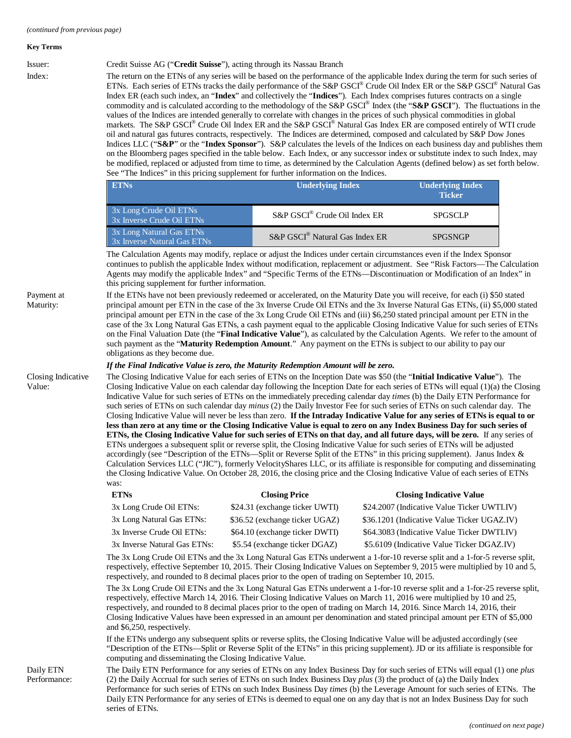*(continued from previous page)*

**Key Terms**

Issuer: Credit Suisse AG ("**Credit Suisse**"), acting through its Nassau Branch

Index: The return on the ETNs of any series will be based on the performance of the applicable Index during the term for such series of ETNs. Each series of ETNs tracks the daily performance of the S&P GSCI® Crude Oil Index ER or the S&P GSCI® Natural Gas Index ER (each such index, an "**Index**" and collectively the "**Indices**"). Each Index comprises futures contracts on a single commodity and is calculated according to the methodology of the S&P GSCI® Index (the "**S&P GSCI**"). The fluctuations in the values of the Indices are intended generally to correlate with changes in the prices of such physical commodities in global markets. The S&P GSCI® Crude Oil Index ER and the S&P GSCI® Natural Gas Index ER are composed entirely of WTI crude oil and natural gas futures contracts, respectively. The Indices are determined, composed and calculated by S&P Dow Jones Indices LLC ("**S&P**" or the "**Index Sponsor**"). S&P calculates the levels of the Indices on each business day and publishes them on the Bloomberg pages specified in the table below. Each Index, or any successor index or substitute index to such Index, may be modified, replaced or adjusted from time to time, as determined by the Calculation Agents (defined below) as set forth below. See "The Indices" in this pricing supplement for further information on the Indices.

| ETNs | Underlying Index | Underlying Index Ticker |
|---|---|---|
| 3x Long Crude Oil ETNs<br>3x Inverse Crude Oil ETNs | S&P GSCI® Crude Oil Index ER | SPGSCLP |
| 3x Long Natural Gas ETNs<br>3x Inverse Natural Gas ETNs | S&P GSCI® Natural Gas Index ER | SPGSNGP |

The Calculation Agents may modify, replace or adjust the Indices under certain circumstances even if the Index Sponsor continues to publish the applicable Index without modification, replacement or adjustment. See "Risk Factors—The Calculation Agents may modify the applicable Index" and "Specific Terms of the ETNs—Discontinuation or Modification of an Index" in this pricing supplement for further information.

Payment at Maturity: If the ETNs have not been previously redeemed or accelerated, on the Maturity Date you will receive, for each (i) $50 stated principal amount per ETN in the case of the 3x Inverse Crude Oil ETNs and the 3x Inverse Natural Gas ETNs, (ii) $5,000 stated principal amount per ETN in the case of the 3x Long Crude Oil ETNs and (iii) $6,250 stated principal amount per ETN in the case of the 3x Long Natural Gas ETNs, a cash payment equal to the applicable Closing Indicative Value for such series of ETNs on the Final Valuation Date (the "**Final Indicative Value**"), as calculated by the Calculation Agents. We refer to the amount of such payment as the "**Maturity Redemption Amount**." Any payment on the ETNs is subject to our ability to pay our obligations as they become due.

***If the Final Indicative Value is zero, the Maturity Redemption Amount will be zero.***

Closing Indicative Value: The Closing Indicative Value for each series of ETNs on the Inception Date was $50 (the "**Initial Indicative Value**"). The Closing Indicative Value on each calendar day following the Inception Date for each series of ETNs will equal (1)(a) the Closing Indicative Value for such series of ETNs on the immediately preceding calendar day *times* (b) the Daily ETN Performance for such series of ETNs on such calendar day *minus* (2) the Daily Investor Fee for such series of ETNs on such calendar day. The Closing Indicative Value will never be less than zero. **If the Intraday Indicative Value for any series of ETNs is equal to or less than zero at any time or the Closing Indicative Value is equal to zero on any Index Business Day for such series of ETNs, the Closing Indicative Value for such series of ETNs on that day, and all future days, will be zero.** If any series of ETNs undergoes a subsequent split or reverse split, the Closing Indicative Value for such series of ETNs will be adjusted accordingly (see "Description of the ETNs—Split or Reverse Split of the ETNs" in this pricing supplement). Janus Index & Calculation Services LLC ("JIC"), formerly VelocityShares LLC, or its affiliate is responsible for computing and disseminating the Closing Indicative Value. On October 28, 2016, the closing price and the Closing Indicative Value of each series of ETNs was:

| ETNs | Closing Price | Closing Indicative Value |
|---|---|---|
| 3x Long Crude Oil ETNs: | $24.31 (exchange ticker UWTI) | $24.2007 (Indicative Value Ticker UWTI.IV) |
| 3x Long Natural Gas ETNs: | $36.52 (exchange ticker UGAZ) | $36.1201 (Indicative Value Ticker UGAZ.IV) |
| 3x Inverse Crude Oil ETNs: | $64.10 (exchange ticker DWTI) | $64.3083 (Indicative Value Ticker DWTI.IV) |
| 3x Inverse Natural Gas ETNs: | $5.54 (exchange ticker DGAZ) | $5.6109 (Indicative Value Ticker DGAZ.IV) |

The 3x Long Crude Oil ETNs and the 3x Long Natural Gas ETNs underwent a 1-for-10 reverse split and a 1-for-5 reverse split, respectively, effective September 10, 2015. Their Closing Indicative Values on September 9, 2015 were multiplied by 10 and 5, respectively, and rounded to 8 decimal places prior to the open of trading on September 10, 2015.

The 3x Long Crude Oil ETNs and the 3x Long Natural Gas ETNs underwent a 1-for-10 reverse split and a 1-for-25 reverse split, respectively, effective March 14, 2016. Their Closing Indicative Values on March 11, 2016 were multiplied by 10 and 25, respectively, and rounded to 8 decimal places prior to the open of trading on March 14, 2016. Since March 14, 2016, their Closing Indicative Values have been expressed in an amount per denomination and stated principal amount per ETN of $5,000 and $6,250, respectively.

If the ETNs undergo any subsequent splits or reverse splits, the Closing Indicative Value will be adjusted accordingly (see "Description of the ETNs—Split or Reverse Split of the ETNs" in this pricing supplement). JD or its affiliate is responsible for computing and disseminating the Closing Indicative Value.

Daily ETN Performance: The Daily ETN Performance for any series of ETNs on any Index Business Day for such series of ETNs will equal (1) one *plus* (2) the Daily Accrual for such series of ETNs on such Index Business Day *plus* (3) the product of (a) the Daily Index Performance for such series of ETNs on such Index Business Day *times* (b) the Leverage Amount for such series of ETNs. The Daily ETN Performance for any series of ETNs is deemed to equal one on any day that is not an Index Business Day for such series of ETNs.

*(continued on next page)*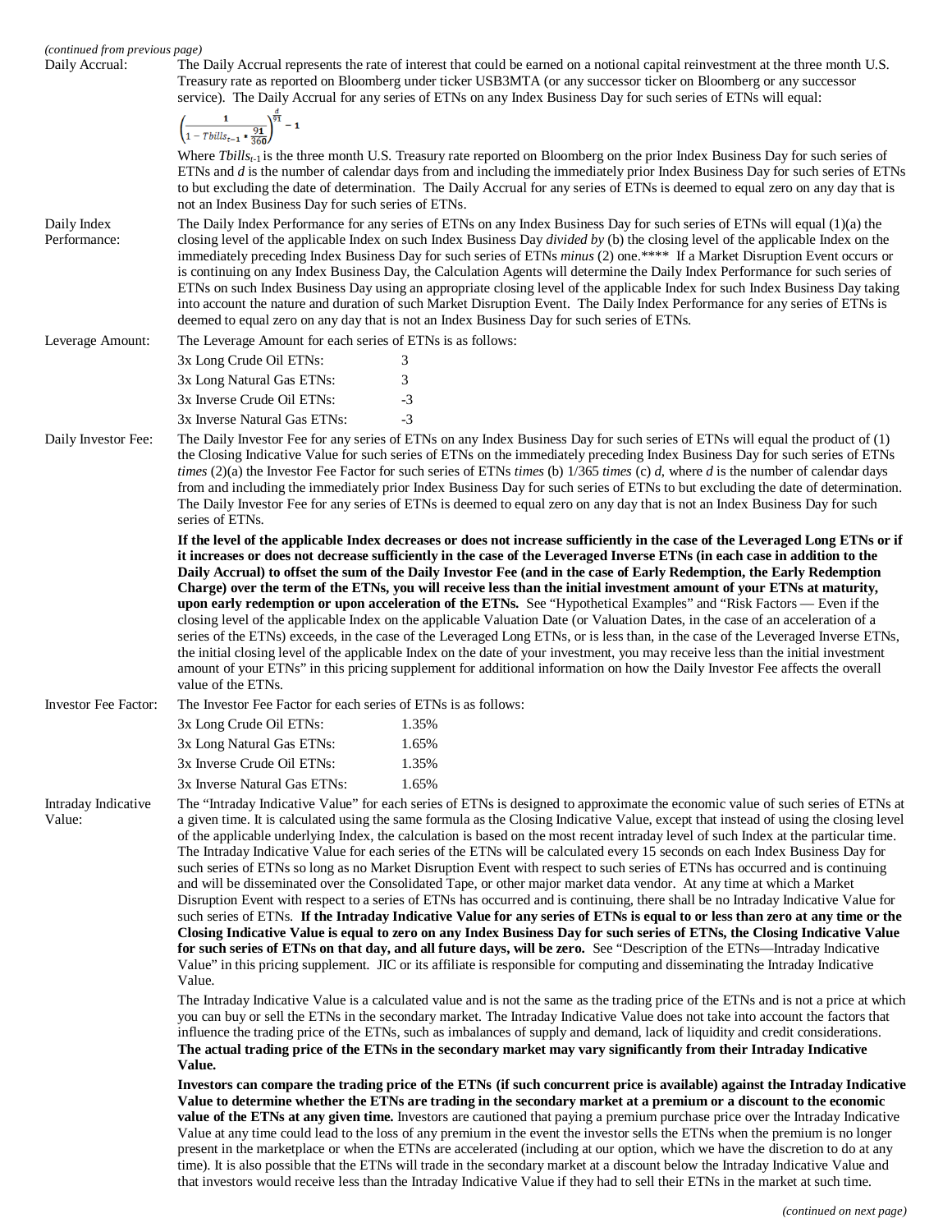*(continued from previous page)*

**Daily Accrual:** The Daily Accrual represents the rate of interest that could be earned on a notional capital reinvestment at the three month U.S. Treasury rate as reported on Bloomberg under ticker USB3MTA (or any successor ticker on Bloomberg or any successor service). The Daily Accrual for any series of ETNs on any Index Business Day for such series of ETNs will equal:

$$\left(\frac{1}{1 - Tbills_{t-1} * \frac{91}{360}}\right)^{\frac{d}{91}} - 1$$

Where $Tbills_{t-1}$ is the three month U.S. Treasury rate reported on Bloomberg on the prior Index Business Day for such series of ETNs and *d* is the number of calendar days from and including the immediately prior Index Business Day for such series of ETNs to but excluding the date of determination. The Daily Accrual for any series of ETNs is deemed to equal zero on any day that is not an Index Business Day for such series of ETNs.

**Daily Index Performance:** The Daily Index Performance for any series of ETNs on any Index Business Day for such series of ETNs will equal (1)(a) the closing level of the applicable Index on such Index Business Day *divided by* (b) the closing level of the applicable Index on the immediately preceding Index Business Day for such series of ETNs *minus* (2) one.**** If a Market Disruption Event occurs or is continuing on any Index Business Day, the Calculation Agents will determine the Daily Index Performance for such series of ETNs on such Index Business Day using an appropriate closing level of the applicable Index for such Index Business Day taking into account the nature and duration of such Market Disruption Event. The Daily Index Performance for any series of ETNs is deemed to equal zero on any day that is not an Index Business Day for such series of ETNs.

**Leverage Amount:** The Leverage Amount for each series of ETNs is as follows:

| | |
|---|---|
| 3x Long Crude Oil ETNs: | 3 |
| 3x Long Natural Gas ETNs: | 3 |
| 3x Inverse Crude Oil ETNs: | -3 |
| 3x Inverse Natural Gas ETNs: | -3 |

**Daily Investor Fee:** The Daily Investor Fee for any series of ETNs on any Index Business Day for such series of ETNs will equal the product of (1) the Closing Indicative Value for such series of ETNs on the immediately preceding Index Business Day for such series of ETNs *times* (2)(a) the Investor Fee Factor for such series of ETNs *times* (b) 1/365 *times* (c) *d*, where *d* is the number of calendar days from and including the immediately prior Index Business Day for such series of ETNs to but excluding the date of determination. The Daily Investor Fee for any series of ETNs is deemed to equal zero on any day that is not an Index Business Day for such series of ETNs.

**If the level of the applicable Index decreases or does not increase sufficiently in the case of the Leveraged Long ETNs or if it increases or does not decrease sufficiently in the case of the Leveraged Inverse ETNs (in each case in addition to the Daily Accrual) to offset the sum of the Daily Investor Fee (and in the case of Early Redemption, the Early Redemption Charge) over the term of the ETNs, you will receive less than the initial investment amount of your ETNs at maturity, upon early redemption or upon acceleration of the ETNs.** See "Hypothetical Examples" and "Risk Factors — Even if the closing level of the applicable Index on the applicable Valuation Date (or Valuation Dates, in the case of an acceleration of a series of the ETNs) exceeds, in the case of the Leveraged Long ETNs, or is less than, in the case of the Leveraged Inverse ETNs, the initial closing level of the applicable Index on the date of your investment, you may receive less than the initial investment amount of your ETNs" in this pricing supplement for additional information on how the Daily Investor Fee affects the overall value of the ETNs.

**Investor Fee Factor:** The Investor Fee Factor for each series of ETNs is as follows:

| | |
|---|---|
| 3x Long Crude Oil ETNs: | 1.35% |
| 3x Long Natural Gas ETNs: | 1.65% |
| 3x Inverse Crude Oil ETNs: | 1.35% |
| 3x Inverse Natural Gas ETNs: | 1.65% |

**Intraday Indicative Value:** The "Intraday Indicative Value" for each series of ETNs is designed to approximate the economic value of such series of ETNs at a given time. It is calculated using the same formula as the Closing Indicative Value, except that instead of using the closing level of the applicable underlying Index, the calculation is based on the most recent intraday level of such Index at the particular time. The Intraday Indicative Value for each series of the ETNs will be calculated every 15 seconds on each Index Business Day for such series of ETNs so long as no Market Disruption Event with respect to such series of ETNs has occurred and is continuing and will be disseminated over the Consolidated Tape, or other major market data vendor. At any time at which a Market Disruption Event with respect to a series of ETNs has occurred and is continuing, there shall be no Intraday Indicative Value for such series of ETNs. **If the Intraday Indicative Value for any series of ETNs is equal to or less than zero at any time or the Closing Indicative Value is equal to zero on any Index Business Day for such series of ETNs, the Closing Indicative Value for such series of ETNs on that day, and all future days, will be zero.** See "Description of the ETNs—Intraday Indicative Value" in this pricing supplement. JIC or its affiliate is responsible for computing and disseminating the Intraday Indicative Value.

The Intraday Indicative Value is a calculated value and is not the same as the trading price of the ETNs and is not a price at which you can buy or sell the ETNs in the secondary market. The Intraday Indicative Value does not take into account the factors that influence the trading price of the ETNs, such as imbalances of supply and demand, lack of liquidity and credit considerations. **The actual trading price of the ETNs in the secondary market may vary significantly from their Intraday Indicative Value.**

**Investors can compare the trading price of the ETNs (if such concurrent price is available) against the Intraday Indicative Value to determine whether the ETNs are trading in the secondary market at a premium or a discount to the economic value of the ETNs at any given time.** Investors are cautioned that paying a premium purchase price over the Intraday Indicative Value at any time could lead to the loss of any premium in the event the investor sells the ETNs when the premium is no longer present in the marketplace or when the ETNs are accelerated (including at our option, which we have the discretion to do at any time). It is also possible that the ETNs will trade in the secondary market at a discount below the Intraday Indicative Value and that investors would receive less than the Intraday Indicative Value if they had to sell their ETNs in the market at such time.

*(continued on next page)*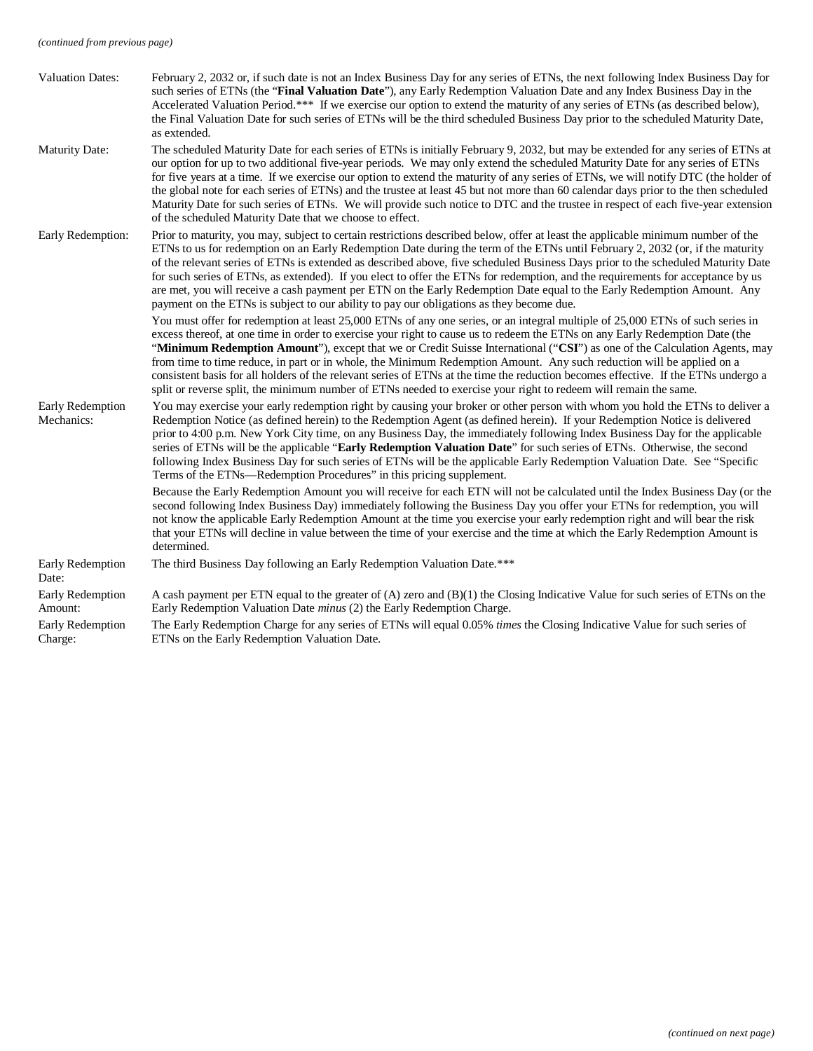*(continued from previous page)*

| | |
|---|---|
| Valuation Dates: | February 2, 2032 or, if such date is not an Index Business Day for any series of ETNs, the next following Index Business Day for such series of ETNs (the "**Final Valuation Date**"), any Early Redemption Valuation Date and any Index Business Day in the Accelerated Valuation Period.*** If we exercise our option to extend the maturity of any series of ETNs (as described below), the Final Valuation Date for such series of ETNs will be the third scheduled Business Day prior to the scheduled Maturity Date, as extended. |
| Maturity Date: | The scheduled Maturity Date for each series of ETNs is initially February 9, 2032, but may be extended for any series of ETNs at our option for up to two additional five-year periods. We may only extend the scheduled Maturity Date for any series of ETNs for five years at a time. If we exercise our option to extend the maturity of any series of ETNs, we will notify DTC (the holder of the global note for each series of ETNs) and the trustee at least 45 but not more than 60 calendar days prior to the then scheduled Maturity Date for such series of ETNs. We will provide such notice to DTC and the trustee in respect of each five-year extension of the scheduled Maturity Date that we choose to effect. |
| Early Redemption: | Prior to maturity, you may, subject to certain restrictions described below, offer at least the applicable minimum number of the ETNs to us for redemption on an Early Redemption Date during the term of the ETNs until February 2, 2032 (or, if the maturity of the relevant series of ETNs is extended as described above, five scheduled Business Days prior to the scheduled Maturity Date for such series of ETNs, as extended). If you elect to offer the ETNs for redemption, and the requirements for acceptance by us are met, you will receive a cash payment per ETN on the Early Redemption Date equal to the Early Redemption Amount. Any payment on the ETNs is subject to our ability to pay our obligations as they become due.<br><br>You must offer for redemption at least 25,000 ETNs of any one series, or an integral multiple of 25,000 ETNs of such series in excess thereof, at one time in order to exercise your right to cause us to redeem the ETNs on any Early Redemption Date (the "**Minimum Redemption Amount**"), except that we or Credit Suisse International ("**CSI**") as one of the Calculation Agents, may from time to time reduce, in part or in whole, the Minimum Redemption Amount. Any such reduction will be applied on a consistent basis for all holders of the relevant series of ETNs at the time the reduction becomes effective. If the ETNs undergo a split or reverse split, the minimum number of ETNs needed to exercise your right to redeem will remain the same. |
| Early Redemption Mechanics: | You may exercise your early redemption right by causing your broker or other person with whom you hold the ETNs to deliver a Redemption Notice (as defined herein) to the Redemption Agent (as defined herein). If your Redemption Notice is delivered prior to 4:00 p.m. New York City time, on any Business Day, the immediately following Index Business Day for the applicable series of ETNs will be the applicable "**Early Redemption Valuation Date**" for such series of ETNs. Otherwise, the second following Index Business Day for such series of ETNs will be the applicable Early Redemption Valuation Date. See "Specific Terms of the ETNs—Redemption Procedures" in this pricing supplement.<br><br>Because the Early Redemption Amount you will receive for each ETN will not be calculated until the Index Business Day (or the second following Index Business Day) immediately following the Business Day you offer your ETNs for redemption, you will not know the applicable Early Redemption Amount at the time you exercise your early redemption right and will bear the risk that your ETNs will decline in value between the time of your exercise and the time at which the Early Redemption Amount is determined. |
| Early Redemption Date: | The third Business Day following an Early Redemption Valuation Date.*** |
| Early Redemption Amount: | A cash payment per ETN equal to the greater of (A) zero and (B)(1) the Closing Indicative Value for such series of ETNs on the Early Redemption Valuation Date *minus* (2) the Early Redemption Charge. |
| Early Redemption Charge: | The Early Redemption Charge for any series of ETNs will equal 0.05% *times* the Closing Indicative Value for such series of ETNs on the Early Redemption Valuation Date. |

*(continued on next page)*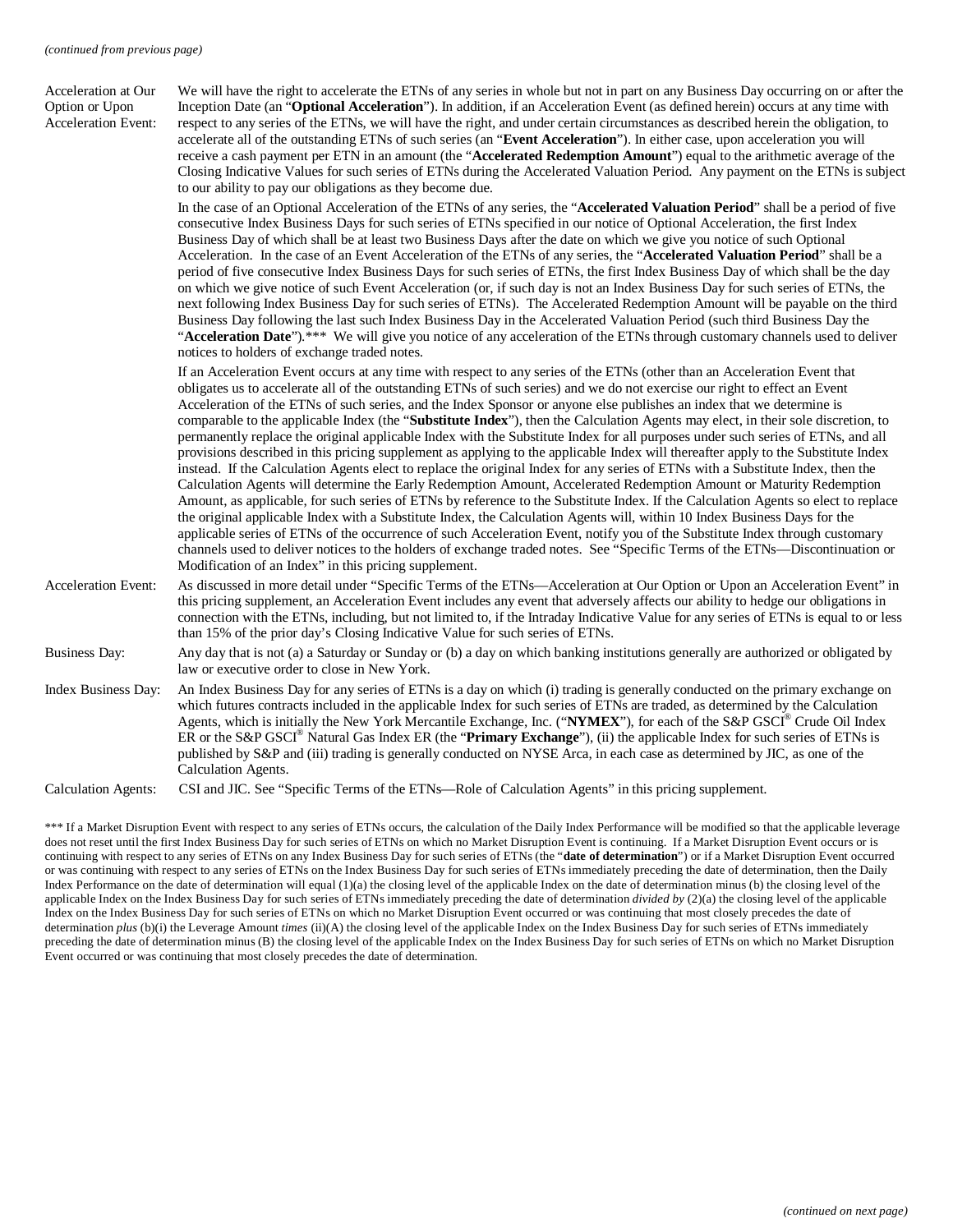*(continued from previous page)*

| | |
|---|---|
| Acceleration at Our Option or Upon Acceleration Event: | We will have the right to accelerate the ETNs of any series in whole but not in part on any Business Day occurring on or after the Inception Date (an "**Optional Acceleration**"). In addition, if an Acceleration Event (as defined herein) occurs at any time with respect to any series of the ETNs, we will have the right, and under certain circumstances as described herein the obligation, to accelerate all of the outstanding ETNs of such series (an "**Event Acceleration**"). In either case, upon acceleration you will receive a cash payment per ETN in an amount (the "**Accelerated Redemption Amount**") equal to the arithmetic average of the Closing Indicative Values for such series of ETNs during the Accelerated Valuation Period. Any payment on the ETNs is subject to our ability to pay our obligations as they become due.<br><br>In the case of an Optional Acceleration of the ETNs of any series, the "**Accelerated Valuation Period**" shall be a period of five consecutive Index Business Days for such series of ETNs specified in our notice of Optional Acceleration, the first Index Business Day of which shall be at least two Business Days after the date on which we give you notice of such Optional Acceleration. In the case of an Event Acceleration of the ETNs of any series, the "**Accelerated Valuation Period**" shall be a period of five consecutive Index Business Days for such series of ETNs, the first Index Business Day of which shall be the day on which we give notice of such Event Acceleration (or, if such day is not an Index Business Day for such series of ETNs, the next following Index Business Day for such series of ETNs). The Accelerated Redemption Amount will be payable on the third Business Day following the last such Index Business Day in the Accelerated Valuation Period (such third Business Day the "**Acceleration Date**").*** We will give you notice of any acceleration of the ETNs through customary channels used to deliver notices to holders of exchange traded notes.<br><br>If an Acceleration Event occurs at any time with respect to any series of the ETNs (other than an Acceleration Event that obligates us to accelerate all of the outstanding ETNs of such series) and we do not exercise our right to effect an Event Acceleration of the ETNs of such series, and the Index Sponsor or anyone else publishes an index that we determine is comparable to the applicable Index (the "**Substitute Index**"), then the Calculation Agents may elect, in their sole discretion, to permanently replace the original applicable Index with the Substitute Index for all purposes under such series of ETNs, and all provisions described in this pricing supplement as applying to the applicable Index will thereafter apply to the Substitute Index instead. If the Calculation Agents elect to replace the original Index for any series of ETNs with a Substitute Index, then the Calculation Agents will determine the Early Redemption Amount, Accelerated Redemption Amount or Maturity Redemption Amount, as applicable, for such series of ETNs by reference to the Substitute Index. If the Calculation Agents so elect to replace the original applicable Index with a Substitute Index, the Calculation Agents will, within 10 Index Business Days for the applicable series of ETNs of the occurrence of such Acceleration Event, notify you of the Substitute Index through customary channels used to deliver notices to the holders of exchange traded notes. See "Specific Terms of the ETNs—Discontinuation or Modification of an Index" in this pricing supplement. |
| Acceleration Event: | As discussed in more detail under "Specific Terms of the ETNs—Acceleration at Our Option or Upon an Acceleration Event" in this pricing supplement, an Acceleration Event includes any event that adversely affects our ability to hedge our obligations in connection with the ETNs, including, but not limited to, if the Intraday Indicative Value for any series of ETNs is equal to or less than 15% of the prior day's Closing Indicative Value for such series of ETNs. |
| Business Day: | Any day that is not (a) a Saturday or Sunday or (b) a day on which banking institutions generally are authorized or obligated by law or executive order to close in New York. |
| Index Business Day: | An Index Business Day for any series of ETNs is a day on which (i) trading is generally conducted on the primary exchange on which futures contracts included in the applicable Index for such series of ETNs are traded, as determined by the Calculation Agents, which is initially the New York Mercantile Exchange, Inc. ("**NYMEX**"), for each of the S&P GSCI® Crude Oil Index ER or the S&P GSCI® Natural Gas Index ER (the "**Primary Exchange**"), (ii) the applicable Index for such series of ETNs is published by S&P and (iii) trading is generally conducted on NYSE Arca, in each case as determined by JIC, as one of the Calculation Agents. |
| Calculation Agents: | CSI and JIC. See "Specific Terms of the ETNs—Role of Calculation Agents" in this pricing supplement. |

*** If a Market Disruption Event with respect to any series of ETNs occurs, the calculation of the Daily Index Performance will be modified so that the applicable leverage does not reset until the first Index Business Day for such series of ETNs on which no Market Disruption Event is continuing. If a Market Disruption Event occurs or is continuing with respect to any series of ETNs on any Index Business Day for such series of ETNs (the "**date of determination**") or if a Market Disruption Event occurred or was continuing with respect to any series of ETNs on the Index Business Day for such series of ETNs immediately preceding the date of determination, then the Daily Index Performance on the date of determination will equal (1)(a) the closing level of the applicable Index on the date of determination minus (b) the closing level of the applicable Index on the Index Business Day for such series of ETNs immediately preceding the date of determination *divided by* (2)(a) the closing level of the applicable Index on the Index Business Day for such series of ETNs on which no Market Disruption Event occurred or was continuing that most closely precedes the date of determination *plus* (b)(i) the Leverage Amount *times* (ii)(A) the closing level of the applicable Index on the Index Business Day for such series of ETNs immediately preceding the date of determination minus (B) the closing level of the applicable Index on the Index Business Day for such series of ETNs on which no Market Disruption Event occurred or was continuing that most closely precedes the date of determination.

*(continued on next page)*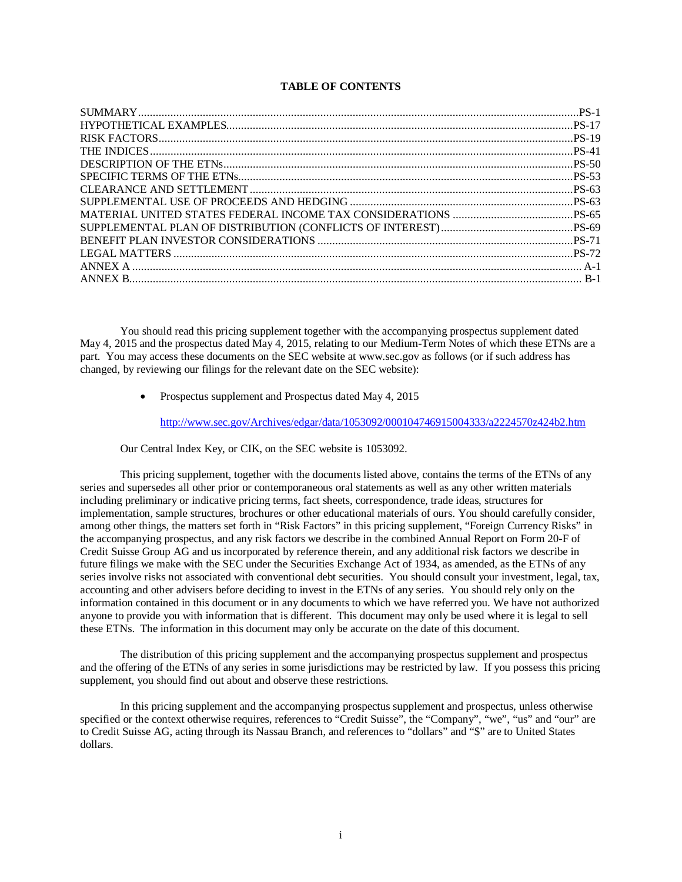**TABLE OF CONTENTS**

| | |
|---|---|
| SUMMARY | PS-1 |
| HYPOTHETICAL EXAMPLES | PS-17 |
| RISK FACTORS | PS-19 |
| THE INDICES | PS-41 |
| DESCRIPTION OF THE ETNs | PS-50 |
| SPECIFIC TERMS OF THE ETNs | PS-53 |
| CLEARANCE AND SETTLEMENT | PS-63 |
| SUPPLEMENTAL USE OF PROCEEDS AND HEDGING | PS-63 |
| MATERIAL UNITED STATES FEDERAL INCOME TAX CONSIDERATIONS | PS-65 |
| SUPPLEMENTAL PLAN OF DISTRIBUTION (CONFLICTS OF INTEREST) | PS-69 |
| BENEFIT PLAN INVESTOR CONSIDERATIONS | PS-71 |
| LEGAL MATTERS | PS-72 |
| ANNEX A | A-1 |
| ANNEX B | B-1 |

You should read this pricing supplement together with the accompanying prospectus supplement dated May 4, 2015 and the prospectus dated May 4, 2015, relating to our Medium-Term Notes of which these ETNs are a part. You may access these documents on the SEC website at www.sec.gov as follows (or if such address has changed, by reviewing our filings for the relevant date on the SEC website):

- Prospectus supplement and Prospectus dated May 4, 2015

  http://www.sec.gov/Archives/edgar/data/1053092/000104746915004333/a2224570z424b2.htm

Our Central Index Key, or CIK, on the SEC website is 1053092.

This pricing supplement, together with the documents listed above, contains the terms of the ETNs of any series and supersedes all other prior or contemporaneous oral statements as well as any other written materials including preliminary or indicative pricing terms, fact sheets, correspondence, trade ideas, structures for implementation, sample structures, brochures or other educational materials of ours. You should carefully consider, among other things, the matters set forth in "Risk Factors" in this pricing supplement, "Foreign Currency Risks" in the accompanying prospectus, and any risk factors we describe in the combined Annual Report on Form 20-F of Credit Suisse Group AG and us incorporated by reference therein, and any additional risk factors we describe in future filings we make with the SEC under the Securities Exchange Act of 1934, as amended, as the ETNs of any series involve risks not associated with conventional debt securities. You should consult your investment, legal, tax, accounting and other advisers before deciding to invest in the ETNs of any series. You should rely only on the information contained in this document or in any documents to which we have referred you. We have not authorized anyone to provide you with information that is different. This document may only be used where it is legal to sell these ETNs. The information in this document may only be accurate on the date of this document.

The distribution of this pricing supplement and the accompanying prospectus supplement and prospectus and the offering of the ETNs of any series in some jurisdictions may be restricted by law. If you possess this pricing supplement, you should find out about and observe these restrictions.

In this pricing supplement and the accompanying prospectus supplement and prospectus, unless otherwise specified or the context otherwise requires, references to "Credit Suisse", the "Company", "we", "us" and "our" are to Credit Suisse AG, acting through its Nassau Branch, and references to "dollars" and "$" are to United States dollars.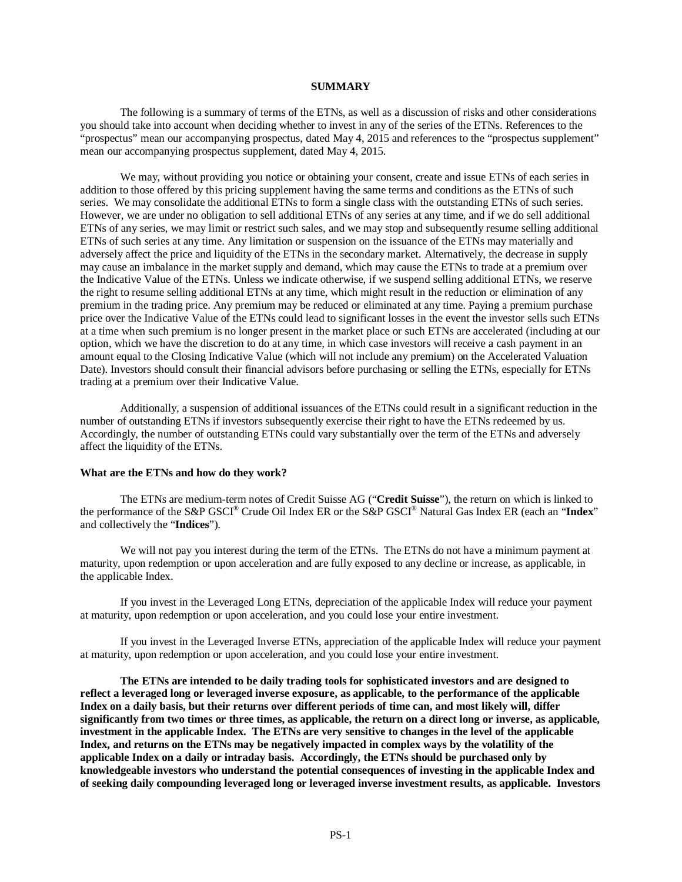## SUMMARY

The following is a summary of terms of the ETNs, as well as a discussion of risks and other considerations you should take into account when deciding whether to invest in any of the series of the ETNs. References to the "prospectus" mean our accompanying prospectus, dated May 4, 2015 and references to the "prospectus supplement" mean our accompanying prospectus supplement, dated May 4, 2015.

We may, without providing you notice or obtaining your consent, create and issue ETNs of each series in addition to those offered by this pricing supplement having the same terms and conditions as the ETNs of such series. We may consolidate the additional ETNs to form a single class with the outstanding ETNs of such series. However, we are under no obligation to sell additional ETNs of any series at any time, and if we do sell additional ETNs of any series, we may limit or restrict such sales, and we may stop and subsequently resume selling additional ETNs of such series at any time. Any limitation or suspension on the issuance of the ETNs may materially and adversely affect the price and liquidity of the ETNs in the secondary market. Alternatively, the decrease in supply may cause an imbalance in the market supply and demand, which may cause the ETNs to trade at a premium over the Indicative Value of the ETNs. Unless we indicate otherwise, if we suspend selling additional ETNs, we reserve the right to resume selling additional ETNs at any time, which might result in the reduction or elimination of any premium in the trading price. Any premium may be reduced or eliminated at any time. Paying a premium purchase price over the Indicative Value of the ETNs could lead to significant losses in the event the investor sells such ETNs at a time when such premium is no longer present in the market place or such ETNs are accelerated (including at our option, which we have the discretion to do at any time, in which case investors will receive a cash payment in an amount equal to the Closing Indicative Value (which will not include any premium) on the Accelerated Valuation Date). Investors should consult their financial advisors before purchasing or selling the ETNs, especially for ETNs trading at a premium over their Indicative Value.

Additionally, a suspension of additional issuances of the ETNs could result in a significant reduction in the number of outstanding ETNs if investors subsequently exercise their right to have the ETNs redeemed by us. Accordingly, the number of outstanding ETNs could vary substantially over the term of the ETNs and adversely affect the liquidity of the ETNs.

**What are the ETNs and how do they work?**

The ETNs are medium-term notes of Credit Suisse AG ("**Credit Suisse**"), the return on which is linked to the performance of the S&P GSCI® Crude Oil Index ER or the S&P GSCI® Natural Gas Index ER (each an "**Index**" and collectively the "**Indices**").

We will not pay you interest during the term of the ETNs. The ETNs do not have a minimum payment at maturity, upon redemption or upon acceleration and are fully exposed to any decline or increase, as applicable, in the applicable Index.

If you invest in the Leveraged Long ETNs, depreciation of the applicable Index will reduce your payment at maturity, upon redemption or upon acceleration, and you could lose your entire investment.

If you invest in the Leveraged Inverse ETNs, appreciation of the applicable Index will reduce your payment at maturity, upon redemption or upon acceleration, and you could lose your entire investment.

**The ETNs are intended to be daily trading tools for sophisticated investors and are designed to reflect a leveraged long or leveraged inverse exposure, as applicable, to the performance of the applicable Index on a daily basis, but their returns over different periods of time can, and most likely will, differ significantly from two times or three times, as applicable, the return on a direct long or inverse, as applicable, investment in the applicable Index. The ETNs are very sensitive to changes in the level of the applicable Index, and returns on the ETNs may be negatively impacted in complex ways by the volatility of the applicable Index on a daily or intraday basis. Accordingly, the ETNs should be purchased only by knowledgeable investors who understand the potential consequences of investing in the applicable Index and of seeking daily compounding leveraged long or leveraged inverse investment results, as applicable. Investors**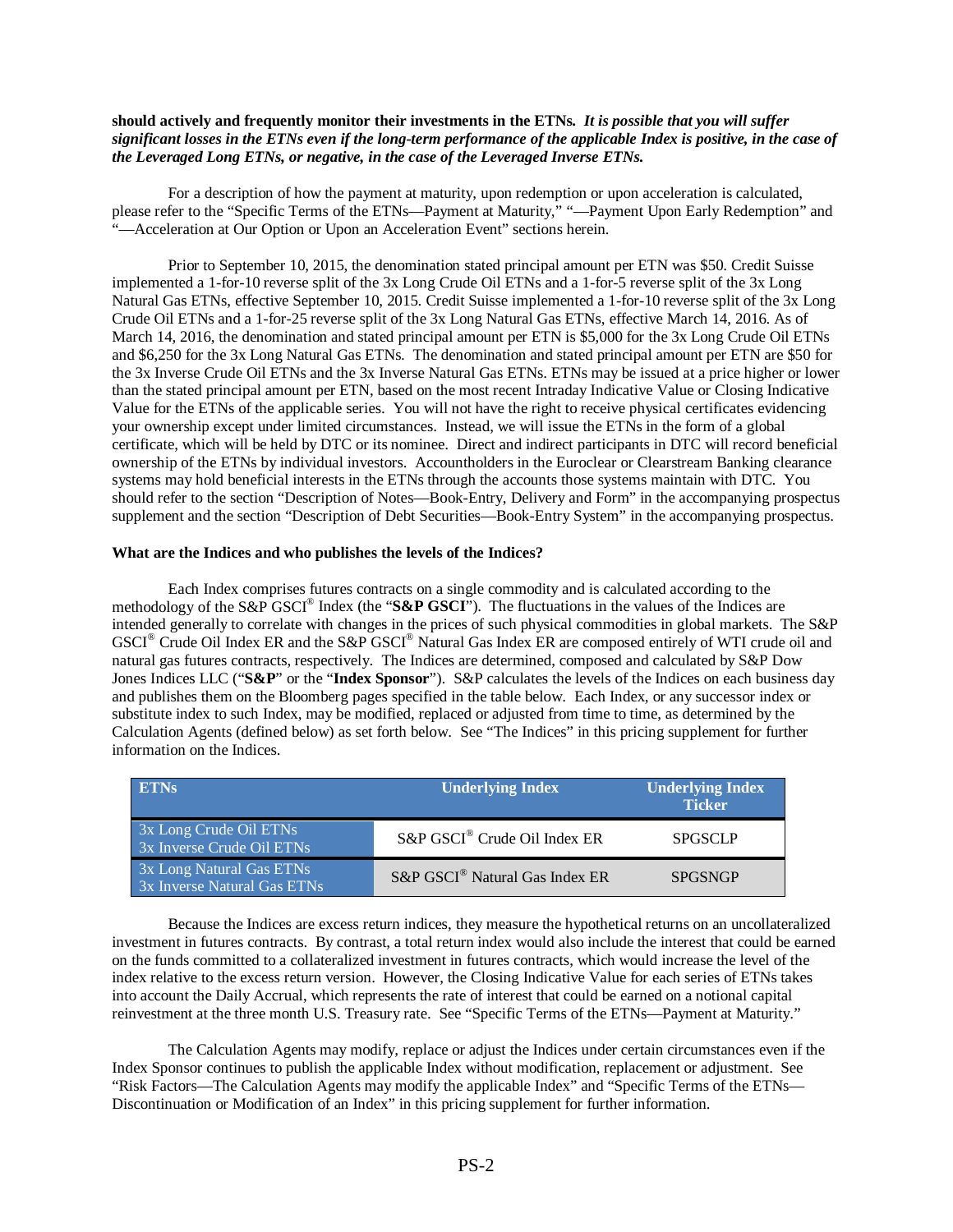**should actively and frequently monitor their investments in the ETNs.** ***It is possible that you will suffer significant losses in the ETNs even if the long-term performance of the applicable Index is positive, in the case of the Leveraged Long ETNs, or negative, in the case of the Leveraged Inverse ETNs.***

For a description of how the payment at maturity, upon redemption or upon acceleration is calculated, please refer to the "Specific Terms of the ETNs—Payment at Maturity," "—Payment Upon Early Redemption" and "—Acceleration at Our Option or Upon an Acceleration Event" sections herein.

Prior to September 10, 2015, the denomination stated principal amount per ETN was $50. Credit Suisse implemented a 1-for-10 reverse split of the 3x Long Crude Oil ETNs and a 1-for-5 reverse split of the 3x Long Natural Gas ETNs, effective September 10, 2015. Credit Suisse implemented a 1-for-10 reverse split of the 3x Long Crude Oil ETNs and a 1-for-25 reverse split of the 3x Long Natural Gas ETNs, effective March 14, 2016. As of March 14, 2016, the denomination and stated principal amount per ETN is $5,000 for the 3x Long Crude Oil ETNs and $6,250 for the 3x Long Natural Gas ETNs. The denomination and stated principal amount per ETN are $50 for the 3x Inverse Crude Oil ETNs and the 3x Inverse Natural Gas ETNs. ETNs may be issued at a price higher or lower than the stated principal amount per ETN, based on the most recent Intraday Indicative Value or Closing Indicative Value for the ETNs of the applicable series. You will not have the right to receive physical certificates evidencing your ownership except under limited circumstances. Instead, we will issue the ETNs in the form of a global certificate, which will be held by DTC or its nominee. Direct and indirect participants in DTC will record beneficial ownership of the ETNs by individual investors. Accountholders in the Euroclear or Clearstream Banking clearance systems may hold beneficial interests in the ETNs through the accounts those systems maintain with DTC. You should refer to the section "Description of Notes—Book-Entry, Delivery and Form" in the accompanying prospectus supplement and the section "Description of Debt Securities—Book-Entry System" in the accompanying prospectus.

**What are the Indices and who publishes the levels of the Indices?**

Each Index comprises futures contracts on a single commodity and is calculated according to the methodology of the S&P GSCI® Index (the "**S&P GSCI**"). The fluctuations in the values of the Indices are intended generally to correlate with changes in the prices of such physical commodities in global markets. The S&P GSCI® Crude Oil Index ER and the S&P GSCI® Natural Gas Index ER are composed entirely of WTI crude oil and natural gas futures contracts, respectively. The Indices are determined, composed and calculated by S&P Dow Jones Indices LLC ("**S&P**" or the "**Index Sponsor**"). S&P calculates the levels of the Indices on each business day and publishes them on the Bloomberg pages specified in the table below. Each Index, or any successor index or substitute index to such Index, may be modified, replaced or adjusted from time to time, as determined by the Calculation Agents (defined below) as set forth below. See "The Indices" in this pricing supplement for further information on the Indices.

| ETNs | Underlying Index | Underlying Index Ticker |
|---|---|---|
| 3x Long Crude Oil ETNs<br>3x Inverse Crude Oil ETNs | S&P GSCI® Crude Oil Index ER | SPGSCLP |
| 3x Long Natural Gas ETNs<br>3x Inverse Natural Gas ETNs | S&P GSCI® Natural Gas Index ER | SPGSNGP |

Because the Indices are excess return indices, they measure the hypothetical returns on an uncollateralized investment in futures contracts. By contrast, a total return index would also include the interest that could be earned on the funds committed to a collateralized investment in futures contracts, which would increase the level of the index relative to the excess return version. However, the Closing Indicative Value for each series of ETNs takes into account the Daily Accrual, which represents the rate of interest that could be earned on a notional capital reinvestment at the three month U.S. Treasury rate. See "Specific Terms of the ETNs—Payment at Maturity."

The Calculation Agents may modify, replace or adjust the Indices under certain circumstances even if the Index Sponsor continues to publish the applicable Index without modification, replacement or adjustment. See "Risk Factors—The Calculation Agents may modify the applicable Index" and "Specific Terms of the ETNs—Discontinuation or Modification of an Index" in this pricing supplement for further information.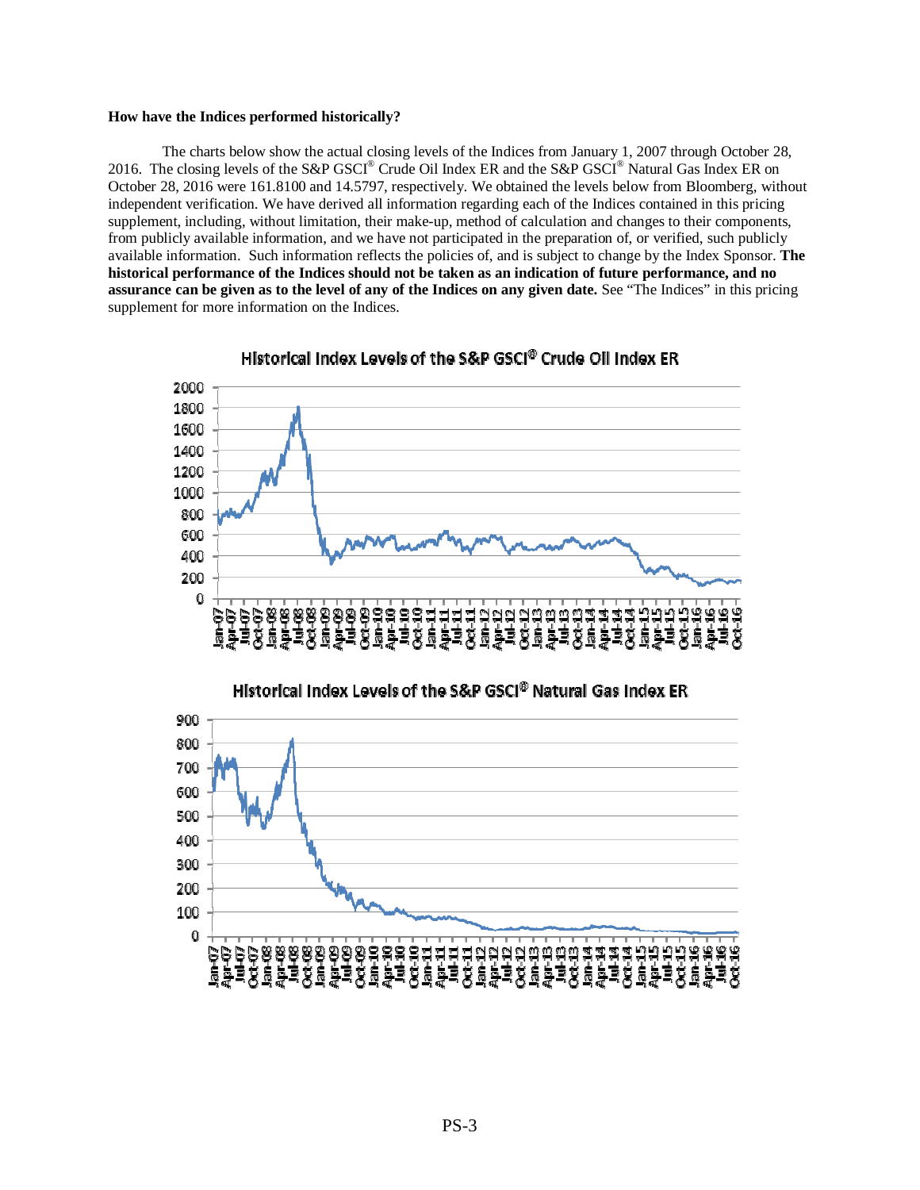**How have the Indices performed historically?**

The charts below show the actual closing levels of the Indices from January 1, 2007 through October 28, 2016. The closing levels of the S&P GSCI® Crude Oil Index ER and the S&P GSCI® Natural Gas Index ER on October 28, 2016 were 161.8100 and 14.5797, respectively. We obtained the levels below from Bloomberg, without independent verification. We have derived all information regarding each of the Indices contained in this pricing supplement, including, without limitation, their make-up, method of calculation and changes to their components, from publicly available information, and we have not participated in the preparation of, or verified, such publicly available information. Such information reflects the policies of, and is subject to change by the Index Sponsor. **The historical performance of the Indices should not be taken as an indication of future performance, and no assurance can be given as to the level of any of the Indices on any given date.** See "The Indices" in this pricing supplement for more information on the Indices.

Historical Index Levels of the S&P GSCI® Crude Oil Index ER

Historical Index Levels of the S&P GSCI® Natural Gas Index ER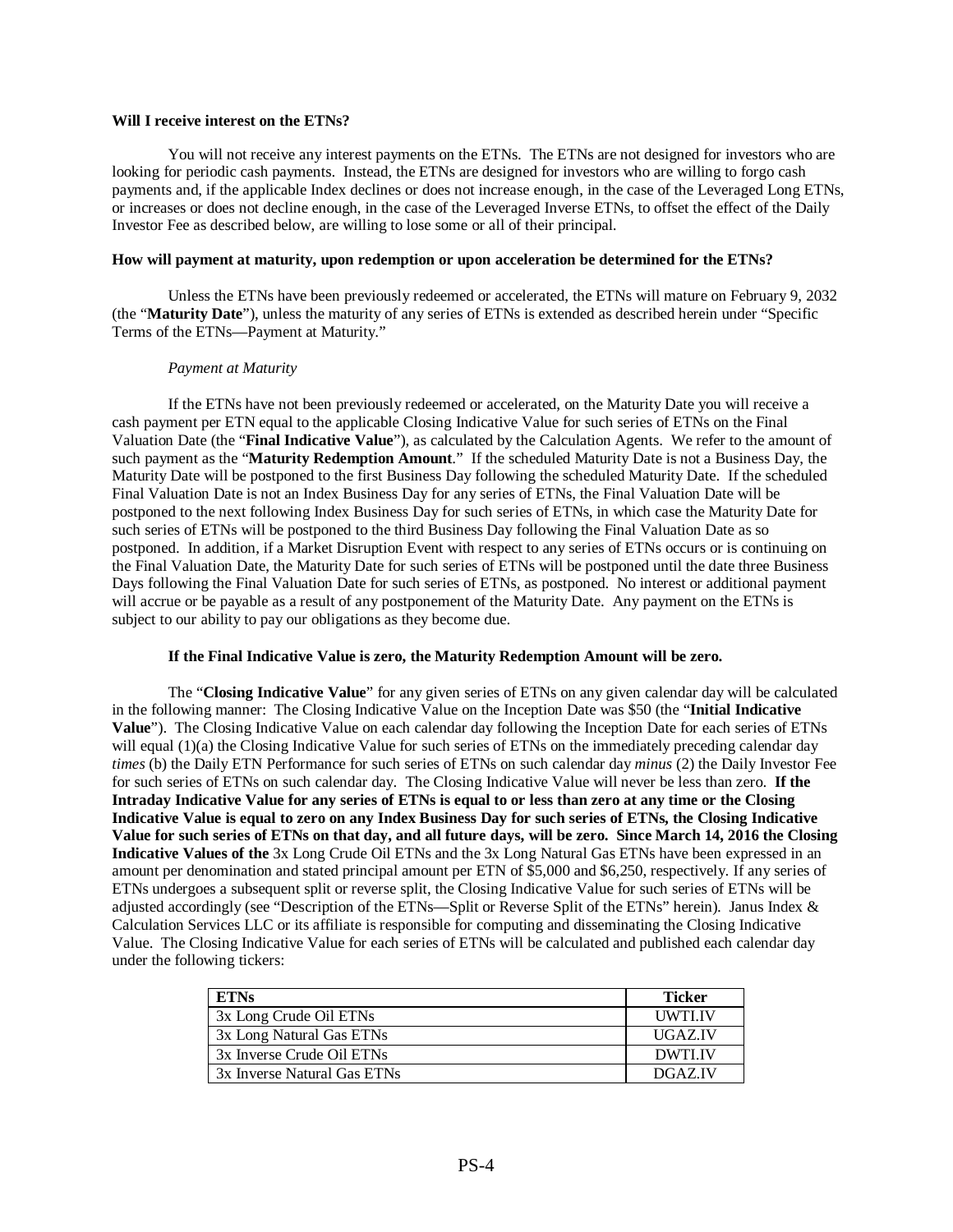**Will I receive interest on the ETNs?**

You will not receive any interest payments on the ETNs. The ETNs are not designed for investors who are looking for periodic cash payments. Instead, the ETNs are designed for investors who are willing to forgo cash payments and, if the applicable Index declines or does not increase enough, in the case of the Leveraged Long ETNs, or increases or does not decline enough, in the case of the Leveraged Inverse ETNs, to offset the effect of the Daily Investor Fee as described below, are willing to lose some or all of their principal.

**How will payment at maturity, upon redemption or upon acceleration be determined for the ETNs?**

Unless the ETNs have been previously redeemed or accelerated, the ETNs will mature on February 9, 2032 (the "**Maturity Date**"), unless the maturity of any series of ETNs is extended as described herein under "Specific Terms of the ETNs—Payment at Maturity."

*Payment at Maturity*

If the ETNs have not been previously redeemed or accelerated, on the Maturity Date you will receive a cash payment per ETN equal to the applicable Closing Indicative Value for such series of ETNs on the Final Valuation Date (the "**Final Indicative Value**"), as calculated by the Calculation Agents. We refer to the amount of such payment as the "**Maturity Redemption Amount**." If the scheduled Maturity Date is not a Business Day, the Maturity Date will be postponed to the first Business Day following the scheduled Maturity Date. If the scheduled Final Valuation Date is not an Index Business Day for any series of ETNs, the Final Valuation Date will be postponed to the next following Index Business Day for such series of ETNs, in which case the Maturity Date for such series of ETNs will be postponed to the third Business Day following the Final Valuation Date as so postponed. In addition, if a Market Disruption Event with respect to any series of ETNs occurs or is continuing on the Final Valuation Date, the Maturity Date for such series of ETNs will be postponed until the date three Business Days following the Final Valuation Date for such series of ETNs, as postponed. No interest or additional payment will accrue or be payable as a result of any postponement of the Maturity Date. Any payment on the ETNs is subject to our ability to pay our obligations as they become due.

**If the Final Indicative Value is zero, the Maturity Redemption Amount will be zero.**

The "**Closing Indicative Value**" for any given series of ETNs on any given calendar day will be calculated in the following manner: The Closing Indicative Value on the Inception Date was $50 (the "**Initial Indicative Value**"). The Closing Indicative Value on each calendar day following the Inception Date for each series of ETNs will equal (1)(a) the Closing Indicative Value for such series of ETNs on the immediately preceding calendar day *times* (b) the Daily ETN Performance for such series of ETNs on such calendar day *minus* (2) the Daily Investor Fee for such series of ETNs on such calendar day. The Closing Indicative Value will never be less than zero. **If the Intraday Indicative Value for any series of ETNs is equal to or less than zero at any time or the Closing Indicative Value is equal to zero on any Index Business Day for such series of ETNs, the Closing Indicative Value for such series of ETNs on that day, and all future days, will be zero. Since March 14, 2016 the Closing Indicative Values of the** 3x Long Crude Oil ETNs and the 3x Long Natural Gas ETNs have been expressed in an amount per denomination and stated principal amount per ETN of $5,000 and $6,250, respectively. If any series of ETNs undergoes a subsequent split or reverse split, the Closing Indicative Value for such series of ETNs will be adjusted accordingly (see "Description of the ETNs—Split or Reverse Split of the ETNs" herein). Janus Index & Calculation Services LLC or its affiliate is responsible for computing and disseminating the Closing Indicative Value. The Closing Indicative Value for each series of ETNs will be calculated and published each calendar day under the following tickers:

| ETNs | Ticker |
|---|---|
| 3x Long Crude Oil ETNs | UWTI.IV |
| 3x Long Natural Gas ETNs | UGAZ.IV |
| 3x Inverse Crude Oil ETNs | DWTI.IV |
| 3x Inverse Natural Gas ETNs | DGAZ.IV |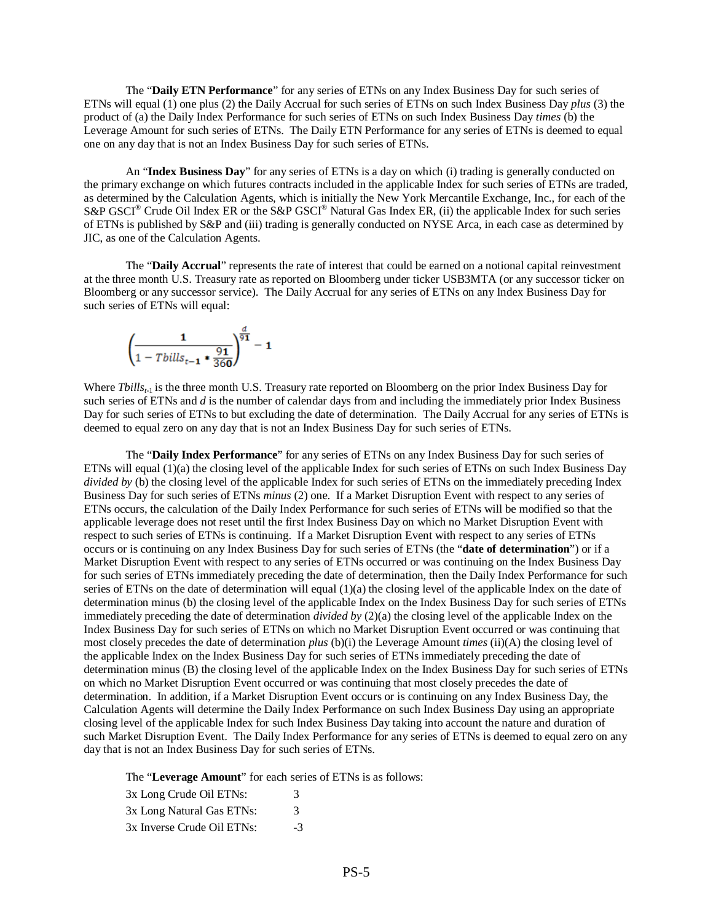The "**Daily ETN Performance**" for any series of ETNs on any Index Business Day for such series of ETNs will equal (1) one plus (2) the Daily Accrual for such series of ETNs on such Index Business Day *plus* (3) the product of (a) the Daily Index Performance for such series of ETNs on such Index Business Day *times* (b) the Leverage Amount for such series of ETNs. The Daily ETN Performance for any series of ETNs is deemed to equal one on any day that is not an Index Business Day for such series of ETNs.

An "**Index Business Day**" for any series of ETNs is a day on which (i) trading is generally conducted on the primary exchange on which futures contracts included in the applicable Index for such series of ETNs are traded, as determined by the Calculation Agents, which is initially the New York Mercantile Exchange, Inc., for each of the S&P GSCI® Crude Oil Index ER or the S&P GSCI® Natural Gas Index ER, (ii) the applicable Index for such series of ETNs is published by S&P and (iii) trading is generally conducted on NYSE Arca, in each case as determined by JIC, as one of the Calculation Agents.

The "**Daily Accrual**" represents the rate of interest that could be earned on a notional capital reinvestment at the three month U.S. Treasury rate as reported on Bloomberg under ticker USB3MTA (or any successor ticker on Bloomberg or any successor service). The Daily Accrual for any series of ETNs on any Index Business Day for such series of ETNs will equal:

$$\left(\frac{1}{1 - Tbills_{t-1} * \frac{91}{360}}\right)^{\frac{d}{91}} - 1$$

Where $Tbills_{t-1}$ is the three month U.S. Treasury rate reported on Bloomberg on the prior Index Business Day for such series of ETNs and $d$ is the number of calendar days from and including the immediately prior Index Business Day for such series of ETNs to but excluding the date of determination. The Daily Accrual for any series of ETNs is deemed to equal zero on any day that is not an Index Business Day for such series of ETNs.

The "**Daily Index Performance**" for any series of ETNs on any Index Business Day for such series of ETNs will equal (1)(a) the closing level of the applicable Index for such series of ETNs on such Index Business Day *divided by* (b) the closing level of the applicable Index for such series of ETNs on the immediately preceding Index Business Day for such series of ETNs *minus* (2) one. If a Market Disruption Event with respect to any series of ETNs occurs, the calculation of the Daily Index Performance for such series of ETNs will be modified so that the applicable leverage does not reset until the first Index Business Day on which no Market Disruption Event with respect to such series of ETNs is continuing. If a Market Disruption Event with respect to any series of ETNs occurs or is continuing on any Index Business Day for such series of ETNs (the "**date of determination**") or if a Market Disruption Event with respect to any series of ETNs occurred or was continuing on the Index Business Day for such series of ETNs immediately preceding the date of determination, then the Daily Index Performance for such series of ETNs on the date of determination will equal (1)(a) the closing level of the applicable Index on the date of determination minus (b) the closing level of the applicable Index on the Index Business Day for such series of ETNs immediately preceding the date of determination *divided by* (2)(a) the closing level of the applicable Index on the Index Business Day for such series of ETNs on which no Market Disruption Event occurred or was continuing that most closely precedes the date of determination *plus* (b)(i) the Leverage Amount *times* (ii)(A) the closing level of the applicable Index on the Index Business Day for such series of ETNs immediately preceding the date of determination minus (B) the closing level of the applicable Index on the Index Business Day for such series of ETNs on which no Market Disruption Event occurred or was continuing that most closely precedes the date of determination. In addition, if a Market Disruption Event occurs or is continuing on any Index Business Day, the Calculation Agents will determine the Daily Index Performance on such Index Business Day using an appropriate closing level of the applicable Index for such Index Business Day taking into account the nature and duration of such Market Disruption Event. The Daily Index Performance for any series of ETNs is deemed to equal zero on any day that is not an Index Business Day for such series of ETNs.

The "**Leverage Amount**" for each series of ETNs is as follows:

| | |
|---|---|
| 3x Long Crude Oil ETNs: | 3 |
| 3x Long Natural Gas ETNs: | 3 |
| 3x Inverse Crude Oil ETNs: | -3 |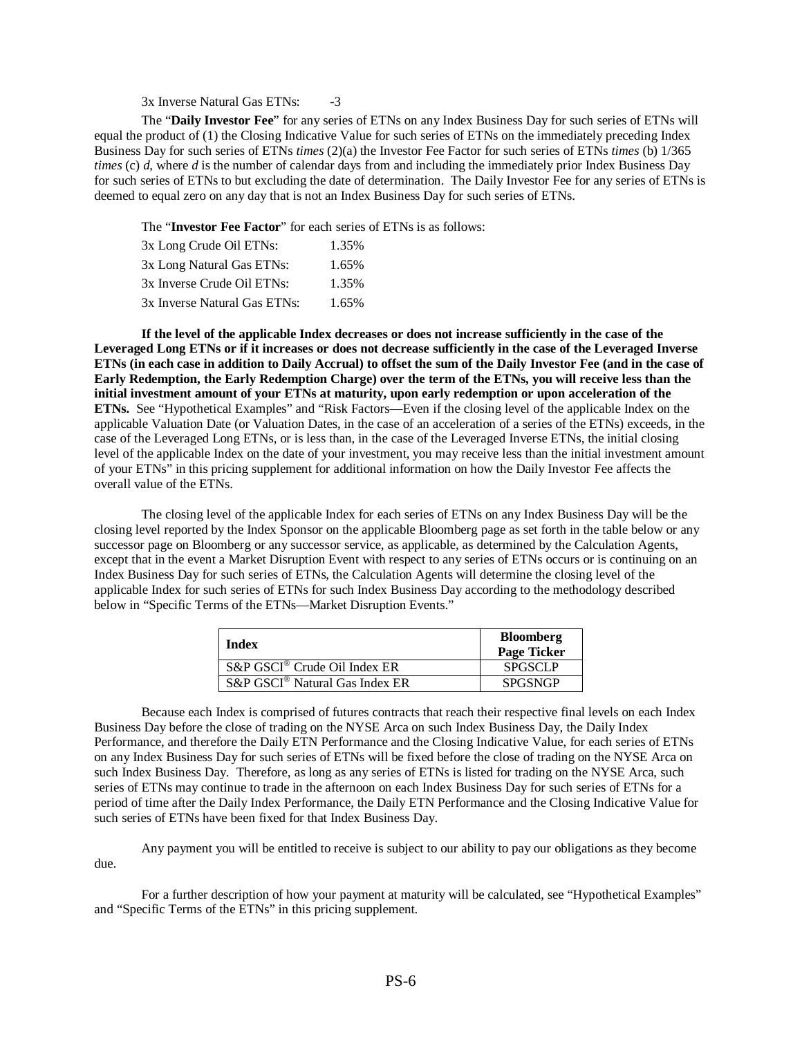3x Inverse Natural Gas ETNs: -3

The "**Daily Investor Fee**" for any series of ETNs on any Index Business Day for such series of ETNs will equal the product of (1) the Closing Indicative Value for such series of ETNs on the immediately preceding Index Business Day for such series of ETNs *times* (2)(a) the Investor Fee Factor for such series of ETNs *times* (b) 1/365 *times* (c) *d*, where *d* is the number of calendar days from and including the immediately prior Index Business Day for such series of ETNs to but excluding the date of determination. The Daily Investor Fee for any series of ETNs is deemed to equal zero on any day that is not an Index Business Day for such series of ETNs.

The "**Investor Fee Factor**" for each series of ETNs is as follows:

| | |
|---|---|
| 3x Long Crude Oil ETNs: | 1.35% |
| 3x Long Natural Gas ETNs: | 1.65% |
| 3x Inverse Crude Oil ETNs: | 1.35% |
| 3x Inverse Natural Gas ETNs: | 1.65% |

**If the level of the applicable Index decreases or does not increase sufficiently in the case of the Leveraged Long ETNs or if it increases or does not decrease sufficiently in the case of the Leveraged Inverse ETNs (in each case in addition to Daily Accrual) to offset the sum of the Daily Investor Fee (and in the case of Early Redemption, the Early Redemption Charge) over the term of the ETNs, you will receive less than the initial investment amount of your ETNs at maturity, upon early redemption or upon acceleration of the ETNs.** See "Hypothetical Examples" and "Risk Factors—Even if the closing level of the applicable Index on the applicable Valuation Date (or Valuation Dates, in the case of an acceleration of a series of the ETNs) exceeds, in the case of the Leveraged Long ETNs, or is less than, in the case of the Leveraged Inverse ETNs, the initial closing level of the applicable Index on the date of your investment, you may receive less than the initial investment amount of your ETNs" in this pricing supplement for additional information on how the Daily Investor Fee affects the overall value of the ETNs.

The closing level of the applicable Index for each series of ETNs on any Index Business Day will be the closing level reported by the Index Sponsor on the applicable Bloomberg page as set forth in the table below or any successor page on Bloomberg or any successor service, as applicable, as determined by the Calculation Agents, except that in the event a Market Disruption Event with respect to any series of ETNs occurs or is continuing on an Index Business Day for such series of ETNs, the Calculation Agents will determine the closing level of the applicable Index for such series of ETNs for such Index Business Day according to the methodology described below in "Specific Terms of the ETNs—Market Disruption Events."

| Index | Bloomberg Page Ticker |
|---|---|
| S&P GSCI® Crude Oil Index ER | SPGSCLP |
| S&P GSCI® Natural Gas Index ER | SPGSNGP |

Because each Index is comprised of futures contracts that reach their respective final levels on each Index Business Day before the close of trading on the NYSE Arca on such Index Business Day, the Daily Index Performance, and therefore the Daily ETN Performance and the Closing Indicative Value, for each series of ETNs on any Index Business Day for such series of ETNs will be fixed before the close of trading on the NYSE Arca on such Index Business Day. Therefore, as long as any series of ETNs is listed for trading on the NYSE Arca, such series of ETNs may continue to trade in the afternoon on each Index Business Day for such series of ETNs for a period of time after the Daily Index Performance, the Daily ETN Performance and the Closing Indicative Value for such series of ETNs have been fixed for that Index Business Day.

Any payment you will be entitled to receive is subject to our ability to pay our obligations as they become due.

For a further description of how your payment at maturity will be calculated, see "Hypothetical Examples" and "Specific Terms of the ETNs" in this pricing supplement.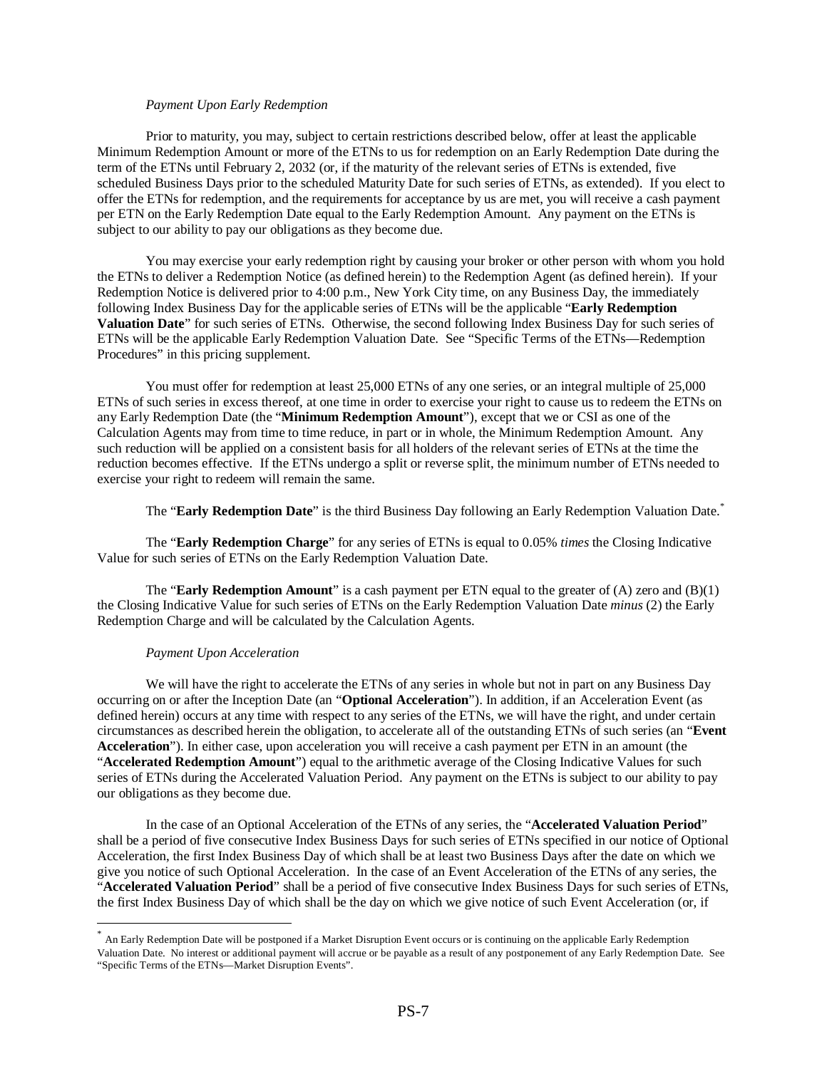*Payment Upon Early Redemption*

Prior to maturity, you may, subject to certain restrictions described below, offer at least the applicable Minimum Redemption Amount or more of the ETNs to us for redemption on an Early Redemption Date during the term of the ETNs until February 2, 2032 (or, if the maturity of the relevant series of ETNs is extended, five scheduled Business Days prior to the scheduled Maturity Date for such series of ETNs, as extended). If you elect to offer the ETNs for redemption, and the requirements for acceptance by us are met, you will receive a cash payment per ETN on the Early Redemption Date equal to the Early Redemption Amount. Any payment on the ETNs is subject to our ability to pay our obligations as they become due.

You may exercise your early redemption right by causing your broker or other person with whom you hold the ETNs to deliver a Redemption Notice (as defined herein) to the Redemption Agent (as defined herein). If your Redemption Notice is delivered prior to 4:00 p.m., New York City time, on any Business Day, the immediately following Index Business Day for the applicable series of ETNs will be the applicable "**Early Redemption Valuation Date**" for such series of ETNs. Otherwise, the second following Index Business Day for such series of ETNs will be the applicable Early Redemption Valuation Date. See "Specific Terms of the ETNs—Redemption Procedures" in this pricing supplement.

You must offer for redemption at least 25,000 ETNs of any one series, or an integral multiple of 25,000 ETNs of such series in excess thereof, at one time in order to exercise your right to cause us to redeem the ETNs on any Early Redemption Date (the "**Minimum Redemption Amount**"), except that we or CSI as one of the Calculation Agents may from time to time reduce, in part or in whole, the Minimum Redemption Amount. Any such reduction will be applied on a consistent basis for all holders of the relevant series of ETNs at the time the reduction becomes effective. If the ETNs undergo a split or reverse split, the minimum number of ETNs needed to exercise your right to redeem will remain the same.

The "**Early Redemption Date**" is the third Business Day following an Early Redemption Valuation Date.*

The "**Early Redemption Charge**" for any series of ETNs is equal to 0.05% *times* the Closing Indicative Value for such series of ETNs on the Early Redemption Valuation Date.

The "**Early Redemption Amount**" is a cash payment per ETN equal to the greater of (A) zero and (B)(1) the Closing Indicative Value for such series of ETNs on the Early Redemption Valuation Date *minus* (2) the Early Redemption Charge and will be calculated by the Calculation Agents.

*Payment Upon Acceleration*

We will have the right to accelerate the ETNs of any series in whole but not in part on any Business Day occurring on or after the Inception Date (an "**Optional Acceleration**"). In addition, if an Acceleration Event (as defined herein) occurs at any time with respect to any series of the ETNs, we will have the right, and under certain circumstances as described herein the obligation, to accelerate all of the outstanding ETNs of such series (an "**Event Acceleration**"). In either case, upon acceleration you will receive a cash payment per ETN in an amount (the "**Accelerated Redemption Amount**") equal to the arithmetic average of the Closing Indicative Values for such series of ETNs during the Accelerated Valuation Period. Any payment on the ETNs is subject to our ability to pay our obligations as they become due.

In the case of an Optional Acceleration of the ETNs of any series, the "**Accelerated Valuation Period**" shall be a period of five consecutive Index Business Days for such series of ETNs specified in our notice of Optional Acceleration, the first Index Business Day of which shall be at least two Business Days after the date on which we give you notice of such Optional Acceleration. In the case of an Event Acceleration of the ETNs of any series, the "**Accelerated Valuation Period**" shall be a period of five consecutive Index Business Days for such series of ETNs, the first Index Business Day of which shall be the day on which we give notice of such Event Acceleration (or, if

---

* An Early Redemption Date will be postponed if a Market Disruption Event occurs or is continuing on the applicable Early Redemption Valuation Date. No interest or additional payment will accrue or be payable as a result of any postponement of any Early Redemption Date. See "Specific Terms of the ETNs—Market Disruption Events".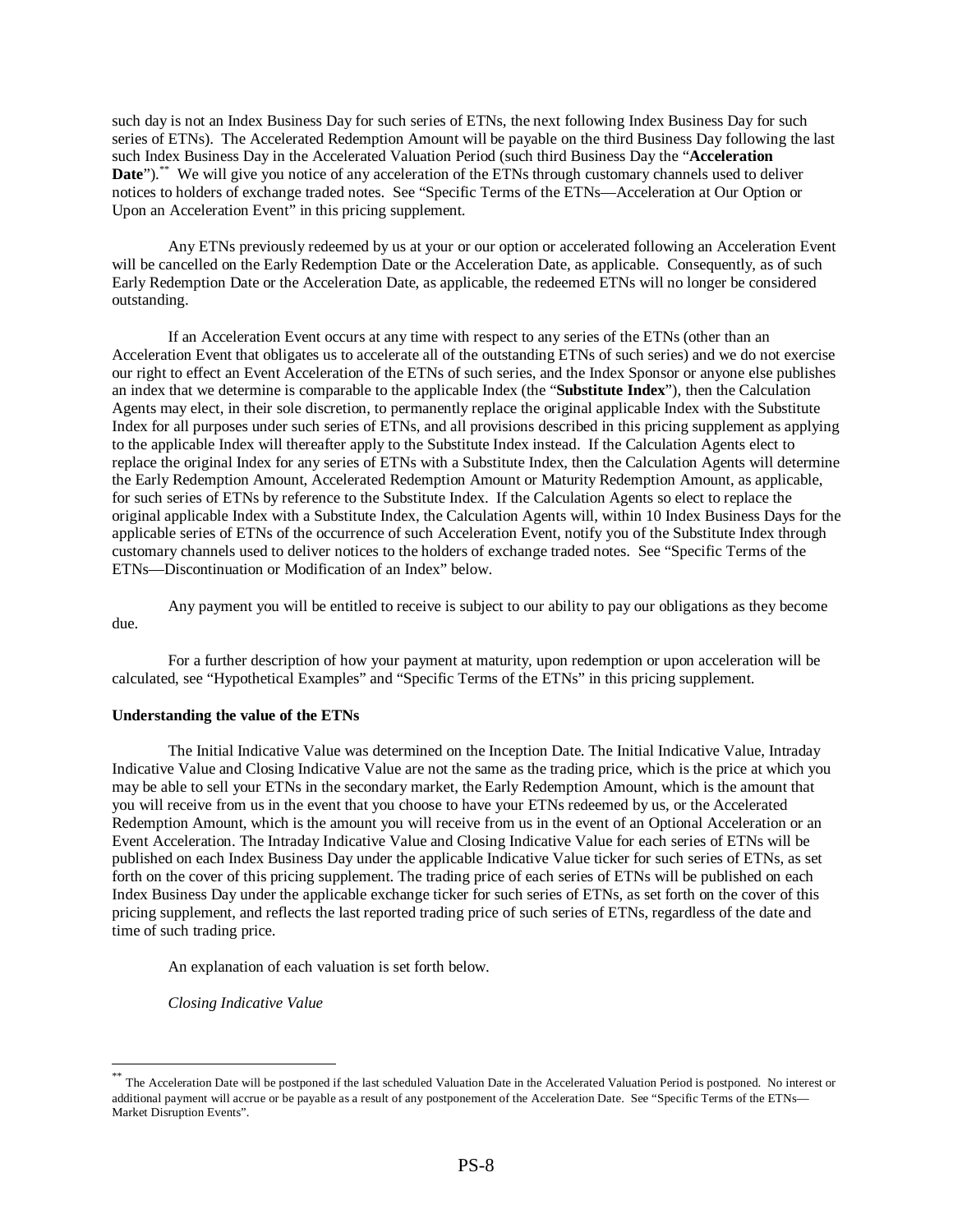such day is not an Index Business Day for such series of ETNs, the next following Index Business Day for such series of ETNs). The Accelerated Redemption Amount will be payable on the third Business Day following the last such Index Business Day in the Accelerated Valuation Period (such third Business Day the "**Acceleration Date**").[**] We will give you notice of any acceleration of the ETNs through customary channels used to deliver notices to holders of exchange traded notes. See "Specific Terms of the ETNs—Acceleration at Our Option or Upon an Acceleration Event" in this pricing supplement.

Any ETNs previously redeemed by us at your or our option or accelerated following an Acceleration Event will be cancelled on the Early Redemption Date or the Acceleration Date, as applicable. Consequently, as of such Early Redemption Date or the Acceleration Date, as applicable, the redeemed ETNs will no longer be considered outstanding.

If an Acceleration Event occurs at any time with respect to any series of the ETNs (other than an Acceleration Event that obligates us to accelerate all of the outstanding ETNs of such series) and we do not exercise our right to effect an Event Acceleration of the ETNs of such series, and the Index Sponsor or anyone else publishes an index that we determine is comparable to the applicable Index (the "**Substitute Index**"), then the Calculation Agents may elect, in their sole discretion, to permanently replace the original applicable Index with the Substitute Index for all purposes under such series of ETNs, and all provisions described in this pricing supplement as applying to the applicable Index will thereafter apply to the Substitute Index instead. If the Calculation Agents elect to replace the original Index for any series of ETNs with a Substitute Index, then the Calculation Agents will determine the Early Redemption Amount, Accelerated Redemption Amount or Maturity Redemption Amount, as applicable, for such series of ETNs by reference to the Substitute Index. If the Calculation Agents so elect to replace the original applicable Index with a Substitute Index, the Calculation Agents will, within 10 Index Business Days for the applicable series of ETNs of the occurrence of such Acceleration Event, notify you of the Substitute Index through customary channels used to deliver notices to the holders of exchange traded notes. See "Specific Terms of the ETNs—Discontinuation or Modification of an Index" below.

Any payment you will be entitled to receive is subject to our ability to pay our obligations as they become due.

For a further description of how your payment at maturity, upon redemption or upon acceleration will be calculated, see "Hypothetical Examples" and "Specific Terms of the ETNs" in this pricing supplement.

**Understanding the value of the ETNs**

The Initial Indicative Value was determined on the Inception Date. The Initial Indicative Value, Intraday Indicative Value and Closing Indicative Value are not the same as the trading price, which is the price at which you may be able to sell your ETNs in the secondary market, the Early Redemption Amount, which is the amount that you will receive from us in the event that you choose to have your ETNs redeemed by us, or the Accelerated Redemption Amount, which is the amount you will receive from us in the event of an Optional Acceleration or an Event Acceleration. The Intraday Indicative Value and Closing Indicative Value for each series of ETNs will be published on each Index Business Day under the applicable Indicative Value ticker for such series of ETNs, as set forth on the cover of this pricing supplement. The trading price of each series of ETNs will be published on each Index Business Day under the applicable exchange ticker for such series of ETNs, as set forth on the cover of this pricing supplement, and reflects the last reported trading price of such series of ETNs, regardless of the date and time of such trading price.

An explanation of each valuation is set forth below.

*Closing Indicative Value*

[**] The Acceleration Date will be postponed if the last scheduled Valuation Date in the Accelerated Valuation Period is postponed. No interest or additional payment will accrue or be payable as a result of any postponement of the Acceleration Date. See "Specific Terms of the ETNs—Market Disruption Events".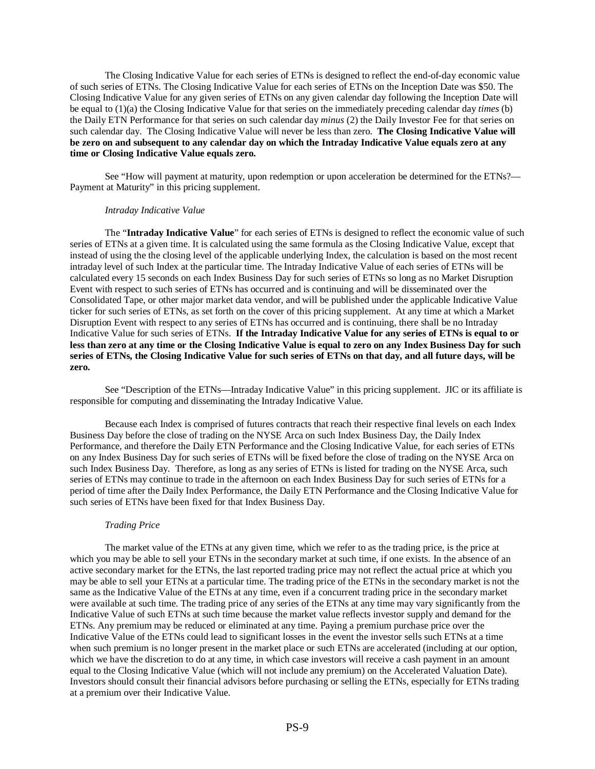The Closing Indicative Value for each series of ETNs is designed to reflect the end-of-day economic value of such series of ETNs. The Closing Indicative Value for each series of ETNs on the Inception Date was $50. The Closing Indicative Value for any given series of ETNs on any given calendar day following the Inception Date will be equal to (1)(a) the Closing Indicative Value for that series on the immediately preceding calendar day *times* (b) the Daily ETN Performance for that series on such calendar day *minus* (2) the Daily Investor Fee for that series on such calendar day. The Closing Indicative Value will never be less than zero. **The Closing Indicative Value will be zero on and subsequent to any calendar day on which the Intraday Indicative Value equals zero at any time or Closing Indicative Value equals zero.**

See "How will payment at maturity, upon redemption or upon acceleration be determined for the ETNs?—Payment at Maturity" in this pricing supplement.

*Intraday Indicative Value*

The "**Intraday Indicative Value**" for each series of ETNs is designed to reflect the economic value of such series of ETNs at a given time. It is calculated using the same formula as the Closing Indicative Value, except that instead of using the the closing level of the applicable underlying Index, the calculation is based on the most recent intraday level of such Index at the particular time. The Intraday Indicative Value of each series of ETNs will be calculated every 15 seconds on each Index Business Day for such series of ETNs so long as no Market Disruption Event with respect to such series of ETNs has occurred and is continuing and will be disseminated over the Consolidated Tape, or other major market data vendor, and will be published under the applicable Indicative Value ticker for such series of ETNs, as set forth on the cover of this pricing supplement. At any time at which a Market Disruption Event with respect to any series of ETNs has occurred and is continuing, there shall be no Intraday Indicative Value for such series of ETNs. **If the Intraday Indicative Value for any series of ETNs is equal to or less than zero at any time or the Closing Indicative Value is equal to zero on any Index Business Day for such series of ETNs, the Closing Indicative Value for such series of ETNs on that day, and all future days, will be zero.**

See "Description of the ETNs—Intraday Indicative Value" in this pricing supplement. JIC or its affiliate is responsible for computing and disseminating the Intraday Indicative Value.

Because each Index is comprised of futures contracts that reach their respective final levels on each Index Business Day before the close of trading on the NYSE Arca on such Index Business Day, the Daily Index Performance, and therefore the Daily ETN Performance and the Closing Indicative Value, for each series of ETNs on any Index Business Day for such series of ETNs will be fixed before the close of trading on the NYSE Arca on such Index Business Day. Therefore, as long as any series of ETNs is listed for trading on the NYSE Arca, such series of ETNs may continue to trade in the afternoon on each Index Business Day for such series of ETNs for a period of time after the Daily Index Performance, the Daily ETN Performance and the Closing Indicative Value for such series of ETNs have been fixed for that Index Business Day.

*Trading Price*

The market value of the ETNs at any given time, which we refer to as the trading price, is the price at which you may be able to sell your ETNs in the secondary market at such time, if one exists. In the absence of an active secondary market for the ETNs, the last reported trading price may not reflect the actual price at which you may be able to sell your ETNs at a particular time. The trading price of the ETNs in the secondary market is not the same as the Indicative Value of the ETNs at any time, even if a concurrent trading price in the secondary market were available at such time. The trading price of any series of the ETNs at any time may vary significantly from the Indicative Value of such ETNs at such time because the market value reflects investor supply and demand for the ETNs. Any premium may be reduced or eliminated at any time. Paying a premium purchase price over the Indicative Value of the ETNs could lead to significant losses in the event the investor sells such ETNs at a time when such premium is no longer present in the market place or such ETNs are accelerated (including at our option, which we have the discretion to do at any time, in which case investors will receive a cash payment in an amount equal to the Closing Indicative Value (which will not include any premium) on the Accelerated Valuation Date). Investors should consult their financial advisors before purchasing or selling the ETNs, especially for ETNs trading at a premium over their Indicative Value.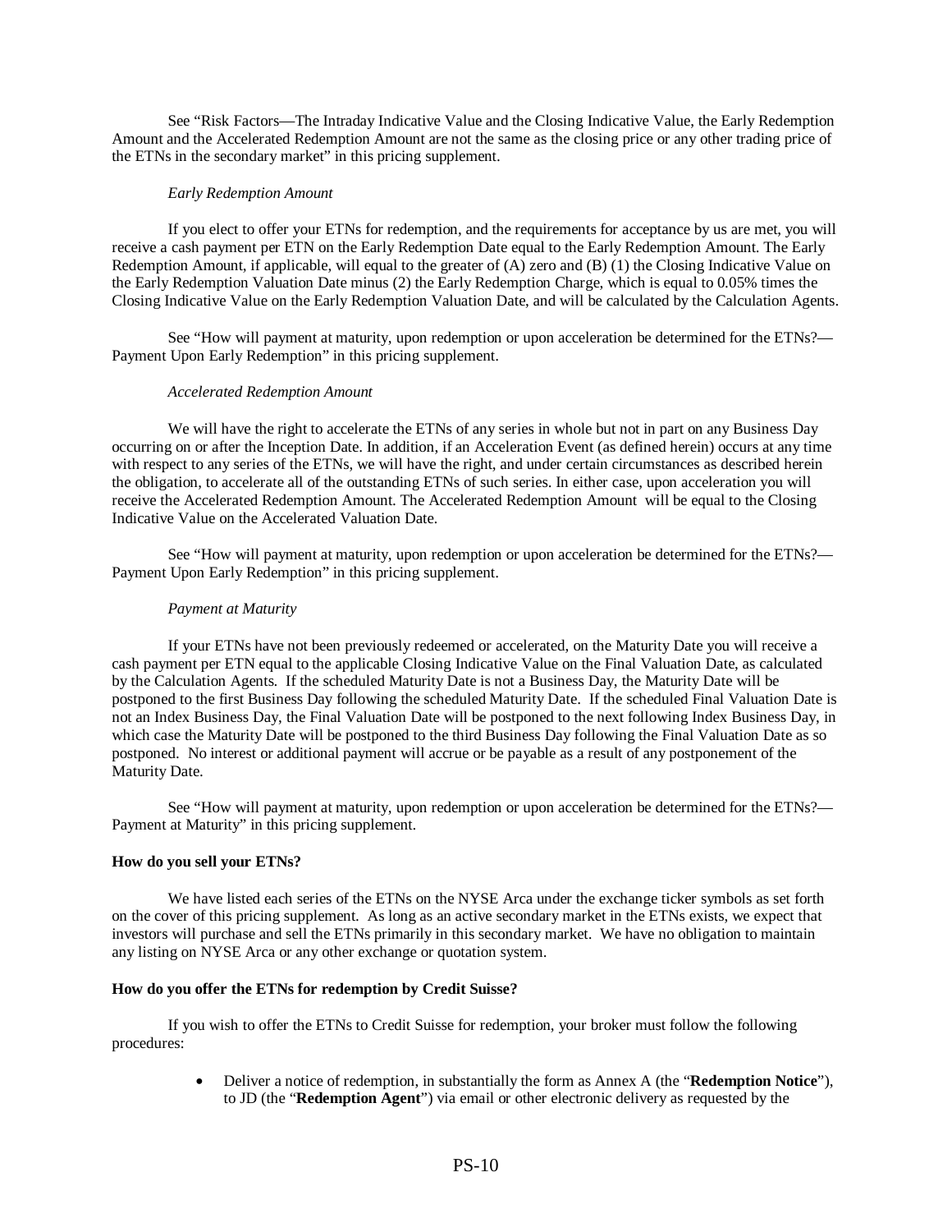See "Risk Factors—The Intraday Indicative Value and the Closing Indicative Value, the Early Redemption Amount and the Accelerated Redemption Amount are not the same as the closing price or any other trading price of the ETNs in the secondary market" in this pricing supplement.

*Early Redemption Amount*

If you elect to offer your ETNs for redemption, and the requirements for acceptance by us are met, you will receive a cash payment per ETN on the Early Redemption Date equal to the Early Redemption Amount. The Early Redemption Amount, if applicable, will equal to the greater of (A) zero and (B) (1) the Closing Indicative Value on the Early Redemption Valuation Date minus (2) the Early Redemption Charge, which is equal to 0.05% times the Closing Indicative Value on the Early Redemption Valuation Date, and will be calculated by the Calculation Agents.

See "How will payment at maturity, upon redemption or upon acceleration be determined for the ETNs?—Payment Upon Early Redemption" in this pricing supplement.

*Accelerated Redemption Amount*

We will have the right to accelerate the ETNs of any series in whole but not in part on any Business Day occurring on or after the Inception Date. In addition, if an Acceleration Event (as defined herein) occurs at any time with respect to any series of the ETNs, we will have the right, and under certain circumstances as described herein the obligation, to accelerate all of the outstanding ETNs of such series. In either case, upon acceleration you will receive the Accelerated Redemption Amount. The Accelerated Redemption Amount will be equal to the Closing Indicative Value on the Accelerated Valuation Date.

See "How will payment at maturity, upon redemption or upon acceleration be determined for the ETNs?—Payment Upon Early Redemption" in this pricing supplement.

*Payment at Maturity*

If your ETNs have not been previously redeemed or accelerated, on the Maturity Date you will receive a cash payment per ETN equal to the applicable Closing Indicative Value on the Final Valuation Date, as calculated by the Calculation Agents. If the scheduled Maturity Date is not a Business Day, the Maturity Date will be postponed to the first Business Day following the scheduled Maturity Date. If the scheduled Final Valuation Date is not an Index Business Day, the Final Valuation Date will be postponed to the next following Index Business Day, in which case the Maturity Date will be postponed to the third Business Day following the Final Valuation Date as so postponed. No interest or additional payment will accrue or be payable as a result of any postponement of the Maturity Date.

See "How will payment at maturity, upon redemption or upon acceleration be determined for the ETNs?—Payment at Maturity" in this pricing supplement.

**How do you sell your ETNs?**

We have listed each series of the ETNs on the NYSE Arca under the exchange ticker symbols as set forth on the cover of this pricing supplement. As long as an active secondary market in the ETNs exists, we expect that investors will purchase and sell the ETNs primarily in this secondary market. We have no obligation to maintain any listing on NYSE Arca or any other exchange or quotation system.

**How do you offer the ETNs for redemption by Credit Suisse?**

If you wish to offer the ETNs to Credit Suisse for redemption, your broker must follow the following procedures:

- Deliver a notice of redemption, in substantially the form as Annex A (the "**Redemption Notice**"), to JD (the "**Redemption Agent**") via email or other electronic delivery as requested by the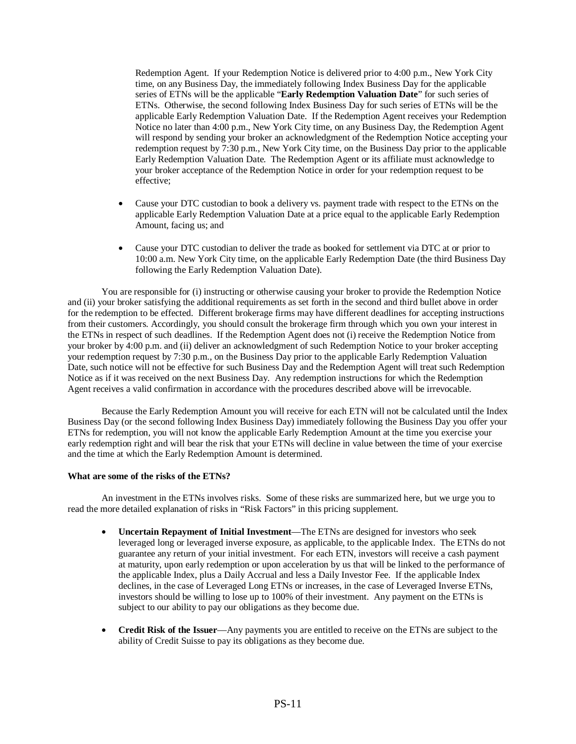Redemption Agent. If your Redemption Notice is delivered prior to 4:00 p.m., New York City time, on any Business Day, the immediately following Index Business Day for the applicable series of ETNs will be the applicable "**Early Redemption Valuation Date**" for such series of ETNs. Otherwise, the second following Index Business Day for such series of ETNs will be the applicable Early Redemption Valuation Date. If the Redemption Agent receives your Redemption Notice no later than 4:00 p.m., New York City time, on any Business Day, the Redemption Agent will respond by sending your broker an acknowledgment of the Redemption Notice accepting your redemption request by 7:30 p.m., New York City time, on the Business Day prior to the applicable Early Redemption Valuation Date. The Redemption Agent or its affiliate must acknowledge to your broker acceptance of the Redemption Notice in order for your redemption request to be effective;

- Cause your DTC custodian to book a delivery vs. payment trade with respect to the ETNs on the applicable Early Redemption Valuation Date at a price equal to the applicable Early Redemption Amount, facing us; and

- Cause your DTC custodian to deliver the trade as booked for settlement via DTC at or prior to 10:00 a.m. New York City time, on the applicable Early Redemption Date (the third Business Day following the Early Redemption Valuation Date).

You are responsible for (i) instructing or otherwise causing your broker to provide the Redemption Notice and (ii) your broker satisfying the additional requirements as set forth in the second and third bullet above in order for the redemption to be effected. Different brokerage firms may have different deadlines for accepting instructions from their customers. Accordingly, you should consult the brokerage firm through which you own your interest in the ETNs in respect of such deadlines. If the Redemption Agent does not (i) receive the Redemption Notice from your broker by 4:00 p.m. and (ii) deliver an acknowledgment of such Redemption Notice to your broker accepting your redemption request by 7:30 p.m., on the Business Day prior to the applicable Early Redemption Valuation Date, such notice will not be effective for such Business Day and the Redemption Agent will treat such Redemption Notice as if it was received on the next Business Day. Any redemption instructions for which the Redemption Agent receives a valid confirmation in accordance with the procedures described above will be irrevocable.

Because the Early Redemption Amount you will receive for each ETN will not be calculated until the Index Business Day (or the second following Index Business Day) immediately following the Business Day you offer your ETNs for redemption, you will not know the applicable Early Redemption Amount at the time you exercise your early redemption right and will bear the risk that your ETNs will decline in value between the time of your exercise and the time at which the Early Redemption Amount is determined.

**What are some of the risks of the ETNs?**

An investment in the ETNs involves risks. Some of these risks are summarized here, but we urge you to read the more detailed explanation of risks in "Risk Factors" in this pricing supplement.

- **Uncertain Repayment of Initial Investment**—The ETNs are designed for investors who seek leveraged long or leveraged inverse exposure, as applicable, to the applicable Index. The ETNs do not guarantee any return of your initial investment. For each ETN, investors will receive a cash payment at maturity, upon early redemption or upon acceleration by us that will be linked to the performance of the applicable Index, plus a Daily Accrual and less a Daily Investor Fee. If the applicable Index declines, in the case of Leveraged Long ETNs or increases, in the case of Leveraged Inverse ETNs, investors should be willing to lose up to 100% of their investment. Any payment on the ETNs is subject to our ability to pay our obligations as they become due.

- **Credit Risk of the Issuer**—Any payments you are entitled to receive on the ETNs are subject to the ability of Credit Suisse to pay its obligations as they become due.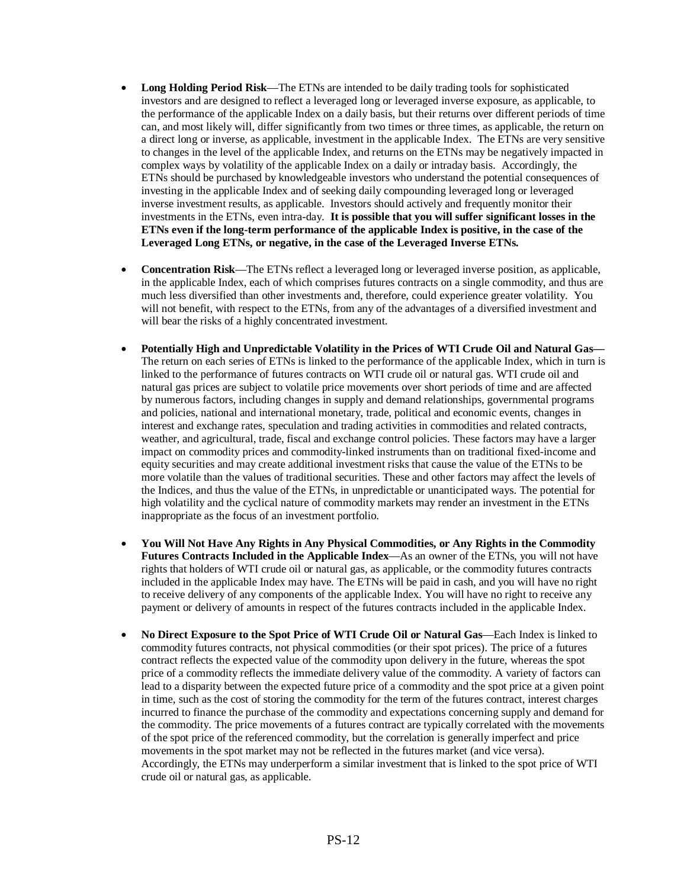- **Long Holding Period Risk**—The ETNs are intended to be daily trading tools for sophisticated investors and are designed to reflect a leveraged long or leveraged inverse exposure, as applicable, to the performance of the applicable Index on a daily basis, but their returns over different periods of time can, and most likely will, differ significantly from two times or three times, as applicable, the return on a direct long or inverse, as applicable, investment in the applicable Index. The ETNs are very sensitive to changes in the level of the applicable Index, and returns on the ETNs may be negatively impacted in complex ways by volatility of the applicable Index on a daily or intraday basis. Accordingly, the ETNs should be purchased by knowledgeable investors who understand the potential consequences of investing in the applicable Index and of seeking daily compounding leveraged long or leveraged inverse investment results, as applicable. Investors should actively and frequently monitor their investments in the ETNs, even intra-day. **It is possible that you will suffer significant losses in the ETNs even if the long-term performance of the applicable Index is positive, in the case of the Leveraged Long ETNs, or negative, in the case of the Leveraged Inverse ETNs.**

- **Concentration Risk**—The ETNs reflect a leveraged long or leveraged inverse position, as applicable, in the applicable Index, each of which comprises futures contracts on a single commodity, and thus are much less diversified than other investments and, therefore, could experience greater volatility. You will not benefit, with respect to the ETNs, from any of the advantages of a diversified investment and will bear the risks of a highly concentrated investment.

- **Potentially High and Unpredictable Volatility in the Prices of WTI Crude Oil and Natural Gas—** The return on each series of ETNs is linked to the performance of the applicable Index, which in turn is linked to the performance of futures contracts on WTI crude oil or natural gas. WTI crude oil and natural gas prices are subject to volatile price movements over short periods of time and are affected by numerous factors, including changes in supply and demand relationships, governmental programs and policies, national and international monetary, trade, political and economic events, changes in interest and exchange rates, speculation and trading activities in commodities and related contracts, weather, and agricultural, trade, fiscal and exchange control policies. These factors may have a larger impact on commodity prices and commodity-linked instruments than on traditional fixed-income and equity securities and may create additional investment risks that cause the value of the ETNs to be more volatile than the values of traditional securities. These and other factors may affect the levels of the Indices, and thus the value of the ETNs, in unpredictable or unanticipated ways. The potential for high volatility and the cyclical nature of commodity markets may render an investment in the ETNs inappropriate as the focus of an investment portfolio.

- **You Will Not Have Any Rights in Any Physical Commodities, or Any Rights in the Commodity Futures Contracts Included in the Applicable Index**—As an owner of the ETNs, you will not have rights that holders of WTI crude oil or natural gas, as applicable, or the commodity futures contracts included in the applicable Index may have. The ETNs will be paid in cash, and you will have no right to receive delivery of any components of the applicable Index. You will have no right to receive any payment or delivery of amounts in respect of the futures contracts included in the applicable Index.

- **No Direct Exposure to the Spot Price of WTI Crude Oil or Natural Gas**—Each Index is linked to commodity futures contracts, not physical commodities (or their spot prices). The price of a futures contract reflects the expected value of the commodity upon delivery in the future, whereas the spot price of a commodity reflects the immediate delivery value of the commodity. A variety of factors can lead to a disparity between the expected future price of a commodity and the spot price at a given point in time, such as the cost of storing the commodity for the term of the futures contract, interest charges incurred to finance the purchase of the commodity and expectations concerning supply and demand for the commodity. The price movements of a futures contract are typically correlated with the movements of the spot price of the referenced commodity, but the correlation is generally imperfect and price movements in the spot market may not be reflected in the futures market (and vice versa). Accordingly, the ETNs may underperform a similar investment that is linked to the spot price of WTI crude oil or natural gas, as applicable.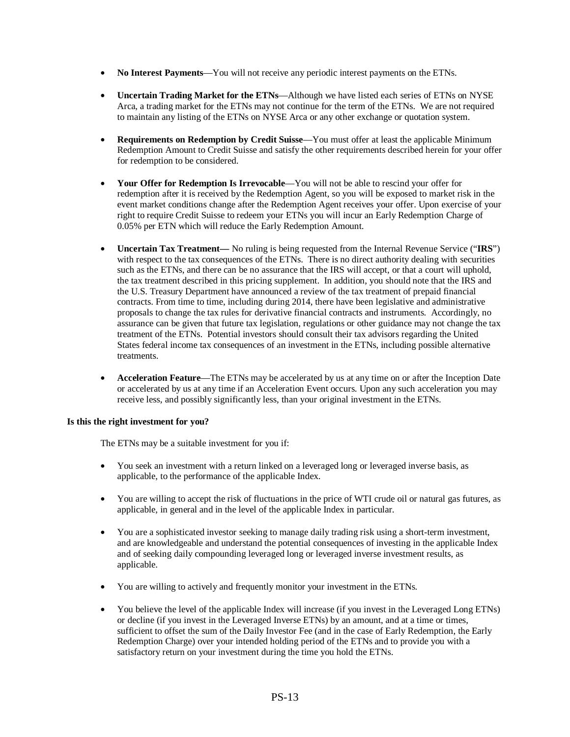- **No Interest Payments**—You will not receive any periodic interest payments on the ETNs.

- **Uncertain Trading Market for the ETNs**—Although we have listed each series of ETNs on NYSE Arca, a trading market for the ETNs may not continue for the term of the ETNs. We are not required to maintain any listing of the ETNs on NYSE Arca or any other exchange or quotation system.

- **Requirements on Redemption by Credit Suisse**—You must offer at least the applicable Minimum Redemption Amount to Credit Suisse and satisfy the other requirements described herein for your offer for redemption to be considered.

- **Your Offer for Redemption Is Irrevocable**—You will not be able to rescind your offer for redemption after it is received by the Redemption Agent, so you will be exposed to market risk in the event market conditions change after the Redemption Agent receives your offer. Upon exercise of your right to require Credit Suisse to redeem your ETNs you will incur an Early Redemption Charge of 0.05% per ETN which will reduce the Early Redemption Amount.

- **Uncertain Tax Treatment—** No ruling is being requested from the Internal Revenue Service ("**IRS**") with respect to the tax consequences of the ETNs. There is no direct authority dealing with securities such as the ETNs, and there can be no assurance that the IRS will accept, or that a court will uphold, the tax treatment described in this pricing supplement. In addition, you should note that the IRS and the U.S. Treasury Department have announced a review of the tax treatment of prepaid financial contracts. From time to time, including during 2014, there have been legislative and administrative proposals to change the tax rules for derivative financial contracts and instruments. Accordingly, no assurance can be given that future tax legislation, regulations or other guidance may not change the tax treatment of the ETNs. Potential investors should consult their tax advisors regarding the United States federal income tax consequences of an investment in the ETNs, including possible alternative treatments.

- **Acceleration Feature**—The ETNs may be accelerated by us at any time on or after the Inception Date or accelerated by us at any time if an Acceleration Event occurs. Upon any such acceleration you may receive less, and possibly significantly less, than your original investment in the ETNs.

**Is this the right investment for you?**

The ETNs may be a suitable investment for you if:

- You seek an investment with a return linked on a leveraged long or leveraged inverse basis, as applicable, to the performance of the applicable Index.

- You are willing to accept the risk of fluctuations in the price of WTI crude oil or natural gas futures, as applicable, in general and in the level of the applicable Index in particular.

- You are a sophisticated investor seeking to manage daily trading risk using a short-term investment, and are knowledgeable and understand the potential consequences of investing in the applicable Index and of seeking daily compounding leveraged long or leveraged inverse investment results, as applicable.

- You are willing to actively and frequently monitor your investment in the ETNs.

- You believe the level of the applicable Index will increase (if you invest in the Leveraged Long ETNs) or decline (if you invest in the Leveraged Inverse ETNs) by an amount, and at a time or times, sufficient to offset the sum of the Daily Investor Fee (and in the case of Early Redemption, the Early Redemption Charge) over your intended holding period of the ETNs and to provide you with a satisfactory return on your investment during the time you hold the ETNs.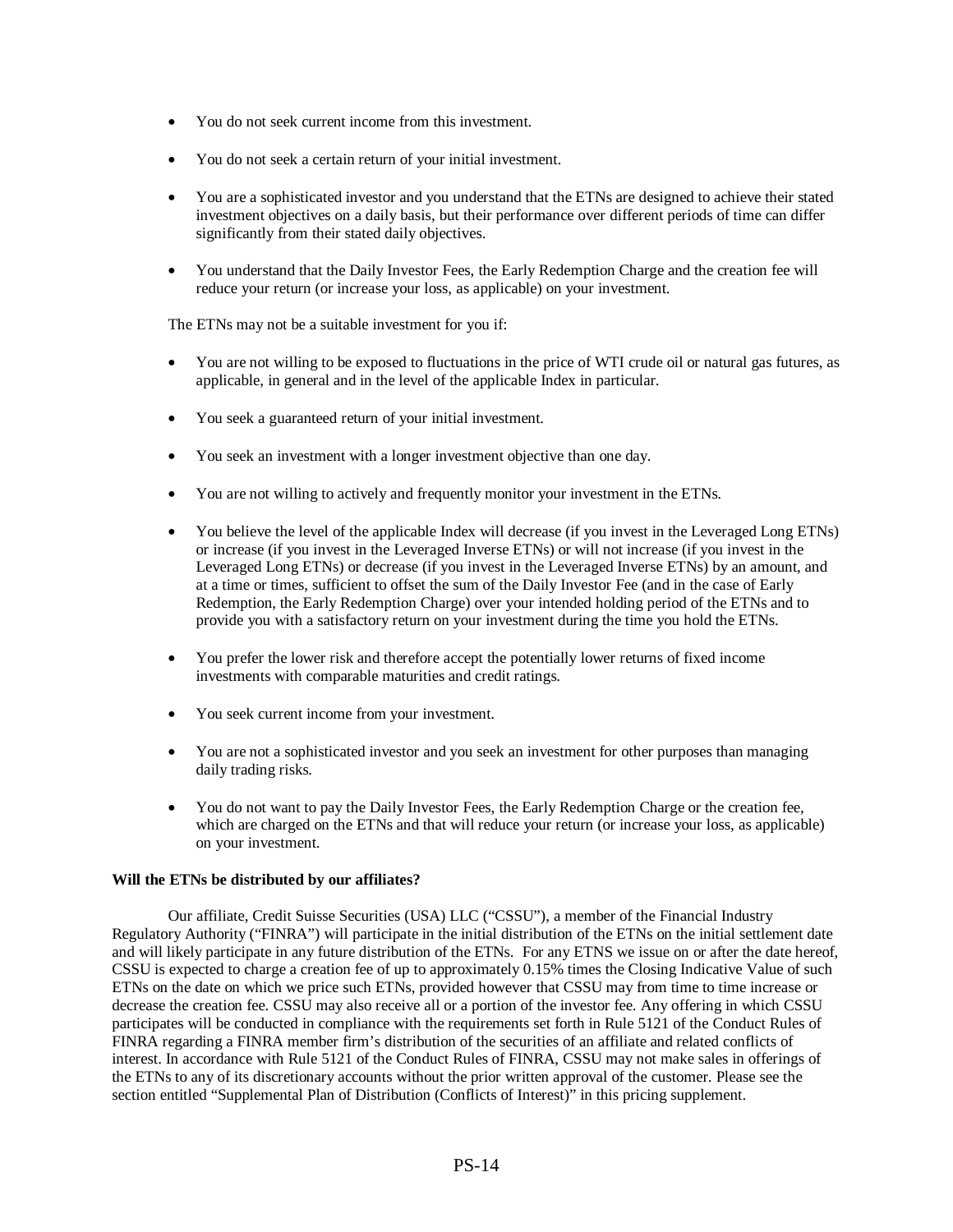- You do not seek current income from this investment.
- You do not seek a certain return of your initial investment.
- You are a sophisticated investor and you understand that the ETNs are designed to achieve their stated investment objectives on a daily basis, but their performance over different periods of time can differ significantly from their stated daily objectives.
- You understand that the Daily Investor Fees, the Early Redemption Charge and the creation fee will reduce your return (or increase your loss, as applicable) on your investment.

The ETNs may not be a suitable investment for you if:

- You are not willing to be exposed to fluctuations in the price of WTI crude oil or natural gas futures, as applicable, in general and in the level of the applicable Index in particular.
- You seek a guaranteed return of your initial investment.
- You seek an investment with a longer investment objective than one day.
- You are not willing to actively and frequently monitor your investment in the ETNs.
- You believe the level of the applicable Index will decrease (if you invest in the Leveraged Long ETNs) or increase (if you invest in the Leveraged Inverse ETNs) or will not increase (if you invest in the Leveraged Long ETNs) or decrease (if you invest in the Leveraged Inverse ETNs) by an amount, and at a time or times, sufficient to offset the sum of the Daily Investor Fee (and in the case of Early Redemption, the Early Redemption Charge) over your intended holding period of the ETNs and to provide you with a satisfactory return on your investment during the time you hold the ETNs.
- You prefer the lower risk and therefore accept the potentially lower returns of fixed income investments with comparable maturities and credit ratings.
- You seek current income from your investment.
- You are not a sophisticated investor and you seek an investment for other purposes than managing daily trading risks.
- You do not want to pay the Daily Investor Fees, the Early Redemption Charge or the creation fee, which are charged on the ETNs and that will reduce your return (or increase your loss, as applicable) on your investment.

**Will the ETNs be distributed by our affiliates?**

Our affiliate, Credit Suisse Securities (USA) LLC ("CSSU"), a member of the Financial Industry Regulatory Authority ("FINRA") will participate in the initial distribution of the ETNs on the initial settlement date and will likely participate in any future distribution of the ETNs. For any ETNS we issue on or after the date hereof, CSSU is expected to charge a creation fee of up to approximately 0.15% times the Closing Indicative Value of such ETNs on the date on which we price such ETNs, provided however that CSSU may from time to time increase or decrease the creation fee. CSSU may also receive all or a portion of the investor fee. Any offering in which CSSU participates will be conducted in compliance with the requirements set forth in Rule 5121 of the Conduct Rules of FINRA regarding a FINRA member firm's distribution of the securities of an affiliate and related conflicts of interest. In accordance with Rule 5121 of the Conduct Rules of FINRA, CSSU may not make sales in offerings of the ETNs to any of its discretionary accounts without the prior written approval of the customer. Please see the section entitled "Supplemental Plan of Distribution (Conflicts of Interest)" in this pricing supplement.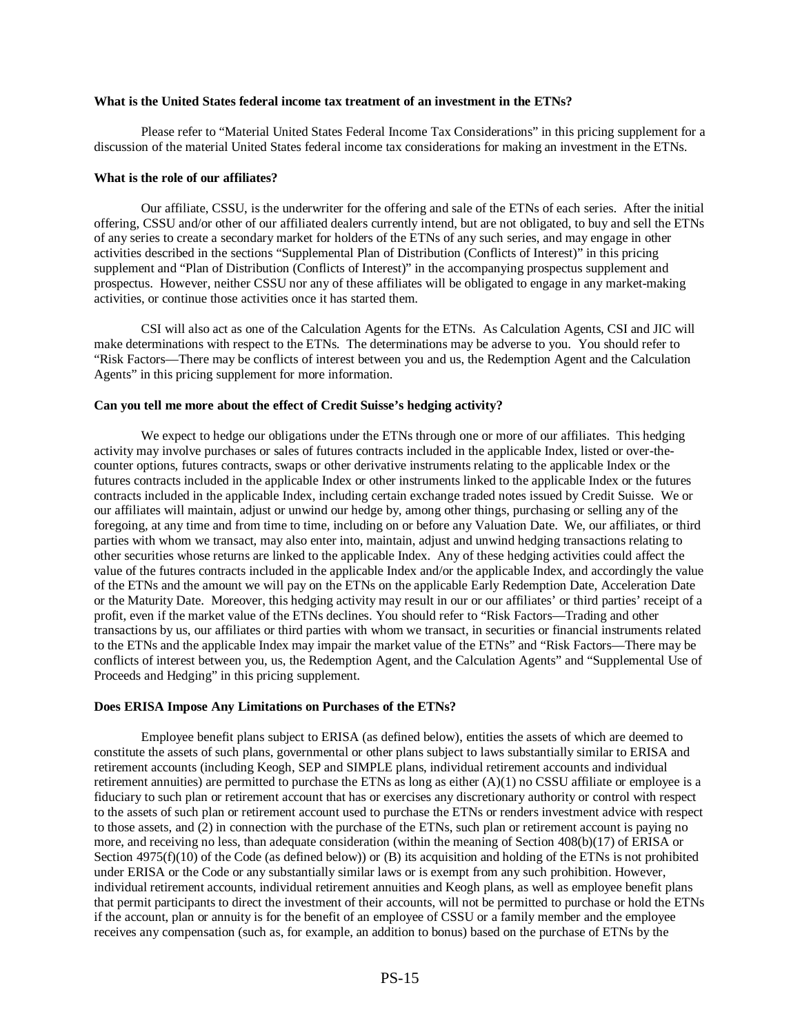**What is the United States federal income tax treatment of an investment in the ETNs?**

Please refer to "Material United States Federal Income Tax Considerations" in this pricing supplement for a discussion of the material United States federal income tax considerations for making an investment in the ETNs.

**What is the role of our affiliates?**

Our affiliate, CSSU, is the underwriter for the offering and sale of the ETNs of each series. After the initial offering, CSSU and/or other of our affiliated dealers currently intend, but are not obligated, to buy and sell the ETNs of any series to create a secondary market for holders of the ETNs of any such series, and may engage in other activities described in the sections "Supplemental Plan of Distribution (Conflicts of Interest)" in this pricing supplement and "Plan of Distribution (Conflicts of Interest)" in the accompanying prospectus supplement and prospectus. However, neither CSSU nor any of these affiliates will be obligated to engage in any market-making activities, or continue those activities once it has started them.

CSI will also act as one of the Calculation Agents for the ETNs. As Calculation Agents, CSI and JIC will make determinations with respect to the ETNs. The determinations may be adverse to you. You should refer to "Risk Factors—There may be conflicts of interest between you and us, the Redemption Agent and the Calculation Agents" in this pricing supplement for more information.

**Can you tell me more about the effect of Credit Suisse's hedging activity?**

We expect to hedge our obligations under the ETNs through one or more of our affiliates. This hedging activity may involve purchases or sales of futures contracts included in the applicable Index, listed or over-the-counter options, futures contracts, swaps or other derivative instruments relating to the applicable Index or the futures contracts included in the applicable Index or other instruments linked to the applicable Index or the futures contracts included in the applicable Index, including certain exchange traded notes issued by Credit Suisse. We or our affiliates will maintain, adjust or unwind our hedge by, among other things, purchasing or selling any of the foregoing, at any time and from time to time, including on or before any Valuation Date. We, our affiliates, or third parties with whom we transact, may also enter into, maintain, adjust and unwind hedging transactions relating to other securities whose returns are linked to the applicable Index. Any of these hedging activities could affect the value of the futures contracts included in the applicable Index and/or the applicable Index, and accordingly the value of the ETNs and the amount we will pay on the ETNs on the applicable Early Redemption Date, Acceleration Date or the Maturity Date. Moreover, this hedging activity may result in our or our affiliates' or third parties' receipt of a profit, even if the market value of the ETNs declines. You should refer to "Risk Factors—Trading and other transactions by us, our affiliates or third parties with whom we transact, in securities or financial instruments related to the ETNs and the applicable Index may impair the market value of the ETNs" and "Risk Factors—There may be conflicts of interest between you, us, the Redemption Agent, and the Calculation Agents" and "Supplemental Use of Proceeds and Hedging" in this pricing supplement.

**Does ERISA Impose Any Limitations on Purchases of the ETNs?**

Employee benefit plans subject to ERISA (as defined below), entities the assets of which are deemed to constitute the assets of such plans, governmental or other plans subject to laws substantially similar to ERISA and retirement accounts (including Keogh, SEP and SIMPLE plans, individual retirement accounts and individual retirement annuities) are permitted to purchase the ETNs as long as either (A)(1) no CSSU affiliate or employee is a fiduciary to such plan or retirement account that has or exercises any discretionary authority or control with respect to the assets of such plan or retirement account used to purchase the ETNs or renders investment advice with respect to those assets, and (2) in connection with the purchase of the ETNs, such plan or retirement account is paying no more, and receiving no less, than adequate consideration (within the meaning of Section 408(b)(17) of ERISA or Section 4975(f)(10) of the Code (as defined below)) or (B) its acquisition and holding of the ETNs is not prohibited under ERISA or the Code or any substantially similar laws or is exempt from any such prohibition. However, individual retirement accounts, individual retirement annuities and Keogh plans, as well as employee benefit plans that permit participants to direct the investment of their accounts, will not be permitted to purchase or hold the ETNs if the account, plan or annuity is for the benefit of an employee of CSSU or a family member and the employee receives any compensation (such as, for example, an addition to bonus) based on the purchase of ETNs by the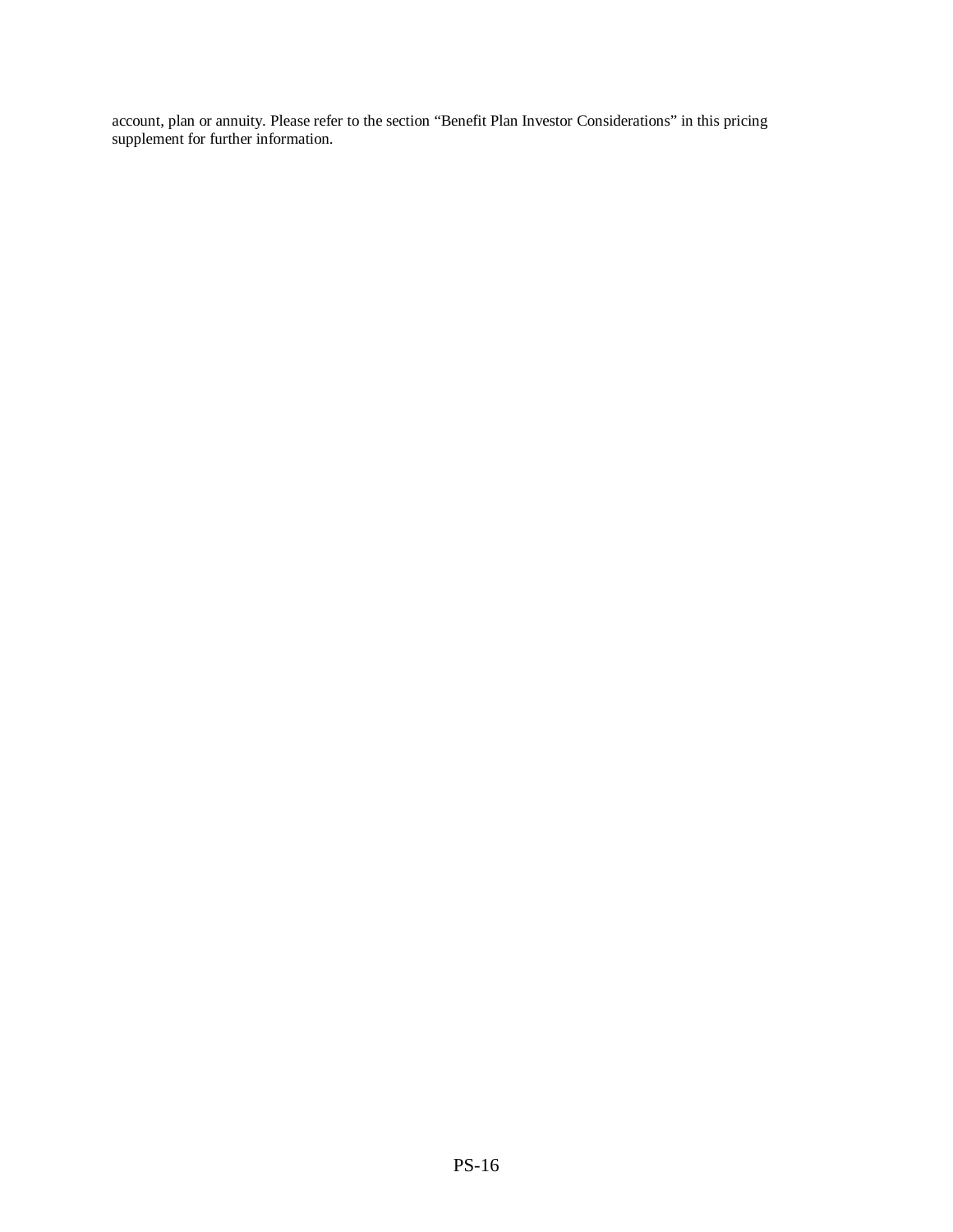account, plan or annuity. Please refer to the section "Benefit Plan Investor Considerations" in this pricing supplement for further information.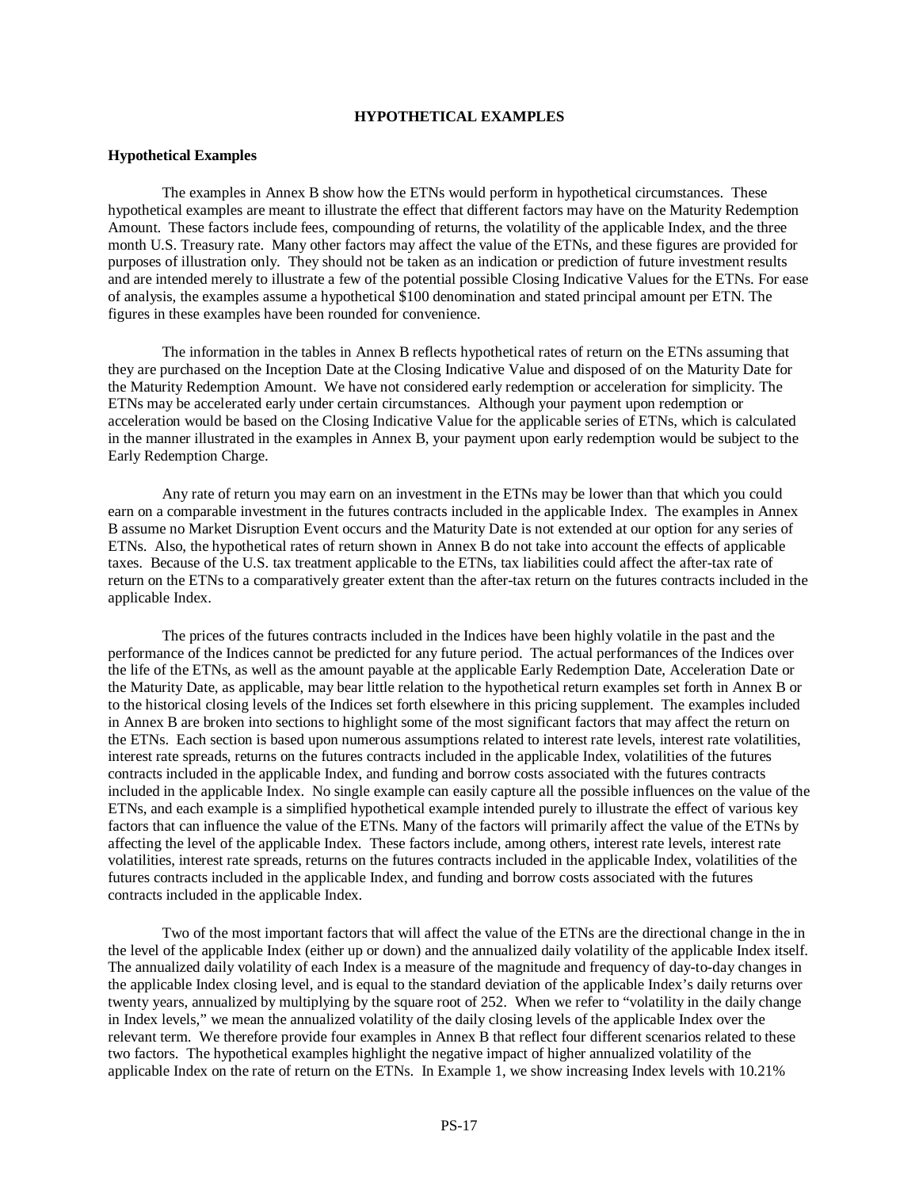## HYPOTHETICAL EXAMPLES

### Hypothetical Examples

The examples in Annex B show how the ETNs would perform in hypothetical circumstances. These hypothetical examples are meant to illustrate the effect that different factors may have on the Maturity Redemption Amount. These factors include fees, compounding of returns, the volatility of the applicable Index, and the three month U.S. Treasury rate. Many other factors may affect the value of the ETNs, and these figures are provided for purposes of illustration only. They should not be taken as an indication or prediction of future investment results and are intended merely to illustrate a few of the potential possible Closing Indicative Values for the ETNs. For ease of analysis, the examples assume a hypothetical $100 denomination and stated principal amount per ETN. The figures in these examples have been rounded for convenience.

The information in the tables in Annex B reflects hypothetical rates of return on the ETNs assuming that they are purchased on the Inception Date at the Closing Indicative Value and disposed of on the Maturity Date for the Maturity Redemption Amount. We have not considered early redemption or acceleration for simplicity. The ETNs may be accelerated early under certain circumstances. Although your payment upon redemption or acceleration would be based on the Closing Indicative Value for the applicable series of ETNs, which is calculated in the manner illustrated in the examples in Annex B, your payment upon early redemption would be subject to the Early Redemption Charge.

Any rate of return you may earn on an investment in the ETNs may be lower than that which you could earn on a comparable investment in the futures contracts included in the applicable Index. The examples in Annex B assume no Market Disruption Event occurs and the Maturity Date is not extended at our option for any series of ETNs. Also, the hypothetical rates of return shown in Annex B do not take into account the effects of applicable taxes. Because of the U.S. tax treatment applicable to the ETNs, tax liabilities could affect the after-tax rate of return on the ETNs to a comparatively greater extent than the after-tax return on the futures contracts included in the applicable Index.

The prices of the futures contracts included in the Indices have been highly volatile in the past and the performance of the Indices cannot be predicted for any future period. The actual performances of the Indices over the life of the ETNs, as well as the amount payable at the applicable Early Redemption Date, Acceleration Date or the Maturity Date, as applicable, may bear little relation to the hypothetical return examples set forth in Annex B or to the historical closing levels of the Indices set forth elsewhere in this pricing supplement. The examples included in Annex B are broken into sections to highlight some of the most significant factors that may affect the return on the ETNs. Each section is based upon numerous assumptions related to interest rate levels, interest rate volatilities, interest rate spreads, returns on the futures contracts included in the applicable Index, volatilities of the futures contracts included in the applicable Index, and funding and borrow costs associated with the futures contracts included in the applicable Index. No single example can easily capture all the possible influences on the value of the ETNs, and each example is a simplified hypothetical example intended purely to illustrate the effect of various key factors that can influence the value of the ETNs. Many of the factors will primarily affect the value of the ETNs by affecting the level of the applicable Index. These factors include, among others, interest rate levels, interest rate volatilities, interest rate spreads, returns on the futures contracts included in the applicable Index, volatilities of the futures contracts included in the applicable Index, and funding and borrow costs associated with the futures contracts included in the applicable Index.

Two of the most important factors that will affect the value of the ETNs are the directional change in the in the level of the applicable Index (either up or down) and the annualized daily volatility of the applicable Index itself. The annualized daily volatility of each Index is a measure of the magnitude and frequency of day-to-day changes in the applicable Index closing level, and is equal to the standard deviation of the applicable Index's daily returns over twenty years, annualized by multiplying by the square root of 252. When we refer to "volatility in the daily change in Index levels," we mean the annualized volatility of the daily closing levels of the applicable Index over the relevant term. We therefore provide four examples in Annex B that reflect four different scenarios related to these two factors. The hypothetical examples highlight the negative impact of higher annualized volatility of the applicable Index on the rate of return on the ETNs. In Example 1, we show increasing Index levels with 10.21%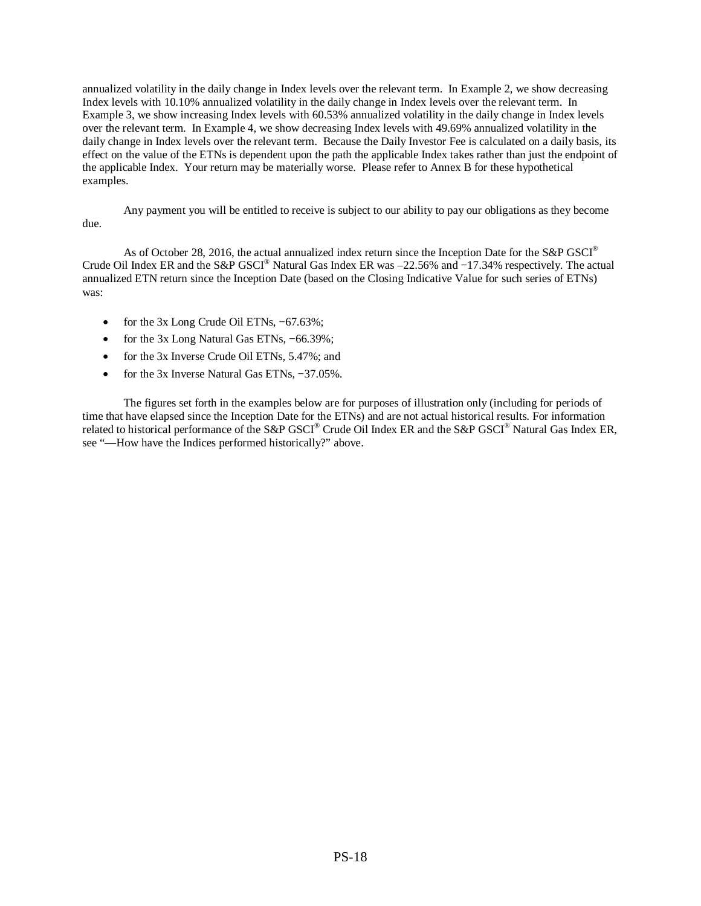annualized volatility in the daily change in Index levels over the relevant term. In Example 2, we show decreasing Index levels with 10.10% annualized volatility in the daily change in Index levels over the relevant term. In Example 3, we show increasing Index levels with 60.53% annualized volatility in the daily change in Index levels over the relevant term. In Example 4, we show decreasing Index levels with 49.69% annualized volatility in the daily change in Index levels over the relevant term. Because the Daily Investor Fee is calculated on a daily basis, its effect on the value of the ETNs is dependent upon the path the applicable Index takes rather than just the endpoint of the applicable Index. Your return may be materially worse. Please refer to Annex B for these hypothetical examples.

Any payment you will be entitled to receive is subject to our ability to pay our obligations as they become due.

As of October 28, 2016, the actual annualized index return since the Inception Date for the S&P GSCI® Crude Oil Index ER and the S&P GSCI® Natural Gas Index ER was –22.56% and −17.34% respectively. The actual annualized ETN return since the Inception Date (based on the Closing Indicative Value for such series of ETNs) was:

- for the 3x Long Crude Oil ETNs, −67.63%;
- for the 3x Long Natural Gas ETNs, −66.39%;
- for the 3x Inverse Crude Oil ETNs, 5.47%; and
- for the 3x Inverse Natural Gas ETNs, −37.05%.

The figures set forth in the examples below are for purposes of illustration only (including for periods of time that have elapsed since the Inception Date for the ETNs) and are not actual historical results. For information related to historical performance of the S&P GSCI® Crude Oil Index ER and the S&P GSCI® Natural Gas Index ER, see "—How have the Indices performed historically?" above.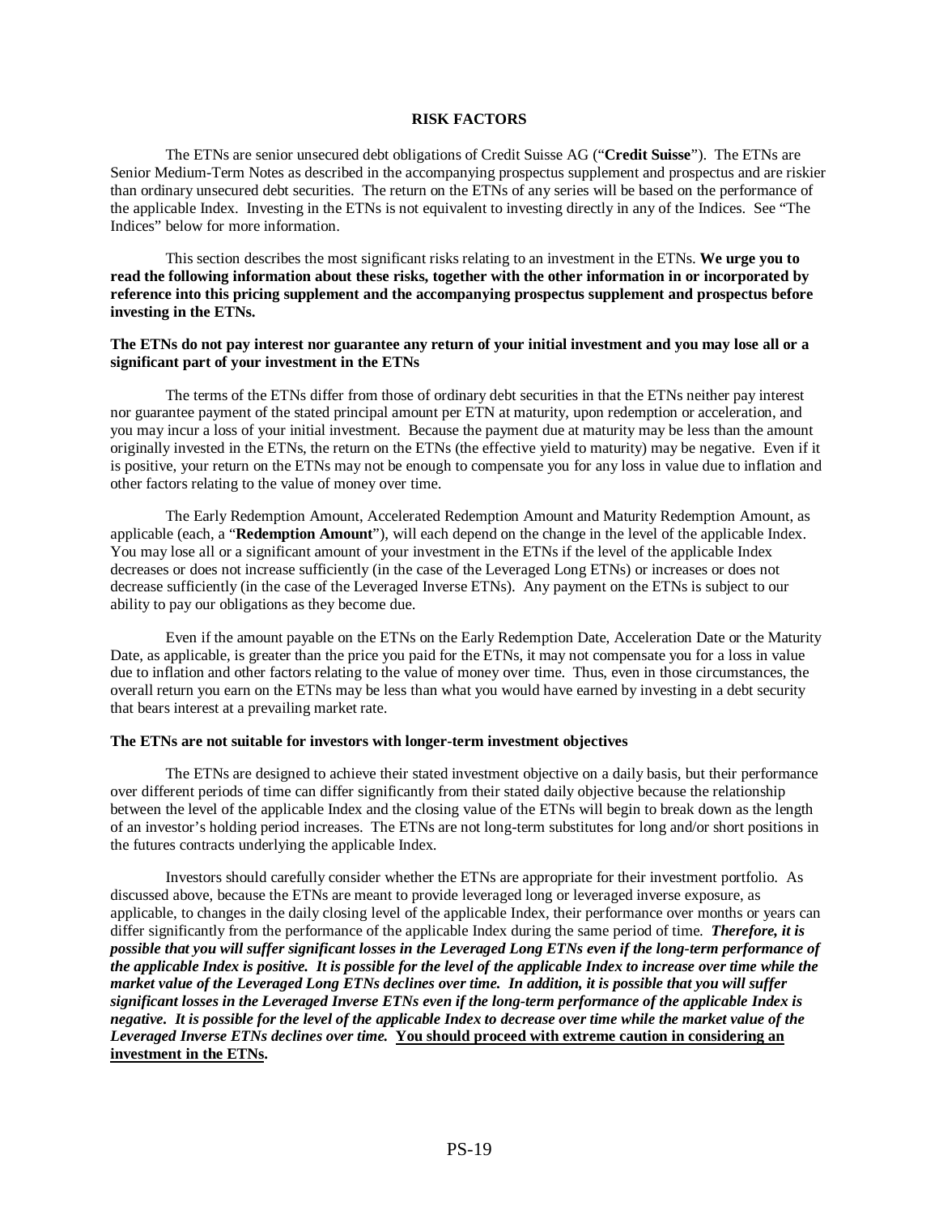## RISK FACTORS

The ETNs are senior unsecured debt obligations of Credit Suisse AG ("**Credit Suisse**"). The ETNs are Senior Medium-Term Notes as described in the accompanying prospectus supplement and prospectus and are riskier than ordinary unsecured debt securities. The return on the ETNs of any series will be based on the performance of the applicable Index. Investing in the ETNs is not equivalent to investing directly in any of the Indices. See "The Indices" below for more information.

This section describes the most significant risks relating to an investment in the ETNs. **We urge you to read the following information about these risks, together with the other information in or incorporated by reference into this pricing supplement and the accompanying prospectus supplement and prospectus before investing in the ETNs.**

**The ETNs do not pay interest nor guarantee any return of your initial investment and you may lose all or a significant part of your investment in the ETNs**

The terms of the ETNs differ from those of ordinary debt securities in that the ETNs neither pay interest nor guarantee payment of the stated principal amount per ETN at maturity, upon redemption or acceleration, and you may incur a loss of your initial investment. Because the payment due at maturity may be less than the amount originally invested in the ETNs, the return on the ETNs (the effective yield to maturity) may be negative. Even if it is positive, your return on the ETNs may not be enough to compensate you for any loss in value due to inflation and other factors relating to the value of money over time.

The Early Redemption Amount, Accelerated Redemption Amount and Maturity Redemption Amount, as applicable (each, a "**Redemption Amount**"), will each depend on the change in the level of the applicable Index. You may lose all or a significant amount of your investment in the ETNs if the level of the applicable Index decreases or does not increase sufficiently (in the case of the Leveraged Long ETNs) or increases or does not decrease sufficiently (in the case of the Leveraged Inverse ETNs). Any payment on the ETNs is subject to our ability to pay our obligations as they become due.

Even if the amount payable on the ETNs on the Early Redemption Date, Acceleration Date or the Maturity Date, as applicable, is greater than the price you paid for the ETNs, it may not compensate you for a loss in value due to inflation and other factors relating to the value of money over time. Thus, even in those circumstances, the overall return you earn on the ETNs may be less than what you would have earned by investing in a debt security that bears interest at a prevailing market rate.

**The ETNs are not suitable for investors with longer-term investment objectives**

The ETNs are designed to achieve their stated investment objective on a daily basis, but their performance over different periods of time can differ significantly from their stated daily objective because the relationship between the level of the applicable Index and the closing value of the ETNs will begin to break down as the length of an investor's holding period increases. The ETNs are not long-term substitutes for long and/or short positions in the futures contracts underlying the applicable Index.

Investors should carefully consider whether the ETNs are appropriate for their investment portfolio. As discussed above, because the ETNs are meant to provide leveraged long or leveraged inverse exposure, as applicable, to changes in the daily closing level of the applicable Index, their performance over months or years can differ significantly from the performance of the applicable Index during the same period of time. ***Therefore, it is possible that you will suffer significant losses in the Leveraged Long ETNs even if the long-term performance of the applicable Index is positive. It is possible for the level of the applicable Index to increase over time while the market value of the Leveraged Long ETNs declines over time. In addition, it is possible that you will suffer significant losses in the Leveraged Inverse ETNs even if the long-term performance of the applicable Index is negative. It is possible for the level of the applicable Index to decrease over time while the market value of the Leveraged Inverse ETNs declines over time.*** **<u>You should proceed with extreme caution in considering an investment in the ETNs</u>.**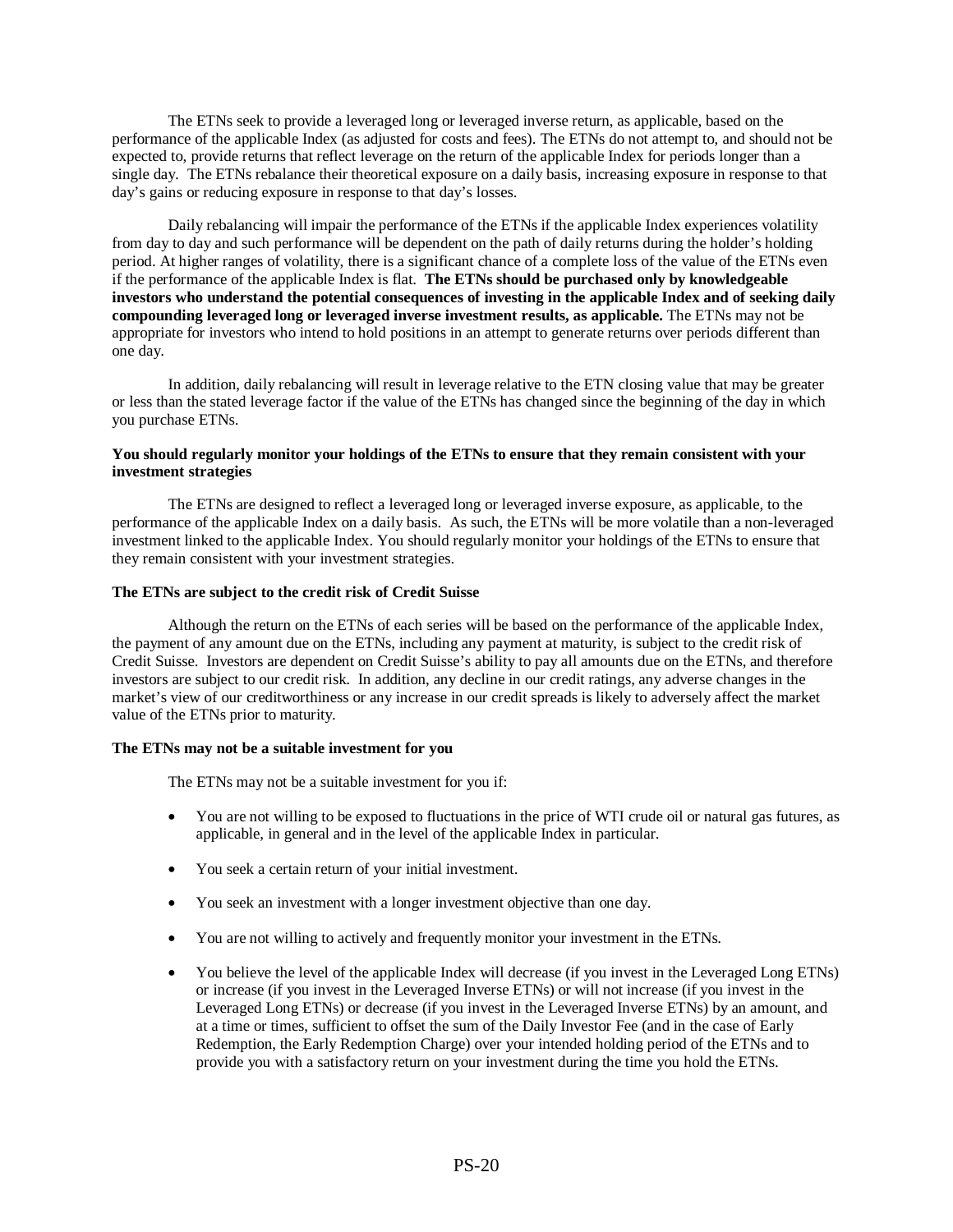The ETNs seek to provide a leveraged long or leveraged inverse return, as applicable, based on the performance of the applicable Index (as adjusted for costs and fees). The ETNs do not attempt to, and should not be expected to, provide returns that reflect leverage on the return of the applicable Index for periods longer than a single day. The ETNs rebalance their theoretical exposure on a daily basis, increasing exposure in response to that day's gains or reducing exposure in response to that day's losses.

Daily rebalancing will impair the performance of the ETNs if the applicable Index experiences volatility from day to day and such performance will be dependent on the path of daily returns during the holder's holding period. At higher ranges of volatility, there is a significant chance of a complete loss of the value of the ETNs even if the performance of the applicable Index is flat. **The ETNs should be purchased only by knowledgeable investors who understand the potential consequences of investing in the applicable Index and of seeking daily compounding leveraged long or leveraged inverse investment results, as applicable.** The ETNs may not be appropriate for investors who intend to hold positions in an attempt to generate returns over periods different than one day.

In addition, daily rebalancing will result in leverage relative to the ETN closing value that may be greater or less than the stated leverage factor if the value of the ETNs has changed since the beginning of the day in which you purchase ETNs.

**You should regularly monitor your holdings of the ETNs to ensure that they remain consistent with your investment strategies**

The ETNs are designed to reflect a leveraged long or leveraged inverse exposure, as applicable, to the performance of the applicable Index on a daily basis. As such, the ETNs will be more volatile than a non-leveraged investment linked to the applicable Index. You should regularly monitor your holdings of the ETNs to ensure that they remain consistent with your investment strategies.

**The ETNs are subject to the credit risk of Credit Suisse**

Although the return on the ETNs of each series will be based on the performance of the applicable Index, the payment of any amount due on the ETNs, including any payment at maturity, is subject to the credit risk of Credit Suisse. Investors are dependent on Credit Suisse's ability to pay all amounts due on the ETNs, and therefore investors are subject to our credit risk. In addition, any decline in our credit ratings, any adverse changes in the market's view of our creditworthiness or any increase in our credit spreads is likely to adversely affect the market value of the ETNs prior to maturity.

**The ETNs may not be a suitable investment for you**

The ETNs may not be a suitable investment for you if:

- You are not willing to be exposed to fluctuations in the price of WTI crude oil or natural gas futures, as applicable, in general and in the level of the applicable Index in particular.
- You seek a certain return of your initial investment.
- You seek an investment with a longer investment objective than one day.
- You are not willing to actively and frequently monitor your investment in the ETNs.
- You believe the level of the applicable Index will decrease (if you invest in the Leveraged Long ETNs) or increase (if you invest in the Leveraged Inverse ETNs) or will not increase (if you invest in the Leveraged Long ETNs) or decrease (if you invest in the Leveraged Inverse ETNs) by an amount, and at a time or times, sufficient to offset the sum of the Daily Investor Fee (and in the case of Early Redemption, the Early Redemption Charge) over your intended holding period of the ETNs and to provide you with a satisfactory return on your investment during the time you hold the ETNs.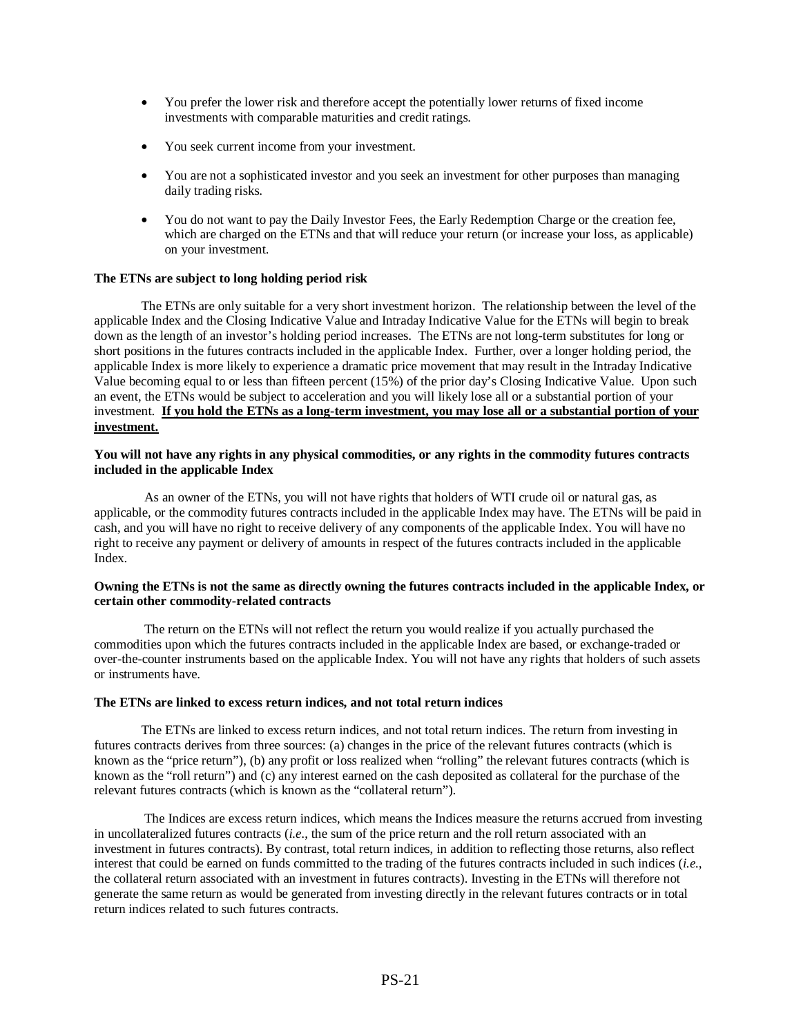- You prefer the lower risk and therefore accept the potentially lower returns of fixed income investments with comparable maturities and credit ratings.
- You seek current income from your investment.
- You are not a sophisticated investor and you seek an investment for other purposes than managing daily trading risks.
- You do not want to pay the Daily Investor Fees, the Early Redemption Charge or the creation fee, which are charged on the ETNs and that will reduce your return (or increase your loss, as applicable) on your investment.

**The ETNs are subject to long holding period risk**

The ETNs are only suitable for a very short investment horizon. The relationship between the level of the applicable Index and the Closing Indicative Value and Intraday Indicative Value for the ETNs will begin to break down as the length of an investor's holding period increases. The ETNs are not long-term substitutes for long or short positions in the futures contracts included in the applicable Index. Further, over a longer holding period, the applicable Index is more likely to experience a dramatic price movement that may result in the Intraday Indicative Value becoming equal to or less than fifteen percent (15%) of the prior day's Closing Indicative Value. Upon such an event, the ETNs would be subject to acceleration and you will likely lose all or a substantial portion of your investment. **If you hold the ETNs as a long-term investment, you may lose all or a substantial portion of your investment.**

**You will not have any rights in any physical commodities, or any rights in the commodity futures contracts included in the applicable Index**

As an owner of the ETNs, you will not have rights that holders of WTI crude oil or natural gas, as applicable, or the commodity futures contracts included in the applicable Index may have. The ETNs will be paid in cash, and you will have no right to receive delivery of any components of the applicable Index. You will have no right to receive any payment or delivery of amounts in respect of the futures contracts included in the applicable Index.

**Owning the ETNs is not the same as directly owning the futures contracts included in the applicable Index, or certain other commodity-related contracts**

The return on the ETNs will not reflect the return you would realize if you actually purchased the commodities upon which the futures contracts included in the applicable Index are based, or exchange-traded or over-the-counter instruments based on the applicable Index. You will not have any rights that holders of such assets or instruments have.

**The ETNs are linked to excess return indices, and not total return indices**

The ETNs are linked to excess return indices, and not total return indices. The return from investing in futures contracts derives from three sources: (a) changes in the price of the relevant futures contracts (which is known as the "price return"), (b) any profit or loss realized when "rolling" the relevant futures contracts (which is known as the "roll return") and (c) any interest earned on the cash deposited as collateral for the purchase of the relevant futures contracts (which is known as the "collateral return").

The Indices are excess return indices, which means the Indices measure the returns accrued from investing in uncollateralized futures contracts (*i.e*., the sum of the price return and the roll return associated with an investment in futures contracts). By contrast, total return indices, in addition to reflecting those returns, also reflect interest that could be earned on funds committed to the trading of the futures contracts included in such indices (*i.e.*, the collateral return associated with an investment in futures contracts). Investing in the ETNs will therefore not generate the same return as would be generated from investing directly in the relevant futures contracts or in total return indices related to such futures contracts.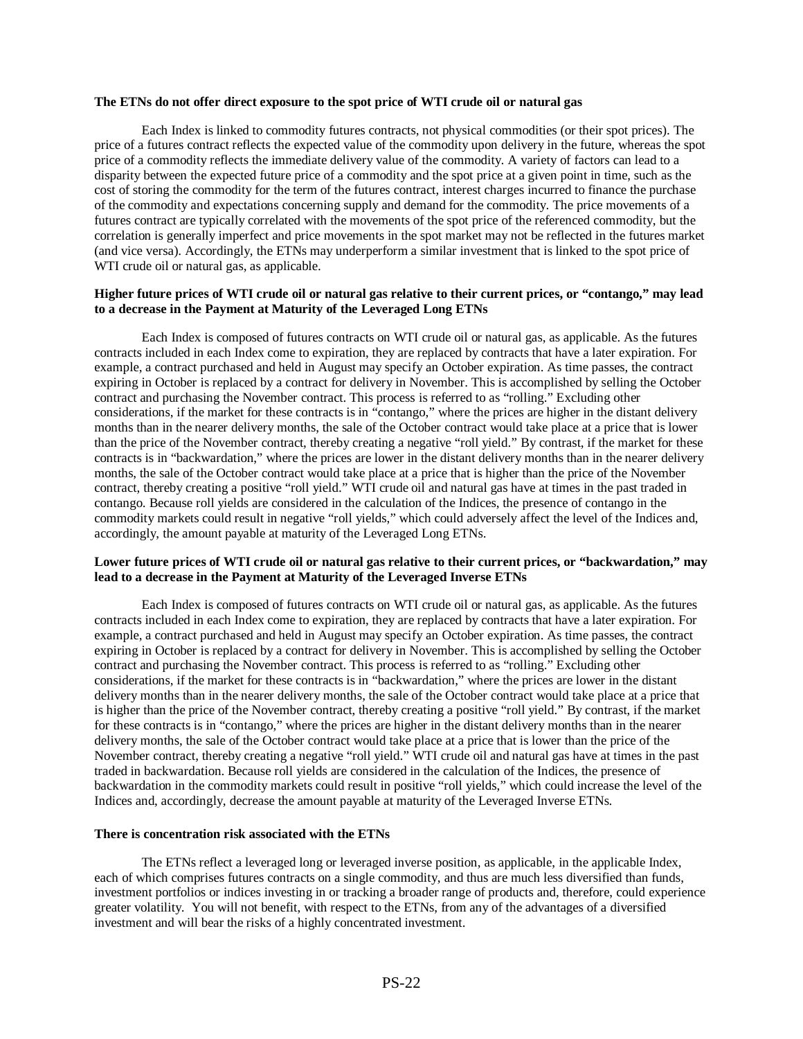**The ETNs do not offer direct exposure to the spot price of WTI crude oil or natural gas**

Each Index is linked to commodity futures contracts, not physical commodities (or their spot prices). The price of a futures contract reflects the expected value of the commodity upon delivery in the future, whereas the spot price of a commodity reflects the immediate delivery value of the commodity. A variety of factors can lead to a disparity between the expected future price of a commodity and the spot price at a given point in time, such as the cost of storing the commodity for the term of the futures contract, interest charges incurred to finance the purchase of the commodity and expectations concerning supply and demand for the commodity. The price movements of a futures contract are typically correlated with the movements of the spot price of the referenced commodity, but the correlation is generally imperfect and price movements in the spot market may not be reflected in the futures market (and vice versa). Accordingly, the ETNs may underperform a similar investment that is linked to the spot price of WTI crude oil or natural gas, as applicable.

**Higher future prices of WTI crude oil or natural gas relative to their current prices, or "contango," may lead to a decrease in the Payment at Maturity of the Leveraged Long ETNs**

Each Index is composed of futures contracts on WTI crude oil or natural gas, as applicable. As the futures contracts included in each Index come to expiration, they are replaced by contracts that have a later expiration. For example, a contract purchased and held in August may specify an October expiration. As time passes, the contract expiring in October is replaced by a contract for delivery in November. This is accomplished by selling the October contract and purchasing the November contract. This process is referred to as "rolling." Excluding other considerations, if the market for these contracts is in "contango," where the prices are higher in the distant delivery months than in the nearer delivery months, the sale of the October contract would take place at a price that is lower than the price of the November contract, thereby creating a negative "roll yield." By contrast, if the market for these contracts is in "backwardation," where the prices are lower in the distant delivery months than in the nearer delivery months, the sale of the October contract would take place at a price that is higher than the price of the November contract, thereby creating a positive "roll yield." WTI crude oil and natural gas have at times in the past traded in contango. Because roll yields are considered in the calculation of the Indices, the presence of contango in the commodity markets could result in negative "roll yields," which could adversely affect the level of the Indices and, accordingly, the amount payable at maturity of the Leveraged Long ETNs.

**Lower future prices of WTI crude oil or natural gas relative to their current prices, or "backwardation," may lead to a decrease in the Payment at Maturity of the Leveraged Inverse ETNs**

Each Index is composed of futures contracts on WTI crude oil or natural gas, as applicable. As the futures contracts included in each Index come to expiration, they are replaced by contracts that have a later expiration. For example, a contract purchased and held in August may specify an October expiration. As time passes, the contract expiring in October is replaced by a contract for delivery in November. This is accomplished by selling the October contract and purchasing the November contract. This process is referred to as "rolling." Excluding other considerations, if the market for these contracts is in "backwardation," where the prices are lower in the distant delivery months than in the nearer delivery months, the sale of the October contract would take place at a price that is higher than the price of the November contract, thereby creating a positive "roll yield." By contrast, if the market for these contracts is in "contango," where the prices are higher in the distant delivery months than in the nearer delivery months, the sale of the October contract would take place at a price that is lower than the price of the November contract, thereby creating a negative "roll yield." WTI crude oil and natural gas have at times in the past traded in backwardation. Because roll yields are considered in the calculation of the Indices, the presence of backwardation in the commodity markets could result in positive "roll yields," which could increase the level of the Indices and, accordingly, decrease the amount payable at maturity of the Leveraged Inverse ETNs.

**There is concentration risk associated with the ETNs**

The ETNs reflect a leveraged long or leveraged inverse position, as applicable, in the applicable Index, each of which comprises futures contracts on a single commodity, and thus are much less diversified than funds, investment portfolios or indices investing in or tracking a broader range of products and, therefore, could experience greater volatility. You will not benefit, with respect to the ETNs, from any of the advantages of a diversified investment and will bear the risks of a highly concentrated investment.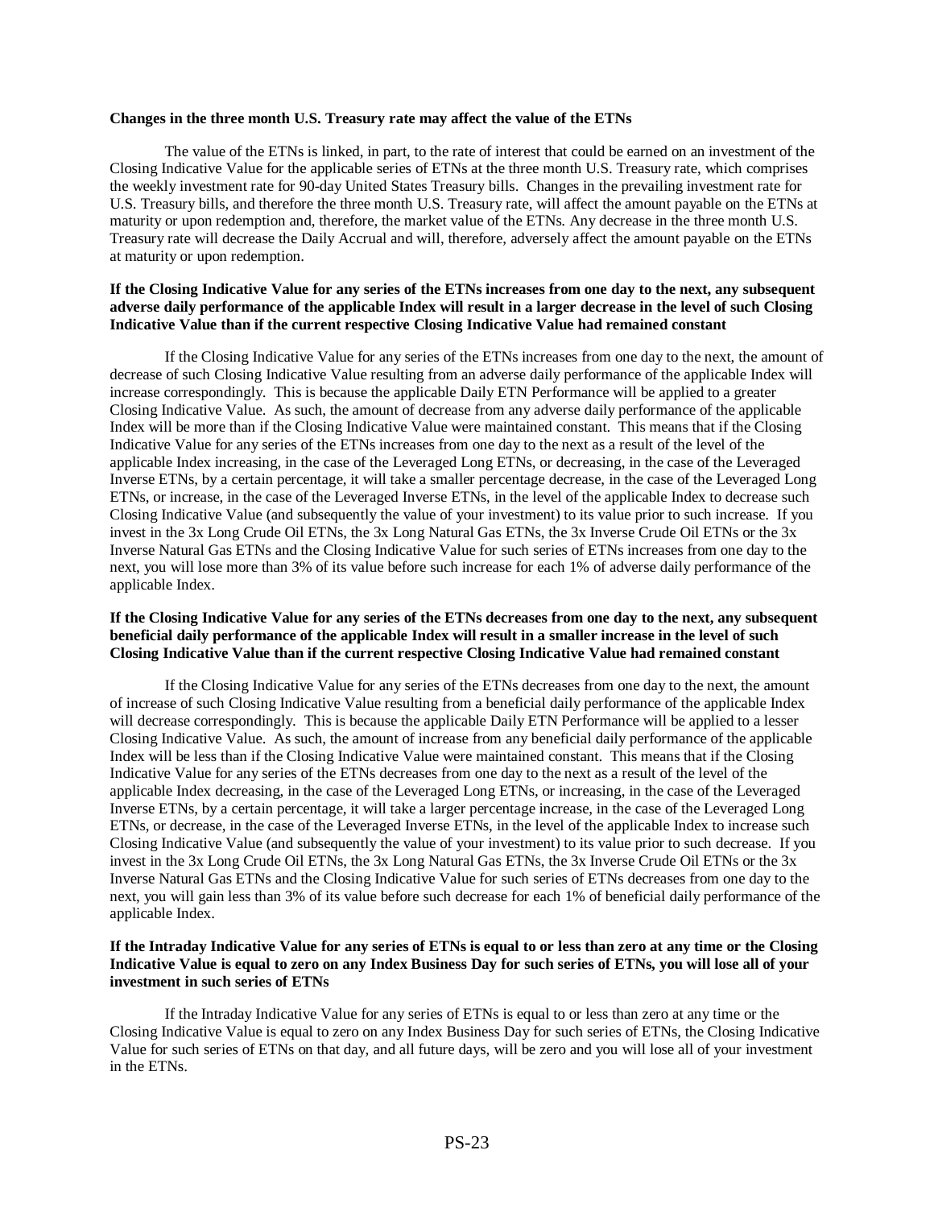**Changes in the three month U.S. Treasury rate may affect the value of the ETNs**

The value of the ETNs is linked, in part, to the rate of interest that could be earned on an investment of the Closing Indicative Value for the applicable series of ETNs at the three month U.S. Treasury rate, which comprises the weekly investment rate for 90-day United States Treasury bills. Changes in the prevailing investment rate for U.S. Treasury bills, and therefore the three month U.S. Treasury rate, will affect the amount payable on the ETNs at maturity or upon redemption and, therefore, the market value of the ETNs. Any decrease in the three month U.S. Treasury rate will decrease the Daily Accrual and will, therefore, adversely affect the amount payable on the ETNs at maturity or upon redemption.

**If the Closing Indicative Value for any series of the ETNs increases from one day to the next, any subsequent adverse daily performance of the applicable Index will result in a larger decrease in the level of such Closing Indicative Value than if the current respective Closing Indicative Value had remained constant**

If the Closing Indicative Value for any series of the ETNs increases from one day to the next, the amount of decrease of such Closing Indicative Value resulting from an adverse daily performance of the applicable Index will increase correspondingly. This is because the applicable Daily ETN Performance will be applied to a greater Closing Indicative Value. As such, the amount of decrease from any adverse daily performance of the applicable Index will be more than if the Closing Indicative Value were maintained constant. This means that if the Closing Indicative Value for any series of the ETNs increases from one day to the next as a result of the level of the applicable Index increasing, in the case of the Leveraged Long ETNs, or decreasing, in the case of the Leveraged Inverse ETNs, by a certain percentage, it will take a smaller percentage decrease, in the case of the Leveraged Long ETNs, or increase, in the case of the Leveraged Inverse ETNs, in the level of the applicable Index to decrease such Closing Indicative Value (and subsequently the value of your investment) to its value prior to such increase. If you invest in the 3x Long Crude Oil ETNs, the 3x Long Natural Gas ETNs, the 3x Inverse Crude Oil ETNs or the 3x Inverse Natural Gas ETNs and the Closing Indicative Value for such series of ETNs increases from one day to the next, you will lose more than 3% of its value before such increase for each 1% of adverse daily performance of the applicable Index.

**If the Closing Indicative Value for any series of the ETNs decreases from one day to the next, any subsequent beneficial daily performance of the applicable Index will result in a smaller increase in the level of such Closing Indicative Value than if the current respective Closing Indicative Value had remained constant**

If the Closing Indicative Value for any series of the ETNs decreases from one day to the next, the amount of increase of such Closing Indicative Value resulting from a beneficial daily performance of the applicable Index will decrease correspondingly. This is because the applicable Daily ETN Performance will be applied to a lesser Closing Indicative Value. As such, the amount of increase from any beneficial daily performance of the applicable Index will be less than if the Closing Indicative Value were maintained constant. This means that if the Closing Indicative Value for any series of the ETNs decreases from one day to the next as a result of the level of the applicable Index decreasing, in the case of the Leveraged Long ETNs, or increasing, in the case of the Leveraged Inverse ETNs, by a certain percentage, it will take a larger percentage increase, in the case of the Leveraged Long ETNs, or decrease, in the case of the Leveraged Inverse ETNs, in the level of the applicable Index to increase such Closing Indicative Value (and subsequently the value of your investment) to its value prior to such decrease. If you invest in the 3x Long Crude Oil ETNs, the 3x Long Natural Gas ETNs, the 3x Inverse Crude Oil ETNs or the 3x Inverse Natural Gas ETNs and the Closing Indicative Value for such series of ETNs decreases from one day to the next, you will gain less than 3% of its value before such decrease for each 1% of beneficial daily performance of the applicable Index.

**If the Intraday Indicative Value for any series of ETNs is equal to or less than zero at any time or the Closing Indicative Value is equal to zero on any Index Business Day for such series of ETNs, you will lose all of your investment in such series of ETNs**

If the Intraday Indicative Value for any series of ETNs is equal to or less than zero at any time or the Closing Indicative Value is equal to zero on any Index Business Day for such series of ETNs, the Closing Indicative Value for such series of ETNs on that day, and all future days, will be zero and you will lose all of your investment in the ETNs.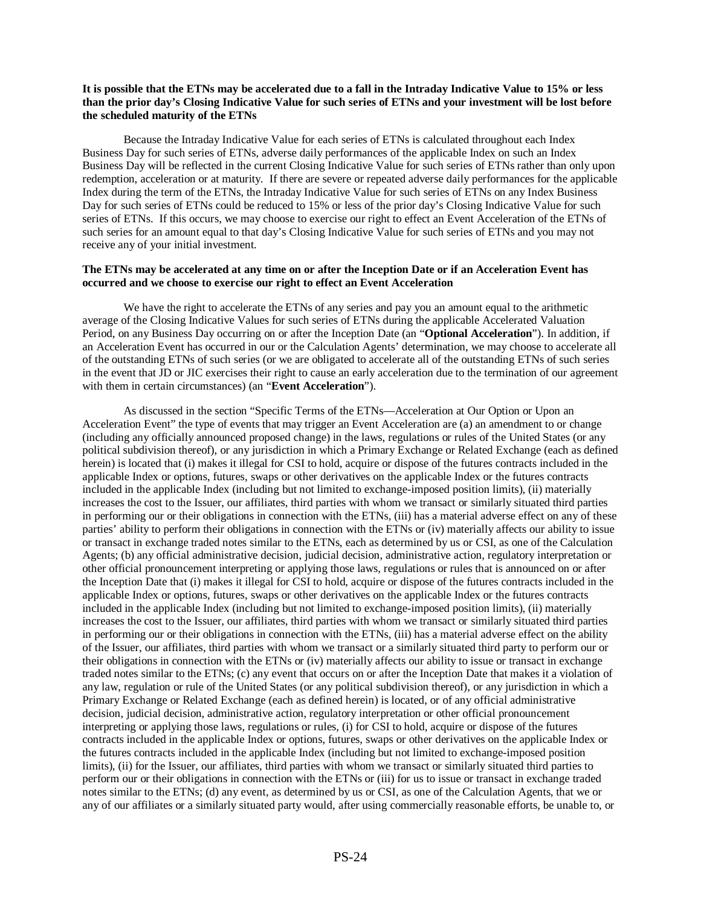**It is possible that the ETNs may be accelerated due to a fall in the Intraday Indicative Value to 15% or less than the prior day's Closing Indicative Value for such series of ETNs and your investment will be lost before the scheduled maturity of the ETNs**

Because the Intraday Indicative Value for each series of ETNs is calculated throughout each Index Business Day for such series of ETNs, adverse daily performances of the applicable Index on such an Index Business Day will be reflected in the current Closing Indicative Value for such series of ETNs rather than only upon redemption, acceleration or at maturity. If there are severe or repeated adverse daily performances for the applicable Index during the term of the ETNs, the Intraday Indicative Value for such series of ETNs on any Index Business Day for such series of ETNs could be reduced to 15% or less of the prior day's Closing Indicative Value for such series of ETNs. If this occurs, we may choose to exercise our right to effect an Event Acceleration of the ETNs of such series for an amount equal to that day's Closing Indicative Value for such series of ETNs and you may not receive any of your initial investment.

**The ETNs may be accelerated at any time on or after the Inception Date or if an Acceleration Event has occurred and we choose to exercise our right to effect an Event Acceleration**

We have the right to accelerate the ETNs of any series and pay you an amount equal to the arithmetic average of the Closing Indicative Values for such series of ETNs during the applicable Accelerated Valuation Period, on any Business Day occurring on or after the Inception Date (an "**Optional Acceleration**"). In addition, if an Acceleration Event has occurred in our or the Calculation Agents' determination, we may choose to accelerate all of the outstanding ETNs of such series (or we are obligated to accelerate all of the outstanding ETNs of such series in the event that JD or JIC exercises their right to cause an early acceleration due to the termination of our agreement with them in certain circumstances) (an "**Event Acceleration**").

As discussed in the section "Specific Terms of the ETNs—Acceleration at Our Option or Upon an Acceleration Event" the type of events that may trigger an Event Acceleration are (a) an amendment to or change (including any officially announced proposed change) in the laws, regulations or rules of the United States (or any political subdivision thereof), or any jurisdiction in which a Primary Exchange or Related Exchange (each as defined herein) is located that (i) makes it illegal for CSI to hold, acquire or dispose of the futures contracts included in the applicable Index or options, futures, swaps or other derivatives on the applicable Index or the futures contracts included in the applicable Index (including but not limited to exchange-imposed position limits), (ii) materially increases the cost to the Issuer, our affiliates, third parties with whom we transact or similarly situated third parties in performing our or their obligations in connection with the ETNs, (iii) has a material adverse effect on any of these parties' ability to perform their obligations in connection with the ETNs or (iv) materially affects our ability to issue or transact in exchange traded notes similar to the ETNs, each as determined by us or CSI, as one of the Calculation Agents; (b) any official administrative decision, judicial decision, administrative action, regulatory interpretation or other official pronouncement interpreting or applying those laws, regulations or rules that is announced on or after the Inception Date that (i) makes it illegal for CSI to hold, acquire or dispose of the futures contracts included in the applicable Index or options, futures, swaps or other derivatives on the applicable Index or the futures contracts included in the applicable Index (including but not limited to exchange-imposed position limits), (ii) materially increases the cost to the Issuer, our affiliates, third parties with whom we transact or similarly situated third parties in performing our or their obligations in connection with the ETNs, (iii) has a material adverse effect on the ability of the Issuer, our affiliates, third parties with whom we transact or a similarly situated third party to perform our or their obligations in connection with the ETNs or (iv) materially affects our ability to issue or transact in exchange traded notes similar to the ETNs; (c) any event that occurs on or after the Inception Date that makes it a violation of any law, regulation or rule of the United States (or any political subdivision thereof), or any jurisdiction in which a Primary Exchange or Related Exchange (each as defined herein) is located, or of any official administrative decision, judicial decision, administrative action, regulatory interpretation or other official pronouncement interpreting or applying those laws, regulations or rules, (i) for CSI to hold, acquire or dispose of the futures contracts included in the applicable Index or options, futures, swaps or other derivatives on the applicable Index or the futures contracts included in the applicable Index (including but not limited to exchange-imposed position limits), (ii) for the Issuer, our affiliates, third parties with whom we transact or similarly situated third parties to perform our or their obligations in connection with the ETNs or (iii) for us to issue or transact in exchange traded notes similar to the ETNs; (d) any event, as determined by us or CSI, as one of the Calculation Agents, that we or any of our affiliates or a similarly situated party would, after using commercially reasonable efforts, be unable to, or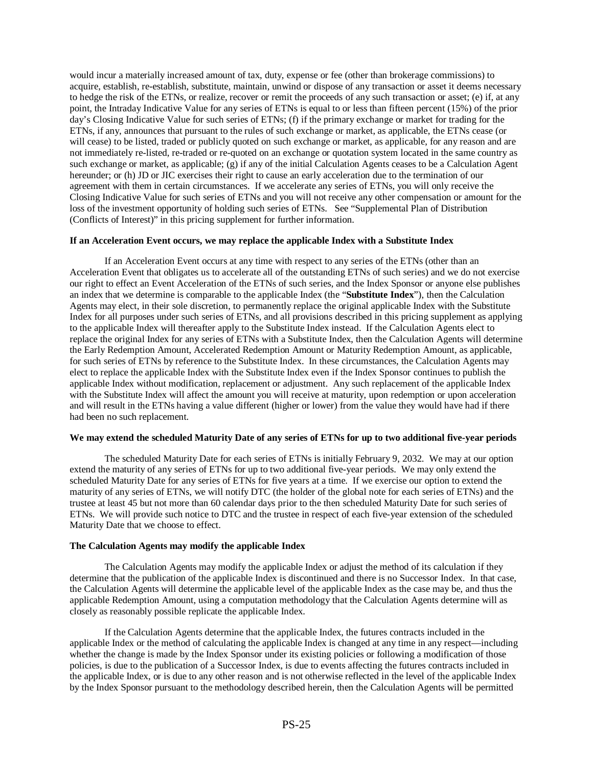would incur a materially increased amount of tax, duty, expense or fee (other than brokerage commissions) to acquire, establish, re-establish, substitute, maintain, unwind or dispose of any transaction or asset it deems necessary to hedge the risk of the ETNs, or realize, recover or remit the proceeds of any such transaction or asset; (e) if, at any point, the Intraday Indicative Value for any series of ETNs is equal to or less than fifteen percent (15%) of the prior day's Closing Indicative Value for such series of ETNs; (f) if the primary exchange or market for trading for the ETNs, if any, announces that pursuant to the rules of such exchange or market, as applicable, the ETNs cease (or will cease) to be listed, traded or publicly quoted on such exchange or market, as applicable, for any reason and are not immediately re-listed, re-traded or re-quoted on an exchange or quotation system located in the same country as such exchange or market, as applicable; (g) if any of the initial Calculation Agents ceases to be a Calculation Agent hereunder; or (h) JD or JIC exercises their right to cause an early acceleration due to the termination of our agreement with them in certain circumstances. If we accelerate any series of ETNs, you will only receive the Closing Indicative Value for such series of ETNs and you will not receive any other compensation or amount for the loss of the investment opportunity of holding such series of ETNs. See "Supplemental Plan of Distribution (Conflicts of Interest)" in this pricing supplement for further information.

**If an Acceleration Event occurs, we may replace the applicable Index with a Substitute Index**

If an Acceleration Event occurs at any time with respect to any series of the ETNs (other than an Acceleration Event that obligates us to accelerate all of the outstanding ETNs of such series) and we do not exercise our right to effect an Event Acceleration of the ETNs of such series, and the Index Sponsor or anyone else publishes an index that we determine is comparable to the applicable Index (the "**Substitute Index**"), then the Calculation Agents may elect, in their sole discretion, to permanently replace the original applicable Index with the Substitute Index for all purposes under such series of ETNs, and all provisions described in this pricing supplement as applying to the applicable Index will thereafter apply to the Substitute Index instead. If the Calculation Agents elect to replace the original Index for any series of ETNs with a Substitute Index, then the Calculation Agents will determine the Early Redemption Amount, Accelerated Redemption Amount or Maturity Redemption Amount, as applicable, for such series of ETNs by reference to the Substitute Index. In these circumstances, the Calculation Agents may elect to replace the applicable Index with the Substitute Index even if the Index Sponsor continues to publish the applicable Index without modification, replacement or adjustment. Any such replacement of the applicable Index with the Substitute Index will affect the amount you will receive at maturity, upon redemption or upon acceleration and will result in the ETNs having a value different (higher or lower) from the value they would have had if there had been no such replacement.

**We may extend the scheduled Maturity Date of any series of ETNs for up to two additional five-year periods**

The scheduled Maturity Date for each series of ETNs is initially February 9, 2032. We may at our option extend the maturity of any series of ETNs for up to two additional five-year periods. We may only extend the scheduled Maturity Date for any series of ETNs for five years at a time. If we exercise our option to extend the maturity of any series of ETNs, we will notify DTC (the holder of the global note for each series of ETNs) and the trustee at least 45 but not more than 60 calendar days prior to the then scheduled Maturity Date for such series of ETNs. We will provide such notice to DTC and the trustee in respect of each five-year extension of the scheduled Maturity Date that we choose to effect.

**The Calculation Agents may modify the applicable Index**

The Calculation Agents may modify the applicable Index or adjust the method of its calculation if they determine that the publication of the applicable Index is discontinued and there is no Successor Index. In that case, the Calculation Agents will determine the applicable level of the applicable Index as the case may be, and thus the applicable Redemption Amount, using a computation methodology that the Calculation Agents determine will as closely as reasonably possible replicate the applicable Index.

If the Calculation Agents determine that the applicable Index, the futures contracts included in the applicable Index or the method of calculating the applicable Index is changed at any time in any respect—including whether the change is made by the Index Sponsor under its existing policies or following a modification of those policies, is due to the publication of a Successor Index, is due to events affecting the futures contracts included in the applicable Index, or is due to any other reason and is not otherwise reflected in the level of the applicable Index by the Index Sponsor pursuant to the methodology described herein, then the Calculation Agents will be permitted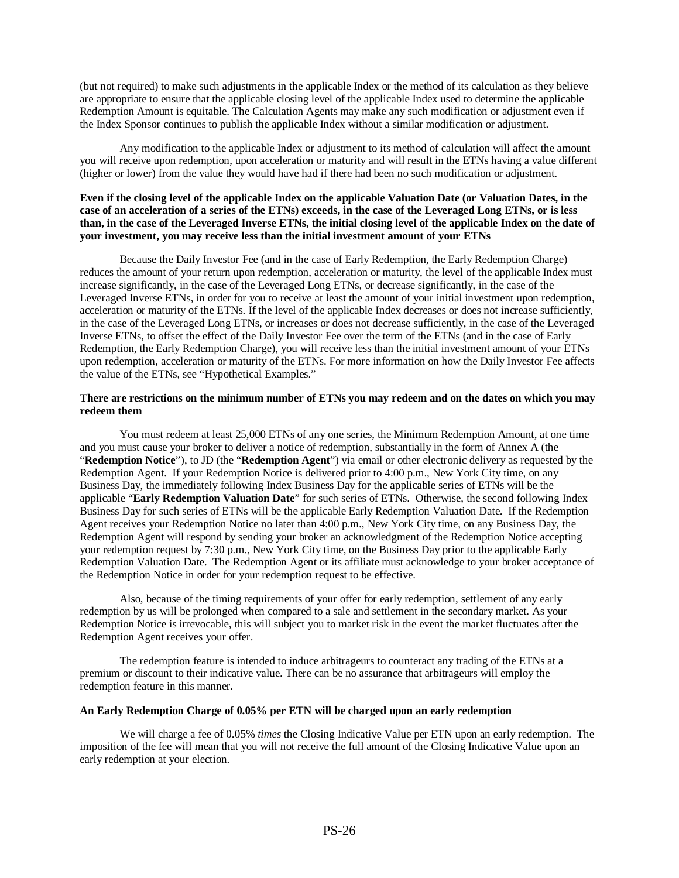(but not required) to make such adjustments in the applicable Index or the method of its calculation as they believe are appropriate to ensure that the applicable closing level of the applicable Index used to determine the applicable Redemption Amount is equitable. The Calculation Agents may make any such modification or adjustment even if the Index Sponsor continues to publish the applicable Index without a similar modification or adjustment.

Any modification to the applicable Index or adjustment to its method of calculation will affect the amount you will receive upon redemption, upon acceleration or maturity and will result in the ETNs having a value different (higher or lower) from the value they would have had if there had been no such modification or adjustment.

**Even if the closing level of the applicable Index on the applicable Valuation Date (or Valuation Dates, in the case of an acceleration of a series of the ETNs) exceeds, in the case of the Leveraged Long ETNs, or is less than, in the case of the Leveraged Inverse ETNs, the initial closing level of the applicable Index on the date of your investment, you may receive less than the initial investment amount of your ETNs**

Because the Daily Investor Fee (and in the case of Early Redemption, the Early Redemption Charge) reduces the amount of your return upon redemption, acceleration or maturity, the level of the applicable Index must increase significantly, in the case of the Leveraged Long ETNs, or decrease significantly, in the case of the Leveraged Inverse ETNs, in order for you to receive at least the amount of your initial investment upon redemption, acceleration or maturity of the ETNs. If the level of the applicable Index decreases or does not increase sufficiently, in the case of the Leveraged Long ETNs, or increases or does not decrease sufficiently, in the case of the Leveraged Inverse ETNs, to offset the effect of the Daily Investor Fee over the term of the ETNs (and in the case of Early Redemption, the Early Redemption Charge), you will receive less than the initial investment amount of your ETNs upon redemption, acceleration or maturity of the ETNs. For more information on how the Daily Investor Fee affects the value of the ETNs, see "Hypothetical Examples."

**There are restrictions on the minimum number of ETNs you may redeem and on the dates on which you may redeem them**

You must redeem at least 25,000 ETNs of any one series, the Minimum Redemption Amount, at one time and you must cause your broker to deliver a notice of redemption, substantially in the form of Annex A (the "**Redemption Notice**"), to JD (the "**Redemption Agent**") via email or other electronic delivery as requested by the Redemption Agent. If your Redemption Notice is delivered prior to 4:00 p.m., New York City time, on any Business Day, the immediately following Index Business Day for the applicable series of ETNs will be the applicable "**Early Redemption Valuation Date**" for such series of ETNs. Otherwise, the second following Index Business Day for such series of ETNs will be the applicable Early Redemption Valuation Date. If the Redemption Agent receives your Redemption Notice no later than 4:00 p.m., New York City time, on any Business Day, the Redemption Agent will respond by sending your broker an acknowledgment of the Redemption Notice accepting your redemption request by 7:30 p.m., New York City time, on the Business Day prior to the applicable Early Redemption Valuation Date. The Redemption Agent or its affiliate must acknowledge to your broker acceptance of the Redemption Notice in order for your redemption request to be effective.

Also, because of the timing requirements of your offer for early redemption, settlement of any early redemption by us will be prolonged when compared to a sale and settlement in the secondary market. As your Redemption Notice is irrevocable, this will subject you to market risk in the event the market fluctuates after the Redemption Agent receives your offer.

The redemption feature is intended to induce arbitrageurs to counteract any trading of the ETNs at a premium or discount to their indicative value. There can be no assurance that arbitrageurs will employ the redemption feature in this manner.

**An Early Redemption Charge of 0.05% per ETN will be charged upon an early redemption**

We will charge a fee of 0.05% *times* the Closing Indicative Value per ETN upon an early redemption. The imposition of the fee will mean that you will not receive the full amount of the Closing Indicative Value upon an early redemption at your election.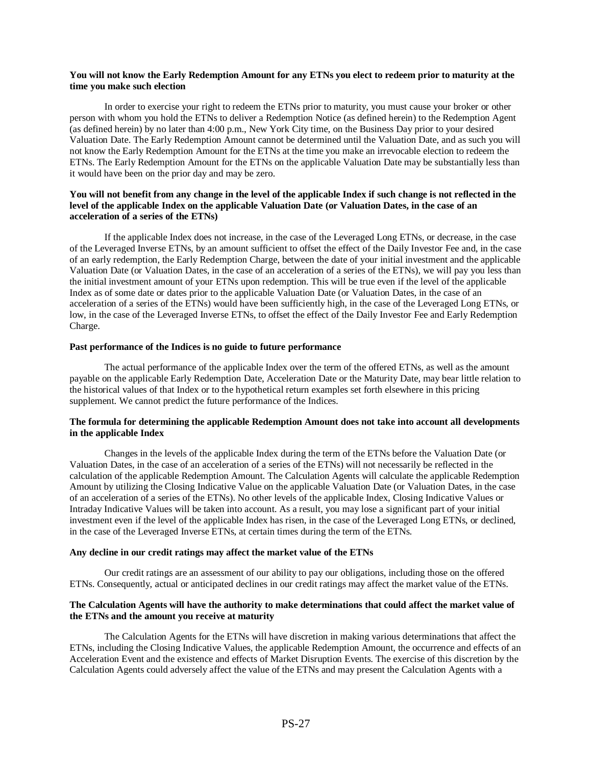**You will not know the Early Redemption Amount for any ETNs you elect to redeem prior to maturity at the time you make such election**

In order to exercise your right to redeem the ETNs prior to maturity, you must cause your broker or other person with whom you hold the ETNs to deliver a Redemption Notice (as defined herein) to the Redemption Agent (as defined herein) by no later than 4:00 p.m., New York City time, on the Business Day prior to your desired Valuation Date. The Early Redemption Amount cannot be determined until the Valuation Date, and as such you will not know the Early Redemption Amount for the ETNs at the time you make an irrevocable election to redeem the ETNs. The Early Redemption Amount for the ETNs on the applicable Valuation Date may be substantially less than it would have been on the prior day and may be zero.

**You will not benefit from any change in the level of the applicable Index if such change is not reflected in the level of the applicable Index on the applicable Valuation Date (or Valuation Dates, in the case of an acceleration of a series of the ETNs)**

If the applicable Index does not increase, in the case of the Leveraged Long ETNs, or decrease, in the case of the Leveraged Inverse ETNs, by an amount sufficient to offset the effect of the Daily Investor Fee and, in the case of an early redemption, the Early Redemption Charge, between the date of your initial investment and the applicable Valuation Date (or Valuation Dates, in the case of an acceleration of a series of the ETNs), we will pay you less than the initial investment amount of your ETNs upon redemption. This will be true even if the level of the applicable Index as of some date or dates prior to the applicable Valuation Date (or Valuation Dates, in the case of an acceleration of a series of the ETNs) would have been sufficiently high, in the case of the Leveraged Long ETNs, or low, in the case of the Leveraged Inverse ETNs, to offset the effect of the Daily Investor Fee and Early Redemption Charge.

**Past performance of the Indices is no guide to future performance**

The actual performance of the applicable Index over the term of the offered ETNs, as well as the amount payable on the applicable Early Redemption Date, Acceleration Date or the Maturity Date, may bear little relation to the historical values of that Index or to the hypothetical return examples set forth elsewhere in this pricing supplement. We cannot predict the future performance of the Indices.

**The formula for determining the applicable Redemption Amount does not take into account all developments in the applicable Index**

Changes in the levels of the applicable Index during the term of the ETNs before the Valuation Date (or Valuation Dates, in the case of an acceleration of a series of the ETNs) will not necessarily be reflected in the calculation of the applicable Redemption Amount. The Calculation Agents will calculate the applicable Redemption Amount by utilizing the Closing Indicative Value on the applicable Valuation Date (or Valuation Dates, in the case of an acceleration of a series of the ETNs). No other levels of the applicable Index, Closing Indicative Values or Intraday Indicative Values will be taken into account. As a result, you may lose a significant part of your initial investment even if the level of the applicable Index has risen, in the case of the Leveraged Long ETNs, or declined, in the case of the Leveraged Inverse ETNs, at certain times during the term of the ETNs.

**Any decline in our credit ratings may affect the market value of the ETNs**

Our credit ratings are an assessment of our ability to pay our obligations, including those on the offered ETNs. Consequently, actual or anticipated declines in our credit ratings may affect the market value of the ETNs.

**The Calculation Agents will have the authority to make determinations that could affect the market value of the ETNs and the amount you receive at maturity**

The Calculation Agents for the ETNs will have discretion in making various determinations that affect the ETNs, including the Closing Indicative Values, the applicable Redemption Amount, the occurrence and effects of an Acceleration Event and the existence and effects of Market Disruption Events. The exercise of this discretion by the Calculation Agents could adversely affect the value of the ETNs and may present the Calculation Agents with a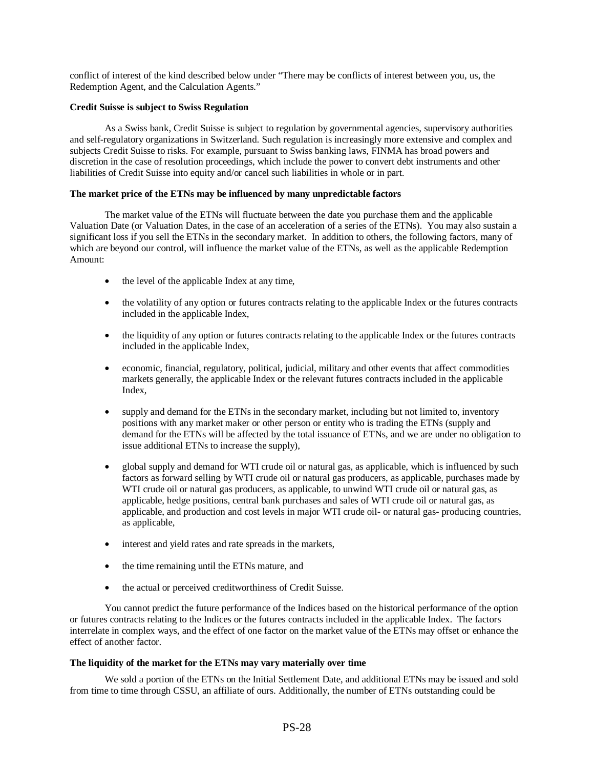conflict of interest of the kind described below under "There may be conflicts of interest between you, us, the Redemption Agent, and the Calculation Agents."

**Credit Suisse is subject to Swiss Regulation**

As a Swiss bank, Credit Suisse is subject to regulation by governmental agencies, supervisory authorities and self-regulatory organizations in Switzerland. Such regulation is increasingly more extensive and complex and subjects Credit Suisse to risks. For example, pursuant to Swiss banking laws, FINMA has broad powers and discretion in the case of resolution proceedings, which include the power to convert debt instruments and other liabilities of Credit Suisse into equity and/or cancel such liabilities in whole or in part.

**The market price of the ETNs may be influenced by many unpredictable factors**

The market value of the ETNs will fluctuate between the date you purchase them and the applicable Valuation Date (or Valuation Dates, in the case of an acceleration of a series of the ETNs). You may also sustain a significant loss if you sell the ETNs in the secondary market. In addition to others, the following factors, many of which are beyond our control, will influence the market value of the ETNs, as well as the applicable Redemption Amount:

- the level of the applicable Index at any time,
- the volatility of any option or futures contracts relating to the applicable Index or the futures contracts included in the applicable Index,
- the liquidity of any option or futures contracts relating to the applicable Index or the futures contracts included in the applicable Index,
- economic, financial, regulatory, political, judicial, military and other events that affect commodities markets generally, the applicable Index or the relevant futures contracts included in the applicable Index,
- supply and demand for the ETNs in the secondary market, including but not limited to, inventory positions with any market maker or other person or entity who is trading the ETNs (supply and demand for the ETNs will be affected by the total issuance of ETNs, and we are under no obligation to issue additional ETNs to increase the supply),
- global supply and demand for WTI crude oil or natural gas, as applicable, which is influenced by such factors as forward selling by WTI crude oil or natural gas producers, as applicable, purchases made by WTI crude oil or natural gas producers, as applicable, to unwind WTI crude oil or natural gas, as applicable, hedge positions, central bank purchases and sales of WTI crude oil or natural gas, as applicable, and production and cost levels in major WTI crude oil- or natural gas- producing countries, as applicable,
- interest and yield rates and rate spreads in the markets,
- the time remaining until the ETNs mature, and
- the actual or perceived creditworthiness of Credit Suisse.

You cannot predict the future performance of the Indices based on the historical performance of the option or futures contracts relating to the Indices or the futures contracts included in the applicable Index. The factors interrelate in complex ways, and the effect of one factor on the market value of the ETNs may offset or enhance the effect of another factor.

**The liquidity of the market for the ETNs may vary materially over time**

We sold a portion of the ETNs on the Initial Settlement Date, and additional ETNs may be issued and sold from time to time through CSSU, an affiliate of ours. Additionally, the number of ETNs outstanding could be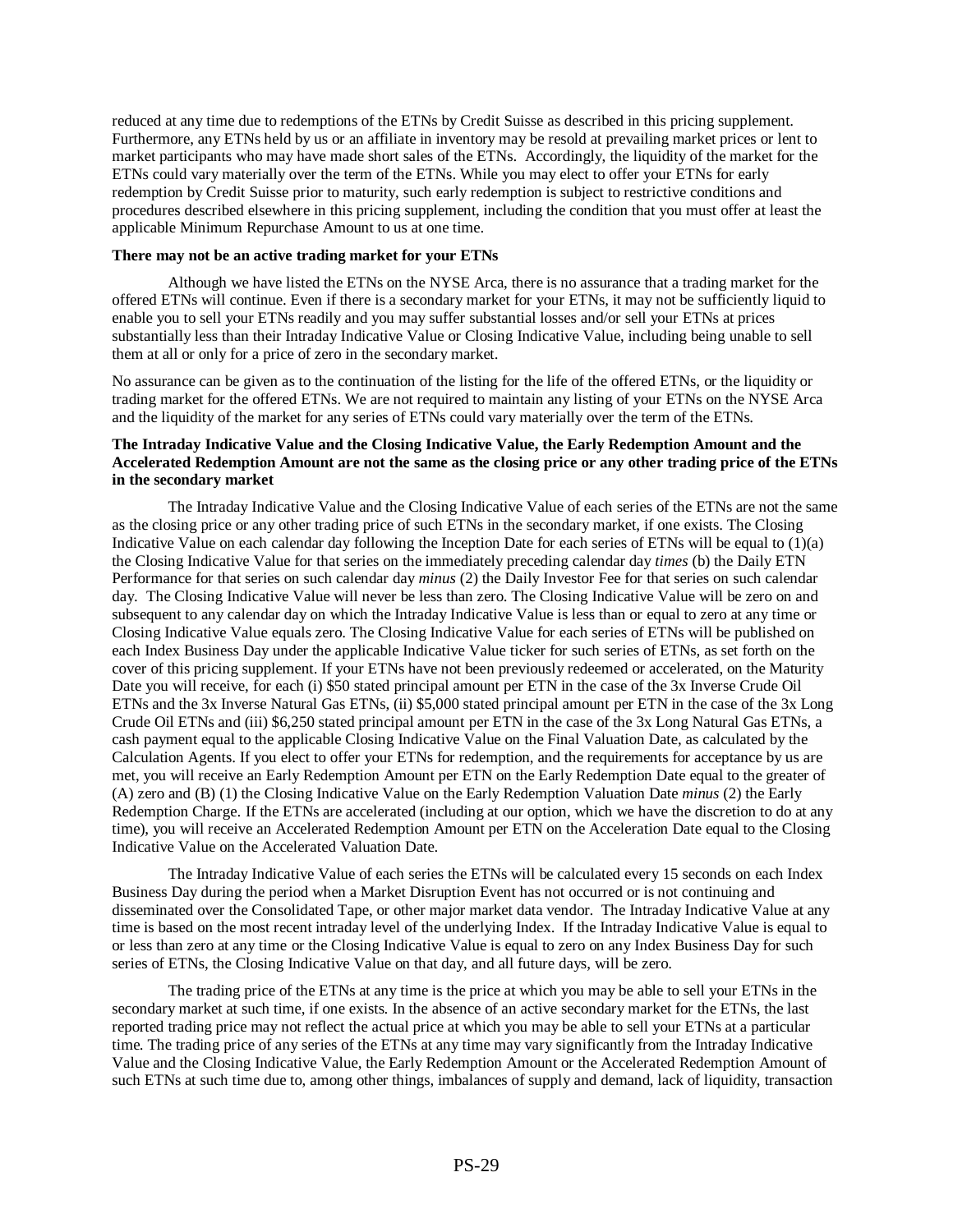reduced at any time due to redemptions of the ETNs by Credit Suisse as described in this pricing supplement. Furthermore, any ETNs held by us or an affiliate in inventory may be resold at prevailing market prices or lent to market participants who may have made short sales of the ETNs. Accordingly, the liquidity of the market for the ETNs could vary materially over the term of the ETNs. While you may elect to offer your ETNs for early redemption by Credit Suisse prior to maturity, such early redemption is subject to restrictive conditions and procedures described elsewhere in this pricing supplement, including the condition that you must offer at least the applicable Minimum Repurchase Amount to us at one time.

**There may not be an active trading market for your ETNs**

Although we have listed the ETNs on the NYSE Arca, there is no assurance that a trading market for the offered ETNs will continue. Even if there is a secondary market for your ETNs, it may not be sufficiently liquid to enable you to sell your ETNs readily and you may suffer substantial losses and/or sell your ETNs at prices substantially less than their Intraday Indicative Value or Closing Indicative Value, including being unable to sell them at all or only for a price of zero in the secondary market.

No assurance can be given as to the continuation of the listing for the life of the offered ETNs, or the liquidity or trading market for the offered ETNs. We are not required to maintain any listing of your ETNs on the NYSE Arca and the liquidity of the market for any series of ETNs could vary materially over the term of the ETNs.

**The Intraday Indicative Value and the Closing Indicative Value, the Early Redemption Amount and the Accelerated Redemption Amount are not the same as the closing price or any other trading price of the ETNs in the secondary market**

The Intraday Indicative Value and the Closing Indicative Value of each series of the ETNs are not the same as the closing price or any other trading price of such ETNs in the secondary market, if one exists. The Closing Indicative Value on each calendar day following the Inception Date for each series of ETNs will be equal to (1)(a) the Closing Indicative Value for that series on the immediately preceding calendar day *times* (b) the Daily ETN Performance for that series on such calendar day *minus* (2) the Daily Investor Fee for that series on such calendar day. The Closing Indicative Value will never be less than zero. The Closing Indicative Value will be zero on and subsequent to any calendar day on which the Intraday Indicative Value is less than or equal to zero at any time or Closing Indicative Value equals zero. The Closing Indicative Value for each series of ETNs will be published on each Index Business Day under the applicable Indicative Value ticker for such series of ETNs, as set forth on the cover of this pricing supplement. If your ETNs have not been previously redeemed or accelerated, on the Maturity Date you will receive, for each (i) $50 stated principal amount per ETN in the case of the 3x Inverse Crude Oil ETNs and the 3x Inverse Natural Gas ETNs, (ii) $5,000 stated principal amount per ETN in the case of the 3x Long Crude Oil ETNs and (iii) $6,250 stated principal amount per ETN in the case of the 3x Long Natural Gas ETNs, a cash payment equal to the applicable Closing Indicative Value on the Final Valuation Date, as calculated by the Calculation Agents. If you elect to offer your ETNs for redemption, and the requirements for acceptance by us are met, you will receive an Early Redemption Amount per ETN on the Early Redemption Date equal to the greater of (A) zero and (B) (1) the Closing Indicative Value on the Early Redemption Valuation Date *minus* (2) the Early Redemption Charge. If the ETNs are accelerated (including at our option, which we have the discretion to do at any time), you will receive an Accelerated Redemption Amount per ETN on the Acceleration Date equal to the Closing Indicative Value on the Accelerated Valuation Date.

The Intraday Indicative Value of each series the ETNs will be calculated every 15 seconds on each Index Business Day during the period when a Market Disruption Event has not occurred or is not continuing and disseminated over the Consolidated Tape, or other major market data vendor. The Intraday Indicative Value at any time is based on the most recent intraday level of the underlying Index. If the Intraday Indicative Value is equal to or less than zero at any time or the Closing Indicative Value is equal to zero on any Index Business Day for such series of ETNs, the Closing Indicative Value on that day, and all future days, will be zero.

The trading price of the ETNs at any time is the price at which you may be able to sell your ETNs in the secondary market at such time, if one exists. In the absence of an active secondary market for the ETNs, the last reported trading price may not reflect the actual price at which you may be able to sell your ETNs at a particular time. The trading price of any series of the ETNs at any time may vary significantly from the Intraday Indicative Value and the Closing Indicative Value, the Early Redemption Amount or the Accelerated Redemption Amount of such ETNs at such time due to, among other things, imbalances of supply and demand, lack of liquidity, transaction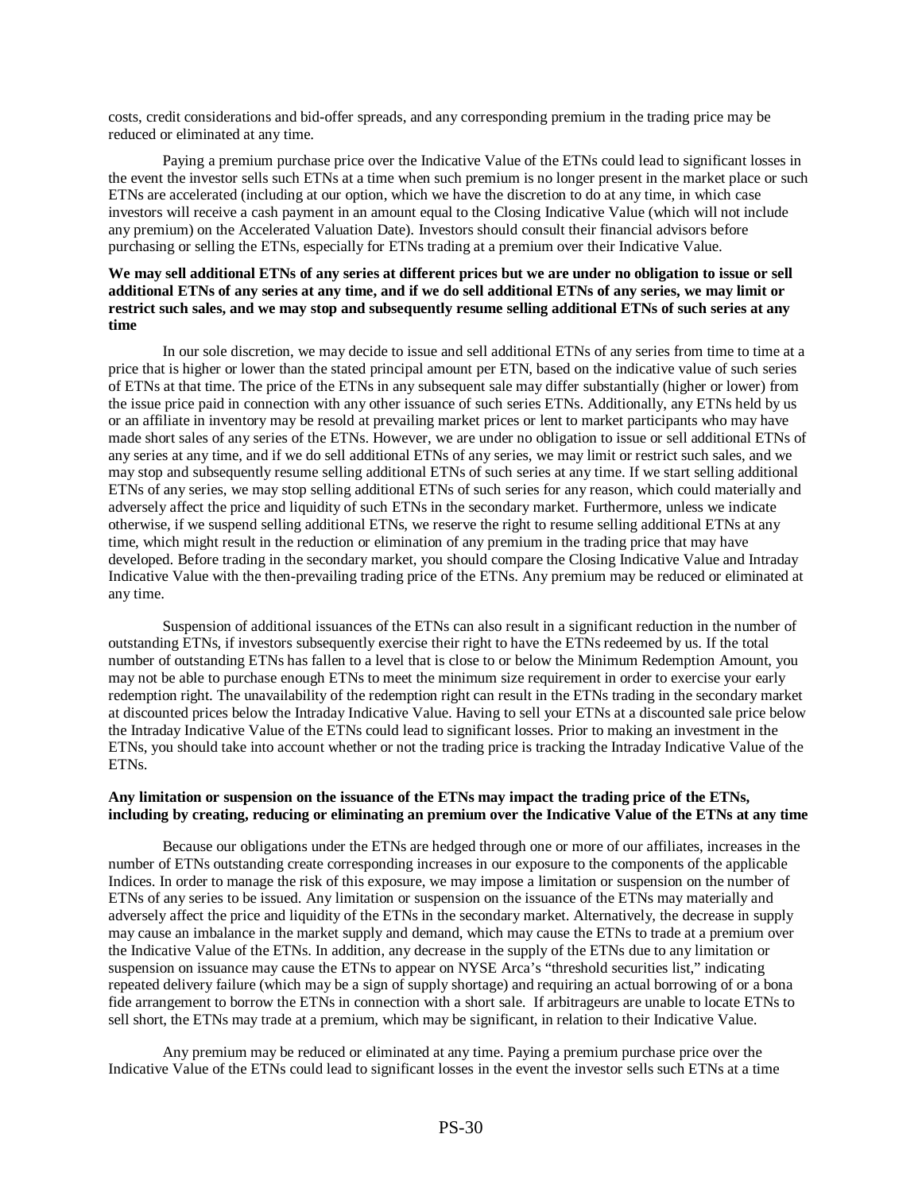costs, credit considerations and bid-offer spreads, and any corresponding premium in the trading price may be reduced or eliminated at any time.

Paying a premium purchase price over the Indicative Value of the ETNs could lead to significant losses in the event the investor sells such ETNs at a time when such premium is no longer present in the market place or such ETNs are accelerated (including at our option, which we have the discretion to do at any time, in which case investors will receive a cash payment in an amount equal to the Closing Indicative Value (which will not include any premium) on the Accelerated Valuation Date). Investors should consult their financial advisors before purchasing or selling the ETNs, especially for ETNs trading at a premium over their Indicative Value.

**We may sell additional ETNs of any series at different prices but we are under no obligation to issue or sell additional ETNs of any series at any time, and if we do sell additional ETNs of any series, we may limit or restrict such sales, and we may stop and subsequently resume selling additional ETNs of such series at any time**

In our sole discretion, we may decide to issue and sell additional ETNs of any series from time to time at a price that is higher or lower than the stated principal amount per ETN, based on the indicative value of such series of ETNs at that time. The price of the ETNs in any subsequent sale may differ substantially (higher or lower) from the issue price paid in connection with any other issuance of such series ETNs. Additionally, any ETNs held by us or an affiliate in inventory may be resold at prevailing market prices or lent to market participants who may have made short sales of any series of the ETNs. However, we are under no obligation to issue or sell additional ETNs of any series at any time, and if we do sell additional ETNs of any series, we may limit or restrict such sales, and we may stop and subsequently resume selling additional ETNs of such series at any time. If we start selling additional ETNs of any series, we may stop selling additional ETNs of such series for any reason, which could materially and adversely affect the price and liquidity of such ETNs in the secondary market. Furthermore, unless we indicate otherwise, if we suspend selling additional ETNs, we reserve the right to resume selling additional ETNs at any time, which might result in the reduction or elimination of any premium in the trading price that may have developed. Before trading in the secondary market, you should compare the Closing Indicative Value and Intraday Indicative Value with the then-prevailing trading price of the ETNs. Any premium may be reduced or eliminated at any time.

Suspension of additional issuances of the ETNs can also result in a significant reduction in the number of outstanding ETNs, if investors subsequently exercise their right to have the ETNs redeemed by us. If the total number of outstanding ETNs has fallen to a level that is close to or below the Minimum Redemption Amount, you may not be able to purchase enough ETNs to meet the minimum size requirement in order to exercise your early redemption right. The unavailability of the redemption right can result in the ETNs trading in the secondary market at discounted prices below the Intraday Indicative Value. Having to sell your ETNs at a discounted sale price below the Intraday Indicative Value of the ETNs could lead to significant losses. Prior to making an investment in the ETNs, you should take into account whether or not the trading price is tracking the Intraday Indicative Value of the ETNs.

**Any limitation or suspension on the issuance of the ETNs may impact the trading price of the ETNs, including by creating, reducing or eliminating an premium over the Indicative Value of the ETNs at any time**

Because our obligations under the ETNs are hedged through one or more of our affiliates, increases in the number of ETNs outstanding create corresponding increases in our exposure to the components of the applicable Indices. In order to manage the risk of this exposure, we may impose a limitation or suspension on the number of ETNs of any series to be issued. Any limitation or suspension on the issuance of the ETNs may materially and adversely affect the price and liquidity of the ETNs in the secondary market. Alternatively, the decrease in supply may cause an imbalance in the market supply and demand, which may cause the ETNs to trade at a premium over the Indicative Value of the ETNs. In addition, any decrease in the supply of the ETNs due to any limitation or suspension on issuance may cause the ETNs to appear on NYSE Arca's "threshold securities list," indicating repeated delivery failure (which may be a sign of supply shortage) and requiring an actual borrowing of or a bona fide arrangement to borrow the ETNs in connection with a short sale. If arbitrageurs are unable to locate ETNs to sell short, the ETNs may trade at a premium, which may be significant, in relation to their Indicative Value.

Any premium may be reduced or eliminated at any time. Paying a premium purchase price over the Indicative Value of the ETNs could lead to significant losses in the event the investor sells such ETNs at a time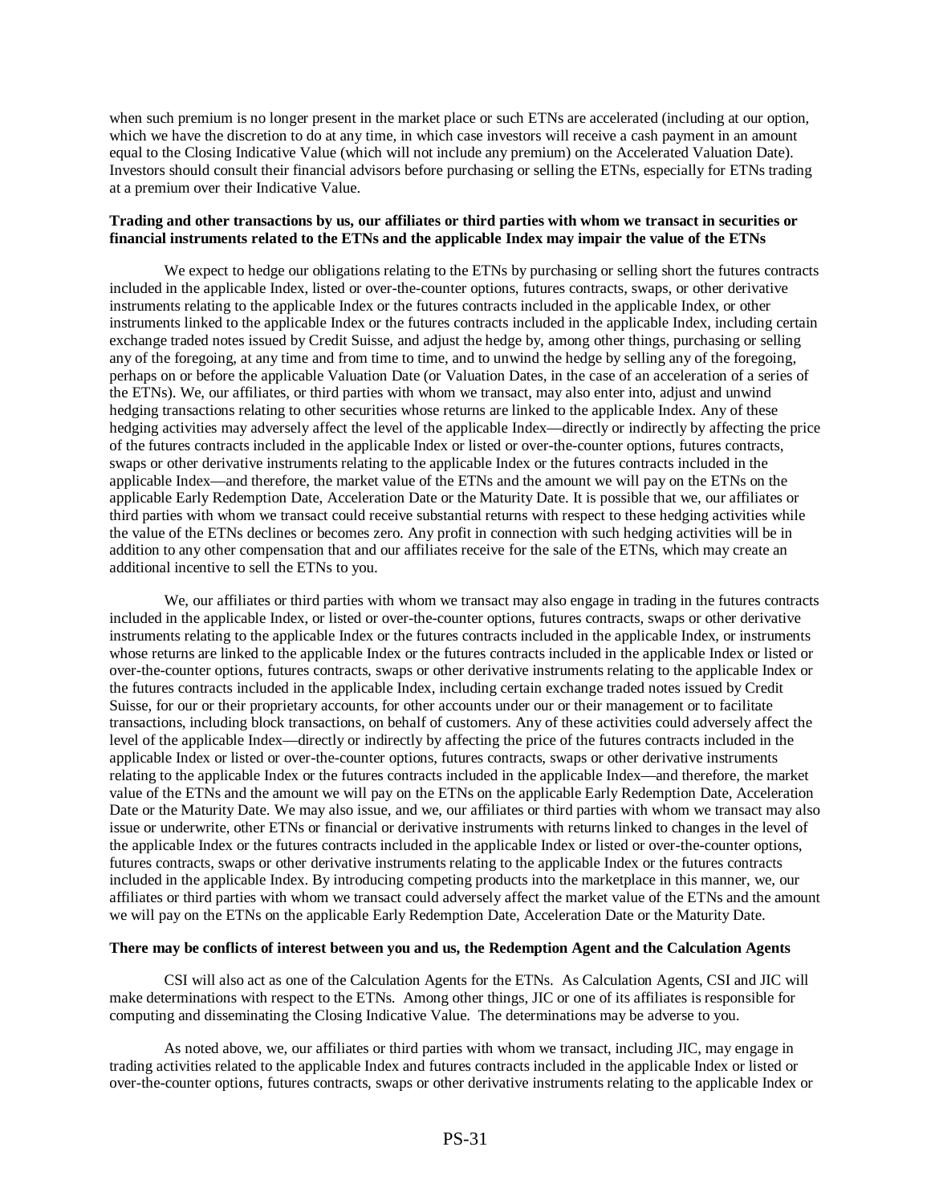when such premium is no longer present in the market place or such ETNs are accelerated (including at our option, which we have the discretion to do at any time, in which case investors will receive a cash payment in an amount equal to the Closing Indicative Value (which will not include any premium) on the Accelerated Valuation Date). Investors should consult their financial advisors before purchasing or selling the ETNs, especially for ETNs trading at a premium over their Indicative Value.

**Trading and other transactions by us, our affiliates or third parties with whom we transact in securities or financial instruments related to the ETNs and the applicable Index may impair the value of the ETNs**

We expect to hedge our obligations relating to the ETNs by purchasing or selling short the futures contracts included in the applicable Index, listed or over-the-counter options, futures contracts, swaps, or other derivative instruments relating to the applicable Index or the futures contracts included in the applicable Index, or other instruments linked to the applicable Index or the futures contracts included in the applicable Index, including certain exchange traded notes issued by Credit Suisse, and adjust the hedge by, among other things, purchasing or selling any of the foregoing, at any time and from time to time, and to unwind the hedge by selling any of the foregoing, perhaps on or before the applicable Valuation Date (or Valuation Dates, in the case of an acceleration of a series of the ETNs). We, our affiliates, or third parties with whom we transact, may also enter into, adjust and unwind hedging transactions relating to other securities whose returns are linked to the applicable Index. Any of these hedging activities may adversely affect the level of the applicable Index—directly or indirectly by affecting the price of the futures contracts included in the applicable Index or listed or over-the-counter options, futures contracts, swaps or other derivative instruments relating to the applicable Index or the futures contracts included in the applicable Index—and therefore, the market value of the ETNs and the amount we will pay on the ETNs on the applicable Early Redemption Date, Acceleration Date or the Maturity Date. It is possible that we, our affiliates or third parties with whom we transact could receive substantial returns with respect to these hedging activities while the value of the ETNs declines or becomes zero. Any profit in connection with such hedging activities will be in addition to any other compensation that and our affiliates receive for the sale of the ETNs, which may create an additional incentive to sell the ETNs to you.

We, our affiliates or third parties with whom we transact may also engage in trading in the futures contracts included in the applicable Index, or listed or over-the-counter options, futures contracts, swaps or other derivative instruments relating to the applicable Index or the futures contracts included in the applicable Index, or instruments whose returns are linked to the applicable Index or the futures contracts included in the applicable Index or listed or over-the-counter options, futures contracts, swaps or other derivative instruments relating to the applicable Index or the futures contracts included in the applicable Index, including certain exchange traded notes issued by Credit Suisse, for our or their proprietary accounts, for other accounts under our or their management or to facilitate transactions, including block transactions, on behalf of customers. Any of these activities could adversely affect the level of the applicable Index—directly or indirectly by affecting the price of the futures contracts included in the applicable Index or listed or over-the-counter options, futures contracts, swaps or other derivative instruments relating to the applicable Index or the futures contracts included in the applicable Index—and therefore, the market value of the ETNs and the amount we will pay on the ETNs on the applicable Early Redemption Date, Acceleration Date or the Maturity Date. We may also issue, and we, our affiliates or third parties with whom we transact may also issue or underwrite, other ETNs or financial or derivative instruments with returns linked to changes in the level of the applicable Index or the futures contracts included in the applicable Index or listed or over-the-counter options, futures contracts, swaps or other derivative instruments relating to the applicable Index or the futures contracts included in the applicable Index. By introducing competing products into the marketplace in this manner, we, our affiliates or third parties with whom we transact could adversely affect the market value of the ETNs and the amount we will pay on the ETNs on the applicable Early Redemption Date, Acceleration Date or the Maturity Date.

**There may be conflicts of interest between you and us, the Redemption Agent and the Calculation Agents**

CSI will also act as one of the Calculation Agents for the ETNs. As Calculation Agents, CSI and JIC will make determinations with respect to the ETNs. Among other things, JIC or one of its affiliates is responsible for computing and disseminating the Closing Indicative Value. The determinations may be adverse to you.

As noted above, we, our affiliates or third parties with whom we transact, including JIC, may engage in trading activities related to the applicable Index and futures contracts included in the applicable Index or listed or over-the-counter options, futures contracts, swaps or other derivative instruments relating to the applicable Index or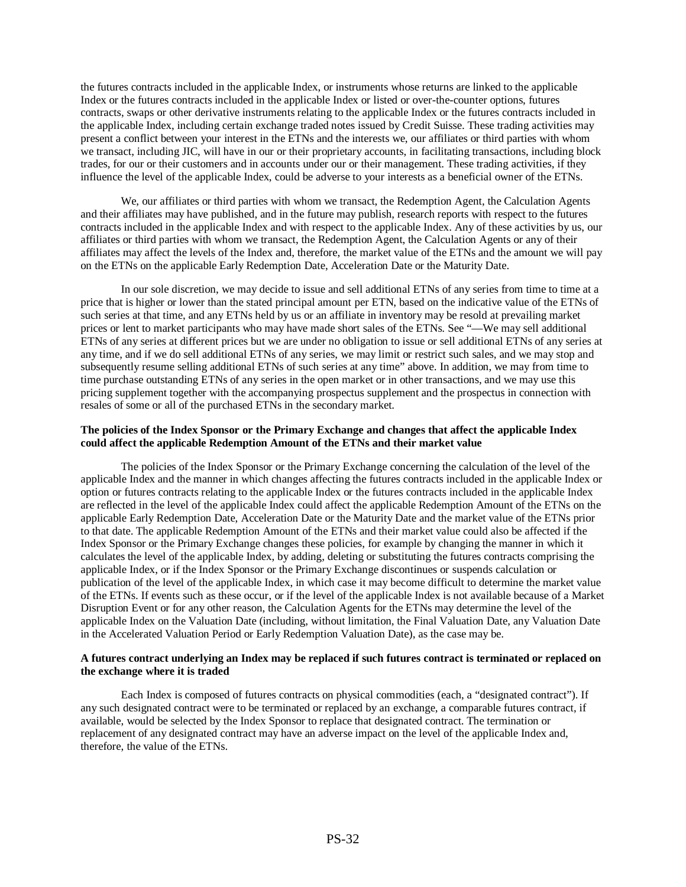the futures contracts included in the applicable Index, or instruments whose returns are linked to the applicable Index or the futures contracts included in the applicable Index or listed or over-the-counter options, futures contracts, swaps or other derivative instruments relating to the applicable Index or the futures contracts included in the applicable Index, including certain exchange traded notes issued by Credit Suisse. These trading activities may present a conflict between your interest in the ETNs and the interests we, our affiliates or third parties with whom we transact, including JIC, will have in our or their proprietary accounts, in facilitating transactions, including block trades, for our or their customers and in accounts under our or their management. These trading activities, if they influence the level of the applicable Index, could be adverse to your interests as a beneficial owner of the ETNs.

We, our affiliates or third parties with whom we transact, the Redemption Agent, the Calculation Agents and their affiliates may have published, and in the future may publish, research reports with respect to the futures contracts included in the applicable Index and with respect to the applicable Index. Any of these activities by us, our affiliates or third parties with whom we transact, the Redemption Agent, the Calculation Agents or any of their affiliates may affect the levels of the Index and, therefore, the market value of the ETNs and the amount we will pay on the ETNs on the applicable Early Redemption Date, Acceleration Date or the Maturity Date.

In our sole discretion, we may decide to issue and sell additional ETNs of any series from time to time at a price that is higher or lower than the stated principal amount per ETN, based on the indicative value of the ETNs of such series at that time, and any ETNs held by us or an affiliate in inventory may be resold at prevailing market prices or lent to market participants who may have made short sales of the ETNs. See "—We may sell additional ETNs of any series at different prices but we are under no obligation to issue or sell additional ETNs of any series at any time, and if we do sell additional ETNs of any series, we may limit or restrict such sales, and we may stop and subsequently resume selling additional ETNs of such series at any time" above. In addition, we may from time to time purchase outstanding ETNs of any series in the open market or in other transactions, and we may use this pricing supplement together with the accompanying prospectus supplement and the prospectus in connection with resales of some or all of the purchased ETNs in the secondary market.

**The policies of the Index Sponsor or the Primary Exchange and changes that affect the applicable Index could affect the applicable Redemption Amount of the ETNs and their market value**

The policies of the Index Sponsor or the Primary Exchange concerning the calculation of the level of the applicable Index and the manner in which changes affecting the futures contracts included in the applicable Index or option or futures contracts relating to the applicable Index or the futures contracts included in the applicable Index are reflected in the level of the applicable Index could affect the applicable Redemption Amount of the ETNs on the applicable Early Redemption Date, Acceleration Date or the Maturity Date and the market value of the ETNs prior to that date. The applicable Redemption Amount of the ETNs and their market value could also be affected if the Index Sponsor or the Primary Exchange changes these policies, for example by changing the manner in which it calculates the level of the applicable Index, by adding, deleting or substituting the futures contracts comprising the applicable Index, or if the Index Sponsor or the Primary Exchange discontinues or suspends calculation or publication of the level of the applicable Index, in which case it may become difficult to determine the market value of the ETNs. If events such as these occur, or if the level of the applicable Index is not available because of a Market Disruption Event or for any other reason, the Calculation Agents for the ETNs may determine the level of the applicable Index on the Valuation Date (including, without limitation, the Final Valuation Date, any Valuation Date in the Accelerated Valuation Period or Early Redemption Valuation Date), as the case may be.

**A futures contract underlying an Index may be replaced if such futures contract is terminated or replaced on the exchange where it is traded**

Each Index is composed of futures contracts on physical commodities (each, a "designated contract"). If any such designated contract were to be terminated or replaced by an exchange, a comparable futures contract, if available, would be selected by the Index Sponsor to replace that designated contract. The termination or replacement of any designated contract may have an adverse impact on the level of the applicable Index and, therefore, the value of the ETNs.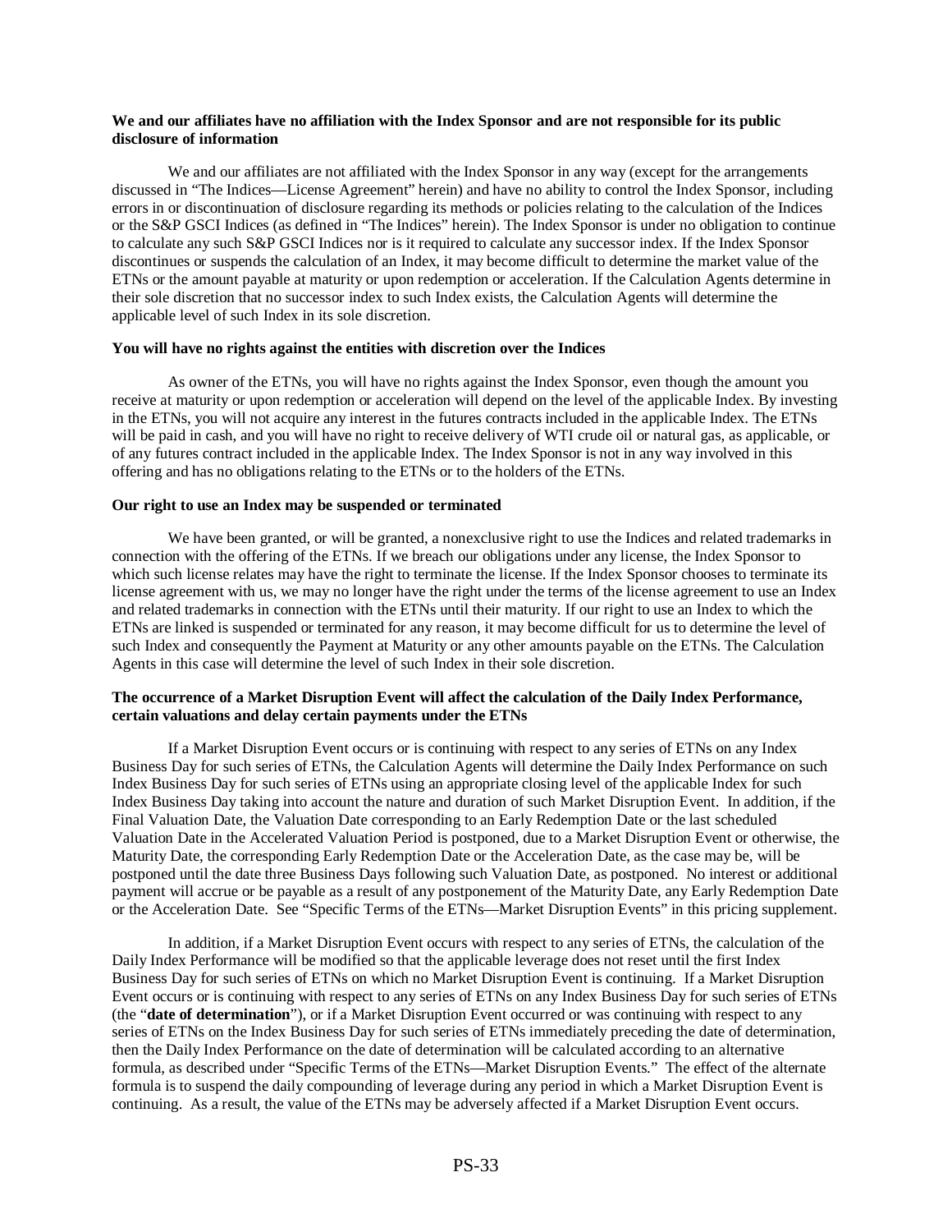**We and our affiliates have no affiliation with the Index Sponsor and are not responsible for its public disclosure of information**

We and our affiliates are not affiliated with the Index Sponsor in any way (except for the arrangements discussed in "The Indices—License Agreement" herein) and have no ability to control the Index Sponsor, including errors in or discontinuation of disclosure regarding its methods or policies relating to the calculation of the Indices or the S&P GSCI Indices (as defined in "The Indices" herein). The Index Sponsor is under no obligation to continue to calculate any such S&P GSCI Indices nor is it required to calculate any successor index. If the Index Sponsor discontinues or suspends the calculation of an Index, it may become difficult to determine the market value of the ETNs or the amount payable at maturity or upon redemption or acceleration. If the Calculation Agents determine in their sole discretion that no successor index to such Index exists, the Calculation Agents will determine the applicable level of such Index in its sole discretion.

**You will have no rights against the entities with discretion over the Indices**

As owner of the ETNs, you will have no rights against the Index Sponsor, even though the amount you receive at maturity or upon redemption or acceleration will depend on the level of the applicable Index. By investing in the ETNs, you will not acquire any interest in the futures contracts included in the applicable Index. The ETNs will be paid in cash, and you will have no right to receive delivery of WTI crude oil or natural gas, as applicable, or of any futures contract included in the applicable Index. The Index Sponsor is not in any way involved in this offering and has no obligations relating to the ETNs or to the holders of the ETNs.

**Our right to use an Index may be suspended or terminated**

We have been granted, or will be granted, a nonexclusive right to use the Indices and related trademarks in connection with the offering of the ETNs. If we breach our obligations under any license, the Index Sponsor to which such license relates may have the right to terminate the license. If the Index Sponsor chooses to terminate its license agreement with us, we may no longer have the right under the terms of the license agreement to use an Index and related trademarks in connection with the ETNs until their maturity. If our right to use an Index to which the ETNs are linked is suspended or terminated for any reason, it may become difficult for us to determine the level of such Index and consequently the Payment at Maturity or any other amounts payable on the ETNs. The Calculation Agents in this case will determine the level of such Index in their sole discretion.

**The occurrence of a Market Disruption Event will affect the calculation of the Daily Index Performance, certain valuations and delay certain payments under the ETNs**

If a Market Disruption Event occurs or is continuing with respect to any series of ETNs on any Index Business Day for such series of ETNs, the Calculation Agents will determine the Daily Index Performance on such Index Business Day for such series of ETNs using an appropriate closing level of the applicable Index for such Index Business Day taking into account the nature and duration of such Market Disruption Event. In addition, if the Final Valuation Date, the Valuation Date corresponding to an Early Redemption Date or the last scheduled Valuation Date in the Accelerated Valuation Period is postponed, due to a Market Disruption Event or otherwise, the Maturity Date, the corresponding Early Redemption Date or the Acceleration Date, as the case may be, will be postponed until the date three Business Days following such Valuation Date, as postponed. No interest or additional payment will accrue or be payable as a result of any postponement of the Maturity Date, any Early Redemption Date or the Acceleration Date. See "Specific Terms of the ETNs—Market Disruption Events" in this pricing supplement.

In addition, if a Market Disruption Event occurs with respect to any series of ETNs, the calculation of the Daily Index Performance will be modified so that the applicable leverage does not reset until the first Index Business Day for such series of ETNs on which no Market Disruption Event is continuing. If a Market Disruption Event occurs or is continuing with respect to any series of ETNs on any Index Business Day for such series of ETNs (the "**date of determination**"), or if a Market Disruption Event occurred or was continuing with respect to any series of ETNs on the Index Business Day for such series of ETNs immediately preceding the date of determination, then the Daily Index Performance on the date of determination will be calculated according to an alternative formula, as described under "Specific Terms of the ETNs—Market Disruption Events." The effect of the alternate formula is to suspend the daily compounding of leverage during any period in which a Market Disruption Event is continuing. As a result, the value of the ETNs may be adversely affected if a Market Disruption Event occurs.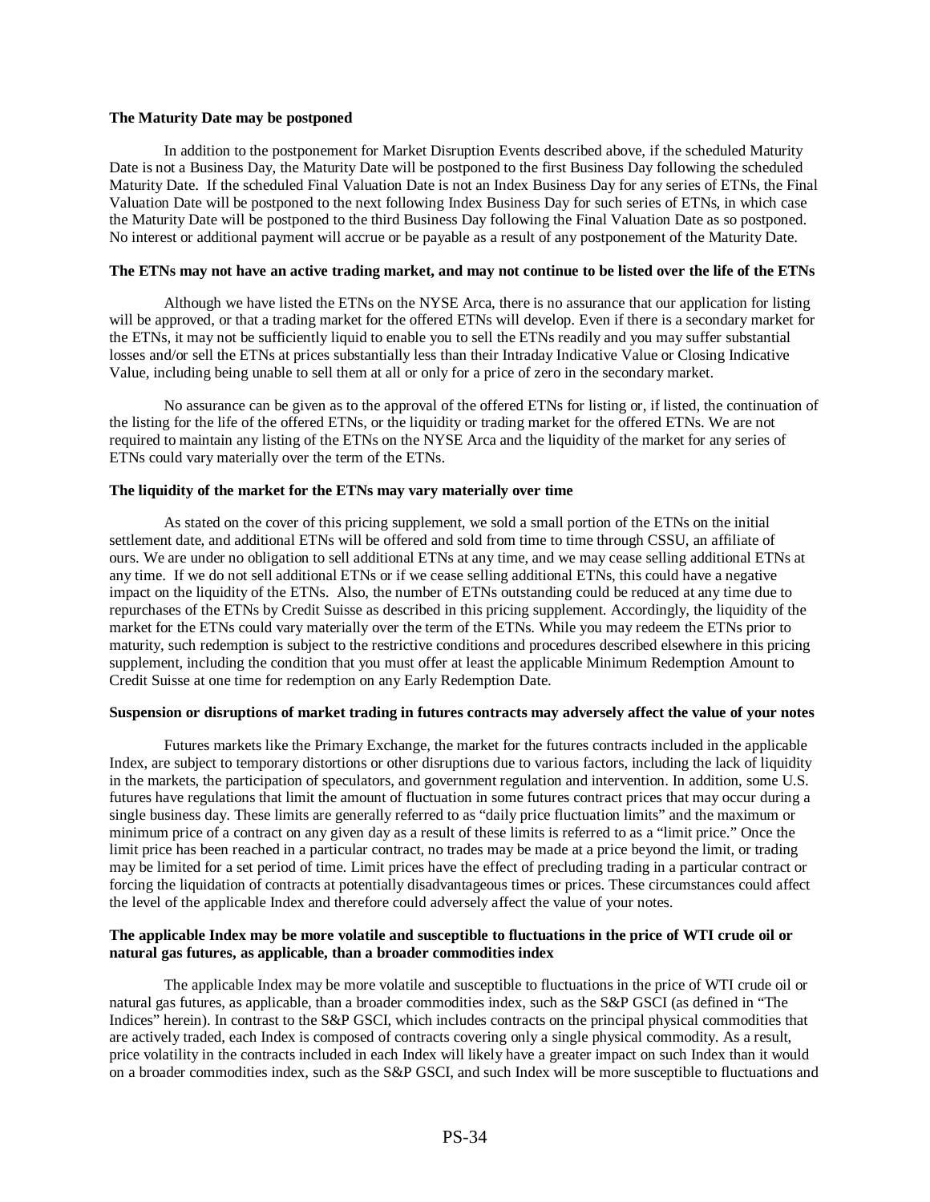**The Maturity Date may be postponed**

In addition to the postponement for Market Disruption Events described above, if the scheduled Maturity Date is not a Business Day, the Maturity Date will be postponed to the first Business Day following the scheduled Maturity Date. If the scheduled Final Valuation Date is not an Index Business Day for any series of ETNs, the Final Valuation Date will be postponed to the next following Index Business Day for such series of ETNs, in which case the Maturity Date will be postponed to the third Business Day following the Final Valuation Date as so postponed. No interest or additional payment will accrue or be payable as a result of any postponement of the Maturity Date.

**The ETNs may not have an active trading market, and may not continue to be listed over the life of the ETNs**

Although we have listed the ETNs on the NYSE Arca, there is no assurance that our application for listing will be approved, or that a trading market for the offered ETNs will develop. Even if there is a secondary market for the ETNs, it may not be sufficiently liquid to enable you to sell the ETNs readily and you may suffer substantial losses and/or sell the ETNs at prices substantially less than their Intraday Indicative Value or Closing Indicative Value, including being unable to sell them at all or only for a price of zero in the secondary market.

No assurance can be given as to the approval of the offered ETNs for listing or, if listed, the continuation of the listing for the life of the offered ETNs, or the liquidity or trading market for the offered ETNs. We are not required to maintain any listing of the ETNs on the NYSE Arca and the liquidity of the market for any series of ETNs could vary materially over the term of the ETNs.

**The liquidity of the market for the ETNs may vary materially over time**

As stated on the cover of this pricing supplement, we sold a small portion of the ETNs on the initial settlement date, and additional ETNs will be offered and sold from time to time through CSSU, an affiliate of ours. We are under no obligation to sell additional ETNs at any time, and we may cease selling additional ETNs at any time. If we do not sell additional ETNs or if we cease selling additional ETNs, this could have a negative impact on the liquidity of the ETNs. Also, the number of ETNs outstanding could be reduced at any time due to repurchases of the ETNs by Credit Suisse as described in this pricing supplement. Accordingly, the liquidity of the market for the ETNs could vary materially over the term of the ETNs. While you may redeem the ETNs prior to maturity, such redemption is subject to the restrictive conditions and procedures described elsewhere in this pricing supplement, including the condition that you must offer at least the applicable Minimum Redemption Amount to Credit Suisse at one time for redemption on any Early Redemption Date.

**Suspension or disruptions of market trading in futures contracts may adversely affect the value of your notes**

Futures markets like the Primary Exchange, the market for the futures contracts included in the applicable Index, are subject to temporary distortions or other disruptions due to various factors, including the lack of liquidity in the markets, the participation of speculators, and government regulation and intervention. In addition, some U.S. futures have regulations that limit the amount of fluctuation in some futures contract prices that may occur during a single business day. These limits are generally referred to as "daily price fluctuation limits" and the maximum or minimum price of a contract on any given day as a result of these limits is referred to as a "limit price." Once the limit price has been reached in a particular contract, no trades may be made at a price beyond the limit, or trading may be limited for a set period of time. Limit prices have the effect of precluding trading in a particular contract or forcing the liquidation of contracts at potentially disadvantageous times or prices. These circumstances could affect the level of the applicable Index and therefore could adversely affect the value of your notes.

**The applicable Index may be more volatile and susceptible to fluctuations in the price of WTI crude oil or natural gas futures, as applicable, than a broader commodities index**

The applicable Index may be more volatile and susceptible to fluctuations in the price of WTI crude oil or natural gas futures, as applicable, than a broader commodities index, such as the S&P GSCI (as defined in "The Indices" herein). In contrast to the S&P GSCI, which includes contracts on the principal physical commodities that are actively traded, each Index is composed of contracts covering only a single physical commodity. As a result, price volatility in the contracts included in each Index will likely have a greater impact on such Index than it would on a broader commodities index, such as the S&P GSCI, and such Index will be more susceptible to fluctuations and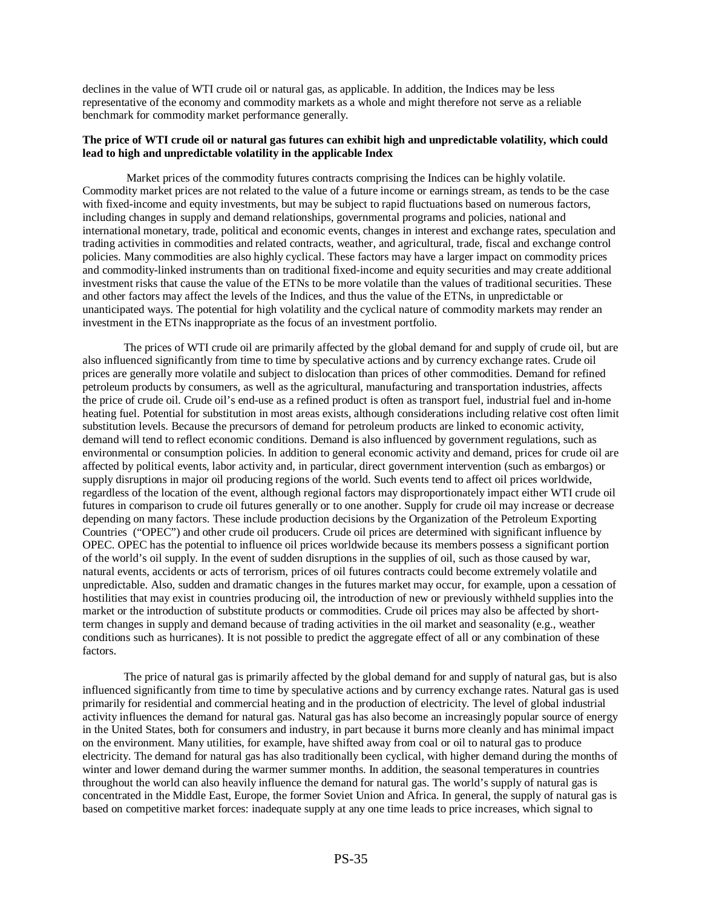declines in the value of WTI crude oil or natural gas, as applicable. In addition, the Indices may be less representative of the economy and commodity markets as a whole and might therefore not serve as a reliable benchmark for commodity market performance generally.

**The price of WTI crude oil or natural gas futures can exhibit high and unpredictable volatility, which could lead to high and unpredictable volatility in the applicable Index**

Market prices of the commodity futures contracts comprising the Indices can be highly volatile. Commodity market prices are not related to the value of a future income or earnings stream, as tends to be the case with fixed-income and equity investments, but may be subject to rapid fluctuations based on numerous factors, including changes in supply and demand relationships, governmental programs and policies, national and international monetary, trade, political and economic events, changes in interest and exchange rates, speculation and trading activities in commodities and related contracts, weather, and agricultural, trade, fiscal and exchange control policies. Many commodities are also highly cyclical. These factors may have a larger impact on commodity prices and commodity-linked instruments than on traditional fixed-income and equity securities and may create additional investment risks that cause the value of the ETNs to be more volatile than the values of traditional securities. These and other factors may affect the levels of the Indices, and thus the value of the ETNs, in unpredictable or unanticipated ways. The potential for high volatility and the cyclical nature of commodity markets may render an investment in the ETNs inappropriate as the focus of an investment portfolio.

The prices of WTI crude oil are primarily affected by the global demand for and supply of crude oil, but are also influenced significantly from time to time by speculative actions and by currency exchange rates. Crude oil prices are generally more volatile and subject to dislocation than prices of other commodities. Demand for refined petroleum products by consumers, as well as the agricultural, manufacturing and transportation industries, affects the price of crude oil. Crude oil's end-use as a refined product is often as transport fuel, industrial fuel and in-home heating fuel. Potential for substitution in most areas exists, although considerations including relative cost often limit substitution levels. Because the precursors of demand for petroleum products are linked to economic activity, demand will tend to reflect economic conditions. Demand is also influenced by government regulations, such as environmental or consumption policies. In addition to general economic activity and demand, prices for crude oil are affected by political events, labor activity and, in particular, direct government intervention (such as embargos) or supply disruptions in major oil producing regions of the world. Such events tend to affect oil prices worldwide, regardless of the location of the event, although regional factors may disproportionately impact either WTI crude oil futures in comparison to crude oil futures generally or to one another. Supply for crude oil may increase or decrease depending on many factors. These include production decisions by the Organization of the Petroleum Exporting Countries ("OPEC") and other crude oil producers. Crude oil prices are determined with significant influence by OPEC. OPEC has the potential to influence oil prices worldwide because its members possess a significant portion of the world's oil supply. In the event of sudden disruptions in the supplies of oil, such as those caused by war, natural events, accidents or acts of terrorism, prices of oil futures contracts could become extremely volatile and unpredictable. Also, sudden and dramatic changes in the futures market may occur, for example, upon a cessation of hostilities that may exist in countries producing oil, the introduction of new or previously withheld supplies into the market or the introduction of substitute products or commodities. Crude oil prices may also be affected by short-term changes in supply and demand because of trading activities in the oil market and seasonality (e.g., weather conditions such as hurricanes). It is not possible to predict the aggregate effect of all or any combination of these factors.

The price of natural gas is primarily affected by the global demand for and supply of natural gas, but is also influenced significantly from time to time by speculative actions and by currency exchange rates. Natural gas is used primarily for residential and commercial heating and in the production of electricity. The level of global industrial activity influences the demand for natural gas. Natural gas has also become an increasingly popular source of energy in the United States, both for consumers and industry, in part because it burns more cleanly and has minimal impact on the environment. Many utilities, for example, have shifted away from coal or oil to natural gas to produce electricity. The demand for natural gas has also traditionally been cyclical, with higher demand during the months of winter and lower demand during the warmer summer months. In addition, the seasonal temperatures in countries throughout the world can also heavily influence the demand for natural gas. The world's supply of natural gas is concentrated in the Middle East, Europe, the former Soviet Union and Africa. In general, the supply of natural gas is based on competitive market forces: inadequate supply at any one time leads to price increases, which signal to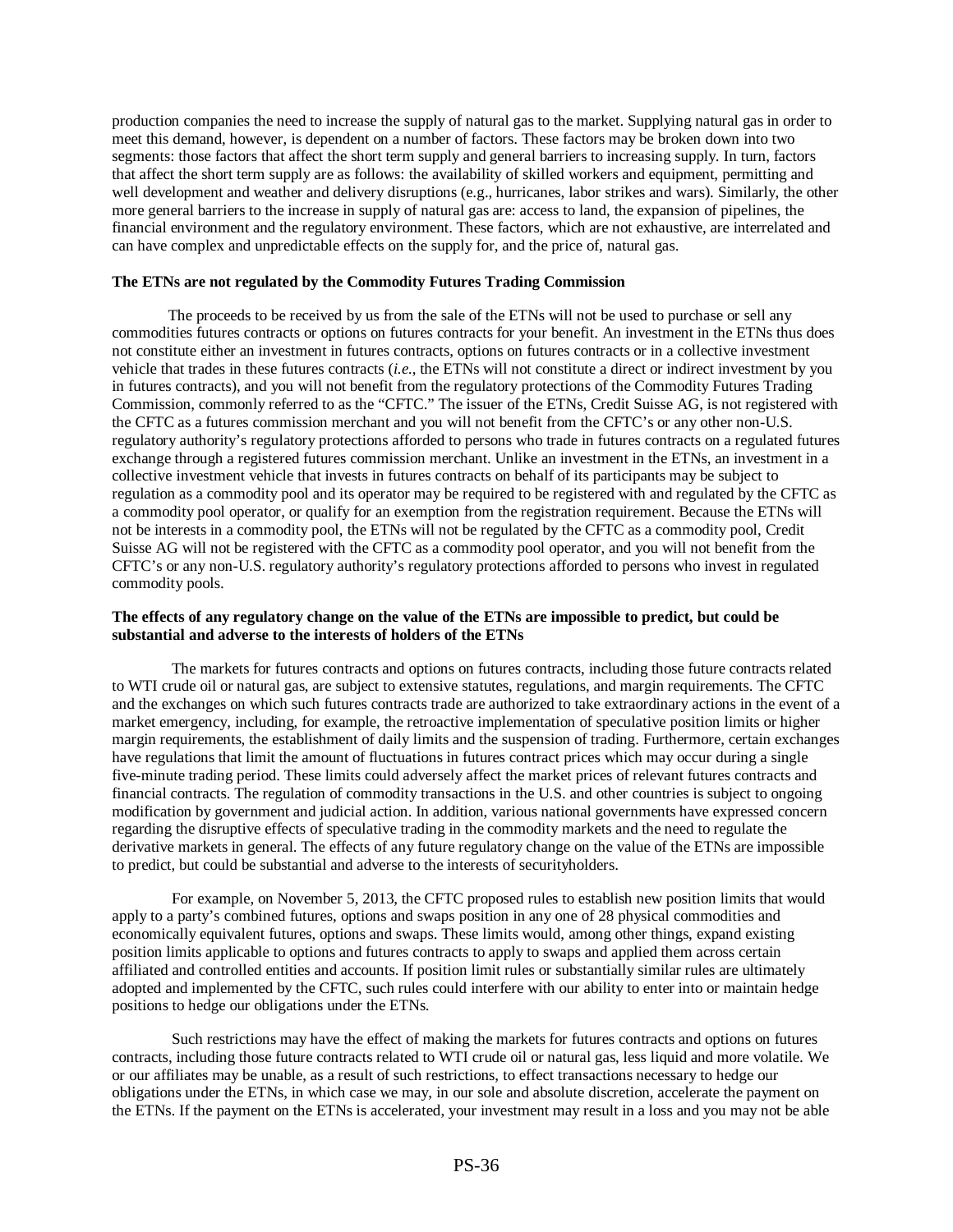production companies the need to increase the supply of natural gas to the market. Supplying natural gas in order to meet this demand, however, is dependent on a number of factors. These factors may be broken down into two segments: those factors that affect the short term supply and general barriers to increasing supply. In turn, factors that affect the short term supply are as follows: the availability of skilled workers and equipment, permitting and well development and weather and delivery disruptions (e.g., hurricanes, labor strikes and wars). Similarly, the other more general barriers to the increase in supply of natural gas are: access to land, the expansion of pipelines, the financial environment and the regulatory environment. These factors, which are not exhaustive, are interrelated and can have complex and unpredictable effects on the supply for, and the price of, natural gas.

**The ETNs are not regulated by the Commodity Futures Trading Commission**

The proceeds to be received by us from the sale of the ETNs will not be used to purchase or sell any commodities futures contracts or options on futures contracts for your benefit. An investment in the ETNs thus does not constitute either an investment in futures contracts, options on futures contracts or in a collective investment vehicle that trades in these futures contracts (*i.e.*, the ETNs will not constitute a direct or indirect investment by you in futures contracts), and you will not benefit from the regulatory protections of the Commodity Futures Trading Commission, commonly referred to as the "CFTC." The issuer of the ETNs, Credit Suisse AG, is not registered with the CFTC as a futures commission merchant and you will not benefit from the CFTC's or any other non-U.S. regulatory authority's regulatory protections afforded to persons who trade in futures contracts on a regulated futures exchange through a registered futures commission merchant. Unlike an investment in the ETNs, an investment in a collective investment vehicle that invests in futures contracts on behalf of its participants may be subject to regulation as a commodity pool and its operator may be required to be registered with and regulated by the CFTC as a commodity pool operator, or qualify for an exemption from the registration requirement. Because the ETNs will not be interests in a commodity pool, the ETNs will not be regulated by the CFTC as a commodity pool, Credit Suisse AG will not be registered with the CFTC as a commodity pool operator, and you will not benefit from the CFTC's or any non-U.S. regulatory authority's regulatory protections afforded to persons who invest in regulated commodity pools.

**The effects of any regulatory change on the value of the ETNs are impossible to predict, but could be substantial and adverse to the interests of holders of the ETNs**

The markets for futures contracts and options on futures contracts, including those future contracts related to WTI crude oil or natural gas, are subject to extensive statutes, regulations, and margin requirements. The CFTC and the exchanges on which such futures contracts trade are authorized to take extraordinary actions in the event of a market emergency, including, for example, the retroactive implementation of speculative position limits or higher margin requirements, the establishment of daily limits and the suspension of trading. Furthermore, certain exchanges have regulations that limit the amount of fluctuations in futures contract prices which may occur during a single five-minute trading period. These limits could adversely affect the market prices of relevant futures contracts and financial contracts. The regulation of commodity transactions in the U.S. and other countries is subject to ongoing modification by government and judicial action. In addition, various national governments have expressed concern regarding the disruptive effects of speculative trading in the commodity markets and the need to regulate the derivative markets in general. The effects of any future regulatory change on the value of the ETNs are impossible to predict, but could be substantial and adverse to the interests of securityholders.

For example, on November 5, 2013, the CFTC proposed rules to establish new position limits that would apply to a party's combined futures, options and swaps position in any one of 28 physical commodities and economically equivalent futures, options and swaps. These limits would, among other things, expand existing position limits applicable to options and futures contracts to apply to swaps and applied them across certain affiliated and controlled entities and accounts. If position limit rules or substantially similar rules are ultimately adopted and implemented by the CFTC, such rules could interfere with our ability to enter into or maintain hedge positions to hedge our obligations under the ETNs.

Such restrictions may have the effect of making the markets for futures contracts and options on futures contracts, including those future contracts related to WTI crude oil or natural gas, less liquid and more volatile. We or our affiliates may be unable, as a result of such restrictions, to effect transactions necessary to hedge our obligations under the ETNs, in which case we may, in our sole and absolute discretion, accelerate the payment on the ETNs. If the payment on the ETNs is accelerated, your investment may result in a loss and you may not be able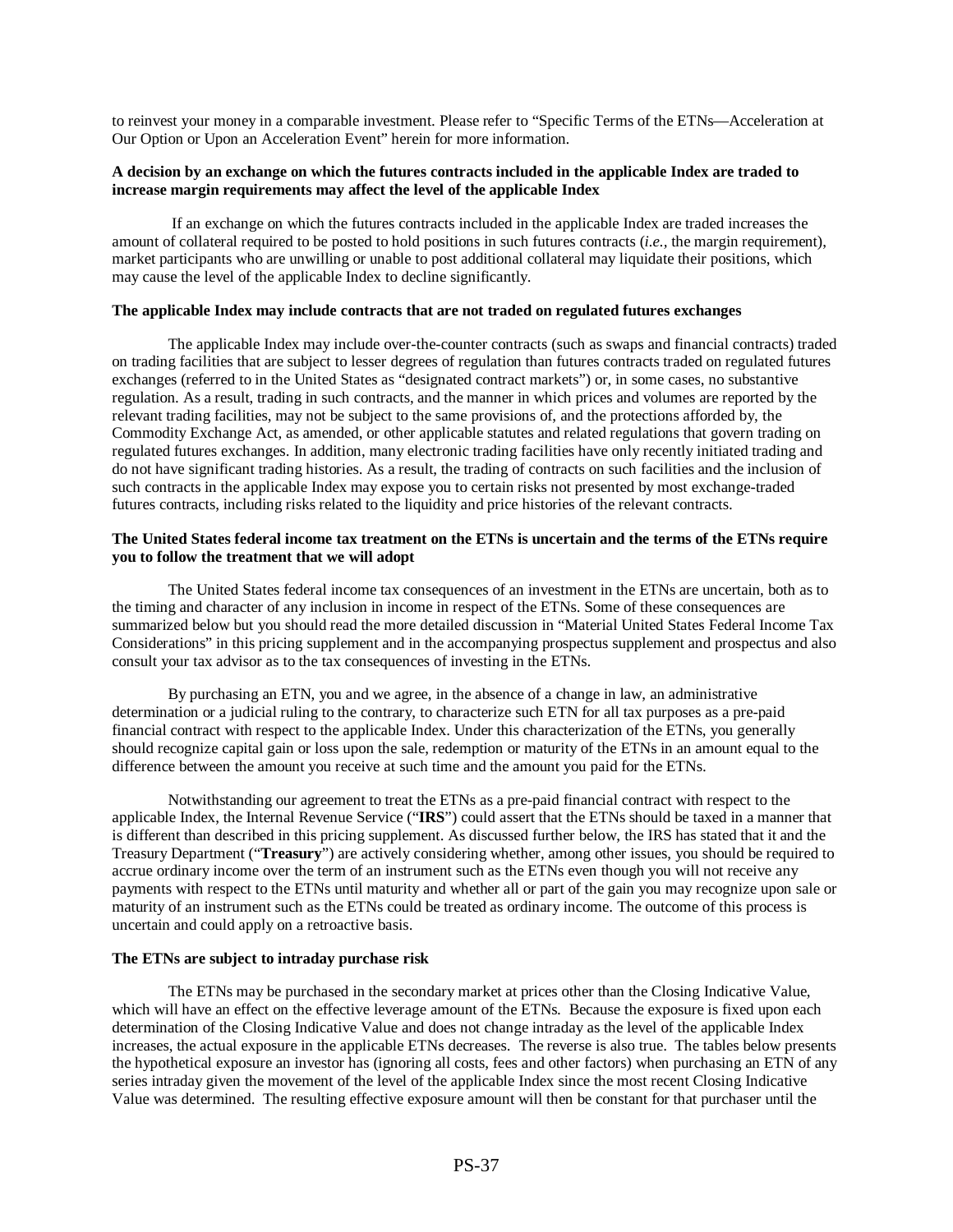to reinvest your money in a comparable investment. Please refer to "Specific Terms of the ETNs—Acceleration at Our Option or Upon an Acceleration Event" herein for more information.

**A decision by an exchange on which the futures contracts included in the applicable Index are traded to increase margin requirements may affect the level of the applicable Index**

If an exchange on which the futures contracts included in the applicable Index are traded increases the amount of collateral required to be posted to hold positions in such futures contracts (*i.e.*, the margin requirement), market participants who are unwilling or unable to post additional collateral may liquidate their positions, which may cause the level of the applicable Index to decline significantly.

**The applicable Index may include contracts that are not traded on regulated futures exchanges**

The applicable Index may include over-the-counter contracts (such as swaps and financial contracts) traded on trading facilities that are subject to lesser degrees of regulation than futures contracts traded on regulated futures exchanges (referred to in the United States as "designated contract markets") or, in some cases, no substantive regulation. As a result, trading in such contracts, and the manner in which prices and volumes are reported by the relevant trading facilities, may not be subject to the same provisions of, and the protections afforded by, the Commodity Exchange Act, as amended, or other applicable statutes and related regulations that govern trading on regulated futures exchanges. In addition, many electronic trading facilities have only recently initiated trading and do not have significant trading histories. As a result, the trading of contracts on such facilities and the inclusion of such contracts in the applicable Index may expose you to certain risks not presented by most exchange-traded futures contracts, including risks related to the liquidity and price histories of the relevant contracts.

**The United States federal income tax treatment on the ETNs is uncertain and the terms of the ETNs require you to follow the treatment that we will adopt**

The United States federal income tax consequences of an investment in the ETNs are uncertain, both as to the timing and character of any inclusion in income in respect of the ETNs. Some of these consequences are summarized below but you should read the more detailed discussion in "Material United States Federal Income Tax Considerations" in this pricing supplement and in the accompanying prospectus supplement and prospectus and also consult your tax advisor as to the tax consequences of investing in the ETNs.

By purchasing an ETN, you and we agree, in the absence of a change in law, an administrative determination or a judicial ruling to the contrary, to characterize such ETN for all tax purposes as a pre-paid financial contract with respect to the applicable Index. Under this characterization of the ETNs, you generally should recognize capital gain or loss upon the sale, redemption or maturity of the ETNs in an amount equal to the difference between the amount you receive at such time and the amount you paid for the ETNs.

Notwithstanding our agreement to treat the ETNs as a pre-paid financial contract with respect to the applicable Index, the Internal Revenue Service ("**IRS**") could assert that the ETNs should be taxed in a manner that is different than described in this pricing supplement. As discussed further below, the IRS has stated that it and the Treasury Department ("**Treasury**") are actively considering whether, among other issues, you should be required to accrue ordinary income over the term of an instrument such as the ETNs even though you will not receive any payments with respect to the ETNs until maturity and whether all or part of the gain you may recognize upon sale or maturity of an instrument such as the ETNs could be treated as ordinary income. The outcome of this process is uncertain and could apply on a retroactive basis.

**The ETNs are subject to intraday purchase risk**

The ETNs may be purchased in the secondary market at prices other than the Closing Indicative Value, which will have an effect on the effective leverage amount of the ETNs. Because the exposure is fixed upon each determination of the Closing Indicative Value and does not change intraday as the level of the applicable Index increases, the actual exposure in the applicable ETNs decreases. The reverse is also true. The tables below presents the hypothetical exposure an investor has (ignoring all costs, fees and other factors) when purchasing an ETN of any series intraday given the movement of the level of the applicable Index since the most recent Closing Indicative Value was determined. The resulting effective exposure amount will then be constant for that purchaser until the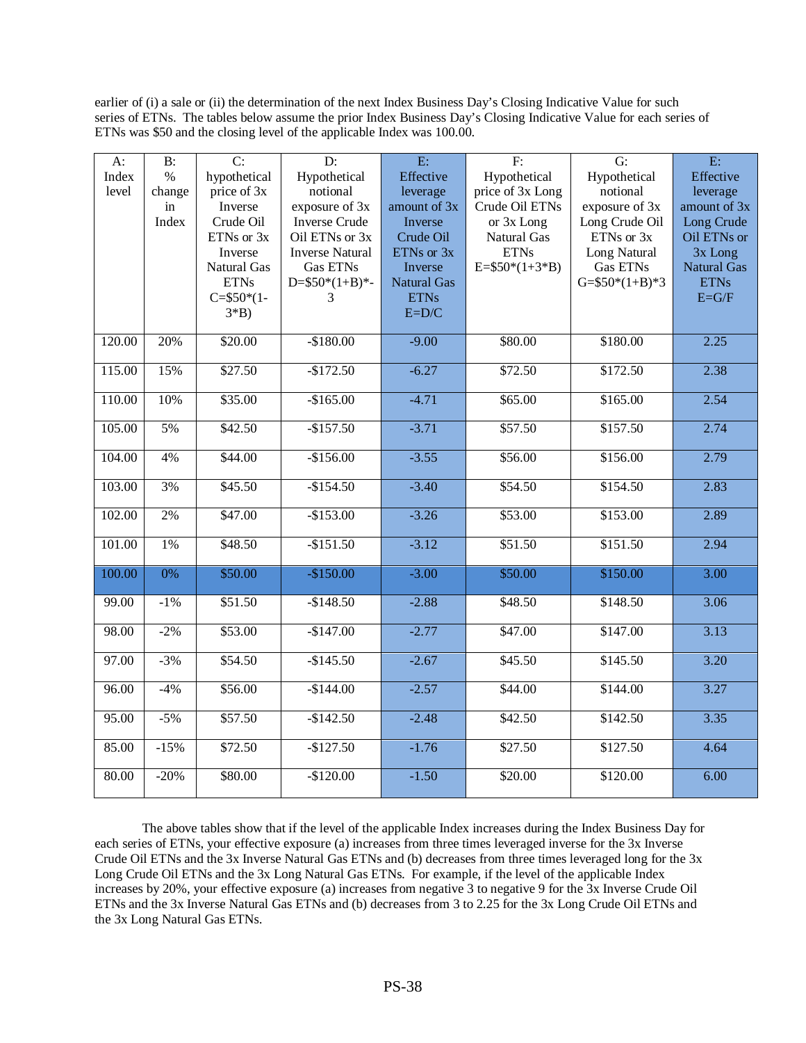earlier of (i) a sale or (ii) the determination of the next Index Business Day's Closing Indicative Value for such series of ETNs. The tables below assume the prior Index Business Day's Closing Indicative Value for each series of ETNs was $50 and the closing level of the applicable Index was 100.00.

| A: Index level | B: % change in Index | C: hypothetical price of 3x Inverse Crude Oil ETNs or 3x Inverse Natural Gas ETNs C=$50*(1-3*B) | D: Hypothetical notional exposure of 3x Inverse Crude Oil ETNs or 3x Inverse Natural Gas ETNs D=$50*(1+B)*-3 | E: Effective leverage amount of 3x Inverse Crude Oil ETNs or 3x Inverse Natural Gas ETNs E=D/C | F: Hypothetical price of 3x Long Crude Oil ETNs or 3x Long Natural Gas ETNs E=$50*(1+3*B) | G: Hypothetical notional exposure of 3x Long Crude Oil ETNs or 3x Long Natural Gas ETNs G=$50*(1+B)*3 | E: Effective leverage amount of 3x Long Crude Oil ETNs or 3x Long Natural Gas ETNs E=G/F |
|---|---|---|---|---|---|---|---|
| 120.00 | 20% | $20.00 | -$180.00 | -9.00 | $80.00 | $180.00 | 2.25 |
| 115.00 | 15% | $27.50 | -$172.50 | -6.27 | $72.50 | $172.50 | 2.38 |
| 110.00 | 10% | $35.00 | -$165.00 | -4.71 | $65.00 | $165.00 | 2.54 |
| 105.00 | 5% | $42.50 | -$157.50 | -3.71 | $57.50 | $157.50 | 2.74 |
| 104.00 | 4% | $44.00 | -$156.00 | -3.55 | $56.00 | $156.00 | 2.79 |
| 103.00 | 3% | $45.50 | -$154.50 | -3.40 | $54.50 | $154.50 | 2.83 |
| 102.00 | 2% | $47.00 | -$153.00 | -3.26 | $53.00 | $153.00 | 2.89 |
| 101.00 | 1% | $48.50 | -$151.50 | -3.12 | $51.50 | $151.50 | 2.94 |
| 100.00 | 0% | $50.00 | -$150.00 | -3.00 | $50.00 | $150.00 | 3.00 |
| 99.00 | -1% | $51.50 | -$148.50 | -2.88 | $48.50 | $148.50 | 3.06 |
| 98.00 | -2% | $53.00 | -$147.00 | -2.77 | $47.00 | $147.00 | 3.13 |
| 97.00 | -3% | $54.50 | -$145.50 | -2.67 | $45.50 | $145.50 | 3.20 |
| 96.00 | -4% | $56.00 | -$144.00 | -2.57 | $44.00 | $144.00 | 3.27 |
| 95.00 | -5% | $57.50 | -$142.50 | -2.48 | $42.50 | $142.50 | 3.35 |
| 85.00 | -15% | $72.50 | -$127.50 | -1.76 | $27.50 | $127.50 | 4.64 |
| 80.00 | -20% | $80.00 | -$120.00 | -1.50 | $20.00 | $120.00 | 6.00 |

The above tables show that if the level of the applicable Index increases during the Index Business Day for each series of ETNs, your effective exposure (a) increases from three times leveraged inverse for the 3x Inverse Crude Oil ETNs and the 3x Inverse Natural Gas ETNs and (b) decreases from three times leveraged long for the 3x Long Crude Oil ETNs and the 3x Long Natural Gas ETNs. For example, if the level of the applicable Index increases by 20%, your effective exposure (a) increases from negative 3 to negative 9 for the 3x Inverse Crude Oil ETNs and the 3x Inverse Natural Gas ETNs and (b) decreases from 3 to 2.25 for the 3x Long Crude Oil ETNs and the 3x Long Natural Gas ETNs.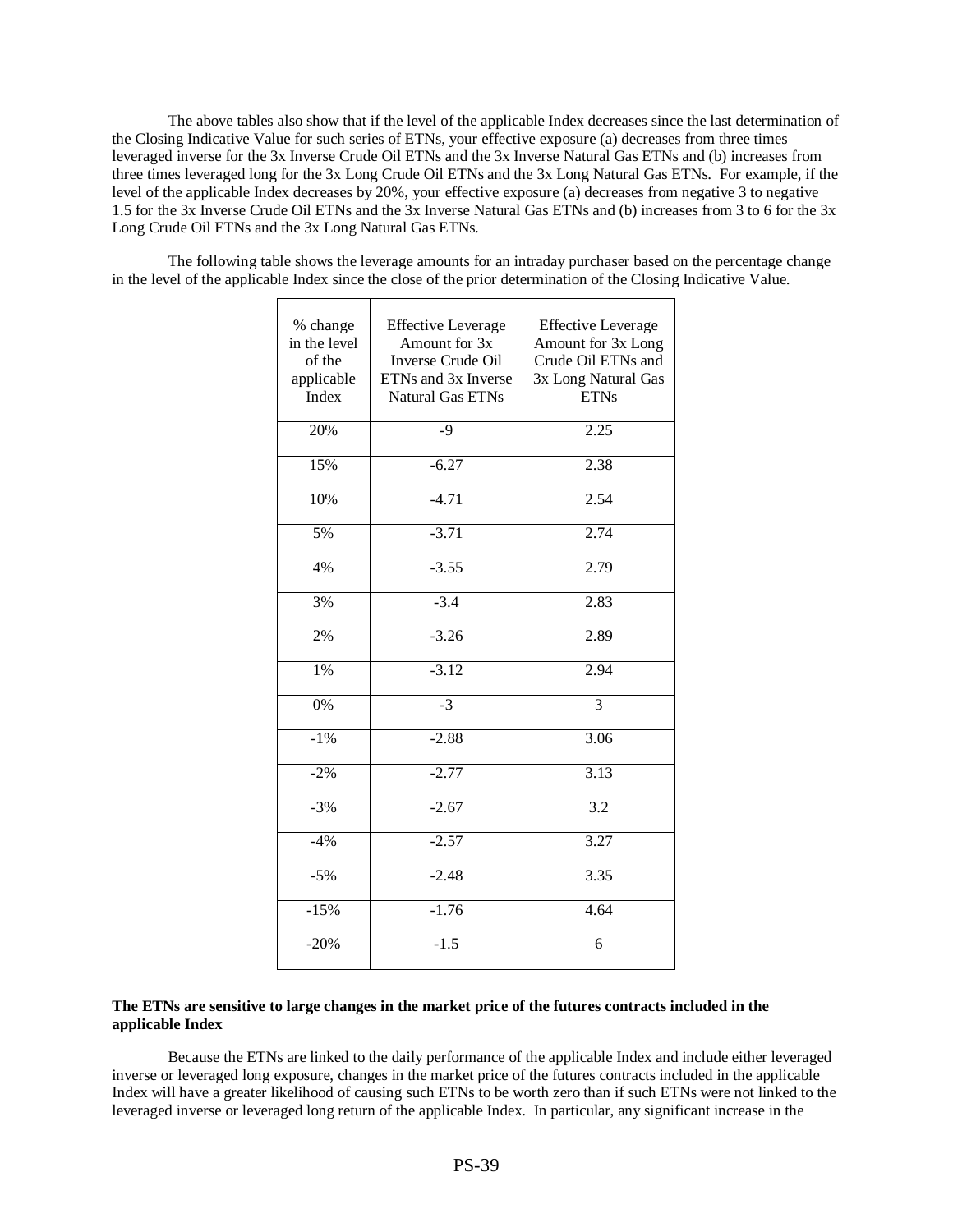The above tables also show that if the level of the applicable Index decreases since the last determination of the Closing Indicative Value for such series of ETNs, your effective exposure (a) decreases from three times leveraged inverse for the 3x Inverse Crude Oil ETNs and the 3x Inverse Natural Gas ETNs and (b) increases from three times leveraged long for the 3x Long Crude Oil ETNs and the 3x Long Natural Gas ETNs. For example, if the level of the applicable Index decreases by 20%, your effective exposure (a) decreases from negative 3 to negative 1.5 for the 3x Inverse Crude Oil ETNs and the 3x Inverse Natural Gas ETNs and (b) increases from 3 to 6 for the 3x Long Crude Oil ETNs and the 3x Long Natural Gas ETNs.

The following table shows the leverage amounts for an intraday purchaser based on the percentage change in the level of the applicable Index since the close of the prior determination of the Closing Indicative Value.

| % change in the level of the applicable Index | Effective Leverage Amount for 3x Inverse Crude Oil ETNs and 3x Inverse Natural Gas ETNs | Effective Leverage Amount for 3x Long Crude Oil ETNs and 3x Long Natural Gas ETNs |
|---|---|---|
| 20% | -9 | 2.25 |
| 15% | -6.27 | 2.38 |
| 10% | -4.71 | 2.54 |
| 5% | -3.71 | 2.74 |
| 4% | -3.55 | 2.79 |
| 3% | -3.4 | 2.83 |
| 2% | -3.26 | 2.89 |
| 1% | -3.12 | 2.94 |
| 0% | -3 | 3 |
| -1% | -2.88 | 3.06 |
| -2% | -2.77 | 3.13 |
| -3% | -2.67 | 3.2 |
| -4% | -2.57 | 3.27 |
| -5% | -2.48 | 3.35 |
| -15% | -1.76 | 4.64 |
| -20% | -1.5 | 6 |

**The ETNs are sensitive to large changes in the market price of the futures contracts included in the applicable Index**

Because the ETNs are linked to the daily performance of the applicable Index and include either leveraged inverse or leveraged long exposure, changes in the market price of the futures contracts included in the applicable Index will have a greater likelihood of causing such ETNs to be worth zero than if such ETNs were not linked to the leveraged inverse or leveraged long return of the applicable Index. In particular, any significant increase in the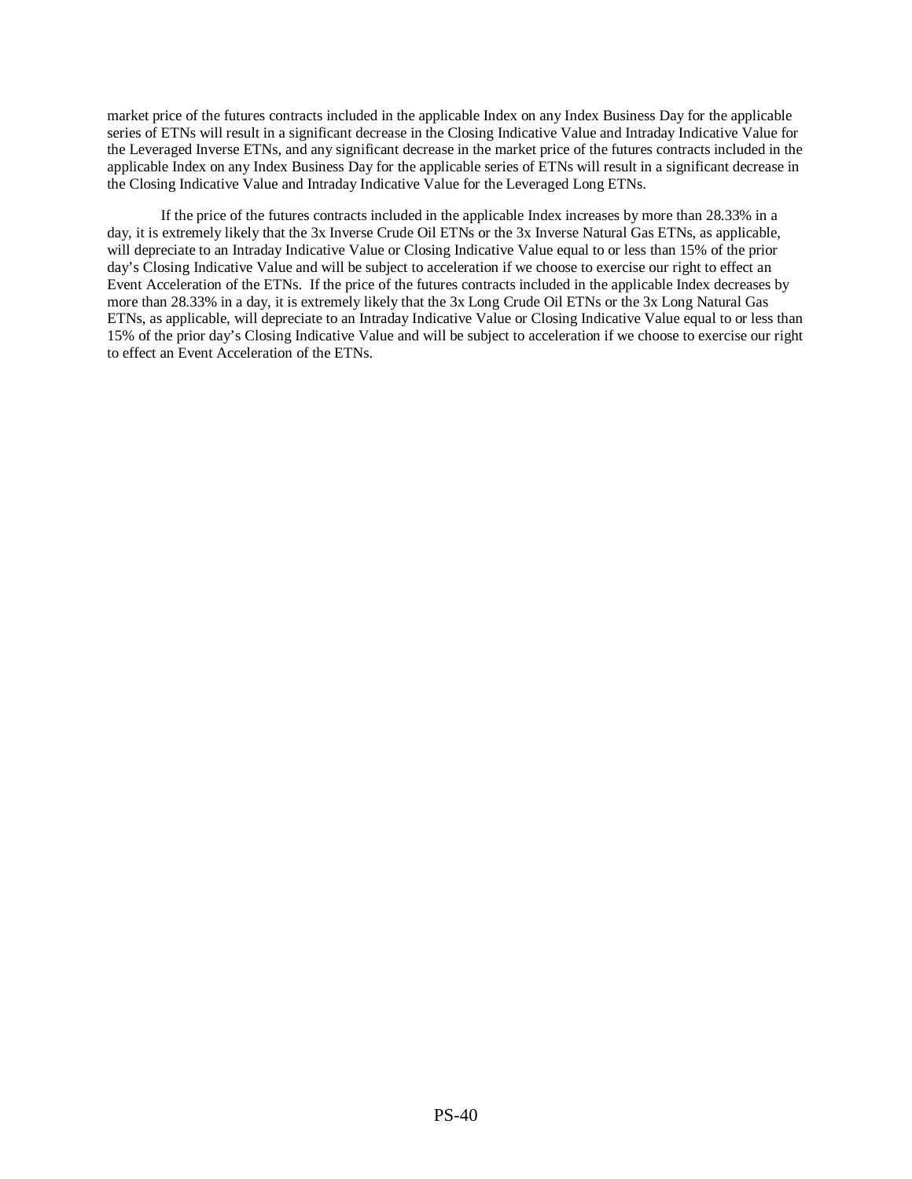market price of the futures contracts included in the applicable Index on any Index Business Day for the applicable series of ETNs will result in a significant decrease in the Closing Indicative Value and Intraday Indicative Value for the Leveraged Inverse ETNs, and any significant decrease in the market price of the futures contracts included in the applicable Index on any Index Business Day for the applicable series of ETNs will result in a significant decrease in the Closing Indicative Value and Intraday Indicative Value for the Leveraged Long ETNs.

If the price of the futures contracts included in the applicable Index increases by more than 28.33% in a day, it is extremely likely that the 3x Inverse Crude Oil ETNs or the 3x Inverse Natural Gas ETNs, as applicable, will depreciate to an Intraday Indicative Value or Closing Indicative Value equal to or less than 15% of the prior day's Closing Indicative Value and will be subject to acceleration if we choose to exercise our right to effect an Event Acceleration of the ETNs. If the price of the futures contracts included in the applicable Index decreases by more than 28.33% in a day, it is extremely likely that the 3x Long Crude Oil ETNs or the 3x Long Natural Gas ETNs, as applicable, will depreciate to an Intraday Indicative Value or Closing Indicative Value equal to or less than 15% of the prior day's Closing Indicative Value and will be subject to acceleration if we choose to exercise our right to effect an Event Acceleration of the ETNs.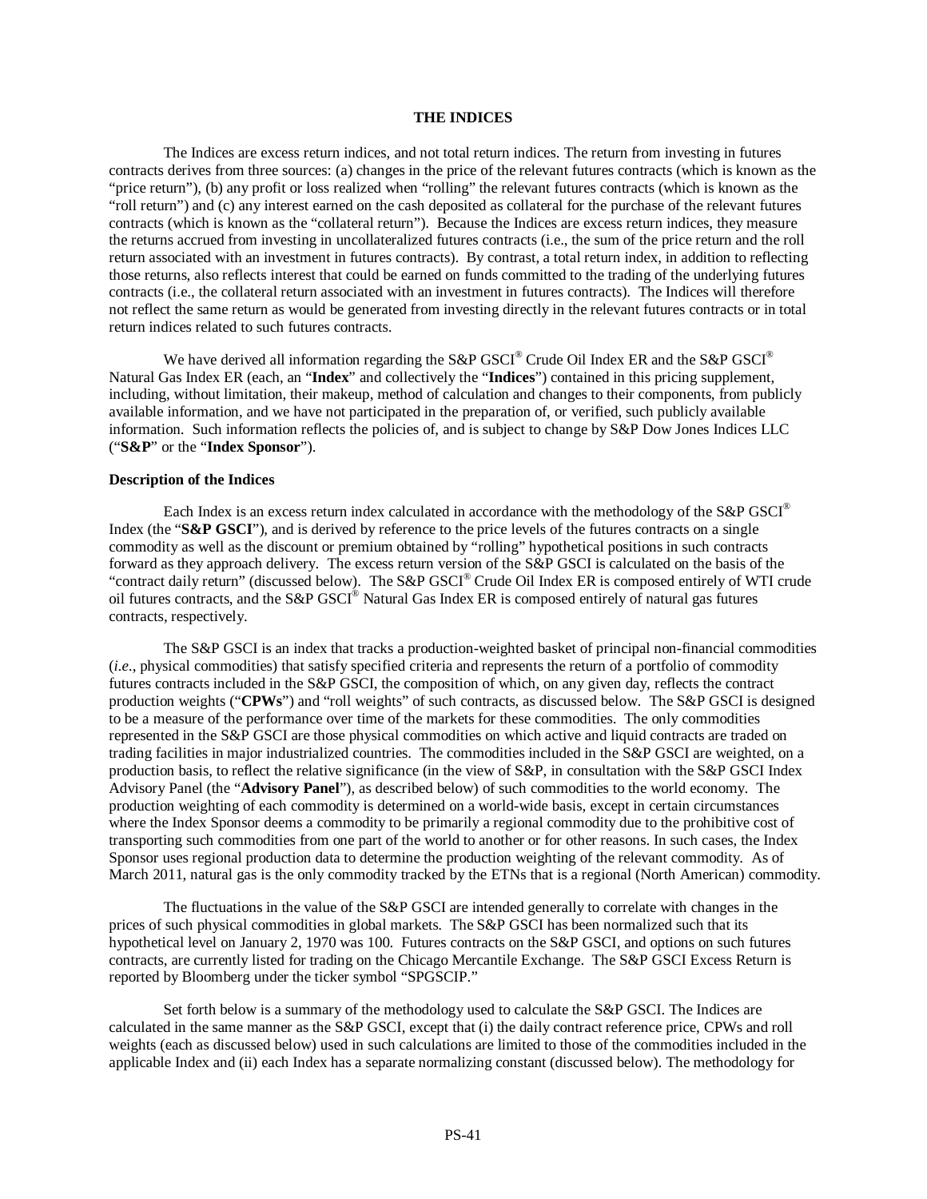## THE INDICES

The Indices are excess return indices, and not total return indices. The return from investing in futures contracts derives from three sources: (a) changes in the price of the relevant futures contracts (which is known as the "price return"), (b) any profit or loss realized when "rolling" the relevant futures contracts (which is known as the "roll return") and (c) any interest earned on the cash deposited as collateral for the purchase of the relevant futures contracts (which is known as the "collateral return"). Because the Indices are excess return indices, they measure the returns accrued from investing in uncollateralized futures contracts (i.e., the sum of the price return and the roll return associated with an investment in futures contracts). By contrast, a total return index, in addition to reflecting those returns, also reflects interest that could be earned on funds committed to the trading of the underlying futures contracts (i.e., the collateral return associated with an investment in futures contracts). The Indices will therefore not reflect the same return as would be generated from investing directly in the relevant futures contracts or in total return indices related to such futures contracts.

We have derived all information regarding the S&P GSCI® Crude Oil Index ER and the S&P GSCI® Natural Gas Index ER (each, an "**Index**" and collectively the "**Indices**") contained in this pricing supplement, including, without limitation, their makeup, method of calculation and changes to their components, from publicly available information, and we have not participated in the preparation of, or verified, such publicly available information. Such information reflects the policies of, and is subject to change by S&P Dow Jones Indices LLC ("**S&P**" or the "**Index Sponsor**").

**Description of the Indices**

Each Index is an excess return index calculated in accordance with the methodology of the S&P GSCI® Index (the "**S&P GSCI**"), and is derived by reference to the price levels of the futures contracts on a single commodity as well as the discount or premium obtained by "rolling" hypothetical positions in such contracts forward as they approach delivery. The excess return version of the S&P GSCI is calculated on the basis of the "contract daily return" (discussed below). The S&P GSCI® Crude Oil Index ER is composed entirely of WTI crude oil futures contracts, and the S&P GSCI® Natural Gas Index ER is composed entirely of natural gas futures contracts, respectively.

The S&P GSCI is an index that tracks a production-weighted basket of principal non-financial commodities (*i.e.*, physical commodities) that satisfy specified criteria and represents the return of a portfolio of commodity futures contracts included in the S&P GSCI, the composition of which, on any given day, reflects the contract production weights ("**CPWs**") and "roll weights" of such contracts, as discussed below. The S&P GSCI is designed to be a measure of the performance over time of the markets for these commodities. The only commodities represented in the S&P GSCI are those physical commodities on which active and liquid contracts are traded on trading facilities in major industrialized countries. The commodities included in the S&P GSCI are weighted, on a production basis, to reflect the relative significance (in the view of S&P, in consultation with the S&P GSCI Index Advisory Panel (the "**Advisory Panel**"), as described below) of such commodities to the world economy. The production weighting of each commodity is determined on a world-wide basis, except in certain circumstances where the Index Sponsor deems a commodity to be primarily a regional commodity due to the prohibitive cost of transporting such commodities from one part of the world to another or for other reasons. In such cases, the Index Sponsor uses regional production data to determine the production weighting of the relevant commodity. As of March 2011, natural gas is the only commodity tracked by the ETNs that is a regional (North American) commodity.

The fluctuations in the value of the S&P GSCI are intended generally to correlate with changes in the prices of such physical commodities in global markets. The S&P GSCI has been normalized such that its hypothetical level on January 2, 1970 was 100. Futures contracts on the S&P GSCI, and options on such futures contracts, are currently listed for trading on the Chicago Mercantile Exchange. The S&P GSCI Excess Return is reported by Bloomberg under the ticker symbol "SPGSCIP."

Set forth below is a summary of the methodology used to calculate the S&P GSCI. The Indices are calculated in the same manner as the S&P GSCI, except that (i) the daily contract reference price, CPWs and roll weights (each as discussed below) used in such calculations are limited to those of the commodities included in the applicable Index and (ii) each Index has a separate normalizing constant (discussed below). The methodology for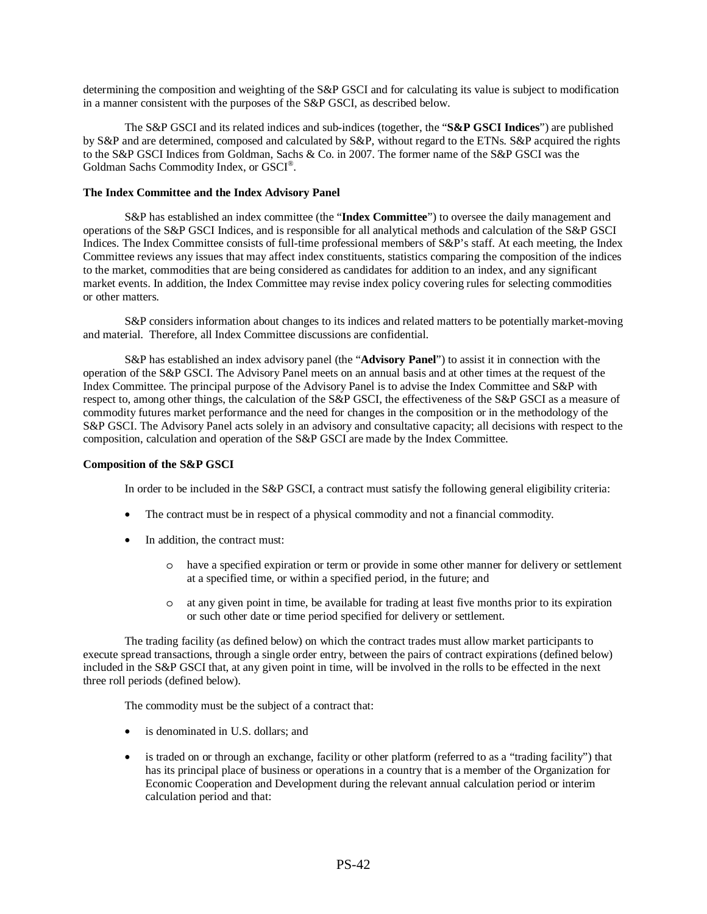determining the composition and weighting of the S&P GSCI and for calculating its value is subject to modification in a manner consistent with the purposes of the S&P GSCI, as described below.

The S&P GSCI and its related indices and sub-indices (together, the "**S&P GSCI Indices**") are published by S&P and are determined, composed and calculated by S&P, without regard to the ETNs. S&P acquired the rights to the S&P GSCI Indices from Goldman, Sachs & Co. in 2007. The former name of the S&P GSCI was the Goldman Sachs Commodity Index, or GSCI®.

**The Index Committee and the Index Advisory Panel**

S&P has established an index committee (the "**Index Committee**") to oversee the daily management and operations of the S&P GSCI Indices, and is responsible for all analytical methods and calculation of the S&P GSCI Indices. The Index Committee consists of full-time professional members of S&P's staff. At each meeting, the Index Committee reviews any issues that may affect index constituents, statistics comparing the composition of the indices to the market, commodities that are being considered as candidates for addition to an index, and any significant market events. In addition, the Index Committee may revise index policy covering rules for selecting commodities or other matters.

S&P considers information about changes to its indices and related matters to be potentially market-moving and material. Therefore, all Index Committee discussions are confidential.

S&P has established an index advisory panel (the "**Advisory Panel**") to assist it in connection with the operation of the S&P GSCI. The Advisory Panel meets on an annual basis and at other times at the request of the Index Committee. The principal purpose of the Advisory Panel is to advise the Index Committee and S&P with respect to, among other things, the calculation of the S&P GSCI, the effectiveness of the S&P GSCI as a measure of commodity futures market performance and the need for changes in the composition or in the methodology of the S&P GSCI. The Advisory Panel acts solely in an advisory and consultative capacity; all decisions with respect to the composition, calculation and operation of the S&P GSCI are made by the Index Committee.

**Composition of the S&P GSCI**

In order to be included in the S&P GSCI, a contract must satisfy the following general eligibility criteria:

- The contract must be in respect of a physical commodity and not a financial commodity.
- In addition, the contract must:
  - have a specified expiration or term or provide in some other manner for delivery or settlement at a specified time, or within a specified period, in the future; and
  - at any given point in time, be available for trading at least five months prior to its expiration or such other date or time period specified for delivery or settlement.

The trading facility (as defined below) on which the contract trades must allow market participants to execute spread transactions, through a single order entry, between the pairs of contract expirations (defined below) included in the S&P GSCI that, at any given point in time, will be involved in the rolls to be effected in the next three roll periods (defined below).

The commodity must be the subject of a contract that:

- is denominated in U.S. dollars; and
- is traded on or through an exchange, facility or other platform (referred to as a "trading facility") that has its principal place of business or operations in a country that is a member of the Organization for Economic Cooperation and Development during the relevant annual calculation period or interim calculation period and that: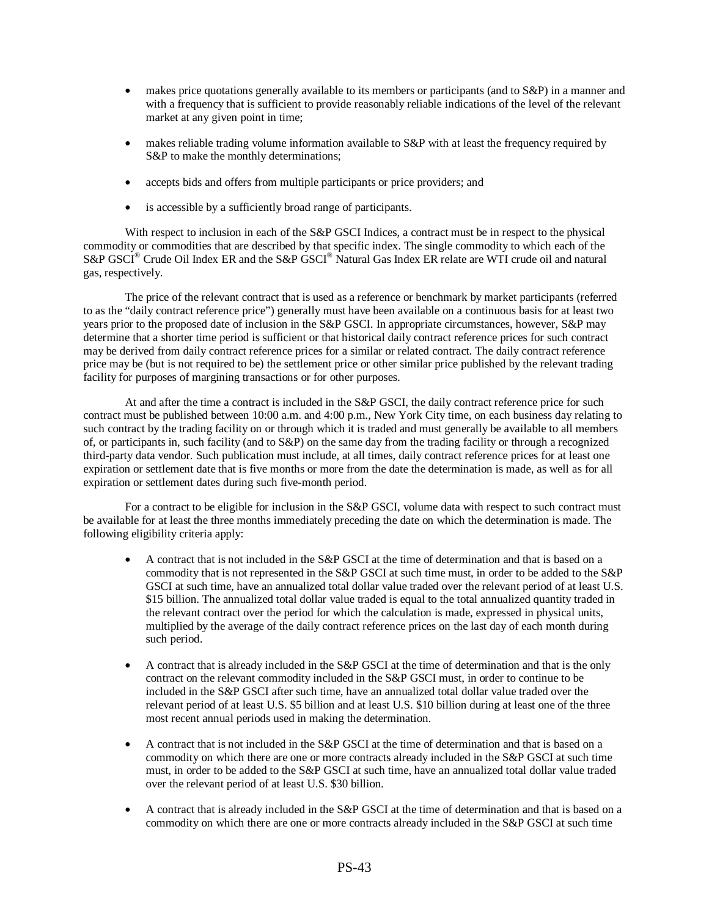- makes price quotations generally available to its members or participants (and to S&P) in a manner and with a frequency that is sufficient to provide reasonably reliable indications of the level of the relevant market at any given point in time;
- makes reliable trading volume information available to S&P with at least the frequency required by S&P to make the monthly determinations;
- accepts bids and offers from multiple participants or price providers; and
- is accessible by a sufficiently broad range of participants.

With respect to inclusion in each of the S&P GSCI Indices, a contract must be in respect to the physical commodity or commodities that are described by that specific index. The single commodity to which each of the S&P GSCI® Crude Oil Index ER and the S&P GSCI® Natural Gas Index ER relate are WTI crude oil and natural gas, respectively.

The price of the relevant contract that is used as a reference or benchmark by market participants (referred to as the "daily contract reference price") generally must have been available on a continuous basis for at least two years prior to the proposed date of inclusion in the S&P GSCI. In appropriate circumstances, however, S&P may determine that a shorter time period is sufficient or that historical daily contract reference prices for such contract may be derived from daily contract reference prices for a similar or related contract. The daily contract reference price may be (but is not required to be) the settlement price or other similar price published by the relevant trading facility for purposes of margining transactions or for other purposes.

At and after the time a contract is included in the S&P GSCI, the daily contract reference price for such contract must be published between 10:00 a.m. and 4:00 p.m., New York City time, on each business day relating to such contract by the trading facility on or through which it is traded and must generally be available to all members of, or participants in, such facility (and to S&P) on the same day from the trading facility or through a recognized third-party data vendor. Such publication must include, at all times, daily contract reference prices for at least one expiration or settlement date that is five months or more from the date the determination is made, as well as for all expiration or settlement dates during such five-month period.

For a contract to be eligible for inclusion in the S&P GSCI, volume data with respect to such contract must be available for at least the three months immediately preceding the date on which the determination is made. The following eligibility criteria apply:

- A contract that is not included in the S&P GSCI at the time of determination and that is based on a commodity that is not represented in the S&P GSCI at such time must, in order to be added to the S&P GSCI at such time, have an annualized total dollar value traded over the relevant period of at least U.S. $15 billion. The annualized total dollar value traded is equal to the total annualized quantity traded in the relevant contract over the period for which the calculation is made, expressed in physical units, multiplied by the average of the daily contract reference prices on the last day of each month during such period.
- A contract that is already included in the S&P GSCI at the time of determination and that is the only contract on the relevant commodity included in the S&P GSCI must, in order to continue to be included in the S&P GSCI after such time, have an annualized total dollar value traded over the relevant period of at least U.S. $5 billion and at least U.S. $10 billion during at least one of the three most recent annual periods used in making the determination.
- A contract that is not included in the S&P GSCI at the time of determination and that is based on a commodity on which there are one or more contracts already included in the S&P GSCI at such time must, in order to be added to the S&P GSCI at such time, have an annualized total dollar value traded over the relevant period of at least U.S. $30 billion.
- A contract that is already included in the S&P GSCI at the time of determination and that is based on a commodity on which there are one or more contracts already included in the S&P GSCI at such time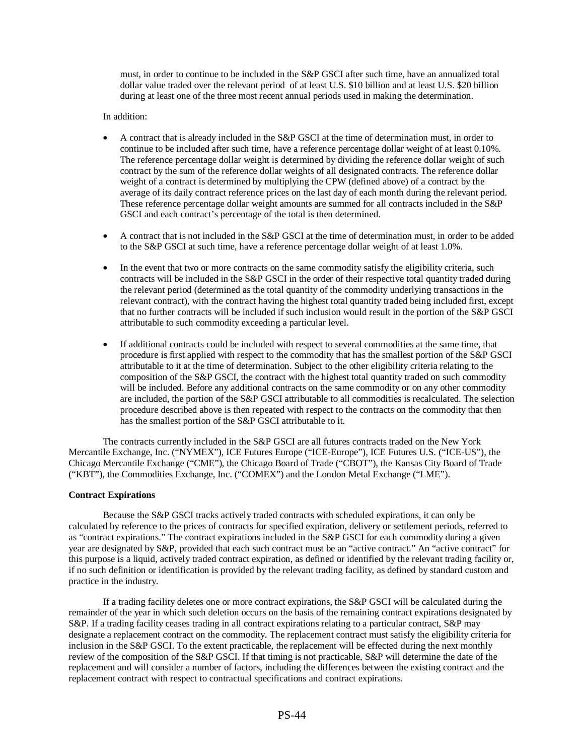must, in order to continue to be included in the S&P GSCI after such time, have an annualized total dollar value traded over the relevant period of at least U.S. $10 billion and at least U.S. $20 billion during at least one of the three most recent annual periods used in making the determination.

In addition:

- A contract that is already included in the S&P GSCI at the time of determination must, in order to continue to be included after such time, have a reference percentage dollar weight of at least 0.10%. The reference percentage dollar weight is determined by dividing the reference dollar weight of such contract by the sum of the reference dollar weights of all designated contracts. The reference dollar weight of a contract is determined by multiplying the CPW (defined above) of a contract by the average of its daily contract reference prices on the last day of each month during the relevant period. These reference percentage dollar weight amounts are summed for all contracts included in the S&P GSCI and each contract's percentage of the total is then determined.

- A contract that is not included in the S&P GSCI at the time of determination must, in order to be added to the S&P GSCI at such time, have a reference percentage dollar weight of at least 1.0%.

- In the event that two or more contracts on the same commodity satisfy the eligibility criteria, such contracts will be included in the S&P GSCI in the order of their respective total quantity traded during the relevant period (determined as the total quantity of the commodity underlying transactions in the relevant contract), with the contract having the highest total quantity traded being included first, except that no further contracts will be included if such inclusion would result in the portion of the S&P GSCI attributable to such commodity exceeding a particular level.

- If additional contracts could be included with respect to several commodities at the same time, that procedure is first applied with respect to the commodity that has the smallest portion of the S&P GSCI attributable to it at the time of determination. Subject to the other eligibility criteria relating to the composition of the S&P GSCI, the contract with the highest total quantity traded on such commodity will be included. Before any additional contracts on the same commodity or on any other commodity are included, the portion of the S&P GSCI attributable to all commodities is recalculated. The selection procedure described above is then repeated with respect to the contracts on the commodity that then has the smallest portion of the S&P GSCI attributable to it.

The contracts currently included in the S&P GSCI are all futures contracts traded on the New York Mercantile Exchange, Inc. ("NYMEX"), ICE Futures Europe ("ICE-Europe"), ICE Futures U.S. ("ICE-US"), the Chicago Mercantile Exchange ("CME"), the Chicago Board of Trade ("CBOT"), the Kansas City Board of Trade ("KBT"), the Commodities Exchange, Inc. ("COMEX") and the London Metal Exchange ("LME").

**Contract Expirations**

Because the S&P GSCI tracks actively traded contracts with scheduled expirations, it can only be calculated by reference to the prices of contracts for specified expiration, delivery or settlement periods, referred to as "contract expirations." The contract expirations included in the S&P GSCI for each commodity during a given year are designated by S&P, provided that each such contract must be an "active contract." An "active contract" for this purpose is a liquid, actively traded contract expiration, as defined or identified by the relevant trading facility or, if no such definition or identification is provided by the relevant trading facility, as defined by standard custom and practice in the industry.

If a trading facility deletes one or more contract expirations, the S&P GSCI will be calculated during the remainder of the year in which such deletion occurs on the basis of the remaining contract expirations designated by S&P. If a trading facility ceases trading in all contract expirations relating to a particular contract, S&P may designate a replacement contract on the commodity. The replacement contract must satisfy the eligibility criteria for inclusion in the S&P GSCI. To the extent practicable, the replacement will be effected during the next monthly review of the composition of the S&P GSCI. If that timing is not practicable, S&P will determine the date of the replacement and will consider a number of factors, including the differences between the existing contract and the replacement contract with respect to contractual specifications and contract expirations.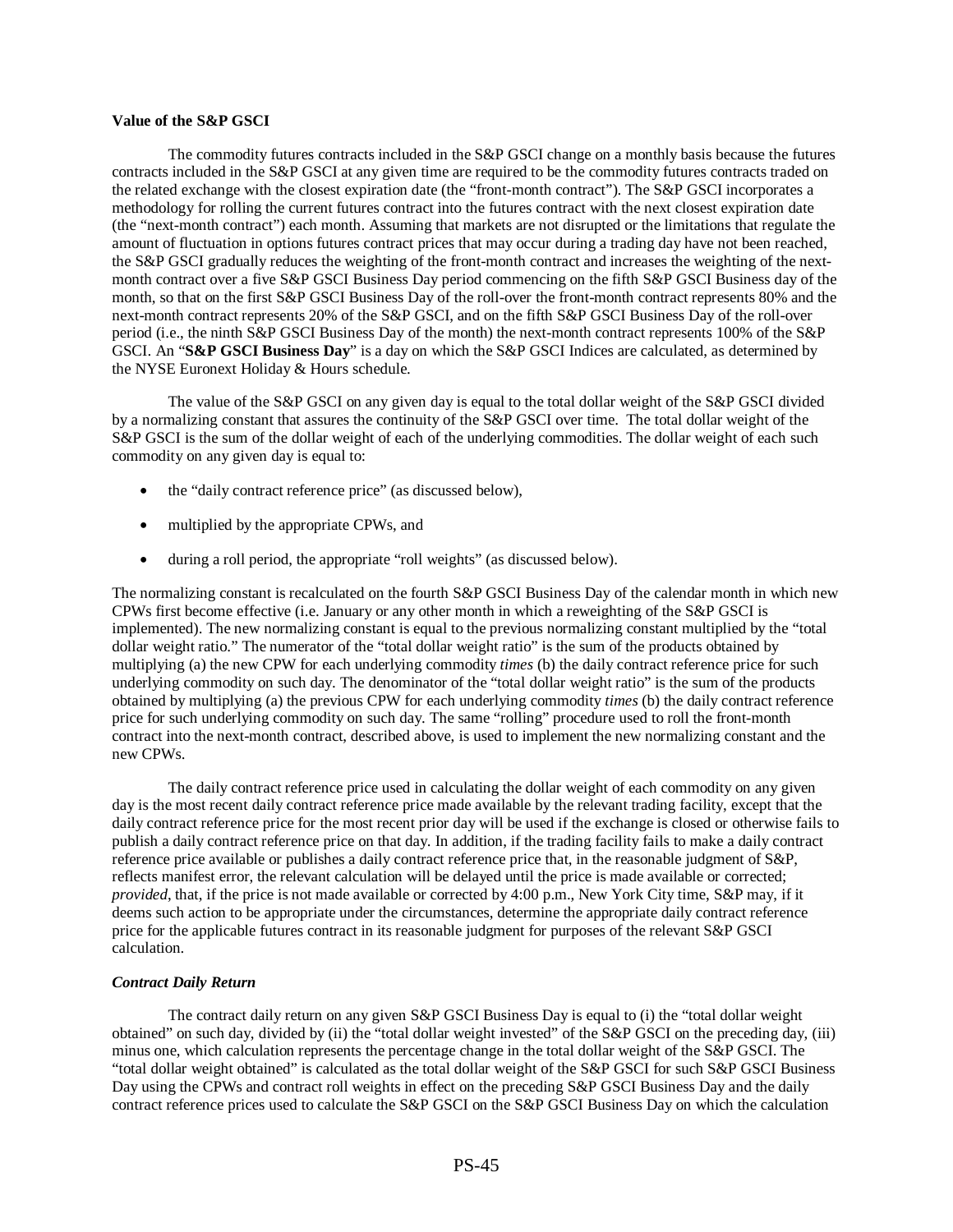**Value of the S&P GSCI**

The commodity futures contracts included in the S&P GSCI change on a monthly basis because the futures contracts included in the S&P GSCI at any given time are required to be the commodity futures contracts traded on the related exchange with the closest expiration date (the "front-month contract"). The S&P GSCI incorporates a methodology for rolling the current futures contract into the futures contract with the next closest expiration date (the "next-month contract") each month. Assuming that markets are not disrupted or the limitations that regulate the amount of fluctuation in options futures contract prices that may occur during a trading day have not been reached, the S&P GSCI gradually reduces the weighting of the front-month contract and increases the weighting of the next-month contract over a five S&P GSCI Business Day period commencing on the fifth S&P GSCI Business day of the month, so that on the first S&P GSCI Business Day of the roll-over the front-month contract represents 80% and the next-month contract represents 20% of the S&P GSCI, and on the fifth S&P GSCI Business Day of the roll-over period (i.e., the ninth S&P GSCI Business Day of the month) the next-month contract represents 100% of the S&P GSCI. An "**S&P GSCI Business Day**" is a day on which the S&P GSCI Indices are calculated, as determined by the NYSE Euronext Holiday & Hours schedule.

The value of the S&P GSCI on any given day is equal to the total dollar weight of the S&P GSCI divided by a normalizing constant that assures the continuity of the S&P GSCI over time. The total dollar weight of the S&P GSCI is the sum of the dollar weight of each of the underlying commodities. The dollar weight of each such commodity on any given day is equal to:

- the "daily contract reference price" (as discussed below),
- multiplied by the appropriate CPWs, and
- during a roll period, the appropriate "roll weights" (as discussed below).

The normalizing constant is recalculated on the fourth S&P GSCI Business Day of the calendar month in which new CPWs first become effective (i.e. January or any other month in which a reweighting of the S&P GSCI is implemented). The new normalizing constant is equal to the previous normalizing constant multiplied by the "total dollar weight ratio." The numerator of the "total dollar weight ratio" is the sum of the products obtained by multiplying (a) the new CPW for each underlying commodity *times* (b) the daily contract reference price for such underlying commodity on such day. The denominator of the "total dollar weight ratio" is the sum of the products obtained by multiplying (a) the previous CPW for each underlying commodity *times* (b) the daily contract reference price for such underlying commodity on such day. The same "rolling" procedure used to roll the front-month contract into the next-month contract, described above, is used to implement the new normalizing constant and the new CPWs.

The daily contract reference price used in calculating the dollar weight of each commodity on any given day is the most recent daily contract reference price made available by the relevant trading facility, except that the daily contract reference price for the most recent prior day will be used if the exchange is closed or otherwise fails to publish a daily contract reference price on that day. In addition, if the trading facility fails to make a daily contract reference price available or publishes a daily contract reference price that, in the reasonable judgment of S&P, reflects manifest error, the relevant calculation will be delayed until the price is made available or corrected; *provided*, that, if the price is not made available or corrected by 4:00 p.m., New York City time, S&P may, if it deems such action to be appropriate under the circumstances, determine the appropriate daily contract reference price for the applicable futures contract in its reasonable judgment for purposes of the relevant S&P GSCI calculation.

***Contract Daily Return***

The contract daily return on any given S&P GSCI Business Day is equal to (i) the "total dollar weight obtained" on such day, divided by (ii) the "total dollar weight invested" of the S&P GSCI on the preceding day, (iii) minus one, which calculation represents the percentage change in the total dollar weight of the S&P GSCI. The "total dollar weight obtained" is calculated as the total dollar weight of the S&P GSCI for such S&P GSCI Business Day using the CPWs and contract roll weights in effect on the preceding S&P GSCI Business Day and the daily contract reference prices used to calculate the S&P GSCI on the S&P GSCI Business Day on which the calculation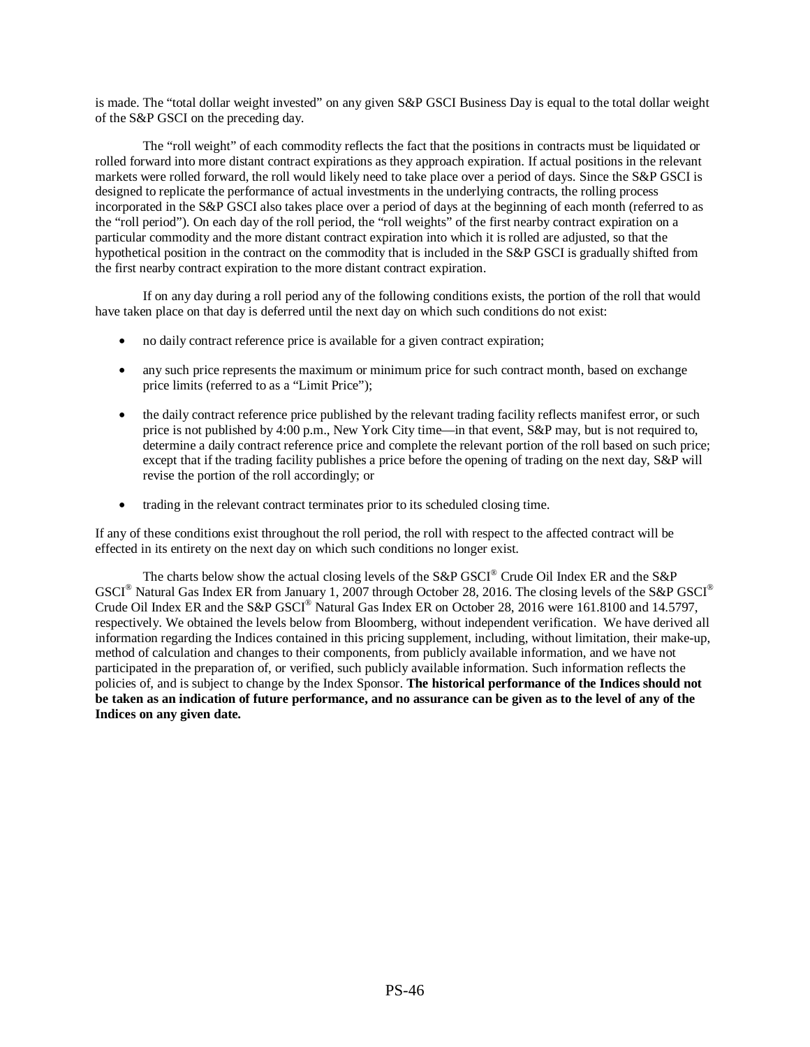is made. The "total dollar weight invested" on any given S&P GSCI Business Day is equal to the total dollar weight of the S&P GSCI on the preceding day.

The "roll weight" of each commodity reflects the fact that the positions in contracts must be liquidated or rolled forward into more distant contract expirations as they approach expiration. If actual positions in the relevant markets were rolled forward, the roll would likely need to take place over a period of days. Since the S&P GSCI is designed to replicate the performance of actual investments in the underlying contracts, the rolling process incorporated in the S&P GSCI also takes place over a period of days at the beginning of each month (referred to as the "roll period"). On each day of the roll period, the "roll weights" of the first nearby contract expiration on a particular commodity and the more distant contract expiration into which it is rolled are adjusted, so that the hypothetical position in the contract on the commodity that is included in the S&P GSCI is gradually shifted from the first nearby contract expiration to the more distant contract expiration.

If on any day during a roll period any of the following conditions exists, the portion of the roll that would have taken place on that day is deferred until the next day on which such conditions do not exist:

- no daily contract reference price is available for a given contract expiration;
- any such price represents the maximum or minimum price for such contract month, based on exchange price limits (referred to as a "Limit Price");
- the daily contract reference price published by the relevant trading facility reflects manifest error, or such price is not published by 4:00 p.m., New York City time—in that event, S&P may, but is not required to, determine a daily contract reference price and complete the relevant portion of the roll based on such price; except that if the trading facility publishes a price before the opening of trading on the next day, S&P will revise the portion of the roll accordingly; or
- trading in the relevant contract terminates prior to its scheduled closing time.

If any of these conditions exist throughout the roll period, the roll with respect to the affected contract will be effected in its entirety on the next day on which such conditions no longer exist.

The charts below show the actual closing levels of the S&P GSCI® Crude Oil Index ER and the S&P GSCI® Natural Gas Index ER from January 1, 2007 through October 28, 2016. The closing levels of the S&P GSCI® Crude Oil Index ER and the S&P GSCI® Natural Gas Index ER on October 28, 2016 were 161.8100 and 14.5797, respectively. We obtained the levels below from Bloomberg, without independent verification. We have derived all information regarding the Indices contained in this pricing supplement, including, without limitation, their make-up, method of calculation and changes to their components, from publicly available information, and we have not participated in the preparation of, or verified, such publicly available information. Such information reflects the policies of, and is subject to change by the Index Sponsor. **The historical performance of the Indices should not be taken as an indication of future performance, and no assurance can be given as to the level of any of the Indices on any given date.**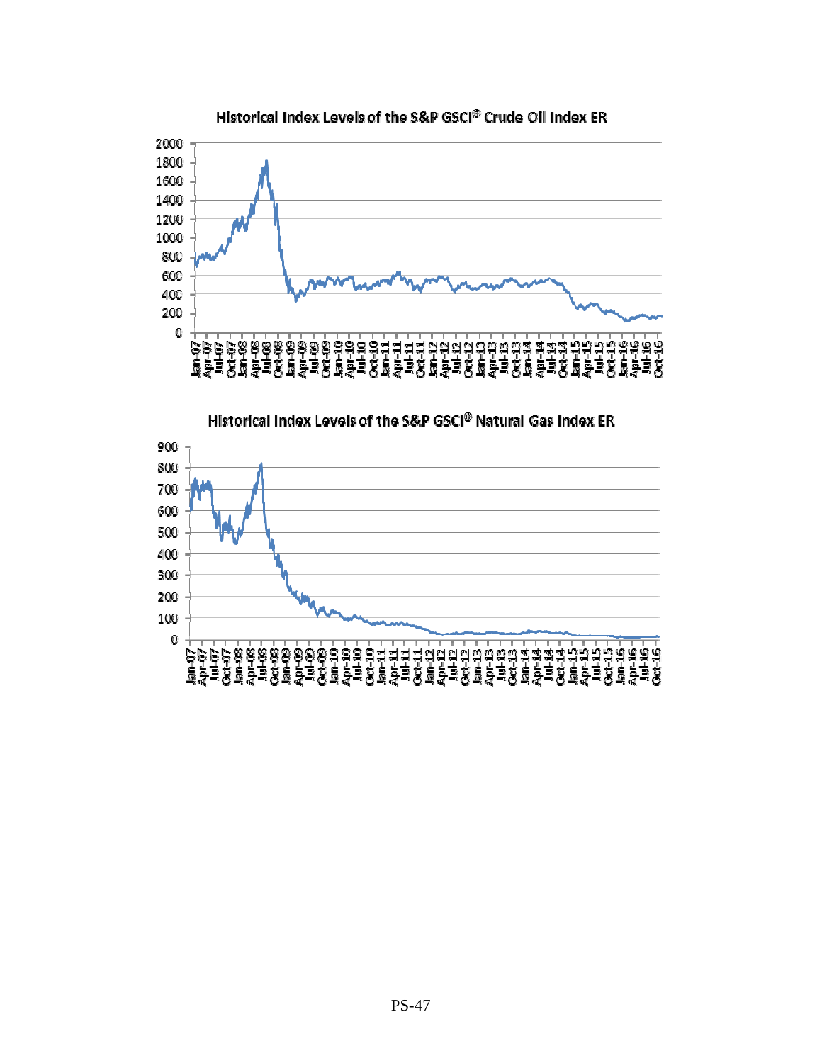Historical Index Levels of the S&P GSCI® Crude Oil Index ER

Historical Index Levels of the S&P GSCI® Natural Gas Index ER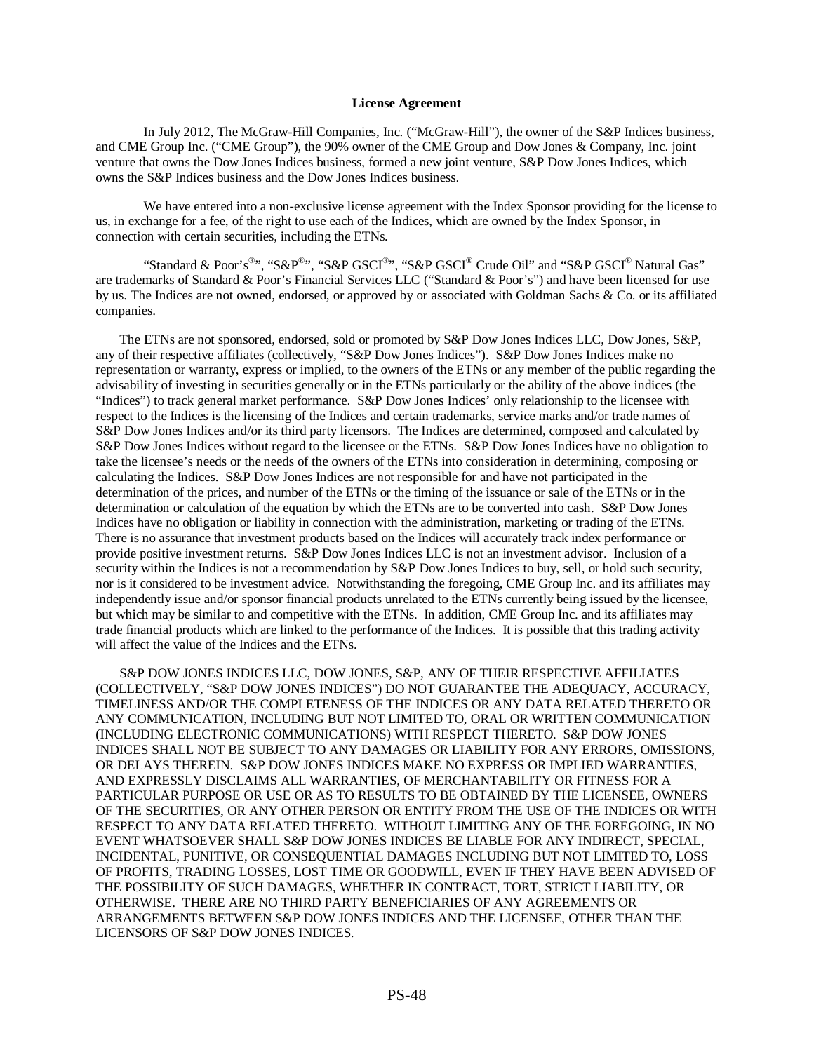**License Agreement**

In July 2012, The McGraw-Hill Companies, Inc. ("McGraw-Hill"), the owner of the S&P Indices business, and CME Group Inc. ("CME Group"), the 90% owner of the CME Group and Dow Jones & Company, Inc. joint venture that owns the Dow Jones Indices business, formed a new joint venture, S&P Dow Jones Indices, which owns the S&P Indices business and the Dow Jones Indices business.

We have entered into a non-exclusive license agreement with the Index Sponsor providing for the license to us, in exchange for a fee, of the right to use each of the Indices, which are owned by the Index Sponsor, in connection with certain securities, including the ETNs.

"Standard & Poor's®", "S&P®", "S&P GSCI®", "S&P GSCI® Crude Oil" and "S&P GSCI® Natural Gas" are trademarks of Standard & Poor's Financial Services LLC ("Standard & Poor's") and have been licensed for use by us. The Indices are not owned, endorsed, or approved by or associated with Goldman Sachs & Co. or its affiliated companies.

The ETNs are not sponsored, endorsed, sold or promoted by S&P Dow Jones Indices LLC, Dow Jones, S&P, any of their respective affiliates (collectively, "S&P Dow Jones Indices"). S&P Dow Jones Indices make no representation or warranty, express or implied, to the owners of the ETNs or any member of the public regarding the advisability of investing in securities generally or in the ETNs particularly or the ability of the above indices (the "Indices") to track general market performance. S&P Dow Jones Indices' only relationship to the licensee with respect to the Indices is the licensing of the Indices and certain trademarks, service marks and/or trade names of S&P Dow Jones Indices and/or its third party licensors. The Indices are determined, composed and calculated by S&P Dow Jones Indices without regard to the licensee or the ETNs. S&P Dow Jones Indices have no obligation to take the licensee's needs or the needs of the owners of the ETNs into consideration in determining, composing or calculating the Indices. S&P Dow Jones Indices are not responsible for and have not participated in the determination of the prices, and number of the ETNs or the timing of the issuance or sale of the ETNs or in the determination or calculation of the equation by which the ETNs are to be converted into cash. S&P Dow Jones Indices have no obligation or liability in connection with the administration, marketing or trading of the ETNs. There is no assurance that investment products based on the Indices will accurately track index performance or provide positive investment returns. S&P Dow Jones Indices LLC is not an investment advisor. Inclusion of a security within the Indices is not a recommendation by S&P Dow Jones Indices to buy, sell, or hold such security, nor is it considered to be investment advice. Notwithstanding the foregoing, CME Group Inc. and its affiliates may independently issue and/or sponsor financial products unrelated to the ETNs currently being issued by the licensee, but which may be similar to and competitive with the ETNs. In addition, CME Group Inc. and its affiliates may trade financial products which are linked to the performance of the Indices. It is possible that this trading activity will affect the value of the Indices and the ETNs.

S&P DOW JONES INDICES LLC, DOW JONES, S&P, ANY OF THEIR RESPECTIVE AFFILIATES (COLLECTIVELY, "S&P DOW JONES INDICES") DO NOT GUARANTEE THE ADEQUACY, ACCURACY, TIMELINESS AND/OR THE COMPLETENESS OF THE INDICES OR ANY DATA RELATED THERETO OR ANY COMMUNICATION, INCLUDING BUT NOT LIMITED TO, ORAL OR WRITTEN COMMUNICATION (INCLUDING ELECTRONIC COMMUNICATIONS) WITH RESPECT THERETO. S&P DOW JONES INDICES SHALL NOT BE SUBJECT TO ANY DAMAGES OR LIABILITY FOR ANY ERRORS, OMISSIONS, OR DELAYS THEREIN. S&P DOW JONES INDICES MAKE NO EXPRESS OR IMPLIED WARRANTIES, AND EXPRESSLY DISCLAIMS ALL WARRANTIES, OF MERCHANTABILITY OR FITNESS FOR A PARTICULAR PURPOSE OR USE OR AS TO RESULTS TO BE OBTAINED BY THE LICENSEE, OWNERS OF THE SECURITIES, OR ANY OTHER PERSON OR ENTITY FROM THE USE OF THE INDICES OR WITH RESPECT TO ANY DATA RELATED THERETO. WITHOUT LIMITING ANY OF THE FOREGOING, IN NO EVENT WHATSOEVER SHALL S&P DOW JONES INDICES BE LIABLE FOR ANY INDIRECT, SPECIAL, INCIDENTAL, PUNITIVE, OR CONSEQUENTIAL DAMAGES INCLUDING BUT NOT LIMITED TO, LOSS OF PROFITS, TRADING LOSSES, LOST TIME OR GOODWILL, EVEN IF THEY HAVE BEEN ADVISED OF THE POSSIBILITY OF SUCH DAMAGES, WHETHER IN CONTRACT, TORT, STRICT LIABILITY, OR OTHERWISE. THERE ARE NO THIRD PARTY BENEFICIARIES OF ANY AGREEMENTS OR ARRANGEMENTS BETWEEN S&P DOW JONES INDICES AND THE LICENSEE, OTHER THAN THE LICENSORS OF S&P DOW JONES INDICES.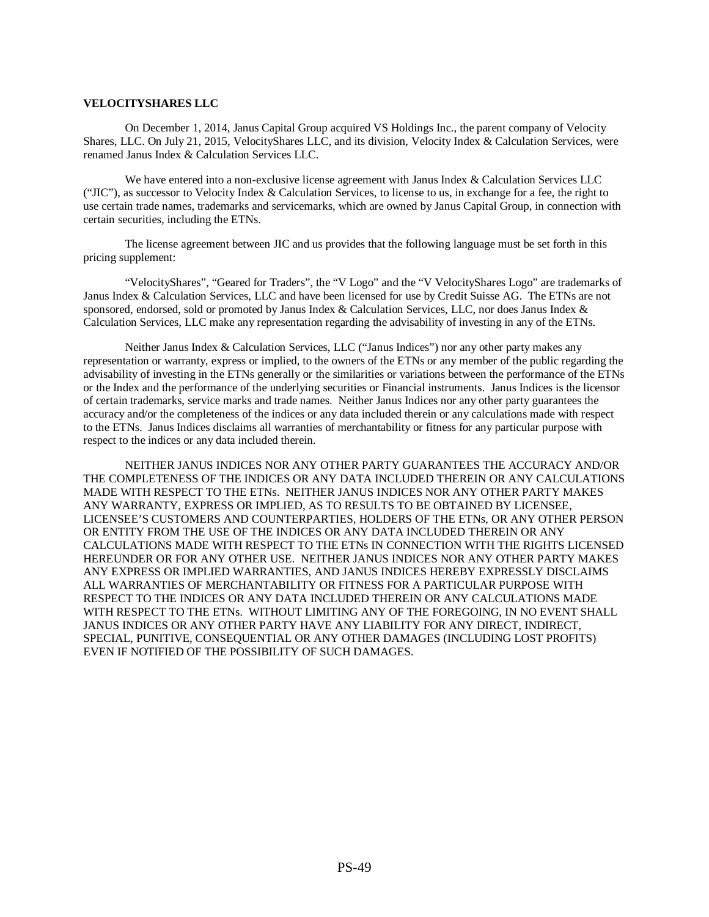**VELOCITYSHARES LLC**

On December 1, 2014, Janus Capital Group acquired VS Holdings Inc., the parent company of Velocity Shares, LLC. On July 21, 2015, VelocityShares LLC, and its division, Velocity Index & Calculation Services, were renamed Janus Index & Calculation Services LLC.

We have entered into a non-exclusive license agreement with Janus Index & Calculation Services LLC ("JIC"), as successor to Velocity Index & Calculation Services, to license to us, in exchange for a fee, the right to use certain trade names, trademarks and servicemarks, which are owned by Janus Capital Group, in connection with certain securities, including the ETNs.

The license agreement between JIC and us provides that the following language must be set forth in this pricing supplement:

"VelocityShares", "Geared for Traders", the "V Logo" and the "V VelocityShares Logo" are trademarks of Janus Index & Calculation Services, LLC and have been licensed for use by Credit Suisse AG. The ETNs are not sponsored, endorsed, sold or promoted by Janus Index & Calculation Services, LLC, nor does Janus Index & Calculation Services, LLC make any representation regarding the advisability of investing in any of the ETNs.

Neither Janus Index & Calculation Services, LLC ("Janus Indices") nor any other party makes any representation or warranty, express or implied, to the owners of the ETNs or any member of the public regarding the advisability of investing in the ETNs generally or the similarities or variations between the performance of the ETNs or the Index and the performance of the underlying securities or Financial instruments. Janus Indices is the licensor of certain trademarks, service marks and trade names. Neither Janus Indices nor any other party guarantees the accuracy and/or the completeness of the indices or any data included therein or any calculations made with respect to the ETNs. Janus Indices disclaims all warranties of merchantability or fitness for any particular purpose with respect to the indices or any data included therein.

NEITHER JANUS INDICES NOR ANY OTHER PARTY GUARANTEES THE ACCURACY AND/OR THE COMPLETENESS OF THE INDICES OR ANY DATA INCLUDED THEREIN OR ANY CALCULATIONS MADE WITH RESPECT TO THE ETNs. NEITHER JANUS INDICES NOR ANY OTHER PARTY MAKES ANY WARRANTY, EXPRESS OR IMPLIED, AS TO RESULTS TO BE OBTAINED BY LICENSEE, LICENSEE'S CUSTOMERS AND COUNTERPARTIES, HOLDERS OF THE ETNs, OR ANY OTHER PERSON OR ENTITY FROM THE USE OF THE INDICES OR ANY DATA INCLUDED THEREIN OR ANY CALCULATIONS MADE WITH RESPECT TO THE ETNs IN CONNECTION WITH THE RIGHTS LICENSED HEREUNDER OR FOR ANY OTHER USE. NEITHER JANUS INDICES NOR ANY OTHER PARTY MAKES ANY EXPRESS OR IMPLIED WARRANTIES, AND JANUS INDICES HEREBY EXPRESSLY DISCLAIMS ALL WARRANTIES OF MERCHANTABILITY OR FITNESS FOR A PARTICULAR PURPOSE WITH RESPECT TO THE INDICES OR ANY DATA INCLUDED THEREIN OR ANY CALCULATIONS MADE WITH RESPECT TO THE ETNs. WITHOUT LIMITING ANY OF THE FOREGOING, IN NO EVENT SHALL JANUS INDICES OR ANY OTHER PARTY HAVE ANY LIABILITY FOR ANY DIRECT, INDIRECT, SPECIAL, PUNITIVE, CONSEQUENTIAL OR ANY OTHER DAMAGES (INCLUDING LOST PROFITS) EVEN IF NOTIFIED OF THE POSSIBILITY OF SUCH DAMAGES.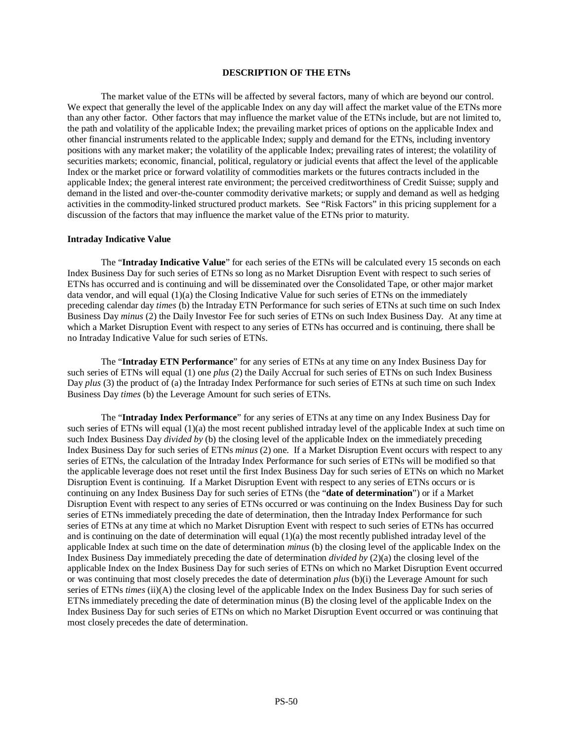**DESCRIPTION OF THE ETNs**

The market value of the ETNs will be affected by several factors, many of which are beyond our control. We expect that generally the level of the applicable Index on any day will affect the market value of the ETNs more than any other factor. Other factors that may influence the market value of the ETNs include, but are not limited to, the path and volatility of the applicable Index; the prevailing market prices of options on the applicable Index and other financial instruments related to the applicable Index; supply and demand for the ETNs, including inventory positions with any market maker; the volatility of the applicable Index; prevailing rates of interest; the volatility of securities markets; economic, financial, political, regulatory or judicial events that affect the level of the applicable Index or the market price or forward volatility of commodities markets or the futures contracts included in the applicable Index; the general interest rate environment; the perceived creditworthiness of Credit Suisse; supply and demand in the listed and over-the-counter commodity derivative markets; or supply and demand as well as hedging activities in the commodity-linked structured product markets. See "Risk Factors" in this pricing supplement for a discussion of the factors that may influence the market value of the ETNs prior to maturity.

**Intraday Indicative Value**

The "**Intraday Indicative Value**" for each series of the ETNs will be calculated every 15 seconds on each Index Business Day for such series of ETNs so long as no Market Disruption Event with respect to such series of ETNs has occurred and is continuing and will be disseminated over the Consolidated Tape, or other major market data vendor, and will equal (1)(a) the Closing Indicative Value for such series of ETNs on the immediately preceding calendar day *times* (b) the Intraday ETN Performance for such series of ETNs at such time on such Index Business Day *minus* (2) the Daily Investor Fee for such series of ETNs on such Index Business Day. At any time at which a Market Disruption Event with respect to any series of ETNs has occurred and is continuing, there shall be no Intraday Indicative Value for such series of ETNs.

The "**Intraday ETN Performance**" for any series of ETNs at any time on any Index Business Day for such series of ETNs will equal (1) one *plus* (2) the Daily Accrual for such series of ETNs on such Index Business Day *plus* (3) the product of (a) the Intraday Index Performance for such series of ETNs at such time on such Index Business Day *times* (b) the Leverage Amount for such series of ETNs.

The "**Intraday Index Performance**" for any series of ETNs at any time on any Index Business Day for such series of ETNs will equal (1)(a) the most recent published intraday level of the applicable Index at such time on such Index Business Day *divided by* (b) the closing level of the applicable Index on the immediately preceding Index Business Day for such series of ETNs *minus* (2) one. If a Market Disruption Event occurs with respect to any series of ETNs, the calculation of the Intraday Index Performance for such series of ETNs will be modified so that the applicable leverage does not reset until the first Index Business Day for such series of ETNs on which no Market Disruption Event is continuing. If a Market Disruption Event with respect to any series of ETNs occurs or is continuing on any Index Business Day for such series of ETNs (the "**date of determination**") or if a Market Disruption Event with respect to any series of ETNs occurred or was continuing on the Index Business Day for such series of ETNs immediately preceding the date of determination, then the Intraday Index Performance for such series of ETNs at any time at which no Market Disruption Event with respect to such series of ETNs has occurred and is continuing on the date of determination will equal (1)(a) the most recently published intraday level of the applicable Index at such time on the date of determination *minus* (b) the closing level of the applicable Index on the Index Business Day immediately preceding the date of determination *divided by* (2)(a) the closing level of the applicable Index on the Index Business Day for such series of ETNs on which no Market Disruption Event occurred or was continuing that most closely precedes the date of determination *plus* (b)(i) the Leverage Amount for such series of ETNs *times* (ii)(A) the closing level of the applicable Index on the Index Business Day for such series of ETNs immediately preceding the date of determination minus (B) the closing level of the applicable Index on the Index Business Day for such series of ETNs on which no Market Disruption Event occurred or was continuing that most closely precedes the date of determination.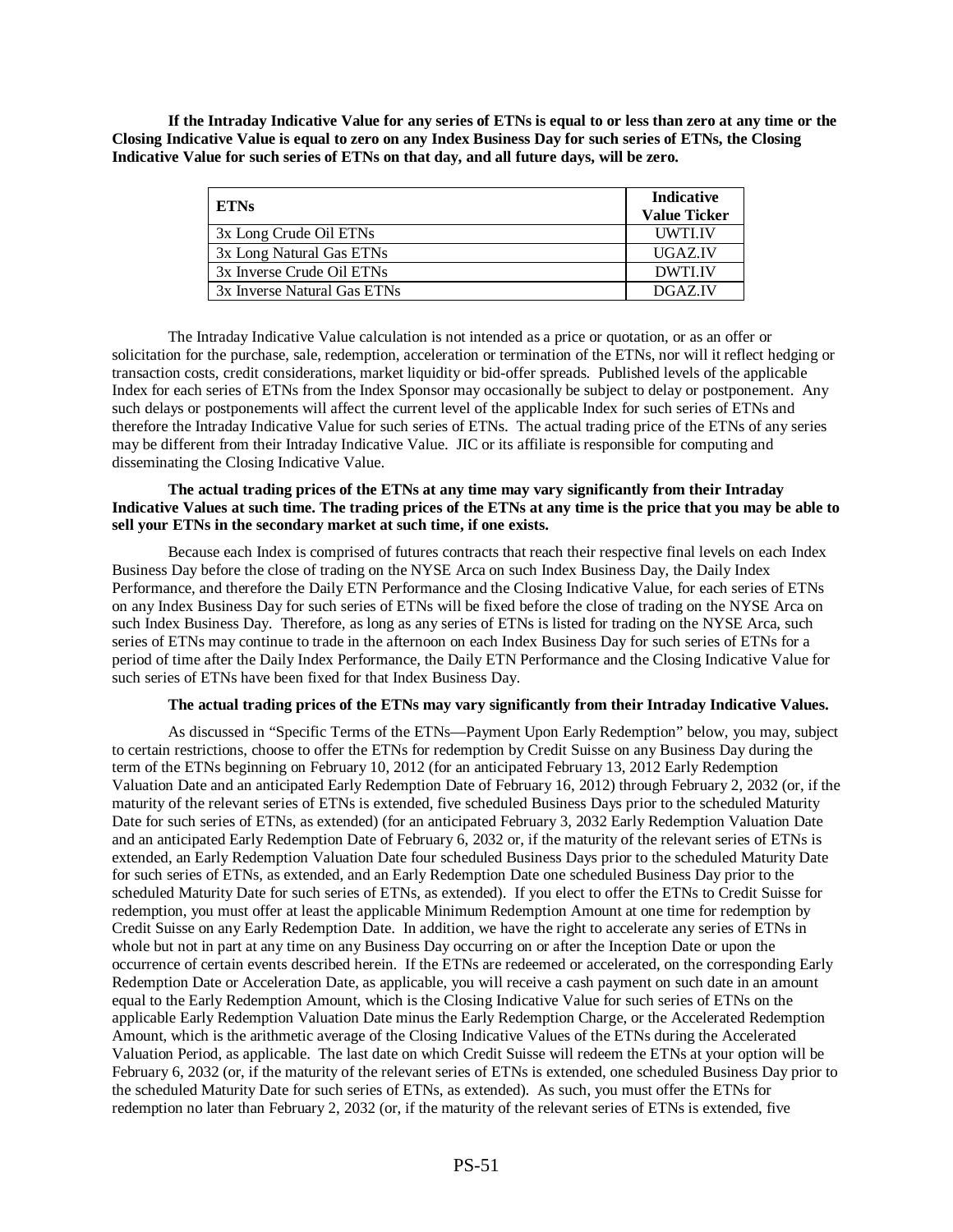**If the Intraday Indicative Value for any series of ETNs is equal to or less than zero at any time or the Closing Indicative Value is equal to zero on any Index Business Day for such series of ETNs, the Closing Indicative Value for such series of ETNs on that day, and all future days, will be zero.**

| ETNs | Indicative Value Ticker |
|---|---|
| 3x Long Crude Oil ETNs | UWTI.IV |
| 3x Long Natural Gas ETNs | UGAZ.IV |
| 3x Inverse Crude Oil ETNs | DWTI.IV |
| 3x Inverse Natural Gas ETNs | DGAZ.IV |

The Intraday Indicative Value calculation is not intended as a price or quotation, or as an offer or solicitation for the purchase, sale, redemption, acceleration or termination of the ETNs, nor will it reflect hedging or transaction costs, credit considerations, market liquidity or bid-offer spreads. Published levels of the applicable Index for each series of ETNs from the Index Sponsor may occasionally be subject to delay or postponement. Any such delays or postponements will affect the current level of the applicable Index for such series of ETNs and therefore the Intraday Indicative Value for such series of ETNs. The actual trading price of the ETNs of any series may be different from their Intraday Indicative Value. JIC or its affiliate is responsible for computing and disseminating the Closing Indicative Value.

**The actual trading prices of the ETNs at any time may vary significantly from their Intraday Indicative Values at such time. The trading prices of the ETNs at any time is the price that you may be able to sell your ETNs in the secondary market at such time, if one exists.**

Because each Index is comprised of futures contracts that reach their respective final levels on each Index Business Day before the close of trading on the NYSE Arca on such Index Business Day, the Daily Index Performance, and therefore the Daily ETN Performance and the Closing Indicative Value, for each series of ETNs on any Index Business Day for such series of ETNs will be fixed before the close of trading on the NYSE Arca on such Index Business Day. Therefore, as long as any series of ETNs is listed for trading on the NYSE Arca, such series of ETNs may continue to trade in the afternoon on each Index Business Day for such series of ETNs for a period of time after the Daily Index Performance, the Daily ETN Performance and the Closing Indicative Value for such series of ETNs have been fixed for that Index Business Day.

**The actual trading prices of the ETNs may vary significantly from their Intraday Indicative Values.**

As discussed in "Specific Terms of the ETNs—Payment Upon Early Redemption" below, you may, subject to certain restrictions, choose to offer the ETNs for redemption by Credit Suisse on any Business Day during the term of the ETNs beginning on February 10, 2012 (for an anticipated February 13, 2012 Early Redemption Valuation Date and an anticipated Early Redemption Date of February 16, 2012) through February 2, 2032 (or, if the maturity of the relevant series of ETNs is extended, five scheduled Business Days prior to the scheduled Maturity Date for such series of ETNs, as extended) (for an anticipated February 3, 2032 Early Redemption Valuation Date and an anticipated Early Redemption Date of February 6, 2032 or, if the maturity of the relevant series of ETNs is extended, an Early Redemption Valuation Date four scheduled Business Days prior to the scheduled Maturity Date for such series of ETNs, as extended, and an Early Redemption Date one scheduled Business Day prior to the scheduled Maturity Date for such series of ETNs, as extended). If you elect to offer the ETNs to Credit Suisse for redemption, you must offer at least the applicable Minimum Redemption Amount at one time for redemption by Credit Suisse on any Early Redemption Date. In addition, we have the right to accelerate any series of ETNs in whole but not in part at any time on any Business Day occurring on or after the Inception Date or upon the occurrence of certain events described herein. If the ETNs are redeemed or accelerated, on the corresponding Early Redemption Date or Acceleration Date, as applicable, you will receive a cash payment on such date in an amount equal to the Early Redemption Amount, which is the Closing Indicative Value for such series of ETNs on the applicable Early Redemption Valuation Date minus the Early Redemption Charge, or the Accelerated Redemption Amount, which is the arithmetic average of the Closing Indicative Values of the ETNs during the Accelerated Valuation Period, as applicable. The last date on which Credit Suisse will redeem the ETNs at your option will be February 6, 2032 (or, if the maturity of the relevant series of ETNs is extended, one scheduled Business Day prior to the scheduled Maturity Date for such series of ETNs, as extended). As such, you must offer the ETNs for redemption no later than February 2, 2032 (or, if the maturity of the relevant series of ETNs is extended, five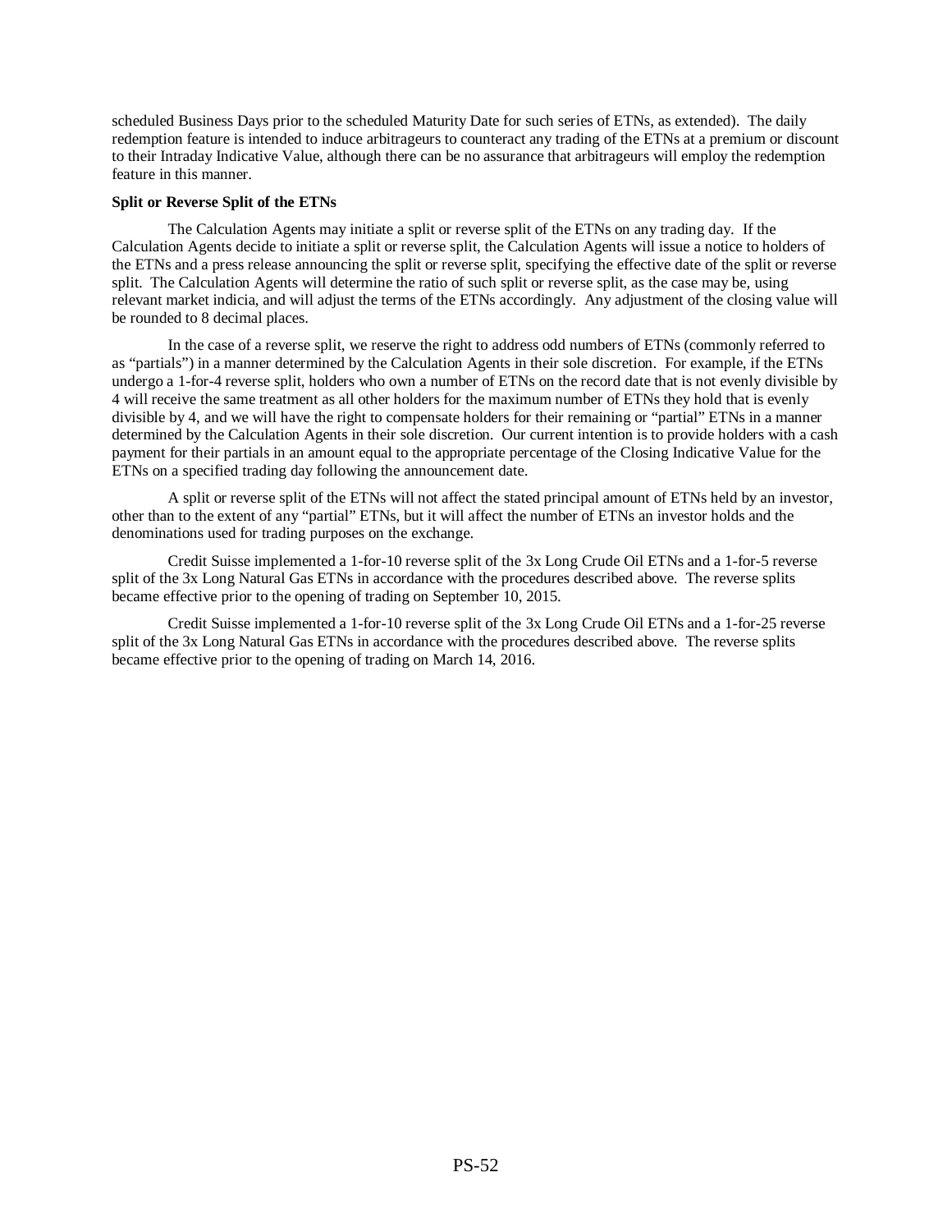scheduled Business Days prior to the scheduled Maturity Date for such series of ETNs, as extended). The daily redemption feature is intended to induce arbitrageurs to counteract any trading of the ETNs at a premium or discount to their Intraday Indicative Value, although there can be no assurance that arbitrageurs will employ the redemption feature in this manner.

**Split or Reverse Split of the ETNs**

The Calculation Agents may initiate a split or reverse split of the ETNs on any trading day. If the Calculation Agents decide to initiate a split or reverse split, the Calculation Agents will issue a notice to holders of the ETNs and a press release announcing the split or reverse split, specifying the effective date of the split or reverse split. The Calculation Agents will determine the ratio of such split or reverse split, as the case may be, using relevant market indicia, and will adjust the terms of the ETNs accordingly. Any adjustment of the closing value will be rounded to 8 decimal places.

In the case of a reverse split, we reserve the right to address odd numbers of ETNs (commonly referred to as "partials") in a manner determined by the Calculation Agents in their sole discretion. For example, if the ETNs undergo a 1-for-4 reverse split, holders who own a number of ETNs on the record date that is not evenly divisible by 4 will receive the same treatment as all other holders for the maximum number of ETNs they hold that is evenly divisible by 4, and we will have the right to compensate holders for their remaining or "partial" ETNs in a manner determined by the Calculation Agents in their sole discretion. Our current intention is to provide holders with a cash payment for their partials in an amount equal to the appropriate percentage of the Closing Indicative Value for the ETNs on a specified trading day following the announcement date.

A split or reverse split of the ETNs will not affect the stated principal amount of ETNs held by an investor, other than to the extent of any "partial" ETNs, but it will affect the number of ETNs an investor holds and the denominations used for trading purposes on the exchange.

Credit Suisse implemented a 1-for-10 reverse split of the 3x Long Crude Oil ETNs and a 1-for-5 reverse split of the 3x Long Natural Gas ETNs in accordance with the procedures described above. The reverse splits became effective prior to the opening of trading on September 10, 2015.

Credit Suisse implemented a 1-for-10 reverse split of the 3x Long Crude Oil ETNs and a 1-for-25 reverse split of the 3x Long Natural Gas ETNs in accordance with the procedures described above. The reverse splits became effective prior to the opening of trading on March 14, 2016.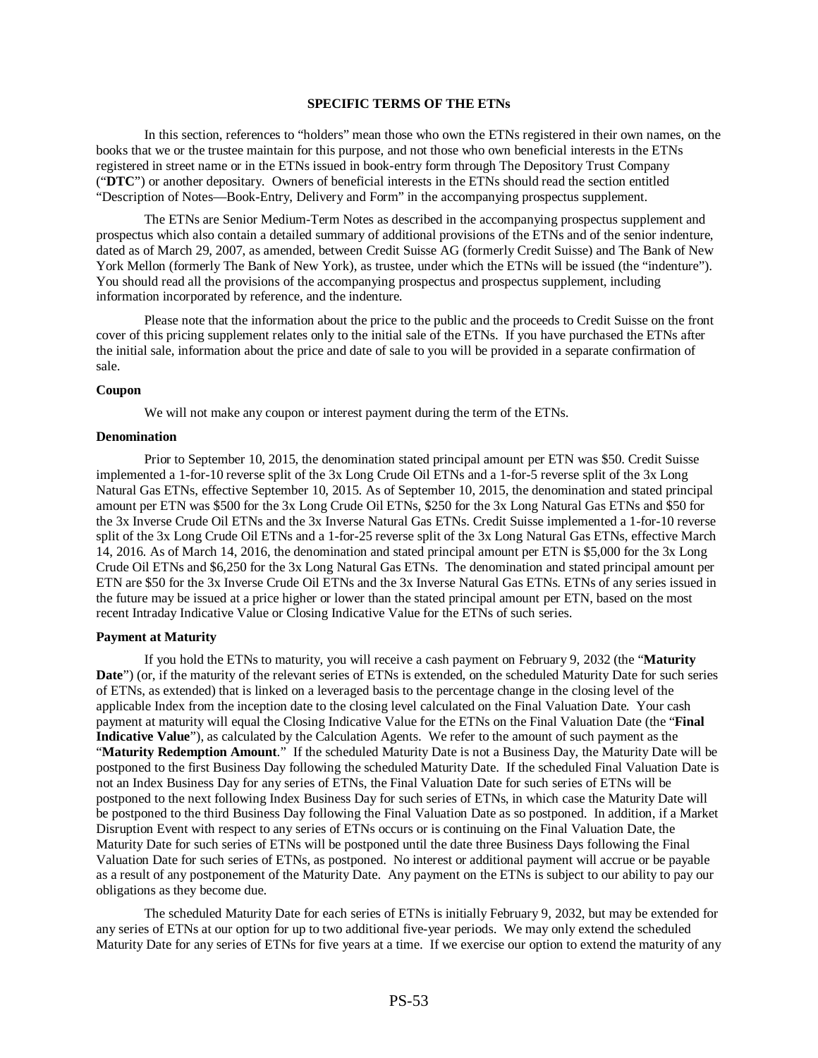## SPECIFIC TERMS OF THE ETNs

In this section, references to "holders" mean those who own the ETNs registered in their own names, on the books that we or the trustee maintain for this purpose, and not those who own beneficial interests in the ETNs registered in street name or in the ETNs issued in book-entry form through The Depository Trust Company ("**DTC**") or another depositary. Owners of beneficial interests in the ETNs should read the section entitled "Description of Notes—Book-Entry, Delivery and Form" in the accompanying prospectus supplement.

The ETNs are Senior Medium-Term Notes as described in the accompanying prospectus supplement and prospectus which also contain a detailed summary of additional provisions of the ETNs and of the senior indenture, dated as of March 29, 2007, as amended, between Credit Suisse AG (formerly Credit Suisse) and The Bank of New York Mellon (formerly The Bank of New York), as trustee, under which the ETNs will be issued (the "indenture"). You should read all the provisions of the accompanying prospectus and prospectus supplement, including information incorporated by reference, and the indenture.

Please note that the information about the price to the public and the proceeds to Credit Suisse on the front cover of this pricing supplement relates only to the initial sale of the ETNs. If you have purchased the ETNs after the initial sale, information about the price and date of sale to you will be provided in a separate confirmation of sale.

**Coupon**

We will not make any coupon or interest payment during the term of the ETNs.

**Denomination**

Prior to September 10, 2015, the denomination stated principal amount per ETN was $50. Credit Suisse implemented a 1-for-10 reverse split of the 3x Long Crude Oil ETNs and a 1-for-5 reverse split of the 3x Long Natural Gas ETNs, effective September 10, 2015. As of September 10, 2015, the denomination and stated principal amount per ETN was $500 for the 3x Long Crude Oil ETNs, $250 for the 3x Long Natural Gas ETNs and $50 for the 3x Inverse Crude Oil ETNs and the 3x Inverse Natural Gas ETNs. Credit Suisse implemented a 1-for-10 reverse split of the 3x Long Crude Oil ETNs and a 1-for-25 reverse split of the 3x Long Natural Gas ETNs, effective March 14, 2016. As of March 14, 2016, the denomination and stated principal amount per ETN is $5,000 for the 3x Long Crude Oil ETNs and $6,250 for the 3x Long Natural Gas ETNs. The denomination and stated principal amount per ETN are $50 for the 3x Inverse Crude Oil ETNs and the 3x Inverse Natural Gas ETNs. ETNs of any series issued in the future may be issued at a price higher or lower than the stated principal amount per ETN, based on the most recent Intraday Indicative Value or Closing Indicative Value for the ETNs of such series.

**Payment at Maturity**

If you hold the ETNs to maturity, you will receive a cash payment on February 9, 2032 (the "**Maturity Date**") (or, if the maturity of the relevant series of ETNs is extended, on the scheduled Maturity Date for such series of ETNs, as extended) that is linked on a leveraged basis to the percentage change in the closing level of the applicable Index from the inception date to the closing level calculated on the Final Valuation Date. Your cash payment at maturity will equal the Closing Indicative Value for the ETNs on the Final Valuation Date (the "**Final Indicative Value**"), as calculated by the Calculation Agents. We refer to the amount of such payment as the "**Maturity Redemption Amount**." If the scheduled Maturity Date is not a Business Day, the Maturity Date will be postponed to the first Business Day following the scheduled Maturity Date. If the scheduled Final Valuation Date is not an Index Business Day for any series of ETNs, the Final Valuation Date for such series of ETNs will be postponed to the next following Index Business Day for such series of ETNs, in which case the Maturity Date will be postponed to the third Business Day following the Final Valuation Date as so postponed. In addition, if a Market Disruption Event with respect to any series of ETNs occurs or is continuing on the Final Valuation Date, the Maturity Date for such series of ETNs will be postponed until the date three Business Days following the Final Valuation Date for such series of ETNs, as postponed. No interest or additional payment will accrue or be payable as a result of any postponement of the Maturity Date. Any payment on the ETNs is subject to our ability to pay our obligations as they become due.

The scheduled Maturity Date for each series of ETNs is initially February 9, 2032, but may be extended for any series of ETNs at our option for up to two additional five-year periods. We may only extend the scheduled Maturity Date for any series of ETNs for five years at a time. If we exercise our option to extend the maturity of any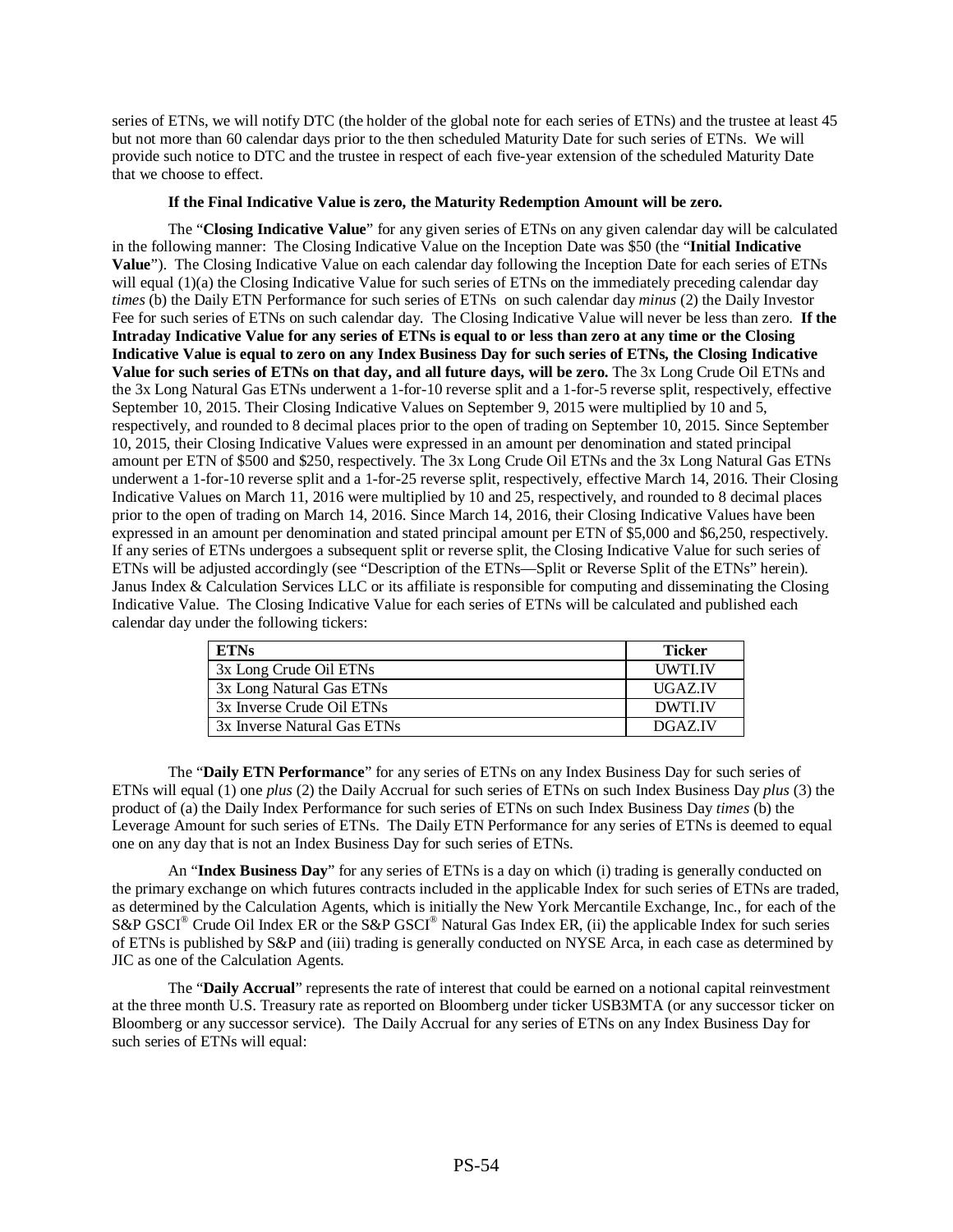series of ETNs, we will notify DTC (the holder of the global note for each series of ETNs) and the trustee at least 45 but not more than 60 calendar days prior to the then scheduled Maturity Date for such series of ETNs. We will provide such notice to DTC and the trustee in respect of each five-year extension of the scheduled Maturity Date that we choose to effect.

**If the Final Indicative Value is zero, the Maturity Redemption Amount will be zero.**

The "**Closing Indicative Value**" for any given series of ETNs on any given calendar day will be calculated in the following manner: The Closing Indicative Value on the Inception Date was $50 (the "**Initial Indicative Value**"). The Closing Indicative Value on each calendar day following the Inception Date for each series of ETNs will equal (1)(a) the Closing Indicative Value for such series of ETNs on the immediately preceding calendar day *times* (b) the Daily ETN Performance for such series of ETNs on such calendar day *minus* (2) the Daily Investor Fee for such series of ETNs on such calendar day. The Closing Indicative Value will never be less than zero. **If the Intraday Indicative Value for any series of ETNs is equal to or less than zero at any time or the Closing Indicative Value is equal to zero on any Index Business Day for such series of ETNs, the Closing Indicative Value for such series of ETNs on that day, and all future days, will be zero.** The 3x Long Crude Oil ETNs and the 3x Long Natural Gas ETNs underwent a 1-for-10 reverse split and a 1-for-5 reverse split, respectively, effective September 10, 2015. Their Closing Indicative Values on September 9, 2015 were multiplied by 10 and 5, respectively, and rounded to 8 decimal places prior to the open of trading on September 10, 2015. Since September 10, 2015, their Closing Indicative Values were expressed in an amount per denomination and stated principal amount per ETN of $500 and $250, respectively. The 3x Long Crude Oil ETNs and the 3x Long Natural Gas ETNs underwent a 1-for-10 reverse split and a 1-for-25 reverse split, respectively, effective March 14, 2016. Their Closing Indicative Values on March 11, 2016 were multiplied by 10 and 25, respectively, and rounded to 8 decimal places prior to the open of trading on March 14, 2016. Since March 14, 2016, their Closing Indicative Values have been expressed in an amount per denomination and stated principal amount per ETN of $5,000 and $6,250, respectively. If any series of ETNs undergoes a subsequent split or reverse split, the Closing Indicative Value for such series of ETNs will be adjusted accordingly (see "Description of the ETNs—Split or Reverse Split of the ETNs" herein). Janus Index & Calculation Services LLC or its affiliate is responsible for computing and disseminating the Closing Indicative Value. The Closing Indicative Value for each series of ETNs will be calculated and published each calendar day under the following tickers:

| ETNs | Ticker |
|---|---|
| 3x Long Crude Oil ETNs | UWTI.IV |
| 3x Long Natural Gas ETNs | UGAZ.IV |
| 3x Inverse Crude Oil ETNs | DWTI.IV |
| 3x Inverse Natural Gas ETNs | DGAZ.IV |

The "**Daily ETN Performance**" for any series of ETNs on any Index Business Day for such series of ETNs will equal (1) one *plus* (2) the Daily Accrual for such series of ETNs on such Index Business Day *plus* (3) the product of (a) the Daily Index Performance for such series of ETNs on such Index Business Day *times* (b) the Leverage Amount for such series of ETNs. The Daily ETN Performance for any series of ETNs is deemed to equal one on any day that is not an Index Business Day for such series of ETNs.

An "**Index Business Day**" for any series of ETNs is a day on which (i) trading is generally conducted on the primary exchange on which futures contracts included in the applicable Index for such series of ETNs are traded, as determined by the Calculation Agents, which is initially the New York Mercantile Exchange, Inc., for each of the S&P GSCI® Crude Oil Index ER or the S&P GSCI® Natural Gas Index ER, (ii) the applicable Index for such series of ETNs is published by S&P and (iii) trading is generally conducted on NYSE Arca, in each case as determined by JIC as one of the Calculation Agents.

The "**Daily Accrual**" represents the rate of interest that could be earned on a notional capital reinvestment at the three month U.S. Treasury rate as reported on Bloomberg under ticker USB3MTA (or any successor ticker on Bloomberg or any successor service). The Daily Accrual for any series of ETNs on any Index Business Day for such series of ETNs will equal: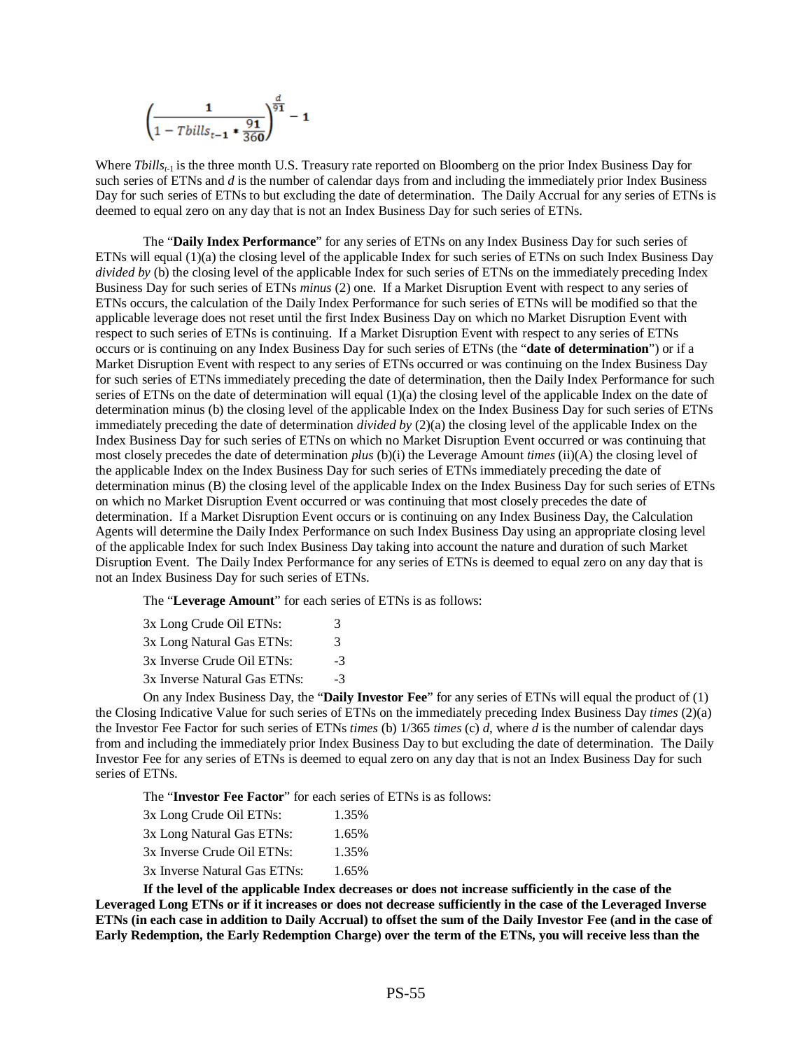$$\left(\frac{1}{1 - Tbills_{t-1} * \frac{91}{360}}\right)^{\frac{d}{91}} - 1$$

Where $Tbills_{t-1}$ is the three month U.S. Treasury rate reported on Bloomberg on the prior Index Business Day for such series of ETNs and $d$ is the number of calendar days from and including the immediately prior Index Business Day for such series of ETNs to but excluding the date of determination. The Daily Accrual for any series of ETNs is deemed to equal zero on any day that is not an Index Business Day for such series of ETNs.

The "**Daily Index Performance**" for any series of ETNs on any Index Business Day for such series of ETNs will equal (1)(a) the closing level of the applicable Index for such series of ETNs on such Index Business Day *divided by* (b) the closing level of the applicable Index for such series of ETNs on the immediately preceding Index Business Day for such series of ETNs *minus* (2) one. If a Market Disruption Event with respect to any series of ETNs occurs, the calculation of the Daily Index Performance for such series of ETNs will be modified so that the applicable leverage does not reset until the first Index Business Day on which no Market Disruption Event with respect to such series of ETNs is continuing. If a Market Disruption Event with respect to any series of ETNs occurs or is continuing on any Index Business Day for such series of ETNs (the "**date of determination**") or if a Market Disruption Event with respect to any series of ETNs occurred or was continuing on the Index Business Day for such series of ETNs immediately preceding the date of determination, then the Daily Index Performance for such series of ETNs on the date of determination will equal (1)(a) the closing level of the applicable Index on the date of determination minus (b) the closing level of the applicable Index on the Index Business Day for such series of ETNs immediately preceding the date of determination *divided by* (2)(a) the closing level of the applicable Index on the Index Business Day for such series of ETNs on which no Market Disruption Event occurred or was continuing that most closely precedes the date of determination *plus* (b)(i) the Leverage Amount *times* (ii)(A) the closing level of the applicable Index on the Index Business Day for such series of ETNs immediately preceding the date of determination minus (B) the closing level of the applicable Index on the Index Business Day for such series of ETNs on which no Market Disruption Event occurred or was continuing that most closely precedes the date of determination. If a Market Disruption Event occurs or is continuing on any Index Business Day, the Calculation Agents will determine the Daily Index Performance on such Index Business Day using an appropriate closing level of the applicable Index for such Index Business Day taking into account the nature and duration of such Market Disruption Event. The Daily Index Performance for any series of ETNs is deemed to equal zero on any day that is not an Index Business Day for such series of ETNs.

The "**Leverage Amount**" for each series of ETNs is as follows:

| | |
|---|---|
| 3x Long Crude Oil ETNs: | 3 |
| 3x Long Natural Gas ETNs: | 3 |
| 3x Inverse Crude Oil ETNs: | -3 |
| 3x Inverse Natural Gas ETNs: | -3 |

On any Index Business Day, the "**Daily Investor Fee**" for any series of ETNs will equal the product of (1) the Closing Indicative Value for such series of ETNs on the immediately preceding Index Business Day *times* (2)(a) the Investor Fee Factor for such series of ETNs *times* (b) 1/365 *times* (c) $d$, where $d$ is the number of calendar days from and including the immediately prior Index Business Day to but excluding the date of determination. The Daily Investor Fee for any series of ETNs is deemed to equal zero on any day that is not an Index Business Day for such series of ETNs.

The "**Investor Fee Factor**" for each series of ETNs is as follows:

| | |
|---|---|
| 3x Long Crude Oil ETNs: | 1.35% |
| 3x Long Natural Gas ETNs: | 1.65% |
| 3x Inverse Crude Oil ETNs: | 1.35% |
| 3x Inverse Natural Gas ETNs: | 1.65% |

**If the level of the applicable Index decreases or does not increase sufficiently in the case of the Leveraged Long ETNs or if it increases or does not decrease sufficiently in the case of the Leveraged Inverse ETNs (in each case in addition to Daily Accrual) to offset the sum of the Daily Investor Fee (and in the case of Early Redemption, the Early Redemption Charge) over the term of the ETNs, you will receive less than the**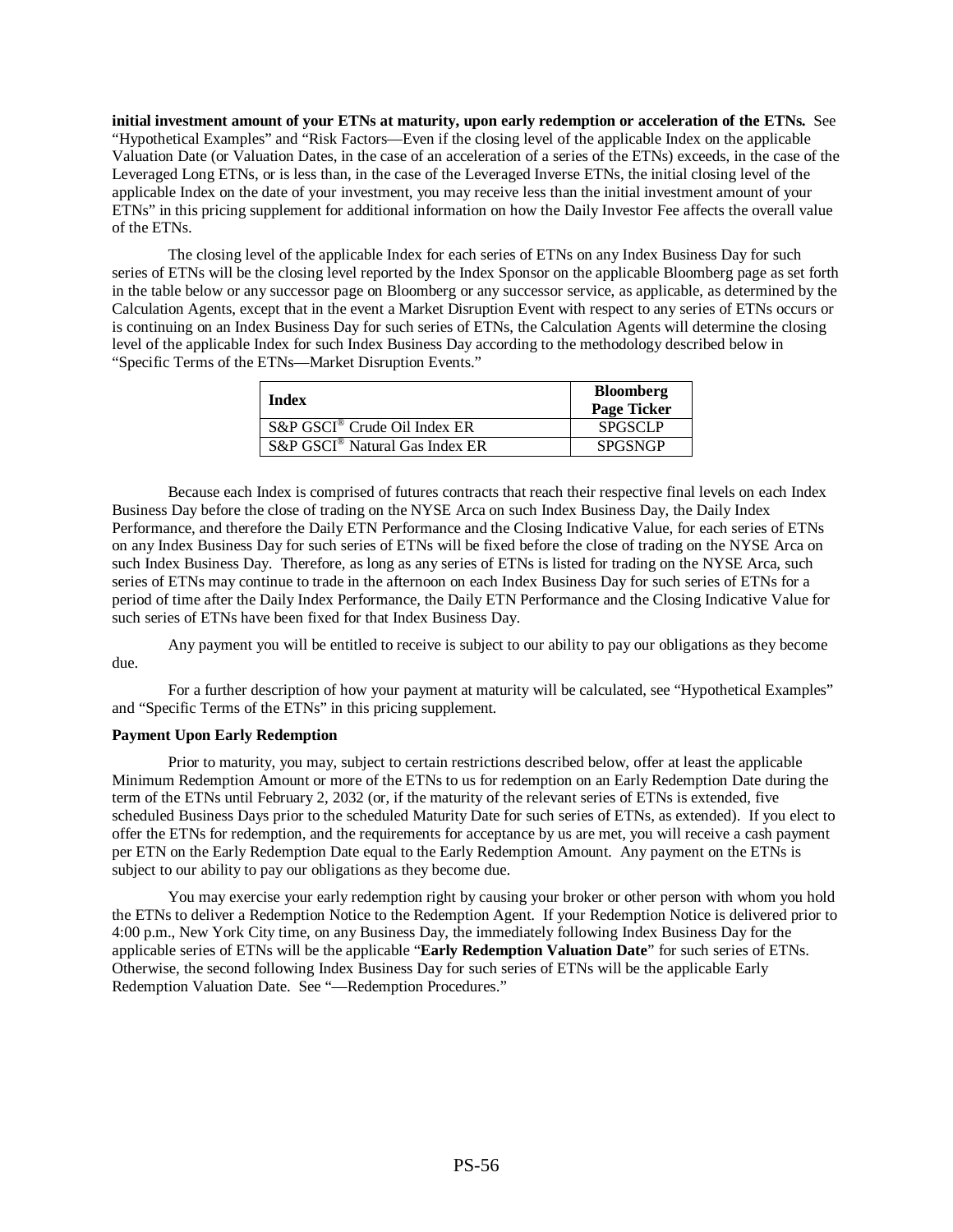**initial investment amount of your ETNs at maturity, upon early redemption or acceleration of the ETNs.** See "Hypothetical Examples" and "Risk Factors—Even if the closing level of the applicable Index on the applicable Valuation Date (or Valuation Dates, in the case of an acceleration of a series of the ETNs) exceeds, in the case of the Leveraged Long ETNs, or is less than, in the case of the Leveraged Inverse ETNs, the initial closing level of the applicable Index on the date of your investment, you may receive less than the initial investment amount of your ETNs" in this pricing supplement for additional information on how the Daily Investor Fee affects the overall value of the ETNs.

The closing level of the applicable Index for each series of ETNs on any Index Business Day for such series of ETNs will be the closing level reported by the Index Sponsor on the applicable Bloomberg page as set forth in the table below or any successor page on Bloomberg or any successor service, as applicable, as determined by the Calculation Agents, except that in the event a Market Disruption Event with respect to any series of ETNs occurs or is continuing on an Index Business Day for such series of ETNs, the Calculation Agents will determine the closing level of the applicable Index for such Index Business Day according to the methodology described below in "Specific Terms of the ETNs—Market Disruption Events."

| Index | Bloomberg Page Ticker |
|---|---|
| S&P GSCI® Crude Oil Index ER | SPGSCLP |
| S&P GSCI® Natural Gas Index ER | SPGSNGP |

Because each Index is comprised of futures contracts that reach their respective final levels on each Index Business Day before the close of trading on the NYSE Arca on such Index Business Day, the Daily Index Performance, and therefore the Daily ETN Performance and the Closing Indicative Value, for each series of ETNs on any Index Business Day for such series of ETNs will be fixed before the close of trading on the NYSE Arca on such Index Business Day. Therefore, as long as any series of ETNs is listed for trading on the NYSE Arca, such series of ETNs may continue to trade in the afternoon on each Index Business Day for such series of ETNs for a period of time after the Daily Index Performance, the Daily ETN Performance and the Closing Indicative Value for such series of ETNs have been fixed for that Index Business Day.

Any payment you will be entitled to receive is subject to our ability to pay our obligations as they become due.

For a further description of how your payment at maturity will be calculated, see "Hypothetical Examples" and "Specific Terms of the ETNs" in this pricing supplement.

**Payment Upon Early Redemption**

Prior to maturity, you may, subject to certain restrictions described below, offer at least the applicable Minimum Redemption Amount or more of the ETNs to us for redemption on an Early Redemption Date during the term of the ETNs until February 2, 2032 (or, if the maturity of the relevant series of ETNs is extended, five scheduled Business Days prior to the scheduled Maturity Date for such series of ETNs, as extended). If you elect to offer the ETNs for redemption, and the requirements for acceptance by us are met, you will receive a cash payment per ETN on the Early Redemption Date equal to the Early Redemption Amount. Any payment on the ETNs is subject to our ability to pay our obligations as they become due.

You may exercise your early redemption right by causing your broker or other person with whom you hold the ETNs to deliver a Redemption Notice to the Redemption Agent. If your Redemption Notice is delivered prior to 4:00 p.m., New York City time, on any Business Day, the immediately following Index Business Day for the applicable series of ETNs will be the applicable "**Early Redemption Valuation Date**" for such series of ETNs. Otherwise, the second following Index Business Day for such series of ETNs will be the applicable Early Redemption Valuation Date. See "—Redemption Procedures."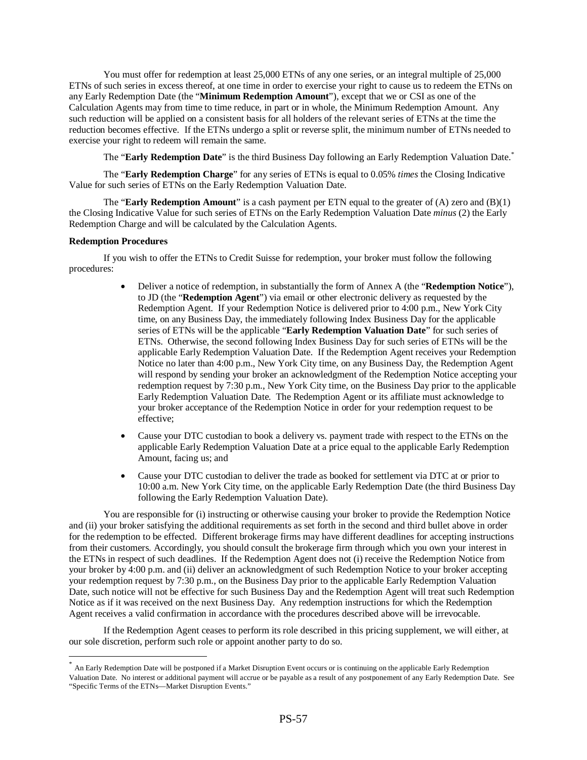You must offer for redemption at least 25,000 ETNs of any one series, or an integral multiple of 25,000 ETNs of such series in excess thereof, at one time in order to exercise your right to cause us to redeem the ETNs on any Early Redemption Date (the "**Minimum Redemption Amount**"), except that we or CSI as one of the Calculation Agents may from time to time reduce, in part or in whole, the Minimum Redemption Amount. Any such reduction will be applied on a consistent basis for all holders of the relevant series of ETNs at the time the reduction becomes effective. If the ETNs undergo a split or reverse split, the minimum number of ETNs needed to exercise your right to redeem will remain the same.

The "**Early Redemption Date**" is the third Business Day following an Early Redemption Valuation Date.*

The "**Early Redemption Charge**" for any series of ETNs is equal to 0.05% *times* the Closing Indicative Value for such series of ETNs on the Early Redemption Valuation Date.

The "**Early Redemption Amount**" is a cash payment per ETN equal to the greater of (A) zero and (B)(1) the Closing Indicative Value for such series of ETNs on the Early Redemption Valuation Date *minus* (2) the Early Redemption Charge and will be calculated by the Calculation Agents.

**Redemption Procedures**

If you wish to offer the ETNs to Credit Suisse for redemption, your broker must follow the following procedures:

- Deliver a notice of redemption, in substantially the form of Annex A (the "**Redemption Notice**"), to JD (the "**Redemption Agent**") via email or other electronic delivery as requested by the Redemption Agent. If your Redemption Notice is delivered prior to 4:00 p.m., New York City time, on any Business Day, the immediately following Index Business Day for the applicable series of ETNs will be the applicable "**Early Redemption Valuation Date**" for such series of ETNs. Otherwise, the second following Index Business Day for such series of ETNs will be the applicable Early Redemption Valuation Date. If the Redemption Agent receives your Redemption Notice no later than 4:00 p.m., New York City time, on any Business Day, the Redemption Agent will respond by sending your broker an acknowledgment of the Redemption Notice accepting your redemption request by 7:30 p.m., New York City time, on the Business Day prior to the applicable Early Redemption Valuation Date. The Redemption Agent or its affiliate must acknowledge to your broker acceptance of the Redemption Notice in order for your redemption request to be effective;
- Cause your DTC custodian to book a delivery vs. payment trade with respect to the ETNs on the applicable Early Redemption Valuation Date at a price equal to the applicable Early Redemption Amount, facing us; and
- Cause your DTC custodian to deliver the trade as booked for settlement via DTC at or prior to 10:00 a.m. New York City time, on the applicable Early Redemption Date (the third Business Day following the Early Redemption Valuation Date).

You are responsible for (i) instructing or otherwise causing your broker to provide the Redemption Notice and (ii) your broker satisfying the additional requirements as set forth in the second and third bullet above in order for the redemption to be effected. Different brokerage firms may have different deadlines for accepting instructions from their customers. Accordingly, you should consult the brokerage firm through which you own your interest in the ETNs in respect of such deadlines. If the Redemption Agent does not (i) receive the Redemption Notice from your broker by 4:00 p.m. and (ii) deliver an acknowledgment of such Redemption Notice to your broker accepting your redemption request by 7:30 p.m., on the Business Day prior to the applicable Early Redemption Valuation Date, such notice will not be effective for such Business Day and the Redemption Agent will treat such Redemption Notice as if it was received on the next Business Day. Any redemption instructions for which the Redemption Agent receives a valid confirmation in accordance with the procedures described above will be irrevocable.

If the Redemption Agent ceases to perform its role described in this pricing supplement, we will either, at our sole discretion, perform such role or appoint another party to do so.

---

* An Early Redemption Date will be postponed if a Market Disruption Event occurs or is continuing on the applicable Early Redemption Valuation Date. No interest or additional payment will accrue or be payable as a result of any postponement of any Early Redemption Date. See "Specific Terms of the ETNs—Market Disruption Events."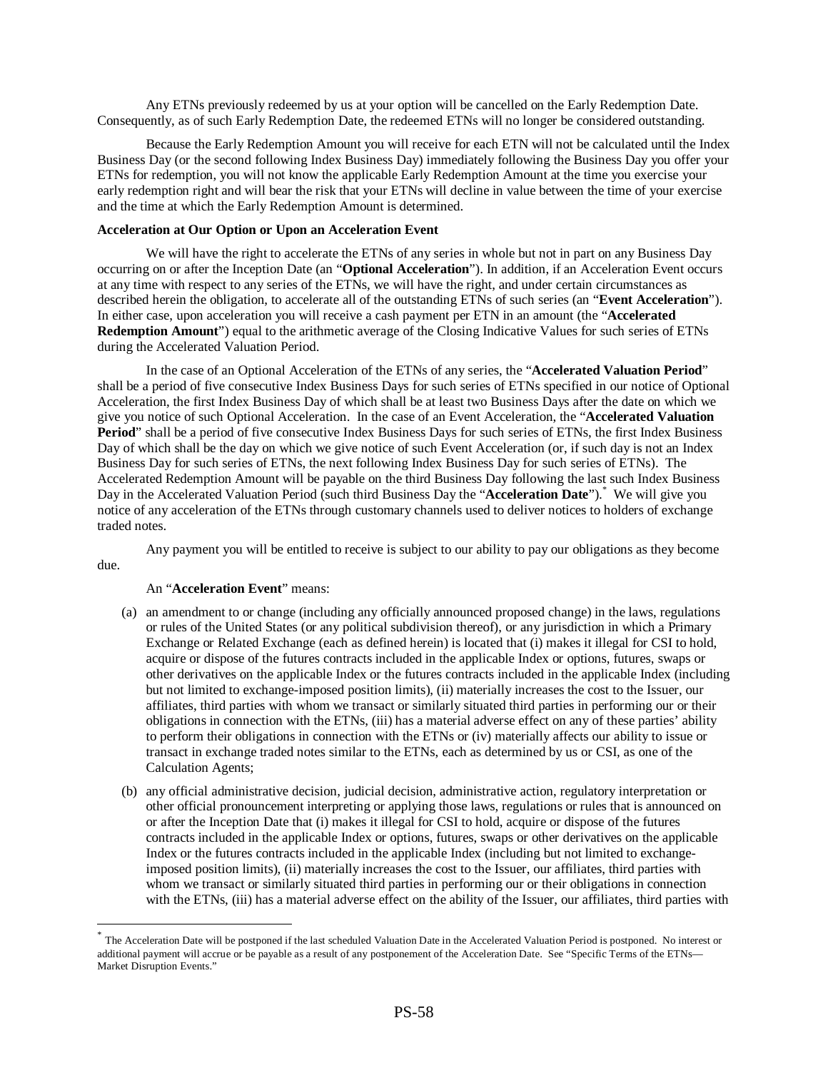Any ETNs previously redeemed by us at your option will be cancelled on the Early Redemption Date. Consequently, as of such Early Redemption Date, the redeemed ETNs will no longer be considered outstanding.

Because the Early Redemption Amount you will receive for each ETN will not be calculated until the Index Business Day (or the second following Index Business Day) immediately following the Business Day you offer your ETNs for redemption, you will not know the applicable Early Redemption Amount at the time you exercise your early redemption right and will bear the risk that your ETNs will decline in value between the time of your exercise and the time at which the Early Redemption Amount is determined.

**Acceleration at Our Option or Upon an Acceleration Event**

We will have the right to accelerate the ETNs of any series in whole but not in part on any Business Day occurring on or after the Inception Date (an "**Optional Acceleration**"). In addition, if an Acceleration Event occurs at any time with respect to any series of the ETNs, we will have the right, and under certain circumstances as described herein the obligation, to accelerate all of the outstanding ETNs of such series (an "**Event Acceleration**"). In either case, upon acceleration you will receive a cash payment per ETN in an amount (the "**Accelerated Redemption Amount**") equal to the arithmetic average of the Closing Indicative Values for such series of ETNs during the Accelerated Valuation Period.

In the case of an Optional Acceleration of the ETNs of any series, the "**Accelerated Valuation Period**" shall be a period of five consecutive Index Business Days for such series of ETNs specified in our notice of Optional Acceleration, the first Index Business Day of which shall be at least two Business Days after the date on which we give you notice of such Optional Acceleration. In the case of an Event Acceleration, the "**Accelerated Valuation Period**" shall be a period of five consecutive Index Business Days for such series of ETNs, the first Index Business Day of which shall be the day on which we give notice of such Event Acceleration (or, if such day is not an Index Business Day for such series of ETNs, the next following Index Business Day for such series of ETNs). The Accelerated Redemption Amount will be payable on the third Business Day following the last such Index Business Day in the Accelerated Valuation Period (such third Business Day the "**Acceleration Date**").* We will give you notice of any acceleration of the ETNs through customary channels used to deliver notices to holders of exchange traded notes.

Any payment you will be entitled to receive is subject to our ability to pay our obligations as they become due.

An "**Acceleration Event**" means:

(a) an amendment to or change (including any officially announced proposed change) in the laws, regulations or rules of the United States (or any political subdivision thereof), or any jurisdiction in which a Primary Exchange or Related Exchange (each as defined herein) is located that (i) makes it illegal for CSI to hold, acquire or dispose of the futures contracts included in the applicable Index or options, futures, swaps or other derivatives on the applicable Index or the futures contracts included in the applicable Index (including but not limited to exchange-imposed position limits), (ii) materially increases the cost to the Issuer, our affiliates, third parties with whom we transact or similarly situated third parties in performing our or their obligations in connection with the ETNs, (iii) has a material adverse effect on any of these parties' ability to perform their obligations in connection with the ETNs or (iv) materially affects our ability to issue or transact in exchange traded notes similar to the ETNs, each as determined by us or CSI, as one of the Calculation Agents;

(b) any official administrative decision, judicial decision, administrative action, regulatory interpretation or other official pronouncement interpreting or applying those laws, regulations or rules that is announced on or after the Inception Date that (i) makes it illegal for CSI to hold, acquire or dispose of the futures contracts included in the applicable Index or options, futures, swaps or other derivatives on the applicable Index or the futures contracts included in the applicable Index (including but not limited to exchange-imposed position limits), (ii) materially increases the cost to the Issuer, our affiliates, third parties with whom we transact or similarly situated third parties in performing our or their obligations in connection with the ETNs, (iii) has a material adverse effect on the ability of the Issuer, our affiliates, third parties with

* The Acceleration Date will be postponed if the last scheduled Valuation Date in the Accelerated Valuation Period is postponed. No interest or additional payment will accrue or be payable as a result of any postponement of the Acceleration Date. See "Specific Terms of the ETNs—Market Disruption Events."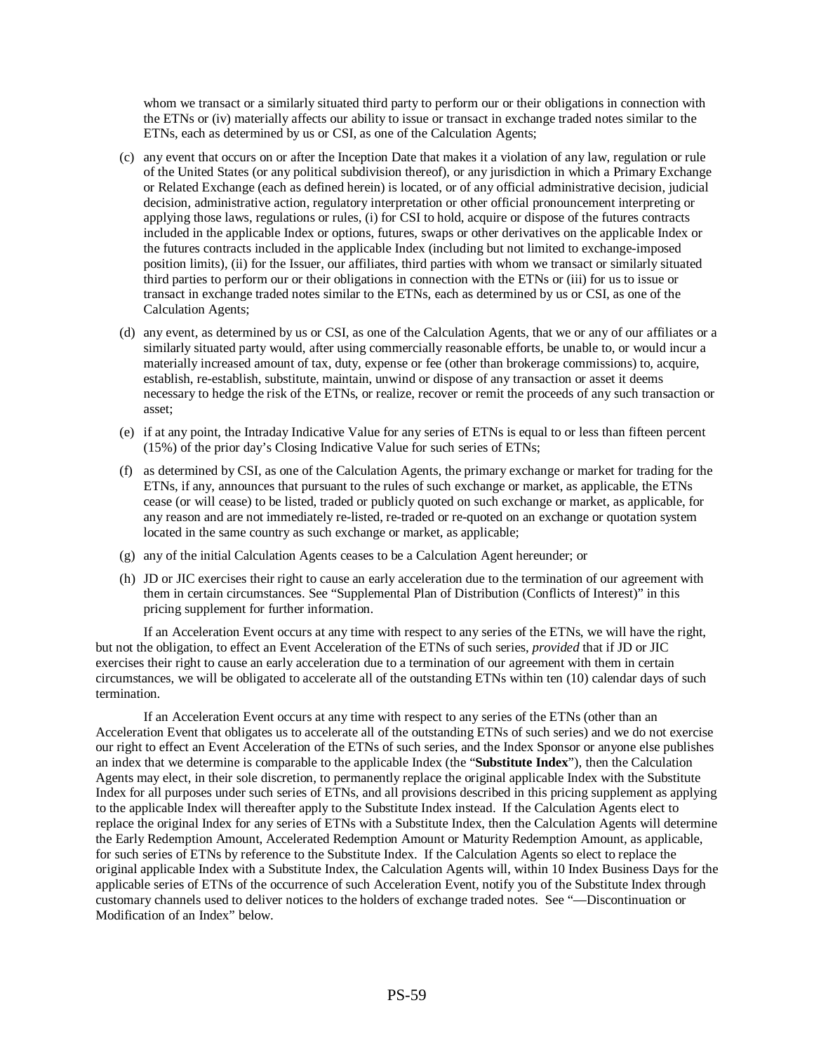whom we transact or a similarly situated third party to perform our or their obligations in connection with the ETNs or (iv) materially affects our ability to issue or transact in exchange traded notes similar to the ETNs, each as determined by us or CSI, as one of the Calculation Agents;

(c) any event that occurs on or after the Inception Date that makes it a violation of any law, regulation or rule of the United States (or any political subdivision thereof), or any jurisdiction in which a Primary Exchange or Related Exchange (each as defined herein) is located, or of any official administrative decision, judicial decision, administrative action, regulatory interpretation or other official pronouncement interpreting or applying those laws, regulations or rules, (i) for CSI to hold, acquire or dispose of the futures contracts included in the applicable Index or options, futures, swaps or other derivatives on the applicable Index or the futures contracts included in the applicable Index (including but not limited to exchange-imposed position limits), (ii) for the Issuer, our affiliates, third parties with whom we transact or similarly situated third parties to perform our or their obligations in connection with the ETNs or (iii) for us to issue or transact in exchange traded notes similar to the ETNs, each as determined by us or CSI, as one of the Calculation Agents;

(d) any event, as determined by us or CSI, as one of the Calculation Agents, that we or any of our affiliates or a similarly situated party would, after using commercially reasonable efforts, be unable to, or would incur a materially increased amount of tax, duty, expense or fee (other than brokerage commissions) to, acquire, establish, re-establish, substitute, maintain, unwind or dispose of any transaction or asset it deems necessary to hedge the risk of the ETNs, or realize, recover or remit the proceeds of any such transaction or asset;

(e) if at any point, the Intraday Indicative Value for any series of ETNs is equal to or less than fifteen percent (15%) of the prior day's Closing Indicative Value for such series of ETNs;

(f) as determined by CSI, as one of the Calculation Agents, the primary exchange or market for trading for the ETNs, if any, announces that pursuant to the rules of such exchange or market, as applicable, the ETNs cease (or will cease) to be listed, traded or publicly quoted on such exchange or market, as applicable, for any reason and are not immediately re-listed, re-traded or re-quoted on an exchange or quotation system located in the same country as such exchange or market, as applicable;

(g) any of the initial Calculation Agents ceases to be a Calculation Agent hereunder; or

(h) JD or JIC exercises their right to cause an early acceleration due to the termination of our agreement with them in certain circumstances. See "Supplemental Plan of Distribution (Conflicts of Interest)" in this pricing supplement for further information.

If an Acceleration Event occurs at any time with respect to any series of the ETNs, we will have the right, but not the obligation, to effect an Event Acceleration of the ETNs of such series, *provided* that if JD or JIC exercises their right to cause an early acceleration due to a termination of our agreement with them in certain circumstances, we will be obligated to accelerate all of the outstanding ETNs within ten (10) calendar days of such termination.

If an Acceleration Event occurs at any time with respect to any series of the ETNs (other than an Acceleration Event that obligates us to accelerate all of the outstanding ETNs of such series) and we do not exercise our right to effect an Event Acceleration of the ETNs of such series, and the Index Sponsor or anyone else publishes an index that we determine is comparable to the applicable Index (the "**Substitute Index**"), then the Calculation Agents may elect, in their sole discretion, to permanently replace the original applicable Index with the Substitute Index for all purposes under such series of ETNs, and all provisions described in this pricing supplement as applying to the applicable Index will thereafter apply to the Substitute Index instead. If the Calculation Agents elect to replace the original Index for any series of ETNs with a Substitute Index, then the Calculation Agents will determine the Early Redemption Amount, Accelerated Redemption Amount or Maturity Redemption Amount, as applicable, for such series of ETNs by reference to the Substitute Index. If the Calculation Agents so elect to replace the original applicable Index with a Substitute Index, the Calculation Agents will, within 10 Index Business Days for the applicable series of ETNs of the occurrence of such Acceleration Event, notify you of the Substitute Index through customary channels used to deliver notices to the holders of exchange traded notes. See "—Discontinuation or Modification of an Index" below.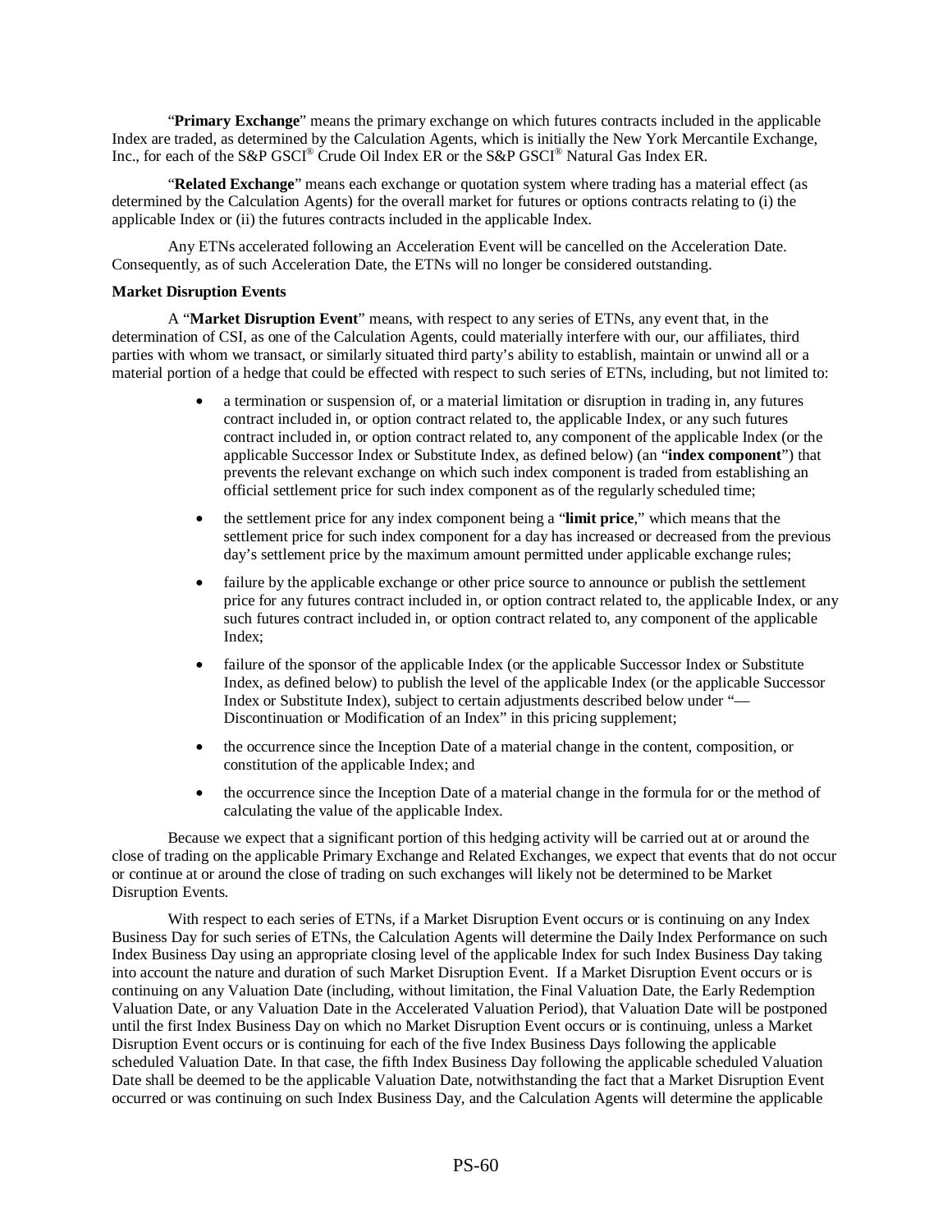"**Primary Exchange**" means the primary exchange on which futures contracts included in the applicable Index are traded, as determined by the Calculation Agents, which is initially the New York Mercantile Exchange, Inc., for each of the S&P GSCI® Crude Oil Index ER or the S&P GSCI® Natural Gas Index ER.

"**Related Exchange**" means each exchange or quotation system where trading has a material effect (as determined by the Calculation Agents) for the overall market for futures or options contracts relating to (i) the applicable Index or (ii) the futures contracts included in the applicable Index.

Any ETNs accelerated following an Acceleration Event will be cancelled on the Acceleration Date. Consequently, as of such Acceleration Date, the ETNs will no longer be considered outstanding.

**Market Disruption Events**

A "**Market Disruption Event**" means, with respect to any series of ETNs, any event that, in the determination of CSI, as one of the Calculation Agents, could materially interfere with our, our affiliates, third parties with whom we transact, or similarly situated third party's ability to establish, maintain or unwind all or a material portion of a hedge that could be effected with respect to such series of ETNs, including, but not limited to:

- a termination or suspension of, or a material limitation or disruption in trading in, any futures contract included in, or option contract related to, the applicable Index, or any such futures contract included in, or option contract related to, any component of the applicable Index (or the applicable Successor Index or Substitute Index, as defined below) (an "**index component**") that prevents the relevant exchange on which such index component is traded from establishing an official settlement price for such index component as of the regularly scheduled time;
- the settlement price for any index component being a "**limit price**," which means that the settlement price for such index component for a day has increased or decreased from the previous day's settlement price by the maximum amount permitted under applicable exchange rules;
- failure by the applicable exchange or other price source to announce or publish the settlement price for any futures contract included in, or option contract related to, the applicable Index, or any such futures contract included in, or option contract related to, any component of the applicable Index;
- failure of the sponsor of the applicable Index (or the applicable Successor Index or Substitute Index, as defined below) to publish the level of the applicable Index (or the applicable Successor Index or Substitute Index), subject to certain adjustments described below under "—Discontinuation or Modification of an Index" in this pricing supplement;
- the occurrence since the Inception Date of a material change in the content, composition, or constitution of the applicable Index; and
- the occurrence since the Inception Date of a material change in the formula for or the method of calculating the value of the applicable Index.

Because we expect that a significant portion of this hedging activity will be carried out at or around the close of trading on the applicable Primary Exchange and Related Exchanges, we expect that events that do not occur or continue at or around the close of trading on such exchanges will likely not be determined to be Market Disruption Events.

With respect to each series of ETNs, if a Market Disruption Event occurs or is continuing on any Index Business Day for such series of ETNs, the Calculation Agents will determine the Daily Index Performance on such Index Business Day using an appropriate closing level of the applicable Index for such Index Business Day taking into account the nature and duration of such Market Disruption Event. If a Market Disruption Event occurs or is continuing on any Valuation Date (including, without limitation, the Final Valuation Date, the Early Redemption Valuation Date, or any Valuation Date in the Accelerated Valuation Period), that Valuation Date will be postponed until the first Index Business Day on which no Market Disruption Event occurs or is continuing, unless a Market Disruption Event occurs or is continuing for each of the five Index Business Days following the applicable scheduled Valuation Date. In that case, the fifth Index Business Day following the applicable scheduled Valuation Date shall be deemed to be the applicable Valuation Date, notwithstanding the fact that a Market Disruption Event occurred or was continuing on such Index Business Day, and the Calculation Agents will determine the applicable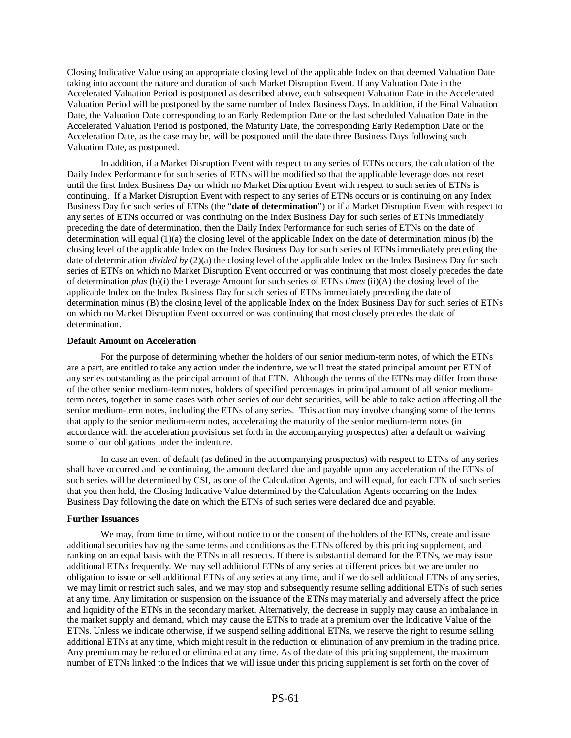Closing Indicative Value using an appropriate closing level of the applicable Index on that deemed Valuation Date taking into account the nature and duration of such Market Disruption Event. If any Valuation Date in the Accelerated Valuation Period is postponed as described above, each subsequent Valuation Date in the Accelerated Valuation Period will be postponed by the same number of Index Business Days. In addition, if the Final Valuation Date, the Valuation Date corresponding to an Early Redemption Date or the last scheduled Valuation Date in the Accelerated Valuation Period is postponed, the Maturity Date, the corresponding Early Redemption Date or the Acceleration Date, as the case may be, will be postponed until the date three Business Days following such Valuation Date, as postponed.

In addition, if a Market Disruption Event with respect to any series of ETNs occurs, the calculation of the Daily Index Performance for such series of ETNs will be modified so that the applicable leverage does not reset until the first Index Business Day on which no Market Disruption Event with respect to such series of ETNs is continuing. If a Market Disruption Event with respect to any series of ETNs occurs or is continuing on any Index Business Day for such series of ETNs (the "**date of determination**") or if a Market Disruption Event with respect to any series of ETNs occurred or was continuing on the Index Business Day for such series of ETNs immediately preceding the date of determination, then the Daily Index Performance for such series of ETNs on the date of determination will equal (1)(a) the closing level of the applicable Index on the date of determination minus (b) the closing level of the applicable Index on the Index Business Day for such series of ETNs immediately preceding the date of determination *divided by* (2)(a) the closing level of the applicable Index on the Index Business Day for such series of ETNs on which no Market Disruption Event occurred or was continuing that most closely precedes the date of determination *plus* (b)(i) the Leverage Amount for such series of ETNs *times* (ii)(A) the closing level of the applicable Index on the Index Business Day for such series of ETNs immediately preceding the date of determination minus (B) the closing level of the applicable Index on the Index Business Day for such series of ETNs on which no Market Disruption Event occurred or was continuing that most closely precedes the date of determination.

**Default Amount on Acceleration**

For the purpose of determining whether the holders of our senior medium-term notes, of which the ETNs are a part, are entitled to take any action under the indenture, we will treat the stated principal amount per ETN of any series outstanding as the principal amount of that ETN. Although the terms of the ETNs may differ from those of the other senior medium-term notes, holders of specified percentages in principal amount of all senior medium-term notes, together in some cases with other series of our debt securities, will be able to take action affecting all the senior medium-term notes, including the ETNs of any series. This action may involve changing some of the terms that apply to the senior medium-term notes, accelerating the maturity of the senior medium-term notes (in accordance with the acceleration provisions set forth in the accompanying prospectus) after a default or waiving some of our obligations under the indenture.

In case an event of default (as defined in the accompanying prospectus) with respect to ETNs of any series shall have occurred and be continuing, the amount declared due and payable upon any acceleration of the ETNs of such series will be determined by CSI, as one of the Calculation Agents, and will equal, for each ETN of such series that you then hold, the Closing Indicative Value determined by the Calculation Agents occurring on the Index Business Day following the date on which the ETNs of such series were declared due and payable.

**Further Issuances**

We may, from time to time, without notice to or the consent of the holders of the ETNs, create and issue additional securities having the same terms and conditions as the ETNs offered by this pricing supplement, and ranking on an equal basis with the ETNs in all respects. If there is substantial demand for the ETNs, we may issue additional ETNs frequently. We may sell additional ETNs of any series at different prices but we are under no obligation to issue or sell additional ETNs of any series at any time, and if we do sell additional ETNs of any series, we may limit or restrict such sales, and we may stop and subsequently resume selling additional ETNs of such series at any time. Any limitation or suspension on the issuance of the ETNs may materially and adversely affect the price and liquidity of the ETNs in the secondary market. Alternatively, the decrease in supply may cause an imbalance in the market supply and demand, which may cause the ETNs to trade at a premium over the Indicative Value of the ETNs. Unless we indicate otherwise, if we suspend selling additional ETNs, we reserve the right to resume selling additional ETNs at any time, which might result in the reduction or elimination of any premium in the trading price. Any premium may be reduced or eliminated at any time. As of the date of this pricing supplement, the maximum number of ETNs linked to the Indices that we will issue under this pricing supplement is set forth on the cover of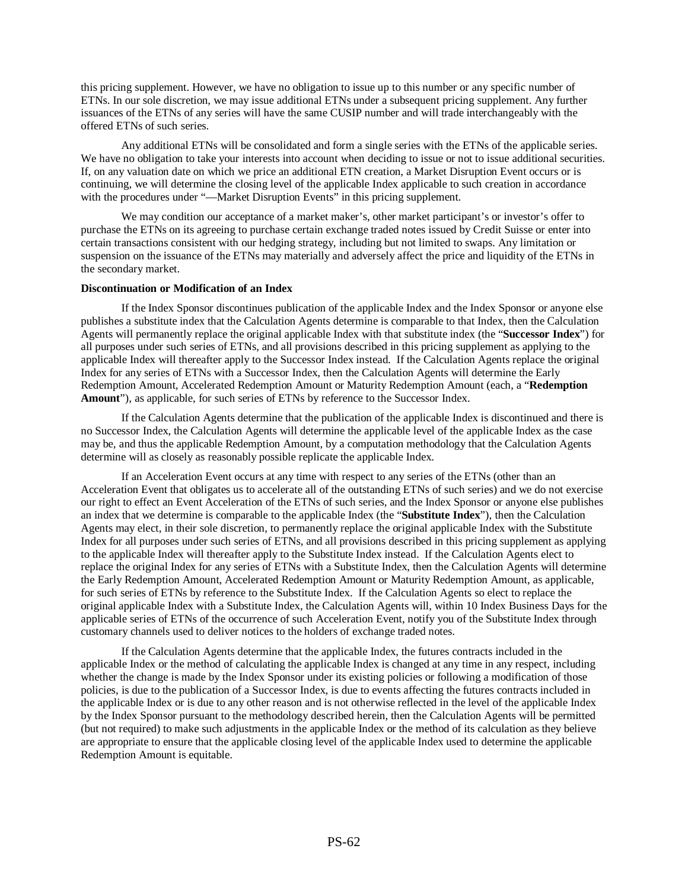this pricing supplement. However, we have no obligation to issue up to this number or any specific number of ETNs. In our sole discretion, we may issue additional ETNs under a subsequent pricing supplement. Any further issuances of the ETNs of any series will have the same CUSIP number and will trade interchangeably with the offered ETNs of such series.

Any additional ETNs will be consolidated and form a single series with the ETNs of the applicable series. We have no obligation to take your interests into account when deciding to issue or not to issue additional securities. If, on any valuation date on which we price an additional ETN creation, a Market Disruption Event occurs or is continuing, we will determine the closing level of the applicable Index applicable to such creation in accordance with the procedures under "—Market Disruption Events" in this pricing supplement.

We may condition our acceptance of a market maker's, other market participant's or investor's offer to purchase the ETNs on its agreeing to purchase certain exchange traded notes issued by Credit Suisse or enter into certain transactions consistent with our hedging strategy, including but not limited to swaps. Any limitation or suspension on the issuance of the ETNs may materially and adversely affect the price and liquidity of the ETNs in the secondary market.

**Discontinuation or Modification of an Index**

If the Index Sponsor discontinues publication of the applicable Index and the Index Sponsor or anyone else publishes a substitute index that the Calculation Agents determine is comparable to that Index, then the Calculation Agents will permanently replace the original applicable Index with that substitute index (the "**Successor Index**") for all purposes under such series of ETNs, and all provisions described in this pricing supplement as applying to the applicable Index will thereafter apply to the Successor Index instead. If the Calculation Agents replace the original Index for any series of ETNs with a Successor Index, then the Calculation Agents will determine the Early Redemption Amount, Accelerated Redemption Amount or Maturity Redemption Amount (each, a "**Redemption Amount**"), as applicable, for such series of ETNs by reference to the Successor Index.

If the Calculation Agents determine that the publication of the applicable Index is discontinued and there is no Successor Index, the Calculation Agents will determine the applicable level of the applicable Index as the case may be, and thus the applicable Redemption Amount, by a computation methodology that the Calculation Agents determine will as closely as reasonably possible replicate the applicable Index.

If an Acceleration Event occurs at any time with respect to any series of the ETNs (other than an Acceleration Event that obligates us to accelerate all of the outstanding ETNs of such series) and we do not exercise our right to effect an Event Acceleration of the ETNs of such series, and the Index Sponsor or anyone else publishes an index that we determine is comparable to the applicable Index (the "**Substitute Index**"), then the Calculation Agents may elect, in their sole discretion, to permanently replace the original applicable Index with the Substitute Index for all purposes under such series of ETNs, and all provisions described in this pricing supplement as applying to the applicable Index will thereafter apply to the Substitute Index instead. If the Calculation Agents elect to replace the original Index for any series of ETNs with a Substitute Index, then the Calculation Agents will determine the Early Redemption Amount, Accelerated Redemption Amount or Maturity Redemption Amount, as applicable, for such series of ETNs by reference to the Substitute Index. If the Calculation Agents so elect to replace the original applicable Index with a Substitute Index, the Calculation Agents will, within 10 Index Business Days for the applicable series of ETNs of the occurrence of such Acceleration Event, notify you of the Substitute Index through customary channels used to deliver notices to the holders of exchange traded notes.

If the Calculation Agents determine that the applicable Index, the futures contracts included in the applicable Index or the method of calculating the applicable Index is changed at any time in any respect, including whether the change is made by the Index Sponsor under its existing policies or following a modification of those policies, is due to the publication of a Successor Index, is due to events affecting the futures contracts included in the applicable Index or is due to any other reason and is not otherwise reflected in the level of the applicable Index by the Index Sponsor pursuant to the methodology described herein, then the Calculation Agents will be permitted (but not required) to make such adjustments in the applicable Index or the method of its calculation as they believe are appropriate to ensure that the applicable closing level of the applicable Index used to determine the applicable Redemption Amount is equitable.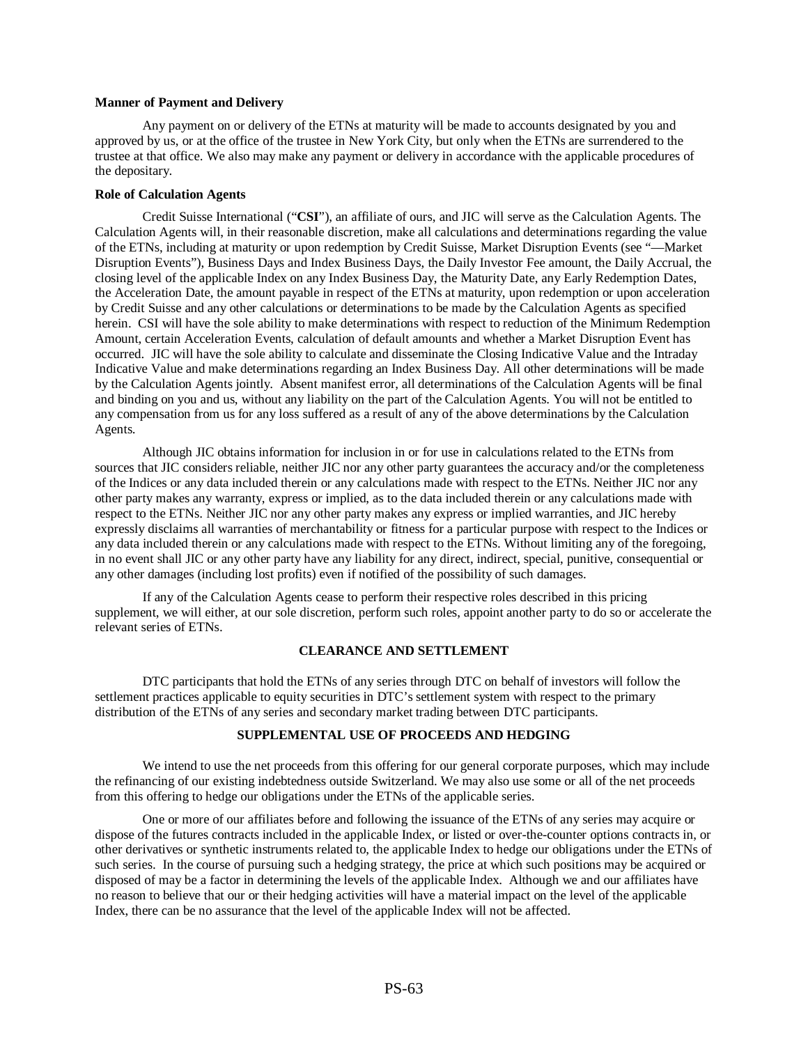**Manner of Payment and Delivery**

Any payment on or delivery of the ETNs at maturity will be made to accounts designated by you and approved by us, or at the office of the trustee in New York City, but only when the ETNs are surrendered to the trustee at that office. We also may make any payment or delivery in accordance with the applicable procedures of the depositary.

**Role of Calculation Agents**

Credit Suisse International ("**CSI**"), an affiliate of ours, and JIC will serve as the Calculation Agents. The Calculation Agents will, in their reasonable discretion, make all calculations and determinations regarding the value of the ETNs, including at maturity or upon redemption by Credit Suisse, Market Disruption Events (see "—Market Disruption Events"), Business Days and Index Business Days, the Daily Investor Fee amount, the Daily Accrual, the closing level of the applicable Index on any Index Business Day, the Maturity Date, any Early Redemption Dates, the Acceleration Date, the amount payable in respect of the ETNs at maturity, upon redemption or upon acceleration by Credit Suisse and any other calculations or determinations to be made by the Calculation Agents as specified herein. CSI will have the sole ability to make determinations with respect to reduction of the Minimum Redemption Amount, certain Acceleration Events, calculation of default amounts and whether a Market Disruption Event has occurred. JIC will have the sole ability to calculate and disseminate the Closing Indicative Value and the Intraday Indicative Value and make determinations regarding an Index Business Day. All other determinations will be made by the Calculation Agents jointly. Absent manifest error, all determinations of the Calculation Agents will be final and binding on you and us, without any liability on the part of the Calculation Agents. You will not be entitled to any compensation from us for any loss suffered as a result of any of the above determinations by the Calculation Agents.

Although JIC obtains information for inclusion in or for use in calculations related to the ETNs from sources that JIC considers reliable, neither JIC nor any other party guarantees the accuracy and/or the completeness of the Indices or any data included therein or any calculations made with respect to the ETNs. Neither JIC nor any other party makes any warranty, express or implied, as to the data included therein or any calculations made with respect to the ETNs. Neither JIC nor any other party makes any express or implied warranties, and JIC hereby expressly disclaims all warranties of merchantability or fitness for a particular purpose with respect to the Indices or any data included therein or any calculations made with respect to the ETNs. Without limiting any of the foregoing, in no event shall JIC or any other party have any liability for any direct, indirect, special, punitive, consequential or any other damages (including lost profits) even if notified of the possibility of such damages.

If any of the Calculation Agents cease to perform their respective roles described in this pricing supplement, we will either, at our sole discretion, perform such roles, appoint another party to do so or accelerate the relevant series of ETNs.

## CLEARANCE AND SETTLEMENT

DTC participants that hold the ETNs of any series through DTC on behalf of investors will follow the settlement practices applicable to equity securities in DTC's settlement system with respect to the primary distribution of the ETNs of any series and secondary market trading between DTC participants.

## SUPPLEMENTAL USE OF PROCEEDS AND HEDGING

We intend to use the net proceeds from this offering for our general corporate purposes, which may include the refinancing of our existing indebtedness outside Switzerland. We may also use some or all of the net proceeds from this offering to hedge our obligations under the ETNs of the applicable series.

One or more of our affiliates before and following the issuance of the ETNs of any series may acquire or dispose of the futures contracts included in the applicable Index, or listed or over-the-counter options contracts in, or other derivatives or synthetic instruments related to, the applicable Index to hedge our obligations under the ETNs of such series. In the course of pursuing such a hedging strategy, the price at which such positions may be acquired or disposed of may be a factor in determining the levels of the applicable Index. Although we and our affiliates have no reason to believe that our or their hedging activities will have a material impact on the level of the applicable Index, there can be no assurance that the level of the applicable Index will not be affected.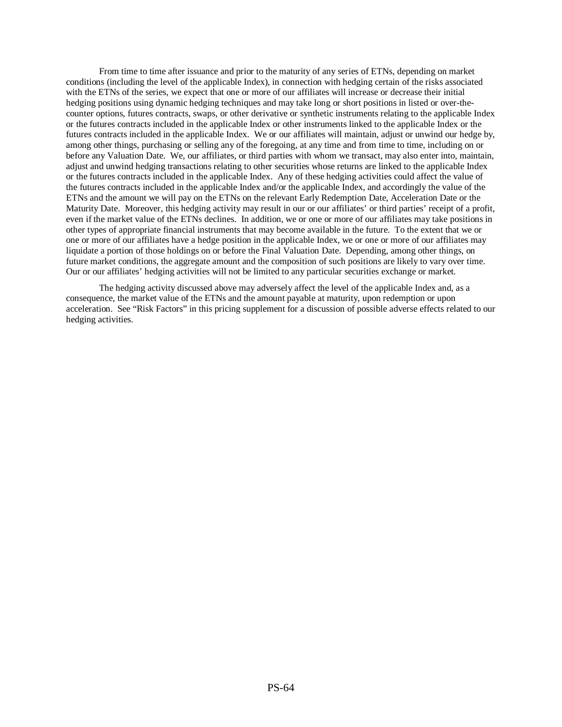From time to time after issuance and prior to the maturity of any series of ETNs, depending on market conditions (including the level of the applicable Index), in connection with hedging certain of the risks associated with the ETNs of the series, we expect that one or more of our affiliates will increase or decrease their initial hedging positions using dynamic hedging techniques and may take long or short positions in listed or over-the-counter options, futures contracts, swaps, or other derivative or synthetic instruments relating to the applicable Index or the futures contracts included in the applicable Index or other instruments linked to the applicable Index or the futures contracts included in the applicable Index. We or our affiliates will maintain, adjust or unwind our hedge by, among other things, purchasing or selling any of the foregoing, at any time and from time to time, including on or before any Valuation Date. We, our affiliates, or third parties with whom we transact, may also enter into, maintain, adjust and unwind hedging transactions relating to other securities whose returns are linked to the applicable Index or the futures contracts included in the applicable Index. Any of these hedging activities could affect the value of the futures contracts included in the applicable Index and/or the applicable Index, and accordingly the value of the ETNs and the amount we will pay on the ETNs on the relevant Early Redemption Date, Acceleration Date or the Maturity Date. Moreover, this hedging activity may result in our or our affiliates' or third parties' receipt of a profit, even if the market value of the ETNs declines. In addition, we or one or more of our affiliates may take positions in other types of appropriate financial instruments that may become available in the future. To the extent that we or one or more of our affiliates have a hedge position in the applicable Index, we or one or more of our affiliates may liquidate a portion of those holdings on or before the Final Valuation Date. Depending, among other things, on future market conditions, the aggregate amount and the composition of such positions are likely to vary over time. Our or our affiliates' hedging activities will not be limited to any particular securities exchange or market.

The hedging activity discussed above may adversely affect the level of the applicable Index and, as a consequence, the market value of the ETNs and the amount payable at maturity, upon redemption or upon acceleration. See "Risk Factors" in this pricing supplement for a discussion of possible adverse effects related to our hedging activities.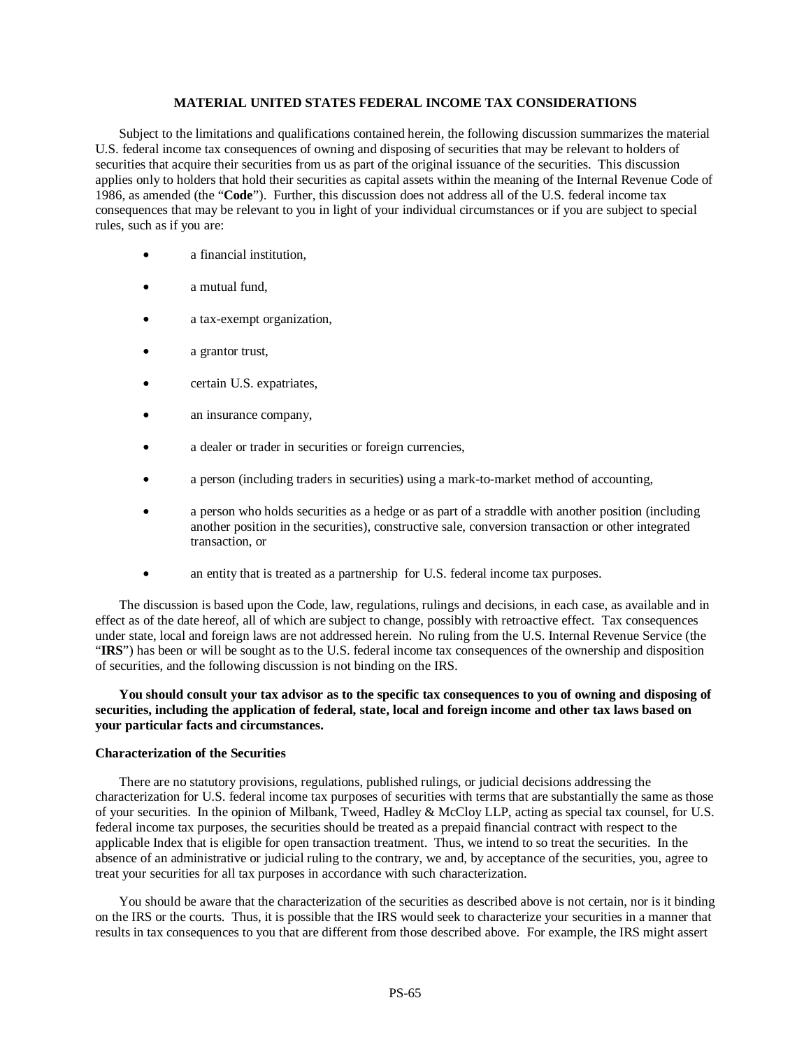## MATERIAL UNITED STATES FEDERAL INCOME TAX CONSIDERATIONS

Subject to the limitations and qualifications contained herein, the following discussion summarizes the material U.S. federal income tax consequences of owning and disposing of securities that may be relevant to holders of securities that acquire their securities from us as part of the original issuance of the securities. This discussion applies only to holders that hold their securities as capital assets within the meaning of the Internal Revenue Code of 1986, as amended (the "**Code**"). Further, this discussion does not address all of the U.S. federal income tax consequences that may be relevant to you in light of your individual circumstances or if you are subject to special rules, such as if you are:

- a financial institution,
- a mutual fund,
- a tax-exempt organization,
- a grantor trust,
- certain U.S. expatriates,
- an insurance company,
- a dealer or trader in securities or foreign currencies,
- a person (including traders in securities) using a mark-to-market method of accounting,
- a person who holds securities as a hedge or as part of a straddle with another position (including another position in the securities), constructive sale, conversion transaction or other integrated transaction, or
- an entity that is treated as a partnership for U.S. federal income tax purposes.

The discussion is based upon the Code, law, regulations, rulings and decisions, in each case, as available and in effect as of the date hereof, all of which are subject to change, possibly with retroactive effect. Tax consequences under state, local and foreign laws are not addressed herein. No ruling from the U.S. Internal Revenue Service (the "**IRS**") has been or will be sought as to the U.S. federal income tax consequences of the ownership and disposition of securities, and the following discussion is not binding on the IRS.

**You should consult your tax advisor as to the specific tax consequences to you of owning and disposing of securities, including the application of federal, state, local and foreign income and other tax laws based on your particular facts and circumstances.**

### Characterization of the Securities

There are no statutory provisions, regulations, published rulings, or judicial decisions addressing the characterization for U.S. federal income tax purposes of securities with terms that are substantially the same as those of your securities. In the opinion of Milbank, Tweed, Hadley & McCloy LLP, acting as special tax counsel, for U.S. federal income tax purposes, the securities should be treated as a prepaid financial contract with respect to the applicable Index that is eligible for open transaction treatment. Thus, we intend to so treat the securities. In the absence of an administrative or judicial ruling to the contrary, we and, by acceptance of the securities, you, agree to treat your securities for all tax purposes in accordance with such characterization.

You should be aware that the characterization of the securities as described above is not certain, nor is it binding on the IRS or the courts. Thus, it is possible that the IRS would seek to characterize your securities in a manner that results in tax consequences to you that are different from those described above. For example, the IRS might assert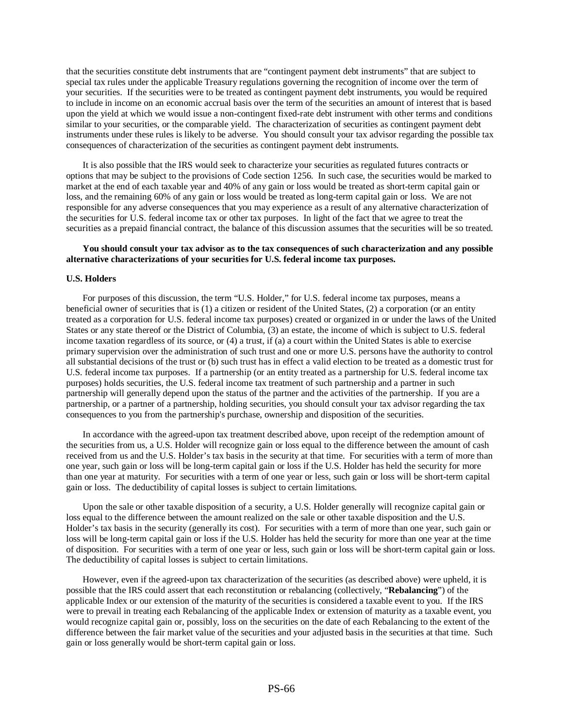that the securities constitute debt instruments that are "contingent payment debt instruments" that are subject to special tax rules under the applicable Treasury regulations governing the recognition of income over the term of your securities. If the securities were to be treated as contingent payment debt instruments, you would be required to include in income on an economic accrual basis over the term of the securities an amount of interest that is based upon the yield at which we would issue a non-contingent fixed-rate debt instrument with other terms and conditions similar to your securities, or the comparable yield. The characterization of securities as contingent payment debt instruments under these rules is likely to be adverse. You should consult your tax advisor regarding the possible tax consequences of characterization of the securities as contingent payment debt instruments.

It is also possible that the IRS would seek to characterize your securities as regulated futures contracts or options that may be subject to the provisions of Code section 1256. In such case, the securities would be marked to market at the end of each taxable year and 40% of any gain or loss would be treated as short-term capital gain or loss, and the remaining 60% of any gain or loss would be treated as long-term capital gain or loss. We are not responsible for any adverse consequences that you may experience as a result of any alternative characterization of the securities for U.S. federal income tax or other tax purposes. In light of the fact that we agree to treat the securities as a prepaid financial contract, the balance of this discussion assumes that the securities will be so treated.

**You should consult your tax advisor as to the tax consequences of such characterization and any possible alternative characterizations of your securities for U.S. federal income tax purposes.**

**U.S. Holders**

For purposes of this discussion, the term "U.S. Holder," for U.S. federal income tax purposes, means a beneficial owner of securities that is (1) a citizen or resident of the United States, (2) a corporation (or an entity treated as a corporation for U.S. federal income tax purposes) created or organized in or under the laws of the United States or any state thereof or the District of Columbia, (3) an estate, the income of which is subject to U.S. federal income taxation regardless of its source, or (4) a trust, if (a) a court within the United States is able to exercise primary supervision over the administration of such trust and one or more U.S. persons have the authority to control all substantial decisions of the trust or (b) such trust has in effect a valid election to be treated as a domestic trust for U.S. federal income tax purposes. If a partnership (or an entity treated as a partnership for U.S. federal income tax purposes) holds securities, the U.S. federal income tax treatment of such partnership and a partner in such partnership will generally depend upon the status of the partner and the activities of the partnership. If you are a partnership, or a partner of a partnership, holding securities, you should consult your tax advisor regarding the tax consequences to you from the partnership's purchase, ownership and disposition of the securities.

In accordance with the agreed-upon tax treatment described above, upon receipt of the redemption amount of the securities from us, a U.S. Holder will recognize gain or loss equal to the difference between the amount of cash received from us and the U.S. Holder's tax basis in the security at that time. For securities with a term of more than one year, such gain or loss will be long-term capital gain or loss if the U.S. Holder has held the security for more than one year at maturity. For securities with a term of one year or less, such gain or loss will be short-term capital gain or loss. The deductibility of capital losses is subject to certain limitations.

Upon the sale or other taxable disposition of a security, a U.S. Holder generally will recognize capital gain or loss equal to the difference between the amount realized on the sale or other taxable disposition and the U.S. Holder's tax basis in the security (generally its cost). For securities with a term of more than one year, such gain or loss will be long-term capital gain or loss if the U.S. Holder has held the security for more than one year at the time of disposition. For securities with a term of one year or less, such gain or loss will be short-term capital gain or loss. The deductibility of capital losses is subject to certain limitations.

However, even if the agreed-upon tax characterization of the securities (as described above) were upheld, it is possible that the IRS could assert that each reconstitution or rebalancing (collectively, "**Rebalancing**") of the applicable Index or our extension of the maturity of the securities is considered a taxable event to you. If the IRS were to prevail in treating each Rebalancing of the applicable Index or extension of maturity as a taxable event, you would recognize capital gain or, possibly, loss on the securities on the date of each Rebalancing to the extent of the difference between the fair market value of the securities and your adjusted basis in the securities at that time. Such gain or loss generally would be short-term capital gain or loss.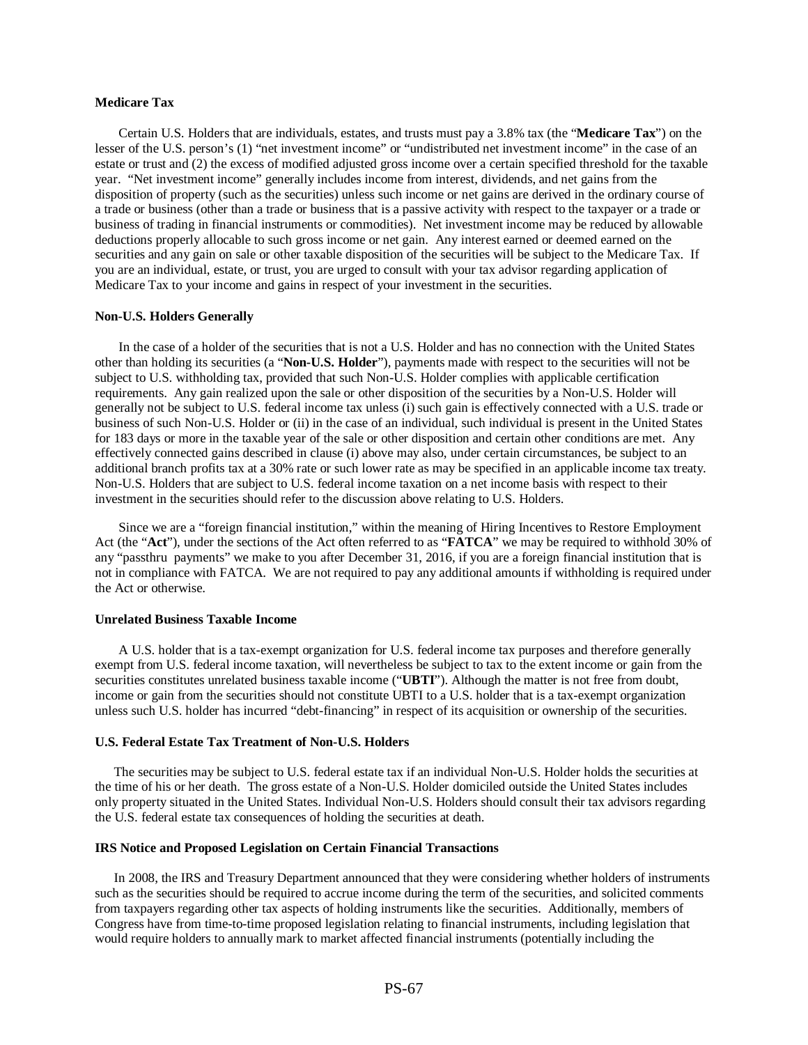**Medicare Tax**

Certain U.S. Holders that are individuals, estates, and trusts must pay a 3.8% tax (the "**Medicare Tax**") on the lesser of the U.S. person's (1) "net investment income" or "undistributed net investment income" in the case of an estate or trust and (2) the excess of modified adjusted gross income over a certain specified threshold for the taxable year. "Net investment income" generally includes income from interest, dividends, and net gains from the disposition of property (such as the securities) unless such income or net gains are derived in the ordinary course of a trade or business (other than a trade or business that is a passive activity with respect to the taxpayer or a trade or business of trading in financial instruments or commodities). Net investment income may be reduced by allowable deductions properly allocable to such gross income or net gain. Any interest earned or deemed earned on the securities and any gain on sale or other taxable disposition of the securities will be subject to the Medicare Tax. If you are an individual, estate, or trust, you are urged to consult with your tax advisor regarding application of Medicare Tax to your income and gains in respect of your investment in the securities.

**Non-U.S. Holders Generally**

In the case of a holder of the securities that is not a U.S. Holder and has no connection with the United States other than holding its securities (a "**Non-U.S. Holder**"), payments made with respect to the securities will not be subject to U.S. withholding tax, provided that such Non-U.S. Holder complies with applicable certification requirements. Any gain realized upon the sale or other disposition of the securities by a Non-U.S. Holder will generally not be subject to U.S. federal income tax unless (i) such gain is effectively connected with a U.S. trade or business of such Non-U.S. Holder or (ii) in the case of an individual, such individual is present in the United States for 183 days or more in the taxable year of the sale or other disposition and certain other conditions are met. Any effectively connected gains described in clause (i) above may also, under certain circumstances, be subject to an additional branch profits tax at a 30% rate or such lower rate as may be specified in an applicable income tax treaty. Non-U.S. Holders that are subject to U.S. federal income taxation on a net income basis with respect to their investment in the securities should refer to the discussion above relating to U.S. Holders.

Since we are a "foreign financial institution," within the meaning of Hiring Incentives to Restore Employment Act (the "**Act**"), under the sections of the Act often referred to as "**FATCA**" we may be required to withhold 30% of any "passthru payments" we make to you after December 31, 2016, if you are a foreign financial institution that is not in compliance with FATCA. We are not required to pay any additional amounts if withholding is required under the Act or otherwise.

**Unrelated Business Taxable Income**

A U.S. holder that is a tax-exempt organization for U.S. federal income tax purposes and therefore generally exempt from U.S. federal income taxation, will nevertheless be subject to tax to the extent income or gain from the securities constitutes unrelated business taxable income ("**UBTI**"). Although the matter is not free from doubt, income or gain from the securities should not constitute UBTI to a U.S. holder that is a tax-exempt organization unless such U.S. holder has incurred "debt-financing" in respect of its acquisition or ownership of the securities.

**U.S. Federal Estate Tax Treatment of Non-U.S. Holders**

The securities may be subject to U.S. federal estate tax if an individual Non-U.S. Holder holds the securities at the time of his or her death. The gross estate of a Non-U.S. Holder domiciled outside the United States includes only property situated in the United States. Individual Non-U.S. Holders should consult their tax advisors regarding the U.S. federal estate tax consequences of holding the securities at death.

**IRS Notice and Proposed Legislation on Certain Financial Transactions**

In 2008, the IRS and Treasury Department announced that they were considering whether holders of instruments such as the securities should be required to accrue income during the term of the securities, and solicited comments from taxpayers regarding other tax aspects of holding instruments like the securities. Additionally, members of Congress have from time-to-time proposed legislation relating to financial instruments, including legislation that would require holders to annually mark to market affected financial instruments (potentially including the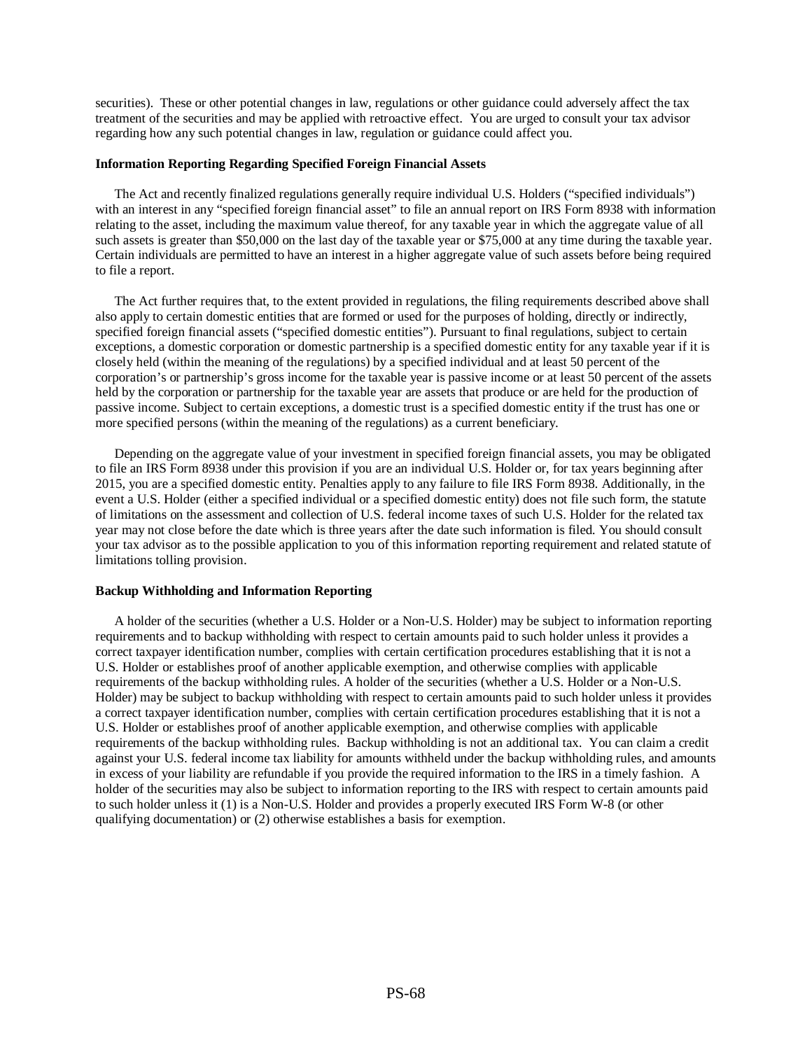securities). These or other potential changes in law, regulations or other guidance could adversely affect the tax treatment of the securities and may be applied with retroactive effect. You are urged to consult your tax advisor regarding how any such potential changes in law, regulation or guidance could affect you.

**Information Reporting Regarding Specified Foreign Financial Assets**

The Act and recently finalized regulations generally require individual U.S. Holders ("specified individuals") with an interest in any "specified foreign financial asset" to file an annual report on IRS Form 8938 with information relating to the asset, including the maximum value thereof, for any taxable year in which the aggregate value of all such assets is greater than $50,000 on the last day of the taxable year or $75,000 at any time during the taxable year. Certain individuals are permitted to have an interest in a higher aggregate value of such assets before being required to file a report.

The Act further requires that, to the extent provided in regulations, the filing requirements described above shall also apply to certain domestic entities that are formed or used for the purposes of holding, directly or indirectly, specified foreign financial assets ("specified domestic entities"). Pursuant to final regulations, subject to certain exceptions, a domestic corporation or domestic partnership is a specified domestic entity for any taxable year if it is closely held (within the meaning of the regulations) by a specified individual and at least 50 percent of the corporation's or partnership's gross income for the taxable year is passive income or at least 50 percent of the assets held by the corporation or partnership for the taxable year are assets that produce or are held for the production of passive income. Subject to certain exceptions, a domestic trust is a specified domestic entity if the trust has one or more specified persons (within the meaning of the regulations) as a current beneficiary.

Depending on the aggregate value of your investment in specified foreign financial assets, you may be obligated to file an IRS Form 8938 under this provision if you are an individual U.S. Holder or, for tax years beginning after 2015, you are a specified domestic entity. Penalties apply to any failure to file IRS Form 8938. Additionally, in the event a U.S. Holder (either a specified individual or a specified domestic entity) does not file such form, the statute of limitations on the assessment and collection of U.S. federal income taxes of such U.S. Holder for the related tax year may not close before the date which is three years after the date such information is filed. You should consult your tax advisor as to the possible application to you of this information reporting requirement and related statute of limitations tolling provision.

**Backup Withholding and Information Reporting**

A holder of the securities (whether a U.S. Holder or a Non-U.S. Holder) may be subject to information reporting requirements and to backup withholding with respect to certain amounts paid to such holder unless it provides a correct taxpayer identification number, complies with certain certification procedures establishing that it is not a U.S. Holder or establishes proof of another applicable exemption, and otherwise complies with applicable requirements of the backup withholding rules. A holder of the securities (whether a U.S. Holder or a Non-U.S. Holder) may be subject to backup withholding with respect to certain amounts paid to such holder unless it provides a correct taxpayer identification number, complies with certain certification procedures establishing that it is not a U.S. Holder or establishes proof of another applicable exemption, and otherwise complies with applicable requirements of the backup withholding rules. Backup withholding is not an additional tax. You can claim a credit against your U.S. federal income tax liability for amounts withheld under the backup withholding rules, and amounts in excess of your liability are refundable if you provide the required information to the IRS in a timely fashion. A holder of the securities may also be subject to information reporting to the IRS with respect to certain amounts paid to such holder unless it (1) is a Non-U.S. Holder and provides a properly executed IRS Form W-8 (or other qualifying documentation) or (2) otherwise establishes a basis for exemption.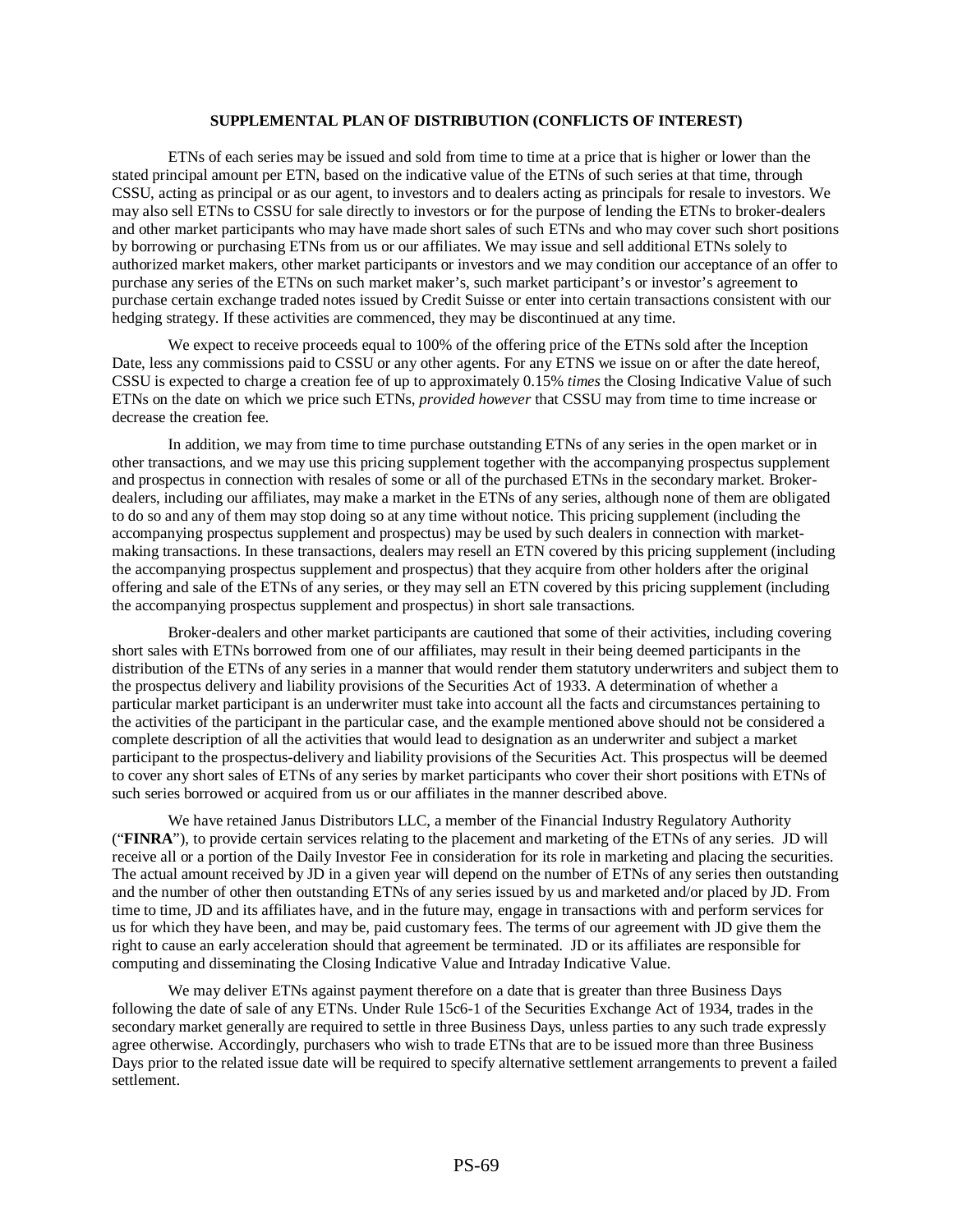## SUPPLEMENTAL PLAN OF DISTRIBUTION (CONFLICTS OF INTEREST)

ETNs of each series may be issued and sold from time to time at a price that is higher or lower than the stated principal amount per ETN, based on the indicative value of the ETNs of such series at that time, through CSSU, acting as principal or as our agent, to investors and to dealers acting as principals for resale to investors. We may also sell ETNs to CSSU for sale directly to investors or for the purpose of lending the ETNs to broker-dealers and other market participants who may have made short sales of such ETNs and who may cover such short positions by borrowing or purchasing ETNs from us or our affiliates. We may issue and sell additional ETNs solely to authorized market makers, other market participants or investors and we may condition our acceptance of an offer to purchase any series of the ETNs on such market maker's, such market participant's or investor's agreement to purchase certain exchange traded notes issued by Credit Suisse or enter into certain transactions consistent with our hedging strategy. If these activities are commenced, they may be discontinued at any time.

We expect to receive proceeds equal to 100% of the offering price of the ETNs sold after the Inception Date, less any commissions paid to CSSU or any other agents. For any ETNS we issue on or after the date hereof, CSSU is expected to charge a creation fee of up to approximately 0.15% *times* the Closing Indicative Value of such ETNs on the date on which we price such ETNs, *provided however* that CSSU may from time to time increase or decrease the creation fee.

In addition, we may from time to time purchase outstanding ETNs of any series in the open market or in other transactions, and we may use this pricing supplement together with the accompanying prospectus supplement and prospectus in connection with resales of some or all of the purchased ETNs in the secondary market. Broker-dealers, including our affiliates, may make a market in the ETNs of any series, although none of them are obligated to do so and any of them may stop doing so at any time without notice. This pricing supplement (including the accompanying prospectus supplement and prospectus) may be used by such dealers in connection with market-making transactions. In these transactions, dealers may resell an ETN covered by this pricing supplement (including the accompanying prospectus supplement and prospectus) that they acquire from other holders after the original offering and sale of the ETNs of any series, or they may sell an ETN covered by this pricing supplement (including the accompanying prospectus supplement and prospectus) in short sale transactions.

Broker-dealers and other market participants are cautioned that some of their activities, including covering short sales with ETNs borrowed from one of our affiliates, may result in their being deemed participants in the distribution of the ETNs of any series in a manner that would render them statutory underwriters and subject them to the prospectus delivery and liability provisions of the Securities Act of 1933. A determination of whether a particular market participant is an underwriter must take into account all the facts and circumstances pertaining to the activities of the participant in the particular case, and the example mentioned above should not be considered a complete description of all the activities that would lead to designation as an underwriter and subject a market participant to the prospectus-delivery and liability provisions of the Securities Act. This prospectus will be deemed to cover any short sales of ETNs of any series by market participants who cover their short positions with ETNs of such series borrowed or acquired from us or our affiliates in the manner described above.

We have retained Janus Distributors LLC, a member of the Financial Industry Regulatory Authority ("**FINRA**"), to provide certain services relating to the placement and marketing of the ETNs of any series. JD will receive all or a portion of the Daily Investor Fee in consideration for its role in marketing and placing the securities. The actual amount received by JD in a given year will depend on the number of ETNs of any series then outstanding and the number of other then outstanding ETNs of any series issued by us and marketed and/or placed by JD. From time to time, JD and its affiliates have, and in the future may, engage in transactions with and perform services for us for which they have been, and may be, paid customary fees. The terms of our agreement with JD give them the right to cause an early acceleration should that agreement be terminated. JD or its affiliates are responsible for computing and disseminating the Closing Indicative Value and Intraday Indicative Value.

We may deliver ETNs against payment therefore on a date that is greater than three Business Days following the date of sale of any ETNs. Under Rule 15c6-1 of the Securities Exchange Act of 1934, trades in the secondary market generally are required to settle in three Business Days, unless parties to any such trade expressly agree otherwise. Accordingly, purchasers who wish to trade ETNs that are to be issued more than three Business Days prior to the related issue date will be required to specify alternative settlement arrangements to prevent a failed settlement.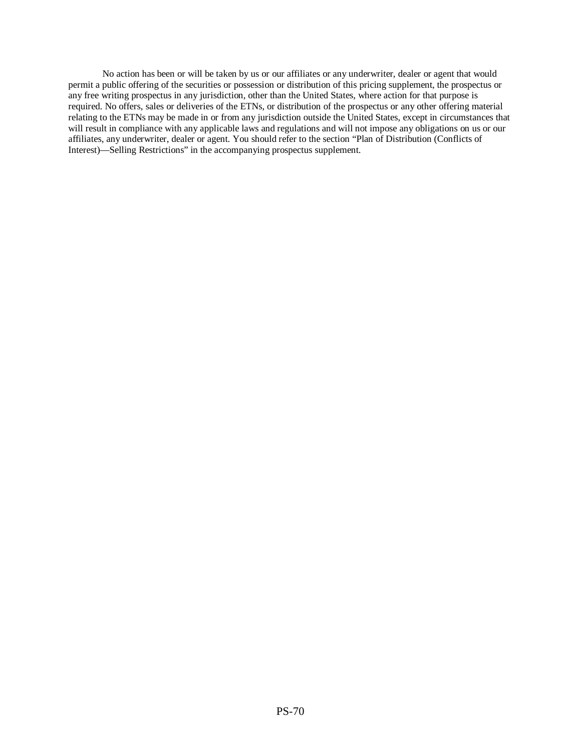No action has been or will be taken by us or our affiliates or any underwriter, dealer or agent that would permit a public offering of the securities or possession or distribution of this pricing supplement, the prospectus or any free writing prospectus in any jurisdiction, other than the United States, where action for that purpose is required. No offers, sales or deliveries of the ETNs, or distribution of the prospectus or any other offering material relating to the ETNs may be made in or from any jurisdiction outside the United States, except in circumstances that will result in compliance with any applicable laws and regulations and will not impose any obligations on us or our affiliates, any underwriter, dealer or agent. You should refer to the section "Plan of Distribution (Conflicts of Interest)—Selling Restrictions" in the accompanying prospectus supplement.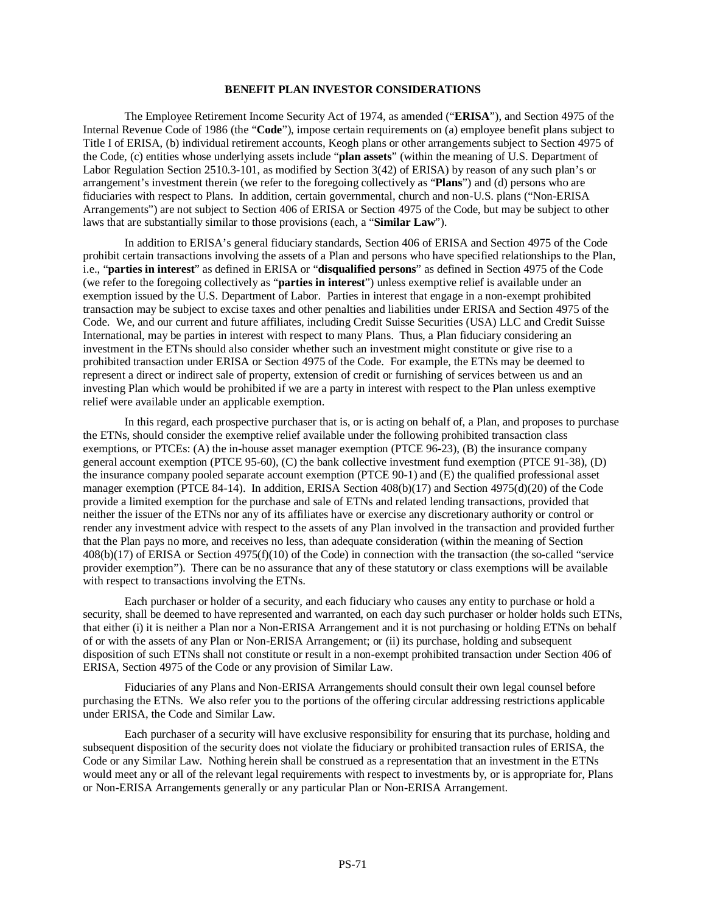## BENEFIT PLAN INVESTOR CONSIDERATIONS

The Employee Retirement Income Security Act of 1974, as amended ("**ERISA**"), and Section 4975 of the Internal Revenue Code of 1986 (the "**Code**"), impose certain requirements on (a) employee benefit plans subject to Title I of ERISA, (b) individual retirement accounts, Keogh plans or other arrangements subject to Section 4975 of the Code, (c) entities whose underlying assets include "**plan assets**" (within the meaning of U.S. Department of Labor Regulation Section 2510.3-101, as modified by Section 3(42) of ERISA) by reason of any such plan's or arrangement's investment therein (we refer to the foregoing collectively as "**Plans**") and (d) persons who are fiduciaries with respect to Plans. In addition, certain governmental, church and non-U.S. plans ("Non-ERISA Arrangements") are not subject to Section 406 of ERISA or Section 4975 of the Code, but may be subject to other laws that are substantially similar to those provisions (each, a "**Similar Law**").

In addition to ERISA's general fiduciary standards, Section 406 of ERISA and Section 4975 of the Code prohibit certain transactions involving the assets of a Plan and persons who have specified relationships to the Plan, i.e., "**parties in interest**" as defined in ERISA or "**disqualified persons**" as defined in Section 4975 of the Code (we refer to the foregoing collectively as "**parties in interest**") unless exemptive relief is available under an exemption issued by the U.S. Department of Labor. Parties in interest that engage in a non-exempt prohibited transaction may be subject to excise taxes and other penalties and liabilities under ERISA and Section 4975 of the Code. We, and our current and future affiliates, including Credit Suisse Securities (USA) LLC and Credit Suisse International, may be parties in interest with respect to many Plans. Thus, a Plan fiduciary considering an investment in the ETNs should also consider whether such an investment might constitute or give rise to a prohibited transaction under ERISA or Section 4975 of the Code. For example, the ETNs may be deemed to represent a direct or indirect sale of property, extension of credit or furnishing of services between us and an investing Plan which would be prohibited if we are a party in interest with respect to the Plan unless exemptive relief were available under an applicable exemption.

In this regard, each prospective purchaser that is, or is acting on behalf of, a Plan, and proposes to purchase the ETNs, should consider the exemptive relief available under the following prohibited transaction class exemptions, or PTCEs: (A) the in-house asset manager exemption (PTCE 96-23), (B) the insurance company general account exemption (PTCE 95-60), (C) the bank collective investment fund exemption (PTCE 91-38), (D) the insurance company pooled separate account exemption (PTCE 90-1) and (E) the qualified professional asset manager exemption (PTCE 84-14). In addition, ERISA Section 408(b)(17) and Section 4975(d)(20) of the Code provide a limited exemption for the purchase and sale of ETNs and related lending transactions, provided that neither the issuer of the ETNs nor any of its affiliates have or exercise any discretionary authority or control or render any investment advice with respect to the assets of any Plan involved in the transaction and provided further that the Plan pays no more, and receives no less, than adequate consideration (within the meaning of Section 408(b)(17) of ERISA or Section 4975(f)(10) of the Code) in connection with the transaction (the so-called "service provider exemption"). There can be no assurance that any of these statutory or class exemptions will be available with respect to transactions involving the ETNs.

Each purchaser or holder of a security, and each fiduciary who causes any entity to purchase or hold a security, shall be deemed to have represented and warranted, on each day such purchaser or holder holds such ETNs, that either (i) it is neither a Plan nor a Non-ERISA Arrangement and it is not purchasing or holding ETNs on behalf of or with the assets of any Plan or Non-ERISA Arrangement; or (ii) its purchase, holding and subsequent disposition of such ETNs shall not constitute or result in a non-exempt prohibited transaction under Section 406 of ERISA, Section 4975 of the Code or any provision of Similar Law.

Fiduciaries of any Plans and Non-ERISA Arrangements should consult their own legal counsel before purchasing the ETNs. We also refer you to the portions of the offering circular addressing restrictions applicable under ERISA, the Code and Similar Law.

Each purchaser of a security will have exclusive responsibility for ensuring that its purchase, holding and subsequent disposition of the security does not violate the fiduciary or prohibited transaction rules of ERISA, the Code or any Similar Law. Nothing herein shall be construed as a representation that an investment in the ETNs would meet any or all of the relevant legal requirements with respect to investments by, or is appropriate for, Plans or Non-ERISA Arrangements generally or any particular Plan or Non-ERISA Arrangement.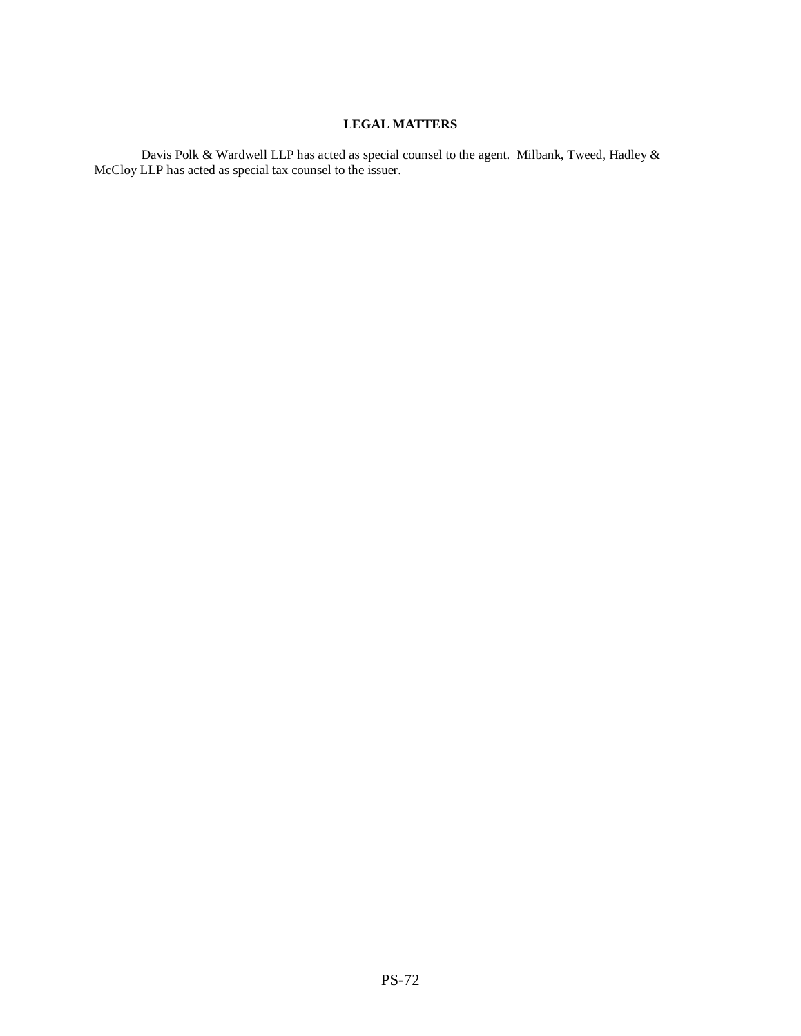## LEGAL MATTERS

Davis Polk & Wardwell LLP has acted as special counsel to the agent. Milbank, Tweed, Hadley & McCloy LLP has acted as special tax counsel to the issuer.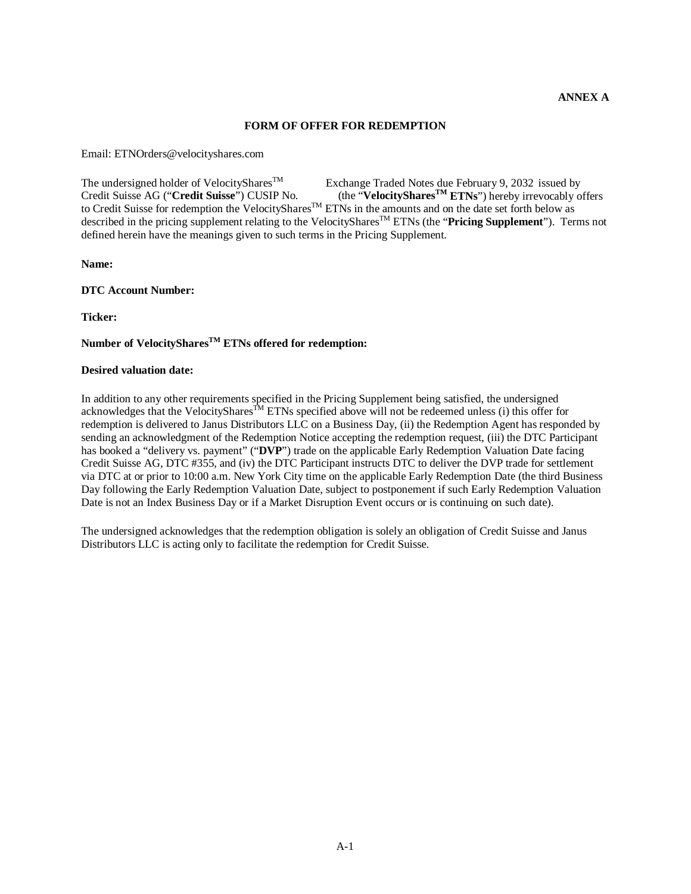**ANNEX A**

**FORM OF OFFER FOR REDEMPTION**

Email: ETNOrders@velocityshares.com

The undersigned holder of VelocityShares$^{TM}$ Exchange Traded Notes due February 9, 2032 issued by Credit Suisse AG ("**Credit Suisse**") CUSIP No. (the "**VelocityShares$^{TM}$ ETNs**") hereby irrevocably offers to Credit Suisse for redemption the VelocityShares$^{TM}$ ETNs in the amounts and on the date set forth below as described in the pricing supplement relating to the VelocityShares$^{TM}$ ETNs (the "**Pricing Supplement**"). Terms not defined herein have the meanings given to such terms in the Pricing Supplement.

**Name:**

**DTC Account Number:**

**Ticker:**

**Number of VelocityShares$^{TM}$ ETNs offered for redemption:**

**Desired valuation date:**

In addition to any other requirements specified in the Pricing Supplement being satisfied, the undersigned acknowledges that the VelocityShares$^{TM}$ ETNs specified above will not be redeemed unless (i) this offer for redemption is delivered to Janus Distributors LLC on a Business Day, (ii) the Redemption Agent has responded by sending an acknowledgment of the Redemption Notice accepting the redemption request, (iii) the DTC Participant has booked a "delivery vs. payment" ("**DVP**") trade on the applicable Early Redemption Valuation Date facing Credit Suisse AG, DTC #355, and (iv) the DTC Participant instructs DTC to deliver the DVP trade for settlement via DTC at or prior to 10:00 a.m. New York City time on the applicable Early Redemption Date (the third Business Day following the Early Redemption Valuation Date, subject to postponement if such Early Redemption Valuation Date is not an Index Business Day or if a Market Disruption Event occurs or is continuing on such date).

The undersigned acknowledges that the redemption obligation is solely an obligation of Credit Suisse and Janus Distributors LLC is acting only to facilitate the redemption for Credit Suisse.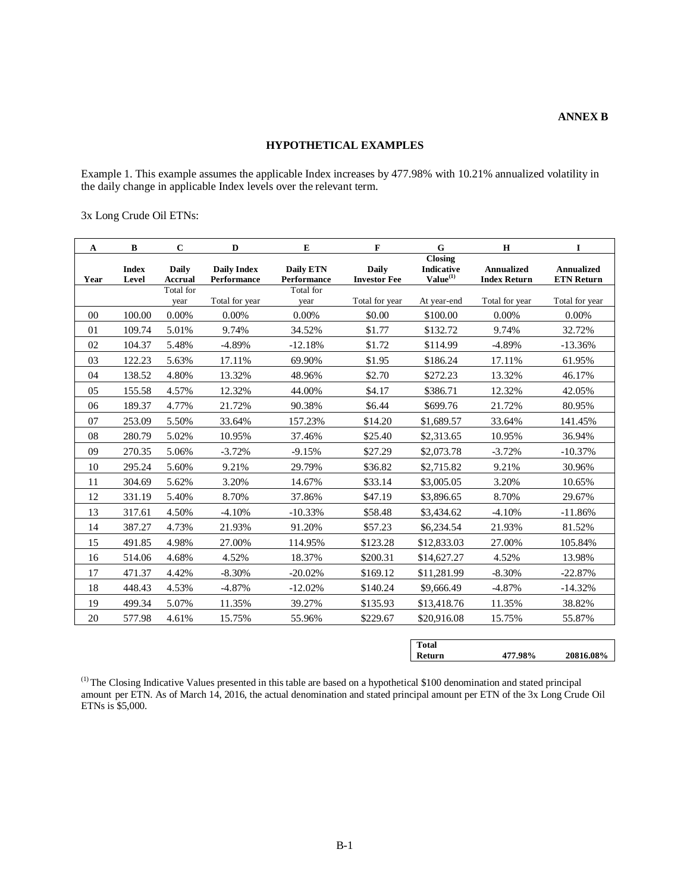**ANNEX B**

## HYPOTHETICAL EXAMPLES

Example 1. This example assumes the applicable Index increases by 477.98% with 10.21% annualized volatility in the daily change in applicable Index levels over the relevant term.

3x Long Crude Oil ETNs:

| A | B | C | D | E | F | G | H | I |
|---|---|---|---|---|---|---|---|---|
| Year | Index Level | Daily Accrual | Daily Index Performance | Daily ETN Performance | Daily Investor Fee | Closing Indicative Value(1) | Annualized Index Return | Annualized ETN Return |
| | | Total for year | Total for year | Total for year | Total for year | At year-end | Total for year | Total for year |
| 00 | 100.00 | 0.00% | 0.00% | 0.00% | $0.00 | $100.00 | 0.00% | 0.00% |
| 01 | 109.74 | 5.01% | 9.74% | 34.52% | $1.77 | $132.72 | 9.74% | 32.72% |
| 02 | 104.37 | 5.48% | -4.89% | -12.18% | $1.72 | $114.99 | -4.89% | -13.36% |
| 03 | 122.23 | 5.63% | 17.11% | 69.90% | $1.95 | $186.24 | 17.11% | 61.95% |
| 04 | 138.52 | 4.80% | 13.32% | 48.96% | $2.70 | $272.23 | 13.32% | 46.17% |
| 05 | 155.58 | 4.57% | 12.32% | 44.00% | $4.17 | $386.71 | 12.32% | 42.05% |
| 06 | 189.37 | 4.77% | 21.72% | 90.38% | $6.44 | $699.76 | 21.72% | 80.95% |
| 07 | 253.09 | 5.50% | 33.64% | 157.23% | $14.20 | $1,689.57 | 33.64% | 141.45% |
| 08 | 280.79 | 5.02% | 10.95% | 37.46% | $25.40 | $2,313.65 | 10.95% | 36.94% |
| 09 | 270.35 | 5.06% | -3.72% | -9.15% | $27.29 | $2,073.78 | -3.72% | -10.37% |
| 10 | 295.24 | 5.60% | 9.21% | 29.79% | $36.82 | $2,715.82 | 9.21% | 30.96% |
| 11 | 304.69 | 5.62% | 3.20% | 14.67% | $33.14 | $3,005.05 | 3.20% | 10.65% |
| 12 | 331.19 | 5.40% | 8.70% | 37.86% | $47.19 | $3,896.65 | 8.70% | 29.67% |
| 13 | 317.61 | 4.50% | -4.10% | -10.33% | $58.48 | $3,434.62 | -4.10% | -11.86% |
| 14 | 387.27 | 4.73% | 21.93% | 91.20% | $57.23 | $6,234.54 | 21.93% | 81.52% |
| 15 | 491.85 | 4.98% | 27.00% | 114.95% | $123.28 | $12,833.03 | 27.00% | 105.84% |
| 16 | 514.06 | 4.68% | 4.52% | 18.37% | $200.31 | $14,627.27 | 4.52% | 13.98% |
| 17 | 471.37 | 4.42% | -8.30% | -20.02% | $169.12 | $11,281.99 | -8.30% | -22.87% |
| 18 | 448.43 | 4.53% | -4.87% | -12.02% | $140.24 | $9,666.49 | -4.87% | -14.32% |
| 19 | 499.34 | 5.07% | 11.35% | 39.27% | $135.93 | $13,418.76 | 11.35% | 38.82% |
| 20 | 577.98 | 4.61% | 15.75% | 55.96% | $229.67 | $20,916.08 | 15.75% | 55.87% |

| Total Return | 477.98% | 20816.08% |
|---|---|---|

(1) The Closing Indicative Values presented in this table are based on a hypothetical $100 denomination and stated principal amount per ETN. As of March 14, 2016, the actual denomination and stated principal amount per ETN of the 3x Long Crude Oil ETNs is $5,000.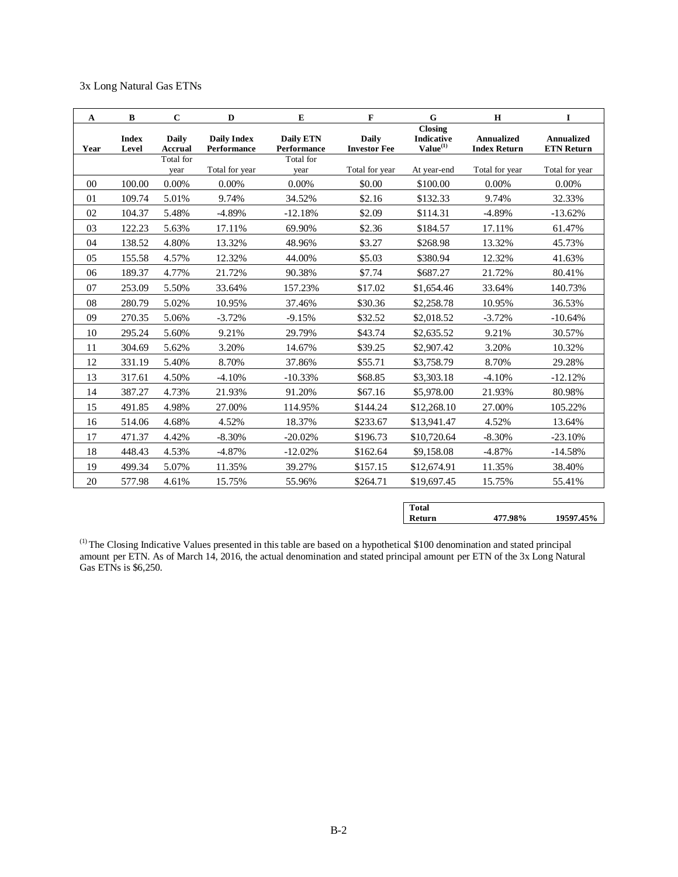3x Long Natural Gas ETNs

| A | B | C | D | E | F | G | H | I |
|---|---|---|---|---|---|---|---|---|
| Year | Index Level | Daily Accrual | Daily Index Performance | Daily ETN Performance | Daily Investor Fee | Closing Indicative Value[(1)] | Annualized Index Return | Annualized ETN Return |
| | | Total for year | Total for year | Total for year | Total for year | At year-end | Total for year | Total for year |
| 00 | 100.00 | 0.00% | 0.00% | 0.00% | $0.00 | $100.00 | 0.00% | 0.00% |
| 01 | 109.74 | 5.01% | 9.74% | 34.52% | $2.16 | $132.33 | 9.74% | 32.33% |
| 02 | 104.37 | 5.48% | -4.89% | -12.18% | $2.09 | $114.31 | -4.89% | -13.62% |
| 03 | 122.23 | 5.63% | 17.11% | 69.90% | $2.36 | $184.57 | 17.11% | 61.47% |
| 04 | 138.52 | 4.80% | 13.32% | 48.96% | $3.27 | $268.98 | 13.32% | 45.73% |
| 05 | 155.58 | 4.57% | 12.32% | 44.00% | $5.03 | $380.94 | 12.32% | 41.63% |
| 06 | 189.37 | 4.77% | 21.72% | 90.38% | $7.74 | $687.27 | 21.72% | 80.41% |
| 07 | 253.09 | 5.50% | 33.64% | 157.23% | $17.02 | $1,654.46 | 33.64% | 140.73% |
| 08 | 280.79 | 5.02% | 10.95% | 37.46% | $30.36 | $2,258.78 | 10.95% | 36.53% |
| 09 | 270.35 | 5.06% | -3.72% | -9.15% | $32.52 | $2,018.52 | -3.72% | -10.64% |
| 10 | 295.24 | 5.60% | 9.21% | 29.79% | $43.74 | $2,635.52 | 9.21% | 30.57% |
| 11 | 304.69 | 5.62% | 3.20% | 14.67% | $39.25 | $2,907.42 | 3.20% | 10.32% |
| 12 | 331.19 | 5.40% | 8.70% | 37.86% | $55.71 | $3,758.79 | 8.70% | 29.28% |
| 13 | 317.61 | 4.50% | -4.10% | -10.33% | $68.85 | $3,303.18 | -4.10% | -12.12% |
| 14 | 387.27 | 4.73% | 21.93% | 91.20% | $67.16 | $5,978.00 | 21.93% | 80.98% |
| 15 | 491.85 | 4.98% | 27.00% | 114.95% | $144.24 | $12,268.10 | 27.00% | 105.22% |
| 16 | 514.06 | 4.68% | 4.52% | 18.37% | $233.67 | $13,941.47 | 4.52% | 13.64% |
| 17 | 471.37 | 4.42% | -8.30% | -20.02% | $196.73 | $10,720.64 | -8.30% | -23.10% |
| 18 | 448.43 | 4.53% | -4.87% | -12.02% | $162.64 | $9,158.08 | -4.87% | -14.58% |
| 19 | 499.34 | 5.07% | 11.35% | 39.27% | $157.15 | $12,674.91 | 11.35% | 38.40% |
| 20 | 577.98 | 4.61% | 15.75% | 55.96% | $264.71 | $19,697.45 | 15.75% | 55.41% |

| Total Return | 477.98% | 19597.45% |
|---|---|---|

[(1)] The Closing Indicative Values presented in this table are based on a hypothetical $100 denomination and stated principal amount per ETN. As of March 14, 2016, the actual denomination and stated principal amount per ETN of the 3x Long Natural Gas ETNs is $6,250.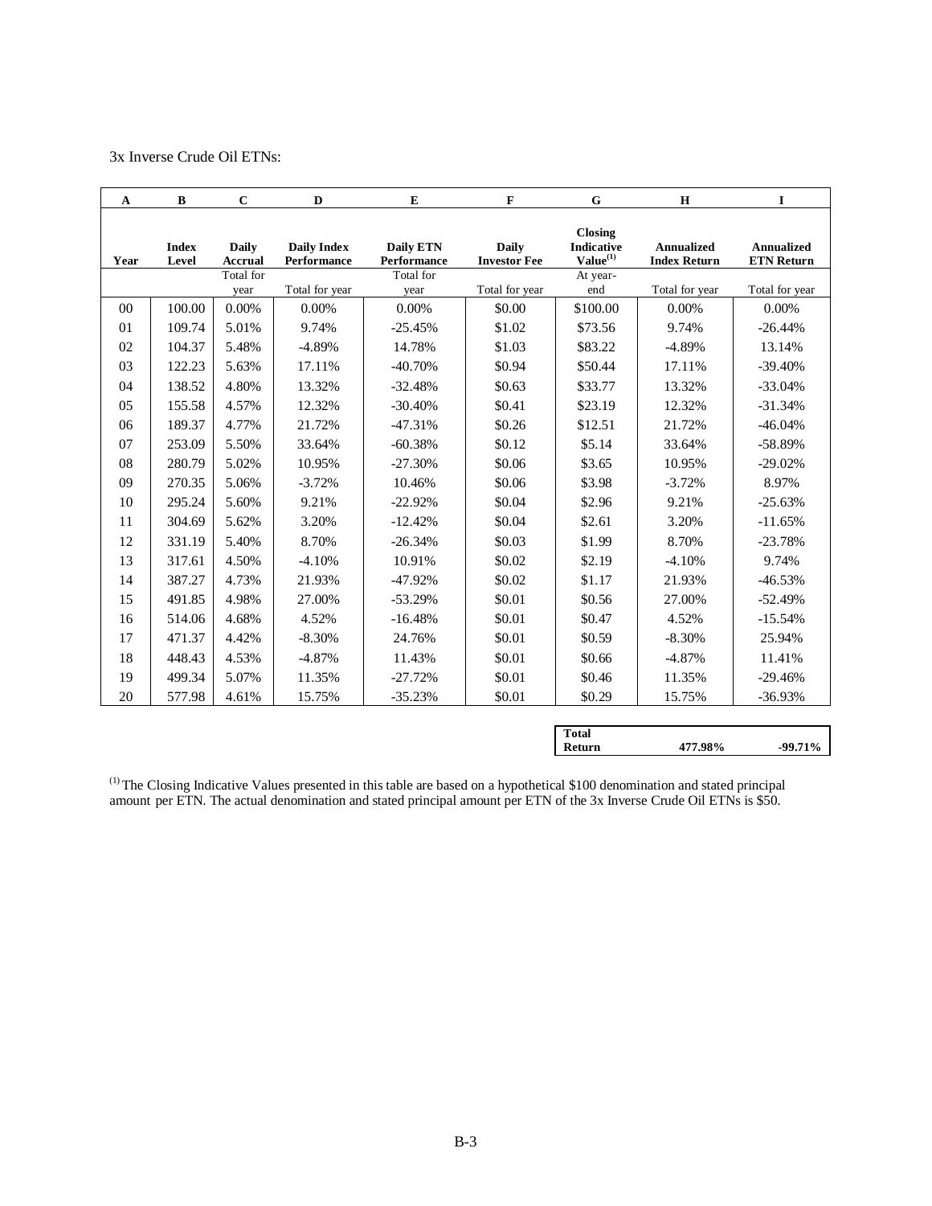3x Inverse Crude Oil ETNs:

| A | B | C | D | E | F | G | H | I |
|---|---|---|---|---|---|---|---|---|
| **Year** | **Index Level** | **Daily Accrual** | **Daily Index Performance** | **Daily ETN Performance** | **Daily Investor Fee** | **Closing Indicative Value[(1)]** | **Annualized Index Return** | **Annualized ETN Return** |
| | | Total for year | Total for year | Total for year | Total for year | At year-end | Total for year | Total for year |
| 00 | 100.00 | 0.00% | 0.00% | 0.00% | $0.00 | $100.00 | 0.00% | 0.00% |
| 01 | 109.74 | 5.01% | 9.74% | -25.45% | $1.02 | $73.56 | 9.74% | -26.44% |
| 02 | 104.37 | 5.48% | -4.89% | 14.78% | $1.03 | $83.22 | -4.89% | 13.14% |
| 03 | 122.23 | 5.63% | 17.11% | -40.70% | $0.94 | $50.44 | 17.11% | -39.40% |
| 04 | 138.52 | 4.80% | 13.32% | -32.48% | $0.63 | $33.77 | 13.32% | -33.04% |
| 05 | 155.58 | 4.57% | 12.32% | -30.40% | $0.41 | $23.19 | 12.32% | -31.34% |
| 06 | 189.37 | 4.77% | 21.72% | -47.31% | $0.26 | $12.51 | 21.72% | -46.04% |
| 07 | 253.09 | 5.50% | 33.64% | -60.38% | $0.12 | $5.14 | 33.64% | -58.89% |
| 08 | 280.79 | 5.02% | 10.95% | -27.30% | $0.06 | $3.65 | 10.95% | -29.02% |
| 09 | 270.35 | 5.06% | -3.72% | 10.46% | $0.06 | $3.98 | -3.72% | 8.97% |
| 10 | 295.24 | 5.60% | 9.21% | -22.92% | $0.04 | $2.96 | 9.21% | -25.63% |
| 11 | 304.69 | 5.62% | 3.20% | -12.42% | $0.04 | $2.61 | 3.20% | -11.65% |
| 12 | 331.19 | 5.40% | 8.70% | -26.34% | $0.03 | $1.99 | 8.70% | -23.78% |
| 13 | 317.61 | 4.50% | -4.10% | 10.91% | $0.02 | $2.19 | -4.10% | 9.74% |
| 14 | 387.27 | 4.73% | 21.93% | -47.92% | $0.02 | $1.17 | 21.93% | -46.53% |
| 15 | 491.85 | 4.98% | 27.00% | -53.29% | $0.01 | $0.56 | 27.00% | -52.49% |
| 16 | 514.06 | 4.68% | 4.52% | -16.48% | $0.01 | $0.47 | 4.52% | -15.54% |
| 17 | 471.37 | 4.42% | -8.30% | 24.76% | $0.01 | $0.59 | -8.30% | 25.94% |
| 18 | 448.43 | 4.53% | -4.87% | 11.43% | $0.01 | $0.66 | -4.87% | 11.41% |
| 19 | 499.34 | 5.07% | 11.35% | -27.72% | $0.01 | $0.46 | 11.35% | -29.46% |
| 20 | 577.98 | 4.61% | 15.75% | -35.23% | $0.01 | $0.29 | 15.75% | -36.93% |
| | | | | | | **Total Return** | **477.98%** | **-99.71%** |

[(1)] The Closing Indicative Values presented in this table are based on a hypothetical $100 denomination and stated principal amount per ETN. The actual denomination and stated principal amount per ETN of the 3x Inverse Crude Oil ETNs is $50.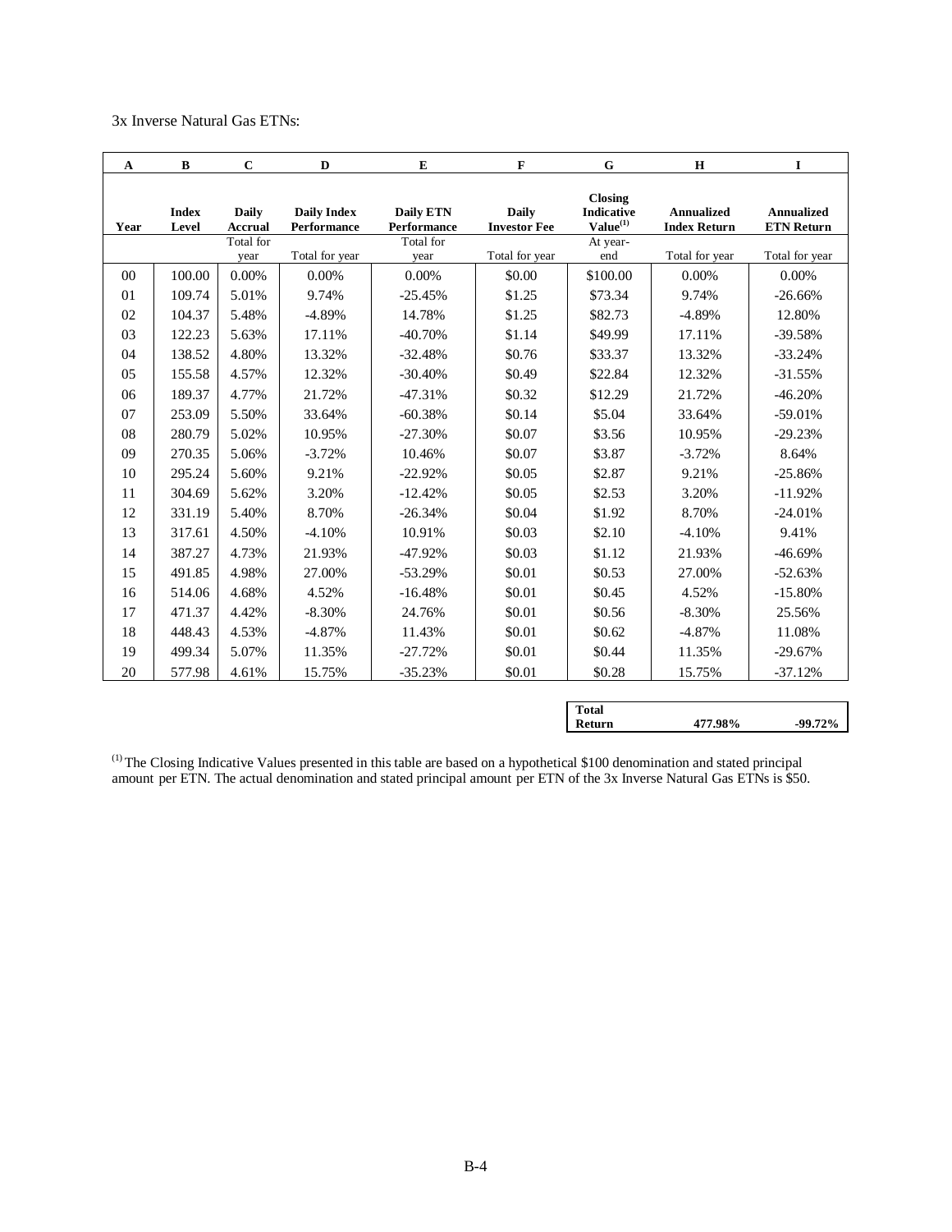3x Inverse Natural Gas ETNs:

| A | B | C | D | E | F | G | H | I |
|---|---|---|---|---|---|---|---|---|
| Year | Index Level | Daily Accrual | Daily Index Performance | Daily ETN Performance | Daily Investor Fee | Closing Indicative Value[(1)] | Annualized Index Return | Annualized ETN Return |
| | | Total for year | Total for year | Total for year | Total for year | At year-end | Total for year | Total for year |
| 00 | 100.00 | 0.00% | 0.00% | 0.00% | $0.00 | $100.00 | 0.00% | 0.00% |
| 01 | 109.74 | 5.01% | 9.74% | -25.45% | $1.25 | $73.34 | 9.74% | -26.66% |
| 02 | 104.37 | 5.48% | -4.89% | 14.78% | $1.25 | $82.73 | -4.89% | 12.80% |
| 03 | 122.23 | 5.63% | 17.11% | -40.70% | $1.14 | $49.99 | 17.11% | -39.58% |
| 04 | 138.52 | 4.80% | 13.32% | -32.48% | $0.76 | $33.37 | 13.32% | -33.24% |
| 05 | 155.58 | 4.57% | 12.32% | -30.40% | $0.49 | $22.84 | 12.32% | -31.55% |
| 06 | 189.37 | 4.77% | 21.72% | -47.31% | $0.32 | $12.29 | 21.72% | -46.20% |
| 07 | 253.09 | 5.50% | 33.64% | -60.38% | $0.14 | $5.04 | 33.64% | -59.01% |
| 08 | 280.79 | 5.02% | 10.95% | -27.30% | $0.07 | $3.56 | 10.95% | -29.23% |
| 09 | 270.35 | 5.06% | -3.72% | 10.46% | $0.07 | $3.87 | -3.72% | 8.64% |
| 10 | 295.24 | 5.60% | 9.21% | -22.92% | $0.05 | $2.87 | 9.21% | -25.86% |
| 11 | 304.69 | 5.62% | 3.20% | -12.42% | $0.05 | $2.53 | 3.20% | -11.92% |
| 12 | 331.19 | 5.40% | 8.70% | -26.34% | $0.04 | $1.92 | 8.70% | -24.01% |
| 13 | 317.61 | 4.50% | -4.10% | 10.91% | $0.03 | $2.10 | -4.10% | 9.41% |
| 14 | 387.27 | 4.73% | 21.93% | -47.92% | $0.03 | $1.12 | 21.93% | -46.69% |
| 15 | 491.85 | 4.98% | 27.00% | -53.29% | $0.01 | $0.53 | 27.00% | -52.63% |
| 16 | 514.06 | 4.68% | 4.52% | -16.48% | $0.01 | $0.45 | 4.52% | -15.80% |
| 17 | 471.37 | 4.42% | -8.30% | 24.76% | $0.01 | $0.56 | -8.30% | 25.56% |
| 18 | 448.43 | 4.53% | -4.87% | 11.43% | $0.01 | $0.62 | -4.87% | 11.08% |
| 19 | 499.34 | 5.07% | 11.35% | -27.72% | $0.01 | $0.44 | 11.35% | -29.67% |
| 20 | 577.98 | 4.61% | 15.75% | -35.23% | $0.01 | $0.28 | 15.75% | -37.12% |
| | | | | | | **Total Return** | **477.98%** | **-99.72%** |

[(1)] The Closing Indicative Values presented in this table are based on a hypothetical $100 denomination and stated principal amount per ETN. The actual denomination and stated principal amount per ETN of the 3x Inverse Natural Gas ETNs is $50.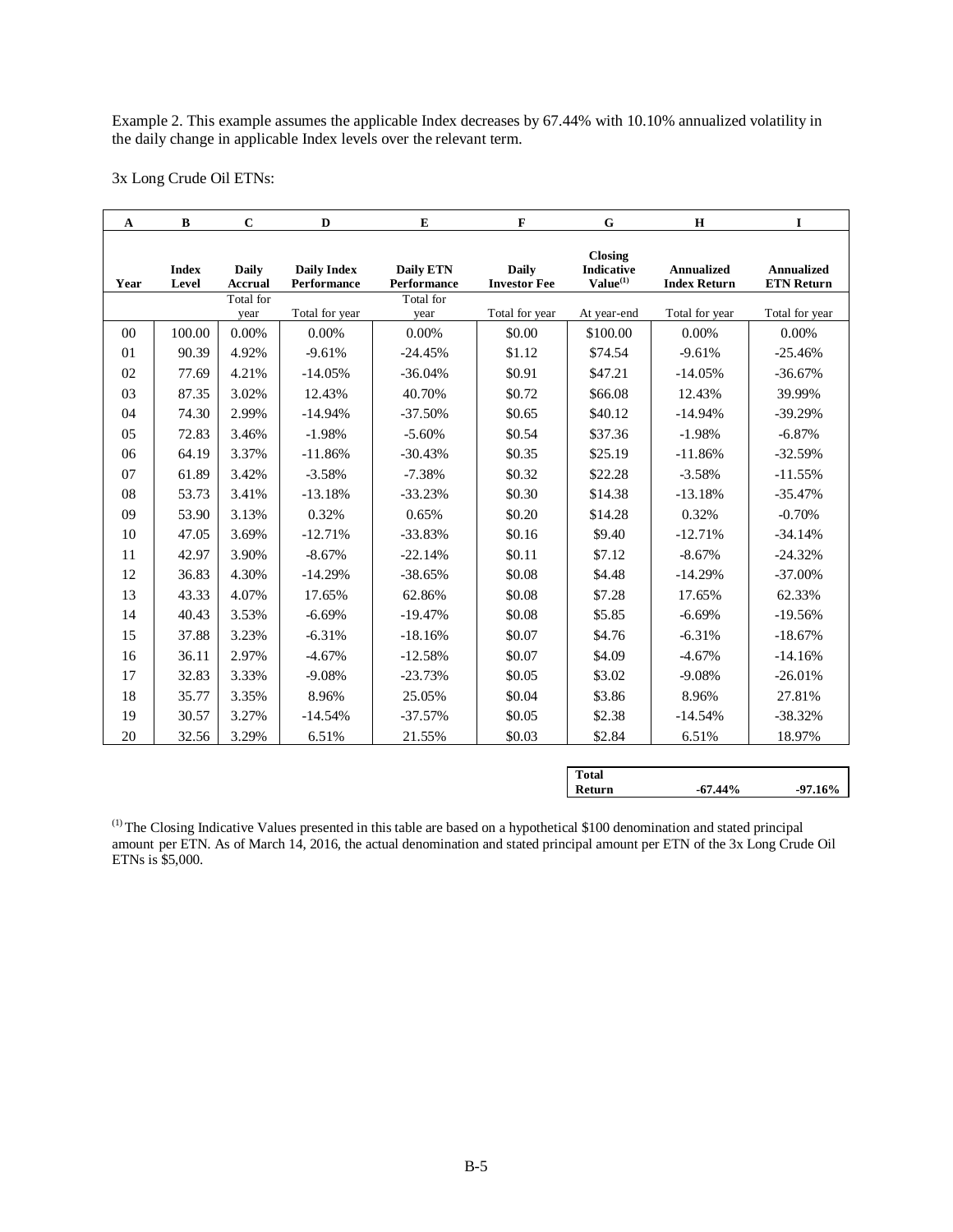Example 2. This example assumes the applicable Index decreases by 67.44% with 10.10% annualized volatility in the daily change in applicable Index levels over the relevant term.

3x Long Crude Oil ETNs:

| A | B | C | D | E | F | G | H | I |
|---|---|---|---|---|---|---|---|---|
| Year | Index Level | Daily Accrual | Daily Index Performance | Daily ETN Performance | Daily Investor Fee | Closing Indicative Value[(1)] | Annualized Index Return | Annualized ETN Return |
| | | Total for year | Total for year | Total for year | Total for year | At year-end | Total for year | Total for year |
| 00 | 100.00 | 0.00% | 0.00% | 0.00% | $0.00 | $100.00 | 0.00% | 0.00% |
| 01 | 90.39 | 4.92% | -9.61% | -24.45% | $1.12 | $74.54 | -9.61% | -25.46% |
| 02 | 77.69 | 4.21% | -14.05% | -36.04% | $0.91 | $47.21 | -14.05% | -36.67% |
| 03 | 87.35 | 3.02% | 12.43% | 40.70% | $0.72 | $66.08 | 12.43% | 39.99% |
| 04 | 74.30 | 2.99% | -14.94% | -37.50% | $0.65 | $40.12 | -14.94% | -39.29% |
| 05 | 72.83 | 3.46% | -1.98% | -5.60% | $0.54 | $37.36 | -1.98% | -6.87% |
| 06 | 64.19 | 3.37% | -11.86% | -30.43% | $0.35 | $25.19 | -11.86% | -32.59% |
| 07 | 61.89 | 3.42% | -3.58% | -7.38% | $0.32 | $22.28 | -3.58% | -11.55% |
| 08 | 53.73 | 3.41% | -13.18% | -33.23% | $0.30 | $14.38 | -13.18% | -35.47% |
| 09 | 53.90 | 3.13% | 0.32% | 0.65% | $0.20 | $14.28 | 0.32% | -0.70% |
| 10 | 47.05 | 3.69% | -12.71% | -33.83% | $0.16 | $9.40 | -12.71% | -34.14% |
| 11 | 42.97 | 3.90% | -8.67% | -22.14% | $0.11 | $7.12 | -8.67% | -24.32% |
| 12 | 36.83 | 4.30% | -14.29% | -38.65% | $0.08 | $4.48 | -14.29% | -37.00% |
| 13 | 43.33 | 4.07% | 17.65% | 62.86% | $0.08 | $7.28 | 17.65% | 62.33% |
| 14 | 40.43 | 3.53% | -6.69% | -19.47% | $0.08 | $5.85 | -6.69% | -19.56% |
| 15 | 37.88 | 3.23% | -6.31% | -18.16% | $0.07 | $4.76 | -6.31% | -18.67% |
| 16 | 36.11 | 2.97% | -4.67% | -12.58% | $0.07 | $4.09 | -4.67% | -14.16% |
| 17 | 32.83 | 3.33% | -9.08% | -23.73% | $0.05 | $3.02 | -9.08% | -26.01% |
| 18 | 35.77 | 3.35% | 8.96% | 25.05% | $0.04 | $3.86 | 8.96% | 27.81% |
| 19 | 30.57 | 3.27% | -14.54% | -37.57% | $0.05 | $2.38 | -14.54% | -38.32% |
| 20 | 32.56 | 3.29% | 6.51% | 21.55% | $0.03 | $2.84 | 6.51% | 18.97% |
| | | | | | | **Total Return** | **-67.44%** | **-97.16%** |

[(1)] The Closing Indicative Values presented in this table are based on a hypothetical $100 denomination and stated principal amount per ETN. As of March 14, 2016, the actual denomination and stated principal amount per ETN of the 3x Long Crude Oil ETNs is $5,000.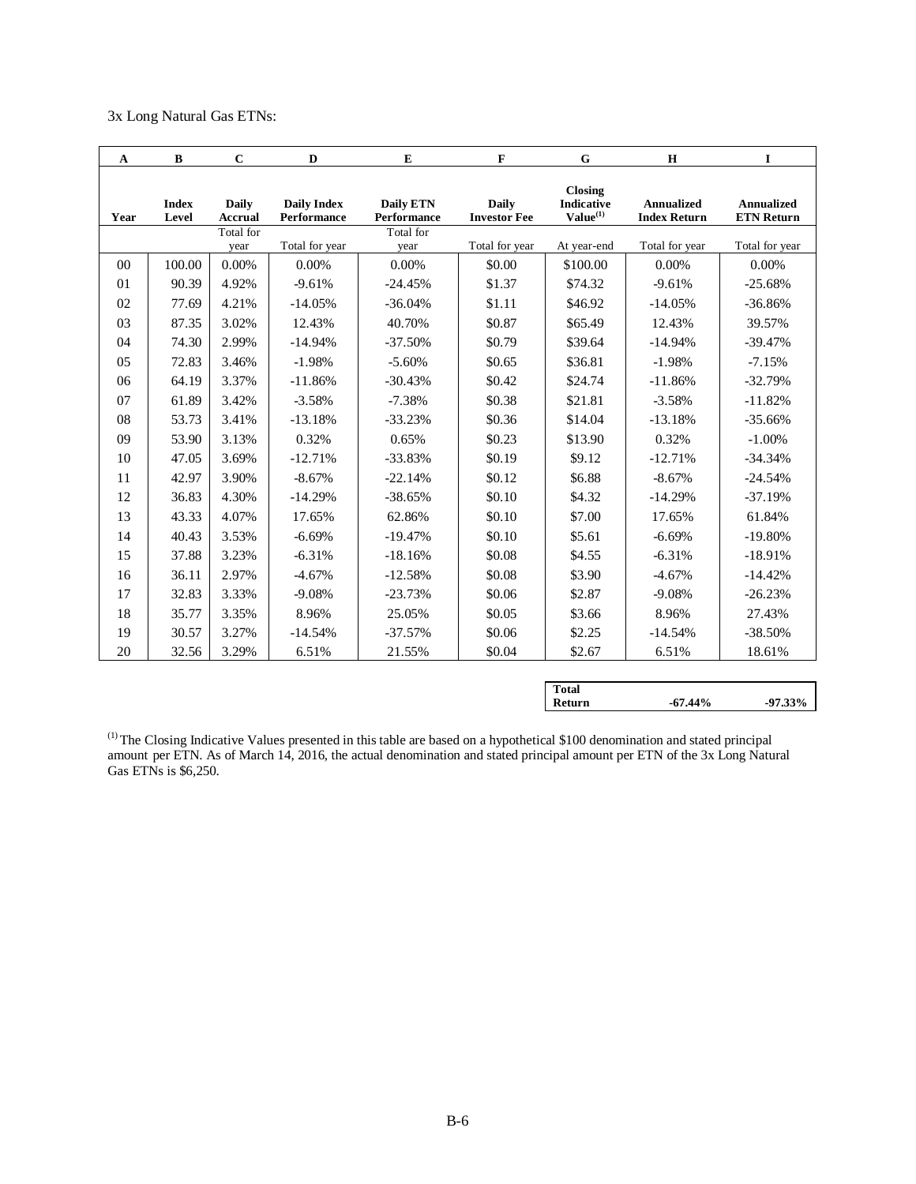3x Long Natural Gas ETNs:

| A | B | C | D | E | F | G | H | I |
|---|---|---|---|---|---|---|---|---|
| Year | Index Level | Daily Accrual | Daily Index Performance | Daily ETN Performance | Daily Investor Fee | Closing Indicative Value(1) | Annualized Index Return | Annualized ETN Return |
| | | Total for year | Total for year | Total for year | Total for year | At year-end | Total for year | Total for year |
| 00 | 100.00 | 0.00% | 0.00% | 0.00% | $0.00 | $100.00 | 0.00% | 0.00% |
| 01 | 90.39 | 4.92% | -9.61% | -24.45% | $1.37 | $74.32 | -9.61% | -25.68% |
| 02 | 77.69 | 4.21% | -14.05% | -36.04% | $1.11 | $46.92 | -14.05% | -36.86% |
| 03 | 87.35 | 3.02% | 12.43% | 40.70% | $0.87 | $65.49 | 12.43% | 39.57% |
| 04 | 74.30 | 2.99% | -14.94% | -37.50% | $0.79 | $39.64 | -14.94% | -39.47% |
| 05 | 72.83 | 3.46% | -1.98% | -5.60% | $0.65 | $36.81 | -1.98% | -7.15% |
| 06 | 64.19 | 3.37% | -11.86% | -30.43% | $0.42 | $24.74 | -11.86% | -32.79% |
| 07 | 61.89 | 3.42% | -3.58% | -7.38% | $0.38 | $21.81 | -3.58% | -11.82% |
| 08 | 53.73 | 3.41% | -13.18% | -33.23% | $0.36 | $14.04 | -13.18% | -35.66% |
| 09 | 53.90 | 3.13% | 0.32% | 0.65% | $0.23 | $13.90 | 0.32% | -1.00% |
| 10 | 47.05 | 3.69% | -12.71% | -33.83% | $0.19 | $9.12 | -12.71% | -34.34% |
| 11 | 42.97 | 3.90% | -8.67% | -22.14% | $0.12 | $6.88 | -8.67% | -24.54% |
| 12 | 36.83 | 4.30% | -14.29% | -38.65% | $0.10 | $4.32 | -14.29% | -37.19% |
| 13 | 43.33 | 4.07% | 17.65% | 62.86% | $0.10 | $7.00 | 17.65% | 61.84% |
| 14 | 40.43 | 3.53% | -6.69% | -19.47% | $0.10 | $5.61 | -6.69% | -19.80% |
| 15 | 37.88 | 3.23% | -6.31% | -18.16% | $0.08 | $4.55 | -6.31% | -18.91% |
| 16 | 36.11 | 2.97% | -4.67% | -12.58% | $0.08 | $3.90 | -4.67% | -14.42% |
| 17 | 32.83 | 3.33% | -9.08% | -23.73% | $0.06 | $2.87 | -9.08% | -26.23% |
| 18 | 35.77 | 3.35% | 8.96% | 25.05% | $0.05 | $3.66 | 8.96% | 27.43% |
| 19 | 30.57 | 3.27% | -14.54% | -37.57% | $0.06 | $2.25 | -14.54% | -38.50% |
| 20 | 32.56 | 3.29% | 6.51% | 21.55% | $0.04 | $2.67 | 6.51% | 18.61% |

| Total Return | -67.44% | -97.33% |
|---|---|---|

(1) The Closing Indicative Values presented in this table are based on a hypothetical $100 denomination and stated principal amount per ETN. As of March 14, 2016, the actual denomination and stated principal amount per ETN of the 3x Long Natural Gas ETNs is $6,250.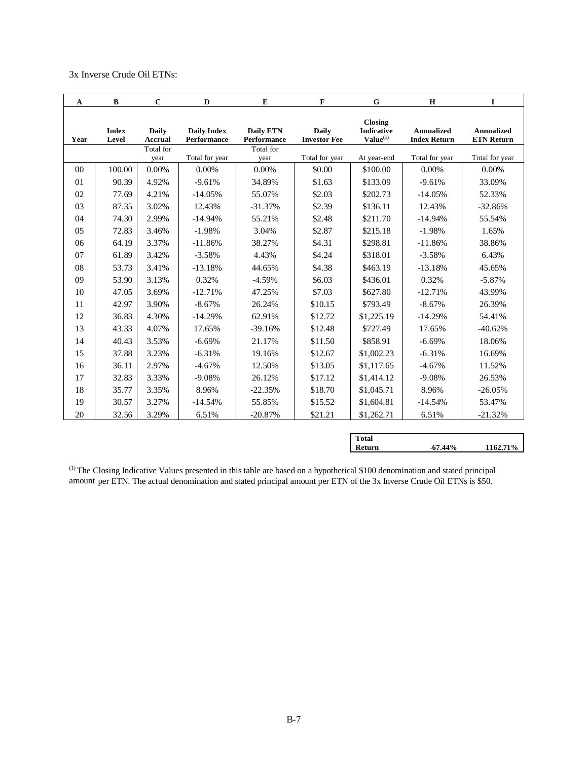3x Inverse Crude Oil ETNs:

| A | B | C | D | E | F | G | H | I |
|---|---|---|---|---|---|---|---|---|
| Year | Index Level | Daily Accrual | Daily Index Performance | Daily ETN Performance | Daily Investor Fee | Closing Indicative Value[(1)] | Annualized Index Return | Annualized ETN Return |
| | | Total for year | Total for year | Total for year | Total for year | At year-end | Total for year | Total for year |
| 00 | 100.00 | 0.00% | 0.00% | 0.00% | $0.00 | $100.00 | 0.00% | 0.00% |
| 01 | 90.39 | 4.92% | -9.61% | 34.89% | $1.63 | $133.09 | -9.61% | 33.09% |
| 02 | 77.69 | 4.21% | -14.05% | 55.07% | $2.03 | $202.73 | -14.05% | 52.33% |
| 03 | 87.35 | 3.02% | 12.43% | -31.37% | $2.39 | $136.11 | 12.43% | -32.86% |
| 04 | 74.30 | 2.99% | -14.94% | 55.21% | $2.48 | $211.70 | -14.94% | 55.54% |
| 05 | 72.83 | 3.46% | -1.98% | 3.04% | $2.87 | $215.18 | -1.98% | 1.65% |
| 06 | 64.19 | 3.37% | -11.86% | 38.27% | $4.31 | $298.81 | -11.86% | 38.86% |
| 07 | 61.89 | 3.42% | -3.58% | 4.43% | $4.24 | $318.01 | -3.58% | 6.43% |
| 08 | 53.73 | 3.41% | -13.18% | 44.65% | $4.38 | $463.19 | -13.18% | 45.65% |
| 09 | 53.90 | 3.13% | 0.32% | -4.59% | $6.03 | $436.01 | 0.32% | -5.87% |
| 10 | 47.05 | 3.69% | -12.71% | 47.25% | $7.03 | $627.80 | -12.71% | 43.99% |
| 11 | 42.97 | 3.90% | -8.67% | 26.24% | $10.15 | $793.49 | -8.67% | 26.39% |
| 12 | 36.83 | 4.30% | -14.29% | 62.91% | $12.72 | $1,225.19 | -14.29% | 54.41% |
| 13 | 43.33 | 4.07% | 17.65% | -39.16% | $12.48 | $727.49 | 17.65% | -40.62% |
| 14 | 40.43 | 3.53% | -6.69% | 21.17% | $11.50 | $858.91 | -6.69% | 18.06% |
| 15 | 37.88 | 3.23% | -6.31% | 19.16% | $12.67 | $1,002.23 | -6.31% | 16.69% |
| 16 | 36.11 | 2.97% | -4.67% | 12.50% | $13.05 | $1,117.65 | -4.67% | 11.52% |
| 17 | 32.83 | 3.33% | -9.08% | 26.12% | $17.12 | $1,414.12 | -9.08% | 26.53% |
| 18 | 35.77 | 3.35% | 8.96% | -22.35% | $18.70 | $1,045.71 | 8.96% | -26.05% |
| 19 | 30.57 | 3.27% | -14.54% | 55.85% | $15.52 | $1,604.81 | -14.54% | 53.47% |
| 20 | 32.56 | 3.29% | 6.51% | -20.87% | $21.21 | $1,262.71 | 6.51% | -21.32% |

| Total Return | -67.44% | 1162.71% |
|---|---|---|

[(1)] The Closing Indicative Values presented in this table are based on a hypothetical $100 denomination and stated principal amount per ETN. The actual denomination and stated principal amount per ETN of the 3x Inverse Crude Oil ETNs is $50.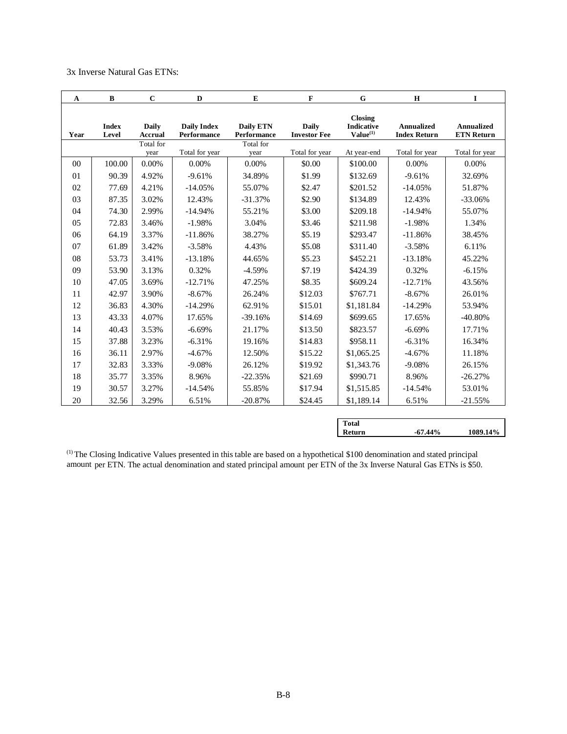3x Inverse Natural Gas ETNs:

| A | B | C | D | E | F | G | H | I |
|---|---|---|---|---|---|---|---|---|
| Year | Index Level | Daily Accrual | Daily Index Performance | Daily ETN Performance | Daily Investor Fee | Closing Indicative Value[(1)] | Annualized Index Return | Annualized ETN Return |
| | | Total for year | Total for year | Total for year | Total for year | At year-end | Total for year | Total for year |
| 00 | 100.00 | 0.00% | 0.00% | 0.00% | $0.00 | $100.00 | 0.00% | 0.00% |
| 01 | 90.39 | 4.92% | -9.61% | 34.89% | $1.99 | $132.69 | -9.61% | 32.69% |
| 02 | 77.69 | 4.21% | -14.05% | 55.07% | $2.47 | $201.52 | -14.05% | 51.87% |
| 03 | 87.35 | 3.02% | 12.43% | -31.37% | $2.90 | $134.89 | 12.43% | -33.06% |
| 04 | 74.30 | 2.99% | -14.94% | 55.21% | $3.00 | $209.18 | -14.94% | 55.07% |
| 05 | 72.83 | 3.46% | -1.98% | 3.04% | $3.46 | $211.98 | -1.98% | 1.34% |
| 06 | 64.19 | 3.37% | -11.86% | 38.27% | $5.19 | $293.47 | -11.86% | 38.45% |
| 07 | 61.89 | 3.42% | -3.58% | 4.43% | $5.08 | $311.40 | -3.58% | 6.11% |
| 08 | 53.73 | 3.41% | -13.18% | 44.65% | $5.23 | $452.21 | -13.18% | 45.22% |
| 09 | 53.90 | 3.13% | 0.32% | -4.59% | $7.19 | $424.39 | 0.32% | -6.15% |
| 10 | 47.05 | 3.69% | -12.71% | 47.25% | $8.35 | $609.24 | -12.71% | 43.56% |
| 11 | 42.97 | 3.90% | -8.67% | 26.24% | $12.03 | $767.71 | -8.67% | 26.01% |
| 12 | 36.83 | 4.30% | -14.29% | 62.91% | $15.01 | $1,181.84 | -14.29% | 53.94% |
| 13 | 43.33 | 4.07% | 17.65% | -39.16% | $14.69 | $699.65 | 17.65% | -40.80% |
| 14 | 40.43 | 3.53% | -6.69% | 21.17% | $13.50 | $823.57 | -6.69% | 17.71% |
| 15 | 37.88 | 3.23% | -6.31% | 19.16% | $14.83 | $958.11 | -6.31% | 16.34% |
| 16 | 36.11 | 2.97% | -4.67% | 12.50% | $15.22 | $1,065.25 | -4.67% | 11.18% |
| 17 | 32.83 | 3.33% | -9.08% | 26.12% | $19.92 | $1,343.76 | -9.08% | 26.15% |
| 18 | 35.77 | 3.35% | 8.96% | -22.35% | $21.69 | $990.71 | 8.96% | -26.27% |
| 19 | 30.57 | 3.27% | -14.54% | 55.85% | $17.94 | $1,515.85 | -14.54% | 53.01% |
| 20 | 32.56 | 3.29% | 6.51% | -20.87% | $24.45 | $1,189.14 | 6.51% | -21.55% |

| Total Return | -67.44% | 1089.14% |
|---|---|---|

[(1)] The Closing Indicative Values presented in this table are based on a hypothetical $100 denomination and stated principal amount per ETN. The actual denomination and stated principal amount per ETN of the 3x Inverse Natural Gas ETNs is $50.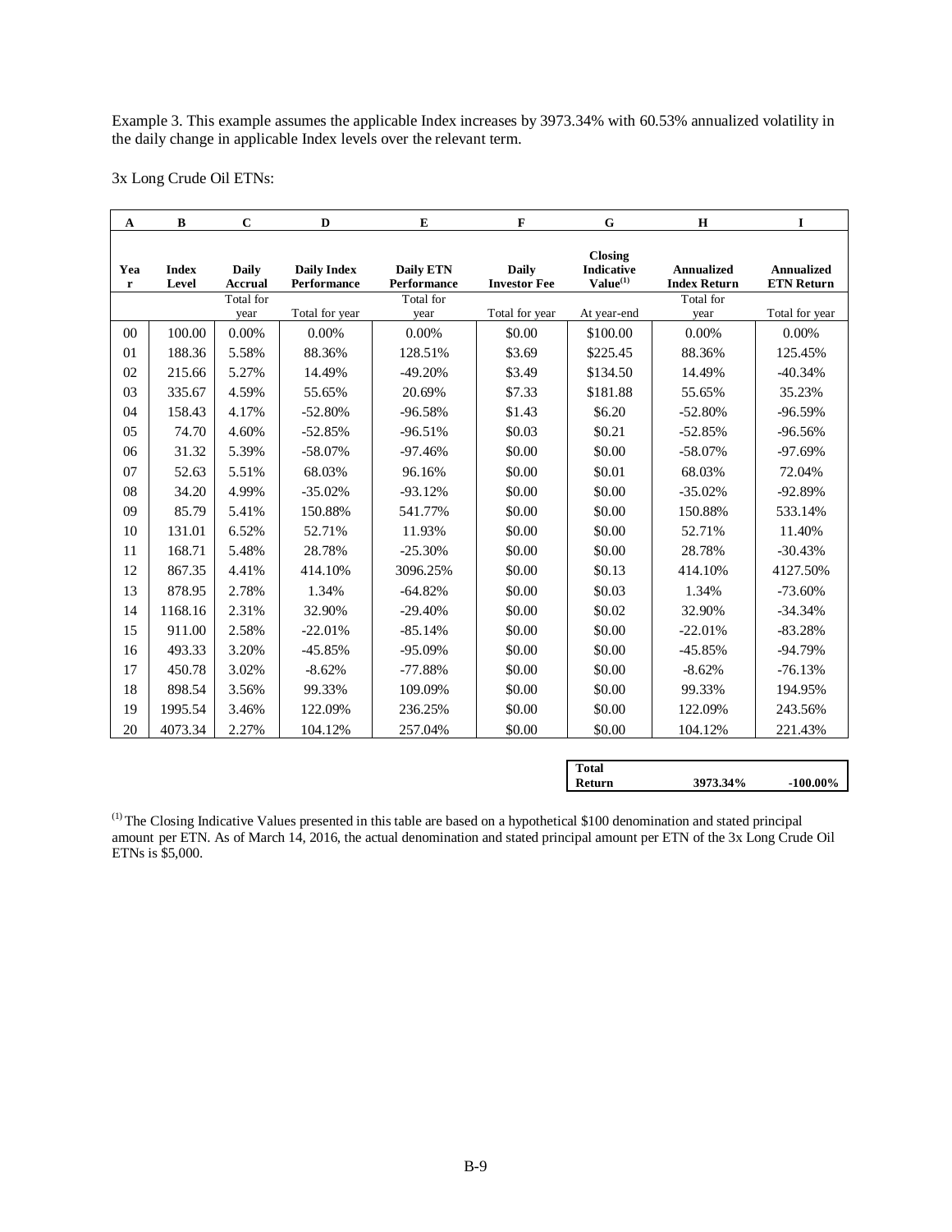Example 3. This example assumes the applicable Index increases by 3973.34% with 60.53% annualized volatility in the daily change in applicable Index levels over the relevant term.

3x Long Crude Oil ETNs:

| A | B | C | D | E | F | G | H | I |
|---|---|---|---|---|---|---|---|---|
| Year | Index Level | Daily Accrual | Daily Index Performance | Daily ETN Performance | Daily Investor Fee | Closing Indicative Value(1) | Annualized Index Return | Annualized ETN Return |
| | | Total for year | Total for year | Total for year | Total for year | At year-end | Total for year | Total for year |
| 00 | 100.00 | 0.00% | 0.00% | 0.00% | $0.00 | $100.00 | 0.00% | 0.00% |
| 01 | 188.36 | 5.58% | 88.36% | 128.51% | $3.69 | $225.45 | 88.36% | 125.45% |
| 02 | 215.66 | 5.27% | 14.49% | -49.20% | $3.49 | $134.50 | 14.49% | -40.34% |
| 03 | 335.67 | 4.59% | 55.65% | 20.69% | $7.33 | $181.88 | 55.65% | 35.23% |
| 04 | 158.43 | 4.17% | -52.80% | -96.58% | $1.43 | $6.20 | -52.80% | -96.59% |
| 05 | 74.70 | 4.60% | -52.85% | -96.51% | $0.03 | $0.21 | -52.85% | -96.56% |
| 06 | 31.32 | 5.39% | -58.07% | -97.46% | $0.00 | $0.00 | -58.07% | -97.69% |
| 07 | 52.63 | 5.51% | 68.03% | 96.16% | $0.00 | $0.01 | 68.03% | 72.04% |
| 08 | 34.20 | 4.99% | -35.02% | -93.12% | $0.00 | $0.00 | -35.02% | -92.89% |
| 09 | 85.79 | 5.41% | 150.88% | 541.77% | $0.00 | $0.00 | 150.88% | 533.14% |
| 10 | 131.01 | 6.52% | 52.71% | 11.93% | $0.00 | $0.00 | 52.71% | 11.40% |
| 11 | 168.71 | 5.48% | 28.78% | -25.30% | $0.00 | $0.00 | 28.78% | -30.43% |
| 12 | 867.35 | 4.41% | 414.10% | 3096.25% | $0.00 | $0.13 | 414.10% | 4127.50% |
| 13 | 878.95 | 2.78% | 1.34% | -64.82% | $0.00 | $0.03 | 1.34% | -73.60% |
| 14 | 1168.16 | 2.31% | 32.90% | -29.40% | $0.00 | $0.02 | 32.90% | -34.34% |
| 15 | 911.00 | 2.58% | -22.01% | -85.14% | $0.00 | $0.00 | -22.01% | -83.28% |
| 16 | 493.33 | 3.20% | -45.85% | -95.09% | $0.00 | $0.00 | -45.85% | -94.79% |
| 17 | 450.78 | 3.02% | -8.62% | -77.88% | $0.00 | $0.00 | -8.62% | -76.13% |
| 18 | 898.54 | 3.56% | 99.33% | 109.09% | $0.00 | $0.00 | 99.33% | 194.95% |
| 19 | 1995.54 | 3.46% | 122.09% | 236.25% | $0.00 | $0.00 | 122.09% | 243.56% |
| 20 | 4073.34 | 2.27% | 104.12% | 257.04% | $0.00 | $0.00 | 104.12% | 221.43% |

| Total Return | 3973.34% | -100.00% |
|---|---|---|

(1) The Closing Indicative Values presented in this table are based on a hypothetical $100 denomination and stated principal amount per ETN. As of March 14, 2016, the actual denomination and stated principal amount per ETN of the 3x Long Crude Oil ETNs is $5,000.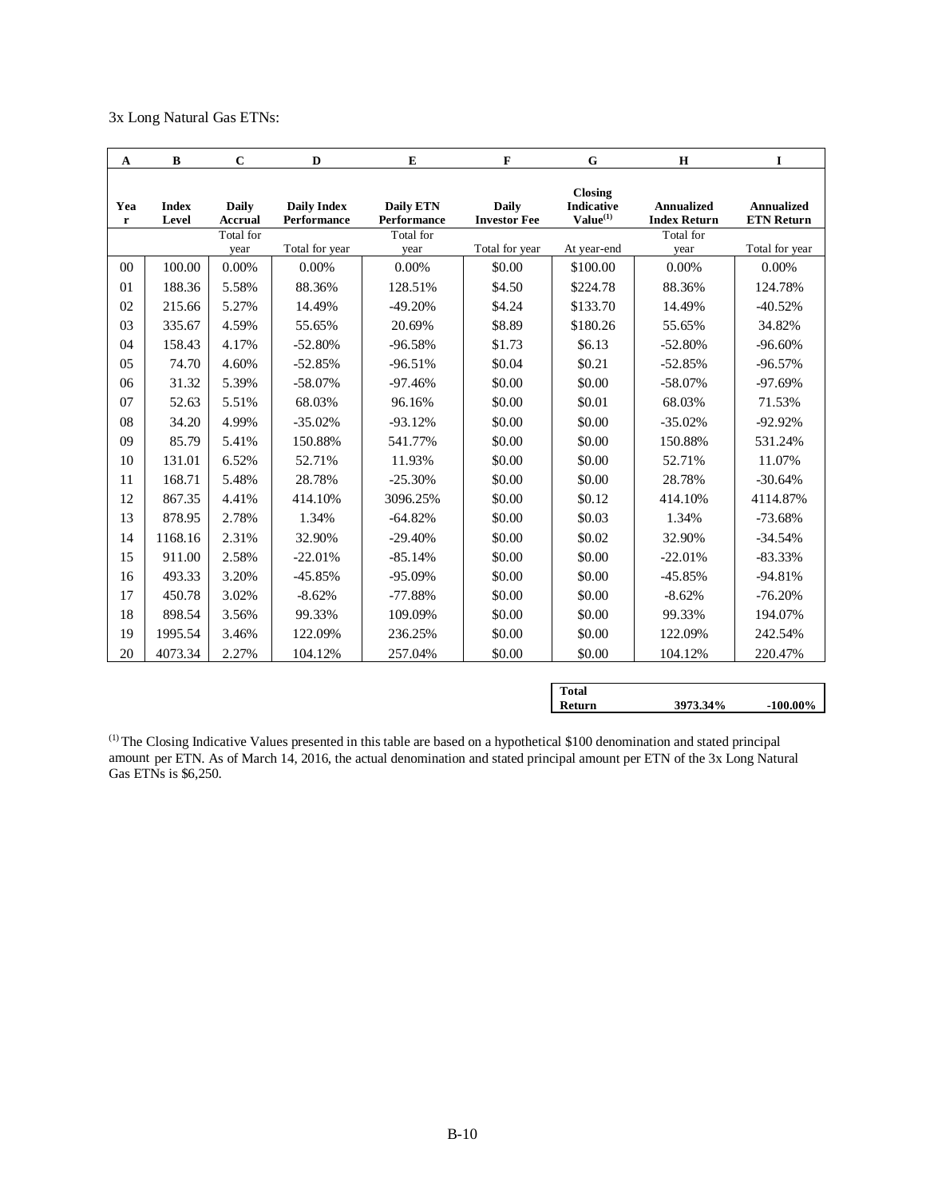3x Long Natural Gas ETNs:

| A | B | C | D | E | F | G | H | I |
|---|---|---|---|---|---|---|---|---|
| Year | Index Level | Daily Accrual | Daily Index Performance | Daily ETN Performance | Daily Investor Fee | Closing Indicative Value[(1)] | Annualized Index Return | Annualized ETN Return |
| | | Total for year | Total for year | Total for year | Total for year | At year-end | Total for year | Total for year |
| 00 | 100.00 | 0.00% | 0.00% | 0.00% | $0.00 | $100.00 | 0.00% | 0.00% |
| 01 | 188.36 | 5.58% | 88.36% | 128.51% | $4.50 | $224.78 | 88.36% | 124.78% |
| 02 | 215.66 | 5.27% | 14.49% | -49.20% | $4.24 | $133.70 | 14.49% | -40.52% |
| 03 | 335.67 | 4.59% | 55.65% | 20.69% | $8.89 | $180.26 | 55.65% | 34.82% |
| 04 | 158.43 | 4.17% | -52.80% | -96.58% | $1.73 | $6.13 | -52.80% | -96.60% |
| 05 | 74.70 | 4.60% | -52.85% | -96.51% | $0.04 | $0.21 | -52.85% | -96.57% |
| 06 | 31.32 | 5.39% | -58.07% | -97.46% | $0.00 | $0.00 | -58.07% | -97.69% |
| 07 | 52.63 | 5.51% | 68.03% | 96.16% | $0.00 | $0.01 | 68.03% | 71.53% |
| 08 | 34.20 | 4.99% | -35.02% | -93.12% | $0.00 | $0.00 | -35.02% | -92.92% |
| 09 | 85.79 | 5.41% | 150.88% | 541.77% | $0.00 | $0.00 | 150.88% | 531.24% |
| 10 | 131.01 | 6.52% | 52.71% | 11.93% | $0.00 | $0.00 | 52.71% | 11.07% |
| 11 | 168.71 | 5.48% | 28.78% | -25.30% | $0.00 | $0.00 | 28.78% | -30.64% |
| 12 | 867.35 | 4.41% | 414.10% | 3096.25% | $0.00 | $0.12 | 414.10% | 4114.87% |
| 13 | 878.95 | 2.78% | 1.34% | -64.82% | $0.00 | $0.03 | 1.34% | -73.68% |
| 14 | 1168.16 | 2.31% | 32.90% | -29.40% | $0.00 | $0.02 | 32.90% | -34.54% |
| 15 | 911.00 | 2.58% | -22.01% | -85.14% | $0.00 | $0.00 | -22.01% | -83.33% |
| 16 | 493.33 | 3.20% | -45.85% | -95.09% | $0.00 | $0.00 | -45.85% | -94.81% |
| 17 | 450.78 | 3.02% | -8.62% | -77.88% | $0.00 | $0.00 | -8.62% | -76.20% |
| 18 | 898.54 | 3.56% | 99.33% | 109.09% | $0.00 | $0.00 | 99.33% | 194.07% |
| 19 | 1995.54 | 3.46% | 122.09% | 236.25% | $0.00 | $0.00 | 122.09% | 242.54% |
| 20 | 4073.34 | 2.27% | 104.12% | 257.04% | $0.00 | $0.00 | 104.12% | 220.47% |

| | | |
|---|---|---|
| **Total Return** | **3973.34%** | **-100.00%** |

(1) The Closing Indicative Values presented in this table are based on a hypothetical $100 denomination and stated principal amount per ETN. As of March 14, 2016, the actual denomination and stated principal amount per ETN of the 3x Long Natural Gas ETNs is $6,250.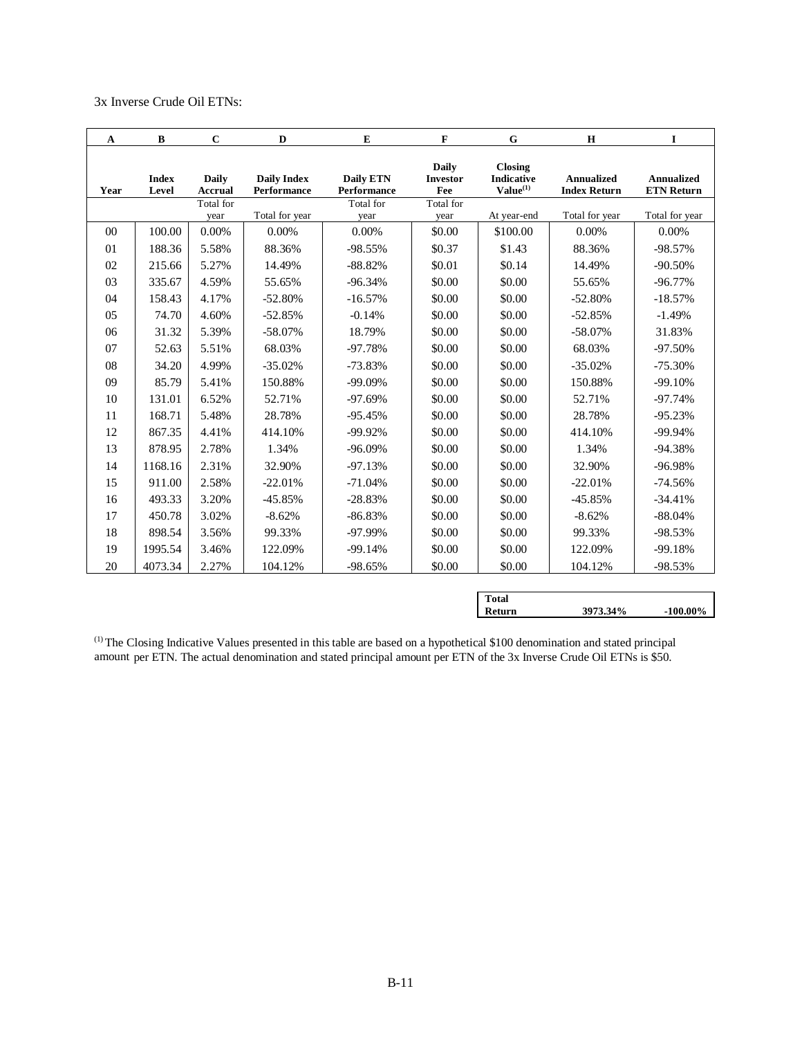3x Inverse Crude Oil ETNs:

| A | B | C | D | E | F | G | H | I |
|---|---|---|---|---|---|---|---|---|
| Year | Index Level | Daily Accrual | Daily Index Performance | Daily ETN Performance | Daily Investor Fee | Closing Indicative Value[(1)] | Annualized Index Return | Annualized ETN Return |
| | | Total for year | Total for year | Total for year | Total for year | At year-end | Total for year | Total for year |
| 00 | 100.00 | 0.00% | 0.00% | 0.00% | $0.00 | $100.00 | 0.00% | 0.00% |
| 01 | 188.36 | 5.58% | 88.36% | -98.55% | $0.37 | $1.43 | 88.36% | -98.57% |
| 02 | 215.66 | 5.27% | 14.49% | -88.82% | $0.01 | $0.14 | 14.49% | -90.50% |
| 03 | 335.67 | 4.59% | 55.65% | -96.34% | $0.00 | $0.00 | 55.65% | -96.77% |
| 04 | 158.43 | 4.17% | -52.80% | -16.57% | $0.00 | $0.00 | -52.80% | -18.57% |
| 05 | 74.70 | 4.60% | -52.85% | -0.14% | $0.00 | $0.00 | -52.85% | -1.49% |
| 06 | 31.32 | 5.39% | -58.07% | 18.79% | $0.00 | $0.00 | -58.07% | 31.83% |
| 07 | 52.63 | 5.51% | 68.03% | -97.78% | $0.00 | $0.00 | 68.03% | -97.50% |
| 08 | 34.20 | 4.99% | -35.02% | -73.83% | $0.00 | $0.00 | -35.02% | -75.30% |
| 09 | 85.79 | 5.41% | 150.88% | -99.09% | $0.00 | $0.00 | 150.88% | -99.10% |
| 10 | 131.01 | 6.52% | 52.71% | -97.69% | $0.00 | $0.00 | 52.71% | -97.74% |
| 11 | 168.71 | 5.48% | 28.78% | -95.45% | $0.00 | $0.00 | 28.78% | -95.23% |
| 12 | 867.35 | 4.41% | 414.10% | -99.92% | $0.00 | $0.00 | 414.10% | -99.94% |
| 13 | 878.95 | 2.78% | 1.34% | -96.09% | $0.00 | $0.00 | 1.34% | -94.38% |
| 14 | 1168.16 | 2.31% | 32.90% | -97.13% | $0.00 | $0.00 | 32.90% | -96.98% |
| 15 | 911.00 | 2.58% | -22.01% | -71.04% | $0.00 | $0.00 | -22.01% | -74.56% |
| 16 | 493.33 | 3.20% | -45.85% | -28.83% | $0.00 | $0.00 | -45.85% | -34.41% |
| 17 | 450.78 | 3.02% | -8.62% | -86.83% | $0.00 | $0.00 | -8.62% | -88.04% |
| 18 | 898.54 | 3.56% | 99.33% | -97.99% | $0.00 | $0.00 | 99.33% | -98.53% |
| 19 | 1995.54 | 3.46% | 122.09% | -99.14% | $0.00 | $0.00 | 122.09% | -99.18% |
| 20 | 4073.34 | 2.27% | 104.12% | -98.65% | $0.00 | $0.00 | 104.12% | -98.53% |

| Total Return | 3973.34% | -100.00% |
|---|---|---|

[(1)] The Closing Indicative Values presented in this table are based on a hypothetical $100 denomination and stated principal amount per ETN. The actual denomination and stated principal amount per ETN of the 3x Inverse Crude Oil ETNs is $50.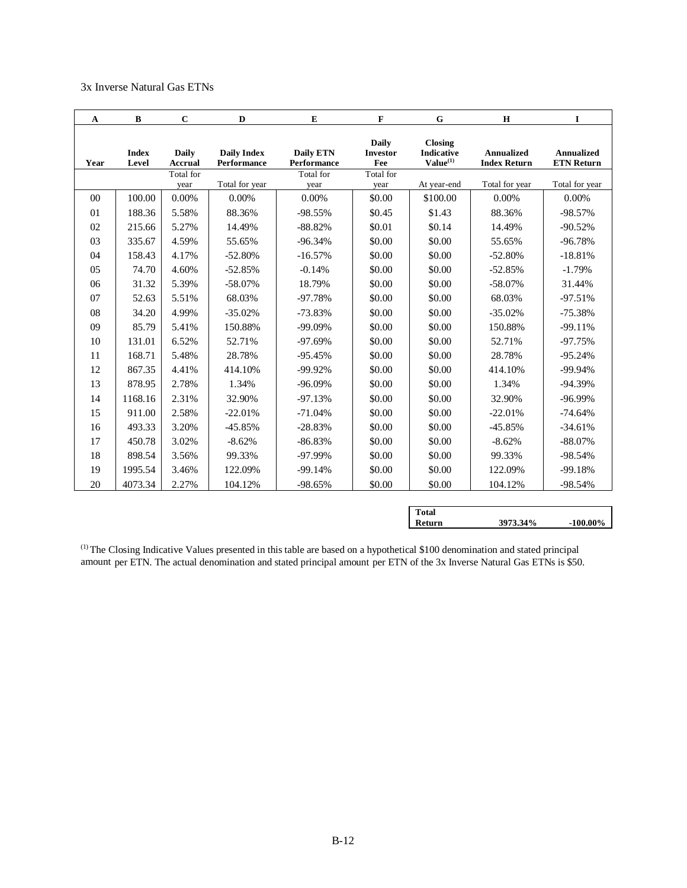3x Inverse Natural Gas ETNs

| A | B | C | D | E | F | G | H | I |
|---|---|---|---|---|---|---|---|---|
| Year | Index Level | Daily Accrual | Daily Index Performance | Daily ETN Performance | Daily Investor Fee | Closing Indicative Value[(1)] | Annualized Index Return | Annualized ETN Return |
| | | Total for year | Total for year | Total for year | Total for year | At year-end | Total for year | Total for year |
| 00 | 100.00 | 0.00% | 0.00% | 0.00% | $0.00 | $100.00 | 0.00% | 0.00% |
| 01 | 188.36 | 5.58% | 88.36% | -98.55% | $0.45 | $1.43 | 88.36% | -98.57% |
| 02 | 215.66 | 5.27% | 14.49% | -88.82% | $0.01 | $0.14 | 14.49% | -90.52% |
| 03 | 335.67 | 4.59% | 55.65% | -96.34% | $0.00 | $0.00 | 55.65% | -96.78% |
| 04 | 158.43 | 4.17% | -52.80% | -16.57% | $0.00 | $0.00 | -52.80% | -18.81% |
| 05 | 74.70 | 4.60% | -52.85% | -0.14% | $0.00 | $0.00 | -52.85% | -1.79% |
| 06 | 31.32 | 5.39% | -58.07% | 18.79% | $0.00 | $0.00 | -58.07% | 31.44% |
| 07 | 52.63 | 5.51% | 68.03% | -97.78% | $0.00 | $0.00 | 68.03% | -97.51% |
| 08 | 34.20 | 4.99% | -35.02% | -73.83% | $0.00 | $0.00 | -35.02% | -75.38% |
| 09 | 85.79 | 5.41% | 150.88% | -99.09% | $0.00 | $0.00 | 150.88% | -99.11% |
| 10 | 131.01 | 6.52% | 52.71% | -97.69% | $0.00 | $0.00 | 52.71% | -97.75% |
| 11 | 168.71 | 5.48% | 28.78% | -95.45% | $0.00 | $0.00 | 28.78% | -95.24% |
| 12 | 867.35 | 4.41% | 414.10% | -99.92% | $0.00 | $0.00 | 414.10% | -99.94% |
| 13 | 878.95 | 2.78% | 1.34% | -96.09% | $0.00 | $0.00 | 1.34% | -94.39% |
| 14 | 1168.16 | 2.31% | 32.90% | -97.13% | $0.00 | $0.00 | 32.90% | -96.99% |
| 15 | 911.00 | 2.58% | -22.01% | -71.04% | $0.00 | $0.00 | -22.01% | -74.64% |
| 16 | 493.33 | 3.20% | -45.85% | -28.83% | $0.00 | $0.00 | -45.85% | -34.61% |
| 17 | 450.78 | 3.02% | -8.62% | -86.83% | $0.00 | $0.00 | -8.62% | -88.07% |
| 18 | 898.54 | 3.56% | 99.33% | -97.99% | $0.00 | $0.00 | 99.33% | -98.54% |
| 19 | 1995.54 | 3.46% | 122.09% | -99.14% | $0.00 | $0.00 | 122.09% | -99.18% |
| 20 | 4073.34 | 2.27% | 104.12% | -98.65% | $0.00 | $0.00 | 104.12% | -98.54% |
| | | | | | | **Total Return** | **3973.34%** | **-100.00%** |

[(1)] The Closing Indicative Values presented in this table are based on a hypothetical $100 denomination and stated principal amount per ETN. The actual denomination and stated principal amount per ETN of the 3x Inverse Natural Gas ETNs is $50.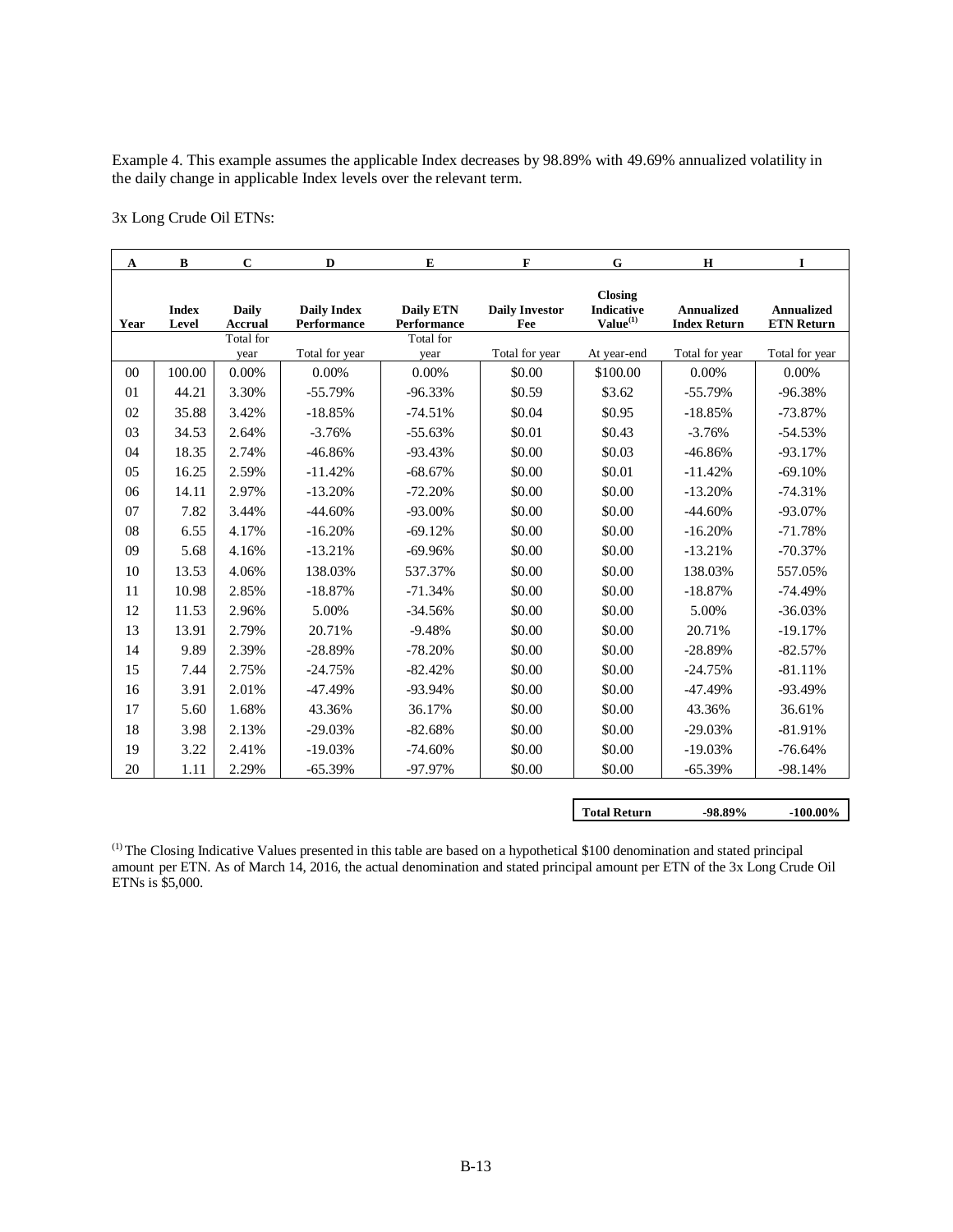Example 4. This example assumes the applicable Index decreases by 98.89% with 49.69% annualized volatility in the daily change in applicable Index levels over the relevant term.

3x Long Crude Oil ETNs:

| A | B | C | D | E | F | G | H | I |
|---|---|---|---|---|---|---|---|---|
| Year | Index Level | Daily Accrual | Daily Index Performance | Daily ETN Performance | Daily Investor Fee | Closing Indicative Value[(1)] | Annualized Index Return | Annualized ETN Return |
| | | Total for year | Total for year | Total for year | Total for year | At year-end | Total for year | Total for year |
| 00 | 100.00 | 0.00% | 0.00% | 0.00% | $0.00 | $100.00 | 0.00% | 0.00% |
| 01 | 44.21 | 3.30% | -55.79% | -96.33% | $0.59 | $3.62 | -55.79% | -96.38% |
| 02 | 35.88 | 3.42% | -18.85% | -74.51% | $0.04 | $0.95 | -18.85% | -73.87% |
| 03 | 34.53 | 2.64% | -3.76% | -55.63% | $0.01 | $0.43 | -3.76% | -54.53% |
| 04 | 18.35 | 2.74% | -46.86% | -93.43% | $0.00 | $0.03 | -46.86% | -93.17% |
| 05 | 16.25 | 2.59% | -11.42% | -68.67% | $0.00 | $0.01 | -11.42% | -69.10% |
| 06 | 14.11 | 2.97% | -13.20% | -72.20% | $0.00 | $0.00 | -13.20% | -74.31% |
| 07 | 7.82 | 3.44% | -44.60% | -93.00% | $0.00 | $0.00 | -44.60% | -93.07% |
| 08 | 6.55 | 4.17% | -16.20% | -69.12% | $0.00 | $0.00 | -16.20% | -71.78% |
| 09 | 5.68 | 4.16% | -13.21% | -69.96% | $0.00 | $0.00 | -13.21% | -70.37% |
| 10 | 13.53 | 4.06% | 138.03% | 537.37% | $0.00 | $0.00 | 138.03% | 557.05% |
| 11 | 10.98 | 2.85% | -18.87% | -71.34% | $0.00 | $0.00 | -18.87% | -74.49% |
| 12 | 11.53 | 2.96% | 5.00% | -34.56% | $0.00 | $0.00 | 5.00% | -36.03% |
| 13 | 13.91 | 2.79% | 20.71% | -9.48% | $0.00 | $0.00 | 20.71% | -19.17% |
| 14 | 9.89 | 2.39% | -28.89% | -78.20% | $0.00 | $0.00 | -28.89% | -82.57% |
| 15 | 7.44 | 2.75% | -24.75% | -82.42% | $0.00 | $0.00 | -24.75% | -81.11% |
| 16 | 3.91 | 2.01% | -47.49% | -93.94% | $0.00 | $0.00 | -47.49% | -93.49% |
| 17 | 5.60 | 1.68% | 43.36% | 36.17% | $0.00 | $0.00 | 43.36% | 36.61% |
| 18 | 3.98 | 2.13% | -29.03% | -82.68% | $0.00 | $0.00 | -29.03% | -81.91% |
| 19 | 3.22 | 2.41% | -19.03% | -74.60% | $0.00 | $0.00 | -19.03% | -76.64% |
| 20 | 1.11 | 2.29% | -65.39% | -97.97% | $0.00 | $0.00 | -65.39% | -98.14% |

| Total Return | -98.89% | -100.00% |
|---|---|---|

(1) The Closing Indicative Values presented in this table are based on a hypothetical $100 denomination and stated principal amount per ETN. As of March 14, 2016, the actual denomination and stated principal amount per ETN of the 3x Long Crude Oil ETNs is $5,000.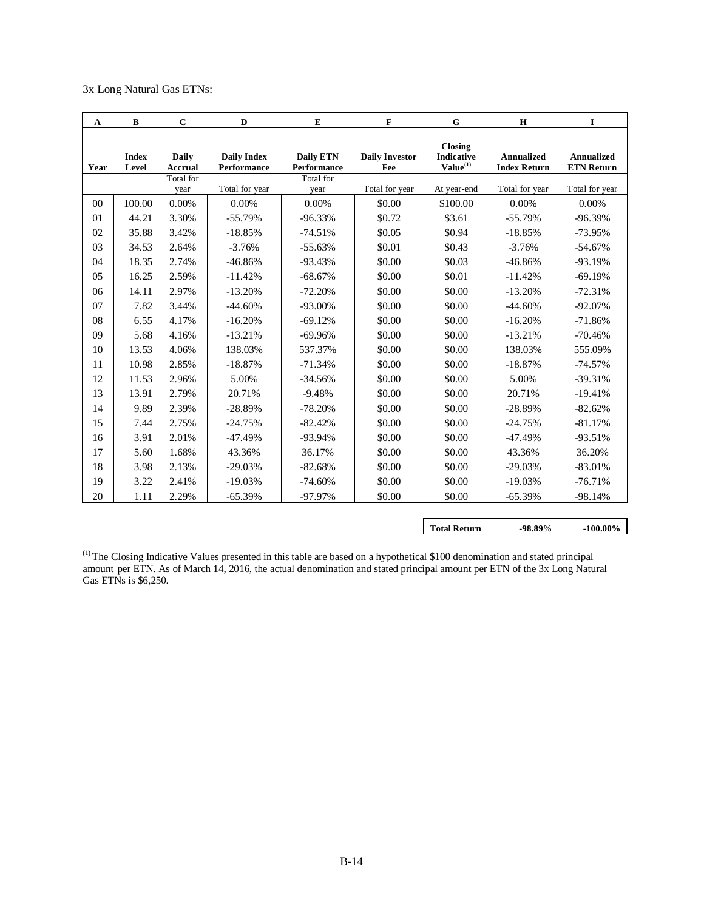3x Long Natural Gas ETNs:

| A | B | C | D | E | F | G | H | I |
|---|---|---|---|---|---|---|---|---|
| Year | Index Level | Daily Accrual | Daily Index Performance | Daily ETN Performance | Daily Investor Fee | Closing Indicative Value[(1)] | Annualized Index Return | Annualized ETN Return |
| | | Total for year | Total for year | Total for year | Total for year | At year-end | Total for year | Total for year |
| 00 | 100.00 | 0.00% | 0.00% | 0.00% | $0.00 | $100.00 | 0.00% | 0.00% |
| 01 | 44.21 | 3.30% | -55.79% | -96.33% | $0.72 | $3.61 | -55.79% | -96.39% |
| 02 | 35.88 | 3.42% | -18.85% | -74.51% | $0.05 | $0.94 | -18.85% | -73.95% |
| 03 | 34.53 | 2.64% | -3.76% | -55.63% | $0.01 | $0.43 | -3.76% | -54.67% |
| 04 | 18.35 | 2.74% | -46.86% | -93.43% | $0.00 | $0.03 | -46.86% | -93.19% |
| 05 | 16.25 | 2.59% | -11.42% | -68.67% | $0.00 | $0.01 | -11.42% | -69.19% |
| 06 | 14.11 | 2.97% | -13.20% | -72.20% | $0.00 | $0.00 | -13.20% | -72.31% |
| 07 | 7.82 | 3.44% | -44.60% | -93.00% | $0.00 | $0.00 | -44.60% | -92.07% |
| 08 | 6.55 | 4.17% | -16.20% | -69.12% | $0.00 | $0.00 | -16.20% | -71.86% |
| 09 | 5.68 | 4.16% | -13.21% | -69.96% | $0.00 | $0.00 | -13.21% | -70.46% |
| 10 | 13.53 | 4.06% | 138.03% | 537.37% | $0.00 | $0.00 | 138.03% | 555.09% |
| 11 | 10.98 | 2.85% | -18.87% | -71.34% | $0.00 | $0.00 | -18.87% | -74.57% |
| 12 | 11.53 | 2.96% | 5.00% | -34.56% | $0.00 | $0.00 | 5.00% | -39.31% |
| 13 | 13.91 | 2.79% | 20.71% | -9.48% | $0.00 | $0.00 | 20.71% | -19.41% |
| 14 | 9.89 | 2.39% | -28.89% | -78.20% | $0.00 | $0.00 | -28.89% | -82.62% |
| 15 | 7.44 | 2.75% | -24.75% | -82.42% | $0.00 | $0.00 | -24.75% | -81.17% |
| 16 | 3.91 | 2.01% | -47.49% | -93.94% | $0.00 | $0.00 | -47.49% | -93.51% |
| 17 | 5.60 | 1.68% | 43.36% | 36.17% | $0.00 | $0.00 | 43.36% | 36.20% |
| 18 | 3.98 | 2.13% | -29.03% | -82.68% | $0.00 | $0.00 | -29.03% | -83.01% |
| 19 | 3.22 | 2.41% | -19.03% | -74.60% | $0.00 | $0.00 | -19.03% | -76.71% |
| 20 | 1.11 | 2.29% | -65.39% | -97.97% | $0.00 | $0.00 | -65.39% | -98.14% |
| | | | | | | **Total Return** | **-98.89%** | **-100.00%** |

(1) The Closing Indicative Values presented in this table are based on a hypothetical $100 denomination and stated principal amount per ETN. As of March 14, 2016, the actual denomination and stated principal amount per ETN of the 3x Long Natural Gas ETNs is $6,250.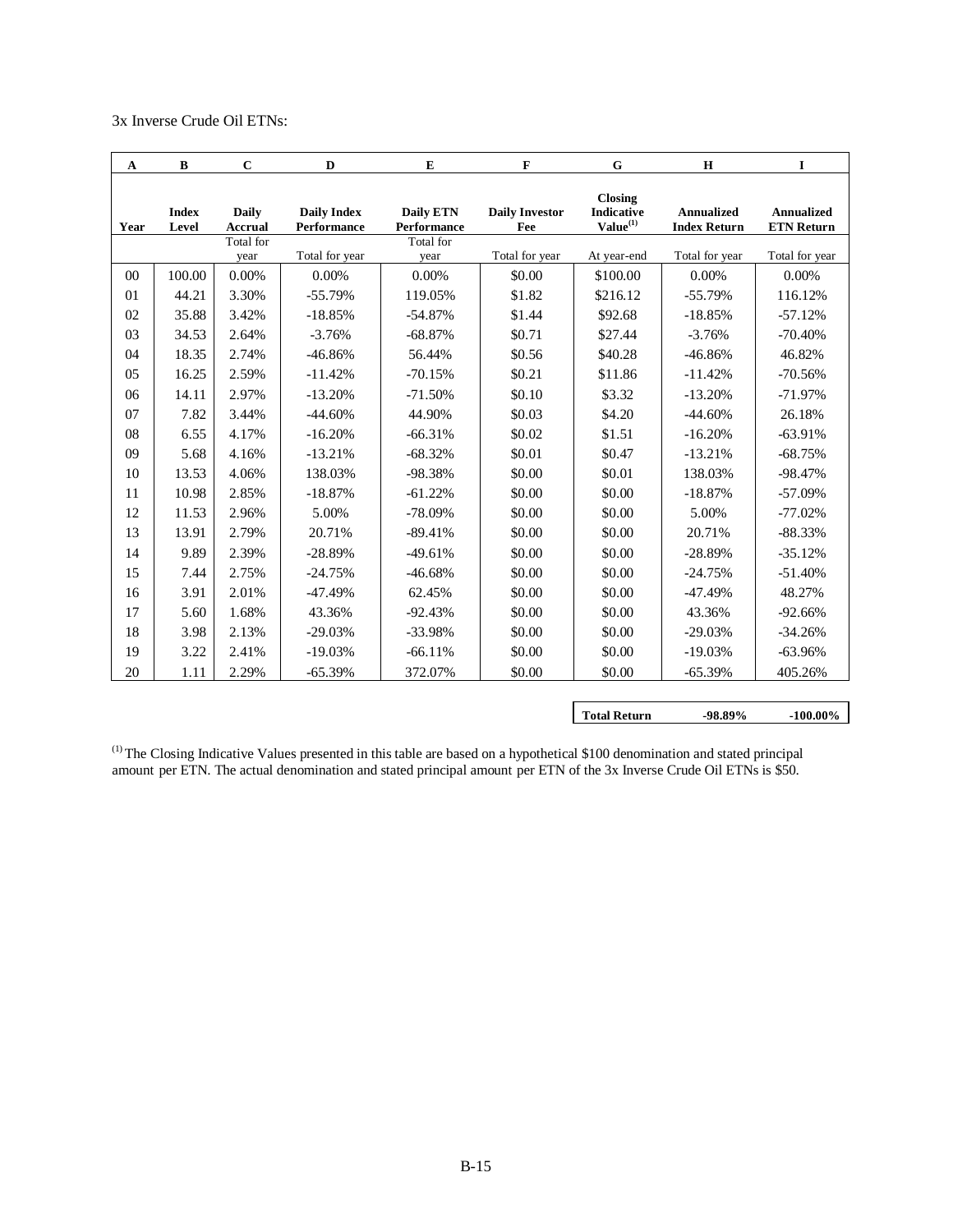3x Inverse Crude Oil ETNs:

| A | B | C | D | E | F | G | H | I |
|---|---|---|---|---|---|---|---|---|
| Year | Index Level | Daily Accrual | Daily Index Performance | Daily ETN Performance | Daily Investor Fee | Closing Indicative Value[(1)] | Annualized Index Return | Annualized ETN Return |
| | | Total for year | Total for year | Total for year | Total for year | At year-end | Total for year | Total for year |
| 00 | 100.00 | 0.00% | 0.00% | 0.00% | $0.00 | $100.00 | 0.00% | 0.00% |
| 01 | 44.21 | 3.30% | -55.79% | 119.05% | $1.82 | $216.12 | -55.79% | 116.12% |
| 02 | 35.88 | 3.42% | -18.85% | -54.87% | $1.44 | $92.68 | -18.85% | -57.12% |
| 03 | 34.53 | 2.64% | -3.76% | -68.87% | $0.71 | $27.44 | -3.76% | -70.40% |
| 04 | 18.35 | 2.74% | -46.86% | 56.44% | $0.56 | $40.28 | -46.86% | 46.82% |
| 05 | 16.25 | 2.59% | -11.42% | -70.15% | $0.21 | $11.86 | -11.42% | -70.56% |
| 06 | 14.11 | 2.97% | -13.20% | -71.50% | $0.10 | $3.32 | -13.20% | -71.97% |
| 07 | 7.82 | 3.44% | -44.60% | 44.90% | $0.03 | $4.20 | -44.60% | 26.18% |
| 08 | 6.55 | 4.17% | -16.20% | -66.31% | $0.02 | $1.51 | -16.20% | -63.91% |
| 09 | 5.68 | 4.16% | -13.21% | -68.32% | $0.01 | $0.47 | -13.21% | -68.75% |
| 10 | 13.53 | 4.06% | 138.03% | -98.38% | $0.00 | $0.01 | 138.03% | -98.47% |
| 11 | 10.98 | 2.85% | -18.87% | -61.22% | $0.00 | $0.00 | -18.87% | -57.09% |
| 12 | 11.53 | 2.96% | 5.00% | -78.09% | $0.00 | $0.00 | 5.00% | -77.02% |
| 13 | 13.91 | 2.79% | 20.71% | -89.41% | $0.00 | $0.00 | 20.71% | -88.33% |
| 14 | 9.89 | 2.39% | -28.89% | -49.61% | $0.00 | $0.00 | -28.89% | -35.12% |
| 15 | 7.44 | 2.75% | -24.75% | -46.68% | $0.00 | $0.00 | -24.75% | -51.40% |
| 16 | 3.91 | 2.01% | -47.49% | 62.45% | $0.00 | $0.00 | -47.49% | 48.27% |
| 17 | 5.60 | 1.68% | 43.36% | -92.43% | $0.00 | $0.00 | 43.36% | -92.66% |
| 18 | 3.98 | 2.13% | -29.03% | -33.98% | $0.00 | $0.00 | -29.03% | -34.26% |
| 19 | 3.22 | 2.41% | -19.03% | -66.11% | $0.00 | $0.00 | -19.03% | -63.96% |
| 20 | 1.11 | 2.29% | -65.39% | 372.07% | $0.00 | $0.00 | -65.39% | 405.26% |

| Total Return | -98.89% | -100.00% |
|---|---|---|

(1) The Closing Indicative Values presented in this table are based on a hypothetical $100 denomination and stated principal amount per ETN. The actual denomination and stated principal amount per ETN of the 3x Inverse Crude Oil ETNs is $50.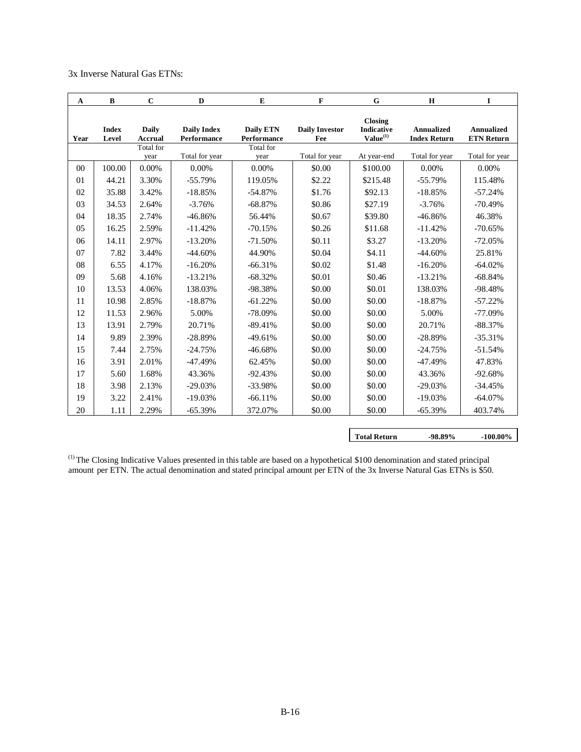3x Inverse Natural Gas ETNs:

| A | B | C | D | E | F | G | H | I |
|---|---|---|---|---|---|---|---|---|
| Year | Index Level | Daily Accrual | Daily Index Performance | Daily ETN Performance | Daily Investor Fee | Closing Indicative Value[(1)] | Annualized Index Return | Annualized ETN Return |
| | | Total for year | Total for year | Total for year | Total for year | At year-end | Total for year | Total for year |
| 00 | 100.00 | 0.00% | 0.00% | 0.00% | $0.00 | $100.00 | 0.00% | 0.00% |
| 01 | 44.21 | 3.30% | -55.79% | 119.05% | $2.22 | $215.48 | -55.79% | 115.48% |
| 02 | 35.88 | 3.42% | -18.85% | -54.87% | $1.76 | $92.13 | -18.85% | -57.24% |
| 03 | 34.53 | 2.64% | -3.76% | -68.87% | $0.86 | $27.19 | -3.76% | -70.49% |
| 04 | 18.35 | 2.74% | -46.86% | 56.44% | $0.67 | $39.80 | -46.86% | 46.38% |
| 05 | 16.25 | 2.59% | -11.42% | -70.15% | $0.26 | $11.68 | -11.42% | -70.65% |
| 06 | 14.11 | 2.97% | -13.20% | -71.50% | $0.11 | $3.27 | -13.20% | -72.05% |
| 07 | 7.82 | 3.44% | -44.60% | 44.90% | $0.04 | $4.11 | -44.60% | 25.81% |
| 08 | 6.55 | 4.17% | -16.20% | -66.31% | $0.02 | $1.48 | -16.20% | -64.02% |
| 09 | 5.68 | 4.16% | -13.21% | -68.32% | $0.01 | $0.46 | -13.21% | -68.84% |
| 10 | 13.53 | 4.06% | 138.03% | -98.38% | $0.00 | $0.01 | 138.03% | -98.48% |
| 11 | 10.98 | 2.85% | -18.87% | -61.22% | $0.00 | $0.00 | -18.87% | -57.22% |
| 12 | 11.53 | 2.96% | 5.00% | -78.09% | $0.00 | $0.00 | 5.00% | -77.09% |
| 13 | 13.91 | 2.79% | 20.71% | -89.41% | $0.00 | $0.00 | 20.71% | -88.37% |
| 14 | 9.89 | 2.39% | -28.89% | -49.61% | $0.00 | $0.00 | -28.89% | -35.31% |
| 15 | 7.44 | 2.75% | -24.75% | -46.68% | $0.00 | $0.00 | -24.75% | -51.54% |
| 16 | 3.91 | 2.01% | -47.49% | 62.45% | $0.00 | $0.00 | -47.49% | 47.83% |
| 17 | 5.60 | 1.68% | 43.36% | -92.43% | $0.00 | $0.00 | 43.36% | -92.68% |
| 18 | 3.98 | 2.13% | -29.03% | -33.98% | $0.00 | $0.00 | -29.03% | -34.45% |
| 19 | 3.22 | 2.41% | -19.03% | -66.11% | $0.00 | $0.00 | -19.03% | -64.07% |
| 20 | 1.11 | 2.29% | -65.39% | 372.07% | $0.00 | $0.00 | -65.39% | 403.74% |
| | | | | | | **Total Return** | **-98.89%** | **-100.00%** |

[(1)] The Closing Indicative Values presented in this table are based on a hypothetical $100 denomination and stated principal amount per ETN. The actual denomination and stated principal amount per ETN of the 3x Inverse Natural Gas ETNs is $50.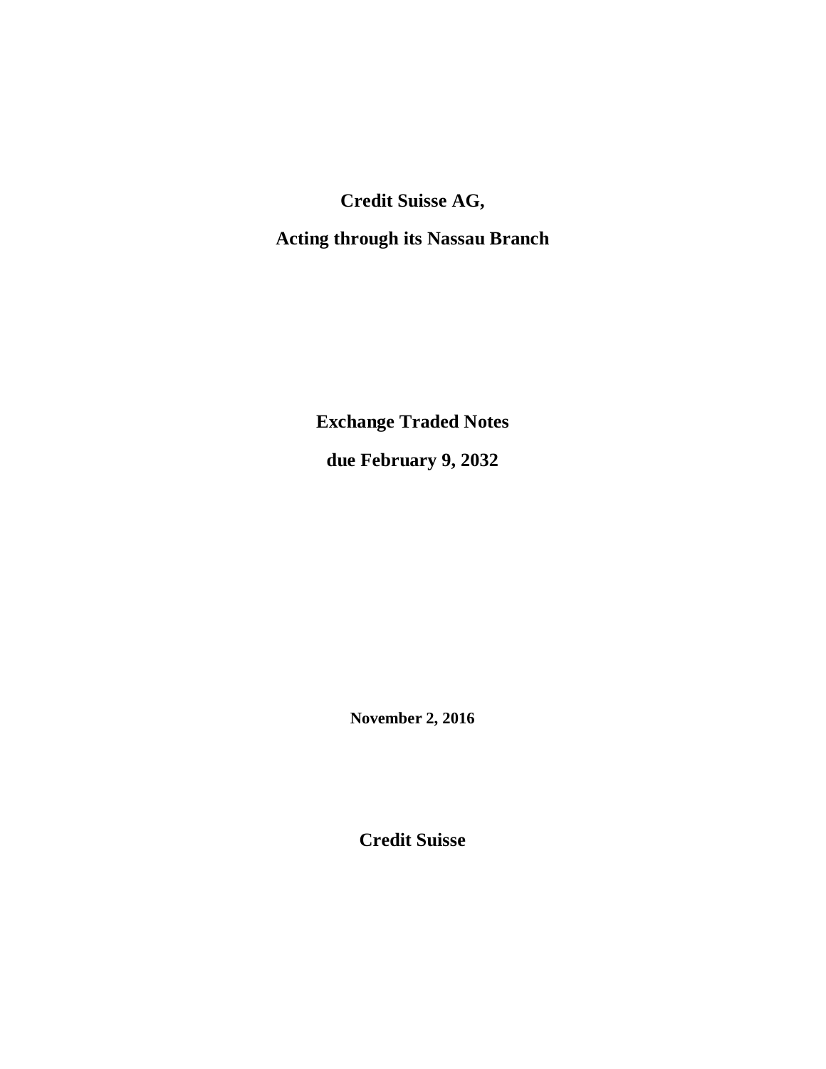**Credit Suisse AG,**

**Acting through its Nassau Branch**

**Exchange Traded Notes**

**due February 9, 2032**

**November 2, 2016**

**Credit Suisse**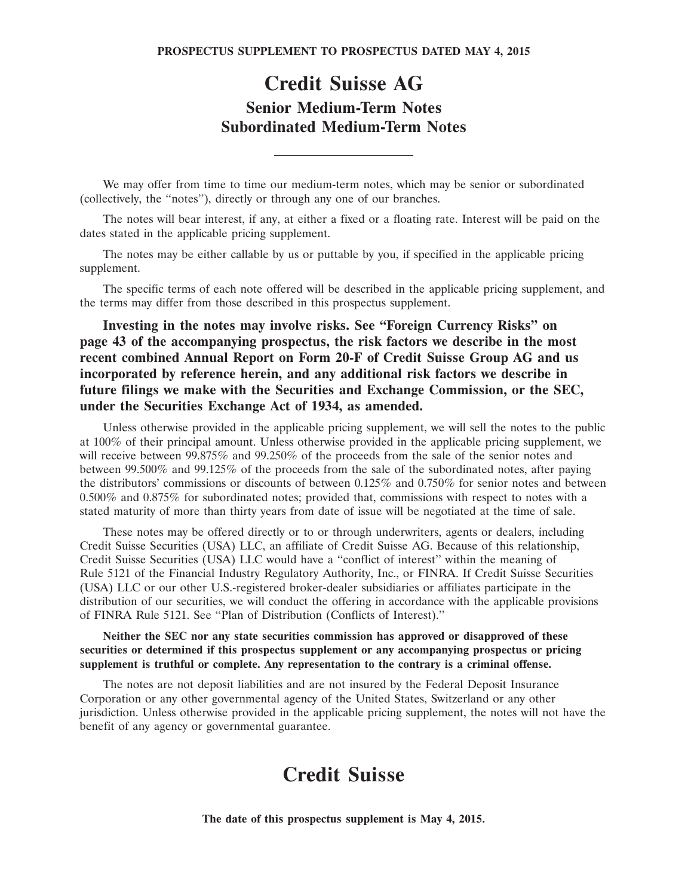**PROSPECTUS SUPPLEMENT TO PROSPECTUS DATED MAY 4, 2015**

# Credit Suisse AG

## Senior Medium-Term Notes
## Subordinated Medium-Term Notes

---

We may offer from time to time our medium-term notes, which may be senior or subordinated (collectively, the "notes"), directly or through any one of our branches.

The notes will bear interest, if any, at either a fixed or a floating rate. Interest will be paid on the dates stated in the applicable pricing supplement.

The notes may be either callable by us or puttable by you, if specified in the applicable pricing supplement.

The specific terms of each note offered will be described in the applicable pricing supplement, and the terms may differ from those described in this prospectus supplement.

**Investing in the notes may involve risks. See "Foreign Currency Risks" on page 43 of the accompanying prospectus, the risk factors we describe in the most recent combined Annual Report on Form 20-F of Credit Suisse Group AG and us incorporated by reference herein, and any additional risk factors we describe in future filings we make with the Securities and Exchange Commission, or the SEC, under the Securities Exchange Act of 1934, as amended.**

Unless otherwise provided in the applicable pricing supplement, we will sell the notes to the public at 100% of their principal amount. Unless otherwise provided in the applicable pricing supplement, we will receive between 99.875% and 99.250% of the proceeds from the sale of the senior notes and between 99.500% and 99.125% of the proceeds from the sale of the subordinated notes, after paying the distributors' commissions or discounts of between 0.125% and 0.750% for senior notes and between 0.500% and 0.875% for subordinated notes; provided that, commissions with respect to notes with a stated maturity of more than thirty years from date of issue will be negotiated at the time of sale.

These notes may be offered directly or to or through underwriters, agents or dealers, including Credit Suisse Securities (USA) LLC, an affiliate of Credit Suisse AG. Because of this relationship, Credit Suisse Securities (USA) LLC would have a "conflict of interest" within the meaning of Rule 5121 of the Financial Industry Regulatory Authority, Inc., or FINRA. If Credit Suisse Securities (USA) LLC or our other U.S.-registered broker-dealer subsidiaries or affiliates participate in the distribution of our securities, we will conduct the offering in accordance with the applicable provisions of FINRA Rule 5121. See "Plan of Distribution (Conflicts of Interest)."

**Neither the SEC nor any state securities commission has approved or disapproved of these securities or determined if this prospectus supplement or any accompanying prospectus or pricing supplement is truthful or complete. Any representation to the contrary is a criminal offense.**

The notes are not deposit liabilities and are not insured by the Federal Deposit Insurance Corporation or any other governmental agency of the United States, Switzerland or any other jurisdiction. Unless otherwise provided in the applicable pricing supplement, the notes will not have the benefit of any agency or governmental guarantee.

# Credit Suisse

**The date of this prospectus supplement is May 4, 2015.**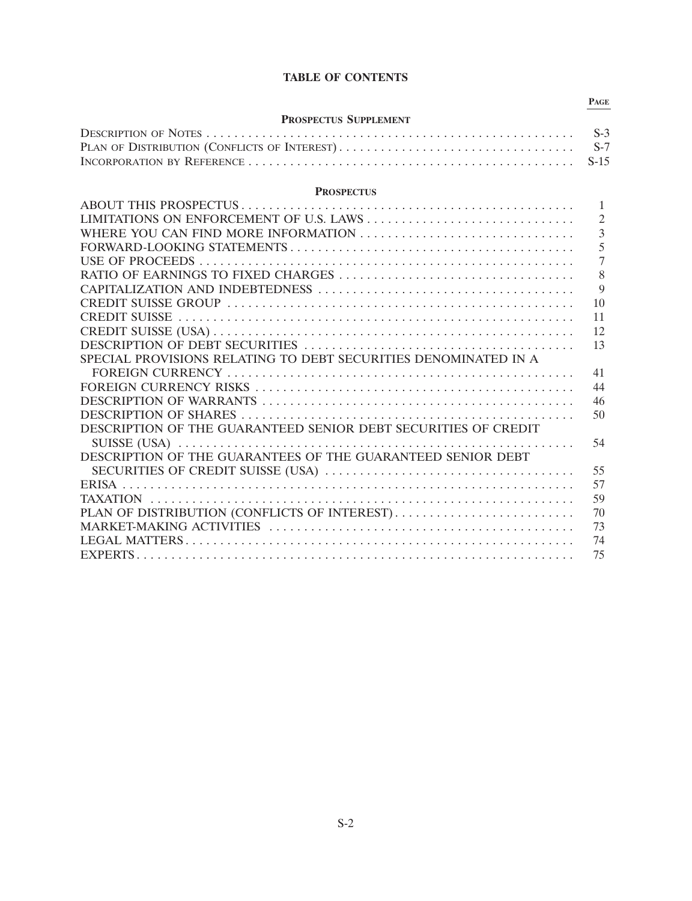# TABLE OF CONTENTS

| | Page |
|---|---|
| **Prospectus Supplement** | |
| Description of Notes | S-3 |
| Plan of Distribution (Conflicts of Interest) | S-7 |
| Incorporation by Reference | S-15 |
| **Prospectus** | |
| ABOUT THIS PROSPECTUS | 1 |
| LIMITATIONS ON ENFORCEMENT OF U.S. LAWS | 2 |
| WHERE YOU CAN FIND MORE INFORMATION | 3 |
| FORWARD-LOOKING STATEMENTS | 5 |
| USE OF PROCEEDS | 7 |
| RATIO OF EARNINGS TO FIXED CHARGES | 8 |
| CAPITALIZATION AND INDEBTEDNESS | 9 |
| CREDIT SUISSE GROUP | 10 |
| CREDIT SUISSE | 11 |
| CREDIT SUISSE (USA) | 12 |
| DESCRIPTION OF DEBT SECURITIES | 13 |
| SPECIAL PROVISIONS RELATING TO DEBT SECURITIES DENOMINATED IN A FOREIGN CURRENCY | 41 |
| FOREIGN CURRENCY RISKS | 44 |
| DESCRIPTION OF WARRANTS | 46 |
| DESCRIPTION OF SHARES | 50 |
| DESCRIPTION OF THE GUARANTEED SENIOR DEBT SECURITIES OF CREDIT SUISSE (USA) | 54 |
| DESCRIPTION OF THE GUARANTEES OF THE GUARANTEED SENIOR DEBT SECURITIES OF CREDIT SUISSE (USA) | 55 |
| ERISA | 57 |
| TAXATION | 59 |
| PLAN OF DISTRIBUTION (CONFLICTS OF INTEREST) | 70 |
| MARKET-MAKING ACTIVITIES | 73 |
| LEGAL MATTERS | 74 |
| EXPERTS | 75 |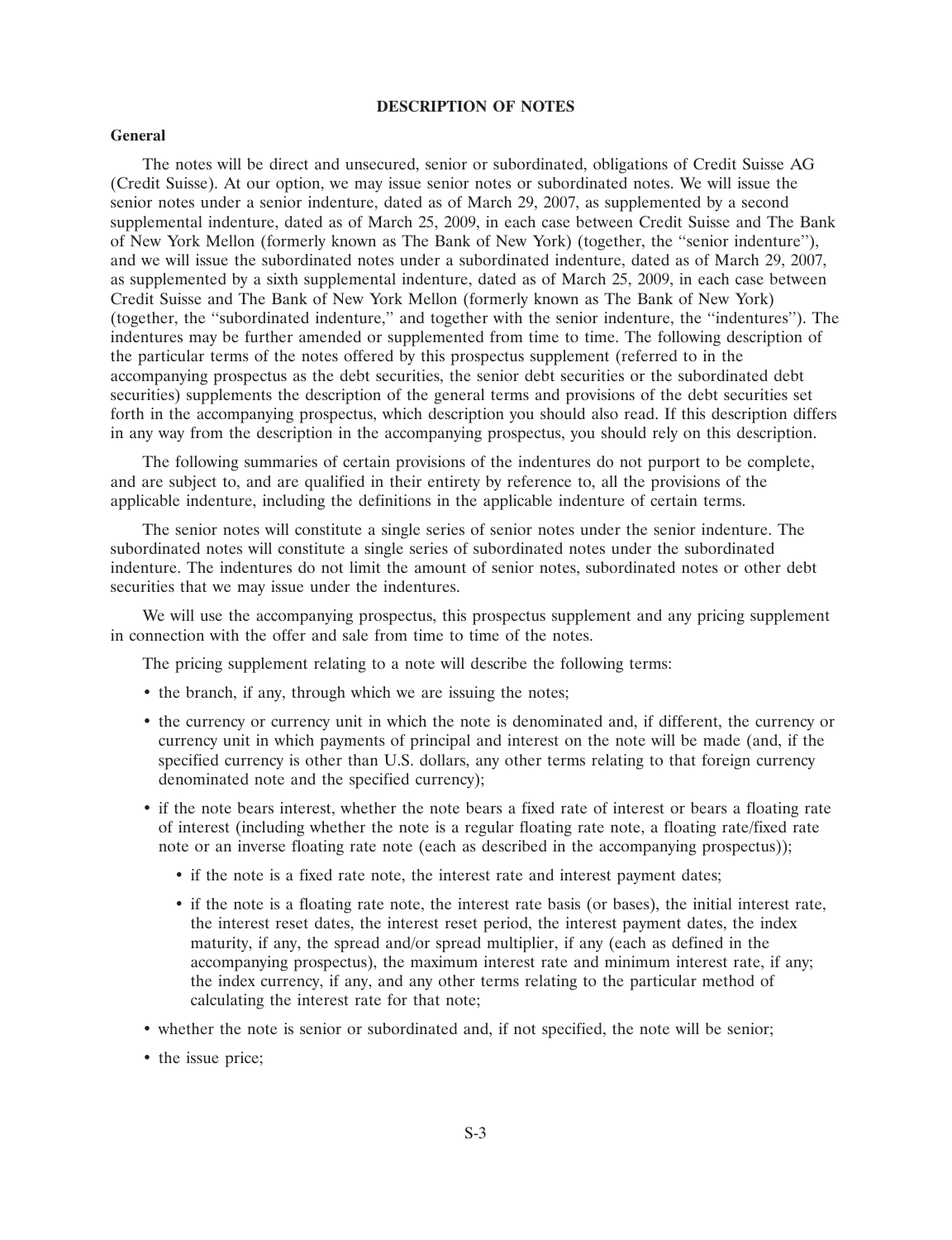## DESCRIPTION OF NOTES

### General

The notes will be direct and unsecured, senior or subordinated, obligations of Credit Suisse AG (Credit Suisse). At our option, we may issue senior notes or subordinated notes. We will issue the senior notes under a senior indenture, dated as of March 29, 2007, as supplemented by a second supplemental indenture, dated as of March 25, 2009, in each case between Credit Suisse and The Bank of New York Mellon (formerly known as The Bank of New York) (together, the ''senior indenture''), and we will issue the subordinated notes under a subordinated indenture, dated as of March 29, 2007, as supplemented by a sixth supplemental indenture, dated as of March 25, 2009, in each case between Credit Suisse and The Bank of New York Mellon (formerly known as The Bank of New York) (together, the ''subordinated indenture,'' and together with the senior indenture, the ''indentures''). The indentures may be further amended or supplemented from time to time. The following description of the particular terms of the notes offered by this prospectus supplement (referred to in the accompanying prospectus as the debt securities, the senior debt securities or the subordinated debt securities) supplements the description of the general terms and provisions of the debt securities set forth in the accompanying prospectus, which description you should also read. If this description differs in any way from the description in the accompanying prospectus, you should rely on this description.

The following summaries of certain provisions of the indentures do not purport to be complete, and are subject to, and are qualified in their entirety by reference to, all the provisions of the applicable indenture, including the definitions in the applicable indenture of certain terms.

The senior notes will constitute a single series of senior notes under the senior indenture. The subordinated notes will constitute a single series of subordinated notes under the subordinated indenture. The indentures do not limit the amount of senior notes, subordinated notes or other debt securities that we may issue under the indentures.

We will use the accompanying prospectus, this prospectus supplement and any pricing supplement in connection with the offer and sale from time to time of the notes.

The pricing supplement relating to a note will describe the following terms:

- the branch, if any, through which we are issuing the notes;
- the currency or currency unit in which the note is denominated and, if different, the currency or currency unit in which payments of principal and interest on the note will be made (and, if the specified currency is other than U.S. dollars, any other terms relating to that foreign currency denominated note and the specified currency);
- if the note bears interest, whether the note bears a fixed rate of interest or bears a floating rate of interest (including whether the note is a regular floating rate note, a floating rate/fixed rate note or an inverse floating rate note (each as described in the accompanying prospectus));
  - if the note is a fixed rate note, the interest rate and interest payment dates;
  - if the note is a floating rate note, the interest rate basis (or bases), the initial interest rate, the interest reset dates, the interest reset period, the interest payment dates, the index maturity, if any, the spread and/or spread multiplier, if any (each as defined in the accompanying prospectus), the maximum interest rate and minimum interest rate, if any; the index currency, if any, and any other terms relating to the particular method of calculating the interest rate for that note;
- whether the note is senior or subordinated and, if not specified, the note will be senior;
- the issue price;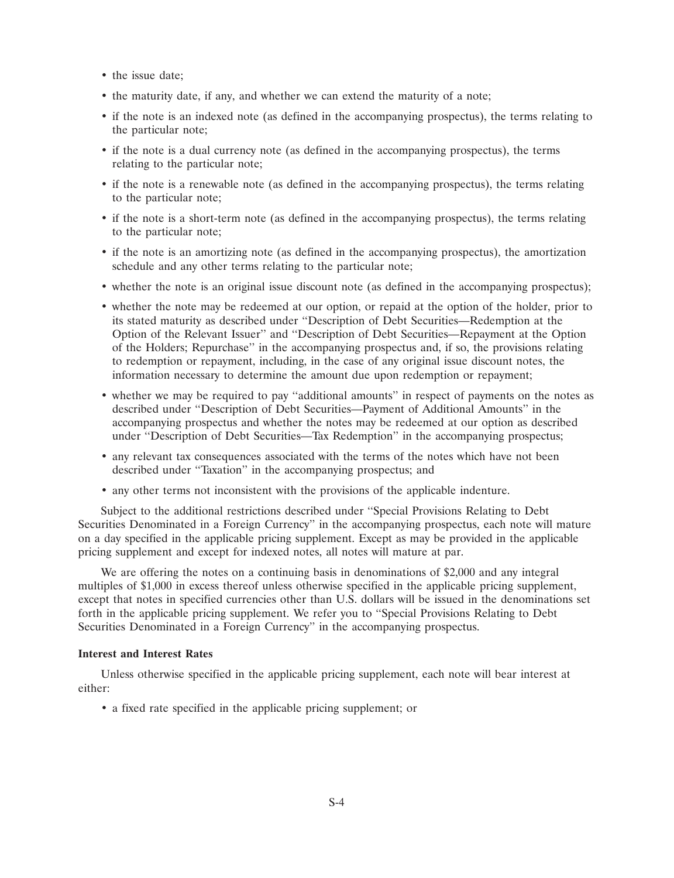- the issue date;
- the maturity date, if any, and whether we can extend the maturity of a note;
- if the note is an indexed note (as defined in the accompanying prospectus), the terms relating to the particular note;
- if the note is a dual currency note (as defined in the accompanying prospectus), the terms relating to the particular note;
- if the note is a renewable note (as defined in the accompanying prospectus), the terms relating to the particular note;
- if the note is a short-term note (as defined in the accompanying prospectus), the terms relating to the particular note;
- if the note is an amortizing note (as defined in the accompanying prospectus), the amortization schedule and any other terms relating to the particular note;
- whether the note is an original issue discount note (as defined in the accompanying prospectus);
- whether the note may be redeemed at our option, or repaid at the option of the holder, prior to its stated maturity as described under "Description of Debt Securities—Redemption at the Option of the Relevant Issuer" and "Description of Debt Securities—Repayment at the Option of the Holders; Repurchase" in the accompanying prospectus and, if so, the provisions relating to redemption or repayment, including, in the case of any original issue discount notes, the information necessary to determine the amount due upon redemption or repayment;
- whether we may be required to pay "additional amounts" in respect of payments on the notes as described under "Description of Debt Securities—Payment of Additional Amounts" in the accompanying prospectus and whether the notes may be redeemed at our option as described under "Description of Debt Securities—Tax Redemption" in the accompanying prospectus;
- any relevant tax consequences associated with the terms of the notes which have not been described under "Taxation" in the accompanying prospectus; and
- any other terms not inconsistent with the provisions of the applicable indenture.

Subject to the additional restrictions described under "Special Provisions Relating to Debt Securities Denominated in a Foreign Currency" in the accompanying prospectus, each note will mature on a day specified in the applicable pricing supplement. Except as may be provided in the applicable pricing supplement and except for indexed notes, all notes will mature at par.

We are offering the notes on a continuing basis in denominations of $2,000 and any integral multiples of $1,000 in excess thereof unless otherwise specified in the applicable pricing supplement, except that notes in specified currencies other than U.S. dollars will be issued in the denominations set forth in the applicable pricing supplement. We refer you to "Special Provisions Relating to Debt Securities Denominated in a Foreign Currency" in the accompanying prospectus.

**Interest and Interest Rates**

Unless otherwise specified in the applicable pricing supplement, each note will bear interest at either:

- a fixed rate specified in the applicable pricing supplement; or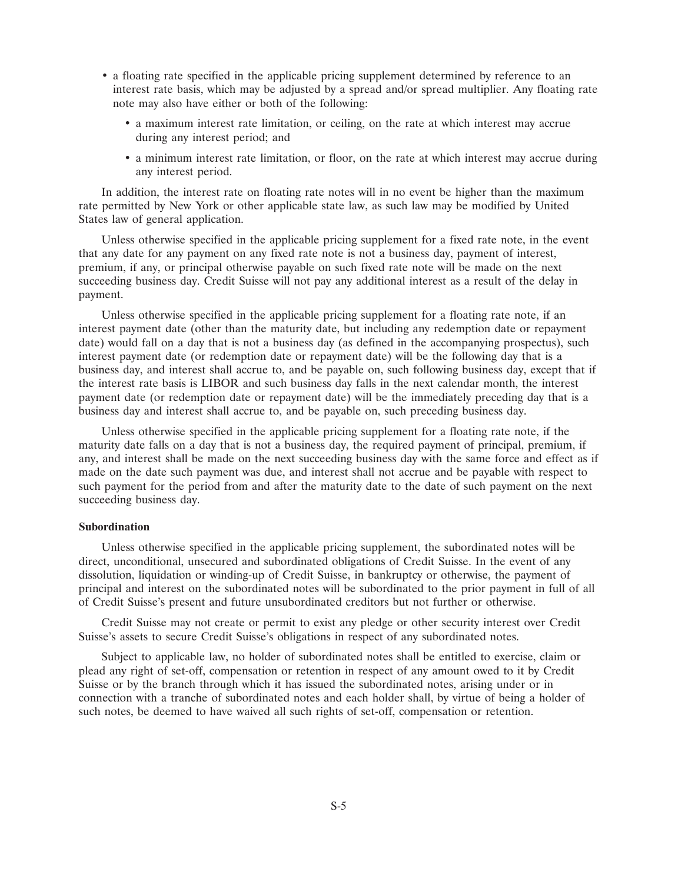- a floating rate specified in the applicable pricing supplement determined by reference to an interest rate basis, which may be adjusted by a spread and/or spread multiplier. Any floating rate note may also have either or both of the following:
  - a maximum interest rate limitation, or ceiling, on the rate at which interest may accrue during any interest period; and
  - a minimum interest rate limitation, or floor, on the rate at which interest may accrue during any interest period.

In addition, the interest rate on floating rate notes will in no event be higher than the maximum rate permitted by New York or other applicable state law, as such law may be modified by United States law of general application.

Unless otherwise specified in the applicable pricing supplement for a fixed rate note, in the event that any date for any payment on any fixed rate note is not a business day, payment of interest, premium, if any, or principal otherwise payable on such fixed rate note will be made on the next succeeding business day. Credit Suisse will not pay any additional interest as a result of the delay in payment.

Unless otherwise specified in the applicable pricing supplement for a floating rate note, if an interest payment date (other than the maturity date, but including any redemption date or repayment date) would fall on a day that is not a business day (as defined in the accompanying prospectus), such interest payment date (or redemption date or repayment date) will be the following day that is a business day, and interest shall accrue to, and be payable on, such following business day, except that if the interest rate basis is LIBOR and such business day falls in the next calendar month, the interest payment date (or redemption date or repayment date) will be the immediately preceding day that is a business day and interest shall accrue to, and be payable on, such preceding business day.

Unless otherwise specified in the applicable pricing supplement for a floating rate note, if the maturity date falls on a day that is not a business day, the required payment of principal, premium, if any, and interest shall be made on the next succeeding business day with the same force and effect as if made on the date such payment was due, and interest shall not accrue and be payable with respect to such payment for the period from and after the maturity date to the date of such payment on the next succeeding business day.

**Subordination**

Unless otherwise specified in the applicable pricing supplement, the subordinated notes will be direct, unconditional, unsecured and subordinated obligations of Credit Suisse. In the event of any dissolution, liquidation or winding-up of Credit Suisse, in bankruptcy or otherwise, the payment of principal and interest on the subordinated notes will be subordinated to the prior payment in full of all of Credit Suisse's present and future unsubordinated creditors but not further or otherwise.

Credit Suisse may not create or permit to exist any pledge or other security interest over Credit Suisse's assets to secure Credit Suisse's obligations in respect of any subordinated notes.

Subject to applicable law, no holder of subordinated notes shall be entitled to exercise, claim or plead any right of set-off, compensation or retention in respect of any amount owed to it by Credit Suisse or by the branch through which it has issued the subordinated notes, arising under or in connection with a tranche of subordinated notes and each holder shall, by virtue of being a holder of such notes, be deemed to have waived all such rights of set-off, compensation or retention.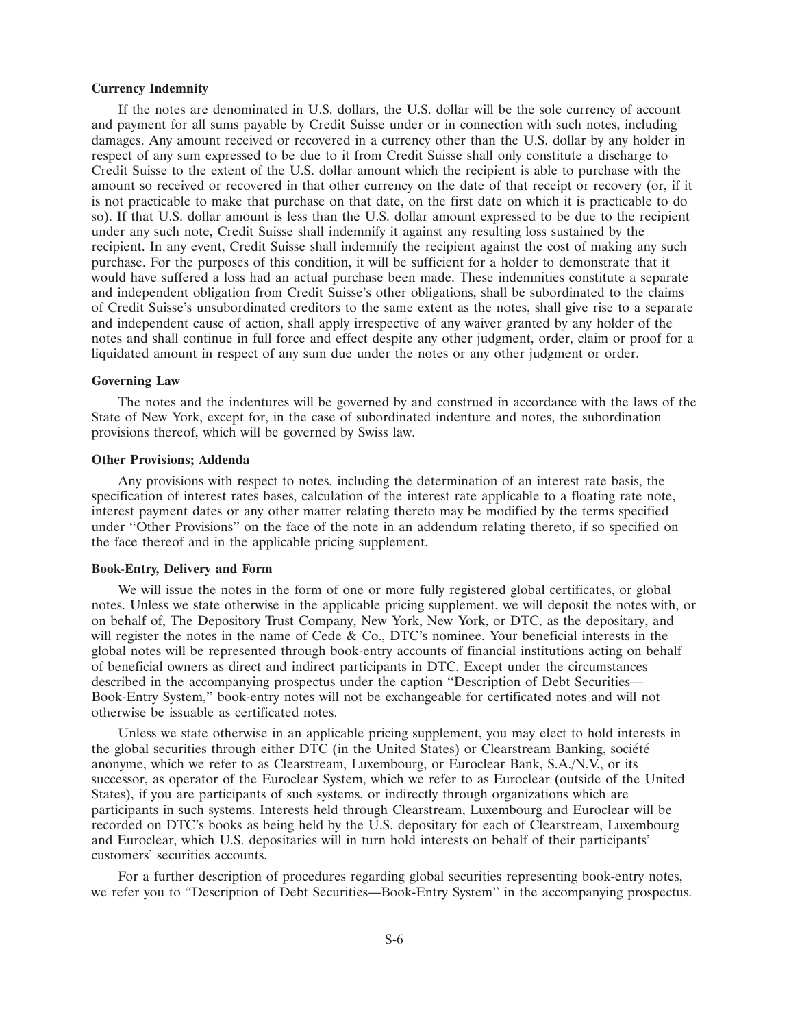**Currency Indemnity**

If the notes are denominated in U.S. dollars, the U.S. dollar will be the sole currency of account and payment for all sums payable by Credit Suisse under or in connection with such notes, including damages. Any amount received or recovered in a currency other than the U.S. dollar by any holder in respect of any sum expressed to be due to it from Credit Suisse shall only constitute a discharge to Credit Suisse to the extent of the U.S. dollar amount which the recipient is able to purchase with the amount so received or recovered in that other currency on the date of that receipt or recovery (or, if it is not practicable to make that purchase on that date, on the first date on which it is practicable to do so). If that U.S. dollar amount is less than the U.S. dollar amount expressed to be due to the recipient under any such note, Credit Suisse shall indemnify it against any resulting loss sustained by the recipient. In any event, Credit Suisse shall indemnify the recipient against the cost of making any such purchase. For the purposes of this condition, it will be sufficient for a holder to demonstrate that it would have suffered a loss had an actual purchase been made. These indemnities constitute a separate and independent obligation from Credit Suisse's other obligations, shall be subordinated to the claims of Credit Suisse's unsubordinated creditors to the same extent as the notes, shall give rise to a separate and independent cause of action, shall apply irrespective of any waiver granted by any holder of the notes and shall continue in full force and effect despite any other judgment, order, claim or proof for a liquidated amount in respect of any sum due under the notes or any other judgment or order.

**Governing Law**

The notes and the indentures will be governed by and construed in accordance with the laws of the State of New York, except for, in the case of subordinated indenture and notes, the subordination provisions thereof, which will be governed by Swiss law.

**Other Provisions; Addenda**

Any provisions with respect to notes, including the determination of an interest rate basis, the specification of interest rates bases, calculation of the interest rate applicable to a floating rate note, interest payment dates or any other matter relating thereto may be modified by the terms specified under "Other Provisions" on the face of the note in an addendum relating thereto, if so specified on the face thereof and in the applicable pricing supplement.

**Book-Entry, Delivery and Form**

We will issue the notes in the form of one or more fully registered global certificates, or global notes. Unless we state otherwise in the applicable pricing supplement, we will deposit the notes with, or on behalf of, The Depository Trust Company, New York, New York, or DTC, as the depositary, and will register the notes in the name of Cede & Co., DTC's nominee. Your beneficial interests in the global notes will be represented through book-entry accounts of financial institutions acting on behalf of beneficial owners as direct and indirect participants in DTC. Except under the circumstances described in the accompanying prospectus under the caption "Description of Debt Securities—Book-Entry System," book-entry notes will not be exchangeable for certificated notes and will not otherwise be issuable as certificated notes.

Unless we state otherwise in an applicable pricing supplement, you may elect to hold interests in the global securities through either DTC (in the United States) or Clearstream Banking, société anonyme, which we refer to as Clearstream, Luxembourg, or Euroclear Bank, S.A./N.V., or its successor, as operator of the Euroclear System, which we refer to as Euroclear (outside of the United States), if you are participants of such systems, or indirectly through organizations which are participants in such systems. Interests held through Clearstream, Luxembourg and Euroclear will be recorded on DTC's books as being held by the U.S. depositary for each of Clearstream, Luxembourg and Euroclear, which U.S. depositaries will in turn hold interests on behalf of their participants' customers' securities accounts.

For a further description of procedures regarding global securities representing book-entry notes, we refer you to "Description of Debt Securities—Book-Entry System" in the accompanying prospectus.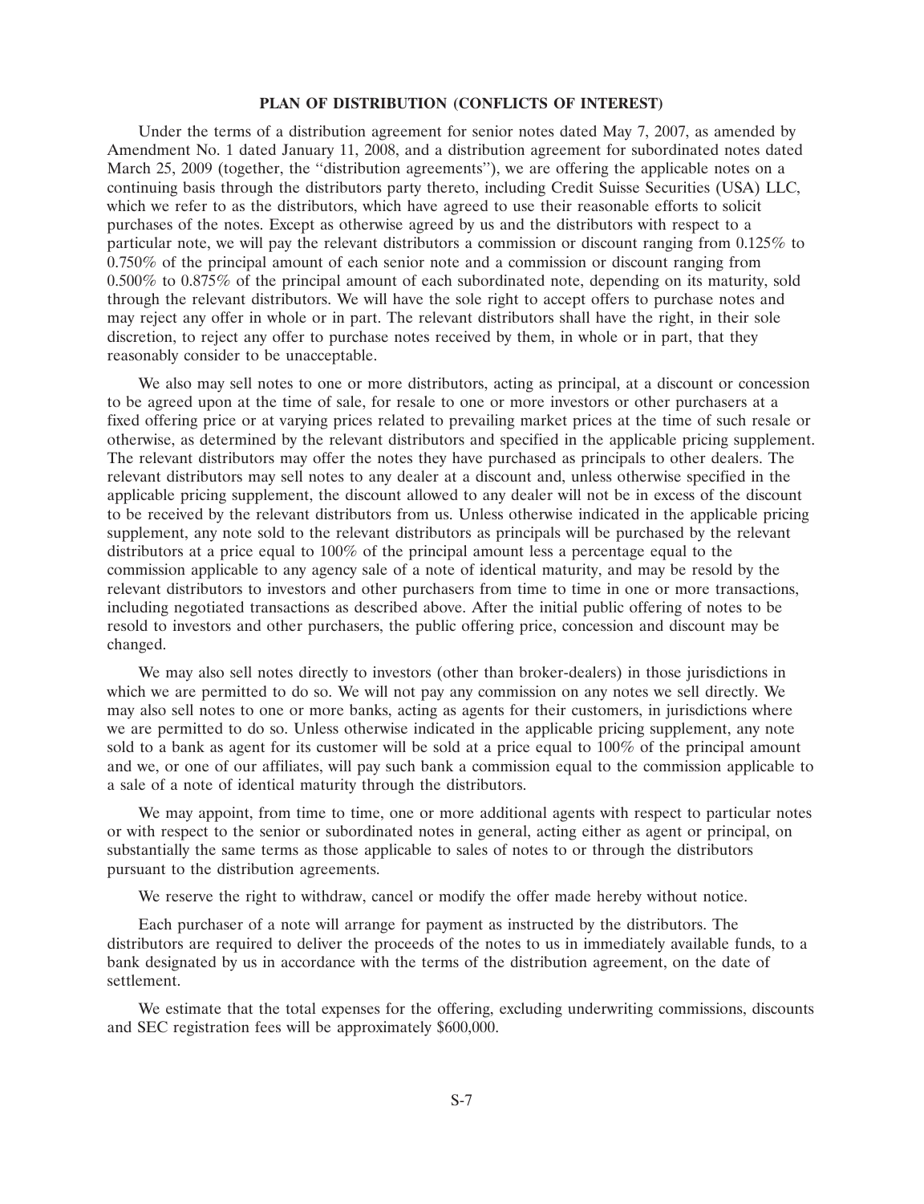## PLAN OF DISTRIBUTION (CONFLICTS OF INTEREST)

Under the terms of a distribution agreement for senior notes dated May 7, 2007, as amended by Amendment No. 1 dated January 11, 2008, and a distribution agreement for subordinated notes dated March 25, 2009 (together, the "distribution agreements"), we are offering the applicable notes on a continuing basis through the distributors party thereto, including Credit Suisse Securities (USA) LLC, which we refer to as the distributors, which have agreed to use their reasonable efforts to solicit purchases of the notes. Except as otherwise agreed by us and the distributors with respect to a particular note, we will pay the relevant distributors a commission or discount ranging from 0.125% to 0.750% of the principal amount of each senior note and a commission or discount ranging from 0.500% to 0.875% of the principal amount of each subordinated note, depending on its maturity, sold through the relevant distributors. We will have the sole right to accept offers to purchase notes and may reject any offer in whole or in part. The relevant distributors shall have the right, in their sole discretion, to reject any offer to purchase notes received by them, in whole or in part, that they reasonably consider to be unacceptable.

We also may sell notes to one or more distributors, acting as principal, at a discount or concession to be agreed upon at the time of sale, for resale to one or more investors or other purchasers at a fixed offering price or at varying prices related to prevailing market prices at the time of such resale or otherwise, as determined by the relevant distributors and specified in the applicable pricing supplement. The relevant distributors may offer the notes they have purchased as principals to other dealers. The relevant distributors may sell notes to any dealer at a discount and, unless otherwise specified in the applicable pricing supplement, the discount allowed to any dealer will not be in excess of the discount to be received by the relevant distributors from us. Unless otherwise indicated in the applicable pricing supplement, any note sold to the relevant distributors as principals will be purchased by the relevant distributors at a price equal to 100% of the principal amount less a percentage equal to the commission applicable to any agency sale of a note of identical maturity, and may be resold by the relevant distributors to investors and other purchasers from time to time in one or more transactions, including negotiated transactions as described above. After the initial public offering of notes to be resold to investors and other purchasers, the public offering price, concession and discount may be changed.

We may also sell notes directly to investors (other than broker-dealers) in those jurisdictions in which we are permitted to do so. We will not pay any commission on any notes we sell directly. We may also sell notes to one or more banks, acting as agents for their customers, in jurisdictions where we are permitted to do so. Unless otherwise indicated in the applicable pricing supplement, any note sold to a bank as agent for its customer will be sold at a price equal to 100% of the principal amount and we, or one of our affiliates, will pay such bank a commission equal to the commission applicable to a sale of a note of identical maturity through the distributors.

We may appoint, from time to time, one or more additional agents with respect to particular notes or with respect to the senior or subordinated notes in general, acting either as agent or principal, on substantially the same terms as those applicable to sales of notes to or through the distributors pursuant to the distribution agreements.

We reserve the right to withdraw, cancel or modify the offer made hereby without notice.

Each purchaser of a note will arrange for payment as instructed by the distributors. The distributors are required to deliver the proceeds of the notes to us in immediately available funds, to a bank designated by us in accordance with the terms of the distribution agreement, on the date of settlement.

We estimate that the total expenses for the offering, excluding underwriting commissions, discounts and SEC registration fees will be approximately $600,000.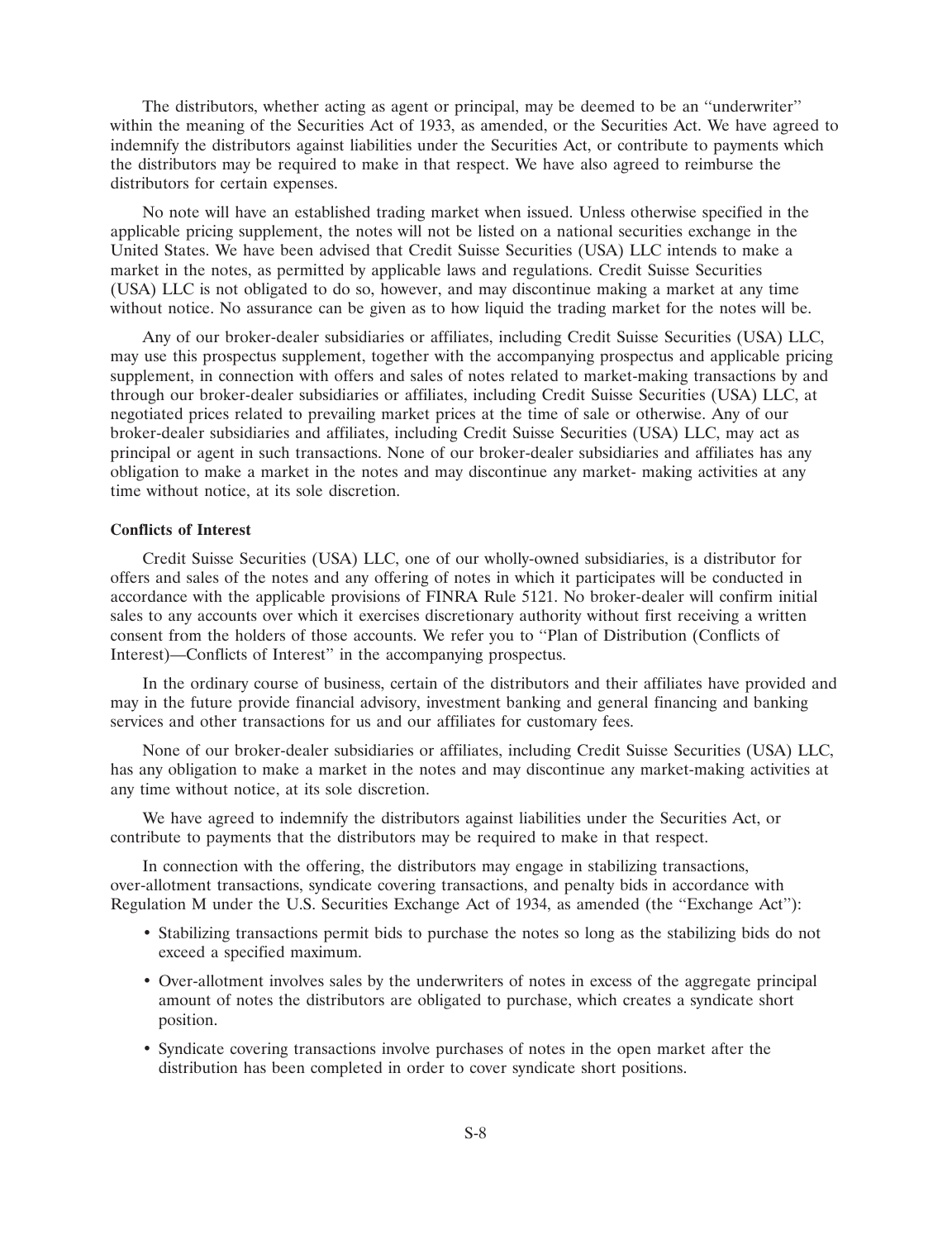The distributors, whether acting as agent or principal, may be deemed to be an ''underwriter'' within the meaning of the Securities Act of 1933, as amended, or the Securities Act. We have agreed to indemnify the distributors against liabilities under the Securities Act, or contribute to payments which the distributors may be required to make in that respect. We have also agreed to reimburse the distributors for certain expenses.

No note will have an established trading market when issued. Unless otherwise specified in the applicable pricing supplement, the notes will not be listed on a national securities exchange in the United States. We have been advised that Credit Suisse Securities (USA) LLC intends to make a market in the notes, as permitted by applicable laws and regulations. Credit Suisse Securities (USA) LLC is not obligated to do so, however, and may discontinue making a market at any time without notice. No assurance can be given as to how liquid the trading market for the notes will be.

Any of our broker-dealer subsidiaries or affiliates, including Credit Suisse Securities (USA) LLC, may use this prospectus supplement, together with the accompanying prospectus and applicable pricing supplement, in connection with offers and sales of notes related to market-making transactions by and through our broker-dealer subsidiaries or affiliates, including Credit Suisse Securities (USA) LLC, at negotiated prices related to prevailing market prices at the time of sale or otherwise. Any of our broker-dealer subsidiaries and affiliates, including Credit Suisse Securities (USA) LLC, may act as principal or agent in such transactions. None of our broker-dealer subsidiaries and affiliates has any obligation to make a market in the notes and may discontinue any market- making activities at any time without notice, at its sole discretion.

**Conflicts of Interest**

Credit Suisse Securities (USA) LLC, one of our wholly-owned subsidiaries, is a distributor for offers and sales of the notes and any offering of notes in which it participates will be conducted in accordance with the applicable provisions of FINRA Rule 5121. No broker-dealer will confirm initial sales to any accounts over which it exercises discretionary authority without first receiving a written consent from the holders of those accounts. We refer you to ''Plan of Distribution (Conflicts of Interest)—Conflicts of Interest'' in the accompanying prospectus.

In the ordinary course of business, certain of the distributors and their affiliates have provided and may in the future provide financial advisory, investment banking and general financing and banking services and other transactions for us and our affiliates for customary fees.

None of our broker-dealer subsidiaries or affiliates, including Credit Suisse Securities (USA) LLC, has any obligation to make a market in the notes and may discontinue any market-making activities at any time without notice, at its sole discretion.

We have agreed to indemnify the distributors against liabilities under the Securities Act, or contribute to payments that the distributors may be required to make in that respect.

In connection with the offering, the distributors may engage in stabilizing transactions, over-allotment transactions, syndicate covering transactions, and penalty bids in accordance with Regulation M under the U.S. Securities Exchange Act of 1934, as amended (the ''Exchange Act''):

- Stabilizing transactions permit bids to purchase the notes so long as the stabilizing bids do not exceed a specified maximum.
- Over-allotment involves sales by the underwriters of notes in excess of the aggregate principal amount of notes the distributors are obligated to purchase, which creates a syndicate short position.
- Syndicate covering transactions involve purchases of notes in the open market after the distribution has been completed in order to cover syndicate short positions.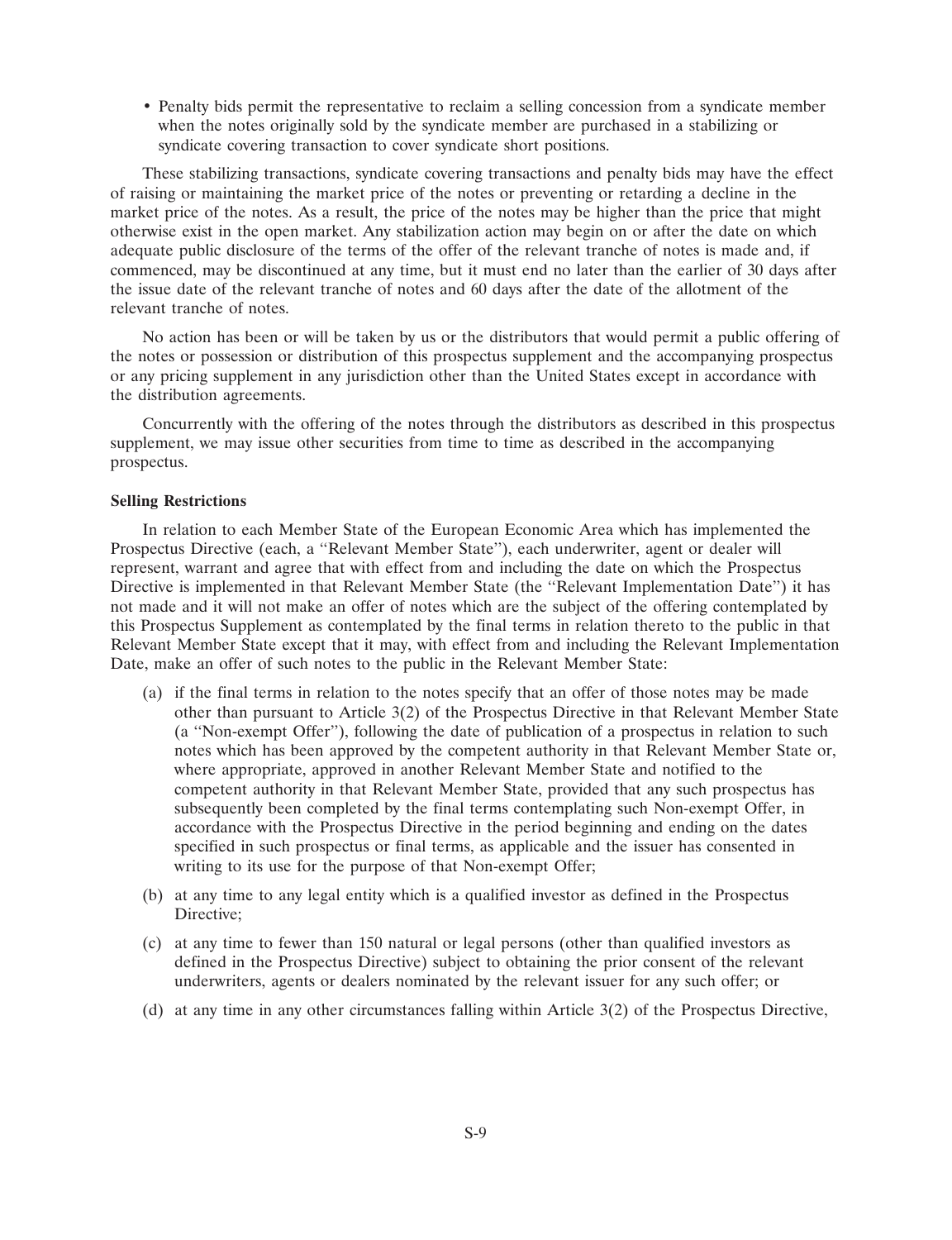- Penalty bids permit the representative to reclaim a selling concession from a syndicate member when the notes originally sold by the syndicate member are purchased in a stabilizing or syndicate covering transaction to cover syndicate short positions.

These stabilizing transactions, syndicate covering transactions and penalty bids may have the effect of raising or maintaining the market price of the notes or preventing or retarding a decline in the market price of the notes. As a result, the price of the notes may be higher than the price that might otherwise exist in the open market. Any stabilization action may begin on or after the date on which adequate public disclosure of the terms of the offer of the relevant tranche of notes is made and, if commenced, may be discontinued at any time, but it must end no later than the earlier of 30 days after the issue date of the relevant tranche of notes and 60 days after the date of the allotment of the relevant tranche of notes.

No action has been or will be taken by us or the distributors that would permit a public offering of the notes or possession or distribution of this prospectus supplement and the accompanying prospectus or any pricing supplement in any jurisdiction other than the United States except in accordance with the distribution agreements.

Concurrently with the offering of the notes through the distributors as described in this prospectus supplement, we may issue other securities from time to time as described in the accompanying prospectus.

**Selling Restrictions**

In relation to each Member State of the European Economic Area which has implemented the Prospectus Directive (each, a ''Relevant Member State''), each underwriter, agent or dealer will represent, warrant and agree that with effect from and including the date on which the Prospectus Directive is implemented in that Relevant Member State (the ''Relevant Implementation Date'') it has not made and it will not make an offer of notes which are the subject of the offering contemplated by this Prospectus Supplement as contemplated by the final terms in relation thereto to the public in that Relevant Member State except that it may, with effect from and including the Relevant Implementation Date, make an offer of such notes to the public in the Relevant Member State:

(a) if the final terms in relation to the notes specify that an offer of those notes may be made other than pursuant to Article 3(2) of the Prospectus Directive in that Relevant Member State (a ''Non-exempt Offer''), following the date of publication of a prospectus in relation to such notes which has been approved by the competent authority in that Relevant Member State or, where appropriate, approved in another Relevant Member State and notified to the competent authority in that Relevant Member State, provided that any such prospectus has subsequently been completed by the final terms contemplating such Non-exempt Offer, in accordance with the Prospectus Directive in the period beginning and ending on the dates specified in such prospectus or final terms, as applicable and the issuer has consented in writing to its use for the purpose of that Non-exempt Offer;

(b) at any time to any legal entity which is a qualified investor as defined in the Prospectus Directive;

(c) at any time to fewer than 150 natural or legal persons (other than qualified investors as defined in the Prospectus Directive) subject to obtaining the prior consent of the relevant underwriters, agents or dealers nominated by the relevant issuer for any such offer; or

(d) at any time in any other circumstances falling within Article 3(2) of the Prospectus Directive,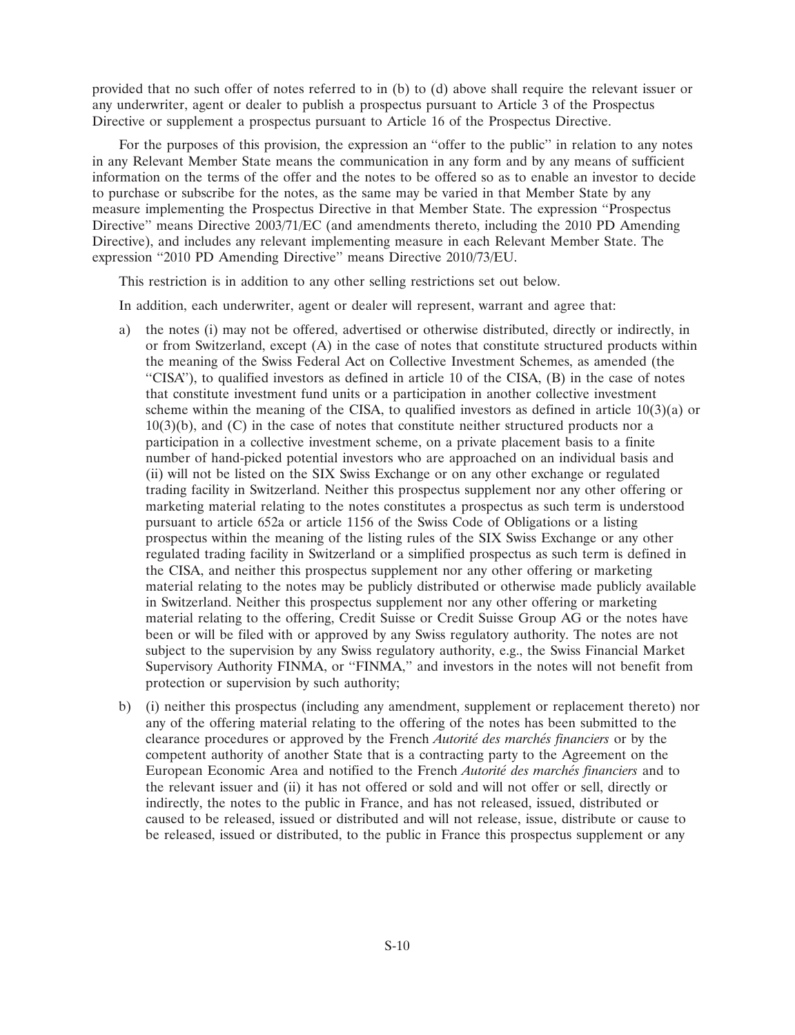provided that no such offer of notes referred to in (b) to (d) above shall require the relevant issuer or any underwriter, agent or dealer to publish a prospectus pursuant to Article 3 of the Prospectus Directive or supplement a prospectus pursuant to Article 16 of the Prospectus Directive.

For the purposes of this provision, the expression an "offer to the public" in relation to any notes in any Relevant Member State means the communication in any form and by any means of sufficient information on the terms of the offer and the notes to be offered so as to enable an investor to decide to purchase or subscribe for the notes, as the same may be varied in that Member State by any measure implementing the Prospectus Directive in that Member State. The expression "Prospectus Directive" means Directive 2003/71/EC (and amendments thereto, including the 2010 PD Amending Directive), and includes any relevant implementing measure in each Relevant Member State. The expression "2010 PD Amending Directive" means Directive 2010/73/EU.

This restriction is in addition to any other selling restrictions set out below.

In addition, each underwriter, agent or dealer will represent, warrant and agree that:

a) the notes (i) may not be offered, advertised or otherwise distributed, directly or indirectly, in or from Switzerland, except (A) in the case of notes that constitute structured products within the meaning of the Swiss Federal Act on Collective Investment Schemes, as amended (the "CISA"), to qualified investors as defined in article 10 of the CISA, (B) in the case of notes that constitute investment fund units or a participation in another collective investment scheme within the meaning of the CISA, to qualified investors as defined in article 10(3)(a) or 10(3)(b), and (C) in the case of notes that constitute neither structured products nor a participation in a collective investment scheme, on a private placement basis to a finite number of hand-picked potential investors who are approached on an individual basis and (ii) will not be listed on the SIX Swiss Exchange or on any other exchange or regulated trading facility in Switzerland. Neither this prospectus supplement nor any other offering or marketing material relating to the notes constitutes a prospectus as such term is understood pursuant to article 652a or article 1156 of the Swiss Code of Obligations or a listing prospectus within the meaning of the listing rules of the SIX Swiss Exchange or any other regulated trading facility in Switzerland or a simplified prospectus as such term is defined in the CISA, and neither this prospectus supplement nor any other offering or marketing material relating to the notes may be publicly distributed or otherwise made publicly available in Switzerland. Neither this prospectus supplement nor any other offering or marketing material relating to the offering, Credit Suisse or Credit Suisse Group AG or the notes have been or will be filed with or approved by any Swiss regulatory authority. The notes are not subject to the supervision by any Swiss regulatory authority, e.g., the Swiss Financial Market Supervisory Authority FINMA, or "FINMA," and investors in the notes will not benefit from protection or supervision by such authority;

b) (i) neither this prospectus (including any amendment, supplement or replacement thereto) nor any of the offering material relating to the offering of the notes has been submitted to the clearance procedures or approved by the French *Autorité des marchés financiers* or by the competent authority of another State that is a contracting party to the Agreement on the European Economic Area and notified to the French *Autorité des marchés financiers* and to the relevant issuer and (ii) it has not offered or sold and will not offer or sell, directly or indirectly, the notes to the public in France, and has not released, issued, distributed or caused to be released, issued or distributed and will not release, issue, distribute or cause to be released, issued or distributed, to the public in France this prospectus supplement or any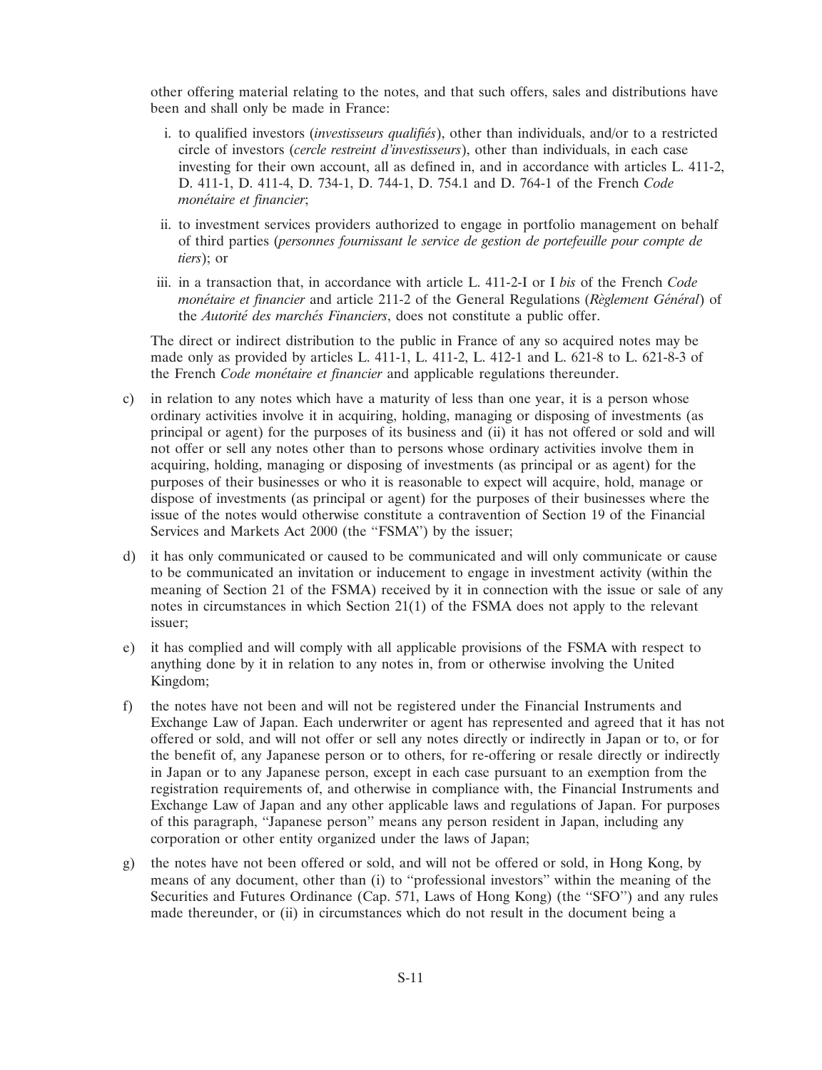other offering material relating to the notes, and that such offers, sales and distributions have been and shall only be made in France:

i. to qualified investors (*investisseurs qualifiés*), other than individuals, and/or to a restricted circle of investors (*cercle restreint d'investisseurs*), other than individuals, in each case investing for their own account, all as defined in, and in accordance with articles L. 411-2, D. 411-1, D. 411-4, D. 734-1, D. 744-1, D. 754.1 and D. 764-1 of the French *Code monétaire et financier*;

ii. to investment services providers authorized to engage in portfolio management on behalf of third parties (*personnes fournissant le service de gestion de portefeuille pour compte de tiers*); or

iii. in a transaction that, in accordance with article L. 411-2-I or I *bis* of the French *Code monétaire et financier* and article 211-2 of the General Regulations (*Règlement Général*) of the *Autorité des marchés Financiers*, does not constitute a public offer.

The direct or indirect distribution to the public in France of any so acquired notes may be made only as provided by articles L. 411-1, L. 411-2, L. 412-1 and L. 621-8 to L. 621-8-3 of the French *Code monétaire et financier* and applicable regulations thereunder.

c) in relation to any notes which have a maturity of less than one year, it is a person whose ordinary activities involve it in acquiring, holding, managing or disposing of investments (as principal or agent) for the purposes of its business and (ii) it has not offered or sold and will not offer or sell any notes other than to persons whose ordinary activities involve them in acquiring, holding, managing or disposing of investments (as principal or as agent) for the purposes of their businesses or who it is reasonable to expect will acquire, hold, manage or dispose of investments (as principal or agent) for the purposes of their businesses where the issue of the notes would otherwise constitute a contravention of Section 19 of the Financial Services and Markets Act 2000 (the "FSMA") by the issuer;

d) it has only communicated or caused to be communicated and will only communicate or cause to be communicated an invitation or inducement to engage in investment activity (within the meaning of Section 21 of the FSMA) received by it in connection with the issue or sale of any notes in circumstances in which Section 21(1) of the FSMA does not apply to the relevant issuer;

e) it has complied and will comply with all applicable provisions of the FSMA with respect to anything done by it in relation to any notes in, from or otherwise involving the United Kingdom;

f) the notes have not been and will not be registered under the Financial Instruments and Exchange Law of Japan. Each underwriter or agent has represented and agreed that it has not offered or sold, and will not offer or sell any notes directly or indirectly in Japan or to, or for the benefit of, any Japanese person or to others, for re-offering or resale directly or indirectly in Japan or to any Japanese person, except in each case pursuant to an exemption from the registration requirements of, and otherwise in compliance with, the Financial Instruments and Exchange Law of Japan and any other applicable laws and regulations of Japan. For purposes of this paragraph, "Japanese person" means any person resident in Japan, including any corporation or other entity organized under the laws of Japan;

g) the notes have not been offered or sold, and will not be offered or sold, in Hong Kong, by means of any document, other than (i) to "professional investors" within the meaning of the Securities and Futures Ordinance (Cap. 571, Laws of Hong Kong) (the "SFO") and any rules made thereunder, or (ii) in circumstances which do not result in the document being a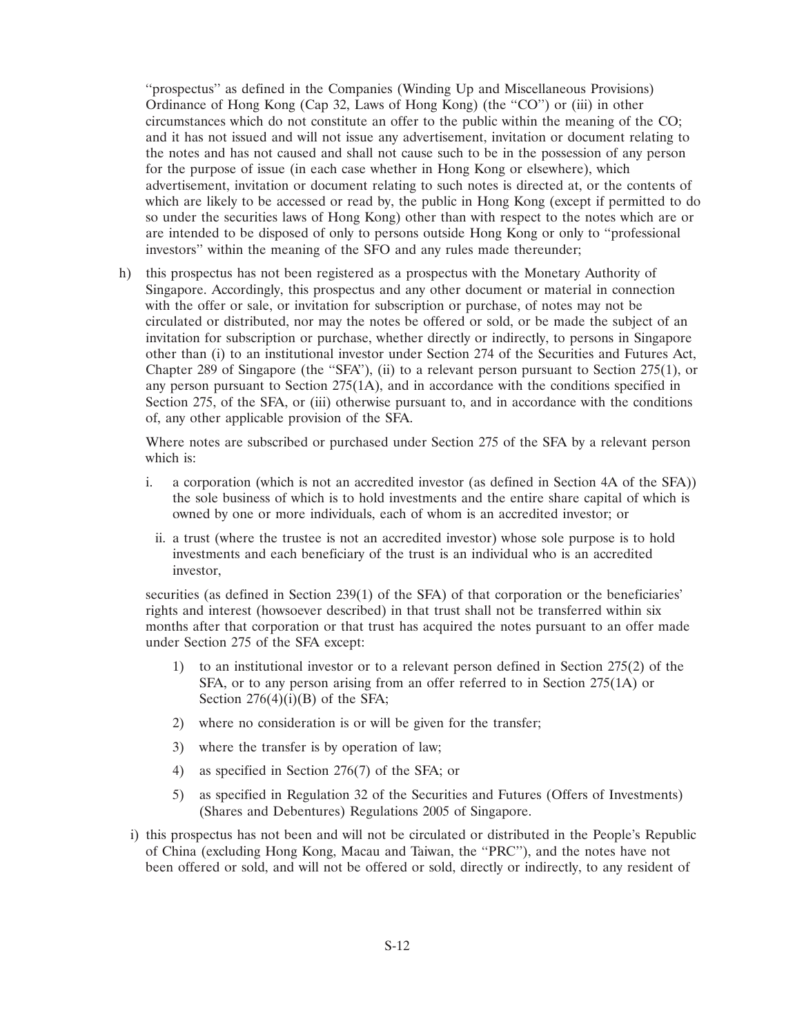"prospectus" as defined in the Companies (Winding Up and Miscellaneous Provisions) Ordinance of Hong Kong (Cap 32, Laws of Hong Kong) (the "CO") or (iii) in other circumstances which do not constitute an offer to the public within the meaning of the CO; and it has not issued and will not issue any advertisement, invitation or document relating to the notes and has not caused and shall not cause such to be in the possession of any person for the purpose of issue (in each case whether in Hong Kong or elsewhere), which advertisement, invitation or document relating to such notes is directed at, or the contents of which are likely to be accessed or read by, the public in Hong Kong (except if permitted to do so under the securities laws of Hong Kong) other than with respect to the notes which are or are intended to be disposed of only to persons outside Hong Kong or only to "professional investors" within the meaning of the SFO and any rules made thereunder;

h) this prospectus has not been registered as a prospectus with the Monetary Authority of Singapore. Accordingly, this prospectus and any other document or material in connection with the offer or sale, or invitation for subscription or purchase, of notes may not be circulated or distributed, nor may the notes be offered or sold, or be made the subject of an invitation for subscription or purchase, whether directly or indirectly, to persons in Singapore other than (i) to an institutional investor under Section 274 of the Securities and Futures Act, Chapter 289 of Singapore (the "SFA"), (ii) to a relevant person pursuant to Section 275(1), or any person pursuant to Section 275(1A), and in accordance with the conditions specified in Section 275, of the SFA, or (iii) otherwise pursuant to, and in accordance with the conditions of, any other applicable provision of the SFA.

   Where notes are subscribed or purchased under Section 275 of the SFA by a relevant person which is:

   i. a corporation (which is not an accredited investor (as defined in Section 4A of the SFA)) the sole business of which is to hold investments and the entire share capital of which is owned by one or more individuals, each of whom is an accredited investor; or

   ii. a trust (where the trustee is not an accredited investor) whose sole purpose is to hold investments and each beneficiary of the trust is an individual who is an accredited investor,

   securities (as defined in Section 239(1) of the SFA) of that corporation or the beneficiaries' rights and interest (howsoever described) in that trust shall not be transferred within six months after that corporation or that trust has acquired the notes pursuant to an offer made under Section 275 of the SFA except:

   1) to an institutional investor or to a relevant person defined in Section 275(2) of the SFA, or to any person arising from an offer referred to in Section 275(1A) or Section 276(4)(i)(B) of the SFA;

   2) where no consideration is or will be given for the transfer;

   3) where the transfer is by operation of law;

   4) as specified in Section 276(7) of the SFA; or

   5) as specified in Regulation 32 of the Securities and Futures (Offers of Investments) (Shares and Debentures) Regulations 2005 of Singapore.

i) this prospectus has not been and will not be circulated or distributed in the People's Republic of China (excluding Hong Kong, Macau and Taiwan, the "PRC"), and the notes have not been offered or sold, and will not be offered or sold, directly or indirectly, to any resident of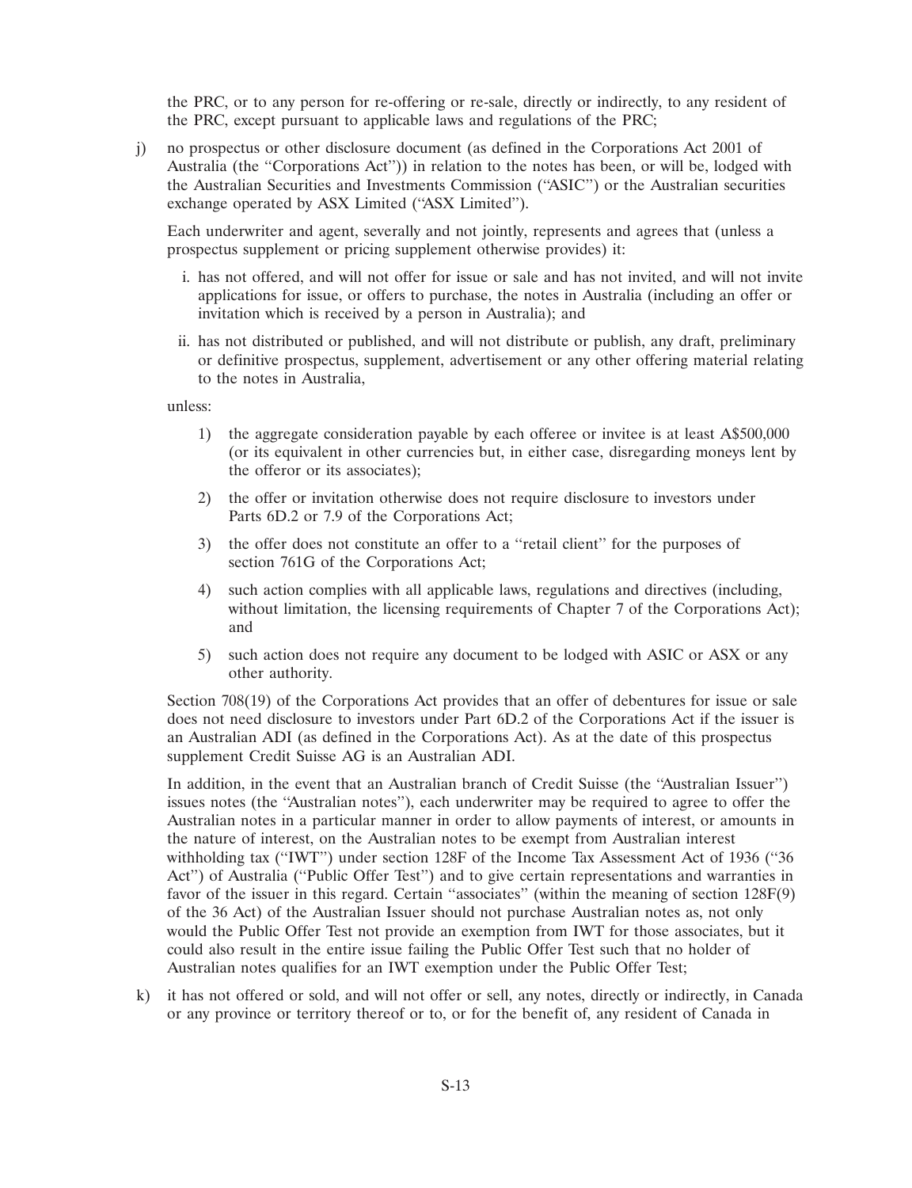the PRC, or to any person for re-offering or re-sale, directly or indirectly, to any resident of the PRC, except pursuant to applicable laws and regulations of the PRC;

j) no prospectus or other disclosure document (as defined in the Corporations Act 2001 of Australia (the "Corporations Act")) in relation to the notes has been, or will be, lodged with the Australian Securities and Investments Commission ("ASIC") or the Australian securities exchange operated by ASX Limited ("ASX Limited").

   Each underwriter and agent, severally and not jointly, represents and agrees that (unless a prospectus supplement or pricing supplement otherwise provides) it:

   i. has not offered, and will not offer for issue or sale and has not invited, and will not invite applications for issue, or offers to purchase, the notes in Australia (including an offer or invitation which is received by a person in Australia); and

   ii. has not distributed or published, and will not distribute or publish, any draft, preliminary or definitive prospectus, supplement, advertisement or any other offering material relating to the notes in Australia,

   unless:

   1) the aggregate consideration payable by each offeree or invitee is at least A$500,000 (or its equivalent in other currencies but, in either case, disregarding moneys lent by the offeror or its associates);

   2) the offer or invitation otherwise does not require disclosure to investors under Parts 6D.2 or 7.9 of the Corporations Act;

   3) the offer does not constitute an offer to a "retail client" for the purposes of section 761G of the Corporations Act;

   4) such action complies with all applicable laws, regulations and directives (including, without limitation, the licensing requirements of Chapter 7 of the Corporations Act); and

   5) such action does not require any document to be lodged with ASIC or ASX or any other authority.

   Section 708(19) of the Corporations Act provides that an offer of debentures for issue or sale does not need disclosure to investors under Part 6D.2 of the Corporations Act if the issuer is an Australian ADI (as defined in the Corporations Act). As at the date of this prospectus supplement Credit Suisse AG is an Australian ADI.

   In addition, in the event that an Australian branch of Credit Suisse (the "Australian Issuer") issues notes (the "Australian notes"), each underwriter may be required to agree to offer the Australian notes in a particular manner in order to allow payments of interest, or amounts in the nature of interest, on the Australian notes to be exempt from Australian interest withholding tax ("IWT") under section 128F of the Income Tax Assessment Act of 1936 ("36 Act") of Australia ("Public Offer Test") and to give certain representations and warranties in favor of the issuer in this regard. Certain "associates" (within the meaning of section 128F(9) of the 36 Act) of the Australian Issuer should not purchase Australian notes as, not only would the Public Offer Test not provide an exemption from IWT for those associates, but it could also result in the entire issue failing the Public Offer Test such that no holder of Australian notes qualifies for an IWT exemption under the Public Offer Test;

k) it has not offered or sold, and will not offer or sell, any notes, directly or indirectly, in Canada or any province or territory thereof or to, or for the benefit of, any resident of Canada in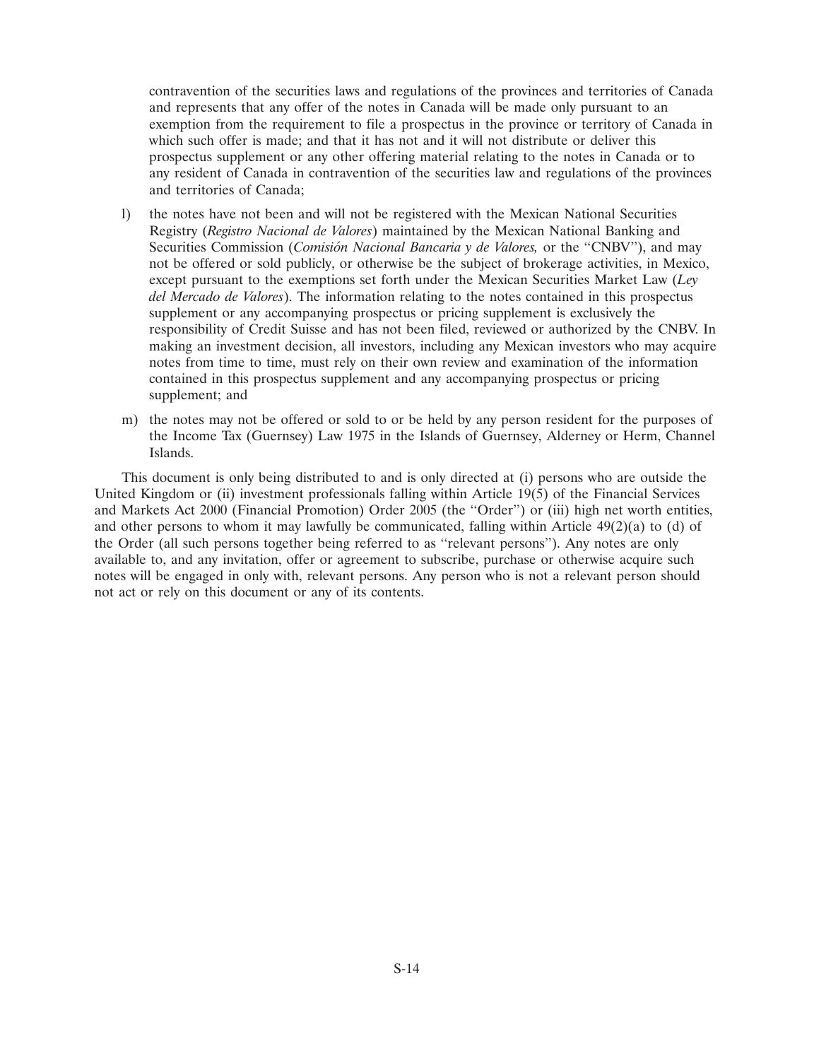contravention of the securities laws and regulations of the provinces and territories of Canada and represents that any offer of the notes in Canada will be made only pursuant to an exemption from the requirement to file a prospectus in the province or territory of Canada in which such offer is made; and that it has not and it will not distribute or deliver this prospectus supplement or any other offering material relating to the notes in Canada or to any resident of Canada in contravention of the securities law and regulations of the provinces and territories of Canada;

l) the notes have not been and will not be registered with the Mexican National Securities Registry (*Registro Nacional de Valores*) maintained by the Mexican National Banking and Securities Commission (*Comisión Nacional Bancaria y de Valores,* or the "CNBV"), and may not be offered or sold publicly, or otherwise be the subject of brokerage activities, in Mexico, except pursuant to the exemptions set forth under the Mexican Securities Market Law (*Ley del Mercado de Valores*). The information relating to the notes contained in this prospectus supplement or any accompanying prospectus or pricing supplement is exclusively the responsibility of Credit Suisse and has not been filed, reviewed or authorized by the CNBV. In making an investment decision, all investors, including any Mexican investors who may acquire notes from time to time, must rely on their own review and examination of the information contained in this prospectus supplement and any accompanying prospectus or pricing supplement; and

m) the notes may not be offered or sold to or be held by any person resident for the purposes of the Income Tax (Guernsey) Law 1975 in the Islands of Guernsey, Alderney or Herm, Channel Islands.

This document is only being distributed to and is only directed at (i) persons who are outside the United Kingdom or (ii) investment professionals falling within Article 19(5) of the Financial Services and Markets Act 2000 (Financial Promotion) Order 2005 (the "Order") or (iii) high net worth entities, and other persons to whom it may lawfully be communicated, falling within Article 49(2)(a) to (d) of the Order (all such persons together being referred to as "relevant persons"). Any notes are only available to, and any invitation, offer or agreement to subscribe, purchase or otherwise acquire such notes will be engaged in only with, relevant persons. Any person who is not a relevant person should not act or rely on this document or any of its contents.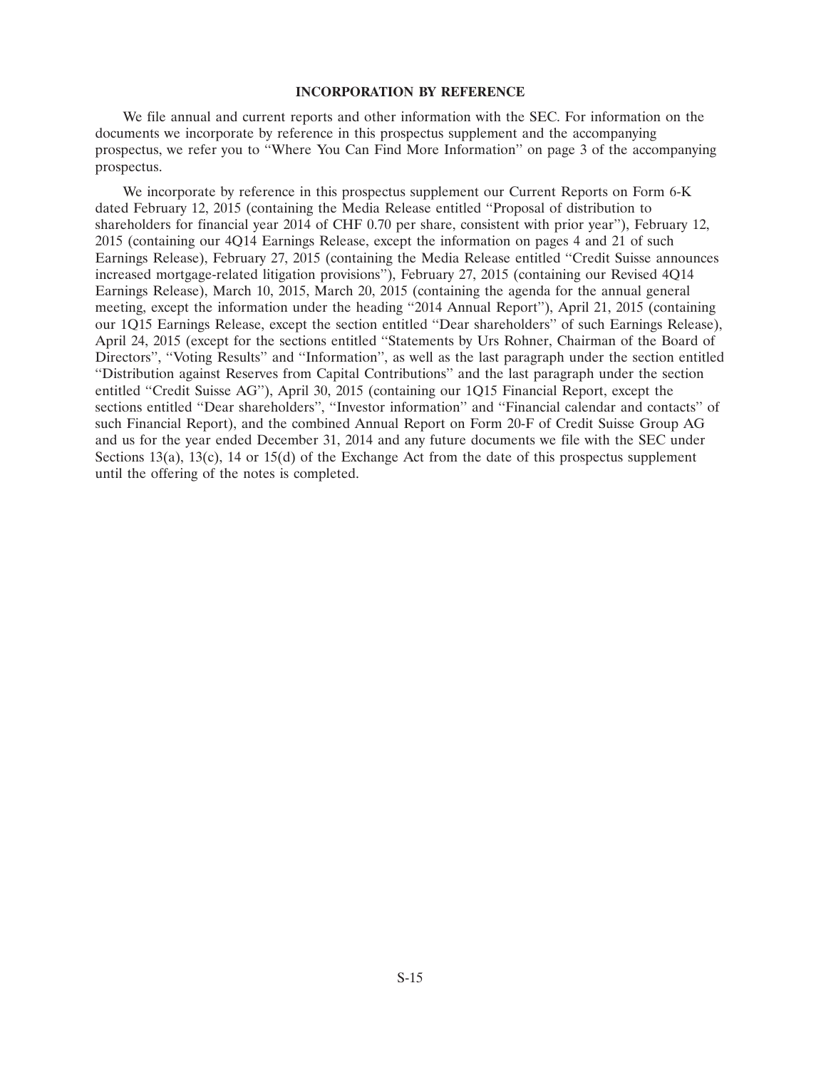## INCORPORATION BY REFERENCE

We file annual and current reports and other information with the SEC. For information on the documents we incorporate by reference in this prospectus supplement and the accompanying prospectus, we refer you to "Where You Can Find More Information" on page 3 of the accompanying prospectus.

We incorporate by reference in this prospectus supplement our Current Reports on Form 6-K dated February 12, 2015 (containing the Media Release entitled "Proposal of distribution to shareholders for financial year 2014 of CHF 0.70 per share, consistent with prior year"), February 12, 2015 (containing our 4Q14 Earnings Release, except the information on pages 4 and 21 of such Earnings Release), February 27, 2015 (containing the Media Release entitled "Credit Suisse announces increased mortgage-related litigation provisions"), February 27, 2015 (containing our Revised 4Q14 Earnings Release), March 10, 2015, March 20, 2015 (containing the agenda for the annual general meeting, except the information under the heading "2014 Annual Report"), April 21, 2015 (containing our 1Q15 Earnings Release, except the section entitled "Dear shareholders" of such Earnings Release), April 24, 2015 (except for the sections entitled "Statements by Urs Rohner, Chairman of the Board of Directors", "Voting Results" and "Information", as well as the last paragraph under the section entitled "Distribution against Reserves from Capital Contributions" and the last paragraph under the section entitled "Credit Suisse AG"), April 30, 2015 (containing our 1Q15 Financial Report, except the sections entitled "Dear shareholders", "Investor information" and "Financial calendar and contacts" of such Financial Report), and the combined Annual Report on Form 20-F of Credit Suisse Group AG and us for the year ended December 31, 2014 and any future documents we file with the SEC under Sections 13(a), 13(c), 14 or 15(d) of the Exchange Act from the date of this prospectus supplement until the offering of the notes is completed.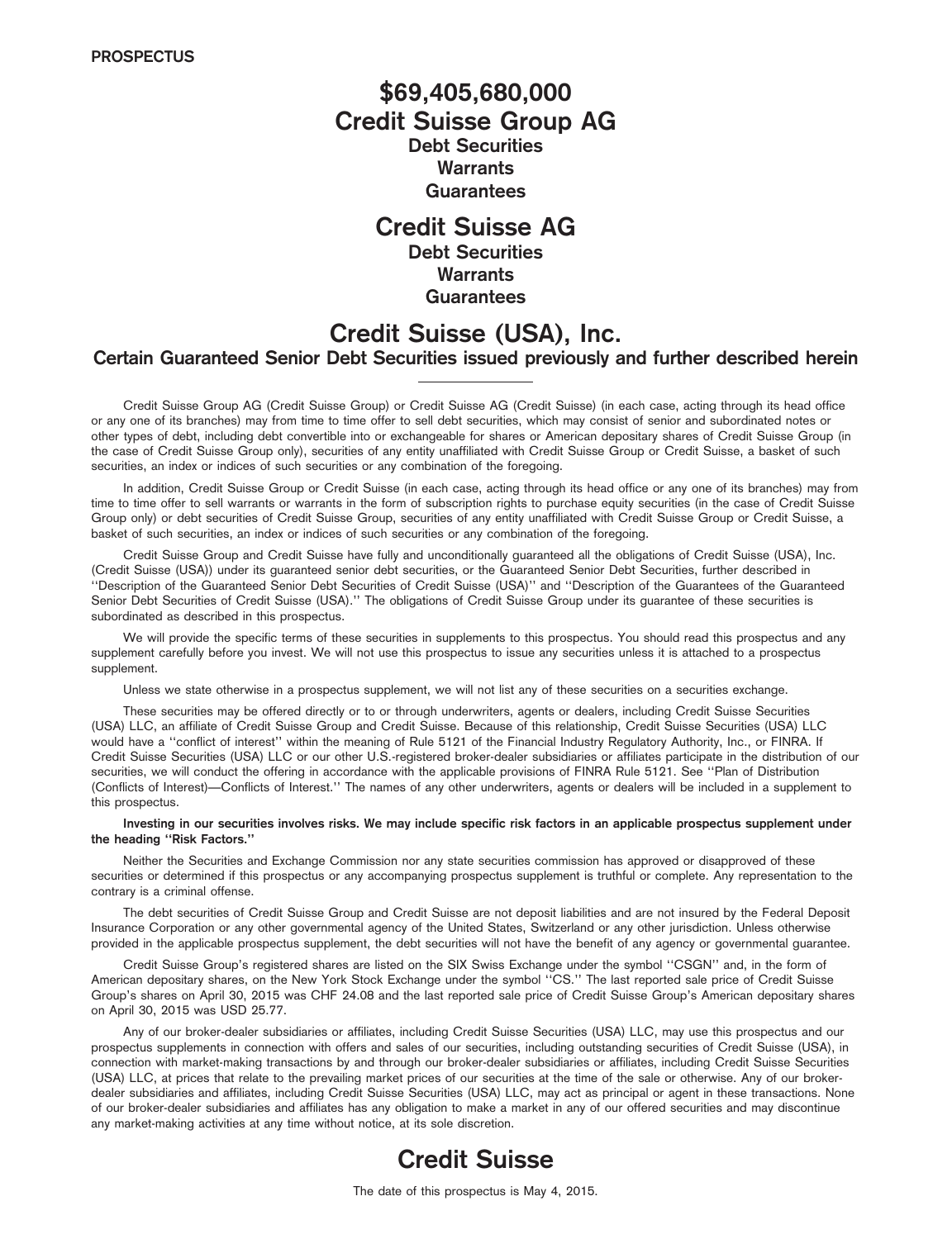**PROSPECTUS**

# $69,405,680,000
# Credit Suisse Group AG

**Debt Securities**
**Warrants**
**Guarantees**

# Credit Suisse AG

**Debt Securities**
**Warrants**
**Guarantees**

# Credit Suisse (USA), Inc.

**Certain Guaranteed Senior Debt Securities issued previously and further described herein**

---

Credit Suisse Group AG (Credit Suisse Group) or Credit Suisse AG (Credit Suisse) (in each case, acting through its head office or any one of its branches) may from time to time offer to sell debt securities, which may consist of senior and subordinated notes or other types of debt, including debt convertible into or exchangeable for shares or American depositary shares of Credit Suisse Group (in the case of Credit Suisse Group only), securities of any entity unaffiliated with Credit Suisse Group or Credit Suisse, a basket of such securities, an index or indices of such securities or any combination of the foregoing.

In addition, Credit Suisse Group or Credit Suisse (in each case, acting through its head office or any one of its branches) may from time to time offer to sell warrants or warrants in the form of subscription rights to purchase equity securities (in the case of Credit Suisse Group only) or debt securities of Credit Suisse Group, securities of any entity unaffiliated with Credit Suisse Group or Credit Suisse, a basket of such securities, an index or indices of such securities or any combination of the foregoing.

Credit Suisse Group and Credit Suisse have fully and unconditionally guaranteed all the obligations of Credit Suisse (USA), Inc. (Credit Suisse (USA)) under its guaranteed senior debt securities, or the Guaranteed Senior Debt Securities, further described in ''Description of the Guaranteed Senior Debt Securities of Credit Suisse (USA)'' and ''Description of the Guarantees of the Guaranteed Senior Debt Securities of Credit Suisse (USA).'' The obligations of Credit Suisse Group under its guarantee of these securities is subordinated as described in this prospectus.

We will provide the specific terms of these securities in supplements to this prospectus. You should read this prospectus and any supplement carefully before you invest. We will not use this prospectus to issue any securities unless it is attached to a prospectus supplement.

Unless we state otherwise in a prospectus supplement, we will not list any of these securities on a securities exchange.

These securities may be offered directly or to or through underwriters, agents or dealers, including Credit Suisse Securities (USA) LLC, an affiliate of Credit Suisse Group and Credit Suisse. Because of this relationship, Credit Suisse Securities (USA) LLC would have a ''conflict of interest'' within the meaning of Rule 5121 of the Financial Industry Regulatory Authority, Inc., or FINRA. If Credit Suisse Securities (USA) LLC or our other U.S.-registered broker-dealer subsidiaries or affiliates participate in the distribution of our securities, we will conduct the offering in accordance with the applicable provisions of FINRA Rule 5121. See ''Plan of Distribution (Conflicts of Interest)—Conflicts of Interest.'' The names of any other underwriters, agents or dealers will be included in a supplement to this prospectus.

**Investing in our securities involves risks. We may include specific risk factors in an applicable prospectus supplement under the heading ''Risk Factors.''**

Neither the Securities and Exchange Commission nor any state securities commission has approved or disapproved of these securities or determined if this prospectus or any accompanying prospectus supplement is truthful or complete. Any representation to the contrary is a criminal offense.

The debt securities of Credit Suisse Group and Credit Suisse are not deposit liabilities and are not insured by the Federal Deposit Insurance Corporation or any other governmental agency of the United States, Switzerland or any other jurisdiction. Unless otherwise provided in the applicable prospectus supplement, the debt securities will not have the benefit of any agency or governmental guarantee.

Credit Suisse Group's registered shares are listed on the SIX Swiss Exchange under the symbol ''CSGN'' and, in the form of American depositary shares, on the New York Stock Exchange under the symbol ''CS.'' The last reported sale price of Credit Suisse Group's shares on April 30, 2015 was CHF 24.08 and the last reported sale price of Credit Suisse Group's American depositary shares on April 30, 2015 was USD 25.77.

Any of our broker-dealer subsidiaries or affiliates, including Credit Suisse Securities (USA) LLC, may use this prospectus and our prospectus supplements in connection with offers and sales of our securities, including outstanding securities of Credit Suisse (USA), in connection with market-making transactions by and through our broker-dealer subsidiaries or affiliates, including Credit Suisse Securities (USA) LLC, at prices that relate to the prevailing market prices of our securities at the time of the sale or otherwise. Any of our broker-dealer subsidiaries and affiliates, including Credit Suisse Securities (USA) LLC, may act as principal or agent in these transactions. None of our broker-dealer subsidiaries and affiliates has any obligation to make a market in any of our offered securities and may discontinue any market-making activities at any time without notice, at its sole discretion.

# Credit Suisse

The date of this prospectus is May 4, 2015.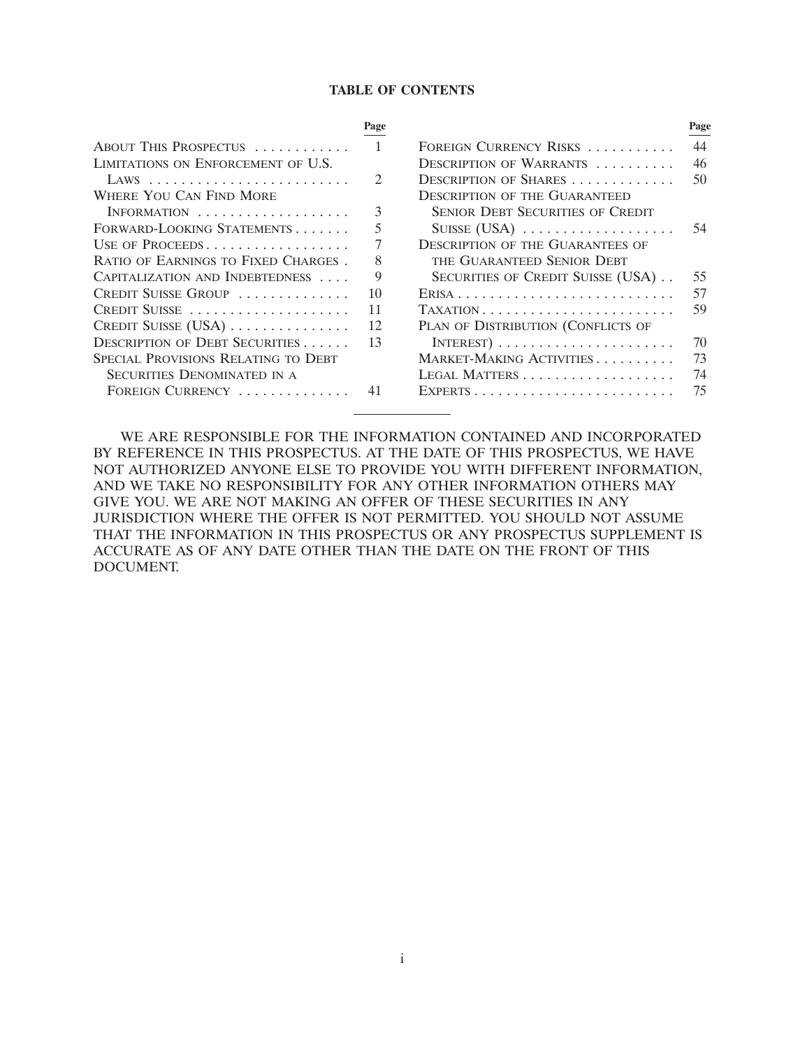## TABLE OF CONTENTS

| | Page |
|---|---|
| About This Prospectus | 1 |
| Limitations on Enforcement of U.S. Laws | 2 |
| Where You Can Find More Information | 3 |
| Forward-Looking Statements | 5 |
| Use of Proceeds | 7 |
| Ratio of Earnings to Fixed Charges | 8 |
| Capitalization and Indebtedness | 9 |
| Credit Suisse Group | 10 |
| Credit Suisse | 11 |
| Credit Suisse (USA) | 12 |
| Description of Debt Securities | 13 |
| Special Provisions Relating to Debt Securities Denominated in a Foreign Currency | 41 |
| Foreign Currency Risks | 44 |
| Description of Warrants | 46 |
| Description of Shares | 50 |
| Description of the Guaranteed Senior Debt Securities of Credit Suisse (USA) | 54 |
| Description of the Guarantees of the Guaranteed Senior Debt Securities of Credit Suisse (USA) | 55 |
| Erisa | 57 |
| Taxation | 59 |
| Plan of Distribution (Conflicts of Interest) | 70 |
| Market-Making Activities | 73 |
| Legal Matters | 74 |
| Experts | 75 |

---

WE ARE RESPONSIBLE FOR THE INFORMATION CONTAINED AND INCORPORATED BY REFERENCE IN THIS PROSPECTUS. AT THE DATE OF THIS PROSPECTUS, WE HAVE NOT AUTHORIZED ANYONE ELSE TO PROVIDE YOU WITH DIFFERENT INFORMATION, AND WE TAKE NO RESPONSIBILITY FOR ANY OTHER INFORMATION OTHERS MAY GIVE YOU. WE ARE NOT MAKING AN OFFER OF THESE SECURITIES IN ANY JURISDICTION WHERE THE OFFER IS NOT PERMITTED. YOU SHOULD NOT ASSUME THAT THE INFORMATION IN THIS PROSPECTUS OR ANY PROSPECTUS SUPPLEMENT IS ACCURATE AS OF ANY DATE OTHER THAN THE DATE ON THE FRONT OF THIS DOCUMENT.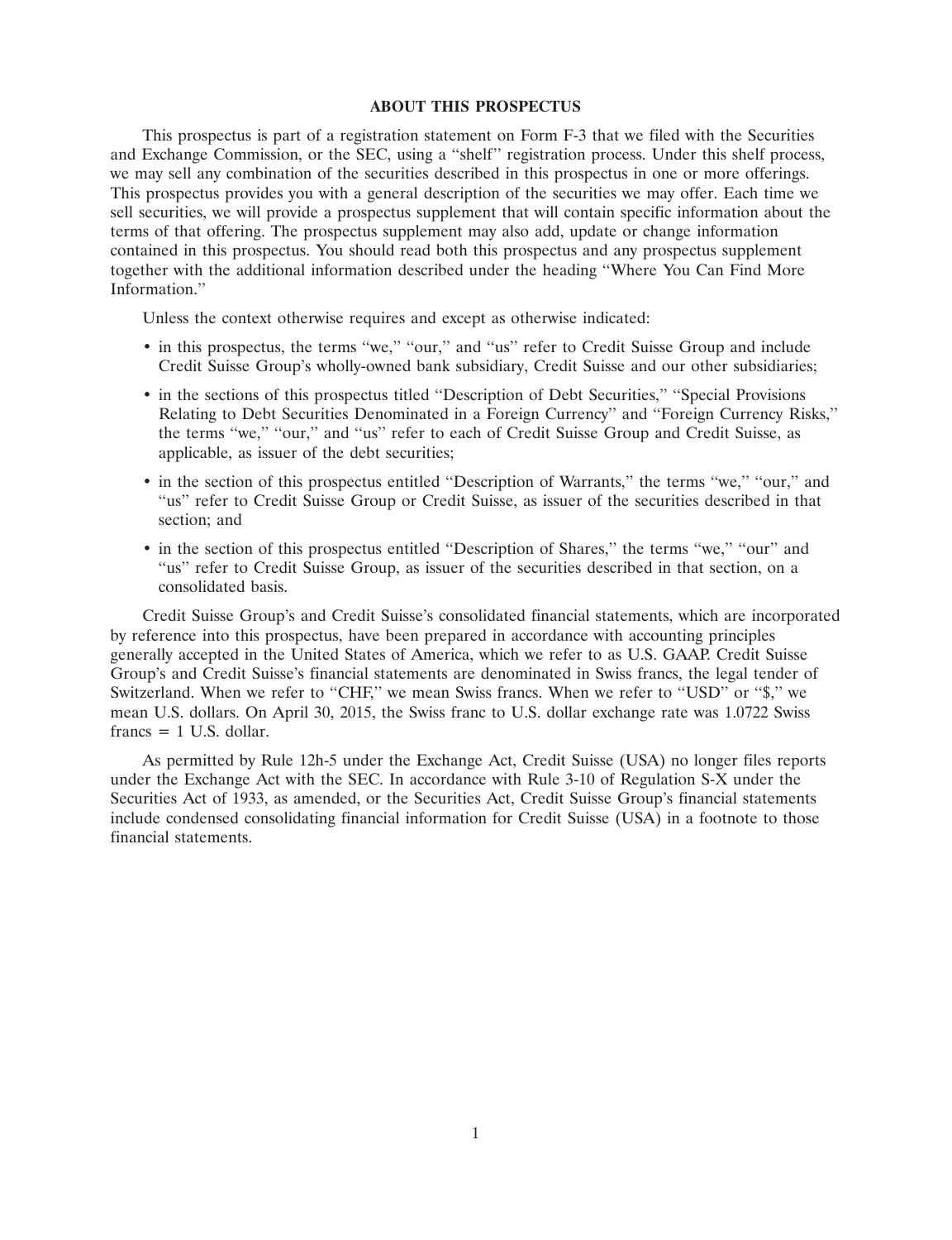## ABOUT THIS PROSPECTUS

This prospectus is part of a registration statement on Form F-3 that we filed with the Securities and Exchange Commission, or the SEC, using a "shelf" registration process. Under this shelf process, we may sell any combination of the securities described in this prospectus in one or more offerings. This prospectus provides you with a general description of the securities we may offer. Each time we sell securities, we will provide a prospectus supplement that will contain specific information about the terms of that offering. The prospectus supplement may also add, update or change information contained in this prospectus. You should read both this prospectus and any prospectus supplement together with the additional information described under the heading "Where You Can Find More Information."

Unless the context otherwise requires and except as otherwise indicated:

- in this prospectus, the terms "we," "our," and "us" refer to Credit Suisse Group and include Credit Suisse Group's wholly-owned bank subsidiary, Credit Suisse and our other subsidiaries;
- in the sections of this prospectus titled "Description of Debt Securities," "Special Provisions Relating to Debt Securities Denominated in a Foreign Currency" and "Foreign Currency Risks," the terms "we," "our," and "us" refer to each of Credit Suisse Group and Credit Suisse, as applicable, as issuer of the debt securities;
- in the section of this prospectus entitled "Description of Warrants," the terms "we," "our," and "us" refer to Credit Suisse Group or Credit Suisse, as issuer of the securities described in that section; and
- in the section of this prospectus entitled "Description of Shares," the terms "we," "our" and "us" refer to Credit Suisse Group, as issuer of the securities described in that section, on a consolidated basis.

Credit Suisse Group's and Credit Suisse's consolidated financial statements, which are incorporated by reference into this prospectus, have been prepared in accordance with accounting principles generally accepted in the United States of America, which we refer to as U.S. GAAP. Credit Suisse Group's and Credit Suisse's financial statements are denominated in Swiss francs, the legal tender of Switzerland. When we refer to "CHF," we mean Swiss francs. When we refer to "USD" or "$," we mean U.S. dollars. On April 30, 2015, the Swiss franc to U.S. dollar exchange rate was 1.0722 Swiss francs = 1 U.S. dollar.

As permitted by Rule 12h-5 under the Exchange Act, Credit Suisse (USA) no longer files reports under the Exchange Act with the SEC. In accordance with Rule 3-10 of Regulation S-X under the Securities Act of 1933, as amended, or the Securities Act, Credit Suisse Group's financial statements include condensed consolidating financial information for Credit Suisse (USA) in a footnote to those financial statements.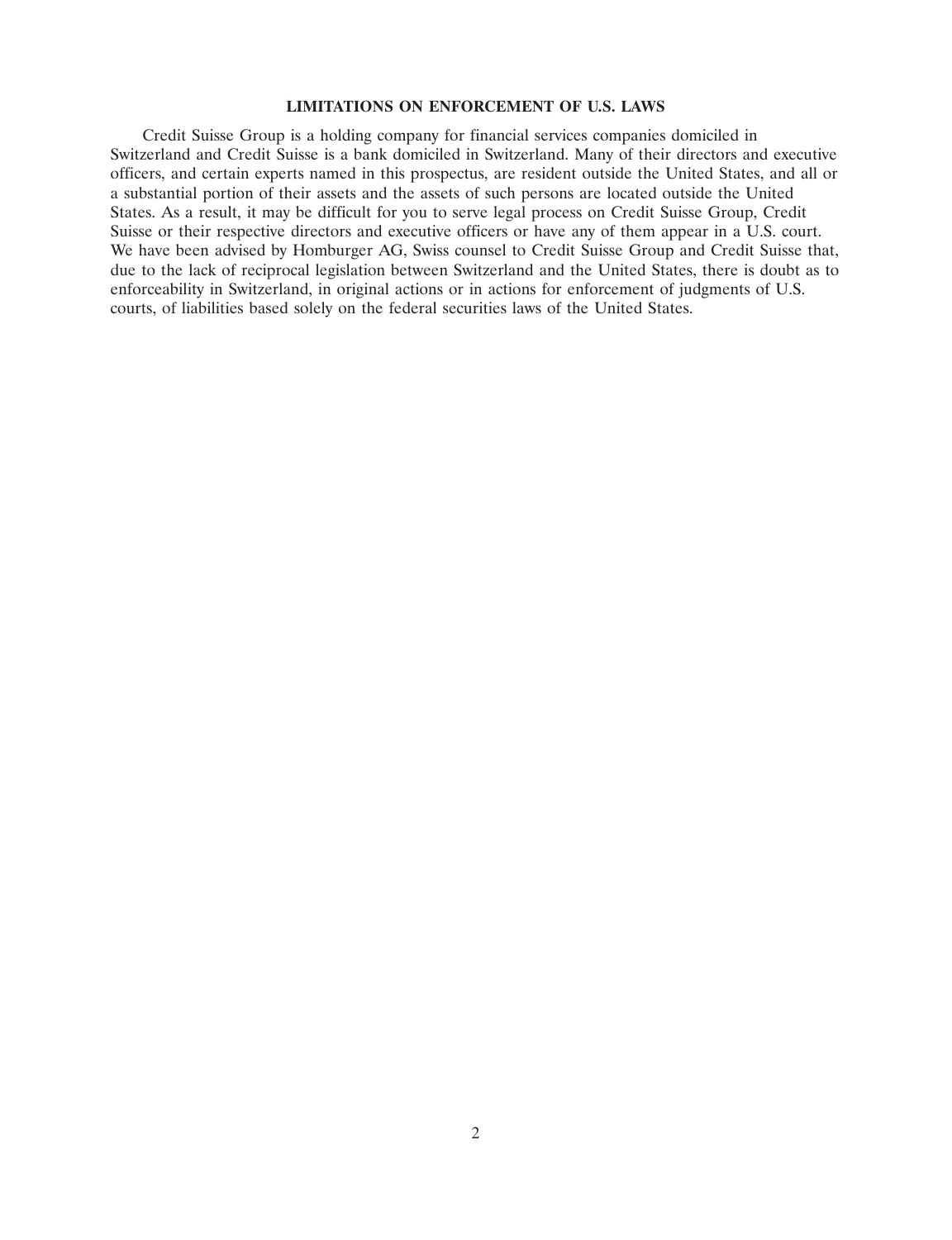## LIMITATIONS ON ENFORCEMENT OF U.S. LAWS

Credit Suisse Group is a holding company for financial services companies domiciled in Switzerland and Credit Suisse is a bank domiciled in Switzerland. Many of their directors and executive officers, and certain experts named in this prospectus, are resident outside the United States, and all or a substantial portion of their assets and the assets of such persons are located outside the United States. As a result, it may be difficult for you to serve legal process on Credit Suisse Group, Credit Suisse or their respective directors and executive officers or have any of them appear in a U.S. court. We have been advised by Homburger AG, Swiss counsel to Credit Suisse Group and Credit Suisse that, due to the lack of reciprocal legislation between Switzerland and the United States, there is doubt as to enforceability in Switzerland, in original actions or in actions for enforcement of judgments of U.S. courts, of liabilities based solely on the federal securities laws of the United States.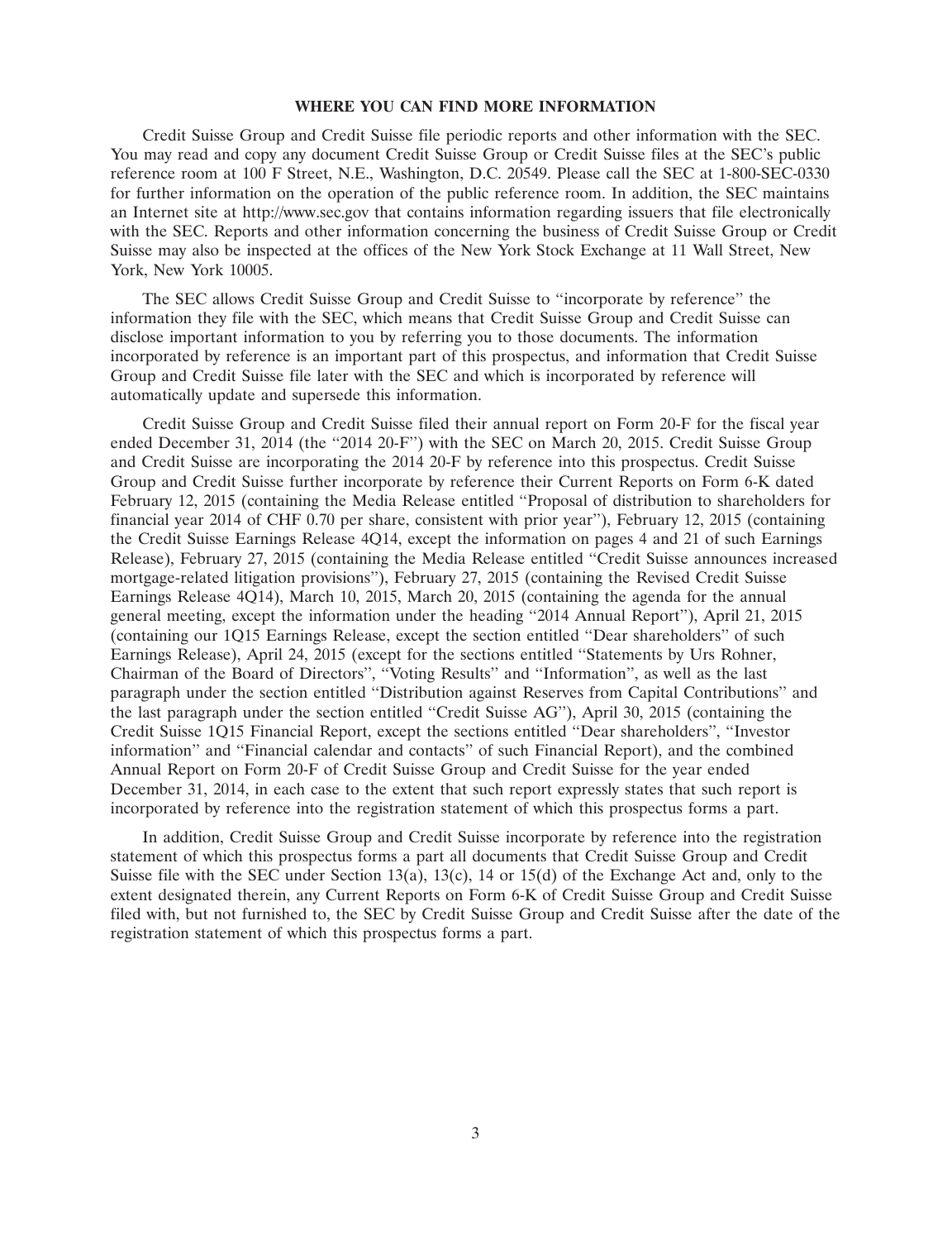## WHERE YOU CAN FIND MORE INFORMATION

Credit Suisse Group and Credit Suisse file periodic reports and other information with the SEC. You may read and copy any document Credit Suisse Group or Credit Suisse files at the SEC's public reference room at 100 F Street, N.E., Washington, D.C. 20549. Please call the SEC at 1-800-SEC-0330 for further information on the operation of the public reference room. In addition, the SEC maintains an Internet site at http://www.sec.gov that contains information regarding issuers that file electronically with the SEC. Reports and other information concerning the business of Credit Suisse Group or Credit Suisse may also be inspected at the offices of the New York Stock Exchange at 11 Wall Street, New York, New York 10005.

The SEC allows Credit Suisse Group and Credit Suisse to "incorporate by reference" the information they file with the SEC, which means that Credit Suisse Group and Credit Suisse can disclose important information to you by referring you to those documents. The information incorporated by reference is an important part of this prospectus, and information that Credit Suisse Group and Credit Suisse file later with the SEC and which is incorporated by reference will automatically update and supersede this information.

Credit Suisse Group and Credit Suisse filed their annual report on Form 20-F for the fiscal year ended December 31, 2014 (the "2014 20-F") with the SEC on March 20, 2015. Credit Suisse Group and Credit Suisse are incorporating the 2014 20-F by reference into this prospectus. Credit Suisse Group and Credit Suisse further incorporate by reference their Current Reports on Form 6-K dated February 12, 2015 (containing the Media Release entitled "Proposal of distribution to shareholders for financial year 2014 of CHF 0.70 per share, consistent with prior year"), February 12, 2015 (containing the Credit Suisse Earnings Release 4Q14, except the information on pages 4 and 21 of such Earnings Release), February 27, 2015 (containing the Media Release entitled "Credit Suisse announces increased mortgage-related litigation provisions"), February 27, 2015 (containing the Revised Credit Suisse Earnings Release 4Q14), March 10, 2015, March 20, 2015 (containing the agenda for the annual general meeting, except the information under the heading "2014 Annual Report"), April 21, 2015 (containing our 1Q15 Earnings Release, except the section entitled "Dear shareholders" of such Earnings Release), April 24, 2015 (except for the sections entitled "Statements by Urs Rohner, Chairman of the Board of Directors", "Voting Results" and "Information", as well as the last paragraph under the section entitled "Distribution against Reserves from Capital Contributions" and the last paragraph under the section entitled "Credit Suisse AG"), April 30, 2015 (containing the Credit Suisse 1Q15 Financial Report, except the sections entitled "Dear shareholders", "Investor information" and "Financial calendar and contacts" of such Financial Report), and the combined Annual Report on Form 20-F of Credit Suisse Group and Credit Suisse for the year ended December 31, 2014, in each case to the extent that such report expressly states that such report is incorporated by reference into the registration statement of which this prospectus forms a part.

In addition, Credit Suisse Group and Credit Suisse incorporate by reference into the registration statement of which this prospectus forms a part all documents that Credit Suisse Group and Credit Suisse file with the SEC under Section 13(a), 13(c), 14 or 15(d) of the Exchange Act and, only to the extent designated therein, any Current Reports on Form 6-K of Credit Suisse Group and Credit Suisse filed with, but not furnished to, the SEC by Credit Suisse Group and Credit Suisse after the date of the registration statement of which this prospectus forms a part.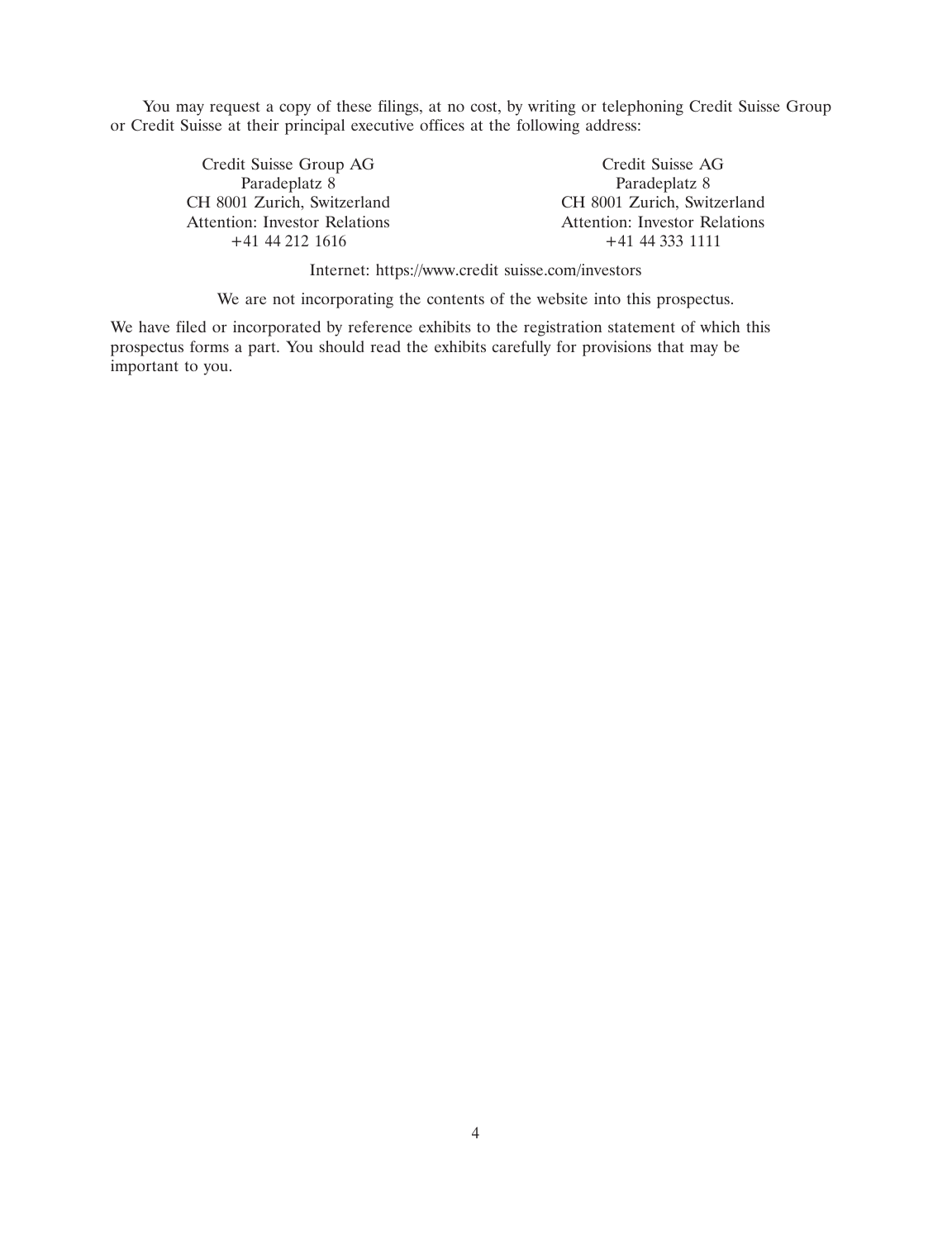You may request a copy of these filings, at no cost, by writing or telephoning Credit Suisse Group or Credit Suisse at their principal executive offices at the following address:

| Credit Suisse Group AG | Credit Suisse AG |
| --- | --- |
| Paradeplatz 8 | Paradeplatz 8 |
| CH 8001 Zurich, Switzerland | CH 8001 Zurich, Switzerland |
| Attention: Investor Relations | Attention: Investor Relations |
| +41 44 212 1616 | +41 44 333 1111 |

Internet: https://www.credit suisse.com/investors

We are not incorporating the contents of the website into this prospectus.

We have filed or incorporated by reference exhibits to the registration statement of which this prospectus forms a part. You should read the exhibits carefully for provisions that may be important to you.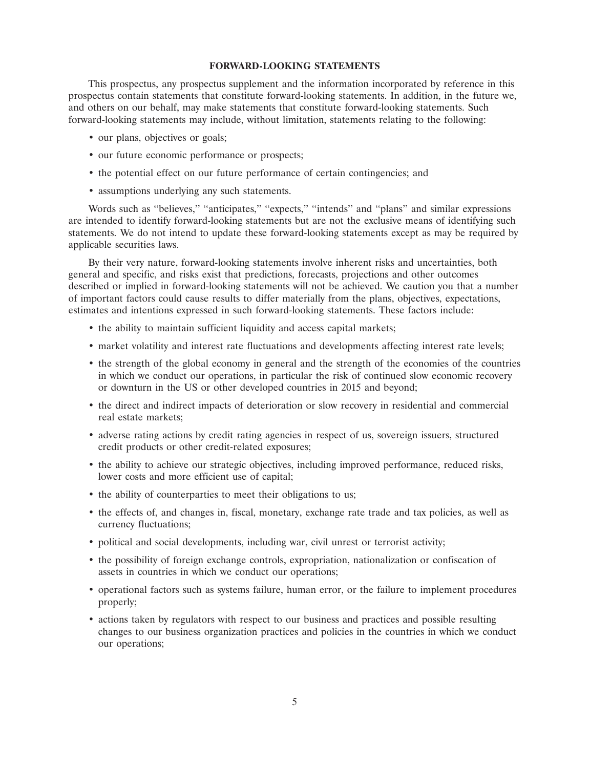## FORWARD-LOOKING STATEMENTS

This prospectus, any prospectus supplement and the information incorporated by reference in this prospectus contain statements that constitute forward-looking statements. In addition, in the future we, and others on our behalf, may make statements that constitute forward-looking statements. Such forward-looking statements may include, without limitation, statements relating to the following:

- our plans, objectives or goals;
- our future economic performance or prospects;
- the potential effect on our future performance of certain contingencies; and
- assumptions underlying any such statements.

Words such as ''believes,'' ''anticipates,'' ''expects,'' ''intends'' and ''plans'' and similar expressions are intended to identify forward-looking statements but are not the exclusive means of identifying such statements. We do not intend to update these forward-looking statements except as may be required by applicable securities laws.

By their very nature, forward-looking statements involve inherent risks and uncertainties, both general and specific, and risks exist that predictions, forecasts, projections and other outcomes described or implied in forward-looking statements will not be achieved. We caution you that a number of important factors could cause results to differ materially from the plans, objectives, expectations, estimates and intentions expressed in such forward-looking statements. These factors include:

- the ability to maintain sufficient liquidity and access capital markets;
- market volatility and interest rate fluctuations and developments affecting interest rate levels;
- the strength of the global economy in general and the strength of the economies of the countries in which we conduct our operations, in particular the risk of continued slow economic recovery or downturn in the US or other developed countries in 2015 and beyond;
- the direct and indirect impacts of deterioration or slow recovery in residential and commercial real estate markets;
- adverse rating actions by credit rating agencies in respect of us, sovereign issuers, structured credit products or other credit-related exposures;
- the ability to achieve our strategic objectives, including improved performance, reduced risks, lower costs and more efficient use of capital;
- the ability of counterparties to meet their obligations to us;
- the effects of, and changes in, fiscal, monetary, exchange rate trade and tax policies, as well as currency fluctuations;
- political and social developments, including war, civil unrest or terrorist activity;
- the possibility of foreign exchange controls, expropriation, nationalization or confiscation of assets in countries in which we conduct our operations;
- operational factors such as systems failure, human error, or the failure to implement procedures properly;
- actions taken by regulators with respect to our business and practices and possible resulting changes to our business organization practices and policies in the countries in which we conduct our operations;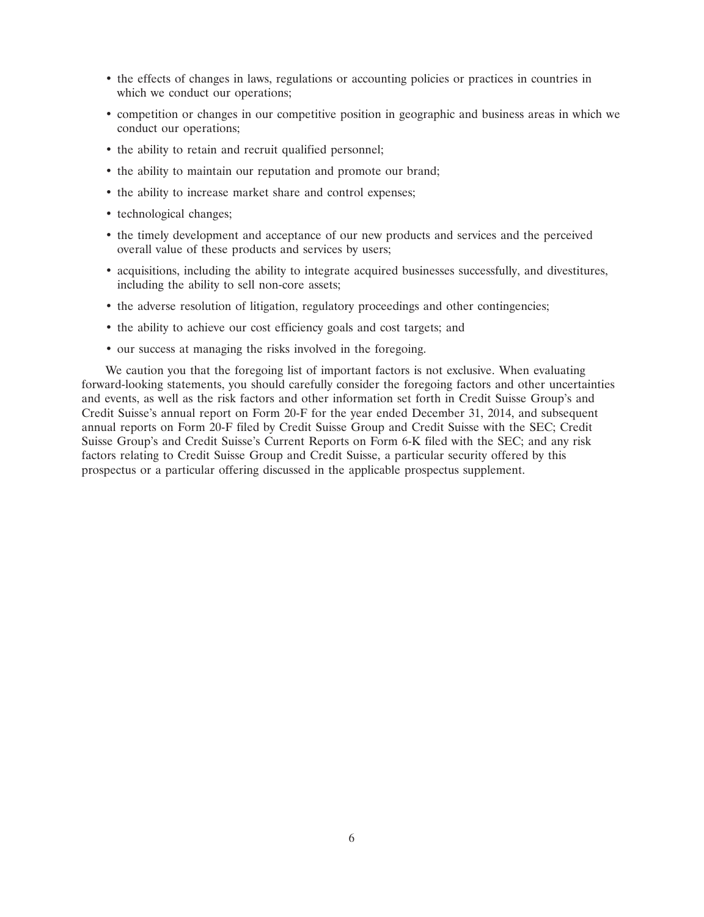- the effects of changes in laws, regulations or accounting policies or practices in countries in which we conduct our operations;
- competition or changes in our competitive position in geographic and business areas in which we conduct our operations;
- the ability to retain and recruit qualified personnel;
- the ability to maintain our reputation and promote our brand;
- the ability to increase market share and control expenses;
- technological changes;
- the timely development and acceptance of our new products and services and the perceived overall value of these products and services by users;
- acquisitions, including the ability to integrate acquired businesses successfully, and divestitures, including the ability to sell non-core assets;
- the adverse resolution of litigation, regulatory proceedings and other contingencies;
- the ability to achieve our cost efficiency goals and cost targets; and
- our success at managing the risks involved in the foregoing.

We caution you that the foregoing list of important factors is not exclusive. When evaluating forward-looking statements, you should carefully consider the foregoing factors and other uncertainties and events, as well as the risk factors and other information set forth in Credit Suisse Group's and Credit Suisse's annual report on Form 20-F for the year ended December 31, 2014, and subsequent annual reports on Form 20-F filed by Credit Suisse Group and Credit Suisse with the SEC; Credit Suisse Group's and Credit Suisse's Current Reports on Form 6-K filed with the SEC; and any risk factors relating to Credit Suisse Group and Credit Suisse, a particular security offered by this prospectus or a particular offering discussed in the applicable prospectus supplement.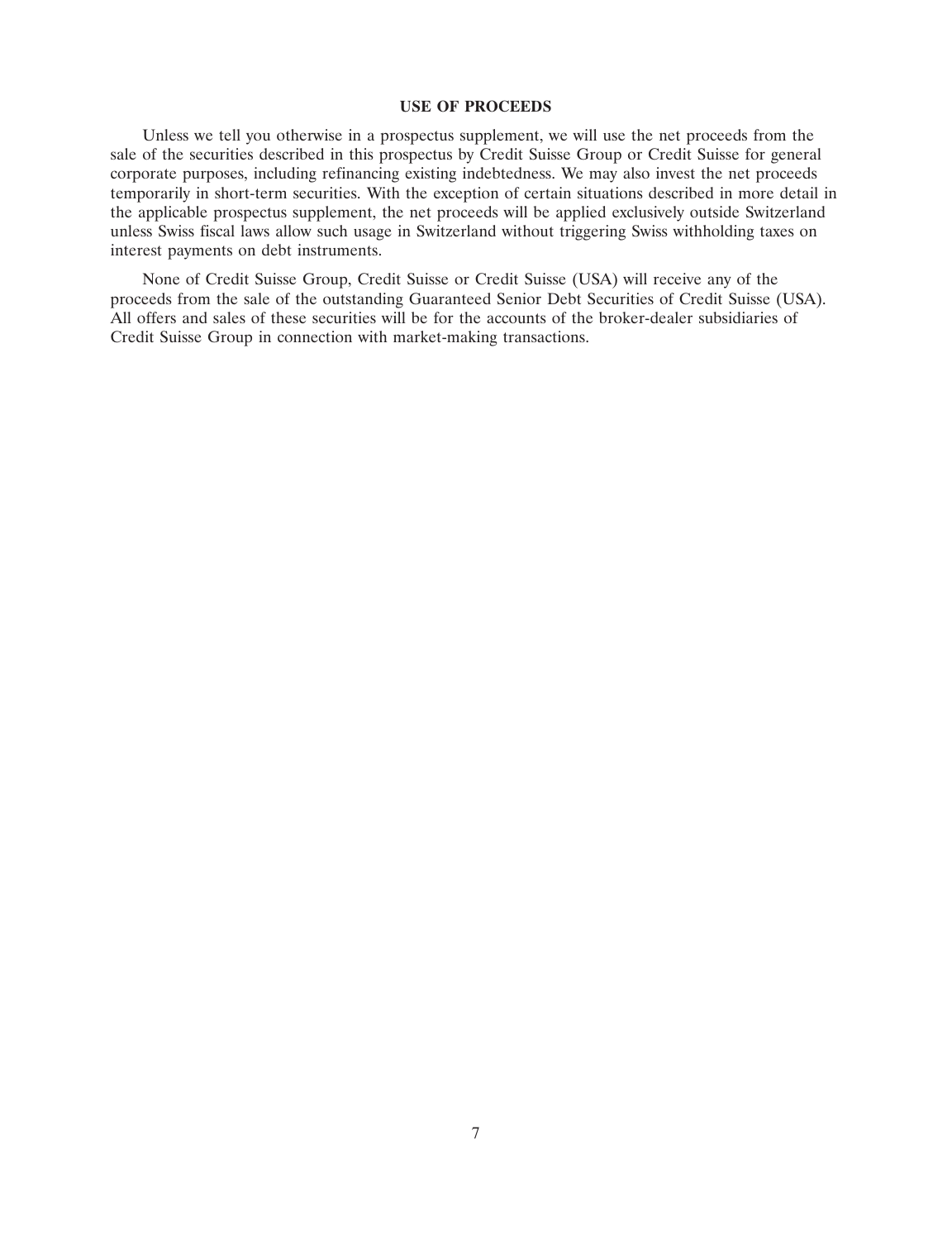## USE OF PROCEEDS

Unless we tell you otherwise in a prospectus supplement, we will use the net proceeds from the sale of the securities described in this prospectus by Credit Suisse Group or Credit Suisse for general corporate purposes, including refinancing existing indebtedness. We may also invest the net proceeds temporarily in short-term securities. With the exception of certain situations described in more detail in the applicable prospectus supplement, the net proceeds will be applied exclusively outside Switzerland unless Swiss fiscal laws allow such usage in Switzerland without triggering Swiss withholding taxes on interest payments on debt instruments.

None of Credit Suisse Group, Credit Suisse or Credit Suisse (USA) will receive any of the proceeds from the sale of the outstanding Guaranteed Senior Debt Securities of Credit Suisse (USA). All offers and sales of these securities will be for the accounts of the broker-dealer subsidiaries of Credit Suisse Group in connection with market-making transactions.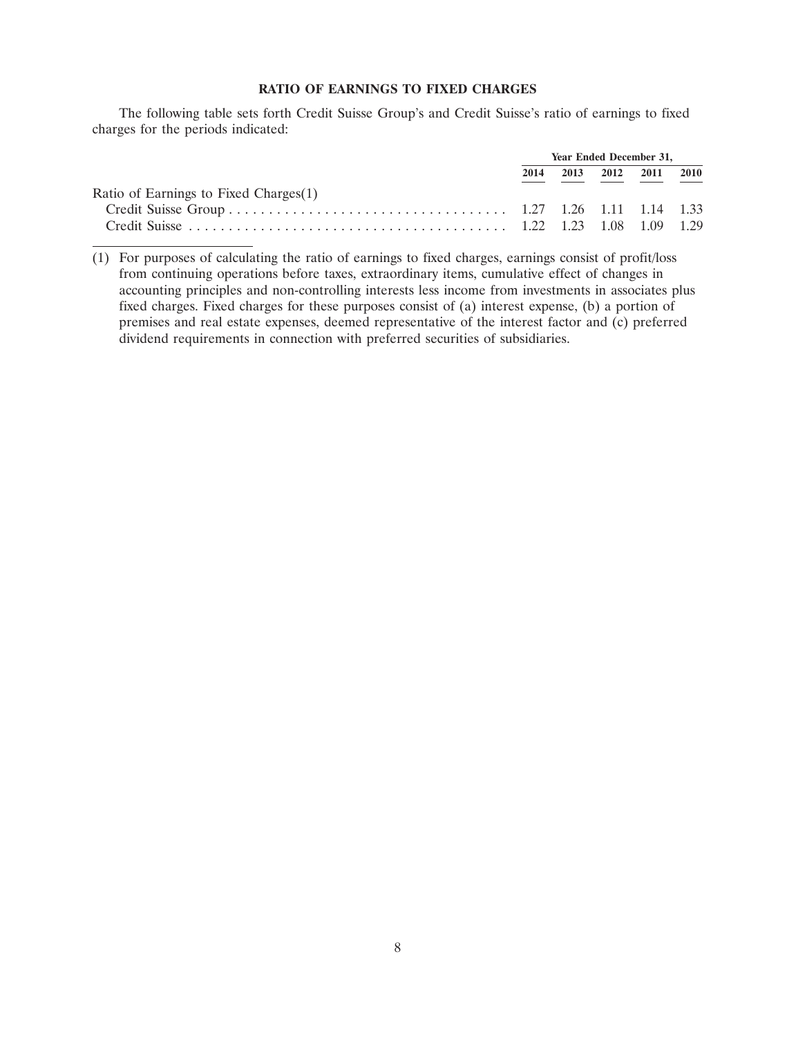## RATIO OF EARNINGS TO FIXED CHARGES

The following table sets forth Credit Suisse Group's and Credit Suisse's ratio of earnings to fixed charges for the periods indicated:

| | Year Ended December 31, | | | | |
|---|---|---|---|---|---|
| | 2014 | 2013 | 2012 | 2011 | 2010 |
| Ratio of Earnings to Fixed Charges(1) | | | | | |
| Credit Suisse Group | 1.27 | 1.26 | 1.11 | 1.14 | 1.33 |
| Credit Suisse | 1.22 | 1.23 | 1.08 | 1.09 | 1.29 |

(1) For purposes of calculating the ratio of earnings to fixed charges, earnings consist of profit/loss from continuing operations before taxes, extraordinary items, cumulative effect of changes in accounting principles and non-controlling interests less income from investments in associates plus fixed charges. Fixed charges for these purposes consist of (a) interest expense, (b) a portion of premises and real estate expenses, deemed representative of the interest factor and (c) preferred dividend requirements in connection with preferred securities of subsidiaries.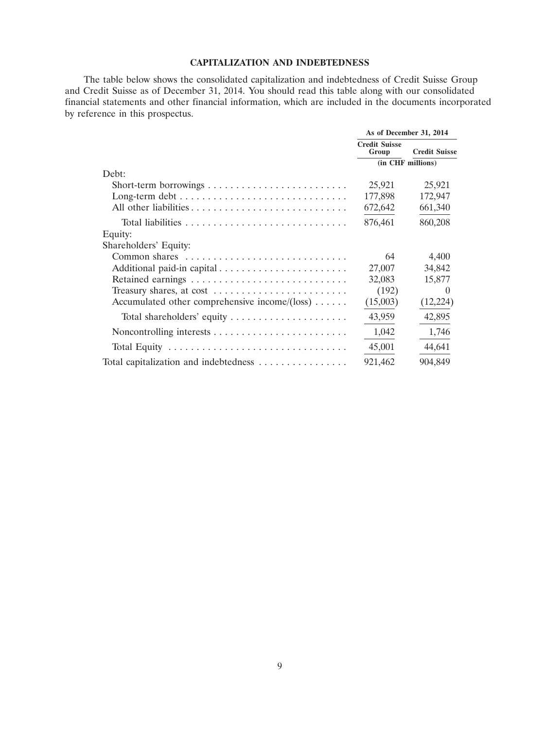## CAPITALIZATION AND INDEBTEDNESS

The table below shows the consolidated capitalization and indebtedness of Credit Suisse Group and Credit Suisse as of December 31, 2014. You should read this table along with our consolidated financial statements and other financial information, which are included in the documents incorporated by reference in this prospectus.

| | As of December 31, 2014 | |
|---|---|---|
| | Credit Suisse Group | Credit Suisse |
| | (in CHF millions) | |
| Debt: | | |
| Short-term borrowings | 25,921 | 25,921 |
| Long-term debt | 177,898 | 172,947 |
| All other liabilities | 672,642 | 661,340 |
| Total liabilities | 876,461 | 860,208 |
| Equity: | | |
| Shareholders' Equity: | | |
| Common shares | 64 | 4,400 |
| Additional paid-in capital | 27,007 | 34,842 |
| Retained earnings | 32,083 | 15,877 |
| Treasury shares, at cost | (192) | 0 |
| Accumulated other comprehensive income/(loss) | (15,003) | (12,224) |
| Total shareholders' equity | 43,959 | 42,895 |
| Noncontrolling interests | 1,042 | 1,746 |
| Total Equity | 45,001 | 44,641 |
| Total capitalization and indebtedness | 921,462 | 904,849 |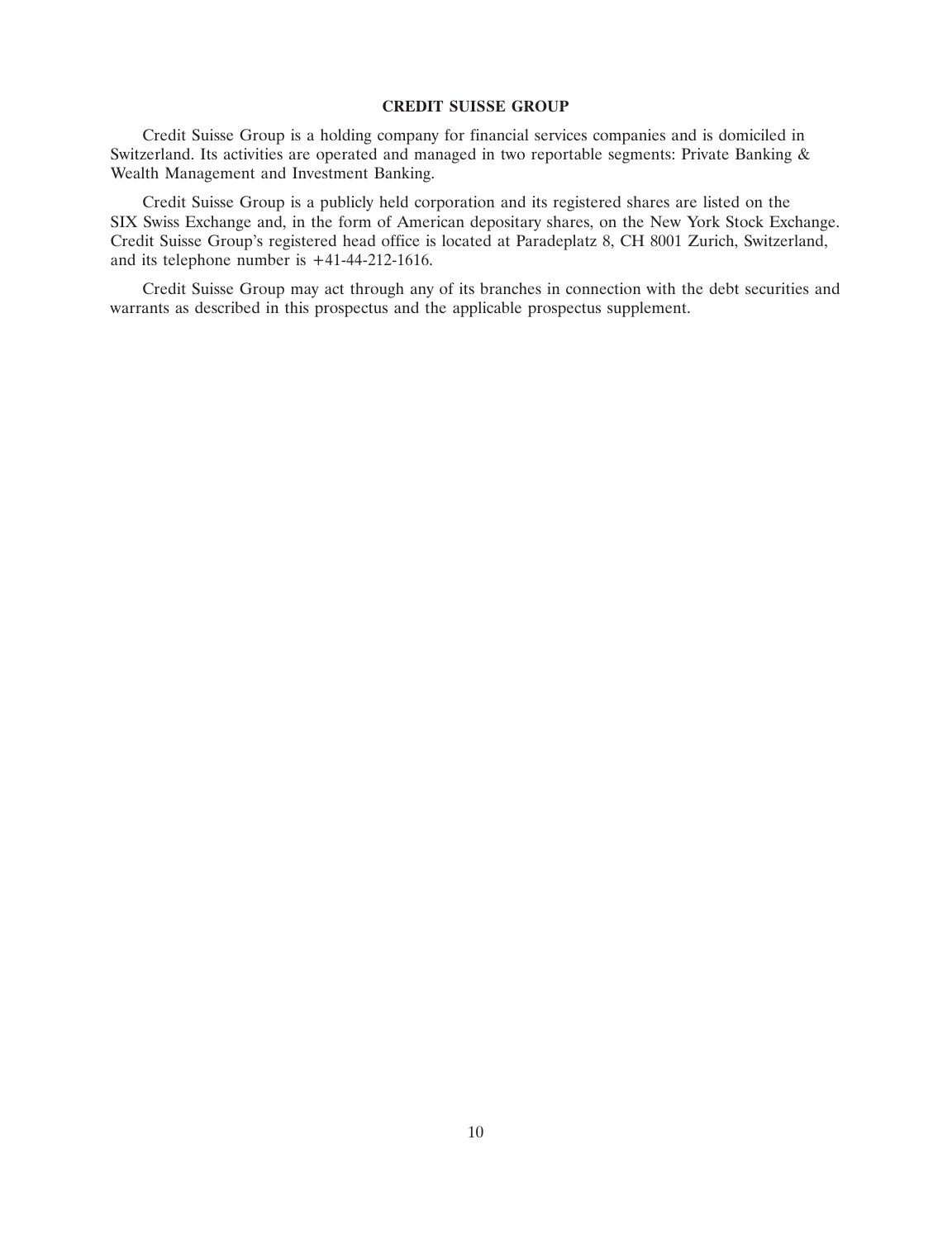## CREDIT SUISSE GROUP

Credit Suisse Group is a holding company for financial services companies and is domiciled in Switzerland. Its activities are operated and managed in two reportable segments: Private Banking & Wealth Management and Investment Banking.

Credit Suisse Group is a publicly held corporation and its registered shares are listed on the SIX Swiss Exchange and, in the form of American depositary shares, on the New York Stock Exchange. Credit Suisse Group's registered head office is located at Paradeplatz 8, CH 8001 Zurich, Switzerland, and its telephone number is +41-44-212-1616.

Credit Suisse Group may act through any of its branches in connection with the debt securities and warrants as described in this prospectus and the applicable prospectus supplement.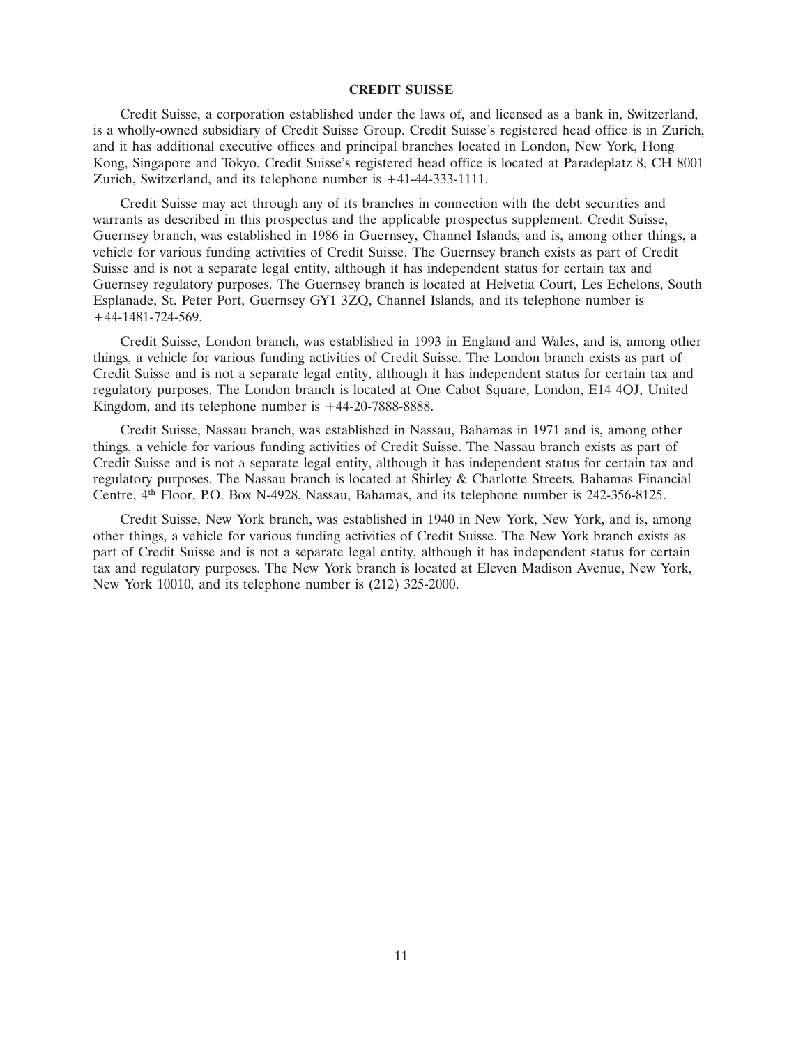## CREDIT SUISSE

Credit Suisse, a corporation established under the laws of, and licensed as a bank in, Switzerland, is a wholly-owned subsidiary of Credit Suisse Group. Credit Suisse's registered head office is in Zurich, and it has additional executive offices and principal branches located in London, New York, Hong Kong, Singapore and Tokyo. Credit Suisse's registered head office is located at Paradeplatz 8, CH 8001 Zurich, Switzerland, and its telephone number is +41-44-333-1111.

Credit Suisse may act through any of its branches in connection with the debt securities and warrants as described in this prospectus and the applicable prospectus supplement. Credit Suisse, Guernsey branch, was established in 1986 in Guernsey, Channel Islands, and is, among other things, a vehicle for various funding activities of Credit Suisse. The Guernsey branch exists as part of Credit Suisse and is not a separate legal entity, although it has independent status for certain tax and Guernsey regulatory purposes. The Guernsey branch is located at Helvetia Court, Les Echelons, South Esplanade, St. Peter Port, Guernsey GY1 3ZQ, Channel Islands, and its telephone number is +44-1481-724-569.

Credit Suisse, London branch, was established in 1993 in England and Wales, and is, among other things, a vehicle for various funding activities of Credit Suisse. The London branch exists as part of Credit Suisse and is not a separate legal entity, although it has independent status for certain tax and regulatory purposes. The London branch is located at One Cabot Square, London, E14 4QJ, United Kingdom, and its telephone number is +44-20-7888-8888.

Credit Suisse, Nassau branch, was established in Nassau, Bahamas in 1971 and is, among other things, a vehicle for various funding activities of Credit Suisse. The Nassau branch exists as part of Credit Suisse and is not a separate legal entity, although it has independent status for certain tax and regulatory purposes. The Nassau branch is located at Shirley & Charlotte Streets, Bahamas Financial Centre, 4th Floor, P.O. Box N-4928, Nassau, Bahamas, and its telephone number is 242-356-8125.

Credit Suisse, New York branch, was established in 1940 in New York, New York, and is, among other things, a vehicle for various funding activities of Credit Suisse. The New York branch exists as part of Credit Suisse and is not a separate legal entity, although it has independent status for certain tax and regulatory purposes. The New York branch is located at Eleven Madison Avenue, New York, New York 10010, and its telephone number is (212) 325-2000.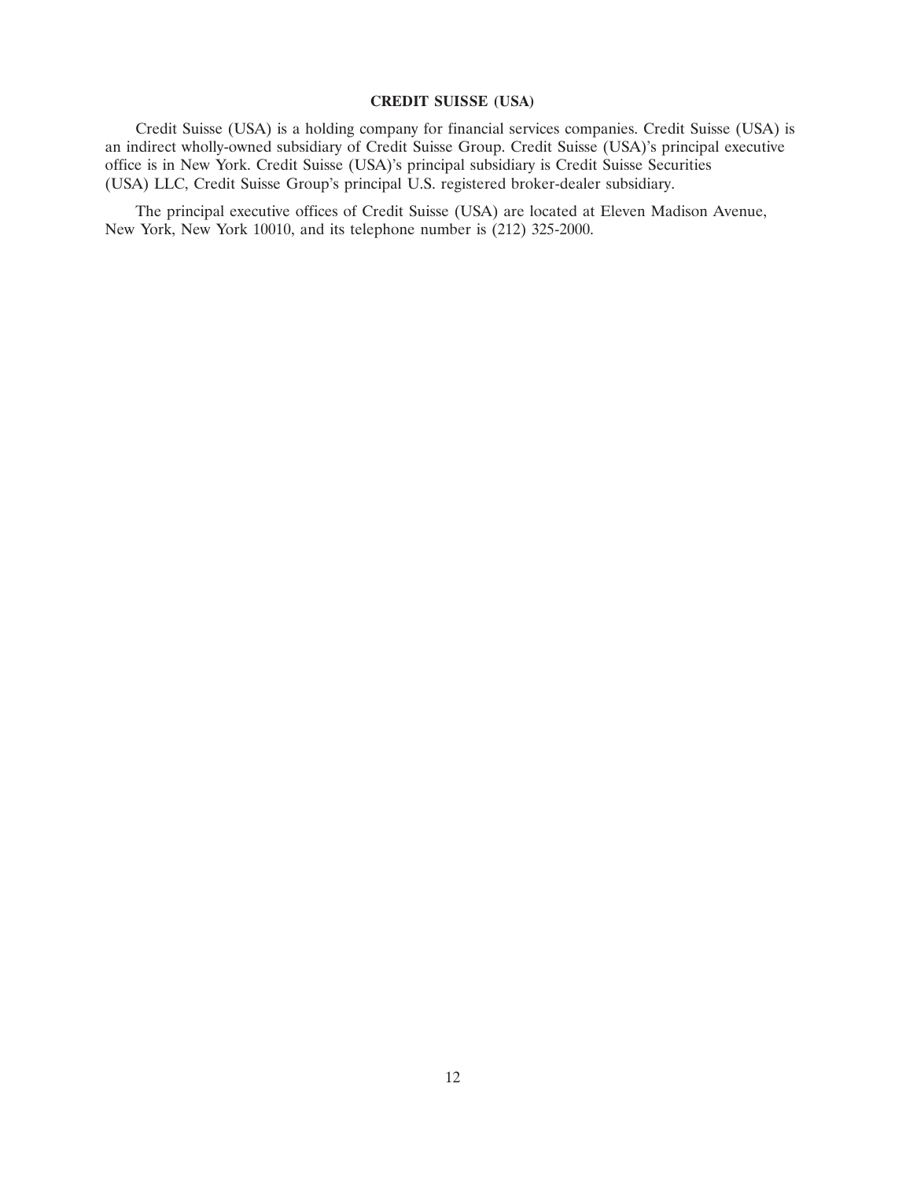## CREDIT SUISSE (USA)

Credit Suisse (USA) is a holding company for financial services companies. Credit Suisse (USA) is an indirect wholly-owned subsidiary of Credit Suisse Group. Credit Suisse (USA)'s principal executive office is in New York. Credit Suisse (USA)'s principal subsidiary is Credit Suisse Securities (USA) LLC, Credit Suisse Group's principal U.S. registered broker-dealer subsidiary.

The principal executive offices of Credit Suisse (USA) are located at Eleven Madison Avenue, New York, New York 10010, and its telephone number is (212) 325-2000.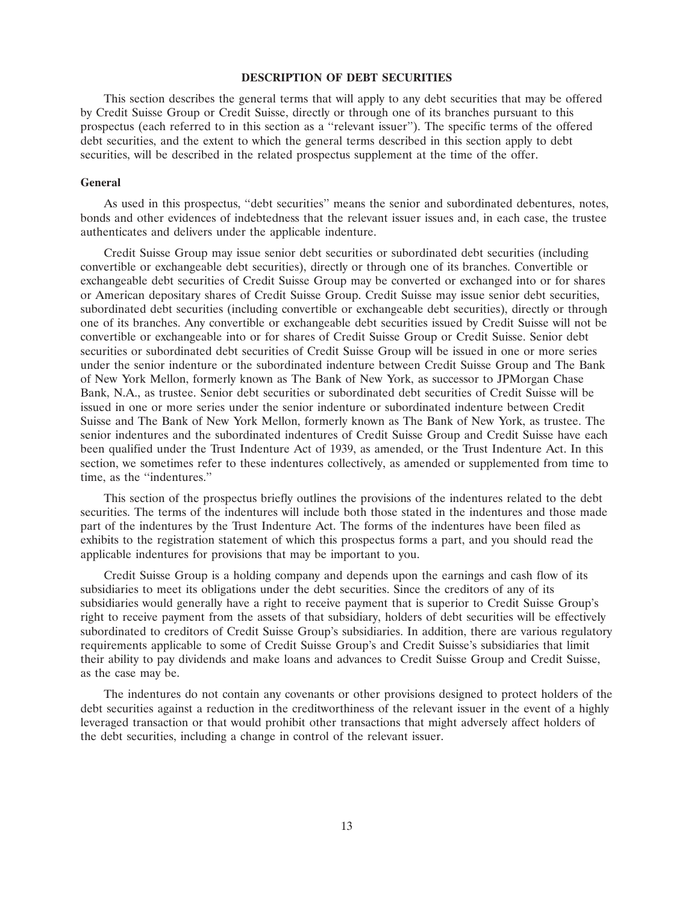## DESCRIPTION OF DEBT SECURITIES

This section describes the general terms that will apply to any debt securities that may be offered by Credit Suisse Group or Credit Suisse, directly or through one of its branches pursuant to this prospectus (each referred to in this section as a "relevant issuer"). The specific terms of the offered debt securities, and the extent to which the general terms described in this section apply to debt securities, will be described in the related prospectus supplement at the time of the offer.

### General

As used in this prospectus, "debt securities" means the senior and subordinated debentures, notes, bonds and other evidences of indebtedness that the relevant issuer issues and, in each case, the trustee authenticates and delivers under the applicable indenture.

Credit Suisse Group may issue senior debt securities or subordinated debt securities (including convertible or exchangeable debt securities), directly or through one of its branches. Convertible or exchangeable debt securities of Credit Suisse Group may be converted or exchanged into or for shares or American depositary shares of Credit Suisse Group. Credit Suisse may issue senior debt securities, subordinated debt securities (including convertible or exchangeable debt securities), directly or through one of its branches. Any convertible or exchangeable debt securities issued by Credit Suisse will not be convertible or exchangeable into or for shares of Credit Suisse Group or Credit Suisse. Senior debt securities or subordinated debt securities of Credit Suisse Group will be issued in one or more series under the senior indenture or the subordinated indenture between Credit Suisse Group and The Bank of New York Mellon, formerly known as The Bank of New York, as successor to JPMorgan Chase Bank, N.A., as trustee. Senior debt securities or subordinated debt securities of Credit Suisse will be issued in one or more series under the senior indenture or subordinated indenture between Credit Suisse and The Bank of New York Mellon, formerly known as The Bank of New York, as trustee. The senior indentures and the subordinated indentures of Credit Suisse Group and Credit Suisse have each been qualified under the Trust Indenture Act of 1939, as amended, or the Trust Indenture Act. In this section, we sometimes refer to these indentures collectively, as amended or supplemented from time to time, as the "indentures."

This section of the prospectus briefly outlines the provisions of the indentures related to the debt securities. The terms of the indentures will include both those stated in the indentures and those made part of the indentures by the Trust Indenture Act. The forms of the indentures have been filed as exhibits to the registration statement of which this prospectus forms a part, and you should read the applicable indentures for provisions that may be important to you.

Credit Suisse Group is a holding company and depends upon the earnings and cash flow of its subsidiaries to meet its obligations under the debt securities. Since the creditors of any of its subsidiaries would generally have a right to receive payment that is superior to Credit Suisse Group's right to receive payment from the assets of that subsidiary, holders of debt securities will be effectively subordinated to creditors of Credit Suisse Group's subsidiaries. In addition, there are various regulatory requirements applicable to some of Credit Suisse Group's and Credit Suisse's subsidiaries that limit their ability to pay dividends and make loans and advances to Credit Suisse Group and Credit Suisse, as the case may be.

The indentures do not contain any covenants or other provisions designed to protect holders of the debt securities against a reduction in the creditworthiness of the relevant issuer in the event of a highly leveraged transaction or that would prohibit other transactions that might adversely affect holders of the debt securities, including a change in control of the relevant issuer.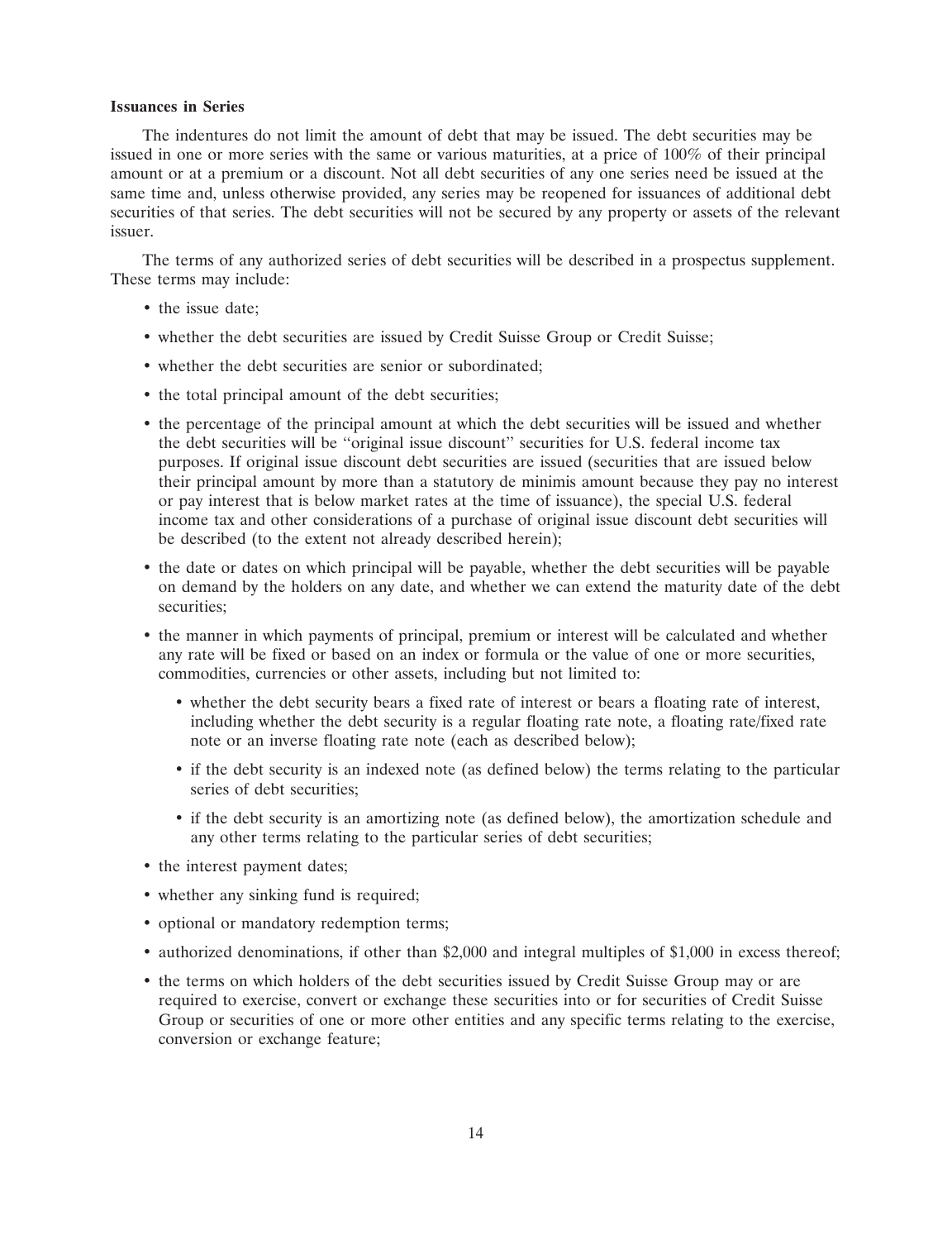**Issuances in Series**

The indentures do not limit the amount of debt that may be issued. The debt securities may be issued in one or more series with the same or various maturities, at a price of 100% of their principal amount or at a premium or a discount. Not all debt securities of any one series need be issued at the same time and, unless otherwise provided, any series may be reopened for issuances of additional debt securities of that series. The debt securities will not be secured by any property or assets of the relevant issuer.

The terms of any authorized series of debt securities will be described in a prospectus supplement. These terms may include:

- the issue date;
- whether the debt securities are issued by Credit Suisse Group or Credit Suisse;
- whether the debt securities are senior or subordinated;
- the total principal amount of the debt securities;
- the percentage of the principal amount at which the debt securities will be issued and whether the debt securities will be "original issue discount" securities for U.S. federal income tax purposes. If original issue discount debt securities are issued (securities that are issued below their principal amount by more than a statutory de minimis amount because they pay no interest or pay interest that is below market rates at the time of issuance), the special U.S. federal income tax and other considerations of a purchase of original issue discount debt securities will be described (to the extent not already described herein);
- the date or dates on which principal will be payable, whether the debt securities will be payable on demand by the holders on any date, and whether we can extend the maturity date of the debt securities;
- the manner in which payments of principal, premium or interest will be calculated and whether any rate will be fixed or based on an index or formula or the value of one or more securities, commodities, currencies or other assets, including but not limited to:
  - whether the debt security bears a fixed rate of interest or bears a floating rate of interest, including whether the debt security is a regular floating rate note, a floating rate/fixed rate note or an inverse floating rate note (each as described below);
  - if the debt security is an indexed note (as defined below) the terms relating to the particular series of debt securities;
  - if the debt security is an amortizing note (as defined below), the amortization schedule and any other terms relating to the particular series of debt securities;
- the interest payment dates;
- whether any sinking fund is required;
- optional or mandatory redemption terms;
- authorized denominations, if other than $2,000 and integral multiples of $1,000 in excess thereof;
- the terms on which holders of the debt securities issued by Credit Suisse Group may or are required to exercise, convert or exchange these securities into or for securities of Credit Suisse Group or securities of one or more other entities and any specific terms relating to the exercise, conversion or exchange feature;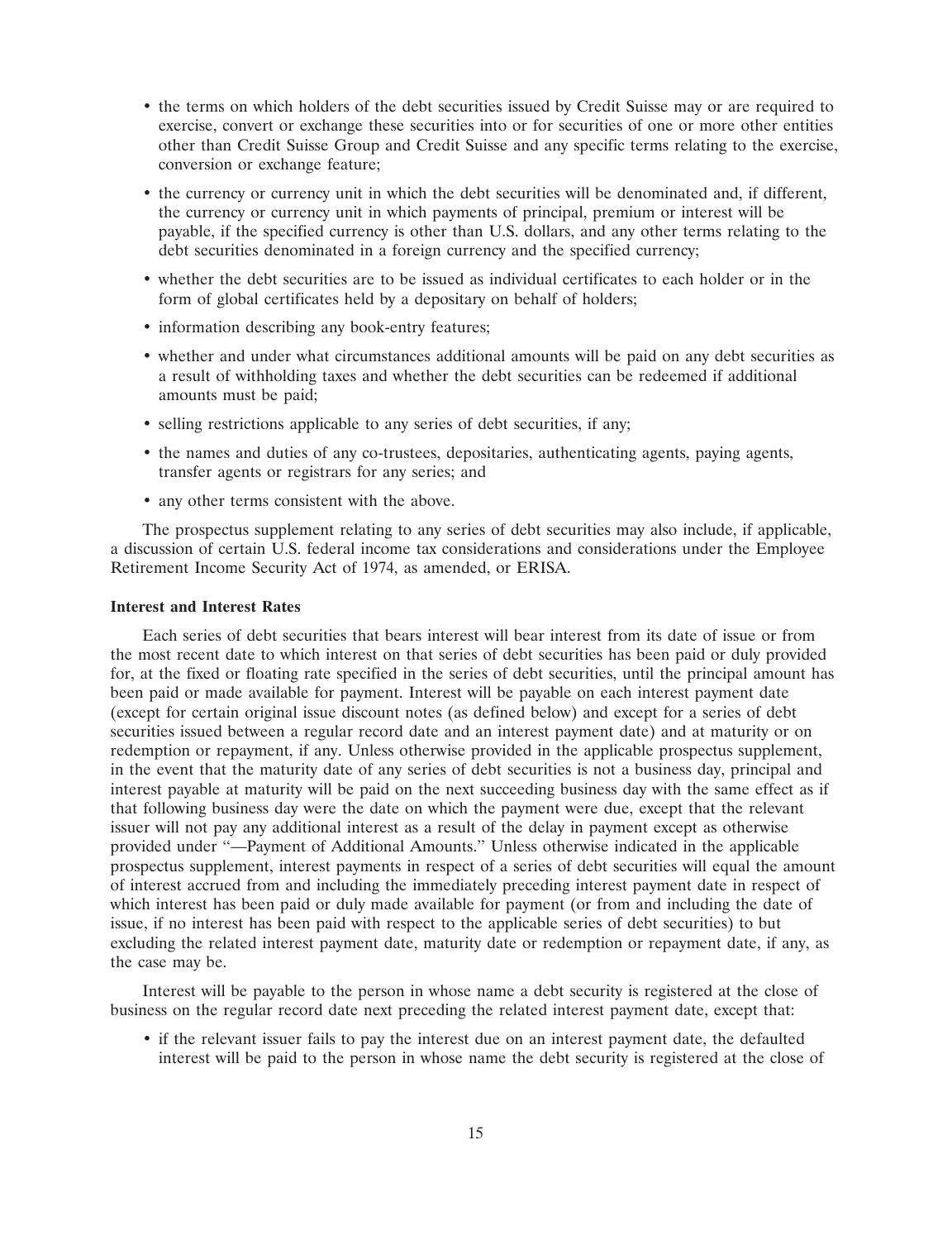- the terms on which holders of the debt securities issued by Credit Suisse may or are required to exercise, convert or exchange these securities into or for securities of one or more other entities other than Credit Suisse Group and Credit Suisse and any specific terms relating to the exercise, conversion or exchange feature;
- the currency or currency unit in which the debt securities will be denominated and, if different, the currency or currency unit in which payments of principal, premium or interest will be payable, if the specified currency is other than U.S. dollars, and any other terms relating to the debt securities denominated in a foreign currency and the specified currency;
- whether the debt securities are to be issued as individual certificates to each holder or in the form of global certificates held by a depositary on behalf of holders;
- information describing any book-entry features;
- whether and under what circumstances additional amounts will be paid on any debt securities as a result of withholding taxes and whether the debt securities can be redeemed if additional amounts must be paid;
- selling restrictions applicable to any series of debt securities, if any;
- the names and duties of any co-trustees, depositaries, authenticating agents, paying agents, transfer agents or registrars for any series; and
- any other terms consistent with the above.

The prospectus supplement relating to any series of debt securities may also include, if applicable, a discussion of certain U.S. federal income tax considerations and considerations under the Employee Retirement Income Security Act of 1974, as amended, or ERISA.

**Interest and Interest Rates**

Each series of debt securities that bears interest will bear interest from its date of issue or from the most recent date to which interest on that series of debt securities has been paid or duly provided for, at the fixed or floating rate specified in the series of debt securities, until the principal amount has been paid or made available for payment. Interest will be payable on each interest payment date (except for certain original issue discount notes (as defined below) and except for a series of debt securities issued between a regular record date and an interest payment date) and at maturity or on redemption or repayment, if any. Unless otherwise provided in the applicable prospectus supplement, in the event that the maturity date of any series of debt securities is not a business day, principal and interest payable at maturity will be paid on the next succeeding business day with the same effect as if that following business day were the date on which the payment were due, except that the relevant issuer will not pay any additional interest as a result of the delay in payment except as otherwise provided under "—Payment of Additional Amounts." Unless otherwise indicated in the applicable prospectus supplement, interest payments in respect of a series of debt securities will equal the amount of interest accrued from and including the immediately preceding interest payment date in respect of which interest has been paid or duly made available for payment (or from and including the date of issue, if no interest has been paid with respect to the applicable series of debt securities) to but excluding the related interest payment date, maturity date or redemption or repayment date, if any, as the case may be.

Interest will be payable to the person in whose name a debt security is registered at the close of business on the regular record date next preceding the related interest payment date, except that:

- if the relevant issuer fails to pay the interest due on an interest payment date, the defaulted interest will be paid to the person in whose name the debt security is registered at the close of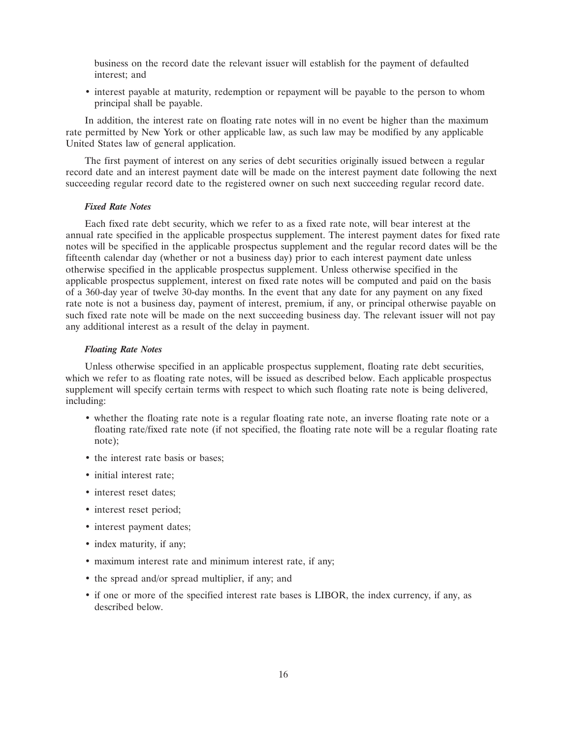business on the record date the relevant issuer will establish for the payment of defaulted interest; and

- interest payable at maturity, redemption or repayment will be payable to the person to whom principal shall be payable.

In addition, the interest rate on floating rate notes will in no event be higher than the maximum rate permitted by New York or other applicable law, as such law may be modified by any applicable United States law of general application.

The first payment of interest on any series of debt securities originally issued between a regular record date and an interest payment date will be made on the interest payment date following the next succeeding regular record date to the registered owner on such next succeeding regular record date.

***Fixed Rate Notes***

Each fixed rate debt security, which we refer to as a fixed rate note, will bear interest at the annual rate specified in the applicable prospectus supplement. The interest payment dates for fixed rate notes will be specified in the applicable prospectus supplement and the regular record dates will be the fifteenth calendar day (whether or not a business day) prior to each interest payment date unless otherwise specified in the applicable prospectus supplement. Unless otherwise specified in the applicable prospectus supplement, interest on fixed rate notes will be computed and paid on the basis of a 360-day year of twelve 30-day months. In the event that any date for any payment on any fixed rate note is not a business day, payment of interest, premium, if any, or principal otherwise payable on such fixed rate note will be made on the next succeeding business day. The relevant issuer will not pay any additional interest as a result of the delay in payment.

***Floating Rate Notes***

Unless otherwise specified in an applicable prospectus supplement, floating rate debt securities, which we refer to as floating rate notes, will be issued as described below. Each applicable prospectus supplement will specify certain terms with respect to which such floating rate note is being delivered, including:

- whether the floating rate note is a regular floating rate note, an inverse floating rate note or a floating rate/fixed rate note (if not specified, the floating rate note will be a regular floating rate note);
- the interest rate basis or bases;
- initial interest rate;
- interest reset dates;
- interest reset period;
- interest payment dates;
- index maturity, if any;
- maximum interest rate and minimum interest rate, if any;
- the spread and/or spread multiplier, if any; and
- if one or more of the specified interest rate bases is LIBOR, the index currency, if any, as described below.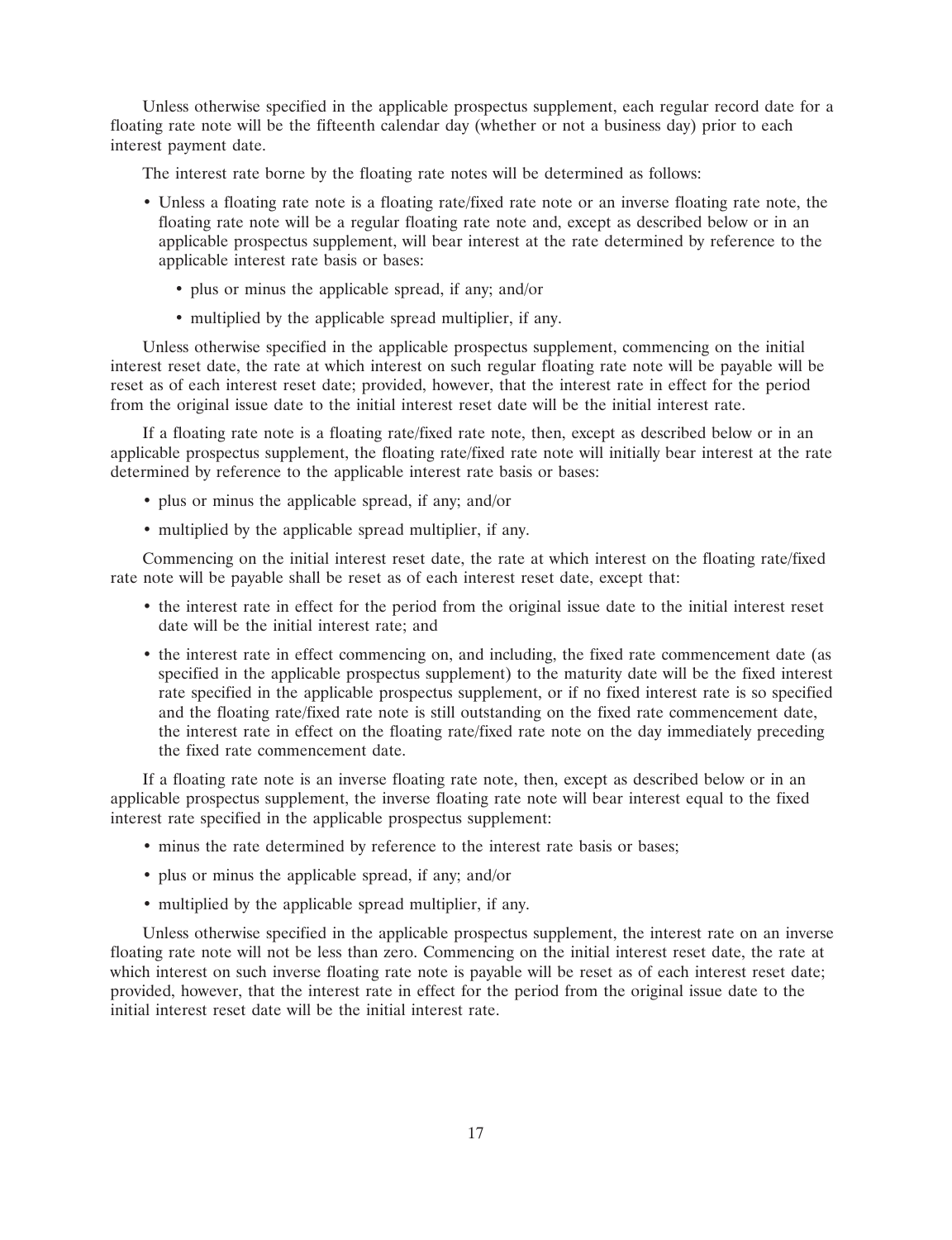Unless otherwise specified in the applicable prospectus supplement, each regular record date for a floating rate note will be the fifteenth calendar day (whether or not a business day) prior to each interest payment date.

The interest rate borne by the floating rate notes will be determined as follows:

- Unless a floating rate note is a floating rate/fixed rate note or an inverse floating rate note, the floating rate note will be a regular floating rate note and, except as described below or in an applicable prospectus supplement, will bear interest at the rate determined by reference to the applicable interest rate basis or bases:
  - plus or minus the applicable spread, if any; and/or
  - multiplied by the applicable spread multiplier, if any.

Unless otherwise specified in the applicable prospectus supplement, commencing on the initial interest reset date, the rate at which interest on such regular floating rate note will be payable will be reset as of each interest reset date; provided, however, that the interest rate in effect for the period from the original issue date to the initial interest reset date will be the initial interest rate.

If a floating rate note is a floating rate/fixed rate note, then, except as described below or in an applicable prospectus supplement, the floating rate/fixed rate note will initially bear interest at the rate determined by reference to the applicable interest rate basis or bases:

- plus or minus the applicable spread, if any; and/or
- multiplied by the applicable spread multiplier, if any.

Commencing on the initial interest reset date, the rate at which interest on the floating rate/fixed rate note will be payable shall be reset as of each interest reset date, except that:

- the interest rate in effect for the period from the original issue date to the initial interest reset date will be the initial interest rate; and
- the interest rate in effect commencing on, and including, the fixed rate commencement date (as specified in the applicable prospectus supplement) to the maturity date will be the fixed interest rate specified in the applicable prospectus supplement, or if no fixed interest rate is so specified and the floating rate/fixed rate note is still outstanding on the fixed rate commencement date, the interest rate in effect on the floating rate/fixed rate note on the day immediately preceding the fixed rate commencement date.

If a floating rate note is an inverse floating rate note, then, except as described below or in an applicable prospectus supplement, the inverse floating rate note will bear interest equal to the fixed interest rate specified in the applicable prospectus supplement:

- minus the rate determined by reference to the interest rate basis or bases;
- plus or minus the applicable spread, if any; and/or
- multiplied by the applicable spread multiplier, if any.

Unless otherwise specified in the applicable prospectus supplement, the interest rate on an inverse floating rate note will not be less than zero. Commencing on the initial interest reset date, the rate at which interest on such inverse floating rate note is payable will be reset as of each interest reset date; provided, however, that the interest rate in effect for the period from the original issue date to the initial interest reset date will be the initial interest rate.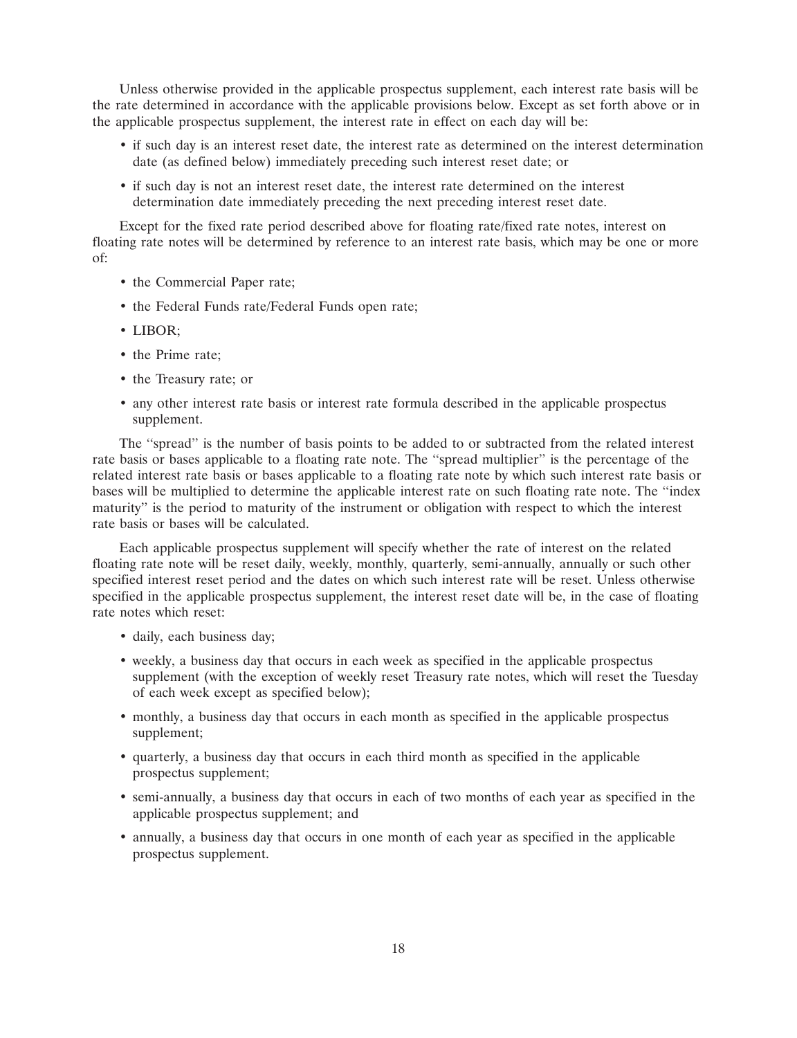Unless otherwise provided in the applicable prospectus supplement, each interest rate basis will be the rate determined in accordance with the applicable provisions below. Except as set forth above or in the applicable prospectus supplement, the interest rate in effect on each day will be:

- if such day is an interest reset date, the interest rate as determined on the interest determination date (as defined below) immediately preceding such interest reset date; or
- if such day is not an interest reset date, the interest rate determined on the interest determination date immediately preceding the next preceding interest reset date.

Except for the fixed rate period described above for floating rate/fixed rate notes, interest on floating rate notes will be determined by reference to an interest rate basis, which may be one or more of:

- the Commercial Paper rate;
- the Federal Funds rate/Federal Funds open rate;
- LIBOR;
- the Prime rate;
- the Treasury rate; or
- any other interest rate basis or interest rate formula described in the applicable prospectus supplement.

The "spread" is the number of basis points to be added to or subtracted from the related interest rate basis or bases applicable to a floating rate note. The "spread multiplier" is the percentage of the related interest rate basis or bases applicable to a floating rate note by which such interest rate basis or bases will be multiplied to determine the applicable interest rate on such floating rate note. The "index maturity" is the period to maturity of the instrument or obligation with respect to which the interest rate basis or bases will be calculated.

Each applicable prospectus supplement will specify whether the rate of interest on the related floating rate note will be reset daily, weekly, monthly, quarterly, semi-annually, annually or such other specified interest reset period and the dates on which such interest rate will be reset. Unless otherwise specified in the applicable prospectus supplement, the interest reset date will be, in the case of floating rate notes which reset:

- daily, each business day;
- weekly, a business day that occurs in each week as specified in the applicable prospectus supplement (with the exception of weekly reset Treasury rate notes, which will reset the Tuesday of each week except as specified below);
- monthly, a business day that occurs in each month as specified in the applicable prospectus supplement;
- quarterly, a business day that occurs in each third month as specified in the applicable prospectus supplement;
- semi-annually, a business day that occurs in each of two months of each year as specified in the applicable prospectus supplement; and
- annually, a business day that occurs in one month of each year as specified in the applicable prospectus supplement.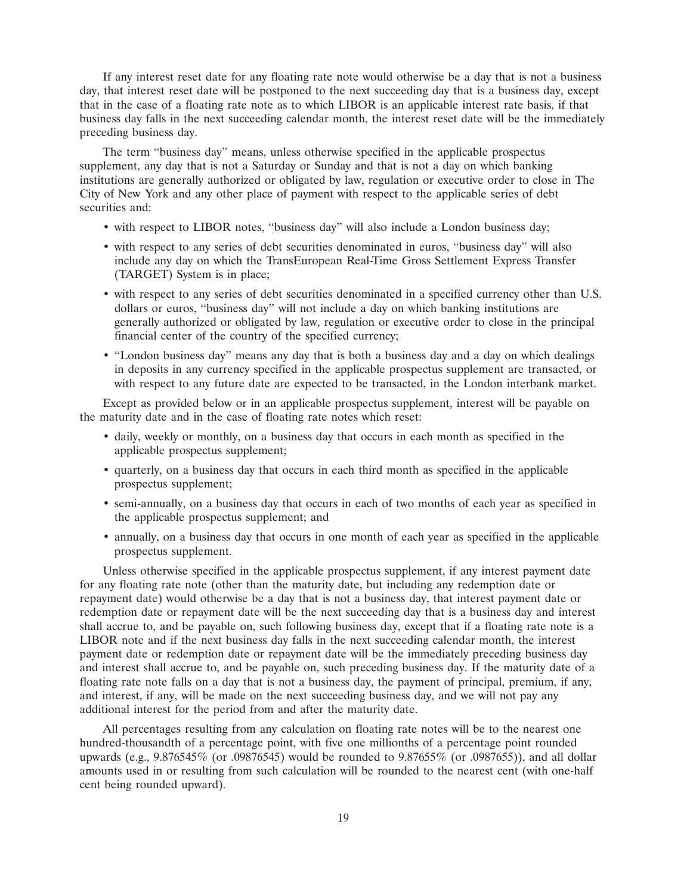If any interest reset date for any floating rate note would otherwise be a day that is not a business day, that interest reset date will be postponed to the next succeeding day that is a business day, except that in the case of a floating rate note as to which LIBOR is an applicable interest rate basis, if that business day falls in the next succeeding calendar month, the interest reset date will be the immediately preceding business day.

The term ''business day'' means, unless otherwise specified in the applicable prospectus supplement, any day that is not a Saturday or Sunday and that is not a day on which banking institutions are generally authorized or obligated by law, regulation or executive order to close in The City of New York and any other place of payment with respect to the applicable series of debt securities and:

- with respect to LIBOR notes, ''business day'' will also include a London business day;
- with respect to any series of debt securities denominated in euros, ''business day'' will also include any day on which the TransEuropean Real-Time Gross Settlement Express Transfer (TARGET) System is in place;
- with respect to any series of debt securities denominated in a specified currency other than U.S. dollars or euros, ''business day'' will not include a day on which banking institutions are generally authorized or obligated by law, regulation or executive order to close in the principal financial center of the country of the specified currency;
- ''London business day'' means any day that is both a business day and a day on which dealings in deposits in any currency specified in the applicable prospectus supplement are transacted, or with respect to any future date are expected to be transacted, in the London interbank market.

Except as provided below or in an applicable prospectus supplement, interest will be payable on the maturity date and in the case of floating rate notes which reset:

- daily, weekly or monthly, on a business day that occurs in each month as specified in the applicable prospectus supplement;
- quarterly, on a business day that occurs in each third month as specified in the applicable prospectus supplement;
- semi-annually, on a business day that occurs in each of two months of each year as specified in the applicable prospectus supplement; and
- annually, on a business day that occurs in one month of each year as specified in the applicable prospectus supplement.

Unless otherwise specified in the applicable prospectus supplement, if any interest payment date for any floating rate note (other than the maturity date, but including any redemption date or repayment date) would otherwise be a day that is not a business day, that interest payment date or redemption date or repayment date will be the next succeeding day that is a business day and interest shall accrue to, and be payable on, such following business day, except that if a floating rate note is a LIBOR note and if the next business day falls in the next succeeding calendar month, the interest payment date or redemption date or repayment date will be the immediately preceding business day and interest shall accrue to, and be payable on, such preceding business day. If the maturity date of a floating rate note falls on a day that is not a business day, the payment of principal, premium, if any, and interest, if any, will be made on the next succeeding business day, and we will not pay any additional interest for the period from and after the maturity date.

All percentages resulting from any calculation on floating rate notes will be to the nearest one hundred-thousandth of a percentage point, with five one millionths of a percentage point rounded upwards (e.g., 9.876545% (or .09876545) would be rounded to 9.87655% (or .0987655)), and all dollar amounts used in or resulting from such calculation will be rounded to the nearest cent (with one-half cent being rounded upward).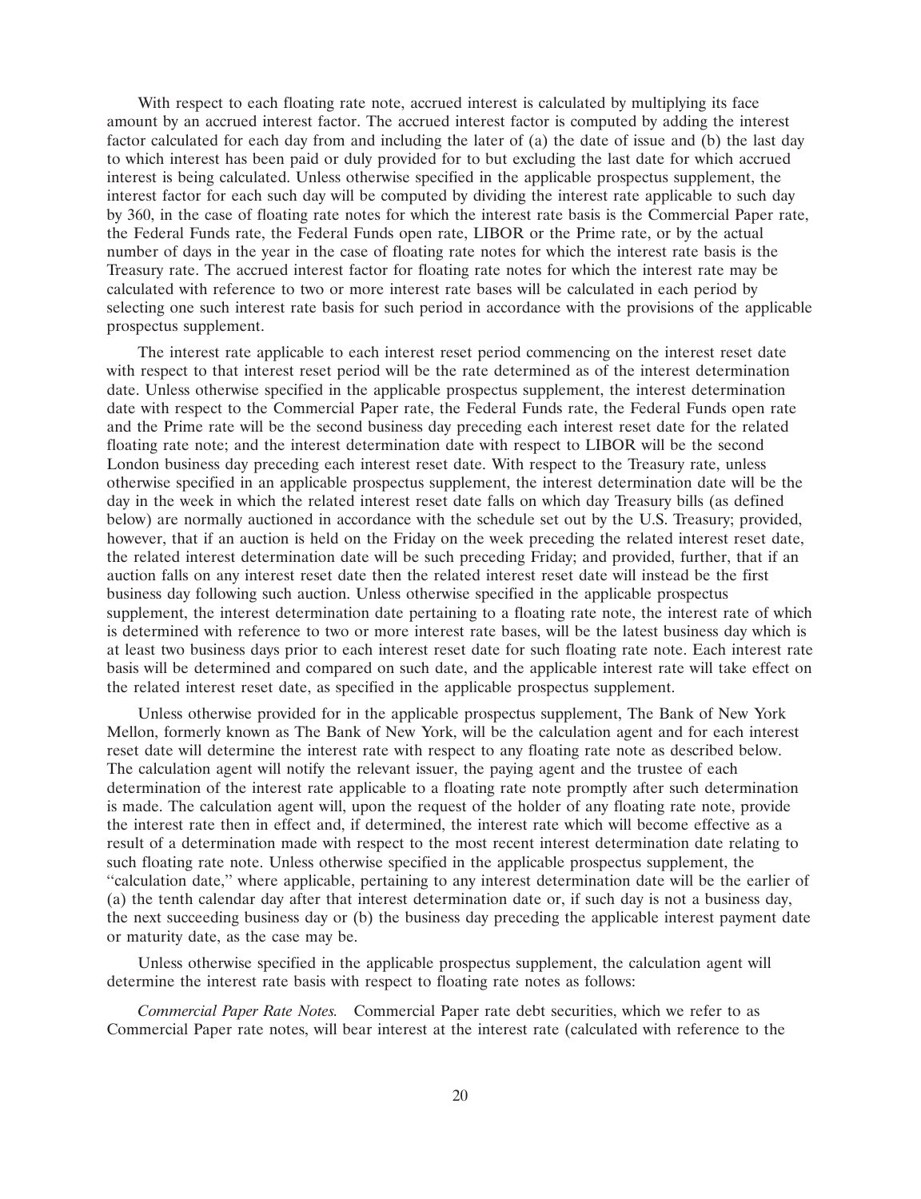With respect to each floating rate note, accrued interest is calculated by multiplying its face amount by an accrued interest factor. The accrued interest factor is computed by adding the interest factor calculated for each day from and including the later of (a) the date of issue and (b) the last day to which interest has been paid or duly provided for to but excluding the last date for which accrued interest is being calculated. Unless otherwise specified in the applicable prospectus supplement, the interest factor for each such day will be computed by dividing the interest rate applicable to such day by 360, in the case of floating rate notes for which the interest rate basis is the Commercial Paper rate, the Federal Funds rate, the Federal Funds open rate, LIBOR or the Prime rate, or by the actual number of days in the year in the case of floating rate notes for which the interest rate basis is the Treasury rate. The accrued interest factor for floating rate notes for which the interest rate may be calculated with reference to two or more interest rate bases will be calculated in each period by selecting one such interest rate basis for such period in accordance with the provisions of the applicable prospectus supplement.

The interest rate applicable to each interest reset period commencing on the interest reset date with respect to that interest reset period will be the rate determined as of the interest determination date. Unless otherwise specified in the applicable prospectus supplement, the interest determination date with respect to the Commercial Paper rate, the Federal Funds rate, the Federal Funds open rate and the Prime rate will be the second business day preceding each interest reset date for the related floating rate note; and the interest determination date with respect to LIBOR will be the second London business day preceding each interest reset date. With respect to the Treasury rate, unless otherwise specified in an applicable prospectus supplement, the interest determination date will be the day in the week in which the related interest reset date falls on which day Treasury bills (as defined below) are normally auctioned in accordance with the schedule set out by the U.S. Treasury; provided, however, that if an auction is held on the Friday on the week preceding the related interest reset date, the related interest determination date will be such preceding Friday; and provided, further, that if an auction falls on any interest reset date then the related interest reset date will instead be the first business day following such auction. Unless otherwise specified in the applicable prospectus supplement, the interest determination date pertaining to a floating rate note, the interest rate of which is determined with reference to two or more interest rate bases, will be the latest business day which is at least two business days prior to each interest reset date for such floating rate note. Each interest rate basis will be determined and compared on such date, and the applicable interest rate will take effect on the related interest reset date, as specified in the applicable prospectus supplement.

Unless otherwise provided for in the applicable prospectus supplement, The Bank of New York Mellon, formerly known as The Bank of New York, will be the calculation agent and for each interest reset date will determine the interest rate with respect to any floating rate note as described below. The calculation agent will notify the relevant issuer, the paying agent and the trustee of each determination of the interest rate applicable to a floating rate note promptly after such determination is made. The calculation agent will, upon the request of the holder of any floating rate note, provide the interest rate then in effect and, if determined, the interest rate which will become effective as a result of a determination made with respect to the most recent interest determination date relating to such floating rate note. Unless otherwise specified in the applicable prospectus supplement, the "calculation date," where applicable, pertaining to any interest determination date will be the earlier of (a) the tenth calendar day after that interest determination date or, if such day is not a business day, the next succeeding business day or (b) the business day preceding the applicable interest payment date or maturity date, as the case may be.

Unless otherwise specified in the applicable prospectus supplement, the calculation agent will determine the interest rate basis with respect to floating rate notes as follows:

*Commercial Paper Rate Notes.* Commercial Paper rate debt securities, which we refer to as Commercial Paper rate notes, will bear interest at the interest rate (calculated with reference to the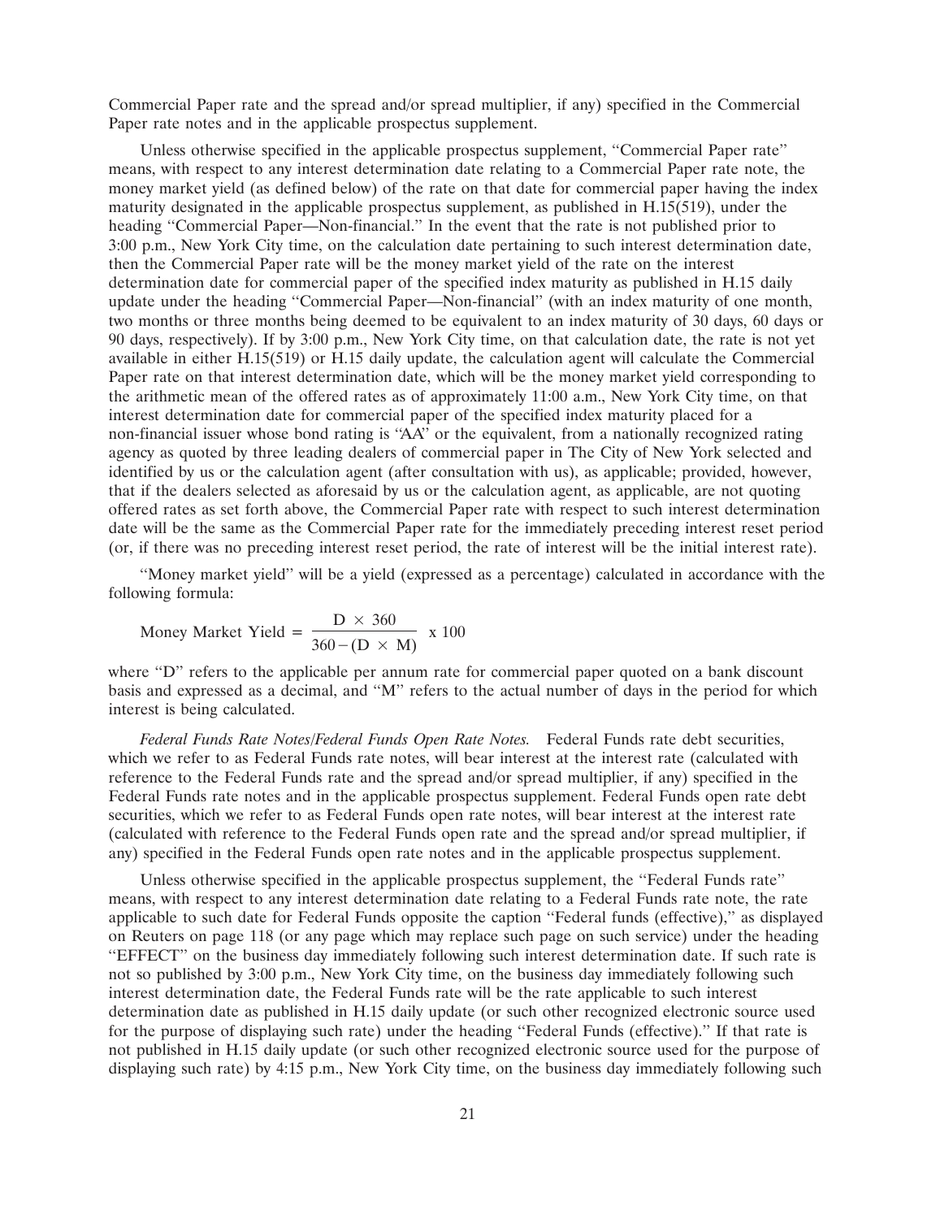Commercial Paper rate and the spread and/or spread multiplier, if any) specified in the Commercial Paper rate notes and in the applicable prospectus supplement.

Unless otherwise specified in the applicable prospectus supplement, ''Commercial Paper rate'' means, with respect to any interest determination date relating to a Commercial Paper rate note, the money market yield (as defined below) of the rate on that date for commercial paper having the index maturity designated in the applicable prospectus supplement, as published in H.15(519), under the heading ''Commercial Paper—Non-financial.'' In the event that the rate is not published prior to 3:00 p.m., New York City time, on the calculation date pertaining to such interest determination date, then the Commercial Paper rate will be the money market yield of the rate on the interest determination date for commercial paper of the specified index maturity as published in H.15 daily update under the heading ''Commercial Paper—Non-financial'' (with an index maturity of one month, two months or three months being deemed to be equivalent to an index maturity of 30 days, 60 days or 90 days, respectively). If by 3:00 p.m., New York City time, on that calculation date, the rate is not yet available in either H.15(519) or H.15 daily update, the calculation agent will calculate the Commercial Paper rate on that interest determination date, which will be the money market yield corresponding to the arithmetic mean of the offered rates as of approximately 11:00 a.m., New York City time, on that interest determination date for commercial paper of the specified index maturity placed for a non-financial issuer whose bond rating is ''AA'' or the equivalent, from a nationally recognized rating agency as quoted by three leading dealers of commercial paper in The City of New York selected and identified by us or the calculation agent (after consultation with us), as applicable; provided, however, that if the dealers selected as aforesaid by us or the calculation agent, as applicable, are not quoting offered rates as set forth above, the Commercial Paper rate with respect to such interest determination date will be the same as the Commercial Paper rate for the immediately preceding interest reset period (or, if there was no preceding interest reset period, the rate of interest will be the initial interest rate).

''Money market yield'' will be a yield (expressed as a percentage) calculated in accordance with the following formula:

$$\text{Money Market Yield} = \frac{D \times 360}{360 - (D \times M)} \times 100$$

where ''D'' refers to the applicable per annum rate for commercial paper quoted on a bank discount basis and expressed as a decimal, and ''M'' refers to the actual number of days in the period for which interest is being calculated.

*Federal Funds Rate Notes/Federal Funds Open Rate Notes.* Federal Funds rate debt securities, which we refer to as Federal Funds rate notes, will bear interest at the interest rate (calculated with reference to the Federal Funds rate and the spread and/or spread multiplier, if any) specified in the Federal Funds rate notes and in the applicable prospectus supplement. Federal Funds open rate debt securities, which we refer to as Federal Funds open rate notes, will bear interest at the interest rate (calculated with reference to the Federal Funds open rate and the spread and/or spread multiplier, if any) specified in the Federal Funds open rate notes and in the applicable prospectus supplement.

Unless otherwise specified in the applicable prospectus supplement, the ''Federal Funds rate'' means, with respect to any interest determination date relating to a Federal Funds rate note, the rate applicable to such date for Federal Funds opposite the caption ''Federal funds (effective),'' as displayed on Reuters on page 118 (or any page which may replace such page on such service) under the heading ''EFFECT'' on the business day immediately following such interest determination date. If such rate is not so published by 3:00 p.m., New York City time, on the business day immediately following such interest determination date, the Federal Funds rate will be the rate applicable to such interest determination date as published in H.15 daily update (or such other recognized electronic source used for the purpose of displaying such rate) under the heading ''Federal Funds (effective).'' If that rate is not published in H.15 daily update (or such other recognized electronic source used for the purpose of displaying such rate) by 4:15 p.m., New York City time, on the business day immediately following such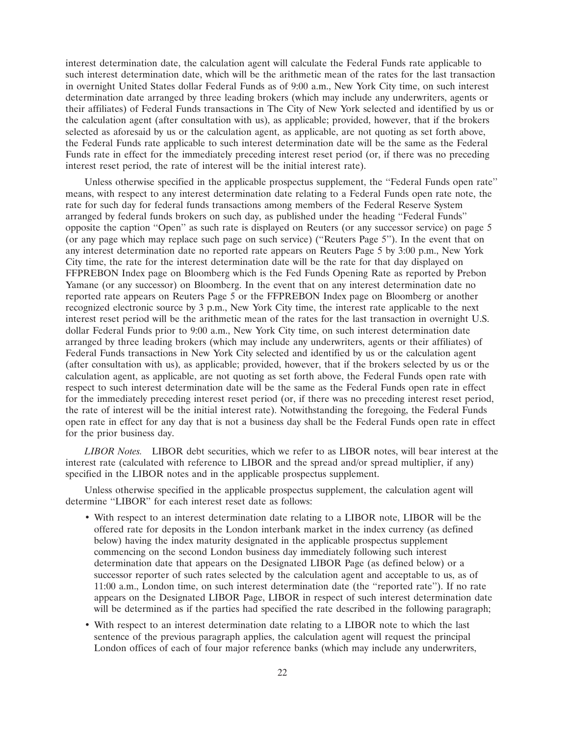interest determination date, the calculation agent will calculate the Federal Funds rate applicable to such interest determination date, which will be the arithmetic mean of the rates for the last transaction in overnight United States dollar Federal Funds as of 9:00 a.m., New York City time, on such interest determination date arranged by three leading brokers (which may include any underwriters, agents or their affiliates) of Federal Funds transactions in The City of New York selected and identified by us or the calculation agent (after consultation with us), as applicable; provided, however, that if the brokers selected as aforesaid by us or the calculation agent, as applicable, are not quoting as set forth above, the Federal Funds rate applicable to such interest determination date will be the same as the Federal Funds rate in effect for the immediately preceding interest reset period (or, if there was no preceding interest reset period, the rate of interest will be the initial interest rate).

Unless otherwise specified in the applicable prospectus supplement, the ''Federal Funds open rate'' means, with respect to any interest determination date relating to a Federal Funds open rate note, the rate for such day for federal funds transactions among members of the Federal Reserve System arranged by federal funds brokers on such day, as published under the heading ''Federal Funds'' opposite the caption ''Open'' as such rate is displayed on Reuters (or any successor service) on page 5 (or any page which may replace such page on such service) (''Reuters Page 5''). In the event that on any interest determination date no reported rate appears on Reuters Page 5 by 3:00 p.m., New York City time, the rate for the interest determination date will be the rate for that day displayed on FFPREBON Index page on Bloomberg which is the Fed Funds Opening Rate as reported by Prebon Yamane (or any successor) on Bloomberg. In the event that on any interest determination date no reported rate appears on Reuters Page 5 or the FFPREBON Index page on Bloomberg or another recognized electronic source by 3 p.m., New York City time, the interest rate applicable to the next interest reset period will be the arithmetic mean of the rates for the last transaction in overnight U.S. dollar Federal Funds prior to 9:00 a.m., New York City time, on such interest determination date arranged by three leading brokers (which may include any underwriters, agents or their affiliates) of Federal Funds transactions in New York City selected and identified by us or the calculation agent (after consultation with us), as applicable; provided, however, that if the brokers selected by us or the calculation agent, as applicable, are not quoting as set forth above, the Federal Funds open rate with respect to such interest determination date will be the same as the Federal Funds open rate in effect for the immediately preceding interest reset period (or, if there was no preceding interest reset period, the rate of interest will be the initial interest rate). Notwithstanding the foregoing, the Federal Funds open rate in effect for any day that is not a business day shall be the Federal Funds open rate in effect for the prior business day.

*LIBOR Notes.* LIBOR debt securities, which we refer to as LIBOR notes, will bear interest at the interest rate (calculated with reference to LIBOR and the spread and/or spread multiplier, if any) specified in the LIBOR notes and in the applicable prospectus supplement.

Unless otherwise specified in the applicable prospectus supplement, the calculation agent will determine ''LIBOR'' for each interest reset date as follows:

- With respect to an interest determination date relating to a LIBOR note, LIBOR will be the offered rate for deposits in the London interbank market in the index currency (as defined below) having the index maturity designated in the applicable prospectus supplement commencing on the second London business day immediately following such interest determination date that appears on the Designated LIBOR Page (as defined below) or a successor reporter of such rates selected by the calculation agent and acceptable to us, as of 11:00 a.m., London time, on such interest determination date (the ''reported rate''). If no rate appears on the Designated LIBOR Page, LIBOR in respect of such interest determination date will be determined as if the parties had specified the rate described in the following paragraph;
- With respect to an interest determination date relating to a LIBOR note to which the last sentence of the previous paragraph applies, the calculation agent will request the principal London offices of each of four major reference banks (which may include any underwriters,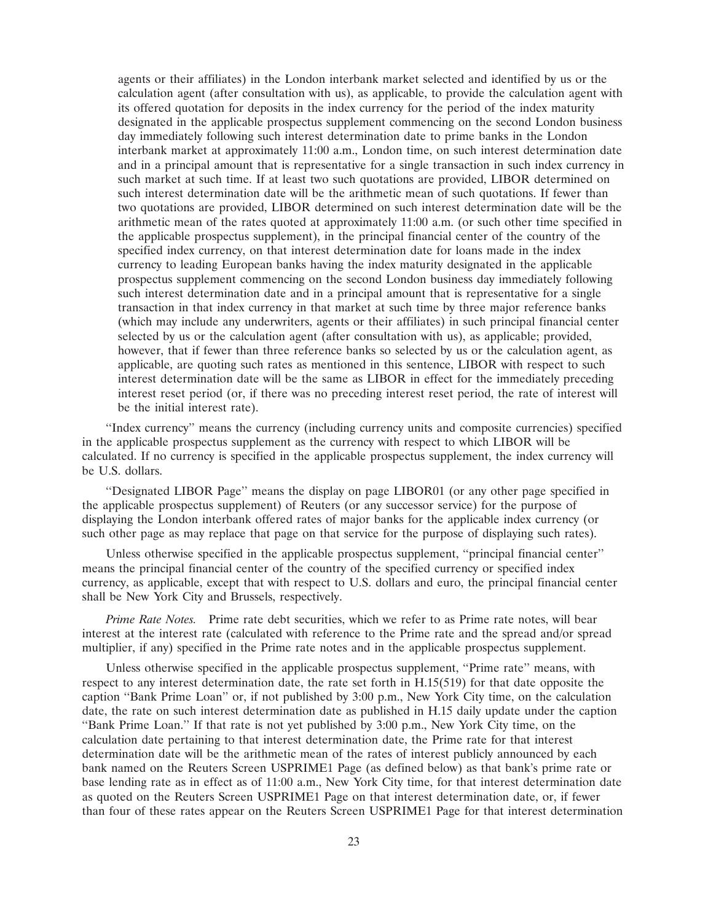agents or their affiliates) in the London interbank market selected and identified by us or the calculation agent (after consultation with us), as applicable, to provide the calculation agent with its offered quotation for deposits in the index currency for the period of the index maturity designated in the applicable prospectus supplement commencing on the second London business day immediately following such interest determination date to prime banks in the London interbank market at approximately 11:00 a.m., London time, on such interest determination date and in a principal amount that is representative for a single transaction in such index currency in such market at such time. If at least two such quotations are provided, LIBOR determined on such interest determination date will be the arithmetic mean of such quotations. If fewer than two quotations are provided, LIBOR determined on such interest determination date will be the arithmetic mean of the rates quoted at approximately 11:00 a.m. (or such other time specified in the applicable prospectus supplement), in the principal financial center of the country of the specified index currency, on that interest determination date for loans made in the index currency to leading European banks having the index maturity designated in the applicable prospectus supplement commencing on the second London business day immediately following such interest determination date and in a principal amount that is representative for a single transaction in that index currency in that market at such time by three major reference banks (which may include any underwriters, agents or their affiliates) in such principal financial center selected by us or the calculation agent (after consultation with us), as applicable; provided, however, that if fewer than three reference banks so selected by us or the calculation agent, as applicable, are quoting such rates as mentioned in this sentence, LIBOR with respect to such interest determination date will be the same as LIBOR in effect for the immediately preceding interest reset period (or, if there was no preceding interest reset period, the rate of interest will be the initial interest rate).

"Index currency" means the currency (including currency units and composite currencies) specified in the applicable prospectus supplement as the currency with respect to which LIBOR will be calculated. If no currency is specified in the applicable prospectus supplement, the index currency will be U.S. dollars.

"Designated LIBOR Page" means the display on page LIBOR01 (or any other page specified in the applicable prospectus supplement) of Reuters (or any successor service) for the purpose of displaying the London interbank offered rates of major banks for the applicable index currency (or such other page as may replace that page on that service for the purpose of displaying such rates).

Unless otherwise specified in the applicable prospectus supplement, "principal financial center" means the principal financial center of the country of the specified currency or specified index currency, as applicable, except that with respect to U.S. dollars and euro, the principal financial center shall be New York City and Brussels, respectively.

*Prime Rate Notes.* Prime rate debt securities, which we refer to as Prime rate notes, will bear interest at the interest rate (calculated with reference to the Prime rate and the spread and/or spread multiplier, if any) specified in the Prime rate notes and in the applicable prospectus supplement.

Unless otherwise specified in the applicable prospectus supplement, "Prime rate" means, with respect to any interest determination date, the rate set forth in H.15(519) for that date opposite the caption "Bank Prime Loan" or, if not published by 3:00 p.m., New York City time, on the calculation date, the rate on such interest determination date as published in H.15 daily update under the caption "Bank Prime Loan." If that rate is not yet published by 3:00 p.m., New York City time, on the calculation date pertaining to that interest determination date, the Prime rate for that interest determination date will be the arithmetic mean of the rates of interest publicly announced by each bank named on the Reuters Screen USPRIME1 Page (as defined below) as that bank's prime rate or base lending rate as in effect as of 11:00 a.m., New York City time, for that interest determination date as quoted on the Reuters Screen USPRIME1 Page on that interest determination date, or, if fewer than four of these rates appear on the Reuters Screen USPRIME1 Page for that interest determination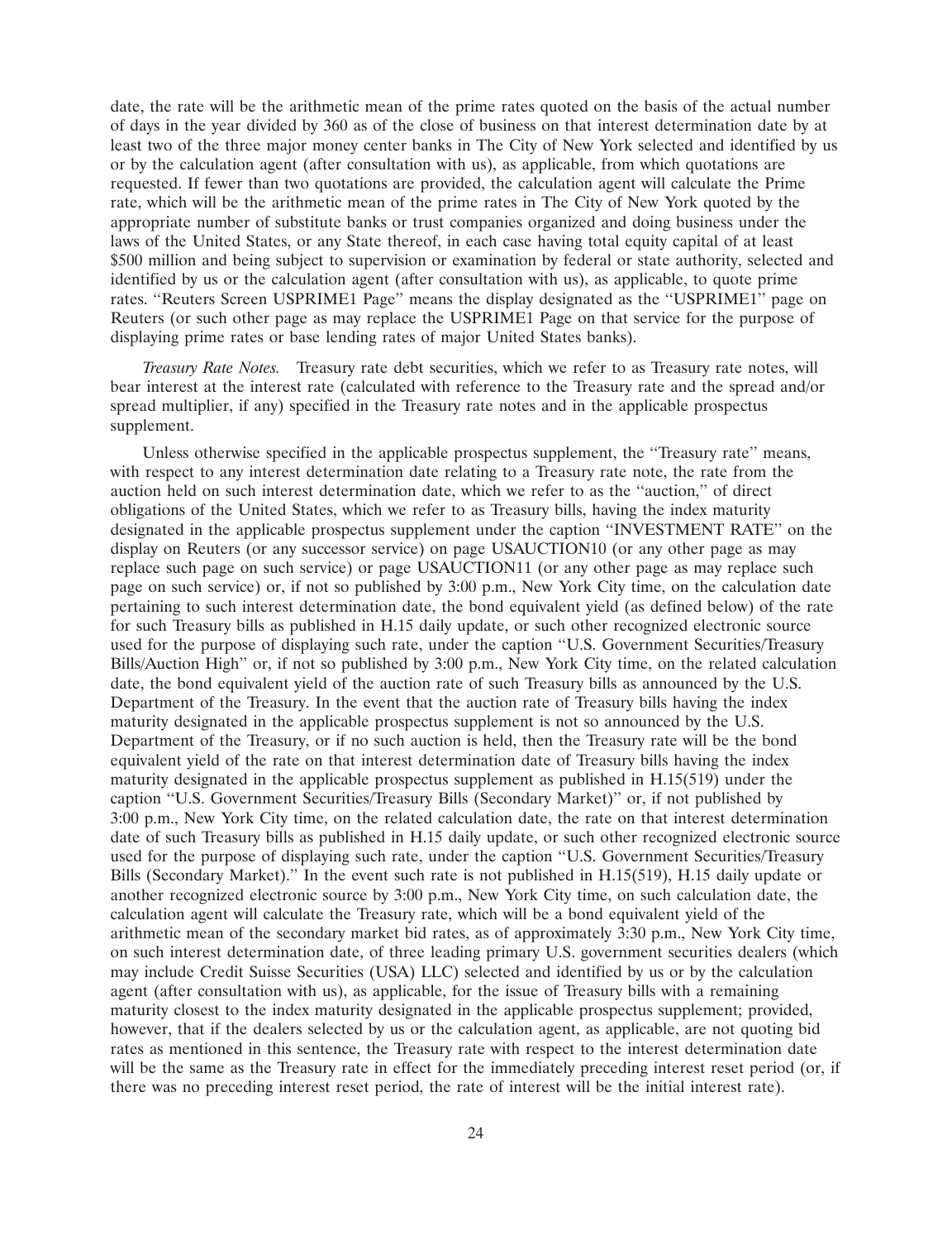date, the rate will be the arithmetic mean of the prime rates quoted on the basis of the actual number of days in the year divided by 360 as of the close of business on that interest determination date by at least two of the three major money center banks in The City of New York selected and identified by us or by the calculation agent (after consultation with us), as applicable, from which quotations are requested. If fewer than two quotations are provided, the calculation agent will calculate the Prime rate, which will be the arithmetic mean of the prime rates in The City of New York quoted by the appropriate number of substitute banks or trust companies organized and doing business under the laws of the United States, or any State thereof, in each case having total equity capital of at least $500 million and being subject to supervision or examination by federal or state authority, selected and identified by us or the calculation agent (after consultation with us), as applicable, to quote prime rates. ''Reuters Screen USPRIME1 Page'' means the display designated as the ''USPRIME1'' page on Reuters (or such other page as may replace the USPRIME1 Page on that service for the purpose of displaying prime rates or base lending rates of major United States banks).

*Treasury Rate Notes.* Treasury rate debt securities, which we refer to as Treasury rate notes, will bear interest at the interest rate (calculated with reference to the Treasury rate and the spread and/or spread multiplier, if any) specified in the Treasury rate notes and in the applicable prospectus supplement.

Unless otherwise specified in the applicable prospectus supplement, the ''Treasury rate'' means, with respect to any interest determination date relating to a Treasury rate note, the rate from the auction held on such interest determination date, which we refer to as the ''auction,'' of direct obligations of the United States, which we refer to as Treasury bills, having the index maturity designated in the applicable prospectus supplement under the caption ''INVESTMENT RATE'' on the display on Reuters (or any successor service) on page USAUCTION10 (or any other page as may replace such page on such service) or page USAUCTION11 (or any other page as may replace such page on such service) or, if not so published by 3:00 p.m., New York City time, on the calculation date pertaining to such interest determination date, the bond equivalent yield (as defined below) of the rate for such Treasury bills as published in H.15 daily update, or such other recognized electronic source used for the purpose of displaying such rate, under the caption ''U.S. Government Securities/Treasury Bills/Auction High'' or, if not so published by 3:00 p.m., New York City time, on the related calculation date, the bond equivalent yield of the auction rate of such Treasury bills as announced by the U.S. Department of the Treasury. In the event that the auction rate of Treasury bills having the index maturity designated in the applicable prospectus supplement is not so announced by the U.S. Department of the Treasury, or if no such auction is held, then the Treasury rate will be the bond equivalent yield of the rate on that interest determination date of Treasury bills having the index maturity designated in the applicable prospectus supplement as published in H.15(519) under the caption ''U.S. Government Securities/Treasury Bills (Secondary Market)'' or, if not published by 3:00 p.m., New York City time, on the related calculation date, the rate on that interest determination date of such Treasury bills as published in H.15 daily update, or such other recognized electronic source used for the purpose of displaying such rate, under the caption ''U.S. Government Securities/Treasury Bills (Secondary Market).'' In the event such rate is not published in H.15(519), H.15 daily update or another recognized electronic source by 3:00 p.m., New York City time, on such calculation date, the calculation agent will calculate the Treasury rate, which will be a bond equivalent yield of the arithmetic mean of the secondary market bid rates, as of approximately 3:30 p.m., New York City time, on such interest determination date, of three leading primary U.S. government securities dealers (which may include Credit Suisse Securities (USA) LLC) selected and identified by us or by the calculation agent (after consultation with us), as applicable, for the issue of Treasury bills with a remaining maturity closest to the index maturity designated in the applicable prospectus supplement; provided, however, that if the dealers selected by us or the calculation agent, as applicable, are not quoting bid rates as mentioned in this sentence, the Treasury rate with respect to the interest determination date will be the same as the Treasury rate in effect for the immediately preceding interest reset period (or, if there was no preceding interest reset period, the rate of interest will be the initial interest rate).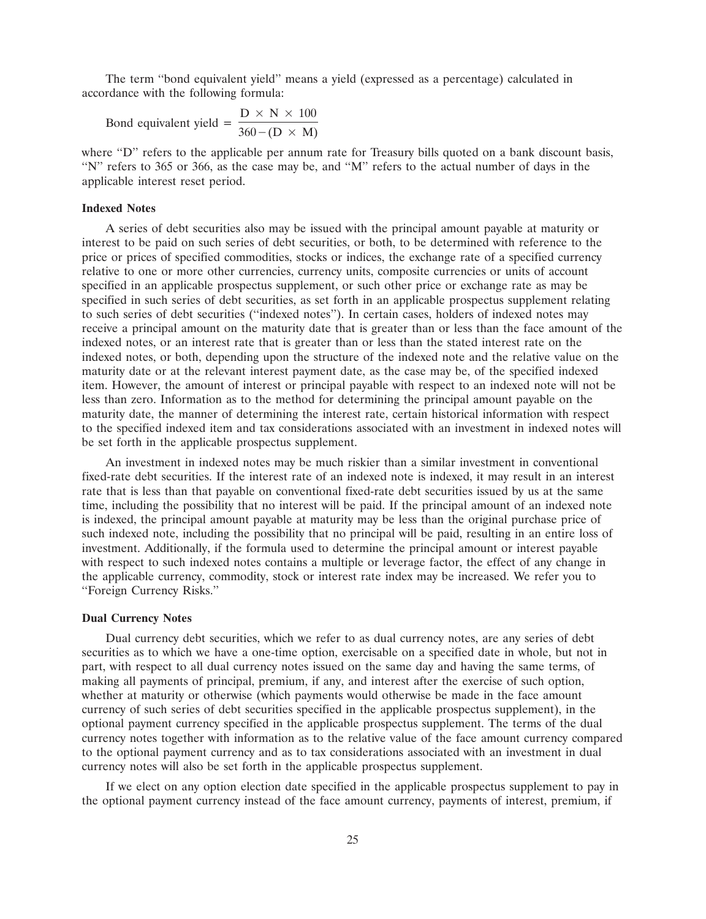The term "bond equivalent yield" means a yield (expressed as a percentage) calculated in accordance with the following formula:

$$\text{Bond equivalent yield} = \frac{D \times N \times 100}{360 - (D \times M)}$$

where "D" refers to the applicable per annum rate for Treasury bills quoted on a bank discount basis, "N" refers to 365 or 366, as the case may be, and "M" refers to the actual number of days in the applicable interest reset period.

**Indexed Notes**

A series of debt securities also may be issued with the principal amount payable at maturity or interest to be paid on such series of debt securities, or both, to be determined with reference to the price or prices of specified commodities, stocks or indices, the exchange rate of a specified currency relative to one or more other currencies, currency units, composite currencies or units of account specified in an applicable prospectus supplement, or such other price or exchange rate as may be specified in such series of debt securities, as set forth in an applicable prospectus supplement relating to such series of debt securities ("indexed notes"). In certain cases, holders of indexed notes may receive a principal amount on the maturity date that is greater than or less than the face amount of the indexed notes, or an interest rate that is greater than or less than the stated interest rate on the indexed notes, or both, depending upon the structure of the indexed note and the relative value on the maturity date or at the relevant interest payment date, as the case may be, of the specified indexed item. However, the amount of interest or principal payable with respect to an indexed note will not be less than zero. Information as to the method for determining the principal amount payable on the maturity date, the manner of determining the interest rate, certain historical information with respect to the specified indexed item and tax considerations associated with an investment in indexed notes will be set forth in the applicable prospectus supplement.

An investment in indexed notes may be much riskier than a similar investment in conventional fixed-rate debt securities. If the interest rate of an indexed note is indexed, it may result in an interest rate that is less than that payable on conventional fixed-rate debt securities issued by us at the same time, including the possibility that no interest will be paid. If the principal amount of an indexed note is indexed, the principal amount payable at maturity may be less than the original purchase price of such indexed note, including the possibility that no principal will be paid, resulting in an entire loss of investment. Additionally, if the formula used to determine the principal amount or interest payable with respect to such indexed notes contains a multiple or leverage factor, the effect of any change in the applicable currency, commodity, stock or interest rate index may be increased. We refer you to "Foreign Currency Risks."

**Dual Currency Notes**

Dual currency debt securities, which we refer to as dual currency notes, are any series of debt securities as to which we have a one-time option, exercisable on a specified date in whole, but not in part, with respect to all dual currency notes issued on the same day and having the same terms, of making all payments of principal, premium, if any, and interest after the exercise of such option, whether at maturity or otherwise (which payments would otherwise be made in the face amount currency of such series of debt securities specified in the applicable prospectus supplement), in the optional payment currency specified in the applicable prospectus supplement. The terms of the dual currency notes together with information as to the relative value of the face amount currency compared to the optional payment currency and as to tax considerations associated with an investment in dual currency notes will also be set forth in the applicable prospectus supplement.

If we elect on any option election date specified in the applicable prospectus supplement to pay in the optional payment currency instead of the face amount currency, payments of interest, premium, if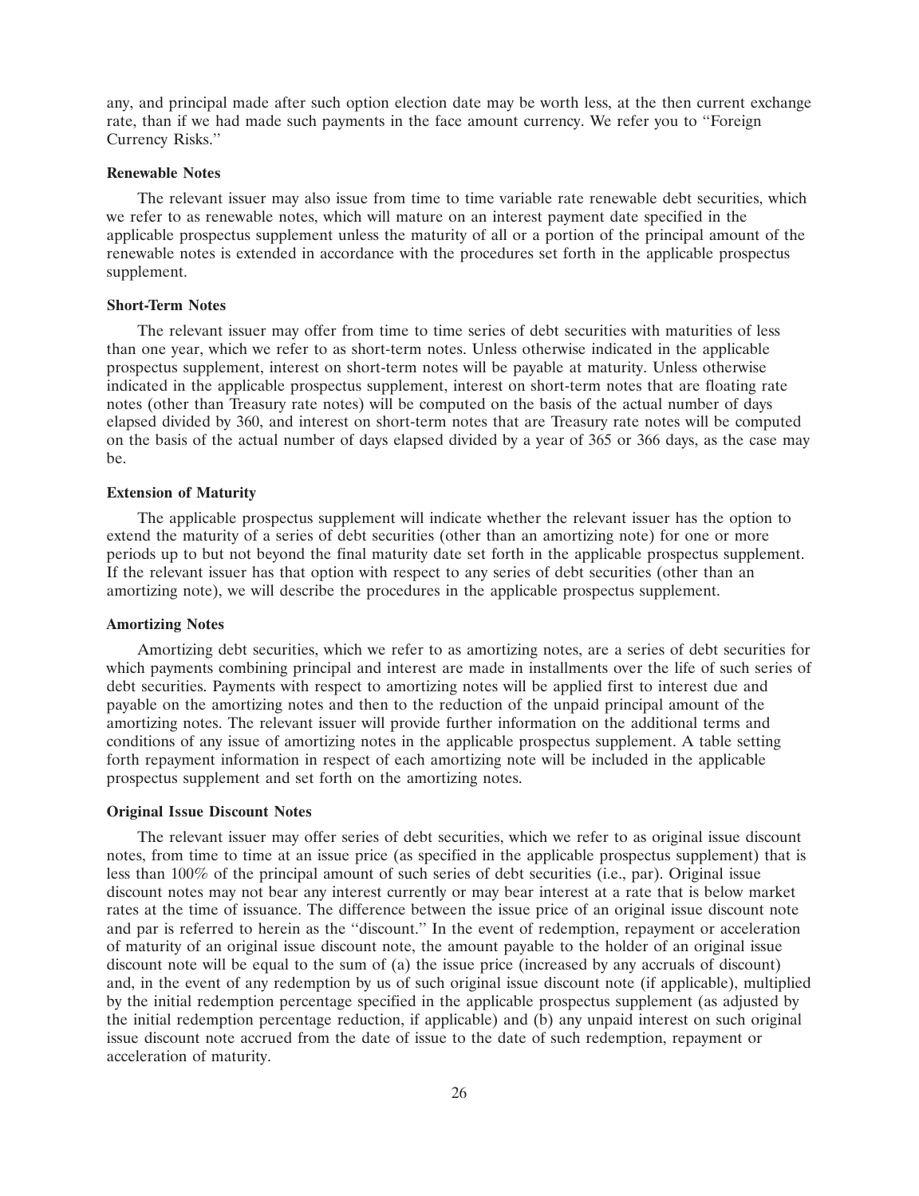any, and principal made after such option election date may be worth less, at the then current exchange rate, than if we had made such payments in the face amount currency. We refer you to "Foreign Currency Risks."

**Renewable Notes**

The relevant issuer may also issue from time to time variable rate renewable debt securities, which we refer to as renewable notes, which will mature on an interest payment date specified in the applicable prospectus supplement unless the maturity of all or a portion of the principal amount of the renewable notes is extended in accordance with the procedures set forth in the applicable prospectus supplement.

**Short-Term Notes**

The relevant issuer may offer from time to time series of debt securities with maturities of less than one year, which we refer to as short-term notes. Unless otherwise indicated in the applicable prospectus supplement, interest on short-term notes will be payable at maturity. Unless otherwise indicated in the applicable prospectus supplement, interest on short-term notes that are floating rate notes (other than Treasury rate notes) will be computed on the basis of the actual number of days elapsed divided by 360, and interest on short-term notes that are Treasury rate notes will be computed on the basis of the actual number of days elapsed divided by a year of 365 or 366 days, as the case may be.

**Extension of Maturity**

The applicable prospectus supplement will indicate whether the relevant issuer has the option to extend the maturity of a series of debt securities (other than an amortizing note) for one or more periods up to but not beyond the final maturity date set forth in the applicable prospectus supplement. If the relevant issuer has that option with respect to any series of debt securities (other than an amortizing note), we will describe the procedures in the applicable prospectus supplement.

**Amortizing Notes**

Amortizing debt securities, which we refer to as amortizing notes, are a series of debt securities for which payments combining principal and interest are made in installments over the life of such series of debt securities. Payments with respect to amortizing notes will be applied first to interest due and payable on the amortizing notes and then to the reduction of the unpaid principal amount of the amortizing notes. The relevant issuer will provide further information on the additional terms and conditions of any issue of amortizing notes in the applicable prospectus supplement. A table setting forth repayment information in respect of each amortizing note will be included in the applicable prospectus supplement and set forth on the amortizing notes.

**Original Issue Discount Notes**

The relevant issuer may offer series of debt securities, which we refer to as original issue discount notes, from time to time at an issue price (as specified in the applicable prospectus supplement) that is less than 100% of the principal amount of such series of debt securities (i.e., par). Original issue discount notes may not bear any interest currently or may bear interest at a rate that is below market rates at the time of issuance. The difference between the issue price of an original issue discount note and par is referred to herein as the "discount." In the event of redemption, repayment or acceleration of maturity of an original issue discount note, the amount payable to the holder of an original issue discount note will be equal to the sum of (a) the issue price (increased by any accruals of discount) and, in the event of any redemption by us of such original issue discount note (if applicable), multiplied by the initial redemption percentage specified in the applicable prospectus supplement (as adjusted by the initial redemption percentage reduction, if applicable) and (b) any unpaid interest on such original issue discount note accrued from the date of issue to the date of such redemption, repayment or acceleration of maturity.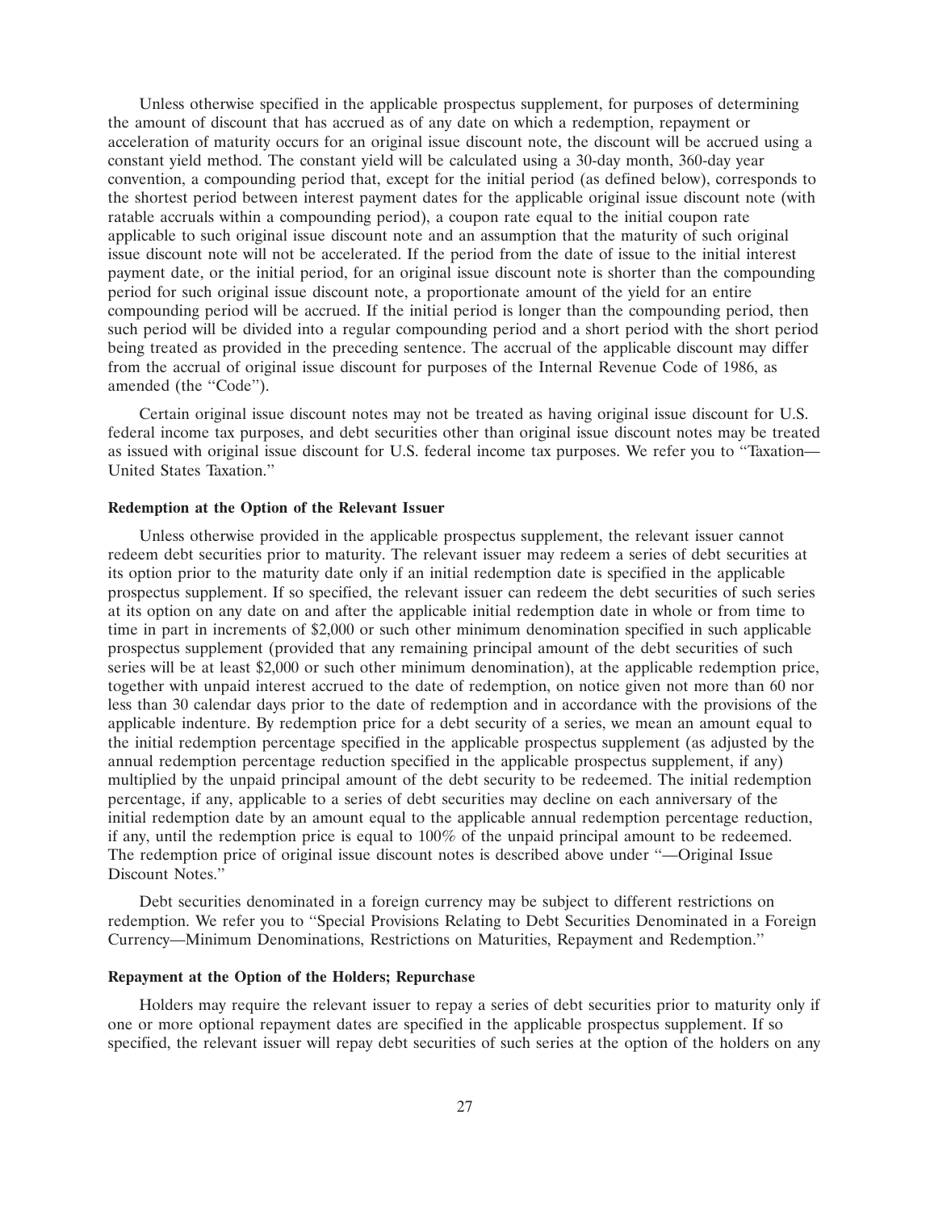Unless otherwise specified in the applicable prospectus supplement, for purposes of determining the amount of discount that has accrued as of any date on which a redemption, repayment or acceleration of maturity occurs for an original issue discount note, the discount will be accrued using a constant yield method. The constant yield will be calculated using a 30-day month, 360-day year convention, a compounding period that, except for the initial period (as defined below), corresponds to the shortest period between interest payment dates for the applicable original issue discount note (with ratable accruals within a compounding period), a coupon rate equal to the initial coupon rate applicable to such original issue discount note and an assumption that the maturity of such original issue discount note will not be accelerated. If the period from the date of issue to the initial interest payment date, or the initial period, for an original issue discount note is shorter than the compounding period for such original issue discount note, a proportionate amount of the yield for an entire compounding period will be accrued. If the initial period is longer than the compounding period, then such period will be divided into a regular compounding period and a short period with the short period being treated as provided in the preceding sentence. The accrual of the applicable discount may differ from the accrual of original issue discount for purposes of the Internal Revenue Code of 1986, as amended (the "Code").

Certain original issue discount notes may not be treated as having original issue discount for U.S. federal income tax purposes, and debt securities other than original issue discount notes may be treated as issued with original issue discount for U.S. federal income tax purposes. We refer you to "Taxation—United States Taxation."

**Redemption at the Option of the Relevant Issuer**

Unless otherwise provided in the applicable prospectus supplement, the relevant issuer cannot redeem debt securities prior to maturity. The relevant issuer may redeem a series of debt securities at its option prior to the maturity date only if an initial redemption date is specified in the applicable prospectus supplement. If so specified, the relevant issuer can redeem the debt securities of such series at its option on any date on and after the applicable initial redemption date in whole or from time to time in part in increments of $2,000 or such other minimum denomination specified in such applicable prospectus supplement (provided that any remaining principal amount of the debt securities of such series will be at least $2,000 or such other minimum denomination), at the applicable redemption price, together with unpaid interest accrued to the date of redemption, on notice given not more than 60 nor less than 30 calendar days prior to the date of redemption and in accordance with the provisions of the applicable indenture. By redemption price for a debt security of a series, we mean an amount equal to the initial redemption percentage specified in the applicable prospectus supplement (as adjusted by the annual redemption percentage reduction specified in the applicable prospectus supplement, if any) multiplied by the unpaid principal amount of the debt security to be redeemed. The initial redemption percentage, if any, applicable to a series of debt securities may decline on each anniversary of the initial redemption date by an amount equal to the applicable annual redemption percentage reduction, if any, until the redemption price is equal to 100% of the unpaid principal amount to be redeemed. The redemption price of original issue discount notes is described above under "—Original Issue Discount Notes."

Debt securities denominated in a foreign currency may be subject to different restrictions on redemption. We refer you to "Special Provisions Relating to Debt Securities Denominated in a Foreign Currency—Minimum Denominations, Restrictions on Maturities, Repayment and Redemption."

**Repayment at the Option of the Holders; Repurchase**

Holders may require the relevant issuer to repay a series of debt securities prior to maturity only if one or more optional repayment dates are specified in the applicable prospectus supplement. If so specified, the relevant issuer will repay debt securities of such series at the option of the holders on any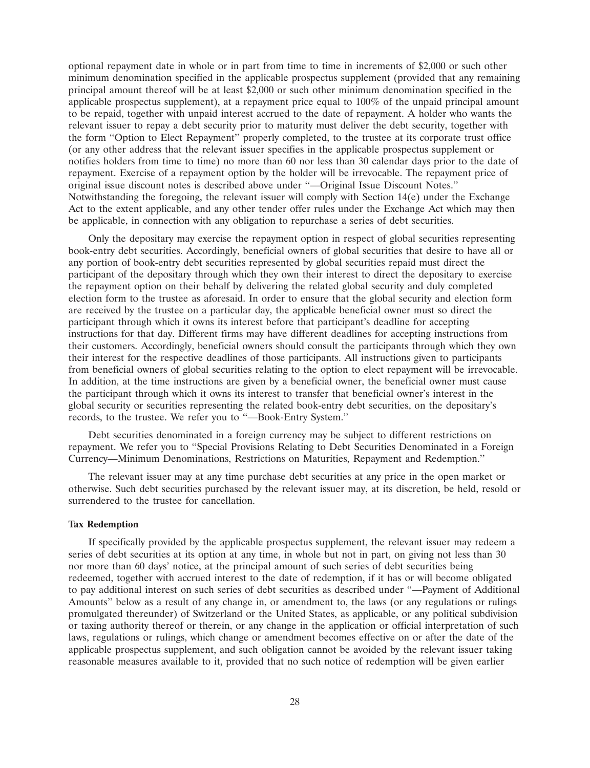optional repayment date in whole or in part from time to time in increments of $2,000 or such other minimum denomination specified in the applicable prospectus supplement (provided that any remaining principal amount thereof will be at least $2,000 or such other minimum denomination specified in the applicable prospectus supplement), at a repayment price equal to 100% of the unpaid principal amount to be repaid, together with unpaid interest accrued to the date of repayment. A holder who wants the relevant issuer to repay a debt security prior to maturity must deliver the debt security, together with the form ''Option to Elect Repayment'' properly completed, to the trustee at its corporate trust office (or any other address that the relevant issuer specifies in the applicable prospectus supplement or notifies holders from time to time) no more than 60 nor less than 30 calendar days prior to the date of repayment. Exercise of a repayment option by the holder will be irrevocable. The repayment price of original issue discount notes is described above under ''—Original Issue Discount Notes.'' Notwithstanding the foregoing, the relevant issuer will comply with Section 14(e) under the Exchange Act to the extent applicable, and any other tender offer rules under the Exchange Act which may then be applicable, in connection with any obligation to repurchase a series of debt securities.

Only the depositary may exercise the repayment option in respect of global securities representing book-entry debt securities. Accordingly, beneficial owners of global securities that desire to have all or any portion of book-entry debt securities represented by global securities repaid must direct the participant of the depositary through which they own their interest to direct the depositary to exercise the repayment option on their behalf by delivering the related global security and duly completed election form to the trustee as aforesaid. In order to ensure that the global security and election form are received by the trustee on a particular day, the applicable beneficial owner must so direct the participant through which it owns its interest before that participant's deadline for accepting instructions for that day. Different firms may have different deadlines for accepting instructions from their customers. Accordingly, beneficial owners should consult the participants through which they own their interest for the respective deadlines of those participants. All instructions given to participants from beneficial owners of global securities relating to the option to elect repayment will be irrevocable. In addition, at the time instructions are given by a beneficial owner, the beneficial owner must cause the participant through which it owns its interest to transfer that beneficial owner's interest in the global security or securities representing the related book-entry debt securities, on the depositary's records, to the trustee. We refer you to ''—Book-Entry System.''

Debt securities denominated in a foreign currency may be subject to different restrictions on repayment. We refer you to ''Special Provisions Relating to Debt Securities Denominated in a Foreign Currency—Minimum Denominations, Restrictions on Maturities, Repayment and Redemption.''

The relevant issuer may at any time purchase debt securities at any price in the open market or otherwise. Such debt securities purchased by the relevant issuer may, at its discretion, be held, resold or surrendered to the trustee for cancellation.

**Tax Redemption**

If specifically provided by the applicable prospectus supplement, the relevant issuer may redeem a series of debt securities at its option at any time, in whole but not in part, on giving not less than 30 nor more than 60 days' notice, at the principal amount of such series of debt securities being redeemed, together with accrued interest to the date of redemption, if it has or will become obligated to pay additional interest on such series of debt securities as described under ''—Payment of Additional Amounts'' below as a result of any change in, or amendment to, the laws (or any regulations or rulings promulgated thereunder) of Switzerland or the United States, as applicable, or any political subdivision or taxing authority thereof or therein, or any change in the application or official interpretation of such laws, regulations or rulings, which change or amendment becomes effective on or after the date of the applicable prospectus supplement, and such obligation cannot be avoided by the relevant issuer taking reasonable measures available to it, provided that no such notice of redemption will be given earlier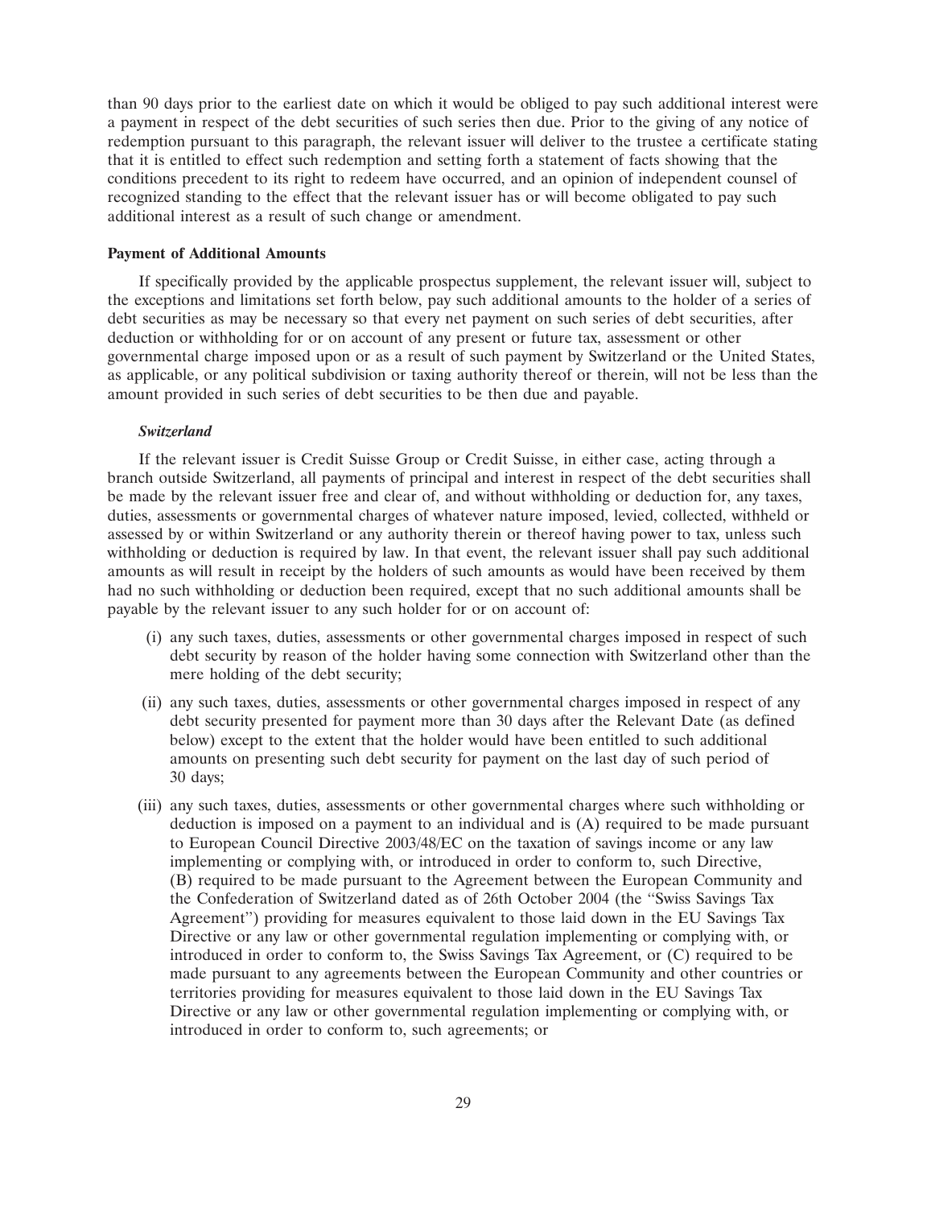than 90 days prior to the earliest date on which it would be obliged to pay such additional interest were a payment in respect of the debt securities of such series then due. Prior to the giving of any notice of redemption pursuant to this paragraph, the relevant issuer will deliver to the trustee a certificate stating that it is entitled to effect such redemption and setting forth a statement of facts showing that the conditions precedent to its right to redeem have occurred, and an opinion of independent counsel of recognized standing to the effect that the relevant issuer has or will become obligated to pay such additional interest as a result of such change or amendment.

**Payment of Additional Amounts**

If specifically provided by the applicable prospectus supplement, the relevant issuer will, subject to the exceptions and limitations set forth below, pay such additional amounts to the holder of a series of debt securities as may be necessary so that every net payment on such series of debt securities, after deduction or withholding for or on account of any present or future tax, assessment or other governmental charge imposed upon or as a result of such payment by Switzerland or the United States, as applicable, or any political subdivision or taxing authority thereof or therein, will not be less than the amount provided in such series of debt securities to be then due and payable.

***Switzerland***

If the relevant issuer is Credit Suisse Group or Credit Suisse, in either case, acting through a branch outside Switzerland, all payments of principal and interest in respect of the debt securities shall be made by the relevant issuer free and clear of, and without withholding or deduction for, any taxes, duties, assessments or governmental charges of whatever nature imposed, levied, collected, withheld or assessed by or within Switzerland or any authority therein or thereof having power to tax, unless such withholding or deduction is required by law. In that event, the relevant issuer shall pay such additional amounts as will result in receipt by the holders of such amounts as would have been received by them had no such withholding or deduction been required, except that no such additional amounts shall be payable by the relevant issuer to any such holder for or on account of:

(i) any such taxes, duties, assessments or other governmental charges imposed in respect of such debt security by reason of the holder having some connection with Switzerland other than the mere holding of the debt security;

(ii) any such taxes, duties, assessments or other governmental charges imposed in respect of any debt security presented for payment more than 30 days after the Relevant Date (as defined below) except to the extent that the holder would have been entitled to such additional amounts on presenting such debt security for payment on the last day of such period of 30 days;

(iii) any such taxes, duties, assessments or other governmental charges where such withholding or deduction is imposed on a payment to an individual and is (A) required to be made pursuant to European Council Directive 2003/48/EC on the taxation of savings income or any law implementing or complying with, or introduced in order to conform to, such Directive, (B) required to be made pursuant to the Agreement between the European Community and the Confederation of Switzerland dated as of 26th October 2004 (the "Swiss Savings Tax Agreement") providing for measures equivalent to those laid down in the EU Savings Tax Directive or any law or other governmental regulation implementing or complying with, or introduced in order to conform to, the Swiss Savings Tax Agreement, or (C) required to be made pursuant to any agreements between the European Community and other countries or territories providing for measures equivalent to those laid down in the EU Savings Tax Directive or any law or other governmental regulation implementing or complying with, or introduced in order to conform to, such agreements; or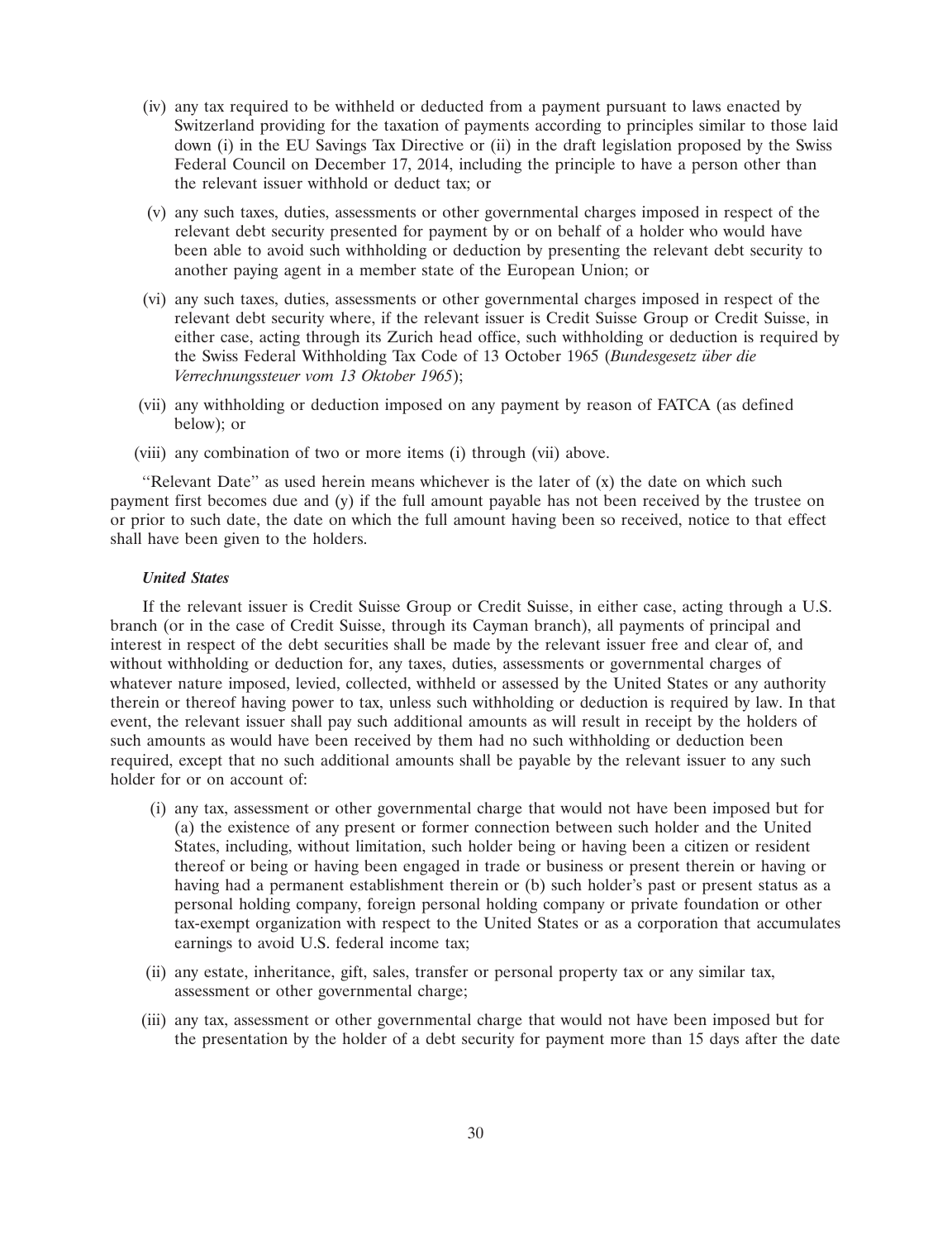(iv) any tax required to be withheld or deducted from a payment pursuant to laws enacted by Switzerland providing for the taxation of payments according to principles similar to those laid down (i) in the EU Savings Tax Directive or (ii) in the draft legislation proposed by the Swiss Federal Council on December 17, 2014, including the principle to have a person other than the relevant issuer withhold or deduct tax; or

(v) any such taxes, duties, assessments or other governmental charges imposed in respect of the relevant debt security presented for payment by or on behalf of a holder who would have been able to avoid such withholding or deduction by presenting the relevant debt security to another paying agent in a member state of the European Union; or

(vi) any such taxes, duties, assessments or other governmental charges imposed in respect of the relevant debt security where, if the relevant issuer is Credit Suisse Group or Credit Suisse, in either case, acting through its Zurich head office, such withholding or deduction is required by the Swiss Federal Withholding Tax Code of 13 October 1965 (*Bundesgesetz über die Verrechnungssteuer vom 13 Oktober 1965*);

(vii) any withholding or deduction imposed on any payment by reason of FATCA (as defined below); or

(viii) any combination of two or more items (i) through (vii) above.

''Relevant Date'' as used herein means whichever is the later of (x) the date on which such payment first becomes due and (y) if the full amount payable has not been received by the trustee on or prior to such date, the date on which the full amount having been so received, notice to that effect shall have been given to the holders.

***United States***

If the relevant issuer is Credit Suisse Group or Credit Suisse, in either case, acting through a U.S. branch (or in the case of Credit Suisse, through its Cayman branch), all payments of principal and interest in respect of the debt securities shall be made by the relevant issuer free and clear of, and without withholding or deduction for, any taxes, duties, assessments or governmental charges of whatever nature imposed, levied, collected, withheld or assessed by the United States or any authority therein or thereof having power to tax, unless such withholding or deduction is required by law. In that event, the relevant issuer shall pay such additional amounts as will result in receipt by the holders of such amounts as would have been received by them had no such withholding or deduction been required, except that no such additional amounts shall be payable by the relevant issuer to any such holder for or on account of:

(i) any tax, assessment or other governmental charge that would not have been imposed but for (a) the existence of any present or former connection between such holder and the United States, including, without limitation, such holder being or having been a citizen or resident thereof or being or having been engaged in trade or business or present therein or having or having had a permanent establishment therein or (b) such holder's past or present status as a personal holding company, foreign personal holding company or private foundation or other tax-exempt organization with respect to the United States or as a corporation that accumulates earnings to avoid U.S. federal income tax;

(ii) any estate, inheritance, gift, sales, transfer or personal property tax or any similar tax, assessment or other governmental charge;

(iii) any tax, assessment or other governmental charge that would not have been imposed but for the presentation by the holder of a debt security for payment more than 15 days after the date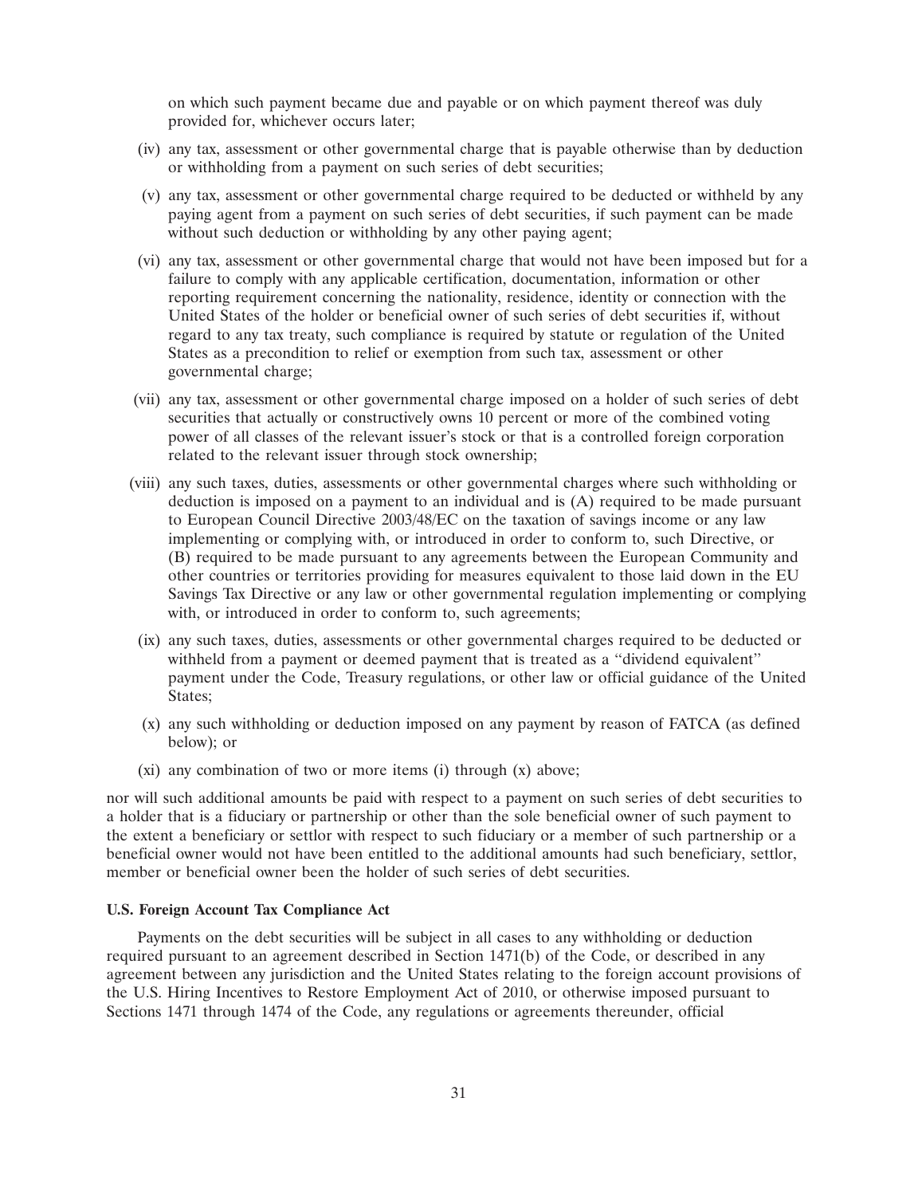on which such payment became due and payable or on which payment thereof was duly provided for, whichever occurs later;

(iv) any tax, assessment or other governmental charge that is payable otherwise than by deduction or withholding from a payment on such series of debt securities;

(v) any tax, assessment or other governmental charge required to be deducted or withheld by any paying agent from a payment on such series of debt securities, if such payment can be made without such deduction or withholding by any other paying agent;

(vi) any tax, assessment or other governmental charge that would not have been imposed but for a failure to comply with any applicable certification, documentation, information or other reporting requirement concerning the nationality, residence, identity or connection with the United States of the holder or beneficial owner of such series of debt securities if, without regard to any tax treaty, such compliance is required by statute or regulation of the United States as a precondition to relief or exemption from such tax, assessment or other governmental charge;

(vii) any tax, assessment or other governmental charge imposed on a holder of such series of debt securities that actually or constructively owns 10 percent or more of the combined voting power of all classes of the relevant issuer's stock or that is a controlled foreign corporation related to the relevant issuer through stock ownership;

(viii) any such taxes, duties, assessments or other governmental charges where such withholding or deduction is imposed on a payment to an individual and is (A) required to be made pursuant to European Council Directive 2003/48/EC on the taxation of savings income or any law implementing or complying with, or introduced in order to conform to, such Directive, or (B) required to be made pursuant to any agreements between the European Community and other countries or territories providing for measures equivalent to those laid down in the EU Savings Tax Directive or any law or other governmental regulation implementing or complying with, or introduced in order to conform to, such agreements;

(ix) any such taxes, duties, assessments or other governmental charges required to be deducted or withheld from a payment or deemed payment that is treated as a "dividend equivalent" payment under the Code, Treasury regulations, or other law or official guidance of the United States;

(x) any such withholding or deduction imposed on any payment by reason of FATCA (as defined below); or

(xi) any combination of two or more items (i) through (x) above;

nor will such additional amounts be paid with respect to a payment on such series of debt securities to a holder that is a fiduciary or partnership or other than the sole beneficial owner of such payment to the extent a beneficiary or settlor with respect to such fiduciary or a member of such partnership or a beneficial owner would not have been entitled to the additional amounts had such beneficiary, settlor, member or beneficial owner been the holder of such series of debt securities.

**U.S. Foreign Account Tax Compliance Act**

Payments on the debt securities will be subject in all cases to any withholding or deduction required pursuant to an agreement described in Section 1471(b) of the Code, or described in any agreement between any jurisdiction and the United States relating to the foreign account provisions of the U.S. Hiring Incentives to Restore Employment Act of 2010, or otherwise imposed pursuant to Sections 1471 through 1474 of the Code, any regulations or agreements thereunder, official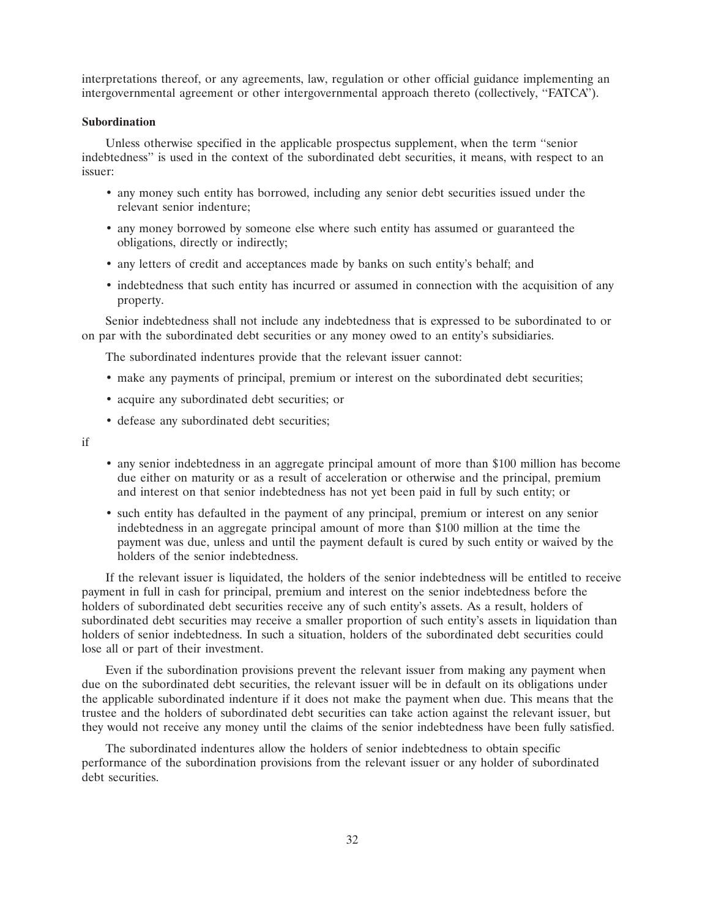interpretations thereof, or any agreements, law, regulation or other official guidance implementing an intergovernmental agreement or other intergovernmental approach thereto (collectively, ''FATCA'').

**Subordination**

Unless otherwise specified in the applicable prospectus supplement, when the term ''senior indebtedness'' is used in the context of the subordinated debt securities, it means, with respect to an issuer:

- any money such entity has borrowed, including any senior debt securities issued under the relevant senior indenture;
- any money borrowed by someone else where such entity has assumed or guaranteed the obligations, directly or indirectly;
- any letters of credit and acceptances made by banks on such entity's behalf; and
- indebtedness that such entity has incurred or assumed in connection with the acquisition of any property.

Senior indebtedness shall not include any indebtedness that is expressed to be subordinated to or on par with the subordinated debt securities or any money owed to an entity's subsidiaries.

The subordinated indentures provide that the relevant issuer cannot:

- make any payments of principal, premium or interest on the subordinated debt securities;
- acquire any subordinated debt securities; or
- defease any subordinated debt securities;

if

- any senior indebtedness in an aggregate principal amount of more than $100 million has become due either on maturity or as a result of acceleration or otherwise and the principal, premium and interest on that senior indebtedness has not yet been paid in full by such entity; or
- such entity has defaulted in the payment of any principal, premium or interest on any senior indebtedness in an aggregate principal amount of more than $100 million at the time the payment was due, unless and until the payment default is cured by such entity or waived by the holders of the senior indebtedness.

If the relevant issuer is liquidated, the holders of the senior indebtedness will be entitled to receive payment in full in cash for principal, premium and interest on the senior indebtedness before the holders of subordinated debt securities receive any of such entity's assets. As a result, holders of subordinated debt securities may receive a smaller proportion of such entity's assets in liquidation than holders of senior indebtedness. In such a situation, holders of the subordinated debt securities could lose all or part of their investment.

Even if the subordination provisions prevent the relevant issuer from making any payment when due on the subordinated debt securities, the relevant issuer will be in default on its obligations under the applicable subordinated indenture if it does not make the payment when due. This means that the trustee and the holders of subordinated debt securities can take action against the relevant issuer, but they would not receive any money until the claims of the senior indebtedness have been fully satisfied.

The subordinated indentures allow the holders of senior indebtedness to obtain specific performance of the subordination provisions from the relevant issuer or any holder of subordinated debt securities.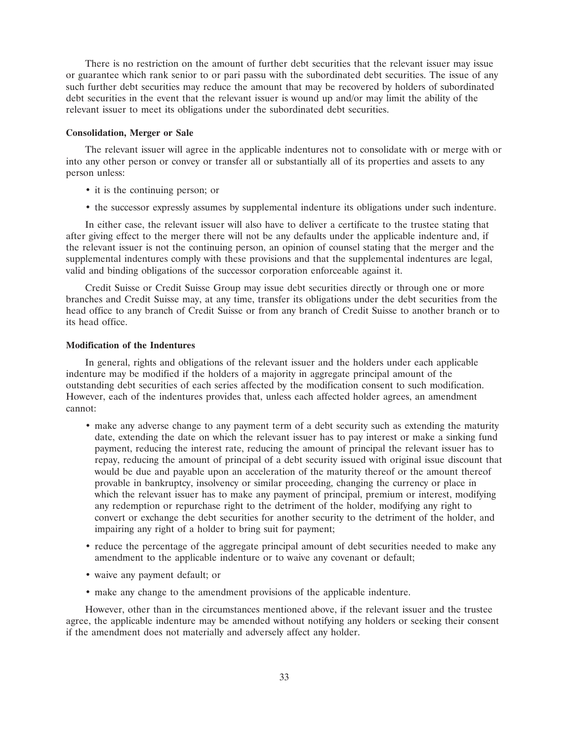There is no restriction on the amount of further debt securities that the relevant issuer may issue or guarantee which rank senior to or pari passu with the subordinated debt securities. The issue of any such further debt securities may reduce the amount that may be recovered by holders of subordinated debt securities in the event that the relevant issuer is wound up and/or may limit the ability of the relevant issuer to meet its obligations under the subordinated debt securities.

**Consolidation, Merger or Sale**

The relevant issuer will agree in the applicable indentures not to consolidate with or merge with or into any other person or convey or transfer all or substantially all of its properties and assets to any person unless:

- it is the continuing person; or
- the successor expressly assumes by supplemental indenture its obligations under such indenture.

In either case, the relevant issuer will also have to deliver a certificate to the trustee stating that after giving effect to the merger there will not be any defaults under the applicable indenture and, if the relevant issuer is not the continuing person, an opinion of counsel stating that the merger and the supplemental indentures comply with these provisions and that the supplemental indentures are legal, valid and binding obligations of the successor corporation enforceable against it.

Credit Suisse or Credit Suisse Group may issue debt securities directly or through one or more branches and Credit Suisse may, at any time, transfer its obligations under the debt securities from the head office to any branch of Credit Suisse or from any branch of Credit Suisse to another branch or to its head office.

**Modification of the Indentures**

In general, rights and obligations of the relevant issuer and the holders under each applicable indenture may be modified if the holders of a majority in aggregate principal amount of the outstanding debt securities of each series affected by the modification consent to such modification. However, each of the indentures provides that, unless each affected holder agrees, an amendment cannot:

- make any adverse change to any payment term of a debt security such as extending the maturity date, extending the date on which the relevant issuer has to pay interest or make a sinking fund payment, reducing the interest rate, reducing the amount of principal the relevant issuer has to repay, reducing the amount of principal of a debt security issued with original issue discount that would be due and payable upon an acceleration of the maturity thereof or the amount thereof provable in bankruptcy, insolvency or similar proceeding, changing the currency or place in which the relevant issuer has to make any payment of principal, premium or interest, modifying any redemption or repurchase right to the detriment of the holder, modifying any right to convert or exchange the debt securities for another security to the detriment of the holder, and impairing any right of a holder to bring suit for payment;
- reduce the percentage of the aggregate principal amount of debt securities needed to make any amendment to the applicable indenture or to waive any covenant or default;
- waive any payment default; or
- make any change to the amendment provisions of the applicable indenture.

However, other than in the circumstances mentioned above, if the relevant issuer and the trustee agree, the applicable indenture may be amended without notifying any holders or seeking their consent if the amendment does not materially and adversely affect any holder.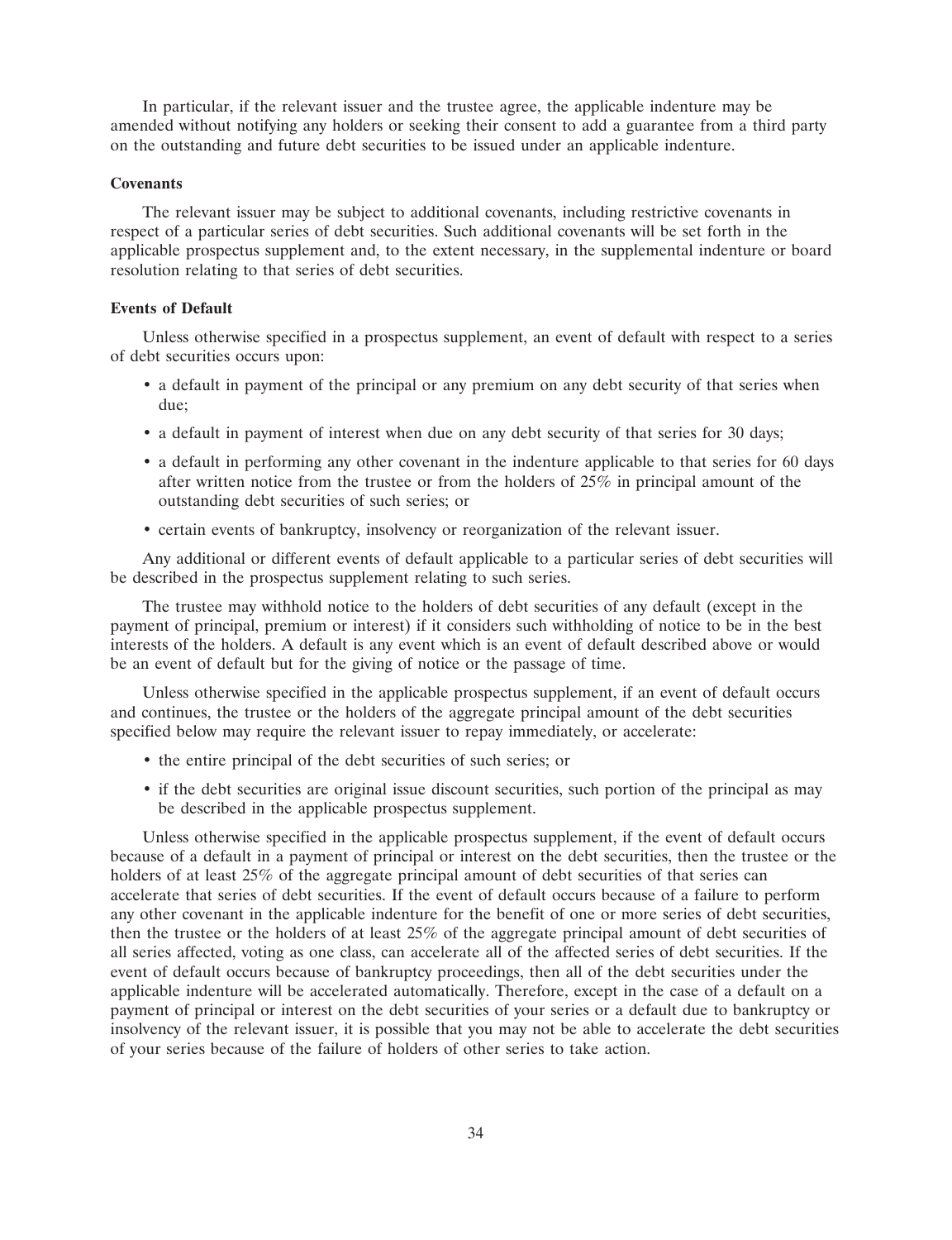In particular, if the relevant issuer and the trustee agree, the applicable indenture may be amended without notifying any holders or seeking their consent to add a guarantee from a third party on the outstanding and future debt securities to be issued under an applicable indenture.

**Covenants**

The relevant issuer may be subject to additional covenants, including restrictive covenants in respect of a particular series of debt securities. Such additional covenants will be set forth in the applicable prospectus supplement and, to the extent necessary, in the supplemental indenture or board resolution relating to that series of debt securities.

**Events of Default**

Unless otherwise specified in a prospectus supplement, an event of default with respect to a series of debt securities occurs upon:

- a default in payment of the principal or any premium on any debt security of that series when due;
- a default in payment of interest when due on any debt security of that series for 30 days;
- a default in performing any other covenant in the indenture applicable to that series for 60 days after written notice from the trustee or from the holders of 25% in principal amount of the outstanding debt securities of such series; or
- certain events of bankruptcy, insolvency or reorganization of the relevant issuer.

Any additional or different events of default applicable to a particular series of debt securities will be described in the prospectus supplement relating to such series.

The trustee may withhold notice to the holders of debt securities of any default (except in the payment of principal, premium or interest) if it considers such withholding of notice to be in the best interests of the holders. A default is any event which is an event of default described above or would be an event of default but for the giving of notice or the passage of time.

Unless otherwise specified in the applicable prospectus supplement, if an event of default occurs and continues, the trustee or the holders of the aggregate principal amount of the debt securities specified below may require the relevant issuer to repay immediately, or accelerate:

- the entire principal of the debt securities of such series; or
- if the debt securities are original issue discount securities, such portion of the principal as may be described in the applicable prospectus supplement.

Unless otherwise specified in the applicable prospectus supplement, if the event of default occurs because of a default in a payment of principal or interest on the debt securities, then the trustee or the holders of at least 25% of the aggregate principal amount of debt securities of that series can accelerate that series of debt securities. If the event of default occurs because of a failure to perform any other covenant in the applicable indenture for the benefit of one or more series of debt securities, then the trustee or the holders of at least 25% of the aggregate principal amount of debt securities of all series affected, voting as one class, can accelerate all of the affected series of debt securities. If the event of default occurs because of bankruptcy proceedings, then all of the debt securities under the applicable indenture will be accelerated automatically. Therefore, except in the case of a default on a payment of principal or interest on the debt securities of your series or a default due to bankruptcy or insolvency of the relevant issuer, it is possible that you may not be able to accelerate the debt securities of your series because of the failure of holders of other series to take action.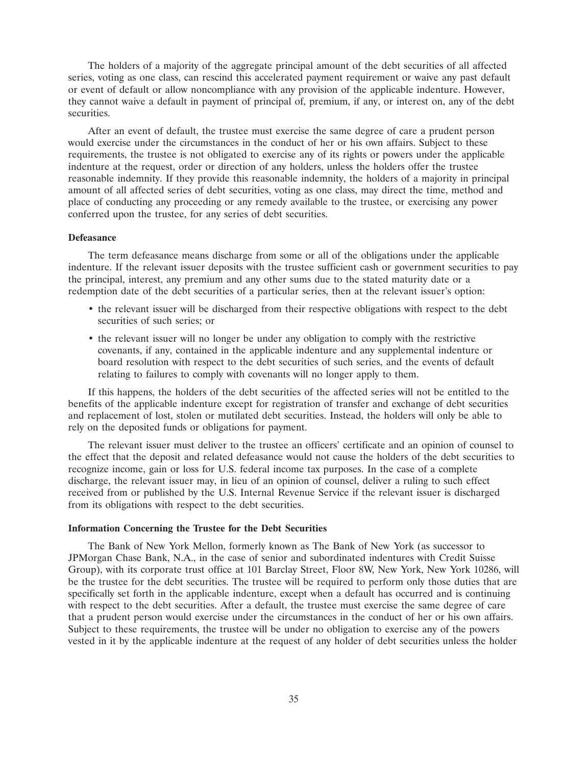The holders of a majority of the aggregate principal amount of the debt securities of all affected series, voting as one class, can rescind this accelerated payment requirement or waive any past default or event of default or allow noncompliance with any provision of the applicable indenture. However, they cannot waive a default in payment of principal of, premium, if any, or interest on, any of the debt securities.

After an event of default, the trustee must exercise the same degree of care a prudent person would exercise under the circumstances in the conduct of her or his own affairs. Subject to these requirements, the trustee is not obligated to exercise any of its rights or powers under the applicable indenture at the request, order or direction of any holders, unless the holders offer the trustee reasonable indemnity. If they provide this reasonable indemnity, the holders of a majority in principal amount of all affected series of debt securities, voting as one class, may direct the time, method and place of conducting any proceeding or any remedy available to the trustee, or exercising any power conferred upon the trustee, for any series of debt securities.

**Defeasance**

The term defeasance means discharge from some or all of the obligations under the applicable indenture. If the relevant issuer deposits with the trustee sufficient cash or government securities to pay the principal, interest, any premium and any other sums due to the stated maturity date or a redemption date of the debt securities of a particular series, then at the relevant issuer's option:

- the relevant issuer will be discharged from their respective obligations with respect to the debt securities of such series; or
- the relevant issuer will no longer be under any obligation to comply with the restrictive covenants, if any, contained in the applicable indenture and any supplemental indenture or board resolution with respect to the debt securities of such series, and the events of default relating to failures to comply with covenants will no longer apply to them.

If this happens, the holders of the debt securities of the affected series will not be entitled to the benefits of the applicable indenture except for registration of transfer and exchange of debt securities and replacement of lost, stolen or mutilated debt securities. Instead, the holders will only be able to rely on the deposited funds or obligations for payment.

The relevant issuer must deliver to the trustee an officers' certificate and an opinion of counsel to the effect that the deposit and related defeasance would not cause the holders of the debt securities to recognize income, gain or loss for U.S. federal income tax purposes. In the case of a complete discharge, the relevant issuer may, in lieu of an opinion of counsel, deliver a ruling to such effect received from or published by the U.S. Internal Revenue Service if the relevant issuer is discharged from its obligations with respect to the debt securities.

**Information Concerning the Trustee for the Debt Securities**

The Bank of New York Mellon, formerly known as The Bank of New York (as successor to JPMorgan Chase Bank, N.A., in the case of senior and subordinated indentures with Credit Suisse Group), with its corporate trust office at 101 Barclay Street, Floor 8W, New York, New York 10286, will be the trustee for the debt securities. The trustee will be required to perform only those duties that are specifically set forth in the applicable indenture, except when a default has occurred and is continuing with respect to the debt securities. After a default, the trustee must exercise the same degree of care that a prudent person would exercise under the circumstances in the conduct of her or his own affairs. Subject to these requirements, the trustee will be under no obligation to exercise any of the powers vested in it by the applicable indenture at the request of any holder of debt securities unless the holder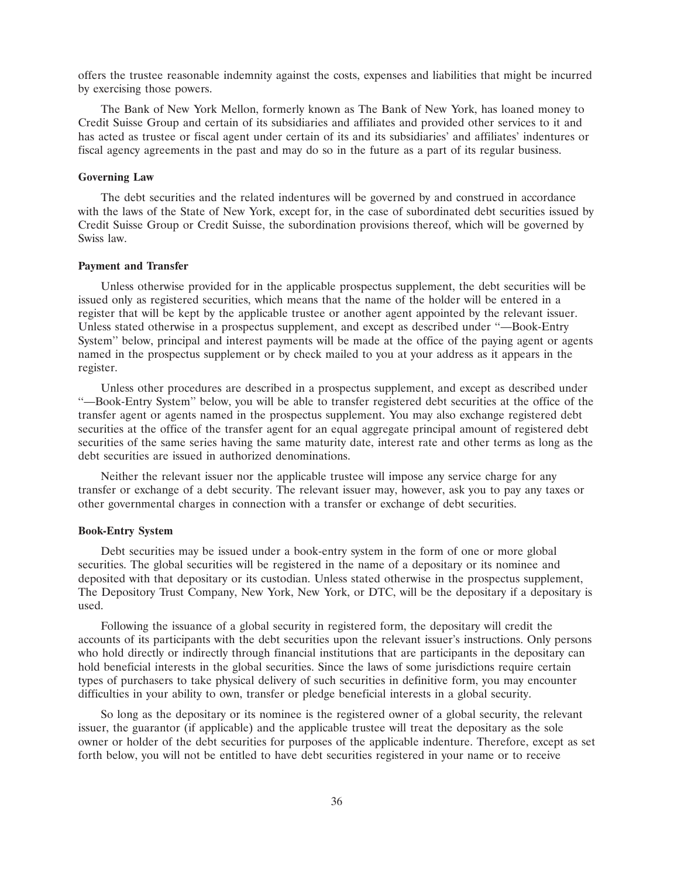offers the trustee reasonable indemnity against the costs, expenses and liabilities that might be incurred by exercising those powers.

The Bank of New York Mellon, formerly known as The Bank of New York, has loaned money to Credit Suisse Group and certain of its subsidiaries and affiliates and provided other services to it and has acted as trustee or fiscal agent under certain of its and its subsidiaries' and affiliates' indentures or fiscal agency agreements in the past and may do so in the future as a part of its regular business.

**Governing Law**

The debt securities and the related indentures will be governed by and construed in accordance with the laws of the State of New York, except for, in the case of subordinated debt securities issued by Credit Suisse Group or Credit Suisse, the subordination provisions thereof, which will be governed by Swiss law.

**Payment and Transfer**

Unless otherwise provided for in the applicable prospectus supplement, the debt securities will be issued only as registered securities, which means that the name of the holder will be entered in a register that will be kept by the applicable trustee or another agent appointed by the relevant issuer. Unless stated otherwise in a prospectus supplement, and except as described under "—Book-Entry System" below, principal and interest payments will be made at the office of the paying agent or agents named in the prospectus supplement or by check mailed to you at your address as it appears in the register.

Unless other procedures are described in a prospectus supplement, and except as described under "—Book-Entry System" below, you will be able to transfer registered debt securities at the office of the transfer agent or agents named in the prospectus supplement. You may also exchange registered debt securities at the office of the transfer agent for an equal aggregate principal amount of registered debt securities of the same series having the same maturity date, interest rate and other terms as long as the debt securities are issued in authorized denominations.

Neither the relevant issuer nor the applicable trustee will impose any service charge for any transfer or exchange of a debt security. The relevant issuer may, however, ask you to pay any taxes or other governmental charges in connection with a transfer or exchange of debt securities.

**Book-Entry System**

Debt securities may be issued under a book-entry system in the form of one or more global securities. The global securities will be registered in the name of a depositary or its nominee and deposited with that depositary or its custodian. Unless stated otherwise in the prospectus supplement, The Depository Trust Company, New York, New York, or DTC, will be the depositary if a depositary is used.

Following the issuance of a global security in registered form, the depositary will credit the accounts of its participants with the debt securities upon the relevant issuer's instructions. Only persons who hold directly or indirectly through financial institutions that are participants in the depositary can hold beneficial interests in the global securities. Since the laws of some jurisdictions require certain types of purchasers to take physical delivery of such securities in definitive form, you may encounter difficulties in your ability to own, transfer or pledge beneficial interests in a global security.

So long as the depositary or its nominee is the registered owner of a global security, the relevant issuer, the guarantor (if applicable) and the applicable trustee will treat the depositary as the sole owner or holder of the debt securities for purposes of the applicable indenture. Therefore, except as set forth below, you will not be entitled to have debt securities registered in your name or to receive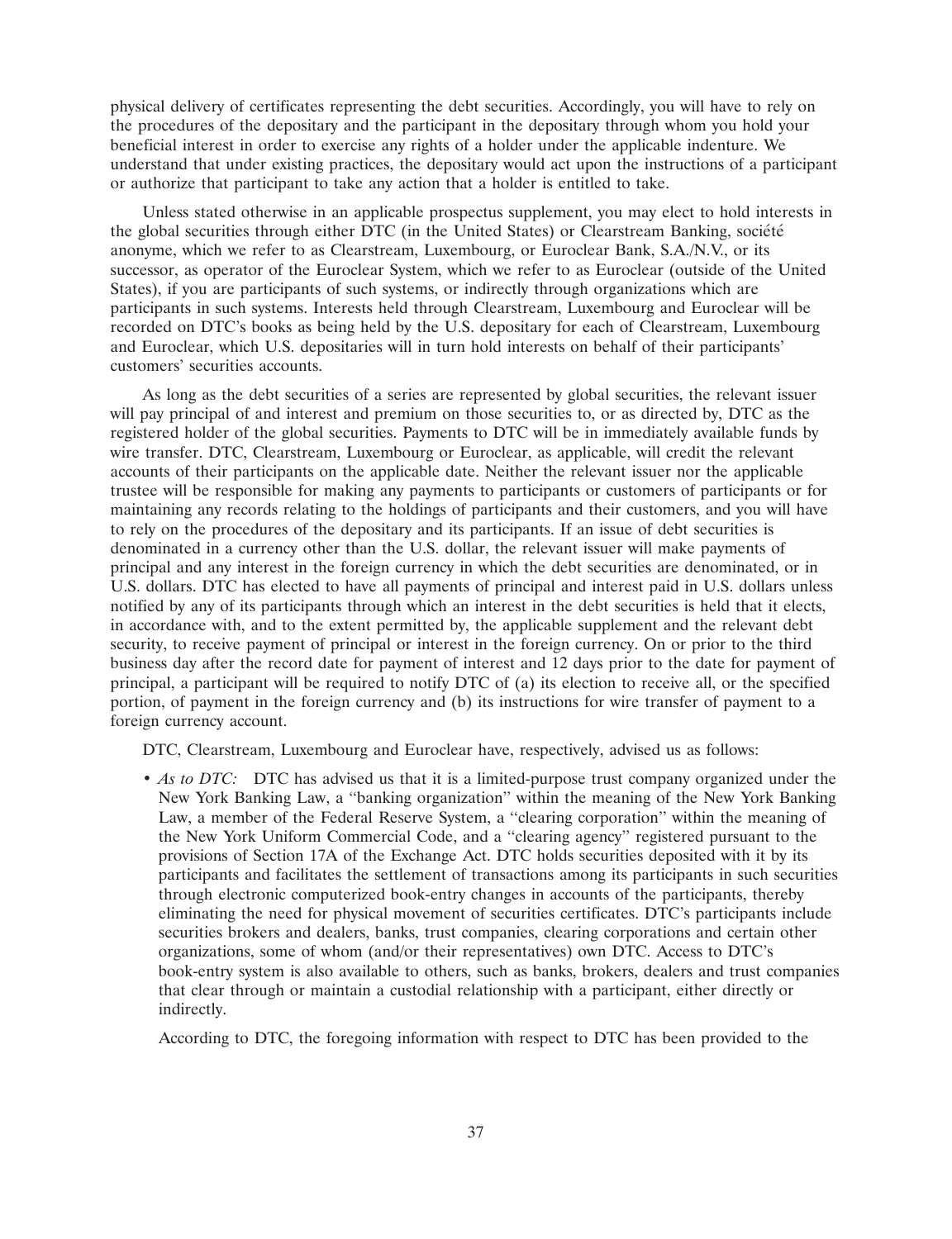physical delivery of certificates representing the debt securities. Accordingly, you will have to rely on the procedures of the depositary and the participant in the depositary through whom you hold your beneficial interest in order to exercise any rights of a holder under the applicable indenture. We understand that under existing practices, the depositary would act upon the instructions of a participant or authorize that participant to take any action that a holder is entitled to take.

Unless stated otherwise in an applicable prospectus supplement, you may elect to hold interests in the global securities through either DTC (in the United States) or Clearstream Banking, société anonyme, which we refer to as Clearstream, Luxembourg, or Euroclear Bank, S.A./N.V., or its successor, as operator of the Euroclear System, which we refer to as Euroclear (outside of the United States), if you are participants of such systems, or indirectly through organizations which are participants in such systems. Interests held through Clearstream, Luxembourg and Euroclear will be recorded on DTC's books as being held by the U.S. depositary for each of Clearstream, Luxembourg and Euroclear, which U.S. depositaries will in turn hold interests on behalf of their participants' customers' securities accounts.

As long as the debt securities of a series are represented by global securities, the relevant issuer will pay principal of and interest and premium on those securities to, or as directed by, DTC as the registered holder of the global securities. Payments to DTC will be in immediately available funds by wire transfer. DTC, Clearstream, Luxembourg or Euroclear, as applicable, will credit the relevant accounts of their participants on the applicable date. Neither the relevant issuer nor the applicable trustee will be responsible for making any payments to participants or customers of participants or for maintaining any records relating to the holdings of participants and their customers, and you will have to rely on the procedures of the depositary and its participants. If an issue of debt securities is denominated in a currency other than the U.S. dollar, the relevant issuer will make payments of principal and any interest in the foreign currency in which the debt securities are denominated, or in U.S. dollars. DTC has elected to have all payments of principal and interest paid in U.S. dollars unless notified by any of its participants through which an interest in the debt securities is held that it elects, in accordance with, and to the extent permitted by, the applicable supplement and the relevant debt security, to receive payment of principal or interest in the foreign currency. On or prior to the third business day after the record date for payment of interest and 12 days prior to the date for payment of principal, a participant will be required to notify DTC of (a) its election to receive all, or the specified portion, of payment in the foreign currency and (b) its instructions for wire transfer of payment to a foreign currency account.

DTC, Clearstream, Luxembourg and Euroclear have, respectively, advised us as follows:

- *As to DTC:* DTC has advised us that it is a limited-purpose trust company organized under the New York Banking Law, a "banking organization" within the meaning of the New York Banking Law, a member of the Federal Reserve System, a "clearing corporation" within the meaning of the New York Uniform Commercial Code, and a "clearing agency" registered pursuant to the provisions of Section 17A of the Exchange Act. DTC holds securities deposited with it by its participants and facilitates the settlement of transactions among its participants in such securities through electronic computerized book-entry changes in accounts of the participants, thereby eliminating the need for physical movement of securities certificates. DTC's participants include securities brokers and dealers, banks, trust companies, clearing corporations and certain other organizations, some of whom (and/or their representatives) own DTC. Access to DTC's book-entry system is also available to others, such as banks, brokers, dealers and trust companies that clear through or maintain a custodial relationship with a participant, either directly or indirectly.

  According to DTC, the foregoing information with respect to DTC has been provided to the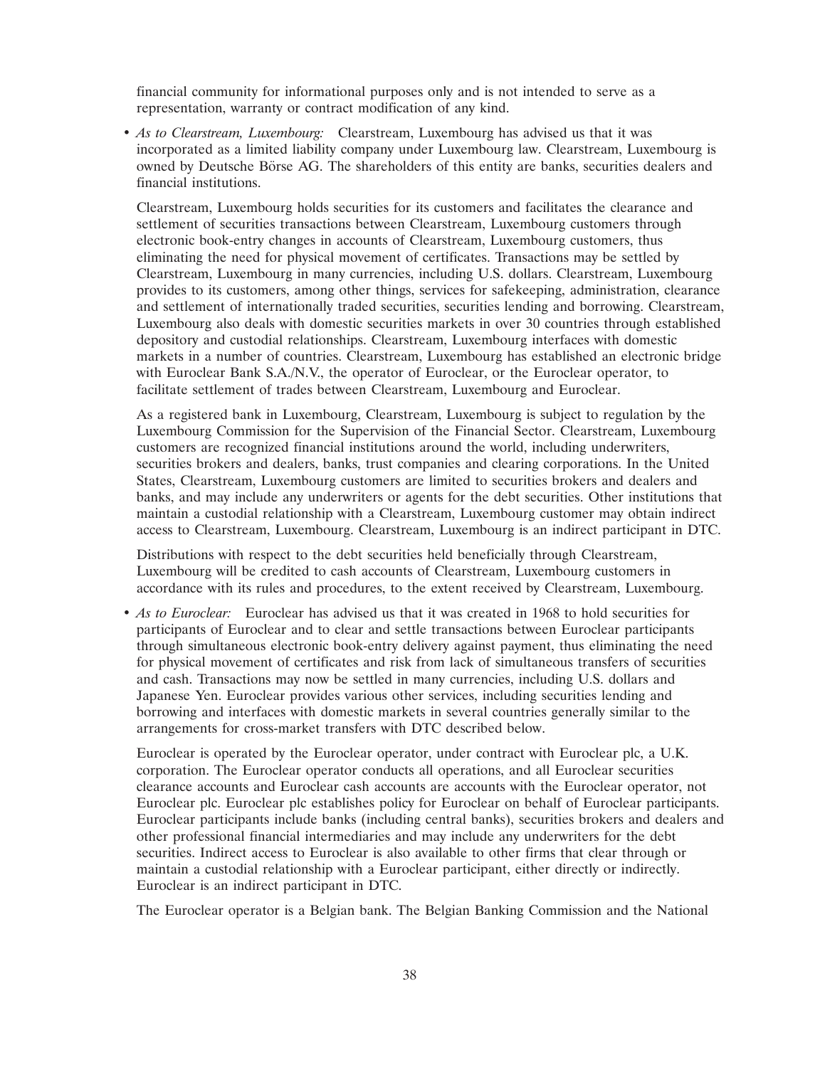financial community for informational purposes only and is not intended to serve as a representation, warranty or contract modification of any kind.

- *As to Clearstream, Luxembourg:* Clearstream, Luxembourg has advised us that it was incorporated as a limited liability company under Luxembourg law. Clearstream, Luxembourg is owned by Deutsche Börse AG. The shareholders of this entity are banks, securities dealers and financial institutions.

  Clearstream, Luxembourg holds securities for its customers and facilitates the clearance and settlement of securities transactions between Clearstream, Luxembourg customers through electronic book-entry changes in accounts of Clearstream, Luxembourg customers, thus eliminating the need for physical movement of certificates. Transactions may be settled by Clearstream, Luxembourg in many currencies, including U.S. dollars. Clearstream, Luxembourg provides to its customers, among other things, services for safekeeping, administration, clearance and settlement of internationally traded securities, securities lending and borrowing. Clearstream, Luxembourg also deals with domestic securities markets in over 30 countries through established depository and custodial relationships. Clearstream, Luxembourg interfaces with domestic markets in a number of countries. Clearstream, Luxembourg has established an electronic bridge with Euroclear Bank S.A./N.V., the operator of Euroclear, or the Euroclear operator, to facilitate settlement of trades between Clearstream, Luxembourg and Euroclear.

  As a registered bank in Luxembourg, Clearstream, Luxembourg is subject to regulation by the Luxembourg Commission for the Supervision of the Financial Sector. Clearstream, Luxembourg customers are recognized financial institutions around the world, including underwriters, securities brokers and dealers, banks, trust companies and clearing corporations. In the United States, Clearstream, Luxembourg customers are limited to securities brokers and dealers and banks, and may include any underwriters or agents for the debt securities. Other institutions that maintain a custodial relationship with a Clearstream, Luxembourg customer may obtain indirect access to Clearstream, Luxembourg. Clearstream, Luxembourg is an indirect participant in DTC.

  Distributions with respect to the debt securities held beneficially through Clearstream, Luxembourg will be credited to cash accounts of Clearstream, Luxembourg customers in accordance with its rules and procedures, to the extent received by Clearstream, Luxembourg.

- *As to Euroclear:* Euroclear has advised us that it was created in 1968 to hold securities for participants of Euroclear and to clear and settle transactions between Euroclear participants through simultaneous electronic book-entry delivery against payment, thus eliminating the need for physical movement of certificates and risk from lack of simultaneous transfers of securities and cash. Transactions may now be settled in many currencies, including U.S. dollars and Japanese Yen. Euroclear provides various other services, including securities lending and borrowing and interfaces with domestic markets in several countries generally similar to the arrangements for cross-market transfers with DTC described below.

  Euroclear is operated by the Euroclear operator, under contract with Euroclear plc, a U.K. corporation. The Euroclear operator conducts all operations, and all Euroclear securities clearance accounts and Euroclear cash accounts are accounts with the Euroclear operator, not Euroclear plc. Euroclear plc establishes policy for Euroclear on behalf of Euroclear participants. Euroclear participants include banks (including central banks), securities brokers and dealers and other professional financial intermediaries and may include any underwriters for the debt securities. Indirect access to Euroclear is also available to other firms that clear through or maintain a custodial relationship with a Euroclear participant, either directly or indirectly. Euroclear is an indirect participant in DTC.

  The Euroclear operator is a Belgian bank. The Belgian Banking Commission and the National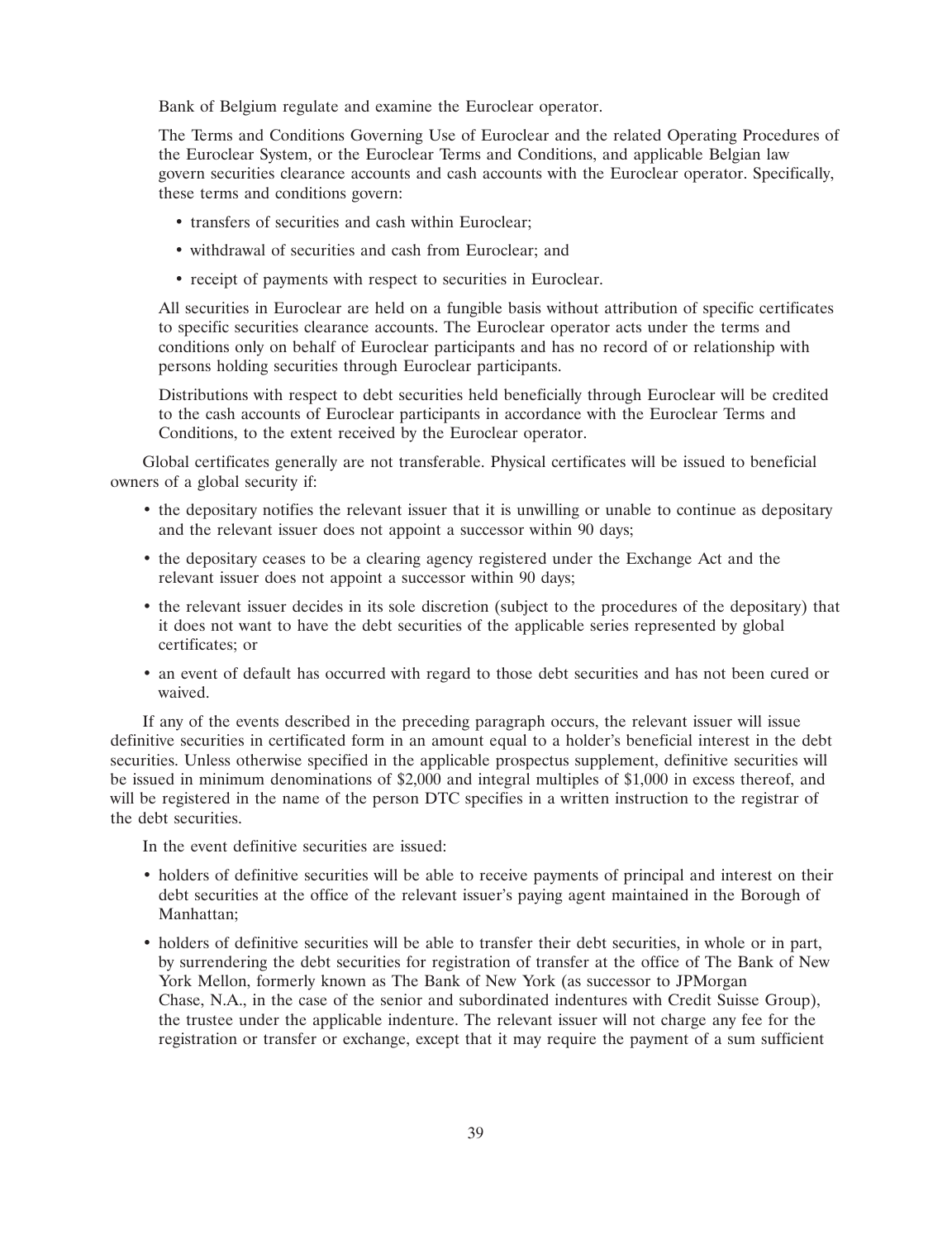Bank of Belgium regulate and examine the Euroclear operator.

The Terms and Conditions Governing Use of Euroclear and the related Operating Procedures of the Euroclear System, or the Euroclear Terms and Conditions, and applicable Belgian law govern securities clearance accounts and cash accounts with the Euroclear operator. Specifically, these terms and conditions govern:

- transfers of securities and cash within Euroclear;
- withdrawal of securities and cash from Euroclear; and
- receipt of payments with respect to securities in Euroclear.

All securities in Euroclear are held on a fungible basis without attribution of specific certificates to specific securities clearance accounts. The Euroclear operator acts under the terms and conditions only on behalf of Euroclear participants and has no record of or relationship with persons holding securities through Euroclear participants.

Distributions with respect to debt securities held beneficially through Euroclear will be credited to the cash accounts of Euroclear participants in accordance with the Euroclear Terms and Conditions, to the extent received by the Euroclear operator.

Global certificates generally are not transferable. Physical certificates will be issued to beneficial owners of a global security if:

- the depositary notifies the relevant issuer that it is unwilling or unable to continue as depositary and the relevant issuer does not appoint a successor within 90 days;
- the depositary ceases to be a clearing agency registered under the Exchange Act and the relevant issuer does not appoint a successor within 90 days;
- the relevant issuer decides in its sole discretion (subject to the procedures of the depositary) that it does not want to have the debt securities of the applicable series represented by global certificates; or
- an event of default has occurred with regard to those debt securities and has not been cured or waived.

If any of the events described in the preceding paragraph occurs, the relevant issuer will issue definitive securities in certificated form in an amount equal to a holder's beneficial interest in the debt securities. Unless otherwise specified in the applicable prospectus supplement, definitive securities will be issued in minimum denominations of $2,000 and integral multiples of $1,000 in excess thereof, and will be registered in the name of the person DTC specifies in a written instruction to the registrar of the debt securities.

In the event definitive securities are issued:

- holders of definitive securities will be able to receive payments of principal and interest on their debt securities at the office of the relevant issuer's paying agent maintained in the Borough of Manhattan;
- holders of definitive securities will be able to transfer their debt securities, in whole or in part, by surrendering the debt securities for registration of transfer at the office of The Bank of New York Mellon, formerly known as The Bank of New York (as successor to JPMorgan Chase, N.A., in the case of the senior and subordinated indentures with Credit Suisse Group), the trustee under the applicable indenture. The relevant issuer will not charge any fee for the registration or transfer or exchange, except that it may require the payment of a sum sufficient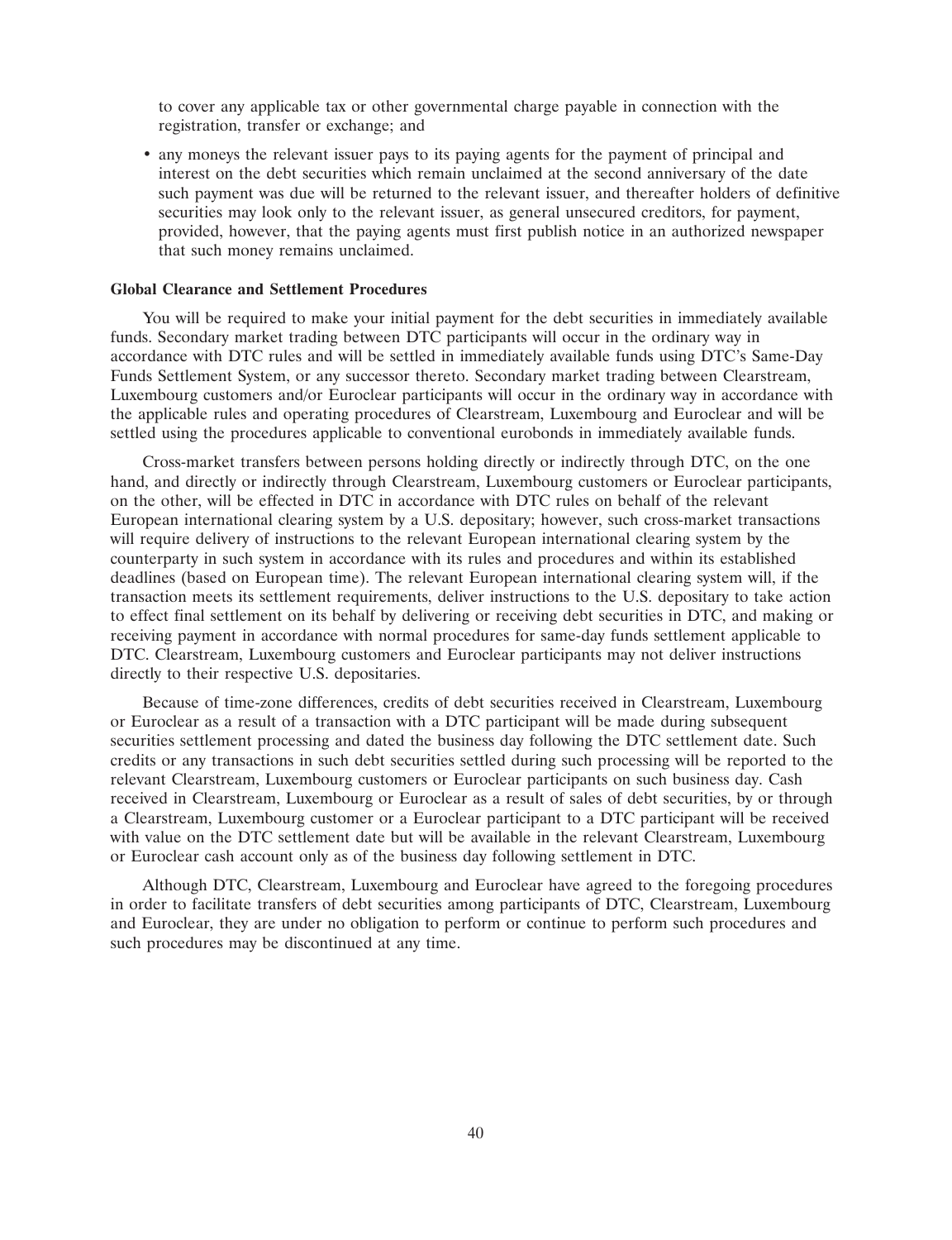to cover any applicable tax or other governmental charge payable in connection with the registration, transfer or exchange; and

- any moneys the relevant issuer pays to its paying agents for the payment of principal and interest on the debt securities which remain unclaimed at the second anniversary of the date such payment was due will be returned to the relevant issuer, and thereafter holders of definitive securities may look only to the relevant issuer, as general unsecured creditors, for payment, provided, however, that the paying agents must first publish notice in an authorized newspaper that such money remains unclaimed.

**Global Clearance and Settlement Procedures**

You will be required to make your initial payment for the debt securities in immediately available funds. Secondary market trading between DTC participants will occur in the ordinary way in accordance with DTC rules and will be settled in immediately available funds using DTC's Same-Day Funds Settlement System, or any successor thereto. Secondary market trading between Clearstream, Luxembourg customers and/or Euroclear participants will occur in the ordinary way in accordance with the applicable rules and operating procedures of Clearstream, Luxembourg and Euroclear and will be settled using the procedures applicable to conventional eurobonds in immediately available funds.

Cross-market transfers between persons holding directly or indirectly through DTC, on the one hand, and directly or indirectly through Clearstream, Luxembourg customers or Euroclear participants, on the other, will be effected in DTC in accordance with DTC rules on behalf of the relevant European international clearing system by a U.S. depositary; however, such cross-market transactions will require delivery of instructions to the relevant European international clearing system by the counterparty in such system in accordance with its rules and procedures and within its established deadlines (based on European time). The relevant European international clearing system will, if the transaction meets its settlement requirements, deliver instructions to the U.S. depositary to take action to effect final settlement on its behalf by delivering or receiving debt securities in DTC, and making or receiving payment in accordance with normal procedures for same-day funds settlement applicable to DTC. Clearstream, Luxembourg customers and Euroclear participants may not deliver instructions directly to their respective U.S. depositaries.

Because of time-zone differences, credits of debt securities received in Clearstream, Luxembourg or Euroclear as a result of a transaction with a DTC participant will be made during subsequent securities settlement processing and dated the business day following the DTC settlement date. Such credits or any transactions in such debt securities settled during such processing will be reported to the relevant Clearstream, Luxembourg customers or Euroclear participants on such business day. Cash received in Clearstream, Luxembourg or Euroclear as a result of sales of debt securities, by or through a Clearstream, Luxembourg customer or a Euroclear participant to a DTC participant will be received with value on the DTC settlement date but will be available in the relevant Clearstream, Luxembourg or Euroclear cash account only as of the business day following settlement in DTC.

Although DTC, Clearstream, Luxembourg and Euroclear have agreed to the foregoing procedures in order to facilitate transfers of debt securities among participants of DTC, Clearstream, Luxembourg and Euroclear, they are under no obligation to perform or continue to perform such procedures and such procedures may be discontinued at any time.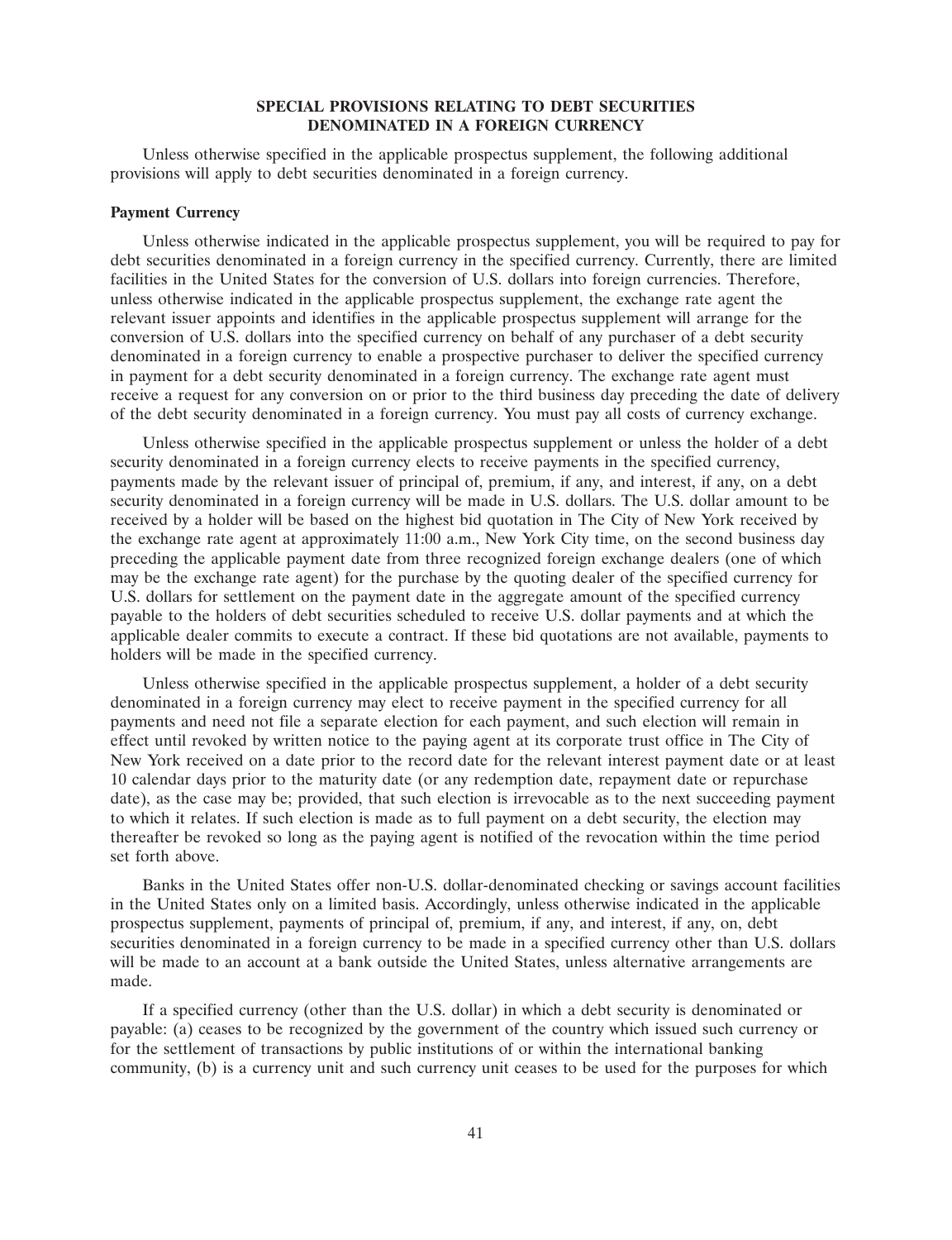## SPECIAL PROVISIONS RELATING TO DEBT SECURITIES DENOMINATED IN A FOREIGN CURRENCY

Unless otherwise specified in the applicable prospectus supplement, the following additional provisions will apply to debt securities denominated in a foreign currency.

### Payment Currency

Unless otherwise indicated in the applicable prospectus supplement, you will be required to pay for debt securities denominated in a foreign currency in the specified currency. Currently, there are limited facilities in the United States for the conversion of U.S. dollars into foreign currencies. Therefore, unless otherwise indicated in the applicable prospectus supplement, the exchange rate agent the relevant issuer appoints and identifies in the applicable prospectus supplement will arrange for the conversion of U.S. dollars into the specified currency on behalf of any purchaser of a debt security denominated in a foreign currency to enable a prospective purchaser to deliver the specified currency in payment for a debt security denominated in a foreign currency. The exchange rate agent must receive a request for any conversion on or prior to the third business day preceding the date of delivery of the debt security denominated in a foreign currency. You must pay all costs of currency exchange.

Unless otherwise specified in the applicable prospectus supplement or unless the holder of a debt security denominated in a foreign currency elects to receive payments in the specified currency, payments made by the relevant issuer of principal of, premium, if any, and interest, if any, on a debt security denominated in a foreign currency will be made in U.S. dollars. The U.S. dollar amount to be received by a holder will be based on the highest bid quotation in The City of New York received by the exchange rate agent at approximately 11:00 a.m., New York City time, on the second business day preceding the applicable payment date from three recognized foreign exchange dealers (one of which may be the exchange rate agent) for the purchase by the quoting dealer of the specified currency for U.S. dollars for settlement on the payment date in the aggregate amount of the specified currency payable to the holders of debt securities scheduled to receive U.S. dollar payments and at which the applicable dealer commits to execute a contract. If these bid quotations are not available, payments to holders will be made in the specified currency.

Unless otherwise specified in the applicable prospectus supplement, a holder of a debt security denominated in a foreign currency may elect to receive payment in the specified currency for all payments and need not file a separate election for each payment, and such election will remain in effect until revoked by written notice to the paying agent at its corporate trust office in The City of New York received on a date prior to the record date for the relevant interest payment date or at least 10 calendar days prior to the maturity date (or any redemption date, repayment date or repurchase date), as the case may be; provided, that such election is irrevocable as to the next succeeding payment to which it relates. If such election is made as to full payment on a debt security, the election may thereafter be revoked so long as the paying agent is notified of the revocation within the time period set forth above.

Banks in the United States offer non-U.S. dollar-denominated checking or savings account facilities in the United States only on a limited basis. Accordingly, unless otherwise indicated in the applicable prospectus supplement, payments of principal of, premium, if any, and interest, if any, on, debt securities denominated in a foreign currency to be made in a specified currency other than U.S. dollars will be made to an account at a bank outside the United States, unless alternative arrangements are made.

If a specified currency (other than the U.S. dollar) in which a debt security is denominated or payable: (a) ceases to be recognized by the government of the country which issued such currency or for the settlement of transactions by public institutions of or within the international banking community, (b) is a currency unit and such currency unit ceases to be used for the purposes for which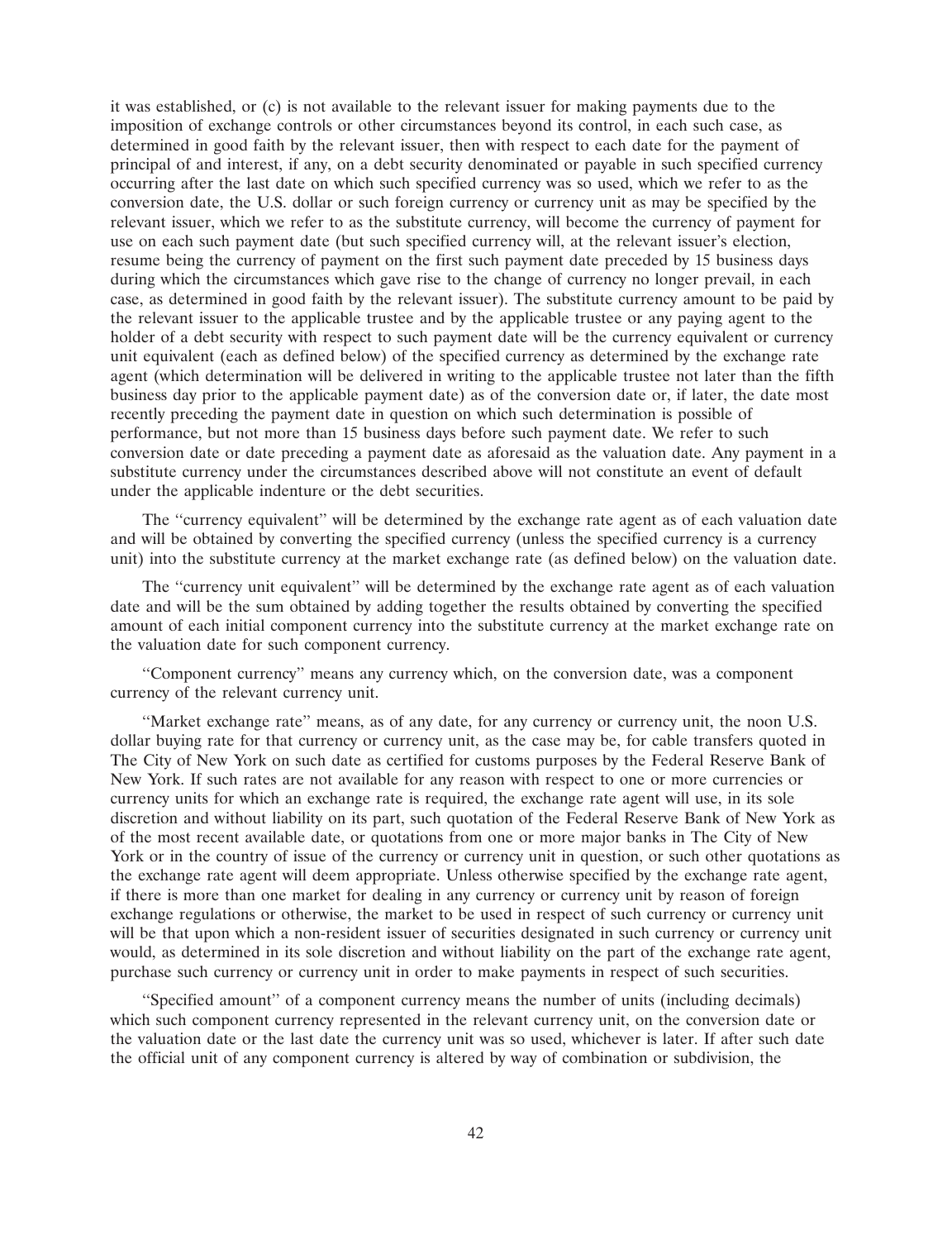it was established, or (c) is not available to the relevant issuer for making payments due to the imposition of exchange controls or other circumstances beyond its control, in each such case, as determined in good faith by the relevant issuer, then with respect to each date for the payment of principal of and interest, if any, on a debt security denominated or payable in such specified currency occurring after the last date on which such specified currency was so used, which we refer to as the conversion date, the U.S. dollar or such foreign currency or currency unit as may be specified by the relevant issuer, which we refer to as the substitute currency, will become the currency of payment for use on each such payment date (but such specified currency will, at the relevant issuer's election, resume being the currency of payment on the first such payment date preceded by 15 business days during which the circumstances which gave rise to the change of currency no longer prevail, in each case, as determined in good faith by the relevant issuer). The substitute currency amount to be paid by the relevant issuer to the applicable trustee and by the applicable trustee or any paying agent to the holder of a debt security with respect to such payment date will be the currency equivalent or currency unit equivalent (each as defined below) of the specified currency as determined by the exchange rate agent (which determination will be delivered in writing to the applicable trustee not later than the fifth business day prior to the applicable payment date) as of the conversion date or, if later, the date most recently preceding the payment date in question on which such determination is possible of performance, but not more than 15 business days before such payment date. We refer to such conversion date or date preceding a payment date as aforesaid as the valuation date. Any payment in a substitute currency under the circumstances described above will not constitute an event of default under the applicable indenture or the debt securities.

The "currency equivalent" will be determined by the exchange rate agent as of each valuation date and will be obtained by converting the specified currency (unless the specified currency is a currency unit) into the substitute currency at the market exchange rate (as defined below) on the valuation date.

The "currency unit equivalent" will be determined by the exchange rate agent as of each valuation date and will be the sum obtained by adding together the results obtained by converting the specified amount of each initial component currency into the substitute currency at the market exchange rate on the valuation date for such component currency.

"Component currency" means any currency which, on the conversion date, was a component currency of the relevant currency unit.

"Market exchange rate" means, as of any date, for any currency or currency unit, the noon U.S. dollar buying rate for that currency or currency unit, as the case may be, for cable transfers quoted in The City of New York on such date as certified for customs purposes by the Federal Reserve Bank of New York. If such rates are not available for any reason with respect to one or more currencies or currency units for which an exchange rate is required, the exchange rate agent will use, in its sole discretion and without liability on its part, such quotation of the Federal Reserve Bank of New York as of the most recent available date, or quotations from one or more major banks in The City of New York or in the country of issue of the currency or currency unit in question, or such other quotations as the exchange rate agent will deem appropriate. Unless otherwise specified by the exchange rate agent, if there is more than one market for dealing in any currency or currency unit by reason of foreign exchange regulations or otherwise, the market to be used in respect of such currency or currency unit will be that upon which a non-resident issuer of securities designated in such currency or currency unit would, as determined in its sole discretion and without liability on the part of the exchange rate agent, purchase such currency or currency unit in order to make payments in respect of such securities.

"Specified amount" of a component currency means the number of units (including decimals) which such component currency represented in the relevant currency unit, on the conversion date or the valuation date or the last date the currency unit was so used, whichever is later. If after such date the official unit of any component currency is altered by way of combination or subdivision, the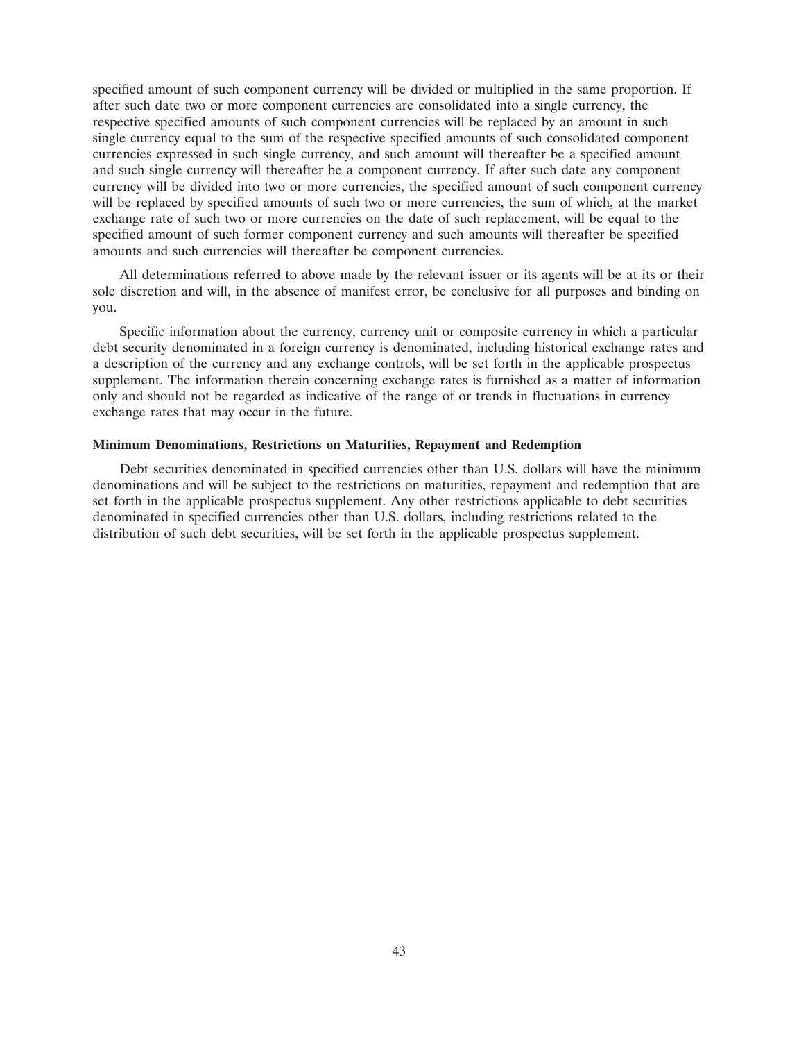specified amount of such component currency will be divided or multiplied in the same proportion. If after such date two or more component currencies are consolidated into a single currency, the respective specified amounts of such component currencies will be replaced by an amount in such single currency equal to the sum of the respective specified amounts of such consolidated component currencies expressed in such single currency, and such amount will thereafter be a specified amount and such single currency will thereafter be a component currency. If after such date any component currency will be divided into two or more currencies, the specified amount of such component currency will be replaced by specified amounts of such two or more currencies, the sum of which, at the market exchange rate of such two or more currencies on the date of such replacement, will be equal to the specified amount of such former component currency and such amounts will thereafter be specified amounts and such currencies will thereafter be component currencies.

All determinations referred to above made by the relevant issuer or its agents will be at its or their sole discretion and will, in the absence of manifest error, be conclusive for all purposes and binding on you.

Specific information about the currency, currency unit or composite currency in which a particular debt security denominated in a foreign currency is denominated, including historical exchange rates and a description of the currency and any exchange controls, will be set forth in the applicable prospectus supplement. The information therein concerning exchange rates is furnished as a matter of information only and should not be regarded as indicative of the range of or trends in fluctuations in currency exchange rates that may occur in the future.

**Minimum Denominations, Restrictions on Maturities, Repayment and Redemption**

Debt securities denominated in specified currencies other than U.S. dollars will have the minimum denominations and will be subject to the restrictions on maturities, repayment and redemption that are set forth in the applicable prospectus supplement. Any other restrictions applicable to debt securities denominated in specified currencies other than U.S. dollars, including restrictions related to the distribution of such debt securities, will be set forth in the applicable prospectus supplement.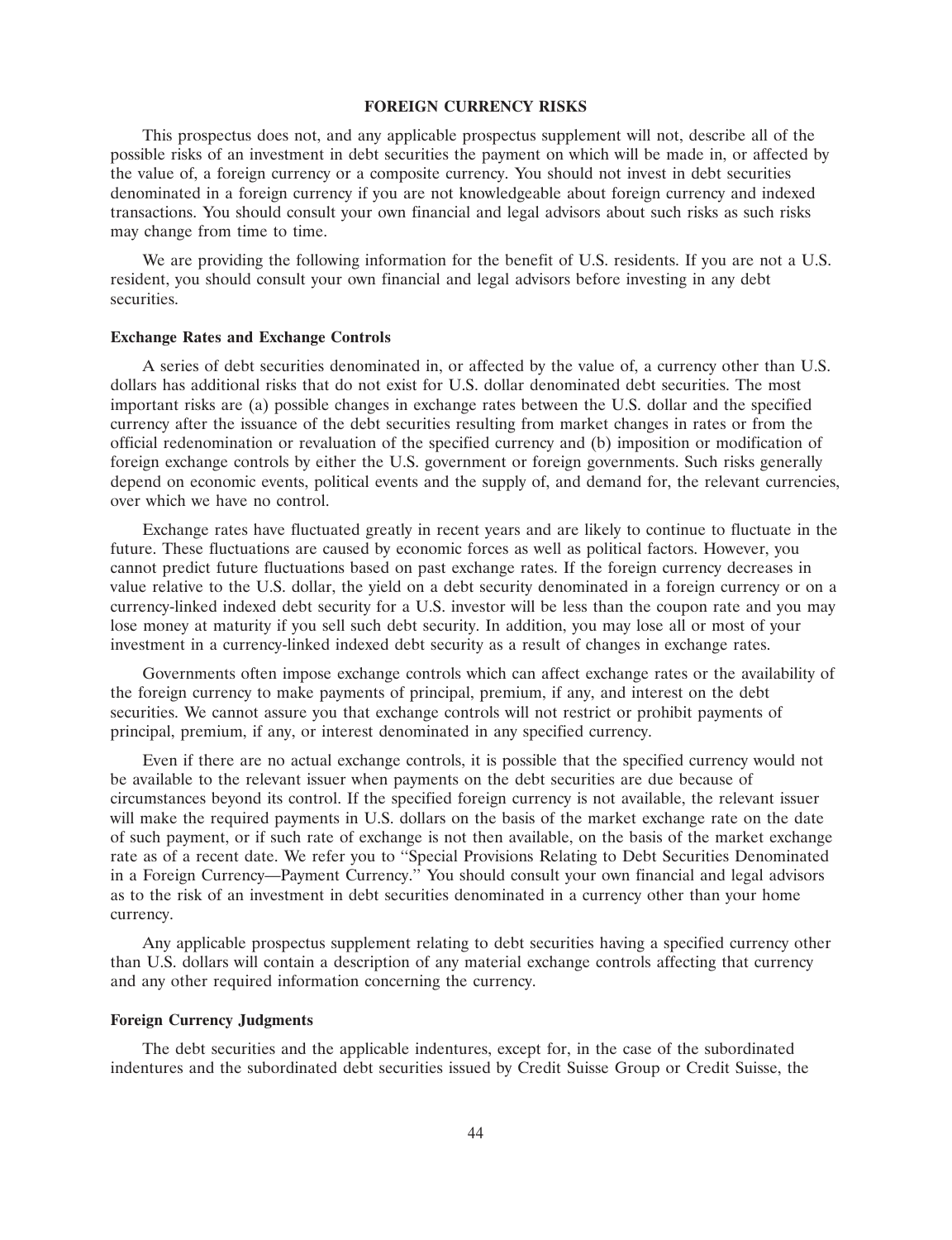## FOREIGN CURRENCY RISKS

This prospectus does not, and any applicable prospectus supplement will not, describe all of the possible risks of an investment in debt securities the payment on which will be made in, or affected by the value of, a foreign currency or a composite currency. You should not invest in debt securities denominated in a foreign currency if you are not knowledgeable about foreign currency and indexed transactions. You should consult your own financial and legal advisors about such risks as such risks may change from time to time.

We are providing the following information for the benefit of U.S. residents. If you are not a U.S. resident, you should consult your own financial and legal advisors before investing in any debt securities.

### Exchange Rates and Exchange Controls

A series of debt securities denominated in, or affected by the value of, a currency other than U.S. dollars has additional risks that do not exist for U.S. dollar denominated debt securities. The most important risks are (a) possible changes in exchange rates between the U.S. dollar and the specified currency after the issuance of the debt securities resulting from market changes in rates or from the official redenomination or revaluation of the specified currency and (b) imposition or modification of foreign exchange controls by either the U.S. government or foreign governments. Such risks generally depend on economic events, political events and the supply of, and demand for, the relevant currencies, over which we have no control.

Exchange rates have fluctuated greatly in recent years and are likely to continue to fluctuate in the future. These fluctuations are caused by economic forces as well as political factors. However, you cannot predict future fluctuations based on past exchange rates. If the foreign currency decreases in value relative to the U.S. dollar, the yield on a debt security denominated in a foreign currency or on a currency-linked indexed debt security for a U.S. investor will be less than the coupon rate and you may lose money at maturity if you sell such debt security. In addition, you may lose all or most of your investment in a currency-linked indexed debt security as a result of changes in exchange rates.

Governments often impose exchange controls which can affect exchange rates or the availability of the foreign currency to make payments of principal, premium, if any, and interest on the debt securities. We cannot assure you that exchange controls will not restrict or prohibit payments of principal, premium, if any, or interest denominated in any specified currency.

Even if there are no actual exchange controls, it is possible that the specified currency would not be available to the relevant issuer when payments on the debt securities are due because of circumstances beyond its control. If the specified foreign currency is not available, the relevant issuer will make the required payments in U.S. dollars on the basis of the market exchange rate on the date of such payment, or if such rate of exchange is not then available, on the basis of the market exchange rate as of a recent date. We refer you to "Special Provisions Relating to Debt Securities Denominated in a Foreign Currency—Payment Currency." You should consult your own financial and legal advisors as to the risk of an investment in debt securities denominated in a currency other than your home currency.

Any applicable prospectus supplement relating to debt securities having a specified currency other than U.S. dollars will contain a description of any material exchange controls affecting that currency and any other required information concerning the currency.

### Foreign Currency Judgments

The debt securities and the applicable indentures, except for, in the case of the subordinated indentures and the subordinated debt securities issued by Credit Suisse Group or Credit Suisse, the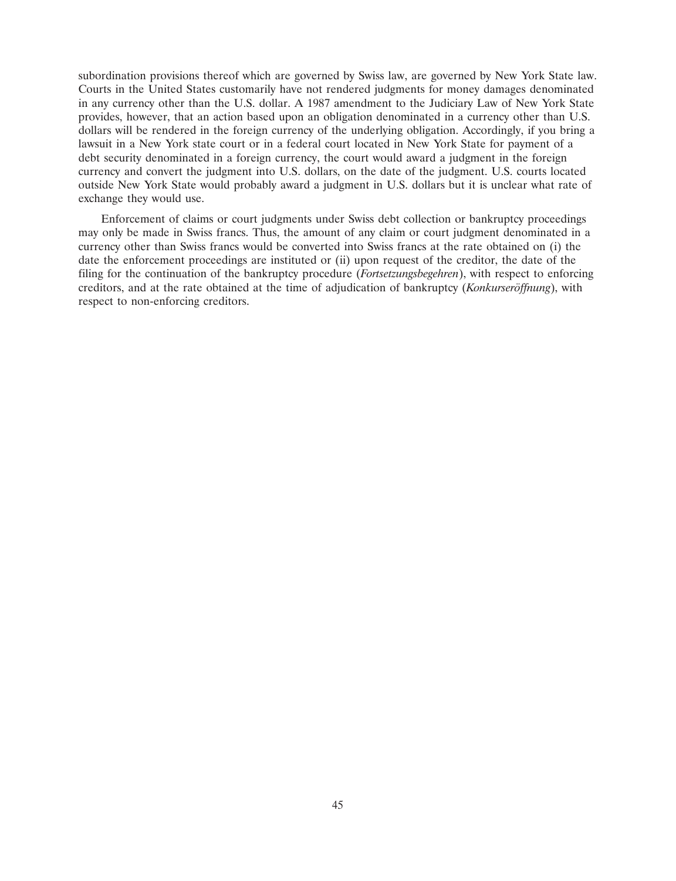subordination provisions thereof which are governed by Swiss law, are governed by New York State law. Courts in the United States customarily have not rendered judgments for money damages denominated in any currency other than the U.S. dollar. A 1987 amendment to the Judiciary Law of New York State provides, however, that an action based upon an obligation denominated in a currency other than U.S. dollars will be rendered in the foreign currency of the underlying obligation. Accordingly, if you bring a lawsuit in a New York state court or in a federal court located in New York State for payment of a debt security denominated in a foreign currency, the court would award a judgment in the foreign currency and convert the judgment into U.S. dollars, on the date of the judgment. U.S. courts located outside New York State would probably award a judgment in U.S. dollars but it is unclear what rate of exchange they would use.

Enforcement of claims or court judgments under Swiss debt collection or bankruptcy proceedings may only be made in Swiss francs. Thus, the amount of any claim or court judgment denominated in a currency other than Swiss francs would be converted into Swiss francs at the rate obtained on (i) the date the enforcement proceedings are instituted or (ii) upon request of the creditor, the date of the filing for the continuation of the bankruptcy procedure (*Fortsetzungsbegehren*), with respect to enforcing creditors, and at the rate obtained at the time of adjudication of bankruptcy (*Konkurseröffnung*), with respect to non-enforcing creditors.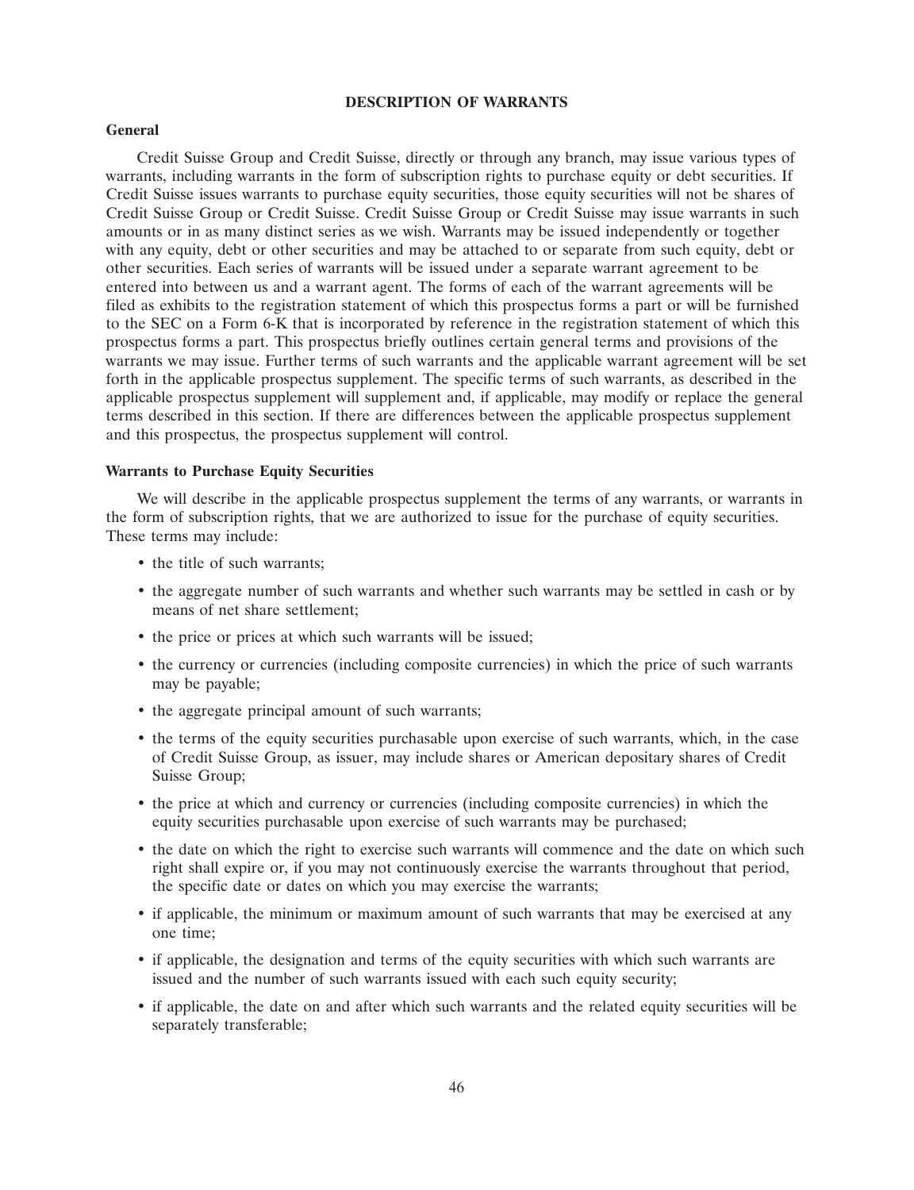## DESCRIPTION OF WARRANTS

### General

Credit Suisse Group and Credit Suisse, directly or through any branch, may issue various types of warrants, including warrants in the form of subscription rights to purchase equity or debt securities. If Credit Suisse issues warrants to purchase equity securities, those equity securities will not be shares of Credit Suisse Group or Credit Suisse. Credit Suisse Group or Credit Suisse may issue warrants in such amounts or in as many distinct series as we wish. Warrants may be issued independently or together with any equity, debt or other securities and may be attached to or separate from such equity, debt or other securities. Each series of warrants will be issued under a separate warrant agreement to be entered into between us and a warrant agent. The forms of each of the warrant agreements will be filed as exhibits to the registration statement of which this prospectus forms a part or will be furnished to the SEC on a Form 6-K that is incorporated by reference in the registration statement of which this prospectus forms a part. This prospectus briefly outlines certain general terms and provisions of the warrants we may issue. Further terms of such warrants and the applicable warrant agreement will be set forth in the applicable prospectus supplement. The specific terms of such warrants, as described in the applicable prospectus supplement will supplement and, if applicable, may modify or replace the general terms described in this section. If there are differences between the applicable prospectus supplement and this prospectus, the prospectus supplement will control.

### Warrants to Purchase Equity Securities

We will describe in the applicable prospectus supplement the terms of any warrants, or warrants in the form of subscription rights, that we are authorized to issue for the purchase of equity securities. These terms may include:

- the title of such warrants;
- the aggregate number of such warrants and whether such warrants may be settled in cash or by means of net share settlement;
- the price or prices at which such warrants will be issued;
- the currency or currencies (including composite currencies) in which the price of such warrants may be payable;
- the aggregate principal amount of such warrants;
- the terms of the equity securities purchasable upon exercise of such warrants, which, in the case of Credit Suisse Group, as issuer, may include shares or American depositary shares of Credit Suisse Group;
- the price at which and currency or currencies (including composite currencies) in which the equity securities purchasable upon exercise of such warrants may be purchased;
- the date on which the right to exercise such warrants will commence and the date on which such right shall expire or, if you may not continuously exercise the warrants throughout that period, the specific date or dates on which you may exercise the warrants;
- if applicable, the minimum or maximum amount of such warrants that may be exercised at any one time;
- if applicable, the designation and terms of the equity securities with which such warrants are issued and the number of such warrants issued with each such equity security;
- if applicable, the date on and after which such warrants and the related equity securities will be separately transferable;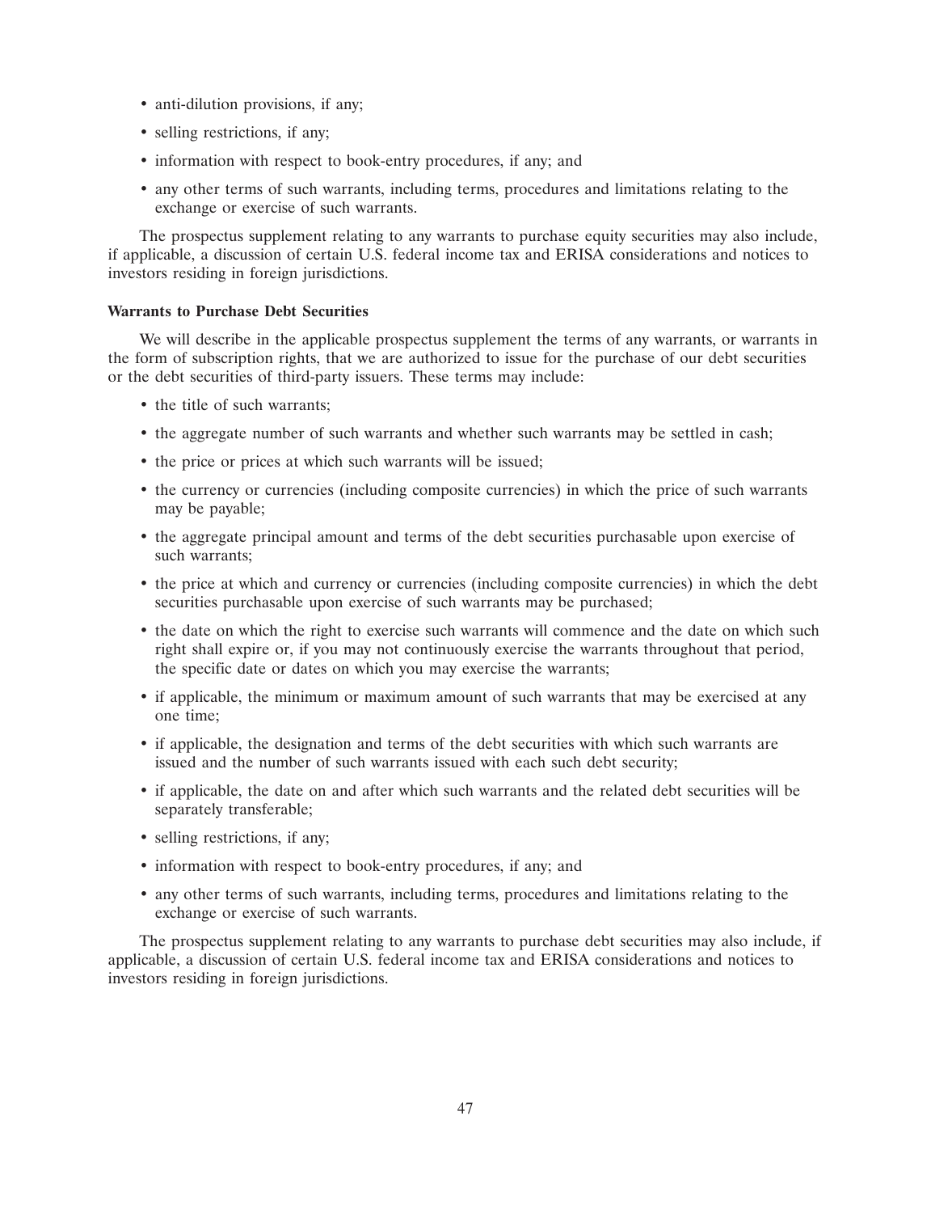- anti-dilution provisions, if any;
- selling restrictions, if any;
- information with respect to book-entry procedures, if any; and
- any other terms of such warrants, including terms, procedures and limitations relating to the exchange or exercise of such warrants.

The prospectus supplement relating to any warrants to purchase equity securities may also include, if applicable, a discussion of certain U.S. federal income tax and ERISA considerations and notices to investors residing in foreign jurisdictions.

**Warrants to Purchase Debt Securities**

We will describe in the applicable prospectus supplement the terms of any warrants, or warrants in the form of subscription rights, that we are authorized to issue for the purchase of our debt securities or the debt securities of third-party issuers. These terms may include:

- the title of such warrants;
- the aggregate number of such warrants and whether such warrants may be settled in cash;
- the price or prices at which such warrants will be issued;
- the currency or currencies (including composite currencies) in which the price of such warrants may be payable;
- the aggregate principal amount and terms of the debt securities purchasable upon exercise of such warrants;
- the price at which and currency or currencies (including composite currencies) in which the debt securities purchasable upon exercise of such warrants may be purchased;
- the date on which the right to exercise such warrants will commence and the date on which such right shall expire or, if you may not continuously exercise the warrants throughout that period, the specific date or dates on which you may exercise the warrants;
- if applicable, the minimum or maximum amount of such warrants that may be exercised at any one time;
- if applicable, the designation and terms of the debt securities with which such warrants are issued and the number of such warrants issued with each such debt security;
- if applicable, the date on and after which such warrants and the related debt securities will be separately transferable;
- selling restrictions, if any;
- information with respect to book-entry procedures, if any; and
- any other terms of such warrants, including terms, procedures and limitations relating to the exchange or exercise of such warrants.

The prospectus supplement relating to any warrants to purchase debt securities may also include, if applicable, a discussion of certain U.S. federal income tax and ERISA considerations and notices to investors residing in foreign jurisdictions.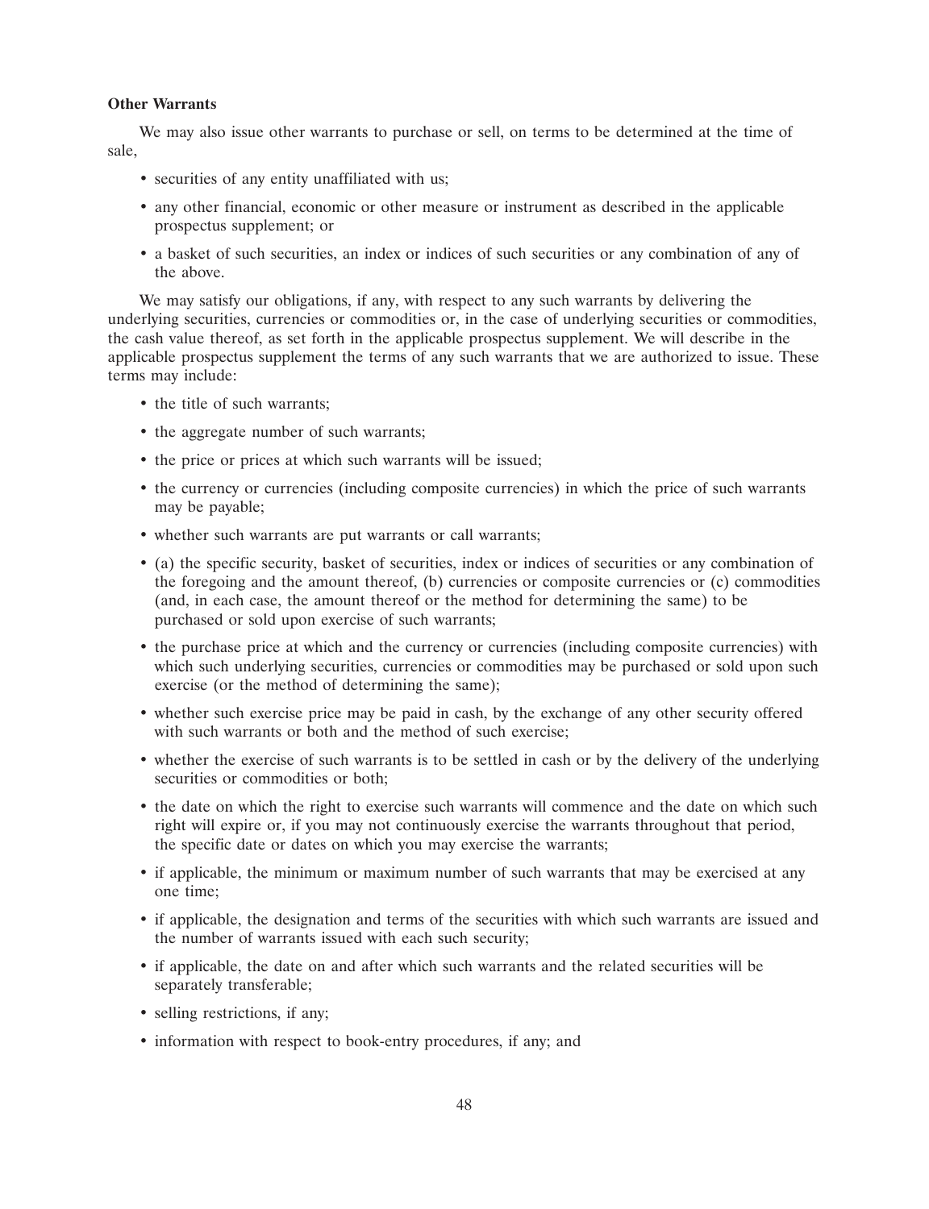**Other Warrants**

We may also issue other warrants to purchase or sell, on terms to be determined at the time of sale,

- securities of any entity unaffiliated with us;
- any other financial, economic or other measure or instrument as described in the applicable prospectus supplement; or
- a basket of such securities, an index or indices of such securities or any combination of any of the above.

We may satisfy our obligations, if any, with respect to any such warrants by delivering the underlying securities, currencies or commodities or, in the case of underlying securities or commodities, the cash value thereof, as set forth in the applicable prospectus supplement. We will describe in the applicable prospectus supplement the terms of any such warrants that we are authorized to issue. These terms may include:

- the title of such warrants;
- the aggregate number of such warrants;
- the price or prices at which such warrants will be issued;
- the currency or currencies (including composite currencies) in which the price of such warrants may be payable;
- whether such warrants are put warrants or call warrants;
- (a) the specific security, basket of securities, index or indices of securities or any combination of the foregoing and the amount thereof, (b) currencies or composite currencies or (c) commodities (and, in each case, the amount thereof or the method for determining the same) to be purchased or sold upon exercise of such warrants;
- the purchase price at which and the currency or currencies (including composite currencies) with which such underlying securities, currencies or commodities may be purchased or sold upon such exercise (or the method of determining the same);
- whether such exercise price may be paid in cash, by the exchange of any other security offered with such warrants or both and the method of such exercise;
- whether the exercise of such warrants is to be settled in cash or by the delivery of the underlying securities or commodities or both;
- the date on which the right to exercise such warrants will commence and the date on which such right will expire or, if you may not continuously exercise the warrants throughout that period, the specific date or dates on which you may exercise the warrants;
- if applicable, the minimum or maximum number of such warrants that may be exercised at any one time;
- if applicable, the designation and terms of the securities with which such warrants are issued and the number of warrants issued with each such security;
- if applicable, the date on and after which such warrants and the related securities will be separately transferable;
- selling restrictions, if any;
- information with respect to book-entry procedures, if any; and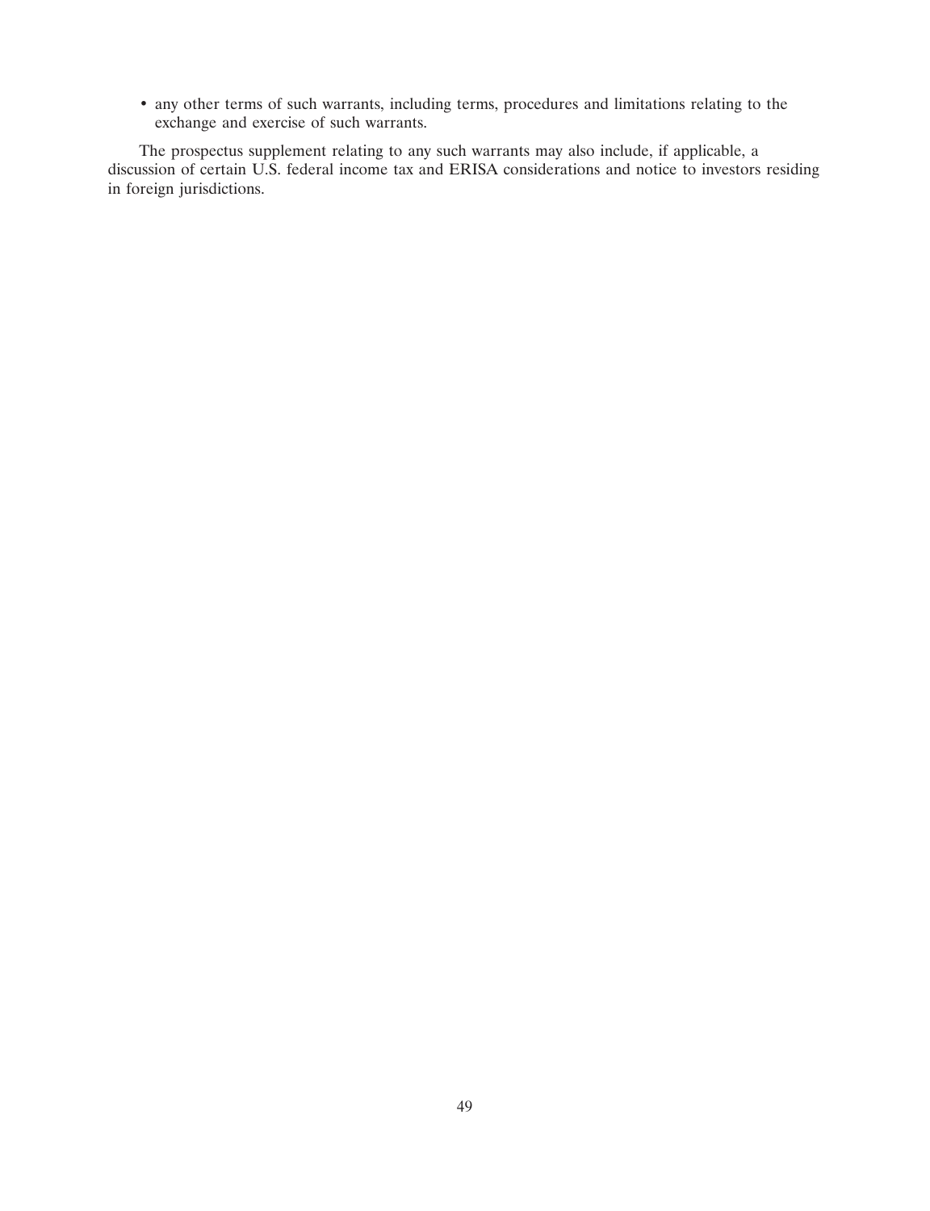- any other terms of such warrants, including terms, procedures and limitations relating to the exchange and exercise of such warrants.

The prospectus supplement relating to any such warrants may also include, if applicable, a discussion of certain U.S. federal income tax and ERISA considerations and notice to investors residing in foreign jurisdictions.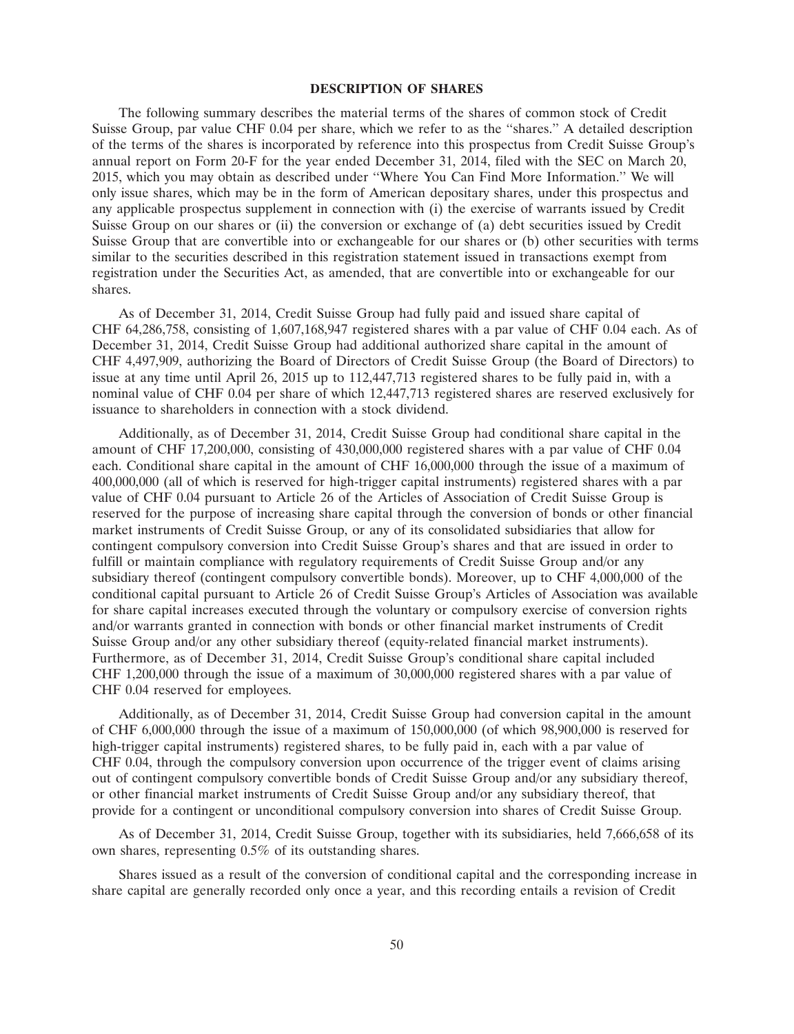## DESCRIPTION OF SHARES

The following summary describes the material terms of the shares of common stock of Credit Suisse Group, par value CHF 0.04 per share, which we refer to as the "shares." A detailed description of the terms of the shares is incorporated by reference into this prospectus from Credit Suisse Group's annual report on Form 20-F for the year ended December 31, 2014, filed with the SEC on March 20, 2015, which you may obtain as described under "Where You Can Find More Information." We will only issue shares, which may be in the form of American depositary shares, under this prospectus and any applicable prospectus supplement in connection with (i) the exercise of warrants issued by Credit Suisse Group on our shares or (ii) the conversion or exchange of (a) debt securities issued by Credit Suisse Group that are convertible into or exchangeable for our shares or (b) other securities with terms similar to the securities described in this registration statement issued in transactions exempt from registration under the Securities Act, as amended, that are convertible into or exchangeable for our shares.

As of December 31, 2014, Credit Suisse Group had fully paid and issued share capital of CHF 64,286,758, consisting of 1,607,168,947 registered shares with a par value of CHF 0.04 each. As of December 31, 2014, Credit Suisse Group had additional authorized share capital in the amount of CHF 4,497,909, authorizing the Board of Directors of Credit Suisse Group (the Board of Directors) to issue at any time until April 26, 2015 up to 112,447,713 registered shares to be fully paid in, with a nominal value of CHF 0.04 per share of which 12,447,713 registered shares are reserved exclusively for issuance to shareholders in connection with a stock dividend.

Additionally, as of December 31, 2014, Credit Suisse Group had conditional share capital in the amount of CHF 17,200,000, consisting of 430,000,000 registered shares with a par value of CHF 0.04 each. Conditional share capital in the amount of CHF 16,000,000 through the issue of a maximum of 400,000,000 (all of which is reserved for high-trigger capital instruments) registered shares with a par value of CHF 0.04 pursuant to Article 26 of the Articles of Association of Credit Suisse Group is reserved for the purpose of increasing share capital through the conversion of bonds or other financial market instruments of Credit Suisse Group, or any of its consolidated subsidiaries that allow for contingent compulsory conversion into Credit Suisse Group's shares and that are issued in order to fulfill or maintain compliance with regulatory requirements of Credit Suisse Group and/or any subsidiary thereof (contingent compulsory convertible bonds). Moreover, up to CHF 4,000,000 of the conditional capital pursuant to Article 26 of Credit Suisse Group's Articles of Association was available for share capital increases executed through the voluntary or compulsory exercise of conversion rights and/or warrants granted in connection with bonds or other financial market instruments of Credit Suisse Group and/or any other subsidiary thereof (equity-related financial market instruments). Furthermore, as of December 31, 2014, Credit Suisse Group's conditional share capital included CHF 1,200,000 through the issue of a maximum of 30,000,000 registered shares with a par value of CHF 0.04 reserved for employees.

Additionally, as of December 31, 2014, Credit Suisse Group had conversion capital in the amount of CHF 6,000,000 through the issue of a maximum of 150,000,000 (of which 98,900,000 is reserved for high-trigger capital instruments) registered shares, to be fully paid in, each with a par value of CHF 0.04, through the compulsory conversion upon occurrence of the trigger event of claims arising out of contingent compulsory convertible bonds of Credit Suisse Group and/or any subsidiary thereof, or other financial market instruments of Credit Suisse Group and/or any subsidiary thereof, that provide for a contingent or unconditional compulsory conversion into shares of Credit Suisse Group.

As of December 31, 2014, Credit Suisse Group, together with its subsidiaries, held 7,666,658 of its own shares, representing 0.5% of its outstanding shares.

Shares issued as a result of the conversion of conditional capital and the corresponding increase in share capital are generally recorded only once a year, and this recording entails a revision of Credit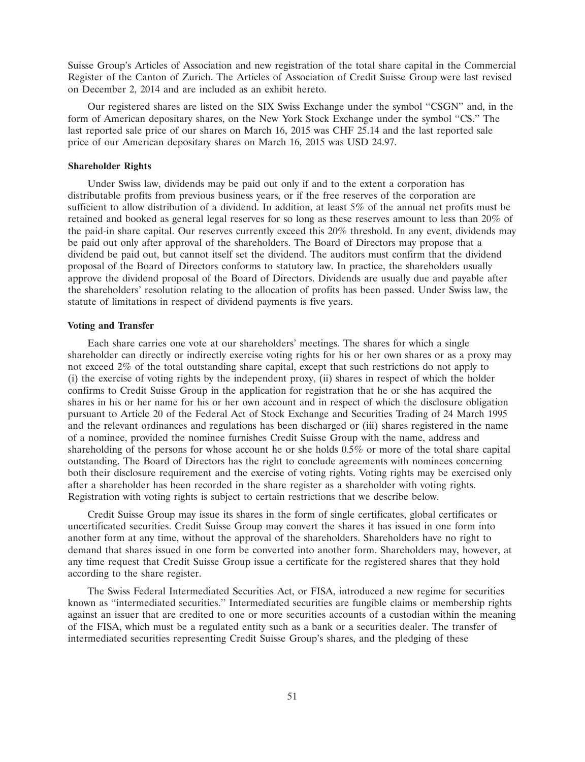Suisse Group's Articles of Association and new registration of the total share capital in the Commercial Register of the Canton of Zurich. The Articles of Association of Credit Suisse Group were last revised on December 2, 2014 and are included as an exhibit hereto.

Our registered shares are listed on the SIX Swiss Exchange under the symbol "CSGN" and, in the form of American depositary shares, on the New York Stock Exchange under the symbol "CS." The last reported sale price of our shares on March 16, 2015 was CHF 25.14 and the last reported sale price of our American depositary shares on March 16, 2015 was USD 24.97.

**Shareholder Rights**

Under Swiss law, dividends may be paid out only if and to the extent a corporation has distributable profits from previous business years, or if the free reserves of the corporation are sufficient to allow distribution of a dividend. In addition, at least 5% of the annual net profits must be retained and booked as general legal reserves for so long as these reserves amount to less than 20% of the paid-in share capital. Our reserves currently exceed this 20% threshold. In any event, dividends may be paid out only after approval of the shareholders. The Board of Directors may propose that a dividend be paid out, but cannot itself set the dividend. The auditors must confirm that the dividend proposal of the Board of Directors conforms to statutory law. In practice, the shareholders usually approve the dividend proposal of the Board of Directors. Dividends are usually due and payable after the shareholders' resolution relating to the allocation of profits has been passed. Under Swiss law, the statute of limitations in respect of dividend payments is five years.

**Voting and Transfer**

Each share carries one vote at our shareholders' meetings. The shares for which a single shareholder can directly or indirectly exercise voting rights for his or her own shares or as a proxy may not exceed 2% of the total outstanding share capital, except that such restrictions do not apply to (i) the exercise of voting rights by the independent proxy, (ii) shares in respect of which the holder confirms to Credit Suisse Group in the application for registration that he or she has acquired the shares in his or her name for his or her own account and in respect of which the disclosure obligation pursuant to Article 20 of the Federal Act of Stock Exchange and Securities Trading of 24 March 1995 and the relevant ordinances and regulations has been discharged or (iii) shares registered in the name of a nominee, provided the nominee furnishes Credit Suisse Group with the name, address and shareholding of the persons for whose account he or she holds 0.5% or more of the total share capital outstanding. The Board of Directors has the right to conclude agreements with nominees concerning both their disclosure requirement and the exercise of voting rights. Voting rights may be exercised only after a shareholder has been recorded in the share register as a shareholder with voting rights. Registration with voting rights is subject to certain restrictions that we describe below.

Credit Suisse Group may issue its shares in the form of single certificates, global certificates or uncertificated securities. Credit Suisse Group may convert the shares it has issued in one form into another form at any time, without the approval of the shareholders. Shareholders have no right to demand that shares issued in one form be converted into another form. Shareholders may, however, at any time request that Credit Suisse Group issue a certificate for the registered shares that they hold according to the share register.

The Swiss Federal Intermediated Securities Act, or FISA, introduced a new regime for securities known as "intermediated securities." Intermediated securities are fungible claims or membership rights against an issuer that are credited to one or more securities accounts of a custodian within the meaning of the FISA, which must be a regulated entity such as a bank or a securities dealer. The transfer of intermediated securities representing Credit Suisse Group's shares, and the pledging of these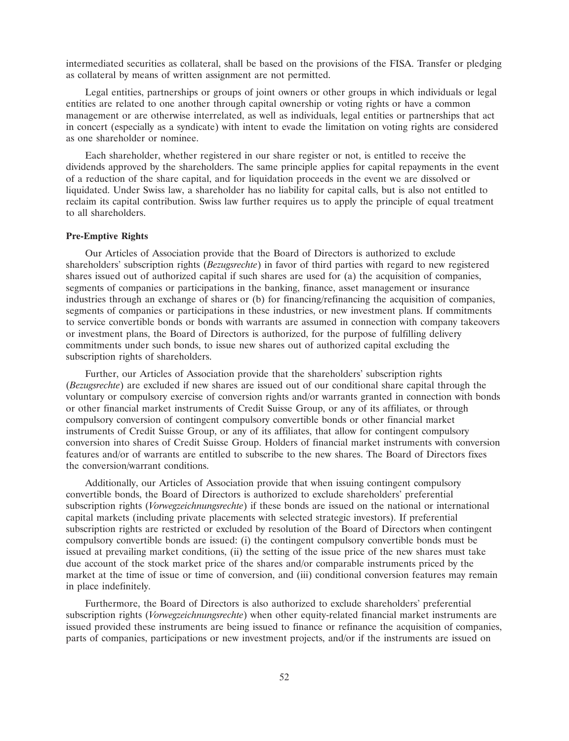intermediated securities as collateral, shall be based on the provisions of the FISA. Transfer or pledging as collateral by means of written assignment are not permitted.

Legal entities, partnerships or groups of joint owners or other groups in which individuals or legal entities are related to one another through capital ownership or voting rights or have a common management or are otherwise interrelated, as well as individuals, legal entities or partnerships that act in concert (especially as a syndicate) with intent to evade the limitation on voting rights are considered as one shareholder or nominee.

Each shareholder, whether registered in our share register or not, is entitled to receive the dividends approved by the shareholders. The same principle applies for capital repayments in the event of a reduction of the share capital, and for liquidation proceeds in the event we are dissolved or liquidated. Under Swiss law, a shareholder has no liability for capital calls, but is also not entitled to reclaim its capital contribution. Swiss law further requires us to apply the principle of equal treatment to all shareholders.

**Pre-Emptive Rights**

Our Articles of Association provide that the Board of Directors is authorized to exclude shareholders' subscription rights (*Bezugsrechte*) in favor of third parties with regard to new registered shares issued out of authorized capital if such shares are used for (a) the acquisition of companies, segments of companies or participations in the banking, finance, asset management or insurance industries through an exchange of shares or (b) for financing/refinancing the acquisition of companies, segments of companies or participations in these industries, or new investment plans. If commitments to service convertible bonds or bonds with warrants are assumed in connection with company takeovers or investment plans, the Board of Directors is authorized, for the purpose of fulfilling delivery commitments under such bonds, to issue new shares out of authorized capital excluding the subscription rights of shareholders.

Further, our Articles of Association provide that the shareholders' subscription rights (*Bezugsrechte*) are excluded if new shares are issued out of our conditional share capital through the voluntary or compulsory exercise of conversion rights and/or warrants granted in connection with bonds or other financial market instruments of Credit Suisse Group, or any of its affiliates, or through compulsory conversion of contingent compulsory convertible bonds or other financial market instruments of Credit Suisse Group, or any of its affiliates, that allow for contingent compulsory conversion into shares of Credit Suisse Group. Holders of financial market instruments with conversion features and/or of warrants are entitled to subscribe to the new shares. The Board of Directors fixes the conversion/warrant conditions.

Additionally, our Articles of Association provide that when issuing contingent compulsory convertible bonds, the Board of Directors is authorized to exclude shareholders' preferential subscription rights (*Vorwegzeichnungsrechte*) if these bonds are issued on the national or international capital markets (including private placements with selected strategic investors). If preferential subscription rights are restricted or excluded by resolution of the Board of Directors when contingent compulsory convertible bonds are issued: (i) the contingent compulsory convertible bonds must be issued at prevailing market conditions, (ii) the setting of the issue price of the new shares must take due account of the stock market price of the shares and/or comparable instruments priced by the market at the time of issue or time of conversion, and (iii) conditional conversion features may remain in place indefinitely.

Furthermore, the Board of Directors is also authorized to exclude shareholders' preferential subscription rights (*Vorwegzeichnungsrechte*) when other equity-related financial market instruments are issued provided these instruments are being issued to finance or refinance the acquisition of companies, parts of companies, participations or new investment projects, and/or if the instruments are issued on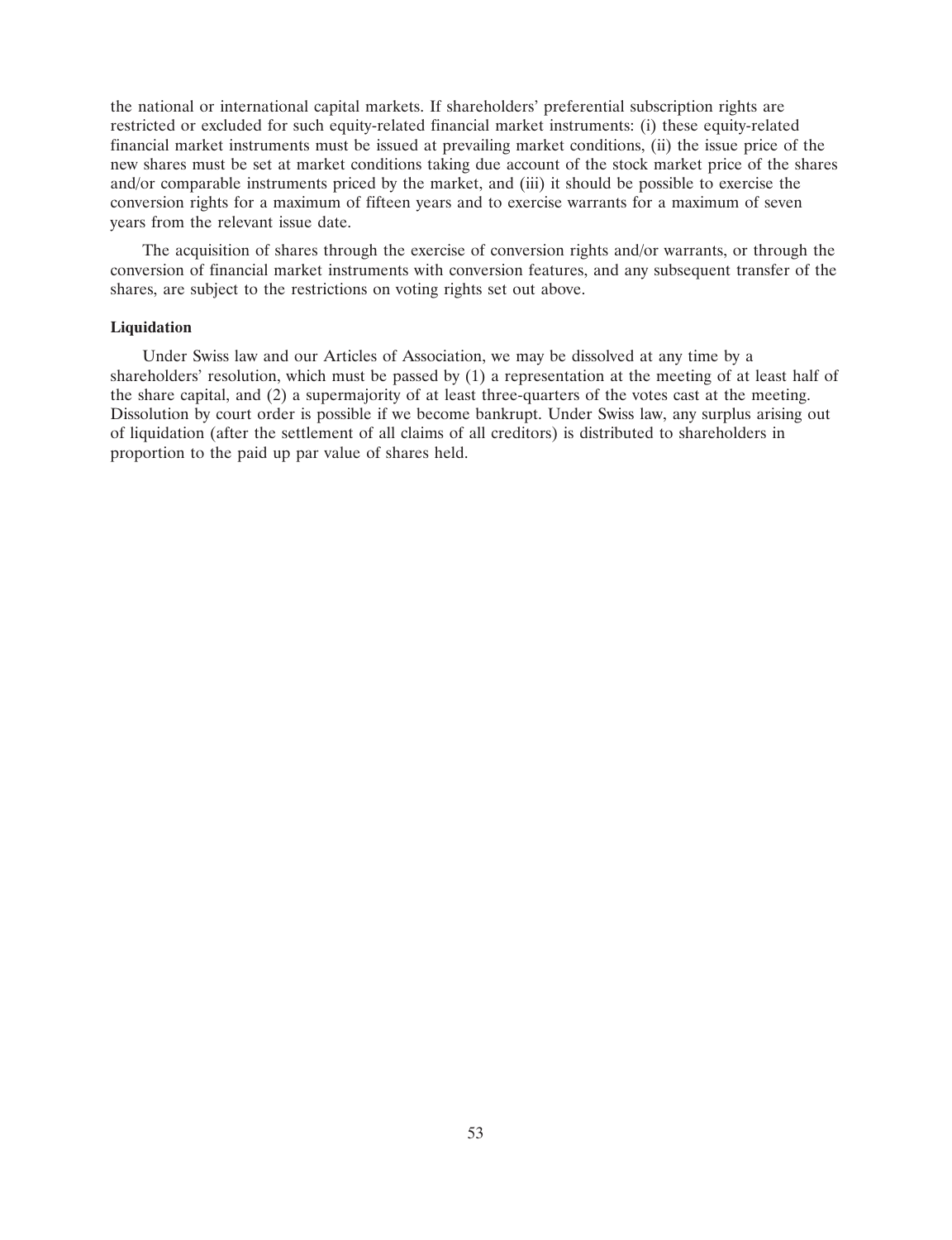the national or international capital markets. If shareholders' preferential subscription rights are restricted or excluded for such equity-related financial market instruments: (i) these equity-related financial market instruments must be issued at prevailing market conditions, (ii) the issue price of the new shares must be set at market conditions taking due account of the stock market price of the shares and/or comparable instruments priced by the market, and (iii) it should be possible to exercise the conversion rights for a maximum of fifteen years and to exercise warrants for a maximum of seven years from the relevant issue date.

The acquisition of shares through the exercise of conversion rights and/or warrants, or through the conversion of financial market instruments with conversion features, and any subsequent transfer of the shares, are subject to the restrictions on voting rights set out above.

**Liquidation**

Under Swiss law and our Articles of Association, we may be dissolved at any time by a shareholders' resolution, which must be passed by (1) a representation at the meeting of at least half of the share capital, and (2) a supermajority of at least three-quarters of the votes cast at the meeting. Dissolution by court order is possible if we become bankrupt. Under Swiss law, any surplus arising out of liquidation (after the settlement of all claims of all creditors) is distributed to shareholders in proportion to the paid up par value of shares held.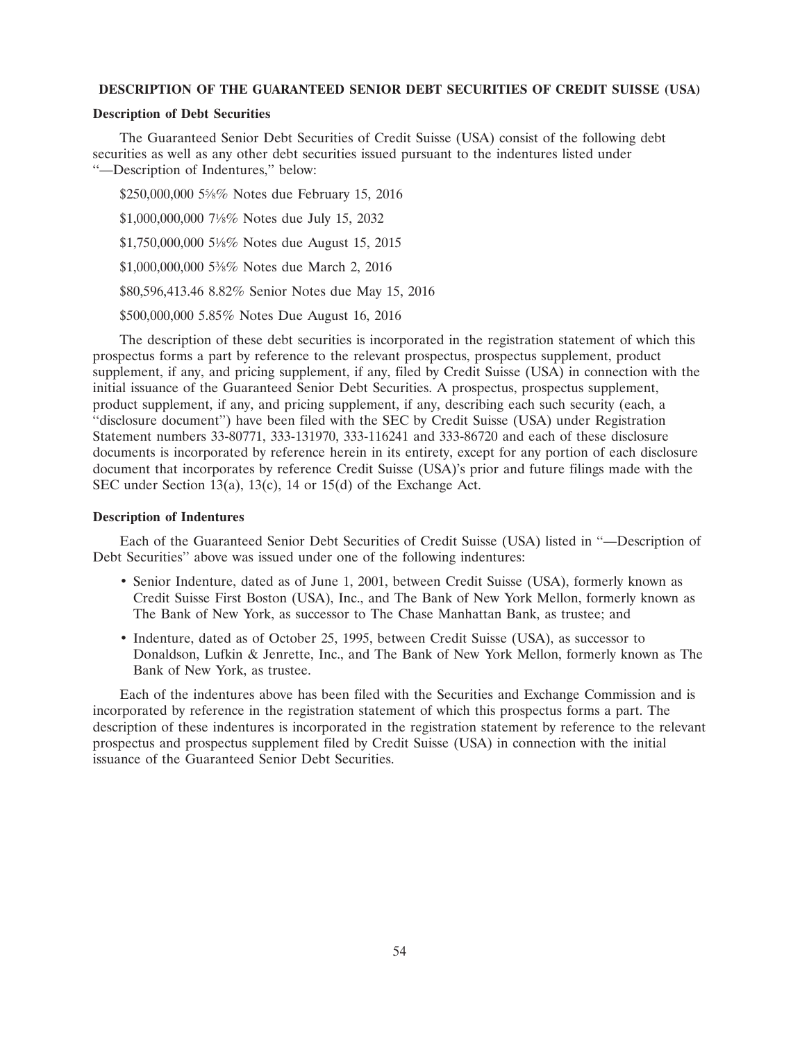**DESCRIPTION OF THE GUARANTEED SENIOR DEBT SECURITIES OF CREDIT SUISSE (USA)**

**Description of Debt Securities**

The Guaranteed Senior Debt Securities of Credit Suisse (USA) consist of the following debt securities as well as any other debt securities issued pursuant to the indentures listed under "—Description of Indentures," below:

$250,000,000 5⅝% Notes due February 15, 2016

$1,000,000,000 7⅛% Notes due July 15, 2032

$1,750,000,000 5⅛% Notes due August 15, 2015

$1,000,000,000 5⅜% Notes due March 2, 2016

$80,596,413.46 8.82% Senior Notes due May 15, 2016

$500,000,000 5.85% Notes Due August 16, 2016

The description of these debt securities is incorporated in the registration statement of which this prospectus forms a part by reference to the relevant prospectus, prospectus supplement, product supplement, if any, and pricing supplement, if any, filed by Credit Suisse (USA) in connection with the initial issuance of the Guaranteed Senior Debt Securities. A prospectus, prospectus supplement, product supplement, if any, and pricing supplement, if any, describing each such security (each, a "disclosure document") have been filed with the SEC by Credit Suisse (USA) under Registration Statement numbers 33-80771, 333-131970, 333-116241 and 333-86720 and each of these disclosure documents is incorporated by reference herein in its entirety, except for any portion of each disclosure document that incorporates by reference Credit Suisse (USA)'s prior and future filings made with the SEC under Section 13(a), 13(c), 14 or 15(d) of the Exchange Act.

**Description of Indentures**

Each of the Guaranteed Senior Debt Securities of Credit Suisse (USA) listed in "—Description of Debt Securities" above was issued under one of the following indentures:

- Senior Indenture, dated as of June 1, 2001, between Credit Suisse (USA), formerly known as Credit Suisse First Boston (USA), Inc., and The Bank of New York Mellon, formerly known as The Bank of New York, as successor to The Chase Manhattan Bank, as trustee; and
- Indenture, dated as of October 25, 1995, between Credit Suisse (USA), as successor to Donaldson, Lufkin & Jenrette, Inc., and The Bank of New York Mellon, formerly known as The Bank of New York, as trustee.

Each of the indentures above has been filed with the Securities and Exchange Commission and is incorporated by reference in the registration statement of which this prospectus forms a part. The description of these indentures is incorporated in the registration statement by reference to the relevant prospectus and prospectus supplement filed by Credit Suisse (USA) in connection with the initial issuance of the Guaranteed Senior Debt Securities.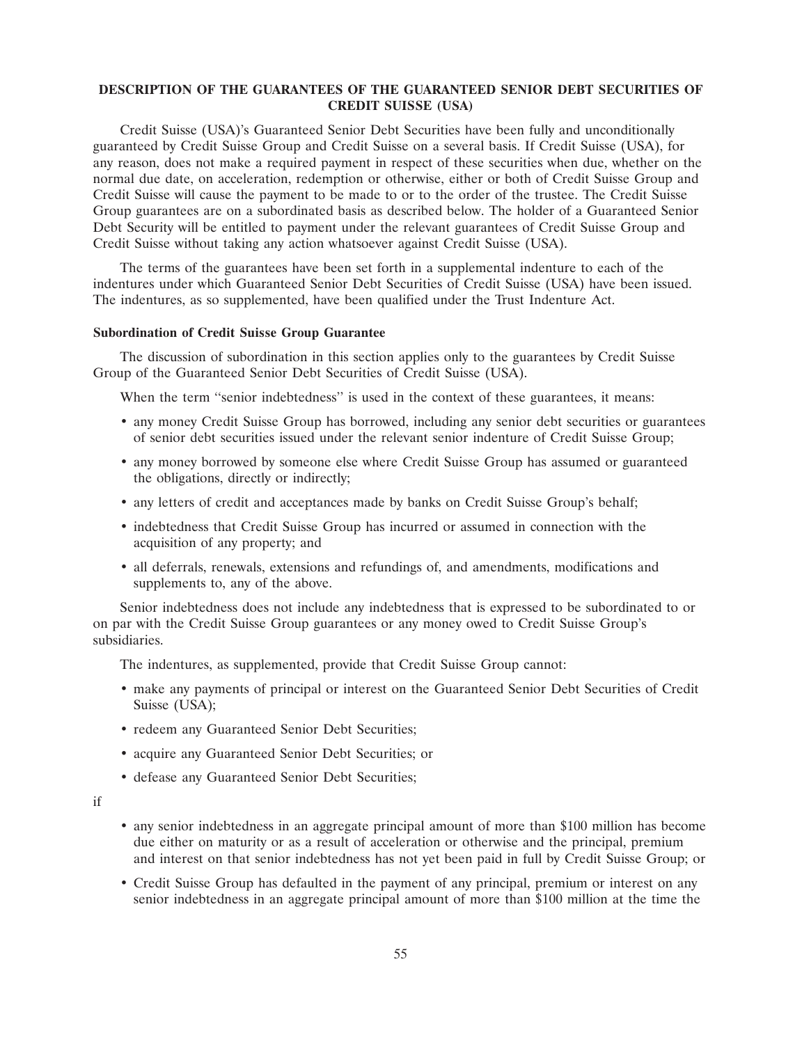## DESCRIPTION OF THE GUARANTEES OF THE GUARANTEED SENIOR DEBT SECURITIES OF CREDIT SUISSE (USA)

Credit Suisse (USA)'s Guaranteed Senior Debt Securities have been fully and unconditionally guaranteed by Credit Suisse Group and Credit Suisse on a several basis. If Credit Suisse (USA), for any reason, does not make a required payment in respect of these securities when due, whether on the normal due date, on acceleration, redemption or otherwise, either or both of Credit Suisse Group and Credit Suisse will cause the payment to be made to or to the order of the trustee. The Credit Suisse Group guarantees are on a subordinated basis as described below. The holder of a Guaranteed Senior Debt Security will be entitled to payment under the relevant guarantees of Credit Suisse Group and Credit Suisse without taking any action whatsoever against Credit Suisse (USA).

The terms of the guarantees have been set forth in a supplemental indenture to each of the indentures under which Guaranteed Senior Debt Securities of Credit Suisse (USA) have been issued. The indentures, as so supplemented, have been qualified under the Trust Indenture Act.

### Subordination of Credit Suisse Group Guarantee

The discussion of subordination in this section applies only to the guarantees by Credit Suisse Group of the Guaranteed Senior Debt Securities of Credit Suisse (USA).

When the term "senior indebtedness" is used in the context of these guarantees, it means:

- any money Credit Suisse Group has borrowed, including any senior debt securities or guarantees of senior debt securities issued under the relevant senior indenture of Credit Suisse Group;
- any money borrowed by someone else where Credit Suisse Group has assumed or guaranteed the obligations, directly or indirectly;
- any letters of credit and acceptances made by banks on Credit Suisse Group's behalf;
- indebtedness that Credit Suisse Group has incurred or assumed in connection with the acquisition of any property; and
- all deferrals, renewals, extensions and refundings of, and amendments, modifications and supplements to, any of the above.

Senior indebtedness does not include any indebtedness that is expressed to be subordinated to or on par with the Credit Suisse Group guarantees or any money owed to Credit Suisse Group's subsidiaries.

The indentures, as supplemented, provide that Credit Suisse Group cannot:

- make any payments of principal or interest on the Guaranteed Senior Debt Securities of Credit Suisse (USA);
- redeem any Guaranteed Senior Debt Securities;
- acquire any Guaranteed Senior Debt Securities; or
- defease any Guaranteed Senior Debt Securities;

if

- any senior indebtedness in an aggregate principal amount of more than $100 million has become due either on maturity or as a result of acceleration or otherwise and the principal, premium and interest on that senior indebtedness has not yet been paid in full by Credit Suisse Group; or
- Credit Suisse Group has defaulted in the payment of any principal, premium or interest on any senior indebtedness in an aggregate principal amount of more than $100 million at the time the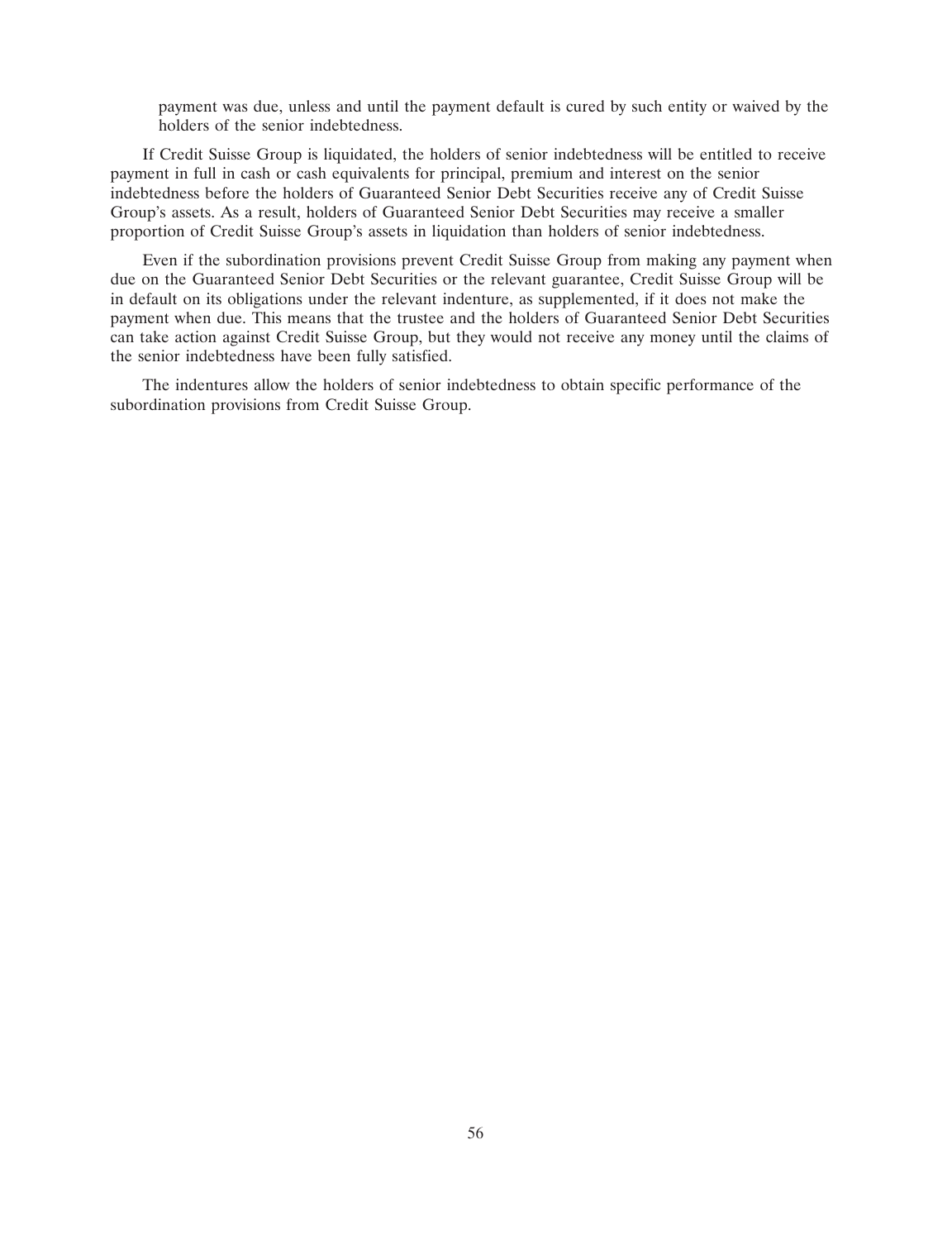payment was due, unless and until the payment default is cured by such entity or waived by the holders of the senior indebtedness.

If Credit Suisse Group is liquidated, the holders of senior indebtedness will be entitled to receive payment in full in cash or cash equivalents for principal, premium and interest on the senior indebtedness before the holders of Guaranteed Senior Debt Securities receive any of Credit Suisse Group's assets. As a result, holders of Guaranteed Senior Debt Securities may receive a smaller proportion of Credit Suisse Group's assets in liquidation than holders of senior indebtedness.

Even if the subordination provisions prevent Credit Suisse Group from making any payment when due on the Guaranteed Senior Debt Securities or the relevant guarantee, Credit Suisse Group will be in default on its obligations under the relevant indenture, as supplemented, if it does not make the payment when due. This means that the trustee and the holders of Guaranteed Senior Debt Securities can take action against Credit Suisse Group, but they would not receive any money until the claims of the senior indebtedness have been fully satisfied.

The indentures allow the holders of senior indebtedness to obtain specific performance of the subordination provisions from Credit Suisse Group.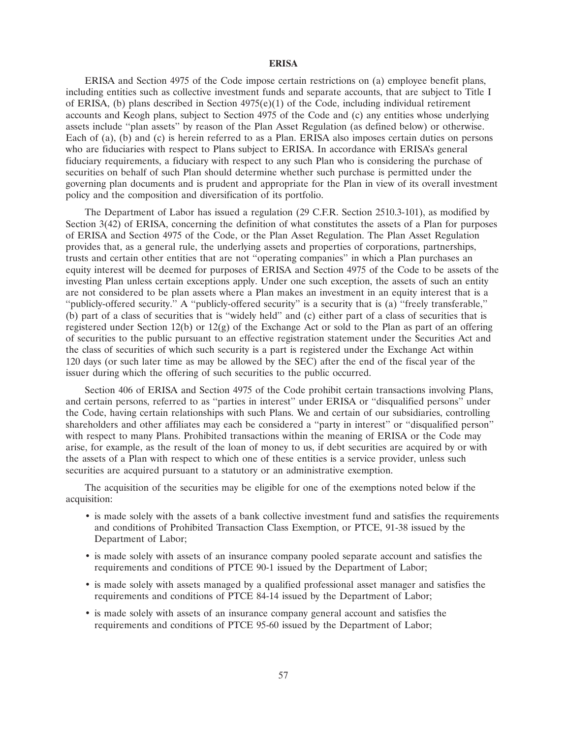## ERISA

ERISA and Section 4975 of the Code impose certain restrictions on (a) employee benefit plans, including entities such as collective investment funds and separate accounts, that are subject to Title I of ERISA, (b) plans described in Section 4975(e)(1) of the Code, including individual retirement accounts and Keogh plans, subject to Section 4975 of the Code and (c) any entities whose underlying assets include "plan assets" by reason of the Plan Asset Regulation (as defined below) or otherwise. Each of (a), (b) and (c) is herein referred to as a Plan. ERISA also imposes certain duties on persons who are fiduciaries with respect to Plans subject to ERISA. In accordance with ERISA's general fiduciary requirements, a fiduciary with respect to any such Plan who is considering the purchase of securities on behalf of such Plan should determine whether such purchase is permitted under the governing plan documents and is prudent and appropriate for the Plan in view of its overall investment policy and the composition and diversification of its portfolio.

The Department of Labor has issued a regulation (29 C.F.R. Section 2510.3-101), as modified by Section 3(42) of ERISA, concerning the definition of what constitutes the assets of a Plan for purposes of ERISA and Section 4975 of the Code, or the Plan Asset Regulation. The Plan Asset Regulation provides that, as a general rule, the underlying assets and properties of corporations, partnerships, trusts and certain other entities that are not "operating companies" in which a Plan purchases an equity interest will be deemed for purposes of ERISA and Section 4975 of the Code to be assets of the investing Plan unless certain exceptions apply. Under one such exception, the assets of such an entity are not considered to be plan assets where a Plan makes an investment in an equity interest that is a "publicly-offered security." A "publicly-offered security" is a security that is (a) "freely transferable," (b) part of a class of securities that is "widely held" and (c) either part of a class of securities that is registered under Section 12(b) or 12(g) of the Exchange Act or sold to the Plan as part of an offering of securities to the public pursuant to an effective registration statement under the Securities Act and the class of securities of which such security is a part is registered under the Exchange Act within 120 days (or such later time as may be allowed by the SEC) after the end of the fiscal year of the issuer during which the offering of such securities to the public occurred.

Section 406 of ERISA and Section 4975 of the Code prohibit certain transactions involving Plans, and certain persons, referred to as "parties in interest" under ERISA or "disqualified persons" under the Code, having certain relationships with such Plans. We and certain of our subsidiaries, controlling shareholders and other affiliates may each be considered a "party in interest" or "disqualified person" with respect to many Plans. Prohibited transactions within the meaning of ERISA or the Code may arise, for example, as the result of the loan of money to us, if debt securities are acquired by or with the assets of a Plan with respect to which one of these entities is a service provider, unless such securities are acquired pursuant to a statutory or an administrative exemption.

The acquisition of the securities may be eligible for one of the exemptions noted below if the acquisition:

- is made solely with the assets of a bank collective investment fund and satisfies the requirements and conditions of Prohibited Transaction Class Exemption, or PTCE, 91-38 issued by the Department of Labor;
- is made solely with assets of an insurance company pooled separate account and satisfies the requirements and conditions of PTCE 90-1 issued by the Department of Labor;
- is made solely with assets managed by a qualified professional asset manager and satisfies the requirements and conditions of PTCE 84-14 issued by the Department of Labor;
- is made solely with assets of an insurance company general account and satisfies the requirements and conditions of PTCE 95-60 issued by the Department of Labor;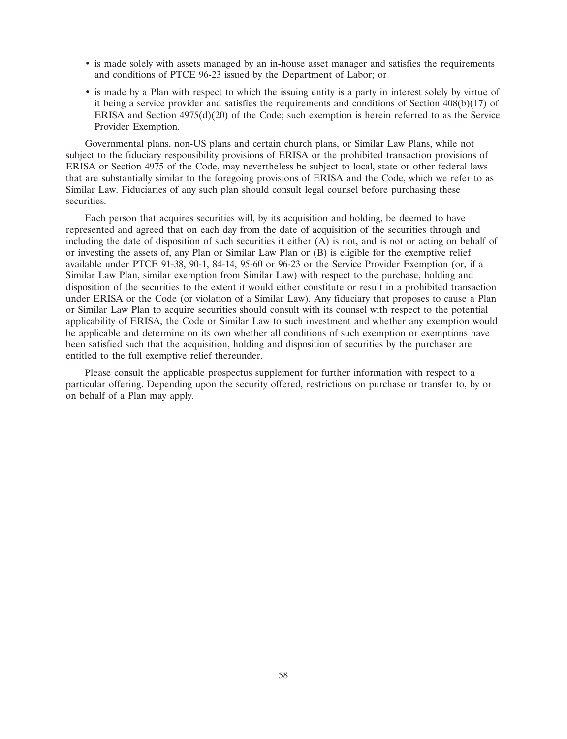- is made solely with assets managed by an in-house asset manager and satisfies the requirements and conditions of PTCE 96-23 issued by the Department of Labor; or
- is made by a Plan with respect to which the issuing entity is a party in interest solely by virtue of it being a service provider and satisfies the requirements and conditions of Section 408(b)(17) of ERISA and Section 4975(d)(20) of the Code; such exemption is herein referred to as the Service Provider Exemption.

Governmental plans, non-US plans and certain church plans, or Similar Law Plans, while not subject to the fiduciary responsibility provisions of ERISA or the prohibited transaction provisions of ERISA or Section 4975 of the Code, may nevertheless be subject to local, state or other federal laws that are substantially similar to the foregoing provisions of ERISA and the Code, which we refer to as Similar Law. Fiduciaries of any such plan should consult legal counsel before purchasing these securities.

Each person that acquires securities will, by its acquisition and holding, be deemed to have represented and agreed that on each day from the date of acquisition of the securities through and including the date of disposition of such securities it either (A) is not, and is not or acting on behalf of or investing the assets of, any Plan or Similar Law Plan or (B) is eligible for the exemptive relief available under PTCE 91-38, 90-1, 84-14, 95-60 or 96-23 or the Service Provider Exemption (or, if a Similar Law Plan, similar exemption from Similar Law) with respect to the purchase, holding and disposition of the securities to the extent it would either constitute or result in a prohibited transaction under ERISA or the Code (or violation of a Similar Law). Any fiduciary that proposes to cause a Plan or Similar Law Plan to acquire securities should consult with its counsel with respect to the potential applicability of ERISA, the Code or Similar Law to such investment and whether any exemption would be applicable and determine on its own whether all conditions of such exemption or exemptions have been satisfied such that the acquisition, holding and disposition of securities by the purchaser are entitled to the full exemptive relief thereunder.

Please consult the applicable prospectus supplement for further information with respect to a particular offering. Depending upon the security offered, restrictions on purchase or transfer to, by or on behalf of a Plan may apply.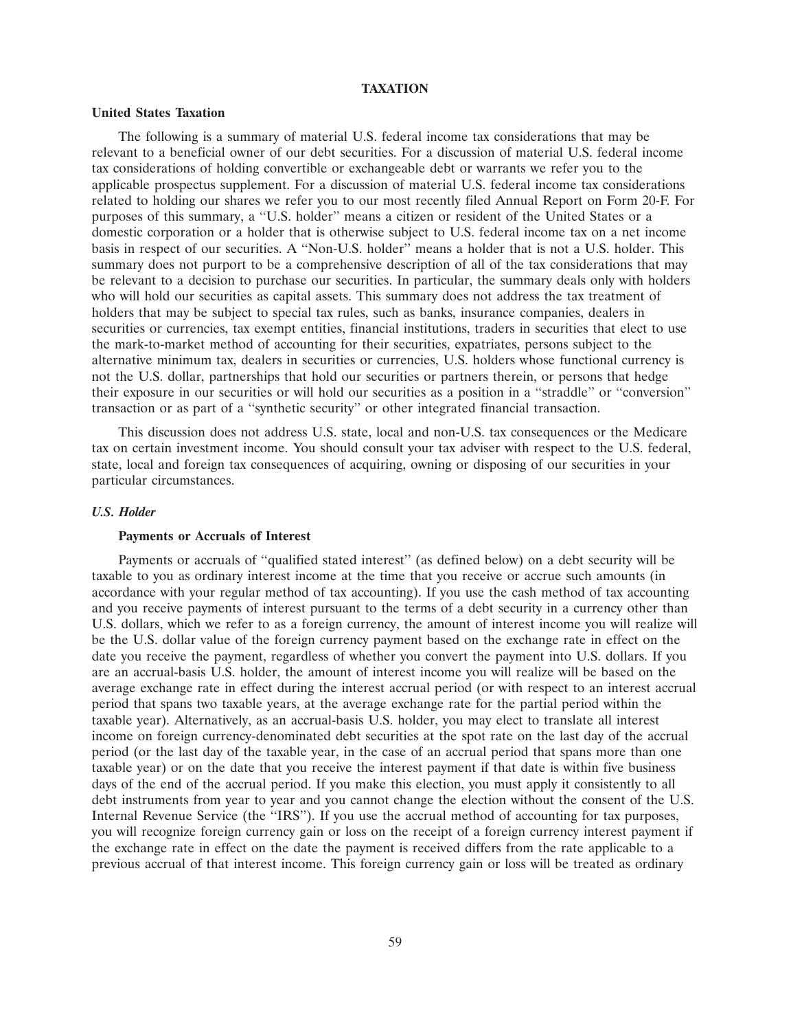# TAXATION

## United States Taxation

The following is a summary of material U.S. federal income tax considerations that may be relevant to a beneficial owner of our debt securities. For a discussion of material U.S. federal income tax considerations of holding convertible or exchangeable debt or warrants we refer you to the applicable prospectus supplement. For a discussion of material U.S. federal income tax considerations related to holding our shares we refer you to our most recently filed Annual Report on Form 20-F. For purposes of this summary, a "U.S. holder" means a citizen or resident of the United States or a domestic corporation or a holder that is otherwise subject to U.S. federal income tax on a net income basis in respect of our securities. A "Non-U.S. holder" means a holder that is not a U.S. holder. This summary does not purport to be a comprehensive description of all of the tax considerations that may be relevant to a decision to purchase our securities. In particular, the summary deals only with holders who will hold our securities as capital assets. This summary does not address the tax treatment of holders that may be subject to special tax rules, such as banks, insurance companies, dealers in securities or currencies, tax exempt entities, financial institutions, traders in securities that elect to use the mark-to-market method of accounting for their securities, expatriates, persons subject to the alternative minimum tax, dealers in securities or currencies, U.S. holders whose functional currency is not the U.S. dollar, partnerships that hold our securities or partners therein, or persons that hedge their exposure in our securities or will hold our securities as a position in a "straddle" or "conversion" transaction or as part of a "synthetic security" or other integrated financial transaction.

This discussion does not address U.S. state, local and non-U.S. tax consequences or the Medicare tax on certain investment income. You should consult your tax adviser with respect to the U.S. federal, state, local and foreign tax consequences of acquiring, owning or disposing of our securities in your particular circumstances.

### *U.S. Holder*

#### Payments or Accruals of Interest

Payments or accruals of "qualified stated interest" (as defined below) on a debt security will be taxable to you as ordinary interest income at the time that you receive or accrue such amounts (in accordance with your regular method of tax accounting). If you use the cash method of tax accounting and you receive payments of interest pursuant to the terms of a debt security in a currency other than U.S. dollars, which we refer to as a foreign currency, the amount of interest income you will realize will be the U.S. dollar value of the foreign currency payment based on the exchange rate in effect on the date you receive the payment, regardless of whether you convert the payment into U.S. dollars. If you are an accrual-basis U.S. holder, the amount of interest income you will realize will be based on the average exchange rate in effect during the interest accrual period (or with respect to an interest accrual period that spans two taxable years, at the average exchange rate for the partial period within the taxable year). Alternatively, as an accrual-basis U.S. holder, you may elect to translate all interest income on foreign currency-denominated debt securities at the spot rate on the last day of the accrual period (or the last day of the taxable year, in the case of an accrual period that spans more than one taxable year) or on the date that you receive the interest payment if that date is within five business days of the end of the accrual period. If you make this election, you must apply it consistently to all debt instruments from year to year and you cannot change the election without the consent of the U.S. Internal Revenue Service (the "IRS"). If you use the accrual method of accounting for tax purposes, you will recognize foreign currency gain or loss on the receipt of a foreign currency interest payment if the exchange rate in effect on the date the payment is received differs from the rate applicable to a previous accrual of that interest income. This foreign currency gain or loss will be treated as ordinary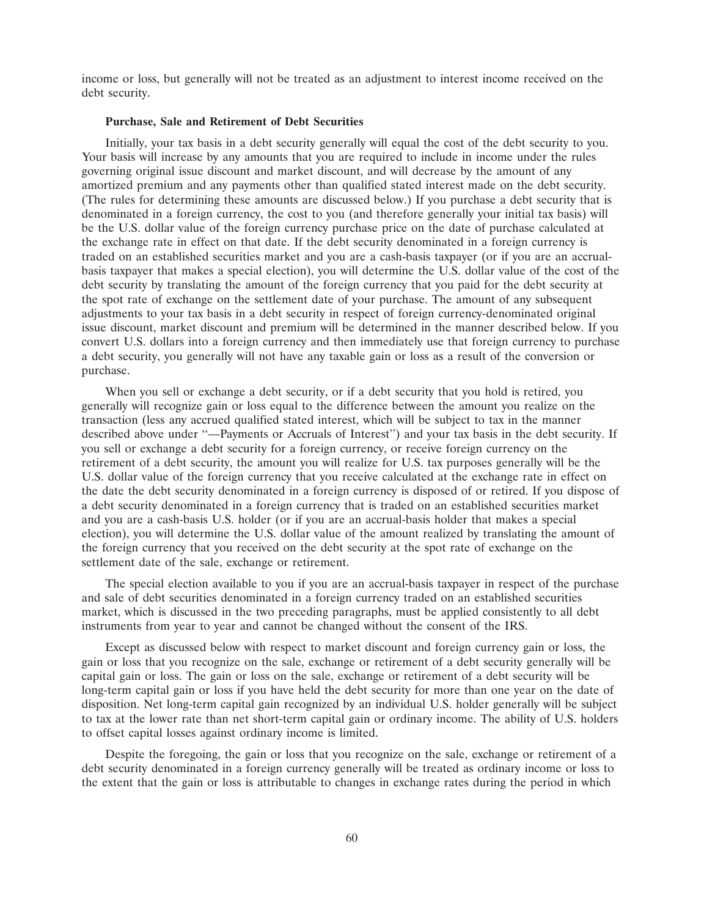income or loss, but generally will not be treated as an adjustment to interest income received on the debt security.

#### Purchase, Sale and Retirement of Debt Securities

Initially, your tax basis in a debt security generally will equal the cost of the debt security to you. Your basis will increase by any amounts that you are required to include in income under the rules governing original issue discount and market discount, and will decrease by the amount of any amortized premium and any payments other than qualified stated interest made on the debt security. (The rules for determining these amounts are discussed below.) If you purchase a debt security that is denominated in a foreign currency, the cost to you (and therefore generally your initial tax basis) will be the U.S. dollar value of the foreign currency purchase price on the date of purchase calculated at the exchange rate in effect on that date. If the debt security denominated in a foreign currency is traded on an established securities market and you are a cash-basis taxpayer (or if you are an accrual-basis taxpayer that makes a special election), you will determine the U.S. dollar value of the cost of the debt security by translating the amount of the foreign currency that you paid for the debt security at the spot rate of exchange on the settlement date of your purchase. The amount of any subsequent adjustments to your tax basis in a debt security in respect of foreign currency-denominated original issue discount, market discount and premium will be determined in the manner described below. If you convert U.S. dollars into a foreign currency and then immediately use that foreign currency to purchase a debt security, you generally will not have any taxable gain or loss as a result of the conversion or purchase.

When you sell or exchange a debt security, or if a debt security that you hold is retired, you generally will recognize gain or loss equal to the difference between the amount you realize on the transaction (less any accrued qualified stated interest, which will be subject to tax in the manner described above under ''—Payments or Accruals of Interest'') and your tax basis in the debt security. If you sell or exchange a debt security for a foreign currency, or receive foreign currency on the retirement of a debt security, the amount you will realize for U.S. tax purposes generally will be the U.S. dollar value of the foreign currency that you receive calculated at the exchange rate in effect on the date the debt security denominated in a foreign currency is disposed of or retired. If you dispose of a debt security denominated in a foreign currency that is traded on an established securities market and you are a cash-basis U.S. holder (or if you are an accrual-basis holder that makes a special election), you will determine the U.S. dollar value of the amount realized by translating the amount of the foreign currency that you received on the debt security at the spot rate of exchange on the settlement date of the sale, exchange or retirement.

The special election available to you if you are an accrual-basis taxpayer in respect of the purchase and sale of debt securities denominated in a foreign currency traded on an established securities market, which is discussed in the two preceding paragraphs, must be applied consistently to all debt instruments from year to year and cannot be changed without the consent of the IRS.

Except as discussed below with respect to market discount and foreign currency gain or loss, the gain or loss that you recognize on the sale, exchange or retirement of a debt security generally will be capital gain or loss. The gain or loss on the sale, exchange or retirement of a debt security will be long-term capital gain or loss if you have held the debt security for more than one year on the date of disposition. Net long-term capital gain recognized by an individual U.S. holder generally will be subject to tax at the lower rate than net short-term capital gain or ordinary income. The ability of U.S. holders to offset capital losses against ordinary income is limited.

Despite the foregoing, the gain or loss that you recognize on the sale, exchange or retirement of a debt security denominated in a foreign currency generally will be treated as ordinary income or loss to the extent that the gain or loss is attributable to changes in exchange rates during the period in which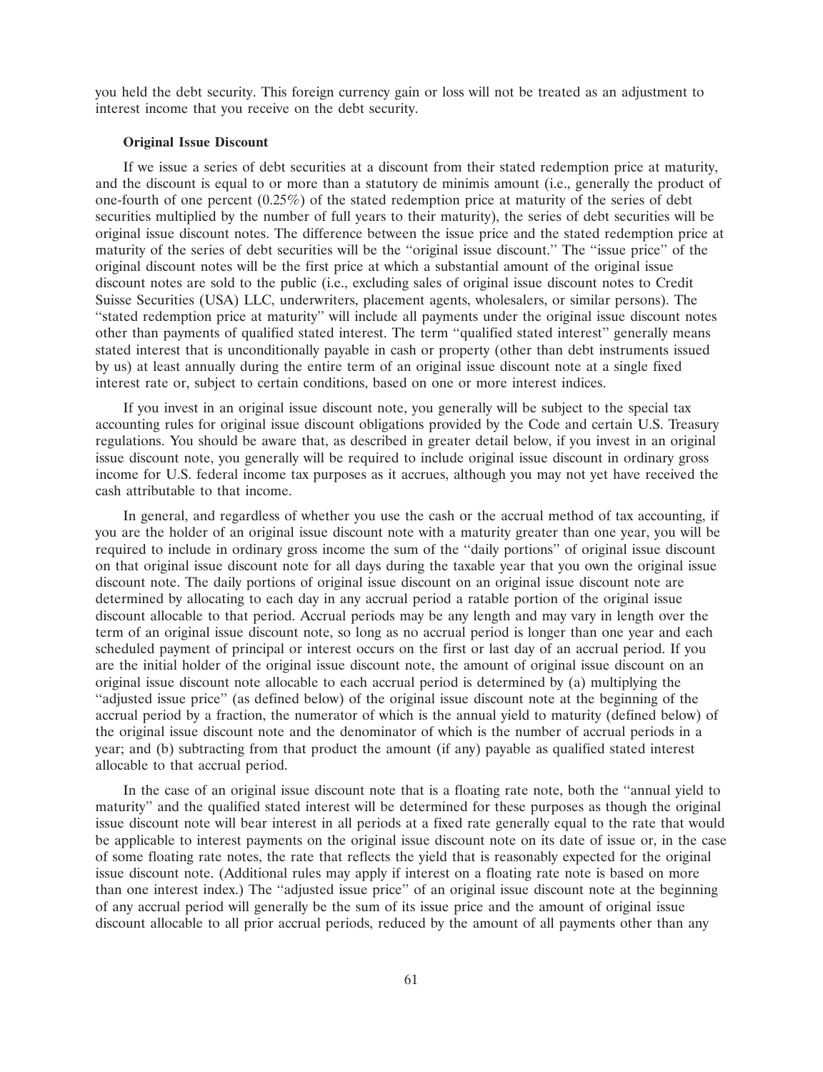you held the debt security. This foreign currency gain or loss will not be treated as an adjustment to interest income that you receive on the debt security.

**Original Issue Discount**

If we issue a series of debt securities at a discount from their stated redemption price at maturity, and the discount is equal to or more than a statutory de minimis amount (i.e., generally the product of one-fourth of one percent (0.25%) of the stated redemption price at maturity of the series of debt securities multiplied by the number of full years to their maturity), the series of debt securities will be original issue discount notes. The difference between the issue price and the stated redemption price at maturity of the series of debt securities will be the ''original issue discount.'' The ''issue price'' of the original discount notes will be the first price at which a substantial amount of the original issue discount notes are sold to the public (i.e., excluding sales of original issue discount notes to Credit Suisse Securities (USA) LLC, underwriters, placement agents, wholesalers, or similar persons). The ''stated redemption price at maturity'' will include all payments under the original issue discount notes other than payments of qualified stated interest. The term ''qualified stated interest'' generally means stated interest that is unconditionally payable in cash or property (other than debt instruments issued by us) at least annually during the entire term of an original issue discount note at a single fixed interest rate or, subject to certain conditions, based on one or more interest indices.

If you invest in an original issue discount note, you generally will be subject to the special tax accounting rules for original issue discount obligations provided by the Code and certain U.S. Treasury regulations. You should be aware that, as described in greater detail below, if you invest in an original issue discount note, you generally will be required to include original issue discount in ordinary gross income for U.S. federal income tax purposes as it accrues, although you may not yet have received the cash attributable to that income.

In general, and regardless of whether you use the cash or the accrual method of tax accounting, if you are the holder of an original issue discount note with a maturity greater than one year, you will be required to include in ordinary gross income the sum of the ''daily portions'' of original issue discount on that original issue discount note for all days during the taxable year that you own the original issue discount note. The daily portions of original issue discount on an original issue discount note are determined by allocating to each day in any accrual period a ratable portion of the original issue discount allocable to that period. Accrual periods may be any length and may vary in length over the term of an original issue discount note, so long as no accrual period is longer than one year and each scheduled payment of principal or interest occurs on the first or last day of an accrual period. If you are the initial holder of the original issue discount note, the amount of original issue discount on an original issue discount note allocable to each accrual period is determined by (a) multiplying the ''adjusted issue price'' (as defined below) of the original issue discount note at the beginning of the accrual period by a fraction, the numerator of which is the annual yield to maturity (defined below) of the original issue discount note and the denominator of which is the number of accrual periods in a year; and (b) subtracting from that product the amount (if any) payable as qualified stated interest allocable to that accrual period.

In the case of an original issue discount note that is a floating rate note, both the ''annual yield to maturity'' and the qualified stated interest will be determined for these purposes as though the original issue discount note will bear interest in all periods at a fixed rate generally equal to the rate that would be applicable to interest payments on the original issue discount note on its date of issue or, in the case of some floating rate notes, the rate that reflects the yield that is reasonably expected for the original issue discount note. (Additional rules may apply if interest on a floating rate note is based on more than one interest index.) The ''adjusted issue price'' of an original issue discount note at the beginning of any accrual period will generally be the sum of its issue price and the amount of original issue discount allocable to all prior accrual periods, reduced by the amount of all payments other than any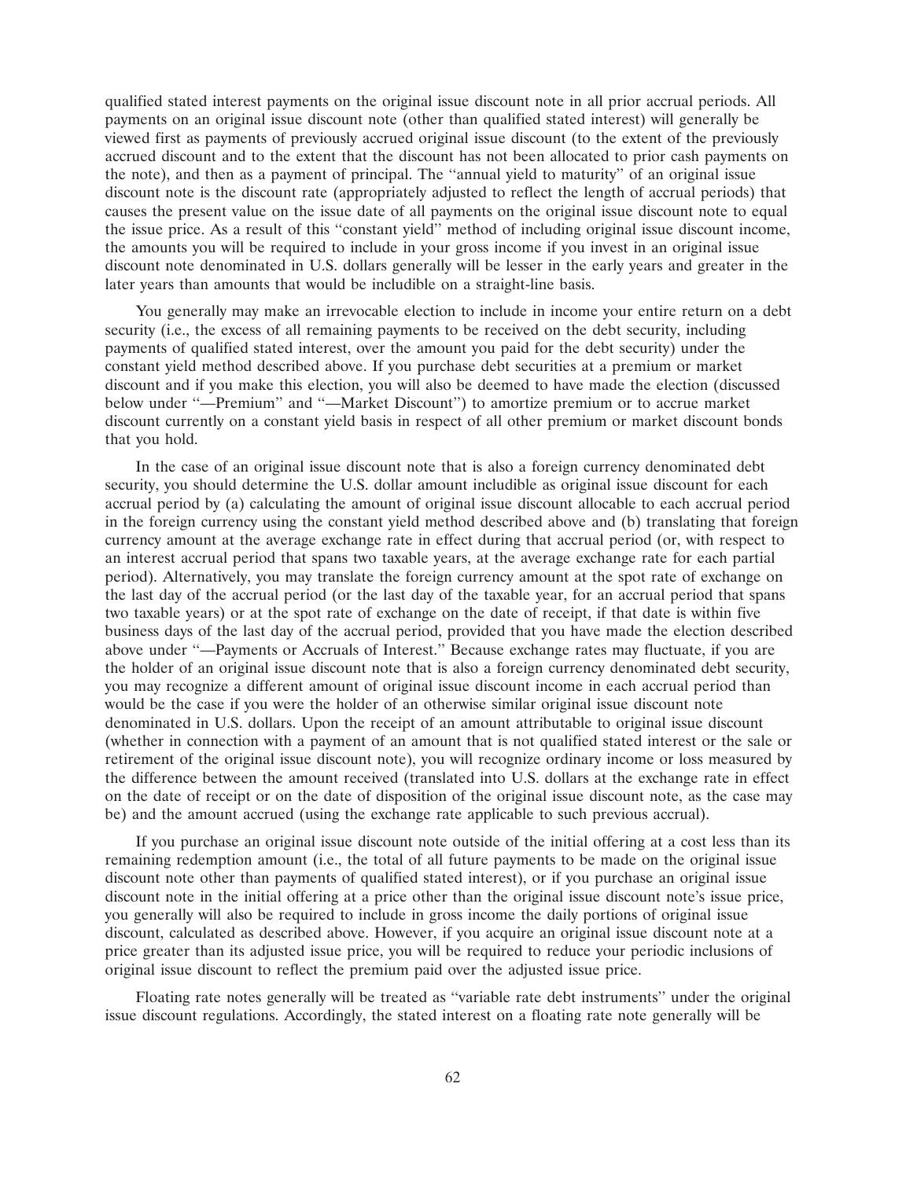qualified stated interest payments on the original issue discount note in all prior accrual periods. All payments on an original issue discount note (other than qualified stated interest) will generally be viewed first as payments of previously accrued original issue discount (to the extent of the previously accrued discount and to the extent that the discount has not been allocated to prior cash payments on the note), and then as a payment of principal. The "annual yield to maturity" of an original issue discount note is the discount rate (appropriately adjusted to reflect the length of accrual periods) that causes the present value on the issue date of all payments on the original issue discount note to equal the issue price. As a result of this "constant yield" method of including original issue discount income, the amounts you will be required to include in your gross income if you invest in an original issue discount note denominated in U.S. dollars generally will be lesser in the early years and greater in the later years than amounts that would be includible on a straight-line basis.

You generally may make an irrevocable election to include in income your entire return on a debt security (i.e., the excess of all remaining payments to be received on the debt security, including payments of qualified stated interest, over the amount you paid for the debt security) under the constant yield method described above. If you purchase debt securities at a premium or market discount and if you make this election, you will also be deemed to have made the election (discussed below under "—Premium" and "—Market Discount") to amortize premium or to accrue market discount currently on a constant yield basis in respect of all other premium or market discount bonds that you hold.

In the case of an original issue discount note that is also a foreign currency denominated debt security, you should determine the U.S. dollar amount includible as original issue discount for each accrual period by (a) calculating the amount of original issue discount allocable to each accrual period in the foreign currency using the constant yield method described above and (b) translating that foreign currency amount at the average exchange rate in effect during that accrual period (or, with respect to an interest accrual period that spans two taxable years, at the average exchange rate for each partial period). Alternatively, you may translate the foreign currency amount at the spot rate of exchange on the last day of the accrual period (or the last day of the taxable year, for an accrual period that spans two taxable years) or at the spot rate of exchange on the date of receipt, if that date is within five business days of the last day of the accrual period, provided that you have made the election described above under "—Payments or Accruals of Interest." Because exchange rates may fluctuate, if you are the holder of an original issue discount note that is also a foreign currency denominated debt security, you may recognize a different amount of original issue discount income in each accrual period than would be the case if you were the holder of an otherwise similar original issue discount note denominated in U.S. dollars. Upon the receipt of an amount attributable to original issue discount (whether in connection with a payment of an amount that is not qualified stated interest or the sale or retirement of the original issue discount note), you will recognize ordinary income or loss measured by the difference between the amount received (translated into U.S. dollars at the exchange rate in effect on the date of receipt or on the date of disposition of the original issue discount note, as the case may be) and the amount accrued (using the exchange rate applicable to such previous accrual).

If you purchase an original issue discount note outside of the initial offering at a cost less than its remaining redemption amount (i.e., the total of all future payments to be made on the original issue discount note other than payments of qualified stated interest), or if you purchase an original issue discount note in the initial offering at a price other than the original issue discount note's issue price, you generally will also be required to include in gross income the daily portions of original issue discount, calculated as described above. However, if you acquire an original issue discount note at a price greater than its adjusted issue price, you will be required to reduce your periodic inclusions of original issue discount to reflect the premium paid over the adjusted issue price.

Floating rate notes generally will be treated as "variable rate debt instruments" under the original issue discount regulations. Accordingly, the stated interest on a floating rate note generally will be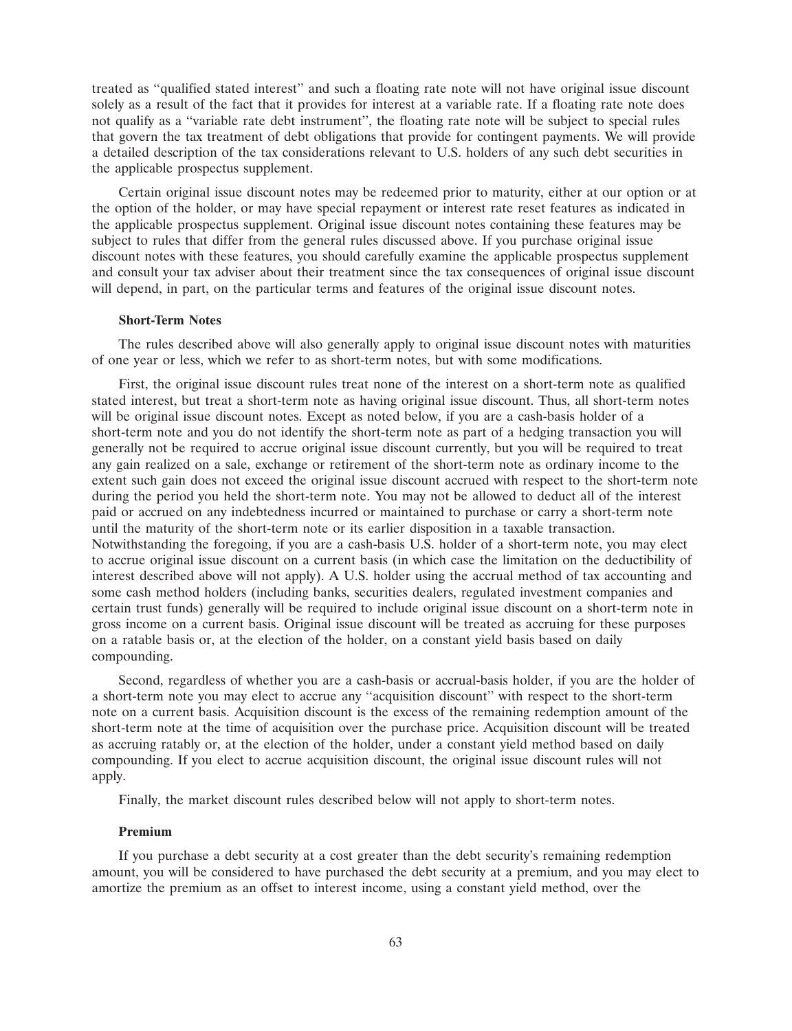treated as "qualified stated interest" and such a floating rate note will not have original issue discount solely as a result of the fact that it provides for interest at a variable rate. If a floating rate note does not qualify as a "variable rate debt instrument", the floating rate note will be subject to special rules that govern the tax treatment of debt obligations that provide for contingent payments. We will provide a detailed description of the tax considerations relevant to U.S. holders of any such debt securities in the applicable prospectus supplement.

Certain original issue discount notes may be redeemed prior to maturity, either at our option or at the option of the holder, or may have special repayment or interest rate reset features as indicated in the applicable prospectus supplement. Original issue discount notes containing these features may be subject to rules that differ from the general rules discussed above. If you purchase original issue discount notes with these features, you should carefully examine the applicable prospectus supplement and consult your tax adviser about their treatment since the tax consequences of original issue discount will depend, in part, on the particular terms and features of the original issue discount notes.

**Short-Term Notes**

The rules described above will also generally apply to original issue discount notes with maturities of one year or less, which we refer to as short-term notes, but with some modifications.

First, the original issue discount rules treat none of the interest on a short-term note as qualified stated interest, but treat a short-term note as having original issue discount. Thus, all short-term notes will be original issue discount notes. Except as noted below, if you are a cash-basis holder of a short-term note and you do not identify the short-term note as part of a hedging transaction you will generally not be required to accrue original issue discount currently, but you will be required to treat any gain realized on a sale, exchange or retirement of the short-term note as ordinary income to the extent such gain does not exceed the original issue discount accrued with respect to the short-term note during the period you held the short-term note. You may not be allowed to deduct all of the interest paid or accrued on any indebtedness incurred or maintained to purchase or carry a short-term note until the maturity of the short-term note or its earlier disposition in a taxable transaction. Notwithstanding the foregoing, if you are a cash-basis U.S. holder of a short-term note, you may elect to accrue original issue discount on a current basis (in which case the limitation on the deductibility of interest described above will not apply). A U.S. holder using the accrual method of tax accounting and some cash method holders (including banks, securities dealers, regulated investment companies and certain trust funds) generally will be required to include original issue discount on a short-term note in gross income on a current basis. Original issue discount will be treated as accruing for these purposes on a ratable basis or, at the election of the holder, on a constant yield basis based on daily compounding.

Second, regardless of whether you are a cash-basis or accrual-basis holder, if you are the holder of a short-term note you may elect to accrue any "acquisition discount" with respect to the short-term note on a current basis. Acquisition discount is the excess of the remaining redemption amount of the short-term note at the time of acquisition over the purchase price. Acquisition discount will be treated as accruing ratably or, at the election of the holder, under a constant yield method based on daily compounding. If you elect to accrue acquisition discount, the original issue discount rules will not apply.

Finally, the market discount rules described below will not apply to short-term notes.

**Premium**

If you purchase a debt security at a cost greater than the debt security's remaining redemption amount, you will be considered to have purchased the debt security at a premium, and you may elect to amortize the premium as an offset to interest income, using a constant yield method, over the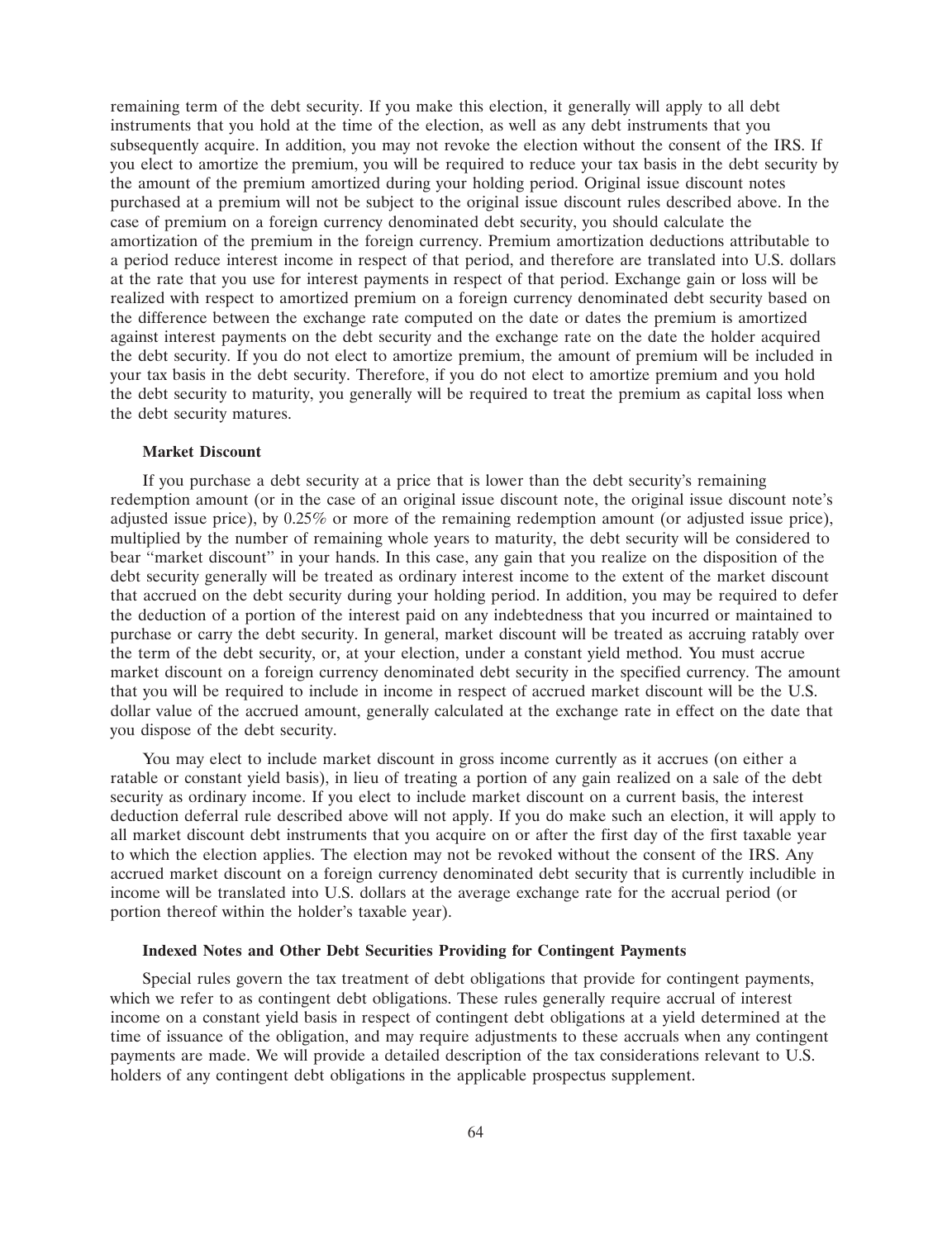remaining term of the debt security. If you make this election, it generally will apply to all debt instruments that you hold at the time of the election, as well as any debt instruments that you subsequently acquire. In addition, you may not revoke the election without the consent of the IRS. If you elect to amortize the premium, you will be required to reduce your tax basis in the debt security by the amount of the premium amortized during your holding period. Original issue discount notes purchased at a premium will not be subject to the original issue discount rules described above. In the case of premium on a foreign currency denominated debt security, you should calculate the amortization of the premium in the foreign currency. Premium amortization deductions attributable to a period reduce interest income in respect of that period, and therefore are translated into U.S. dollars at the rate that you use for interest payments in respect of that period. Exchange gain or loss will be realized with respect to amortized premium on a foreign currency denominated debt security based on the difference between the exchange rate computed on the date or dates the premium is amortized against interest payments on the debt security and the exchange rate on the date the holder acquired the debt security. If you do not elect to amortize premium, the amount of premium will be included in your tax basis in the debt security. Therefore, if you do not elect to amortize premium and you hold the debt security to maturity, you generally will be required to treat the premium as capital loss when the debt security matures.

**Market Discount**

If you purchase a debt security at a price that is lower than the debt security's remaining redemption amount (or in the case of an original issue discount note, the original issue discount note's adjusted issue price), by 0.25% or more of the remaining redemption amount (or adjusted issue price), multiplied by the number of remaining whole years to maturity, the debt security will be considered to bear "market discount" in your hands. In this case, any gain that you realize on the disposition of the debt security generally will be treated as ordinary interest income to the extent of the market discount that accrued on the debt security during your holding period. In addition, you may be required to defer the deduction of a portion of the interest paid on any indebtedness that you incurred or maintained to purchase or carry the debt security. In general, market discount will be treated as accruing ratably over the term of the debt security, or, at your election, under a constant yield method. You must accrue market discount on a foreign currency denominated debt security in the specified currency. The amount that you will be required to include in income in respect of accrued market discount will be the U.S. dollar value of the accrued amount, generally calculated at the exchange rate in effect on the date that you dispose of the debt security.

You may elect to include market discount in gross income currently as it accrues (on either a ratable or constant yield basis), in lieu of treating a portion of any gain realized on a sale of the debt security as ordinary income. If you elect to include market discount on a current basis, the interest deduction deferral rule described above will not apply. If you do make such an election, it will apply to all market discount debt instruments that you acquire on or after the first day of the first taxable year to which the election applies. The election may not be revoked without the consent of the IRS. Any accrued market discount on a foreign currency denominated debt security that is currently includible in income will be translated into U.S. dollars at the average exchange rate for the accrual period (or portion thereof within the holder's taxable year).

**Indexed Notes and Other Debt Securities Providing for Contingent Payments**

Special rules govern the tax treatment of debt obligations that provide for contingent payments, which we refer to as contingent debt obligations. These rules generally require accrual of interest income on a constant yield basis in respect of contingent debt obligations at a yield determined at the time of issuance of the obligation, and may require adjustments to these accruals when any contingent payments are made. We will provide a detailed description of the tax considerations relevant to U.S. holders of any contingent debt obligations in the applicable prospectus supplement.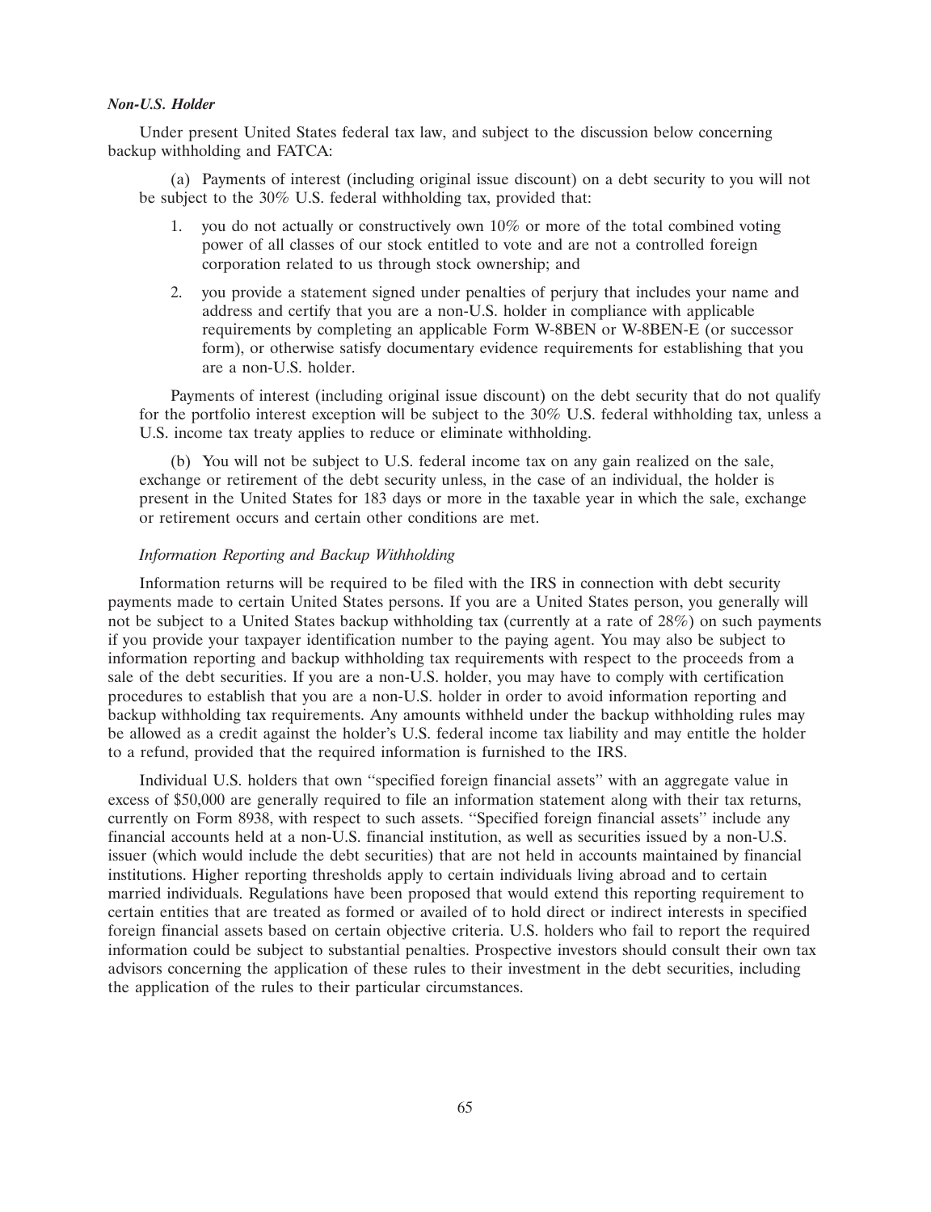***Non-U.S. Holder***

Under present United States federal tax law, and subject to the discussion below concerning backup withholding and FATCA:

(a) Payments of interest (including original issue discount) on a debt security to you will not be subject to the 30% U.S. federal withholding tax, provided that:

1. you do not actually or constructively own 10% or more of the total combined voting power of all classes of our stock entitled to vote and are not a controlled foreign corporation related to us through stock ownership; and
2. you provide a statement signed under penalties of perjury that includes your name and address and certify that you are a non-U.S. holder in compliance with applicable requirements by completing an applicable Form W-8BEN or W-8BEN-E (or successor form), or otherwise satisfy documentary evidence requirements for establishing that you are a non-U.S. holder.

Payments of interest (including original issue discount) on the debt security that do not qualify for the portfolio interest exception will be subject to the 30% U.S. federal withholding tax, unless a U.S. income tax treaty applies to reduce or eliminate withholding.

(b) You will not be subject to U.S. federal income tax on any gain realized on the sale, exchange or retirement of the debt security unless, in the case of an individual, the holder is present in the United States for 183 days or more in the taxable year in which the sale, exchange or retirement occurs and certain other conditions are met.

*Information Reporting and Backup Withholding*

Information returns will be required to be filed with the IRS in connection with debt security payments made to certain United States persons. If you are a United States person, you generally will not be subject to a United States backup withholding tax (currently at a rate of 28%) on such payments if you provide your taxpayer identification number to the paying agent. You may also be subject to information reporting and backup withholding tax requirements with respect to the proceeds from a sale of the debt securities. If you are a non-U.S. holder, you may have to comply with certification procedures to establish that you are a non-U.S. holder in order to avoid information reporting and backup withholding tax requirements. Any amounts withheld under the backup withholding rules may be allowed as a credit against the holder's U.S. federal income tax liability and may entitle the holder to a refund, provided that the required information is furnished to the IRS.

Individual U.S. holders that own "specified foreign financial assets" with an aggregate value in excess of $50,000 are generally required to file an information statement along with their tax returns, currently on Form 8938, with respect to such assets. "Specified foreign financial assets" include any financial accounts held at a non-U.S. financial institution, as well as securities issued by a non-U.S. issuer (which would include the debt securities) that are not held in accounts maintained by financial institutions. Higher reporting thresholds apply to certain individuals living abroad and to certain married individuals. Regulations have been proposed that would extend this reporting requirement to certain entities that are treated as formed or availed of to hold direct or indirect interests in specified foreign financial assets based on certain objective criteria. U.S. holders who fail to report the required information could be subject to substantial penalties. Prospective investors should consult their own tax advisors concerning the application of these rules to their investment in the debt securities, including the application of the rules to their particular circumstances.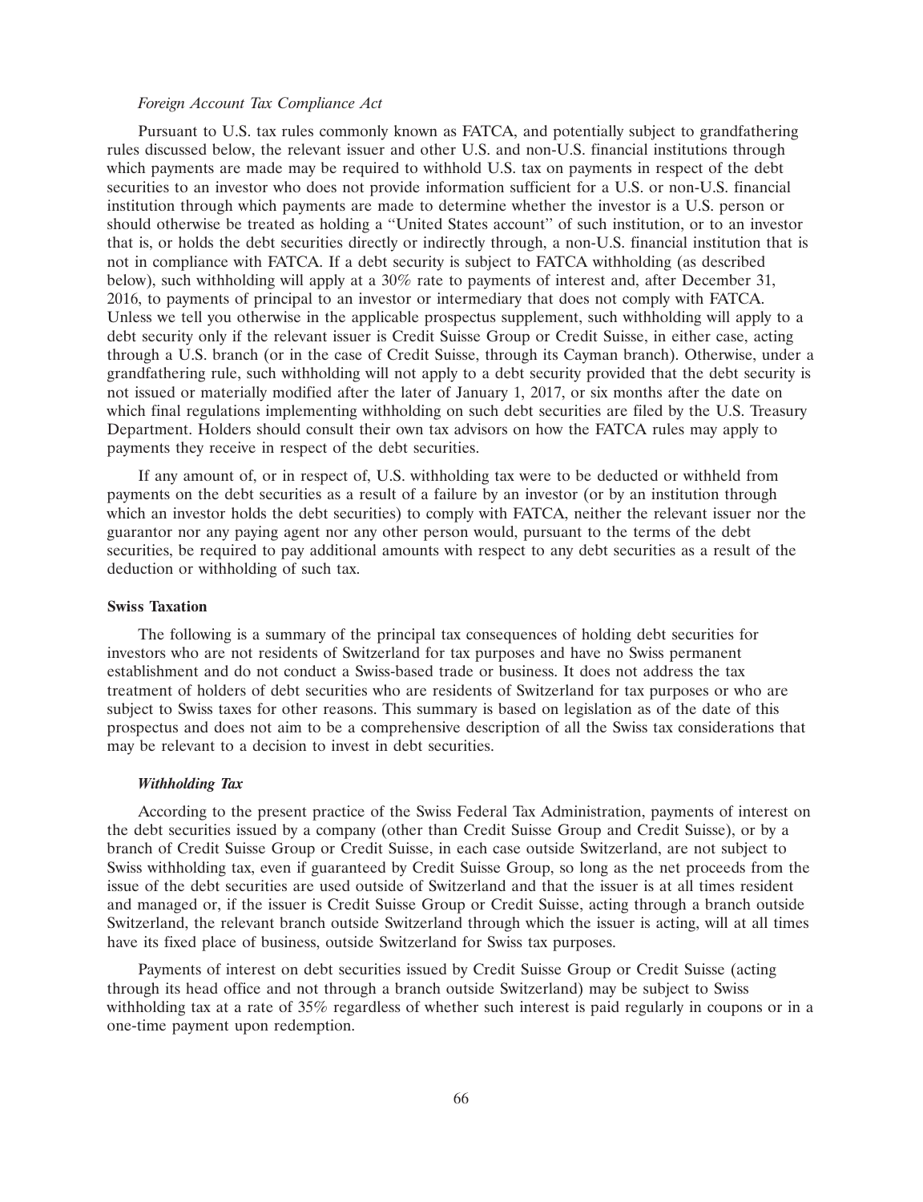*Foreign Account Tax Compliance Act*

Pursuant to U.S. tax rules commonly known as FATCA, and potentially subject to grandfathering rules discussed below, the relevant issuer and other U.S. and non-U.S. financial institutions through which payments are made may be required to withhold U.S. tax on payments in respect of the debt securities to an investor who does not provide information sufficient for a U.S. or non-U.S. financial institution through which payments are made to determine whether the investor is a U.S. person or should otherwise be treated as holding a ''United States account'' of such institution, or to an investor that is, or holds the debt securities directly or indirectly through, a non-U.S. financial institution that is not in compliance with FATCA. If a debt security is subject to FATCA withholding (as described below), such withholding will apply at a 30% rate to payments of interest and, after December 31, 2016, to payments of principal to an investor or intermediary that does not comply with FATCA. Unless we tell you otherwise in the applicable prospectus supplement, such withholding will apply to a debt security only if the relevant issuer is Credit Suisse Group or Credit Suisse, in either case, acting through a U.S. branch (or in the case of Credit Suisse, through its Cayman branch). Otherwise, under a grandfathering rule, such withholding will not apply to a debt security provided that the debt security is not issued or materially modified after the later of January 1, 2017, or six months after the date on which final regulations implementing withholding on such debt securities are filed by the U.S. Treasury Department. Holders should consult their own tax advisors on how the FATCA rules may apply to payments they receive in respect of the debt securities.

If any amount of, or in respect of, U.S. withholding tax were to be deducted or withheld from payments on the debt securities as a result of a failure by an investor (or by an institution through which an investor holds the debt securities) to comply with FATCA, neither the relevant issuer nor the guarantor nor any paying agent nor any other person would, pursuant to the terms of the debt securities, be required to pay additional amounts with respect to any debt securities as a result of the deduction or withholding of such tax.

**Swiss Taxation**

The following is a summary of the principal tax consequences of holding debt securities for investors who are not residents of Switzerland for tax purposes and have no Swiss permanent establishment and do not conduct a Swiss-based trade or business. It does not address the tax treatment of holders of debt securities who are residents of Switzerland for tax purposes or who are subject to Swiss taxes for other reasons. This summary is based on legislation as of the date of this prospectus and does not aim to be a comprehensive description of all the Swiss tax considerations that may be relevant to a decision to invest in debt securities.

***Withholding Tax***

According to the present practice of the Swiss Federal Tax Administration, payments of interest on the debt securities issued by a company (other than Credit Suisse Group and Credit Suisse), or by a branch of Credit Suisse Group or Credit Suisse, in each case outside Switzerland, are not subject to Swiss withholding tax, even if guaranteed by Credit Suisse Group, so long as the net proceeds from the issue of the debt securities are used outside of Switzerland and that the issuer is at all times resident and managed or, if the issuer is Credit Suisse Group or Credit Suisse, acting through a branch outside Switzerland, the relevant branch outside Switzerland through which the issuer is acting, will at all times have its fixed place of business, outside Switzerland for Swiss tax purposes.

Payments of interest on debt securities issued by Credit Suisse Group or Credit Suisse (acting through its head office and not through a branch outside Switzerland) may be subject to Swiss withholding tax at a rate of 35% regardless of whether such interest is paid regularly in coupons or in a one-time payment upon redemption.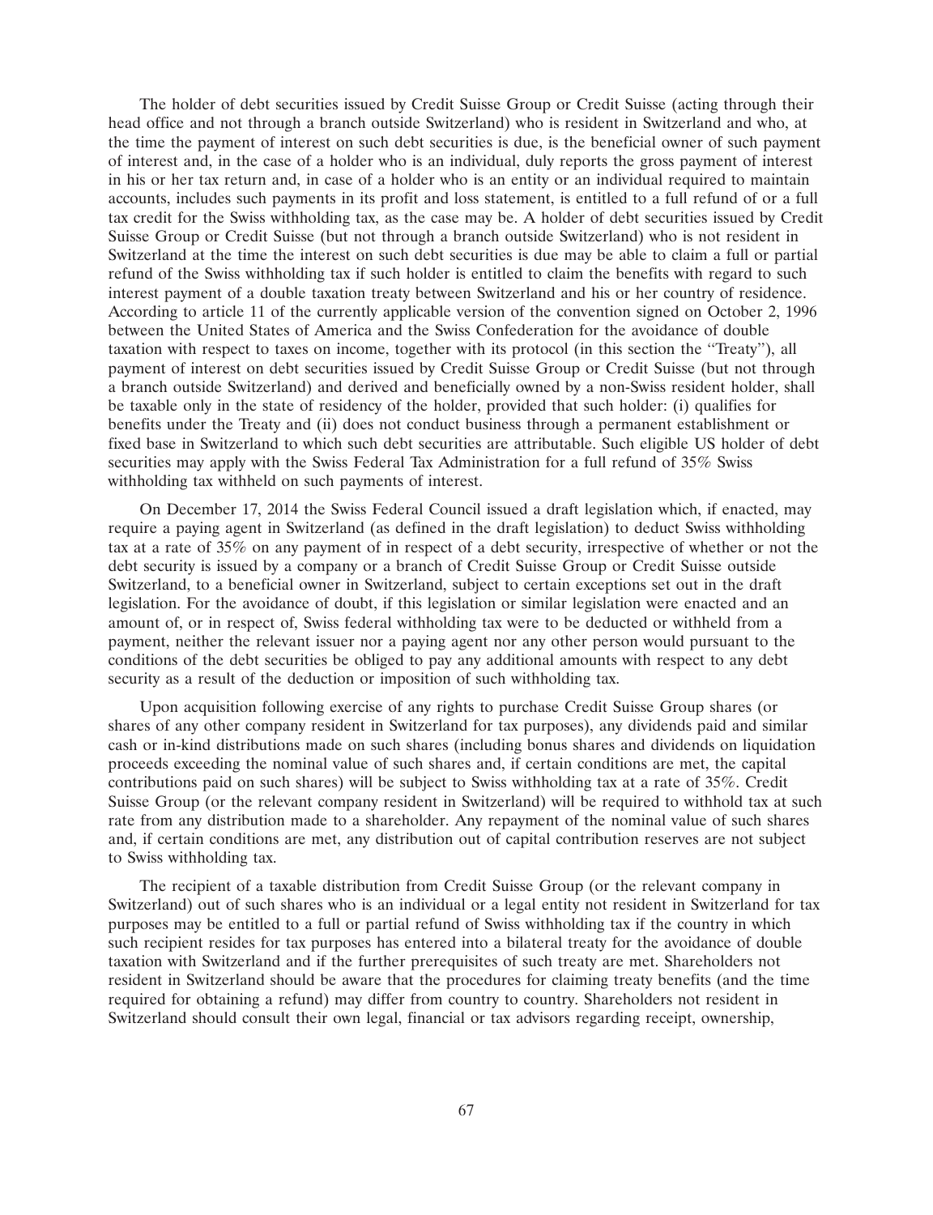The holder of debt securities issued by Credit Suisse Group or Credit Suisse (acting through their head office and not through a branch outside Switzerland) who is resident in Switzerland and who, at the time the payment of interest on such debt securities is due, is the beneficial owner of such payment of interest and, in the case of a holder who is an individual, duly reports the gross payment of interest in his or her tax return and, in case of a holder who is an entity or an individual required to maintain accounts, includes such payments in its profit and loss statement, is entitled to a full refund of or a full tax credit for the Swiss withholding tax, as the case may be. A holder of debt securities issued by Credit Suisse Group or Credit Suisse (but not through a branch outside Switzerland) who is not resident in Switzerland at the time the interest on such debt securities is due may be able to claim a full or partial refund of the Swiss withholding tax if such holder is entitled to claim the benefits with regard to such interest payment of a double taxation treaty between Switzerland and his or her country of residence. According to article 11 of the currently applicable version of the convention signed on October 2, 1996 between the United States of America and the Swiss Confederation for the avoidance of double taxation with respect to taxes on income, together with its protocol (in this section the "Treaty"), all payment of interest on debt securities issued by Credit Suisse Group or Credit Suisse (but not through a branch outside Switzerland) and derived and beneficially owned by a non-Swiss resident holder, shall be taxable only in the state of residency of the holder, provided that such holder: (i) qualifies for benefits under the Treaty and (ii) does not conduct business through a permanent establishment or fixed base in Switzerland to which such debt securities are attributable. Such eligible US holder of debt securities may apply with the Swiss Federal Tax Administration for a full refund of 35% Swiss withholding tax withheld on such payments of interest.

On December 17, 2014 the Swiss Federal Council issued a draft legislation which, if enacted, may require a paying agent in Switzerland (as defined in the draft legislation) to deduct Swiss withholding tax at a rate of 35% on any payment of in respect of a debt security, irrespective of whether or not the debt security is issued by a company or a branch of Credit Suisse Group or Credit Suisse outside Switzerland, to a beneficial owner in Switzerland, subject to certain exceptions set out in the draft legislation. For the avoidance of doubt, if this legislation or similar legislation were enacted and an amount of, or in respect of, Swiss federal withholding tax were to be deducted or withheld from a payment, neither the relevant issuer nor a paying agent nor any other person would pursuant to the conditions of the debt securities be obliged to pay any additional amounts with respect to any debt security as a result of the deduction or imposition of such withholding tax.

Upon acquisition following exercise of any rights to purchase Credit Suisse Group shares (or shares of any other company resident in Switzerland for tax purposes), any dividends paid and similar cash or in-kind distributions made on such shares (including bonus shares and dividends on liquidation proceeds exceeding the nominal value of such shares and, if certain conditions are met, the capital contributions paid on such shares) will be subject to Swiss withholding tax at a rate of 35%. Credit Suisse Group (or the relevant company resident in Switzerland) will be required to withhold tax at such rate from any distribution made to a shareholder. Any repayment of the nominal value of such shares and, if certain conditions are met, any distribution out of capital contribution reserves are not subject to Swiss withholding tax.

The recipient of a taxable distribution from Credit Suisse Group (or the relevant company in Switzerland) out of such shares who is an individual or a legal entity not resident in Switzerland for tax purposes may be entitled to a full or partial refund of Swiss withholding tax if the country in which such recipient resides for tax purposes has entered into a bilateral treaty for the avoidance of double taxation with Switzerland and if the further prerequisites of such treaty are met. Shareholders not resident in Switzerland should be aware that the procedures for claiming treaty benefits (and the time required for obtaining a refund) may differ from country to country. Shareholders not resident in Switzerland should consult their own legal, financial or tax advisors regarding receipt, ownership,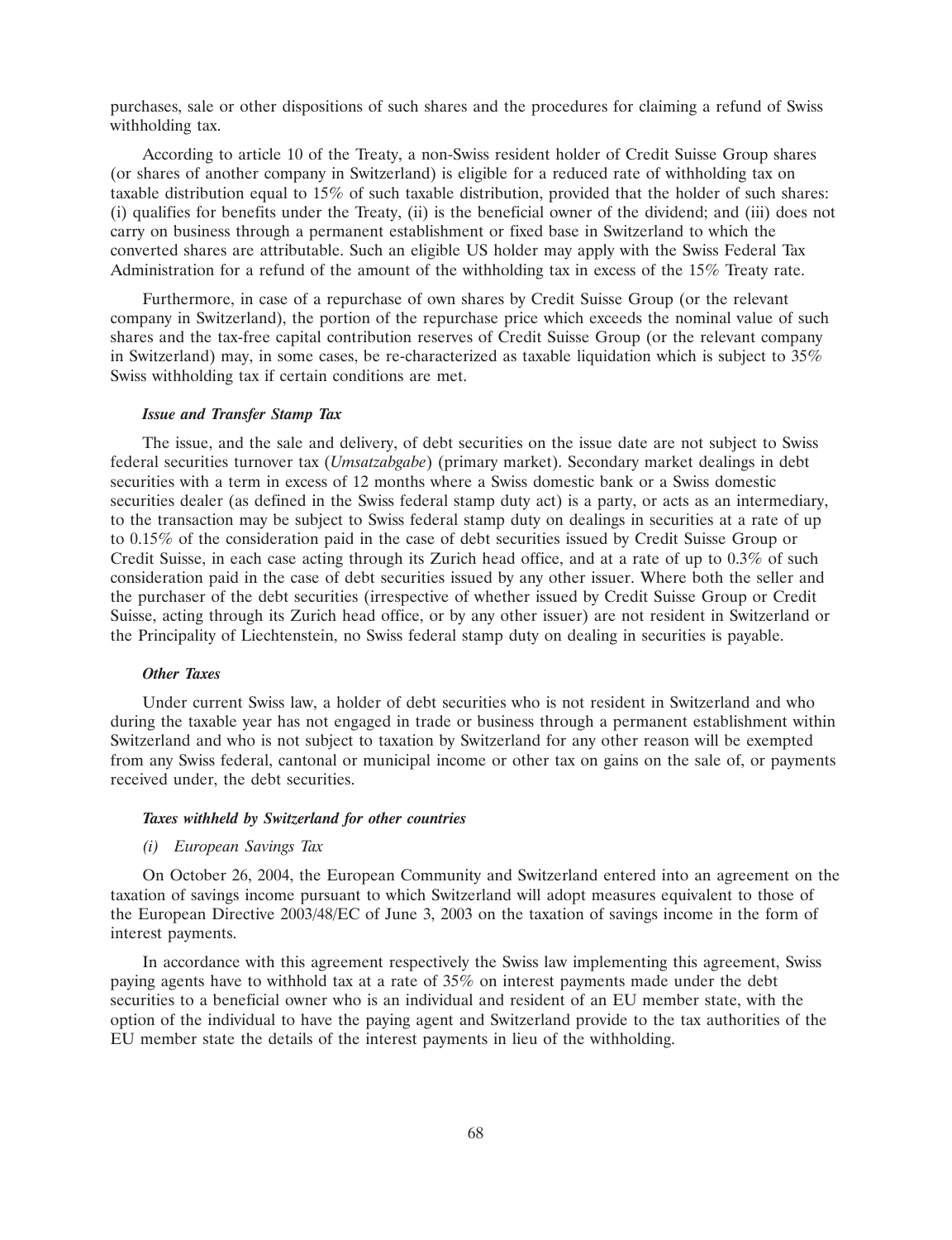purchases, sale or other dispositions of such shares and the procedures for claiming a refund of Swiss withholding tax.

According to article 10 of the Treaty, a non-Swiss resident holder of Credit Suisse Group shares (or shares of another company in Switzerland) is eligible for a reduced rate of withholding tax on taxable distribution equal to 15% of such taxable distribution, provided that the holder of such shares: (i) qualifies for benefits under the Treaty, (ii) is the beneficial owner of the dividend; and (iii) does not carry on business through a permanent establishment or fixed base in Switzerland to which the converted shares are attributable. Such an eligible US holder may apply with the Swiss Federal Tax Administration for a refund of the amount of the withholding tax in excess of the 15% Treaty rate.

Furthermore, in case of a repurchase of own shares by Credit Suisse Group (or the relevant company in Switzerland), the portion of the repurchase price which exceeds the nominal value of such shares and the tax-free capital contribution reserves of Credit Suisse Group (or the relevant company in Switzerland) may, in some cases, be re-characterized as taxable liquidation which is subject to 35% Swiss withholding tax if certain conditions are met.

***Issue and Transfer Stamp Tax***

The issue, and the sale and delivery, of debt securities on the issue date are not subject to Swiss federal securities turnover tax (*Umsatzabgabe*) (primary market). Secondary market dealings in debt securities with a term in excess of 12 months where a Swiss domestic bank or a Swiss domestic securities dealer (as defined in the Swiss federal stamp duty act) is a party, or acts as an intermediary, to the transaction may be subject to Swiss federal stamp duty on dealings in securities at a rate of up to 0.15% of the consideration paid in the case of debt securities issued by Credit Suisse Group or Credit Suisse, in each case acting through its Zurich head office, and at a rate of up to 0.3% of such consideration paid in the case of debt securities issued by any other issuer. Where both the seller and the purchaser of the debt securities (irrespective of whether issued by Credit Suisse Group or Credit Suisse, acting through its Zurich head office, or by any other issuer) are not resident in Switzerland or the Principality of Liechtenstein, no Swiss federal stamp duty on dealing in securities is payable.

***Other Taxes***

Under current Swiss law, a holder of debt securities who is not resident in Switzerland and who during the taxable year has not engaged in trade or business through a permanent establishment within Switzerland and who is not subject to taxation by Switzerland for any other reason will be exempted from any Swiss federal, cantonal or municipal income or other tax on gains on the sale of, or payments received under, the debt securities.

***Taxes withheld by Switzerland for other countries***

*(i) European Savings Tax*

On October 26, 2004, the European Community and Switzerland entered into an agreement on the taxation of savings income pursuant to which Switzerland will adopt measures equivalent to those of the European Directive 2003/48/EC of June 3, 2003 on the taxation of savings income in the form of interest payments.

In accordance with this agreement respectively the Swiss law implementing this agreement, Swiss paying agents have to withhold tax at a rate of 35% on interest payments made under the debt securities to a beneficial owner who is an individual and resident of an EU member state, with the option of the individual to have the paying agent and Switzerland provide to the tax authorities of the EU member state the details of the interest payments in lieu of the withholding.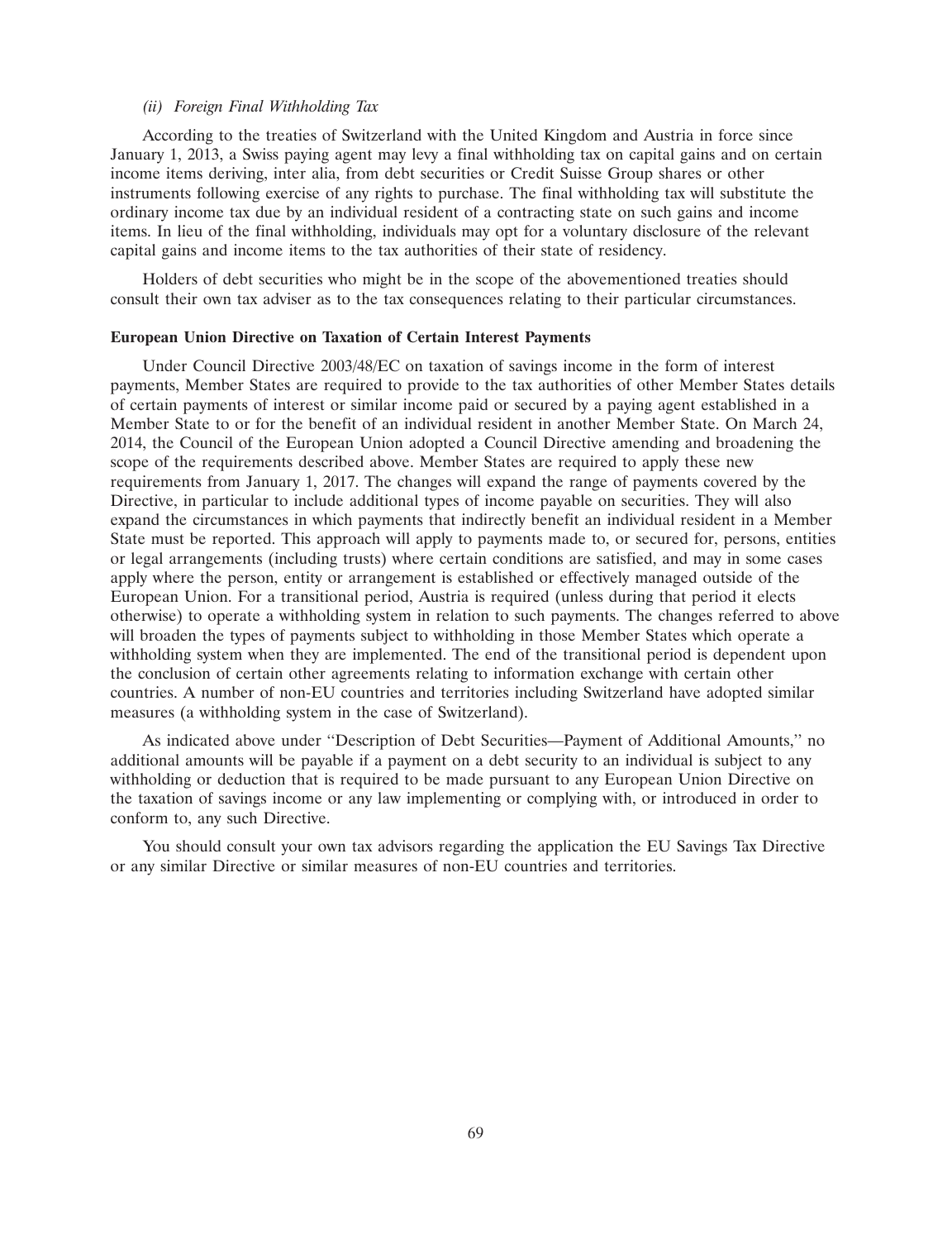*(ii) Foreign Final Withholding Tax*

According to the treaties of Switzerland with the United Kingdom and Austria in force since January 1, 2013, a Swiss paying agent may levy a final withholding tax on capital gains and on certain income items deriving, inter alia, from debt securities or Credit Suisse Group shares or other instruments following exercise of any rights to purchase. The final withholding tax will substitute the ordinary income tax due by an individual resident of a contracting state on such gains and income items. In lieu of the final withholding, individuals may opt for a voluntary disclosure of the relevant capital gains and income items to the tax authorities of their state of residency.

Holders of debt securities who might be in the scope of the abovementioned treaties should consult their own tax adviser as to the tax consequences relating to their particular circumstances.

**European Union Directive on Taxation of Certain Interest Payments**

Under Council Directive 2003/48/EC on taxation of savings income in the form of interest payments, Member States are required to provide to the tax authorities of other Member States details of certain payments of interest or similar income paid or secured by a paying agent established in a Member State to or for the benefit of an individual resident in another Member State. On March 24, 2014, the Council of the European Union adopted a Council Directive amending and broadening the scope of the requirements described above. Member States are required to apply these new requirements from January 1, 2017. The changes will expand the range of payments covered by the Directive, in particular to include additional types of income payable on securities. They will also expand the circumstances in which payments that indirectly benefit an individual resident in a Member State must be reported. This approach will apply to payments made to, or secured for, persons, entities or legal arrangements (including trusts) where certain conditions are satisfied, and may in some cases apply where the person, entity or arrangement is established or effectively managed outside of the European Union. For a transitional period, Austria is required (unless during that period it elects otherwise) to operate a withholding system in relation to such payments. The changes referred to above will broaden the types of payments subject to withholding in those Member States which operate a withholding system when they are implemented. The end of the transitional period is dependent upon the conclusion of certain other agreements relating to information exchange with certain other countries. A number of non-EU countries and territories including Switzerland have adopted similar measures (a withholding system in the case of Switzerland).

As indicated above under ''Description of Debt Securities—Payment of Additional Amounts,'' no additional amounts will be payable if a payment on a debt security to an individual is subject to any withholding or deduction that is required to be made pursuant to any European Union Directive on the taxation of savings income or any law implementing or complying with, or introduced in order to conform to, any such Directive.

You should consult your own tax advisors regarding the application the EU Savings Tax Directive or any similar Directive or similar measures of non-EU countries and territories.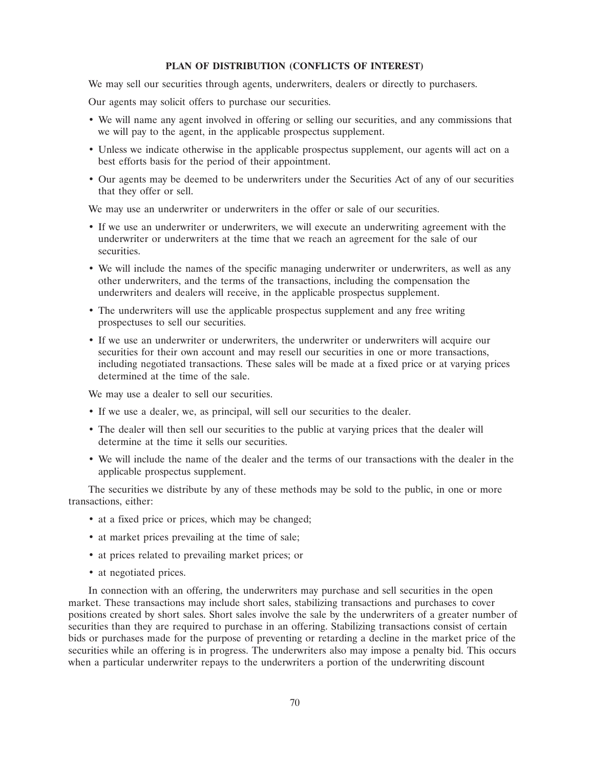## PLAN OF DISTRIBUTION (CONFLICTS OF INTEREST)

We may sell our securities through agents, underwriters, dealers or directly to purchasers.

Our agents may solicit offers to purchase our securities.

- We will name any agent involved in offering or selling our securities, and any commissions that we will pay to the agent, in the applicable prospectus supplement.
- Unless we indicate otherwise in the applicable prospectus supplement, our agents will act on a best efforts basis for the period of their appointment.
- Our agents may be deemed to be underwriters under the Securities Act of any of our securities that they offer or sell.

We may use an underwriter or underwriters in the offer or sale of our securities.

- If we use an underwriter or underwriters, we will execute an underwriting agreement with the underwriter or underwriters at the time that we reach an agreement for the sale of our securities.
- We will include the names of the specific managing underwriter or underwriters, as well as any other underwriters, and the terms of the transactions, including the compensation the underwriters and dealers will receive, in the applicable prospectus supplement.
- The underwriters will use the applicable prospectus supplement and any free writing prospectuses to sell our securities.
- If we use an underwriter or underwriters, the underwriter or underwriters will acquire our securities for their own account and may resell our securities in one or more transactions, including negotiated transactions. These sales will be made at a fixed price or at varying prices determined at the time of the sale.

We may use a dealer to sell our securities.

- If we use a dealer, we, as principal, will sell our securities to the dealer.
- The dealer will then sell our securities to the public at varying prices that the dealer will determine at the time it sells our securities.
- We will include the name of the dealer and the terms of our transactions with the dealer in the applicable prospectus supplement.

The securities we distribute by any of these methods may be sold to the public, in one or more transactions, either:

- at a fixed price or prices, which may be changed;
- at market prices prevailing at the time of sale;
- at prices related to prevailing market prices; or
- at negotiated prices.

In connection with an offering, the underwriters may purchase and sell securities in the open market. These transactions may include short sales, stabilizing transactions and purchases to cover positions created by short sales. Short sales involve the sale by the underwriters of a greater number of securities than they are required to purchase in an offering. Stabilizing transactions consist of certain bids or purchases made for the purpose of preventing or retarding a decline in the market price of the securities while an offering is in progress. The underwriters also may impose a penalty bid. This occurs when a particular underwriter repays to the underwriters a portion of the underwriting discount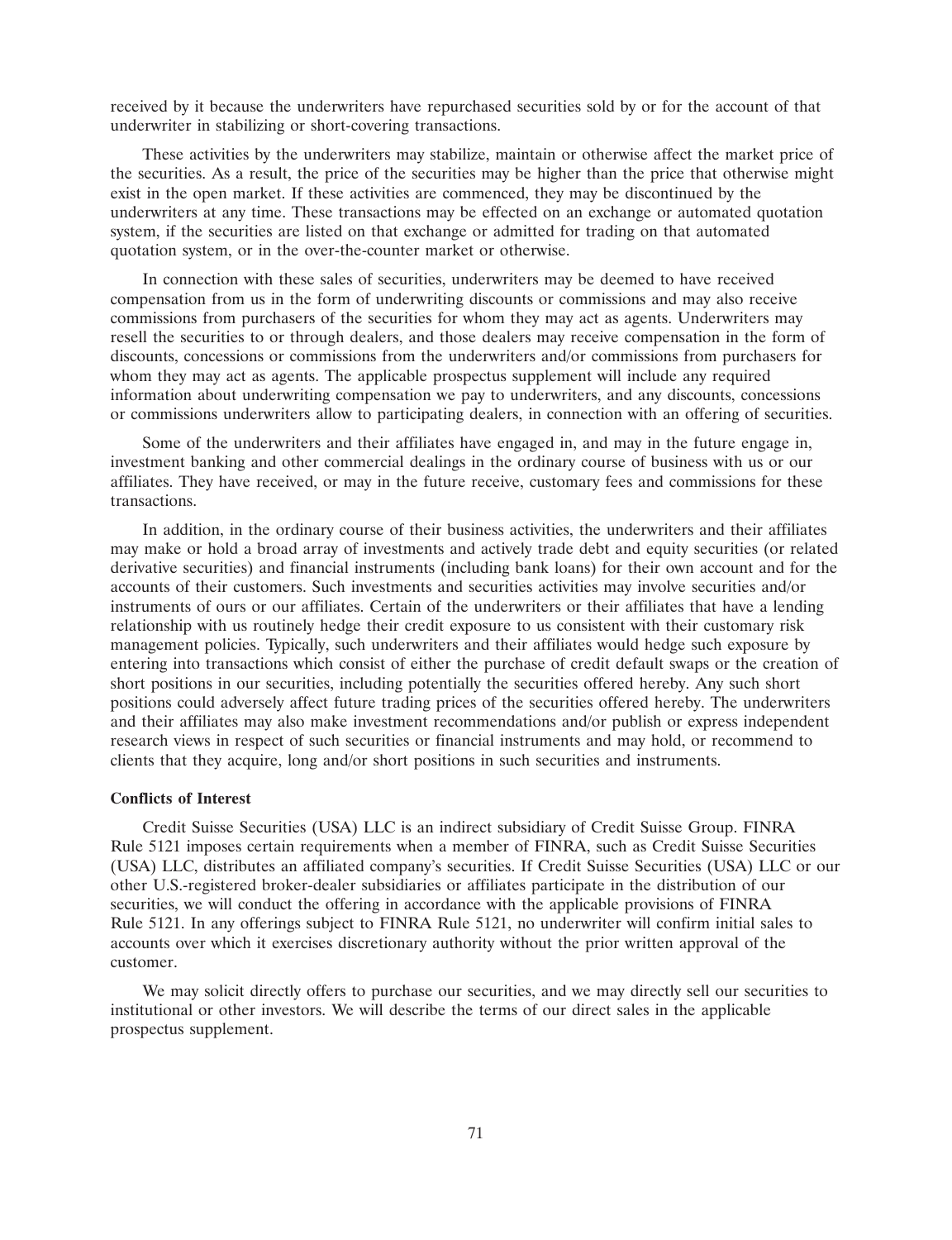received by it because the underwriters have repurchased securities sold by or for the account of that underwriter in stabilizing or short-covering transactions.

These activities by the underwriters may stabilize, maintain or otherwise affect the market price of the securities. As a result, the price of the securities may be higher than the price that otherwise might exist in the open market. If these activities are commenced, they may be discontinued by the underwriters at any time. These transactions may be effected on an exchange or automated quotation system, if the securities are listed on that exchange or admitted for trading on that automated quotation system, or in the over-the-counter market or otherwise.

In connection with these sales of securities, underwriters may be deemed to have received compensation from us in the form of underwriting discounts or commissions and may also receive commissions from purchasers of the securities for whom they may act as agents. Underwriters may resell the securities to or through dealers, and those dealers may receive compensation in the form of discounts, concessions or commissions from the underwriters and/or commissions from purchasers for whom they may act as agents. The applicable prospectus supplement will include any required information about underwriting compensation we pay to underwriters, and any discounts, concessions or commissions underwriters allow to participating dealers, in connection with an offering of securities.

Some of the underwriters and their affiliates have engaged in, and may in the future engage in, investment banking and other commercial dealings in the ordinary course of business with us or our affiliates. They have received, or may in the future receive, customary fees and commissions for these transactions.

In addition, in the ordinary course of their business activities, the underwriters and their affiliates may make or hold a broad array of investments and actively trade debt and equity securities (or related derivative securities) and financial instruments (including bank loans) for their own account and for the accounts of their customers. Such investments and securities activities may involve securities and/or instruments of ours or our affiliates. Certain of the underwriters or their affiliates that have a lending relationship with us routinely hedge their credit exposure to us consistent with their customary risk management policies. Typically, such underwriters and their affiliates would hedge such exposure by entering into transactions which consist of either the purchase of credit default swaps or the creation of short positions in our securities, including potentially the securities offered hereby. Any such short positions could adversely affect future trading prices of the securities offered hereby. The underwriters and their affiliates may also make investment recommendations and/or publish or express independent research views in respect of such securities or financial instruments and may hold, or recommend to clients that they acquire, long and/or short positions in such securities and instruments.

**Conflicts of Interest**

Credit Suisse Securities (USA) LLC is an indirect subsidiary of Credit Suisse Group. FINRA Rule 5121 imposes certain requirements when a member of FINRA, such as Credit Suisse Securities (USA) LLC, distributes an affiliated company's securities. If Credit Suisse Securities (USA) LLC or our other U.S.-registered broker-dealer subsidiaries or affiliates participate in the distribution of our securities, we will conduct the offering in accordance with the applicable provisions of FINRA Rule 5121. In any offerings subject to FINRA Rule 5121, no underwriter will confirm initial sales to accounts over which it exercises discretionary authority without the prior written approval of the customer.

We may solicit directly offers to purchase our securities, and we may directly sell our securities to institutional or other investors. We will describe the terms of our direct sales in the applicable prospectus supplement.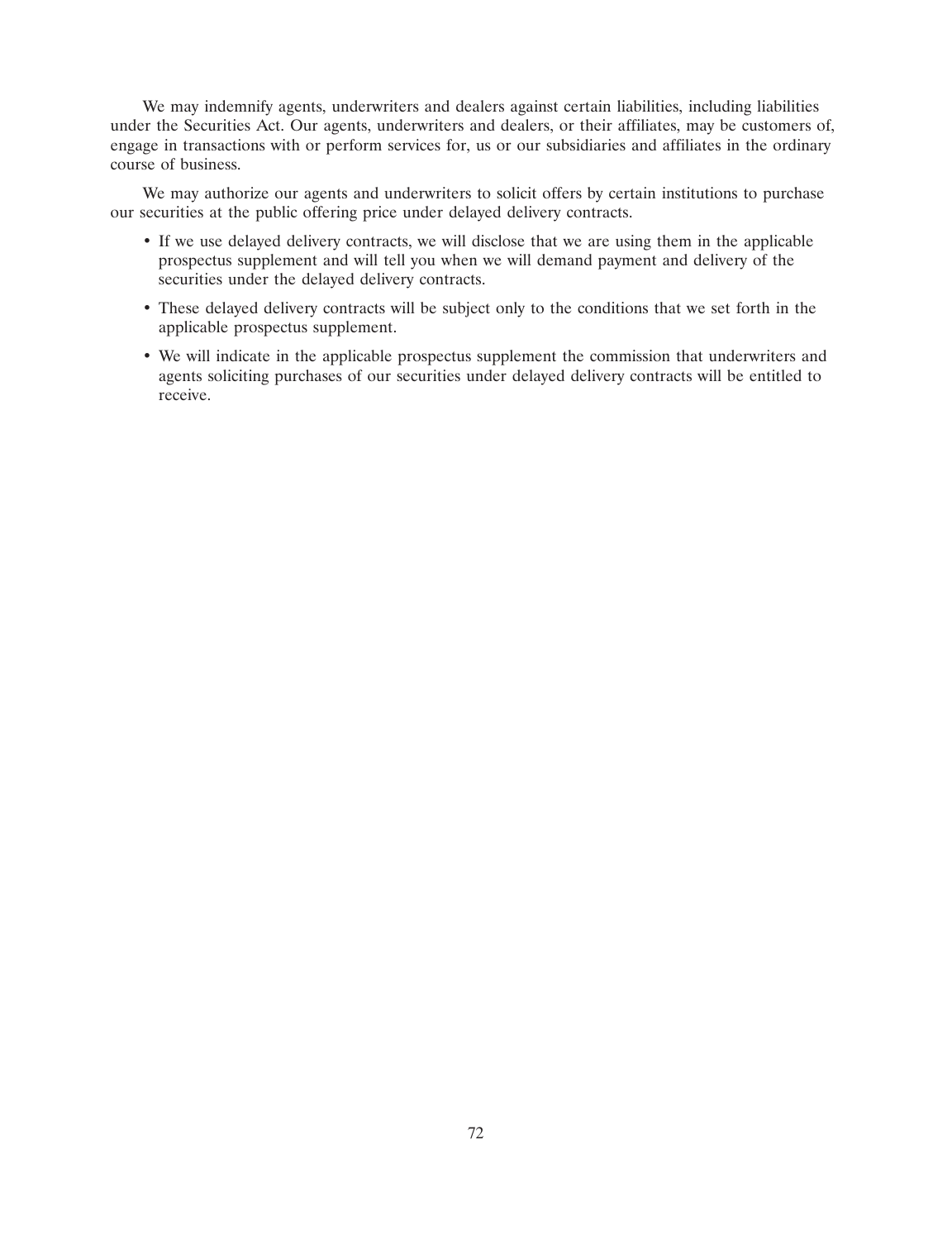We may indemnify agents, underwriters and dealers against certain liabilities, including liabilities under the Securities Act. Our agents, underwriters and dealers, or their affiliates, may be customers of, engage in transactions with or perform services for, us or our subsidiaries and affiliates in the ordinary course of business.

We may authorize our agents and underwriters to solicit offers by certain institutions to purchase our securities at the public offering price under delayed delivery contracts.

- If we use delayed delivery contracts, we will disclose that we are using them in the applicable prospectus supplement and will tell you when we will demand payment and delivery of the securities under the delayed delivery contracts.
- These delayed delivery contracts will be subject only to the conditions that we set forth in the applicable prospectus supplement.
- We will indicate in the applicable prospectus supplement the commission that underwriters and agents soliciting purchases of our securities under delayed delivery contracts will be entitled to receive.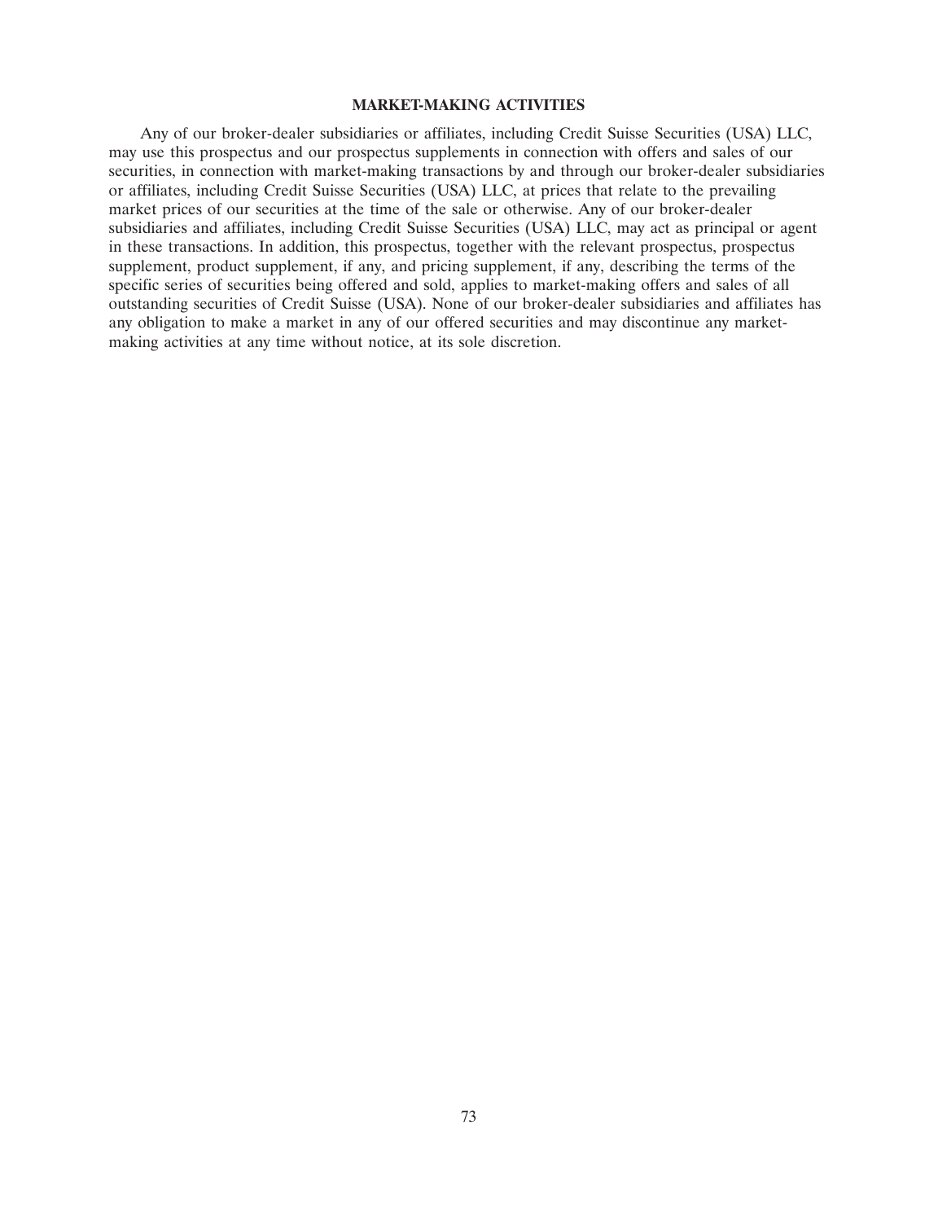## MARKET-MAKING ACTIVITIES

Any of our broker-dealer subsidiaries or affiliates, including Credit Suisse Securities (USA) LLC, may use this prospectus and our prospectus supplements in connection with offers and sales of our securities, in connection with market-making transactions by and through our broker-dealer subsidiaries or affiliates, including Credit Suisse Securities (USA) LLC, at prices that relate to the prevailing market prices of our securities at the time of the sale or otherwise. Any of our broker-dealer subsidiaries and affiliates, including Credit Suisse Securities (USA) LLC, may act as principal or agent in these transactions. In addition, this prospectus, together with the relevant prospectus, prospectus supplement, product supplement, if any, and pricing supplement, if any, describing the terms of the specific series of securities being offered and sold, applies to market-making offers and sales of all outstanding securities of Credit Suisse (USA). None of our broker-dealer subsidiaries and affiliates has any obligation to make a market in any of our offered securities and may discontinue any market-making activities at any time without notice, at its sole discretion.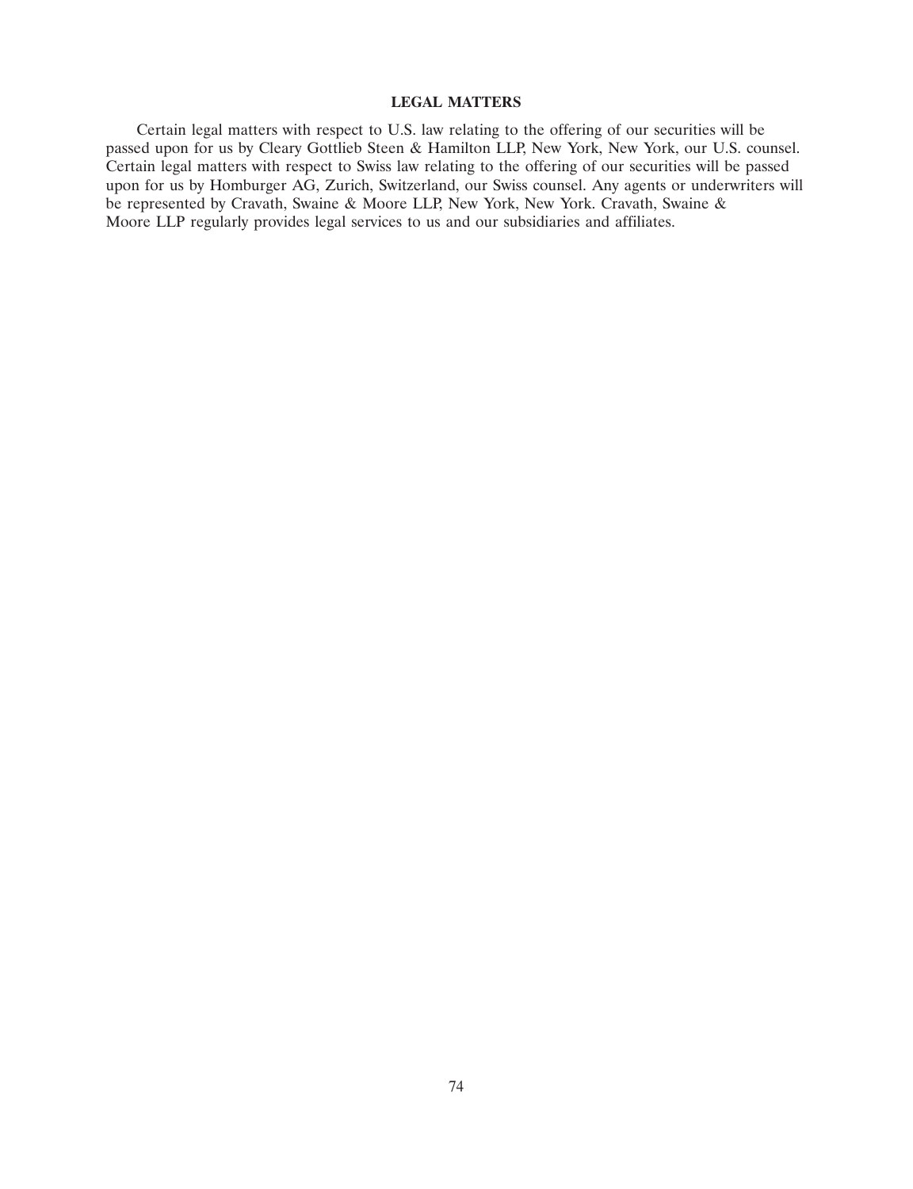## LEGAL MATTERS

Certain legal matters with respect to U.S. law relating to the offering of our securities will be passed upon for us by Cleary Gottlieb Steen & Hamilton LLP, New York, New York, our U.S. counsel. Certain legal matters with respect to Swiss law relating to the offering of our securities will be passed upon for us by Homburger AG, Zurich, Switzerland, our Swiss counsel. Any agents or underwriters will be represented by Cravath, Swaine & Moore LLP, New York, New York. Cravath, Swaine & Moore LLP regularly provides legal services to us and our subsidiaries and affiliates.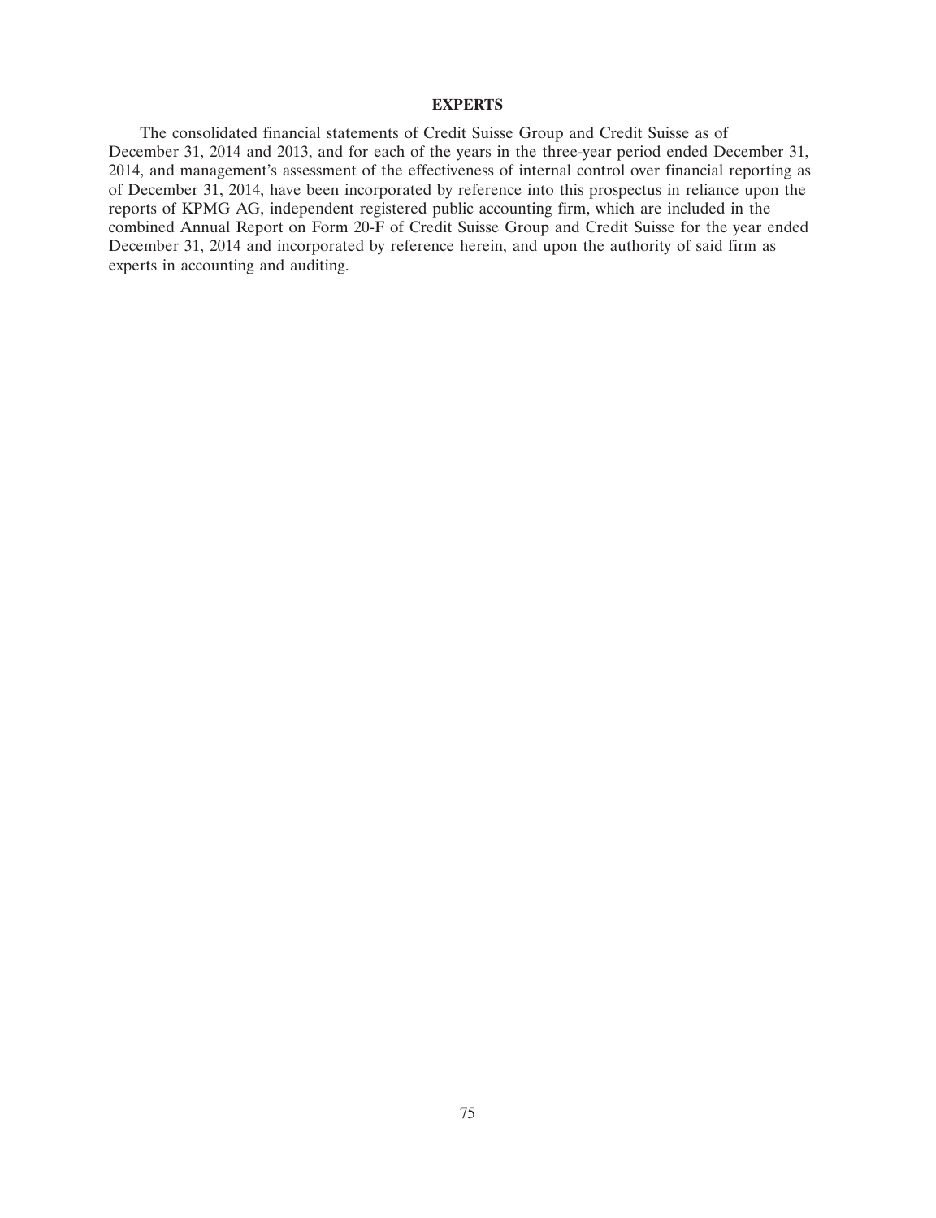## EXPERTS

The consolidated financial statements of Credit Suisse Group and Credit Suisse as of December 31, 2014 and 2013, and for each of the years in the three-year period ended December 31, 2014, and management's assessment of the effectiveness of internal control over financial reporting as of December 31, 2014, have been incorporated by reference into this prospectus in reliance upon the reports of KPMG AG, independent registered public accounting firm, which are included in the combined Annual Report on Form 20-F of Credit Suisse Group and Credit Suisse for the year ended December 31, 2014 and incorporated by reference herein, and upon the authority of said firm as experts in accounting and auditing.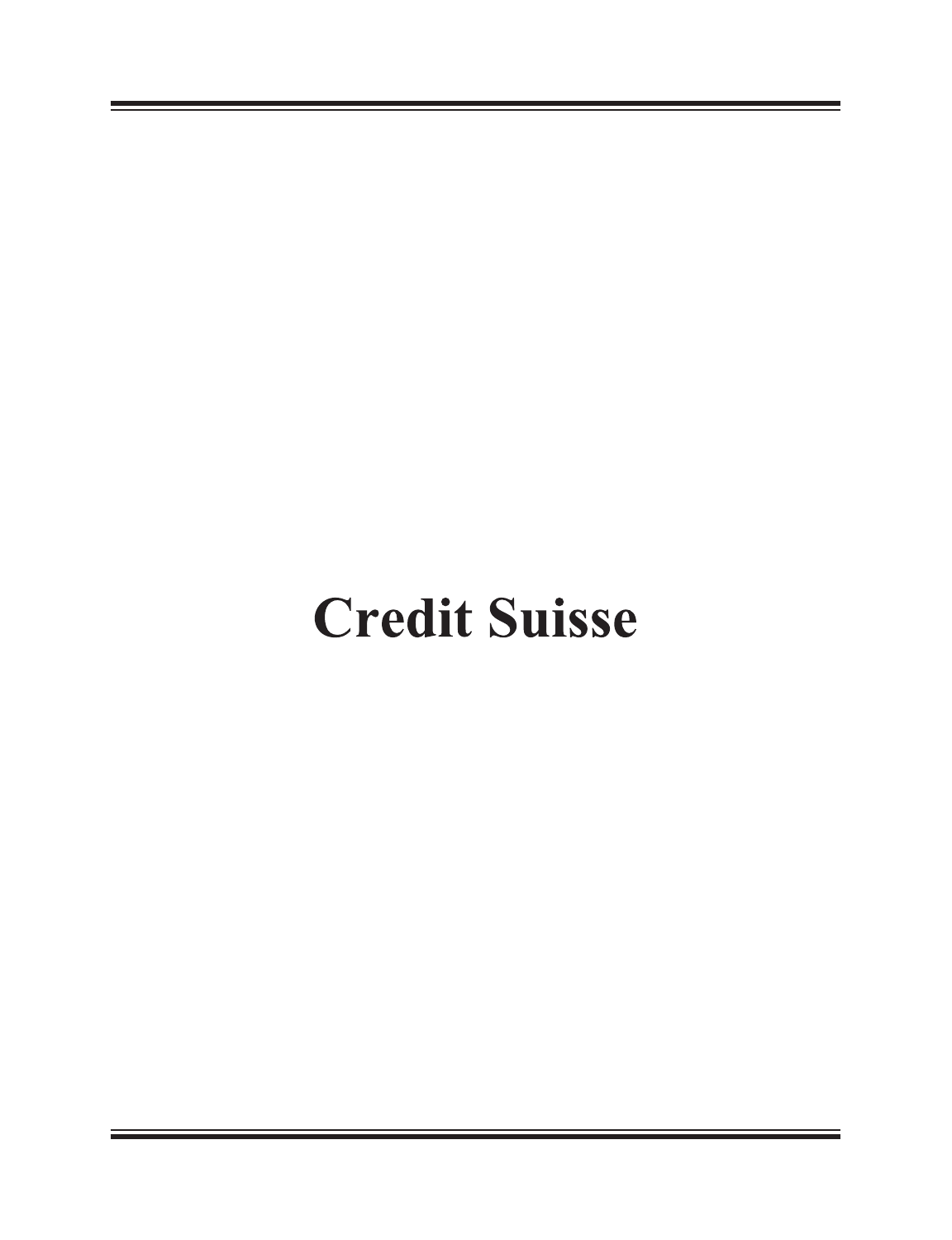# Credit Suisse